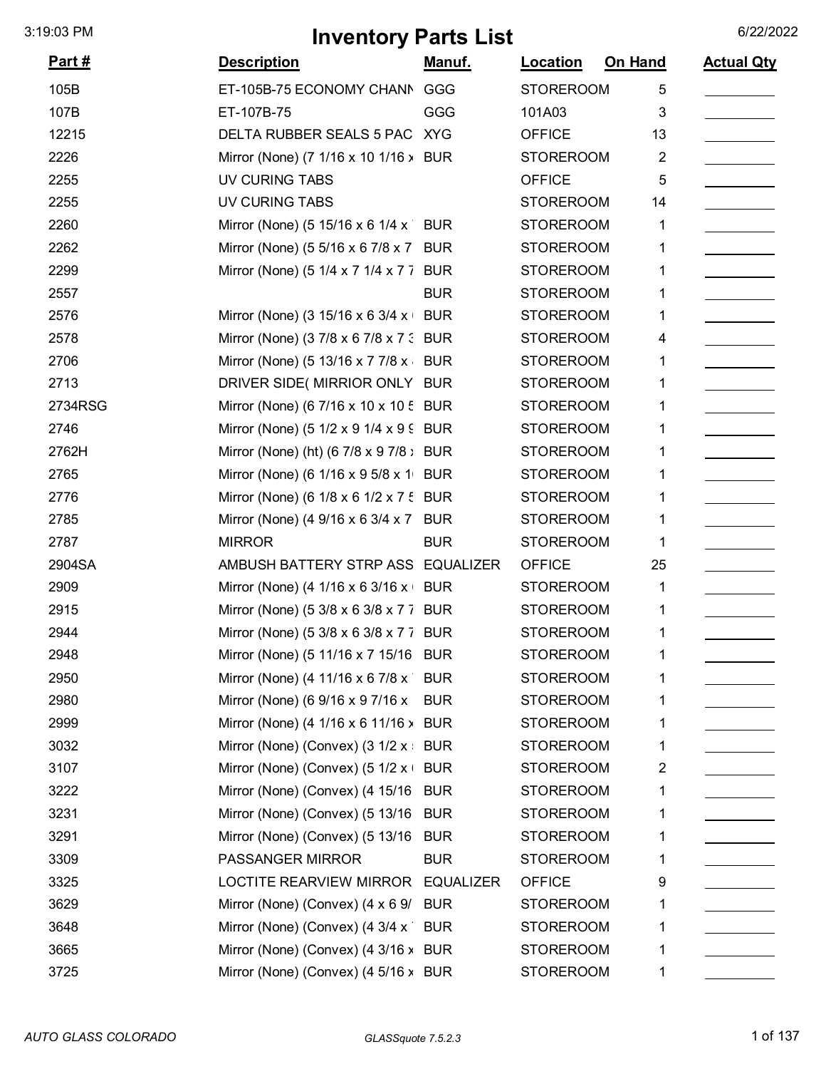# Inventory Parts List

3:19:03 PM 6/22/2022

| Part # | Description | Manuf. | Location | On Hand | Actual Qty |
|---|---|---|---|---|---|
| 105B | ET-105B-75 ECONOMY CHANN | GGG | STOREROOM | 5 | |
| 107B | ET-107B-75 | GGG | 101A03 | 3 | |
| 12215 | DELTA RUBBER SEALS 5 PAC | XYG | OFFICE | 13 | |
| 2226 | Mirror (None) (7 1/16 x 10 1/16 x | BUR | STOREROOM | 2 | |
| 2255 | UV CURING TABS | | OFFICE | 5 | |
| 2255 | UV CURING TABS | | STOREROOM | 14 | |
| 2260 | Mirror (None) (5 15/16 x 6 1/4 x | BUR | STOREROOM | 1 | |
| 2262 | Mirror (None) (5 5/16 x 6 7/8 x 7 | BUR | STOREROOM | 1 | |
| 2299 | Mirror (None) (5 1/4 x 7 1/4 x 7 | BUR | STOREROOM | 1 | |
| 2557 | | BUR | STOREROOM | 1 | |
| 2576 | Mirror (None) (3 15/16 x 6 3/4 x | BUR | STOREROOM | 1 | |
| 2578 | Mirror (None) (3 7/8 x 6 7/8 x 7 3 | BUR | STOREROOM | 4 | |
| 2706 | Mirror (None) (5 13/16 x 7 7/8 x | BUR | STOREROOM | 1 | |
| 2713 | DRIVER SIDE( MIRRIOR ONLY | BUR | STOREROOM | 1 | |
| 2734RSG | Mirror (None) (6 7/16 x 10 x 10 5 | BUR | STOREROOM | 1 | |
| 2746 | Mirror (None) (5 1/2 x 9 1/4 x 9 9 | BUR | STOREROOM | 1 | |
| 2762H | Mirror (None) (ht) (6 7/8 x 9 7/8 x | BUR | STOREROOM | 1 | |
| 2765 | Mirror (None) (6 1/16 x 9 5/8 x 1 | BUR | STOREROOM | 1 | |
| 2776 | Mirror (None) (6 1/8 x 6 1/2 x 7 5 | BUR | STOREROOM | 1 | |
| 2785 | Mirror (None) (4 9/16 x 6 3/4 x 7 | BUR | STOREROOM | 1 | |
| 2787 | MIRROR | BUR | STOREROOM | 1 | |
| 2904SA | AMBUSH BATTERY STRP ASS | EQUALIZER | OFFICE | 25 | |
| 2909 | Mirror (None) (4 1/16 x 6 3/16 x | BUR | STOREROOM | 1 | |
| 2915 | Mirror (None) (5 3/8 x 6 3/8 x 7 7 | BUR | STOREROOM | 1 | |
| 2944 | Mirror (None) (5 3/8 x 6 3/8 x 7 7 | BUR | STOREROOM | 1 | |
| 2948 | Mirror (None) (5 11/16 x 7 15/16 | BUR | STOREROOM | 1 | |
| 2950 | Mirror (None) (4 11/16 x 6 7/8 x | BUR | STOREROOM | 1 | |
| 2980 | Mirror (None) (6 9/16 x 9 7/16 x | BUR | STOREROOM | 1 | |
| 2999 | Mirror (None) (4 1/16 x 6 11/16 x | BUR | STOREROOM | 1 | |
| 3032 | Mirror (None) (Convex) (3 1/2 x | BUR | STOREROOM | 1 | |
| 3107 | Mirror (None) (Convex) (5 1/2 x | BUR | STOREROOM | 2 | |
| 3222 | Mirror (None) (Convex) (4 15/16 | BUR | STOREROOM | 1 | |
| 3231 | Mirror (None) (Convex) (5 13/16 | BUR | STOREROOM | 1 | |
| 3291 | Mirror (None) (Convex) (5 13/16 | BUR | STOREROOM | 1 | |
| 3309 | PASSANGER MIRROR | BUR | STOREROOM | 1 | |
| 3325 | LOCTITE REARVIEW MIRROR | EQUALIZER | OFFICE | 9 | |
| 3629 | Mirror (None) (Convex) (4 x 6 9/ | BUR | STOREROOM | 1 | |
| 3648 | Mirror (None) (Convex) (4 3/4 x | BUR | STOREROOM | 1 | |
| 3665 | Mirror (None) (Convex) (4 3/16 x | BUR | STOREROOM | 1 | |
| 3725 | Mirror (None) (Convex) (4 5/16 x | BUR | STOREROOM | 1 | |

*AUTO GLASS COLORADO* *GLASSquote 7.5.2.3*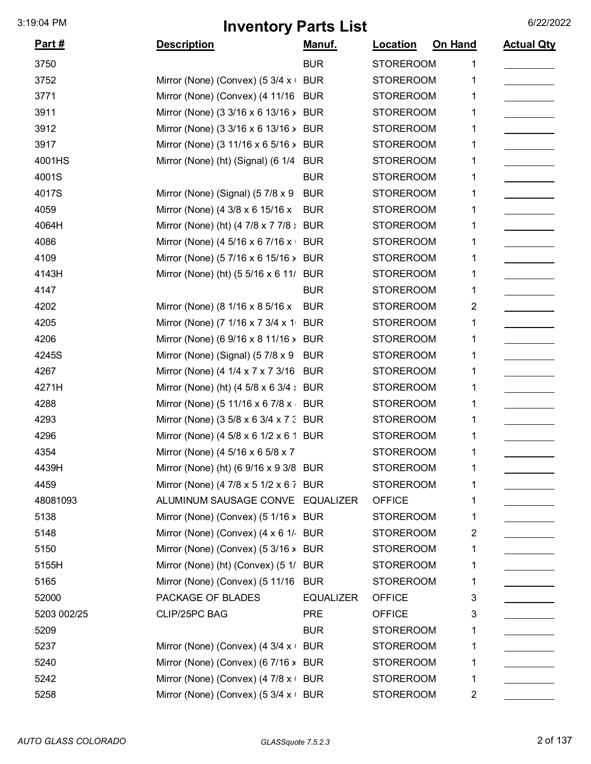# Inventory Parts List

3:19:04 PM 6/22/2022

| Part # | Description | Manuf. | Location | On Hand | Actual Qty |
|---|---|---|---|---|---|
| 3750 | | BUR | STOREROOM | 1 | |
| 3752 | Mirror (None) (Convex) (5 3/4 x ( | BUR | STOREROOM | 1 | |
| 3771 | Mirror (None) (Convex) (4 11/16 | BUR | STOREROOM | 1 | |
| 3911 | Mirror (None) (3 3/16 x 6 13/16 x | BUR | STOREROOM | 1 | |
| 3912 | Mirror (None) (3 3/16 x 6 13/16 x | BUR | STOREROOM | 1 | |
| 3917 | Mirror (None) (3 11/16 x 6 5/16 x | BUR | STOREROOM | 1 | |
| 4001HS | Mirror (None) (ht) (Signal) (6 1/4 | BUR | STOREROOM | 1 | |
| 4001S | | BUR | STOREROOM | 1 | |
| 4017S | Mirror (None) (Signal) (5 7/8 x 9 | BUR | STOREROOM | 1 | |
| 4059 | Mirror (None) (4 3/8 x 6 15/16 x | BUR | STOREROOM | 1 | |
| 4064H | Mirror (None) (ht) (4 7/8 x 7 7/8 x | BUR | STOREROOM | 1 | |
| 4086 | Mirror (None) (4 5/16 x 6 7/16 x ( | BUR | STOREROOM | 1 | |
| 4109 | Mirror (None) (5 7/16 x 6 15/16 x | BUR | STOREROOM | 1 | |
| 4143H | Mirror (None) (ht) (5 5/16 x 6 11/ | BUR | STOREROOM | 1 | |
| 4147 | | BUR | STOREROOM | 1 | |
| 4202 | Mirror (None) (8 1/16 x 8 5/16 x | BUR | STOREROOM | 2 | |
| 4205 | Mirror (None) (7 1/16 x 7 3/4 x 1 | BUR | STOREROOM | 1 | |
| 4206 | Mirror (None) (6 9/16 x 8 11/16 x | BUR | STOREROOM | 1 | |
| 4245S | Mirror (None) (Signal) (5 7/8 x 9 | BUR | STOREROOM | 1 | |
| 4267 | Mirror (None) (4 1/4 x 7 x 7 3/16 | BUR | STOREROOM | 1 | |
| 4271H | Mirror (None) (ht) (4 5/8 x 6 3/4 x | BUR | STOREROOM | 1 | |
| 4288 | Mirror (None) (5 11/16 x 6 7/8 x | BUR | STOREROOM | 1 | |
| 4293 | Mirror (None) (3 5/8 x 6 3/4 x 7 3 | BUR | STOREROOM | 1 | |
| 4296 | Mirror (None) (4 5/8 x 6 1/2 x 6 1 | BUR | STOREROOM | 1 | |
| 4354 | Mirror (None) (4 5/16 x 6 5/8 x 7 | | STOREROOM | 1 | |
| 4439H | Mirror (None) (ht) (6 9/16 x 9 3/8 | BUR | STOREROOM | 1 | |
| 4459 | Mirror (None) (4 7/8 x 5 1/2 x 6 7 | BUR | STOREROOM | 1 | |
| 48081093 | ALUMINUM SAUSAGE CONVE | EQUALIZER | OFFICE | 1 | |
| 5138 | Mirror (None) (Convex) (5 1/16 x | BUR | STOREROOM | 1 | |
| 5148 | Mirror (None) (Convex) (4 x 6 1/ | BUR | STOREROOM | 2 | |
| 5150 | Mirror (None) (Convex) (5 3/16 x | BUR | STOREROOM | 1 | |
| 5155H | Mirror (None) (ht) (Convex) (5 1/ | BUR | STOREROOM | 1 | |
| 5165 | Mirror (None) (Convex) (5 11/16 | BUR | STOREROOM | 1 | |
| 52000 | PACKAGE OF BLADES | EQUALIZER | OFFICE | 3 | |
| 5203 002/25 | CLIP/25PC BAG | PRE | OFFICE | 3 | |
| 5209 | | BUR | STOREROOM | 1 | |
| 5237 | Mirror (None) (Convex) (4 3/4 x ( | BUR | STOREROOM | 1 | |
| 5240 | Mirror (None) (Convex) (6 7/16 x | BUR | STOREROOM | 1 | |
| 5242 | Mirror (None) (Convex) (4 7/8 x ( | BUR | STOREROOM | 1 | |
| 5258 | Mirror (None) (Convex) (5 3/4 x ( | BUR | STOREROOM | 2 | |

*AUTO GLASS COLORADO* *GLASSquote 7.5.2.3*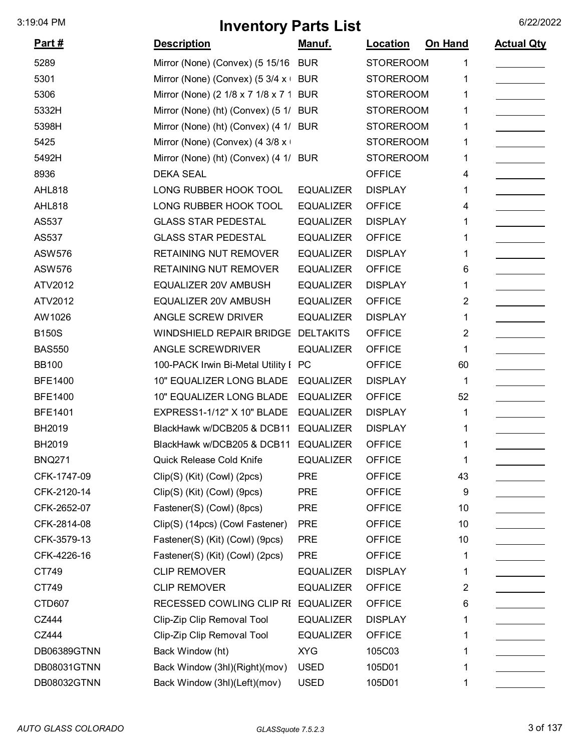# Inventory Parts List

| Part # | Description | Manuf. | Location | On Hand | Actual Qty |
|---|---|---|---|---|---|
| 5289 | Mirror (None) (Convex) (5 15/16 | BUR | STOREROOM | 1 | |
| 5301 | Mirror (None) (Convex) (5 3/4 x ( | BUR | STOREROOM | 1 | |
| 5306 | Mirror (None) (2 1/8 x 7 1/8 x 7 1 | BUR | STOREROOM | 1 | |
| 5332H | Mirror (None) (ht) (Convex) (5 1/ | BUR | STOREROOM | 1 | |
| 5398H | Mirror (None) (ht) (Convex) (4 1/ | BUR | STOREROOM | 1 | |
| 5425 | Mirror (None) (Convex) (4 3/8 x ( | | STOREROOM | 1 | |
| 5492H | Mirror (None) (ht) (Convex) (4 1/ | BUR | STOREROOM | 1 | |
| 8936 | DEKA SEAL | | OFFICE | 4 | |
| AHL818 | LONG RUBBER HOOK TOOL | EQUALIZER | DISPLAY | 1 | |
| AHL818 | LONG RUBBER HOOK TOOL | EQUALIZER | OFFICE | 4 | |
| AS537 | GLASS STAR PEDESTAL | EQUALIZER | DISPLAY | 1 | |
| AS537 | GLASS STAR PEDESTAL | EQUALIZER | OFFICE | 1 | |
| ASW576 | RETAINING NUT REMOVER | EQUALIZER | DISPLAY | 1 | |
| ASW576 | RETAINING NUT REMOVER | EQUALIZER | OFFICE | 6 | |
| ATV2012 | EQUALIZER 20V AMBUSH | EQUALIZER | DISPLAY | 1 | |
| ATV2012 | EQUALIZER 20V AMBUSH | EQUALIZER | OFFICE | 2 | |
| AW1026 | ANGLE SCREW DRIVER | EQUALIZER | DISPLAY | 1 | |
| B150S | WINDSHIELD REPAIR BRIDGE | DELTAKITS | OFFICE | 2 | |
| BAS550 | ANGLE SCREWDRIVER | EQUALIZER | OFFICE | 1 | |
| BB100 | 100-PACK Irwin Bi-Metal Utility E | PC | OFFICE | 60 | |
| BFE1400 | 10" EQUALIZER LONG BLADE | EQUALIZER | DISPLAY | 1 | |
| BFE1400 | 10" EQUALIZER LONG BLADE | EQUALIZER | OFFICE | 52 | |
| BFE1401 | EXPRESS1-1/12" X 10" BLADE | EQUALIZER | DISPLAY | 1 | |
| BH2019 | BlackHawk w/DCB205 & DCB11 | EQUALIZER | DISPLAY | 1 | |
| BH2019 | BlackHawk w/DCB205 & DCB11 | EQUALIZER | OFFICE | 1 | |
| BNQ271 | Quick Release Cold Knife | EQUALIZER | OFFICE | 1 | |
| CFK-1747-09 | Clip(S) (Kit) (Cowl) (2pcs) | PRE | OFFICE | 43 | |
| CFK-2120-14 | Clip(S) (Kit) (Cowl) (9pcs) | PRE | OFFICE | 9 | |
| CFK-2652-07 | Fastener(S) (Cowl) (8pcs) | PRE | OFFICE | 10 | |
| CFK-2814-08 | Clip(S) (14pcs) (Cowl Fastener) | PRE | OFFICE | 10 | |
| CFK-3579-13 | Fastener(S) (Kit) (Cowl) (9pcs) | PRE | OFFICE | 10 | |
| CFK-4226-16 | Fastener(S) (Kit) (Cowl) (2pcs) | PRE | OFFICE | 1 | |
| CT749 | CLIP REMOVER | EQUALIZER | DISPLAY | 1 | |
| CT749 | CLIP REMOVER | EQUALIZER | OFFICE | 2 | |
| CTD607 | RECESSED COWLING CLIP RE | EQUALIZER | OFFICE | 6 | |
| CZ444 | Clip-Zip Clip Removal Tool | EQUALIZER | DISPLAY | 1 | |
| CZ444 | Clip-Zip Clip Removal Tool | EQUALIZER | OFFICE | 1 | |
| DB06389GTNN | Back Window (ht) | XYG | 105C03 | 1 | |
| DB08031GTNN | Back Window (3hl)(Right)(mov) | USED | 105D01 | 1 | |
| DB08032GTNN | Back Window (3hl)(Left)(mov) | USED | 105D01 | 1 | |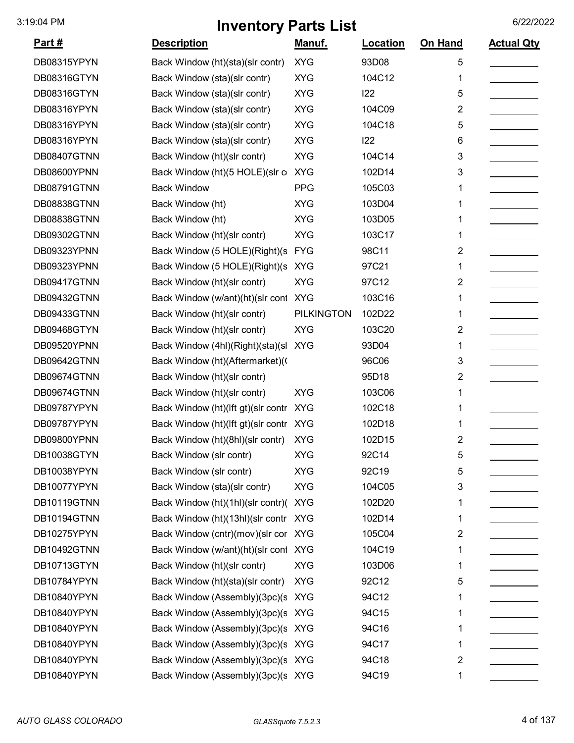# Inventory Parts List

| Part # | Description | Manuf. | Location | On Hand | Actual Qty |
|---|---|---|---|---|---|
| DB08315YPYN | Back Window (ht)(sta)(slr contr) | XYG | 93D08 | 5 | |
| DB08316GTYN | Back Window (sta)(slr contr) | XYG | 104C12 | 1 | |
| DB08316GTYN | Back Window (sta)(slr contr) | XYG | I22 | 5 | |
| DB08316YPYN | Back Window (sta)(slr contr) | XYG | 104C09 | 2 | |
| DB08316YPYN | Back Window (sta)(slr contr) | XYG | 104C18 | 5 | |
| DB08316YPYN | Back Window (sta)(slr contr) | XYG | I22 | 6 | |
| DB08407GTNN | Back Window (ht)(slr contr) | XYG | 104C14 | 3 | |
| DB08600YPNN | Back Window (ht)(5 HOLE)(slr c | XYG | 102D14 | 3 | |
| DB08791GTNN | Back Window | PPG | 105C03 | 1 | |
| DB08838GTNN | Back Window (ht) | XYG | 103D04 | 1 | |
| DB08838GTNN | Back Window (ht) | XYG | 103D05 | 1 | |
| DB09302GTNN | Back Window (ht)(slr contr) | XYG | 103C17 | 1 | |
| DB09323YPNN | Back Window (5 HOLE)(Right)(s | FYG | 98C11 | 2 | |
| DB09323YPNN | Back Window (5 HOLE)(Right)(s | XYG | 97C21 | 1 | |
| DB09417GTNN | Back Window (ht)(slr contr) | XYG | 97C12 | 2 | |
| DB09432GTNN | Back Window (w/ant)(ht)(slr cont | XYG | 103C16 | 1 | |
| DB09433GTNN | Back Window (ht)(slr contr) | PILKINGTON | 102D22 | 1 | |
| DB09468GTYN | Back Window (ht)(slr contr) | XYG | 103C20 | 2 | |
| DB09520YPNN | Back Window (4hl)(Right)(sta)(sl | XYG | 93D04 | 1 | |
| DB09642GTNN | Back Window (ht)(Aftermarket)( | | 96C06 | 3 | |
| DB09674GTNN | Back Window (ht)(slr contr) | | 95D18 | 2 | |
| DB09674GTNN | Back Window (ht)(slr contr) | XYG | 103C06 | 1 | |
| DB09787YPYN | Back Window (ht)(lft gt)(slr contr | XYG | 102C18 | 1 | |
| DB09787YPYN | Back Window (ht)(lft gt)(slr contr | XYG | 102D18 | 1 | |
| DB09800YPNN | Back Window (ht)(8hl)(slr contr) | XYG | 102D15 | 2 | |
| DB10038GTYN | Back Window (slr contr) | XYG | 92C14 | 5 | |
| DB10038YPYN | Back Window (slr contr) | XYG | 92C19 | 5 | |
| DB10077YPYN | Back Window (sta)(slr contr) | XYG | 104C05 | 3 | |
| DB10119GTNN | Back Window (ht)(1hl)(slr contr)( | XYG | 102D20 | 1 | |
| DB10194GTNN | Back Window (ht)(13hl)(slr contr | XYG | 102D14 | 1 | |
| DB10275YPYN | Back Window (cntr)(mov)(slr cor | XYG | 105C04 | 2 | |
| DB10492GTNN | Back Window (w/ant)(ht)(slr cont | XYG | 104C19 | 1 | |
| DB10713GTYN | Back Window (ht)(slr contr) | XYG | 103D06 | 1 | |
| DB10784YPYN | Back Window (ht)(sta)(slr contr) | XYG | 92C12 | 5 | |
| DB10840YPYN | Back Window (Assembly)(3pc)(s | XYG | 94C12 | 1 | |
| DB10840YPYN | Back Window (Assembly)(3pc)(s | XYG | 94C15 | 1 | |
| DB10840YPYN | Back Window (Assembly)(3pc)(s | XYG | 94C16 | 1 | |
| DB10840YPYN | Back Window (Assembly)(3pc)(s | XYG | 94C17 | 1 | |
| DB10840YPYN | Back Window (Assembly)(3pc)(s | XYG | 94C18 | 2 | |
| DB10840YPYN | Back Window (Assembly)(3pc)(s | XYG | 94C19 | 1 | |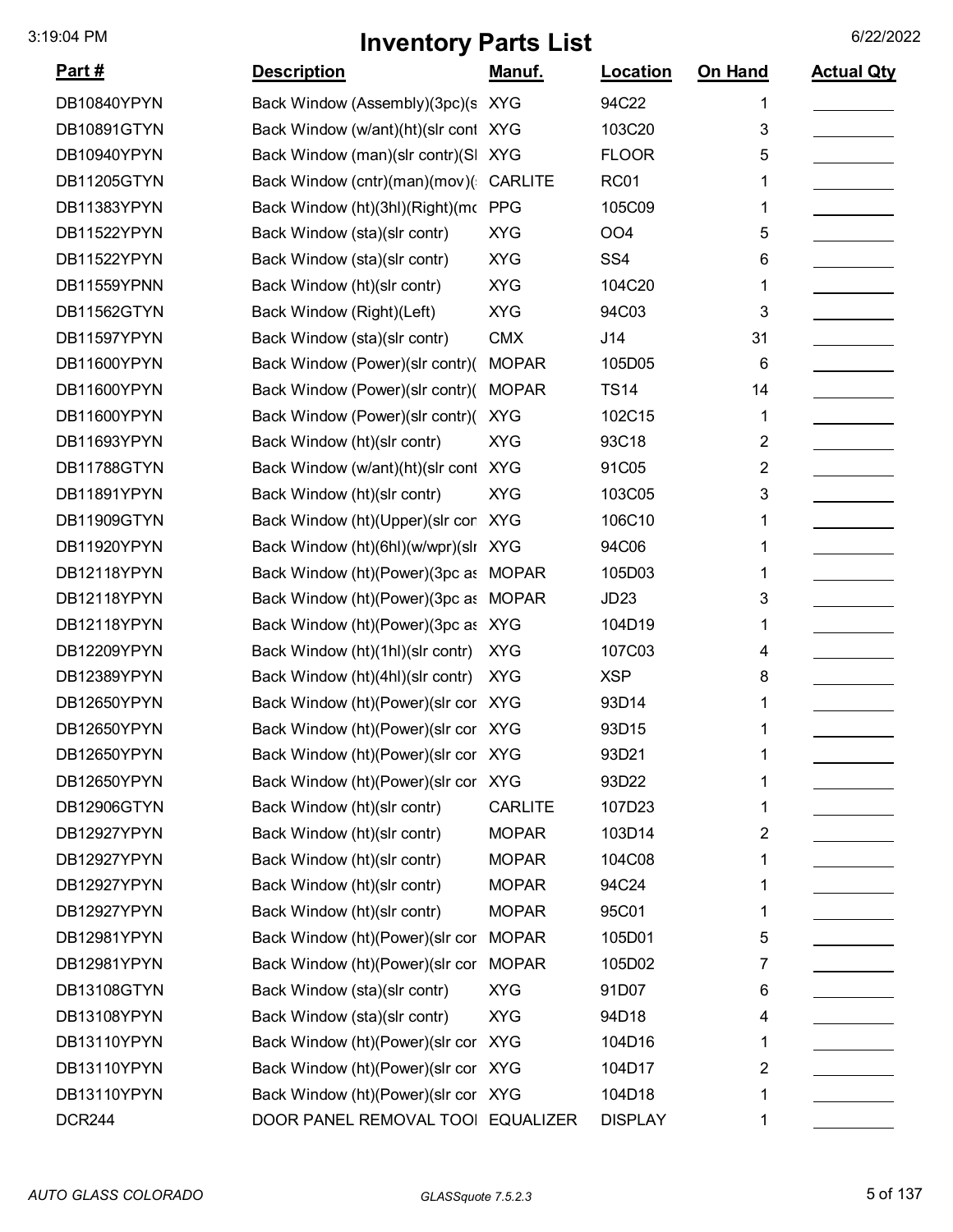# Inventory Parts List

| Part # | Description | Manuf. | Location | On Hand | Actual Qty |
|---|---|---|---|---|---|
| DB10840YPYN | Back Window (Assembly)(3pc)(s | XYG | 94C22 | 1 | |
| DB10891GTYN | Back Window (w/ant)(ht)(slr cont | XYG | 103C20 | 3 | |
| DB10940YPYN | Back Window (man)(slr contr)(Sl | XYG | FLOOR | 5 | |
| DB11205GTYN | Back Window (cntr)(man)(mov)( | CARLITE | RC01 | 1 | |
| DB11383YPYN | Back Window (ht)(3hl)(Right)(mc | PPG | 105C09 | 1 | |
| DB11522YPYN | Back Window (sta)(slr contr) | XYG | OO4 | 5 | |
| DB11522YPYN | Back Window (sta)(slr contr) | XYG | SS4 | 6 | |
| DB11559YPNN | Back Window (ht)(slr contr) | XYG | 104C20 | 1 | |
| DB11562GTYN | Back Window (Right)(Left) | XYG | 94C03 | 3 | |
| DB11597YPYN | Back Window (sta)(slr contr) | CMX | J14 | 31 | |
| DB11600YPYN | Back Window (Power)(slr contr)( | MOPAR | 105D05 | 6 | |
| DB11600YPYN | Back Window (Power)(slr contr)( | MOPAR | TS14 | 14 | |
| DB11600YPYN | Back Window (Power)(slr contr)( | XYG | 102C15 | 1 | |
| DB11693YPYN | Back Window (ht)(slr contr) | XYG | 93C18 | 2 | |
| DB11788GTYN | Back Window (w/ant)(ht)(slr cont | XYG | 91C05 | 2 | |
| DB11891YPYN | Back Window (ht)(slr contr) | XYG | 103C05 | 3 | |
| DB11909GTYN | Back Window (ht)(Upper)(slr cor | XYG | 106C10 | 1 | |
| DB11920YPYN | Back Window (ht)(6hl)(w/wpr)(slr | XYG | 94C06 | 1 | |
| DB12118YPYN | Back Window (ht)(Power)(3pc as | MOPAR | 105D03 | 1 | |
| DB12118YPYN | Back Window (ht)(Power)(3pc as | MOPAR | JD23 | 3 | |
| DB12118YPYN | Back Window (ht)(Power)(3pc as | XYG | 104D19 | 1 | |
| DB12209YPYN | Back Window (ht)(1hl)(slr contr) | XYG | 107C03 | 4 | |
| DB12389YPYN | Back Window (ht)(4hl)(slr contr) | XYG | XSP | 8 | |
| DB12650YPYN | Back Window (ht)(Power)(slr cor | XYG | 93D14 | 1 | |
| DB12650YPYN | Back Window (ht)(Power)(slr cor | XYG | 93D15 | 1 | |
| DB12650YPYN | Back Window (ht)(Power)(slr cor | XYG | 93D21 | 1 | |
| DB12650YPYN | Back Window (ht)(Power)(slr cor | XYG | 93D22 | 1 | |
| DB12906GTYN | Back Window (ht)(slr contr) | CARLITE | 107D23 | 1 | |
| DB12927YPYN | Back Window (ht)(slr contr) | MOPAR | 103D14 | 2 | |
| DB12927YPYN | Back Window (ht)(slr contr) | MOPAR | 104C08 | 1 | |
| DB12927YPYN | Back Window (ht)(slr contr) | MOPAR | 94C24 | 1 | |
| DB12927YPYN | Back Window (ht)(slr contr) | MOPAR | 95C01 | 1 | |
| DB12981YPYN | Back Window (ht)(Power)(slr cor | MOPAR | 105D01 | 5 | |
| DB12981YPYN | Back Window (ht)(Power)(slr cor | MOPAR | 105D02 | 7 | |
| DB13108GTYN | Back Window (sta)(slr contr) | XYG | 91D07 | 6 | |
| DB13108YPYN | Back Window (sta)(slr contr) | XYG | 94D18 | 4 | |
| DB13110YPYN | Back Window (ht)(Power)(slr cor | XYG | 104D16 | 1 | |
| DB13110YPYN | Back Window (ht)(Power)(slr cor | XYG | 104D17 | 2 | |
| DB13110YPYN | Back Window (ht)(Power)(slr cor | XYG | 104D18 | 1 | |
| DCR244 | DOOR PANEL REMOVAL TOOI | EQUALIZER | DISPLAY | 1 | |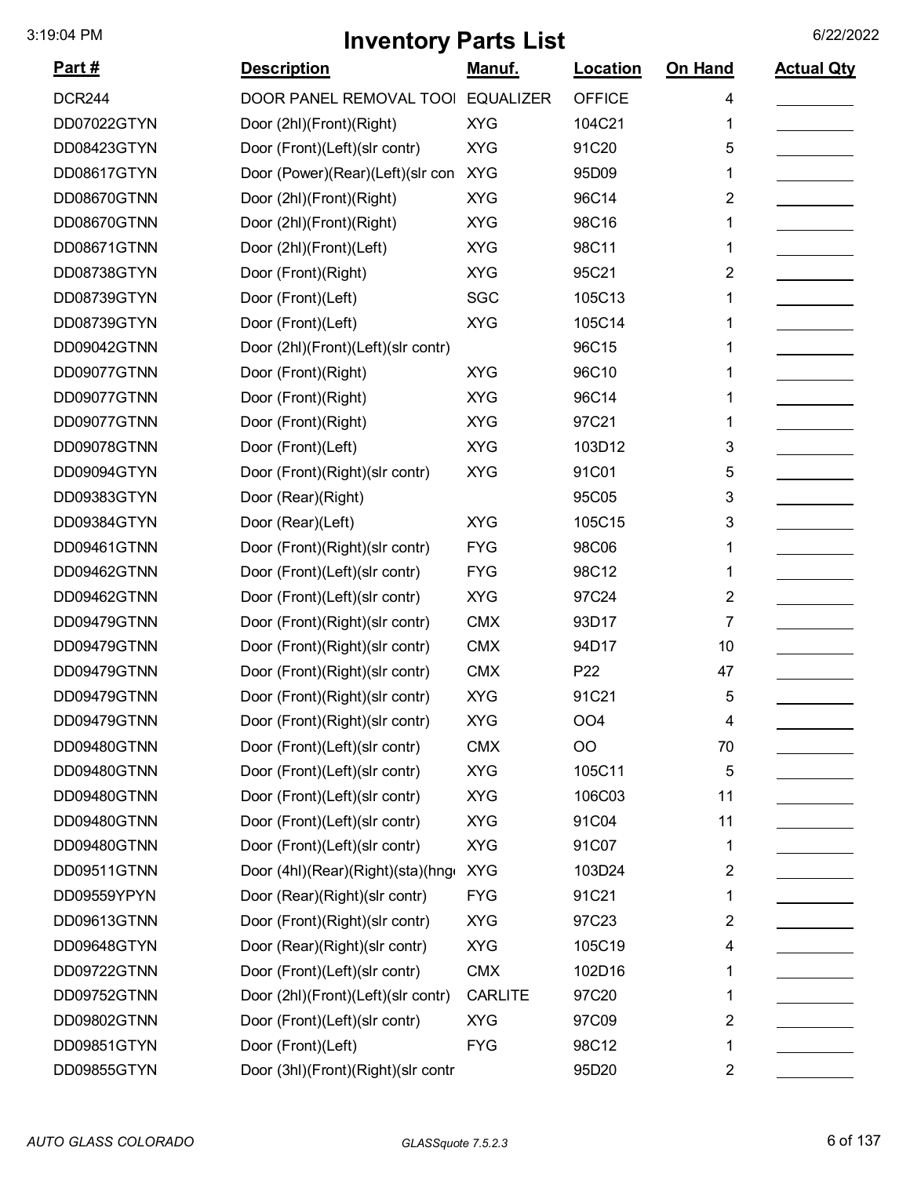# Inventory Parts List

3:19:04 PM 6/22/2022

| Part # | Description | Manuf. | Location | On Hand | Actual Qty |
|---|---|---|---|---|---|
| DCR244 | DOOR PANEL REMOVAL TOOI | EQUALIZER | OFFICE | 4 | |
| DD07022GTYN | Door (2hl)(Front)(Right) | XYG | 104C21 | 1 | |
| DD08423GTYN | Door (Front)(Left)(slr contr) | XYG | 91C20 | 5 | |
| DD08617GTYN | Door (Power)(Rear)(Left)(slr con | XYG | 95D09 | 1 | |
| DD08670GTNN | Door (2hl)(Front)(Right) | XYG | 96C14 | 2 | |
| DD08670GTNN | Door (2hl)(Front)(Right) | XYG | 98C16 | 1 | |
| DD08671GTNN | Door (2hl)(Front)(Left) | XYG | 98C11 | 1 | |
| DD08738GTYN | Door (Front)(Right) | XYG | 95C21 | 2 | |
| DD08739GTYN | Door (Front)(Left) | SGC | 105C13 | 1 | |
| DD08739GTYN | Door (Front)(Left) | XYG | 105C14 | 1 | |
| DD09042GTNN | Door (2hl)(Front)(Left)(slr contr) | | 96C15 | 1 | |
| DD09077GTNN | Door (Front)(Right) | XYG | 96C10 | 1 | |
| DD09077GTNN | Door (Front)(Right) | XYG | 96C14 | 1 | |
| DD09077GTNN | Door (Front)(Right) | XYG | 97C21 | 1 | |
| DD09078GTNN | Door (Front)(Left) | XYG | 103D12 | 3 | |
| DD09094GTYN | Door (Front)(Right)(slr contr) | XYG | 91C01 | 5 | |
| DD09383GTYN | Door (Rear)(Right) | | 95C05 | 3 | |
| DD09384GTYN | Door (Rear)(Left) | XYG | 105C15 | 3 | |
| DD09461GTNN | Door (Front)(Right)(slr contr) | FYG | 98C06 | 1 | |
| DD09462GTNN | Door (Front)(Left)(slr contr) | FYG | 98C12 | 1 | |
| DD09462GTNN | Door (Front)(Left)(slr contr) | XYG | 97C24 | 2 | |
| DD09479GTNN | Door (Front)(Right)(slr contr) | CMX | 93D17 | 7 | |
| DD09479GTNN | Door (Front)(Right)(slr contr) | CMX | 94D17 | 10 | |
| DD09479GTNN | Door (Front)(Right)(slr contr) | CMX | P22 | 47 | |
| DD09479GTNN | Door (Front)(Right)(slr contr) | XYG | 91C21 | 5 | |
| DD09479GTNN | Door (Front)(Right)(slr contr) | XYG | OO4 | 4 | |
| DD09480GTNN | Door (Front)(Left)(slr contr) | CMX | OO | 70 | |
| DD09480GTNN | Door (Front)(Left)(slr contr) | XYG | 105C11 | 5 | |
| DD09480GTNN | Door (Front)(Left)(slr contr) | XYG | 106C03 | 11 | |
| DD09480GTNN | Door (Front)(Left)(slr contr) | XYG | 91C04 | 11 | |
| DD09480GTNN | Door (Front)(Left)(slr contr) | XYG | 91C07 | 1 | |
| DD09511GTNN | Door (4hl)(Rear)(Right)(sta)(hng | XYG | 103D24 | 2 | |
| DD09559YPYN | Door (Rear)(Right)(slr contr) | FYG | 91C21 | 1 | |
| DD09613GTNN | Door (Front)(Right)(slr contr) | XYG | 97C23 | 2 | |
| DD09648GTYN | Door (Rear)(Right)(slr contr) | XYG | 105C19 | 4 | |
| DD09722GTNN | Door (Front)(Left)(slr contr) | CMX | 102D16 | 1 | |
| DD09752GTNN | Door (2hl)(Front)(Left)(slr contr) | CARLITE | 97C20 | 1 | |
| DD09802GTNN | Door (Front)(Left)(slr contr) | XYG | 97C09 | 2 | |
| DD09851GTYN | Door (Front)(Left) | FYG | 98C12 | 1 | |
| DD09855GTYN | Door (3hl)(Front)(Right)(slr contr | | 95D20 | 2 | |

*AUTO GLASS COLORADO* *GLASSquote 7.5.2.3*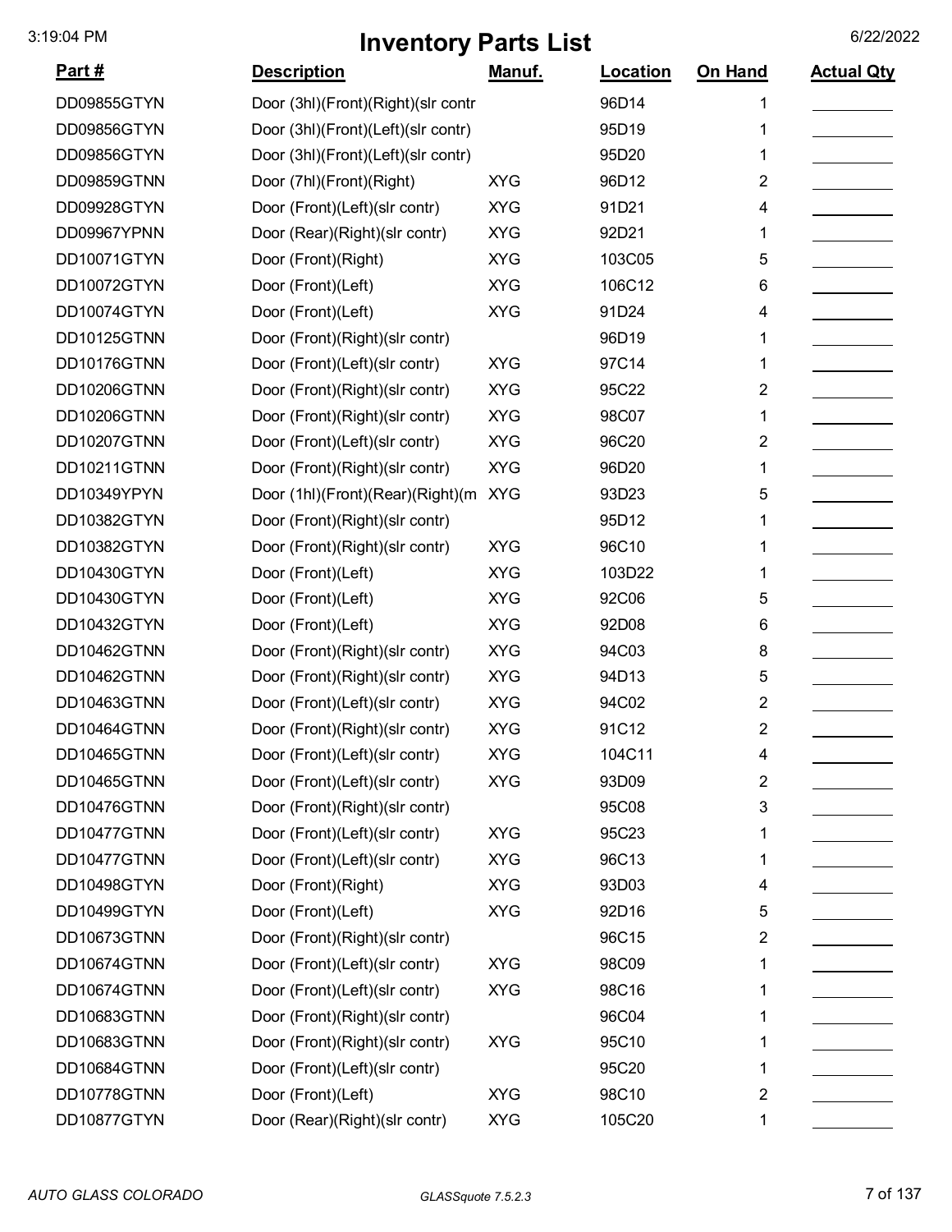# Inventory Parts List

| Part # | Description | Manuf. | Location | On Hand | Actual Qty |
|---|---|---|---|---|---|
| DD09855GTYN | Door (3hl)(Front)(Right)(slr contr | | 96D14 | 1 | |
| DD09856GTYN | Door (3hl)(Front)(Left)(slr contr) | | 95D19 | 1 | |
| DD09856GTYN | Door (3hl)(Front)(Left)(slr contr) | | 95D20 | 1 | |
| DD09859GTNN | Door (7hl)(Front)(Right) | XYG | 96D12 | 2 | |
| DD09928GTYN | Door (Front)(Left)(slr contr) | XYG | 91D21 | 4 | |
| DD09967YPNN | Door (Rear)(Right)(slr contr) | XYG | 92D21 | 1 | |
| DD10071GTYN | Door (Front)(Right) | XYG | 103C05 | 5 | |
| DD10072GTYN | Door (Front)(Left) | XYG | 106C12 | 6 | |
| DD10074GTYN | Door (Front)(Left) | XYG | 91D24 | 4 | |
| DD10125GTNN | Door (Front)(Right)(slr contr) | | 96D19 | 1 | |
| DD10176GTNN | Door (Front)(Left)(slr contr) | XYG | 97C14 | 1 | |
| DD10206GTNN | Door (Front)(Right)(slr contr) | XYG | 95C22 | 2 | |
| DD10206GTNN | Door (Front)(Right)(slr contr) | XYG | 98C07 | 1 | |
| DD10207GTNN | Door (Front)(Left)(slr contr) | XYG | 96C20 | 2 | |
| DD10211GTNN | Door (Front)(Right)(slr contr) | XYG | 96D20 | 1 | |
| DD10349YPYN | Door (1hl)(Front)(Rear)(Right)(m | XYG | 93D23 | 5 | |
| DD10382GTYN | Door (Front)(Right)(slr contr) | | 95D12 | 1 | |
| DD10382GTYN | Door (Front)(Right)(slr contr) | XYG | 96C10 | 1 | |
| DD10430GTYN | Door (Front)(Left) | XYG | 103D22 | 1 | |
| DD10430GTYN | Door (Front)(Left) | XYG | 92C06 | 5 | |
| DD10432GTYN | Door (Front)(Left) | XYG | 92D08 | 6 | |
| DD10462GTNN | Door (Front)(Right)(slr contr) | XYG | 94C03 | 8 | |
| DD10462GTNN | Door (Front)(Right)(slr contr) | XYG | 94D13 | 5 | |
| DD10463GTNN | Door (Front)(Left)(slr contr) | XYG | 94C02 | 2 | |
| DD10464GTNN | Door (Front)(Right)(slr contr) | XYG | 91C12 | 2 | |
| DD10465GTNN | Door (Front)(Left)(slr contr) | XYG | 104C11 | 4 | |
| DD10465GTNN | Door (Front)(Left)(slr contr) | XYG | 93D09 | 2 | |
| DD10476GTNN | Door (Front)(Right)(slr contr) | | 95C08 | 3 | |
| DD10477GTNN | Door (Front)(Left)(slr contr) | XYG | 95C23 | 1 | |
| DD10477GTNN | Door (Front)(Left)(slr contr) | XYG | 96C13 | 1 | |
| DD10498GTYN | Door (Front)(Right) | XYG | 93D03 | 4 | |
| DD10499GTYN | Door (Front)(Left) | XYG | 92D16 | 5 | |
| DD10673GTNN | Door (Front)(Right)(slr contr) | | 96C15 | 2 | |
| DD10674GTNN | Door (Front)(Left)(slr contr) | XYG | 98C09 | 1 | |
| DD10674GTNN | Door (Front)(Left)(slr contr) | XYG | 98C16 | 1 | |
| DD10683GTNN | Door (Front)(Right)(slr contr) | | 96C04 | 1 | |
| DD10683GTNN | Door (Front)(Right)(slr contr) | XYG | 95C10 | 1 | |
| DD10684GTNN | Door (Front)(Left)(slr contr) | | 95C20 | 1 | |
| DD10778GTNN | Door (Front)(Left) | XYG | 98C10 | 2 | |
| DD10877GTYN | Door (Rear)(Right)(slr contr) | XYG | 105C20 | 1 | |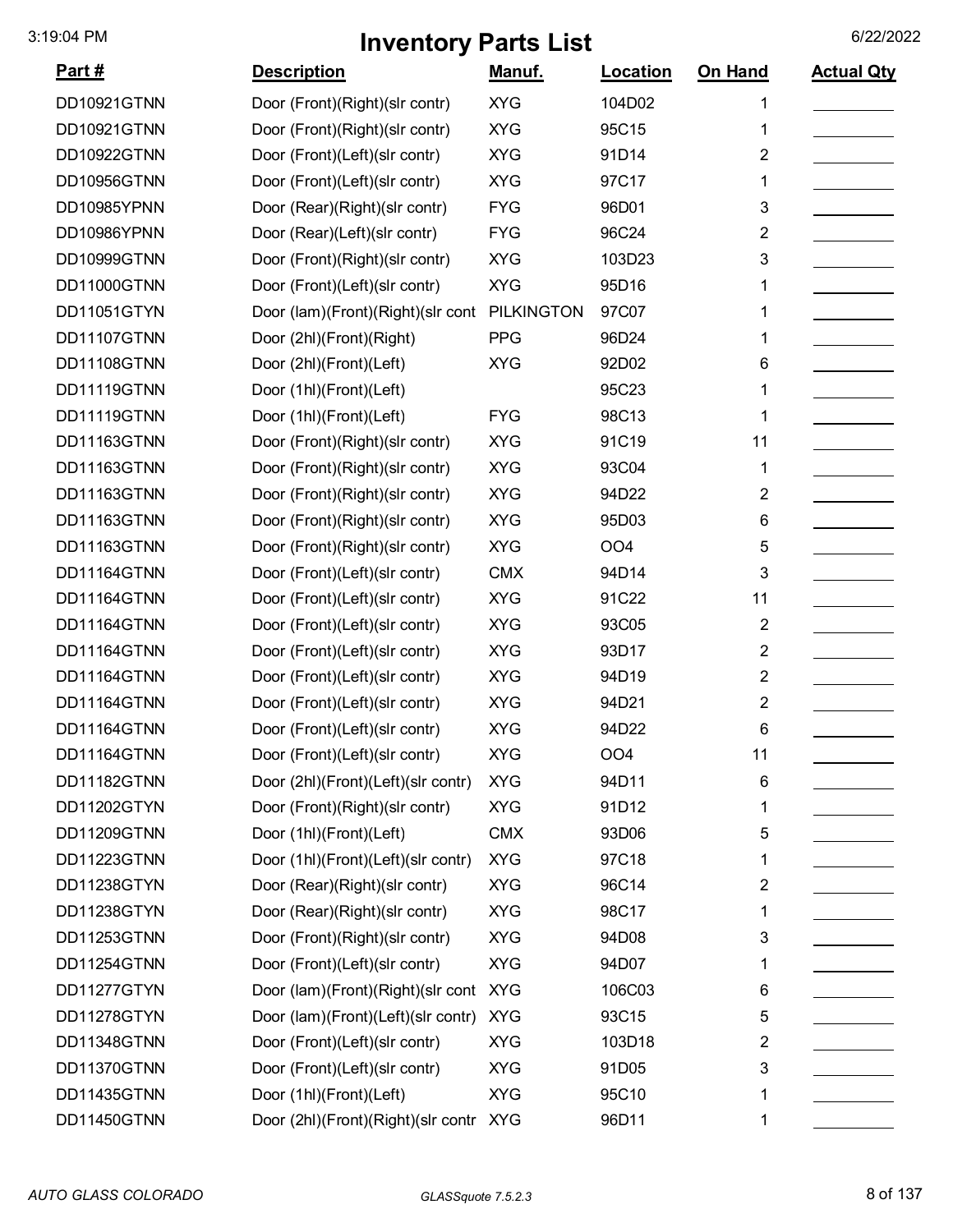# Inventory Parts List

| Part # | Description | Manuf. | Location | On Hand | Actual Qty |
|---|---|---|---|---|---|
| DD10921GTNN | Door (Front)(Right)(slr contr) | XYG | 104D02 | 1 | |
| DD10921GTNN | Door (Front)(Right)(slr contr) | XYG | 95C15 | 1 | |
| DD10922GTNN | Door (Front)(Left)(slr contr) | XYG | 91D14 | 2 | |
| DD10956GTNN | Door (Front)(Left)(slr contr) | XYG | 97C17 | 1 | |
| DD10985YPNN | Door (Rear)(Right)(slr contr) | FYG | 96D01 | 3 | |
| DD10986YPNN | Door (Rear)(Left)(slr contr) | FYG | 96C24 | 2 | |
| DD10999GTNN | Door (Front)(Right)(slr contr) | XYG | 103D23 | 3 | |
| DD11000GTNN | Door (Front)(Left)(slr contr) | XYG | 95D16 | 1 | |
| DD11051GTYN | Door (lam)(Front)(Right)(slr cont | PILKINGTON | 97C07 | 1 | |
| DD11107GTNN | Door (2hl)(Front)(Right) | PPG | 96D24 | 1 | |
| DD11108GTNN | Door (2hl)(Front)(Left) | XYG | 92D02 | 6 | |
| DD11119GTNN | Door (1hl)(Front)(Left) | | 95C23 | 1 | |
| DD11119GTNN | Door (1hl)(Front)(Left) | FYG | 98C13 | 1 | |
| DD11163GTNN | Door (Front)(Right)(slr contr) | XYG | 91C19 | 11 | |
| DD11163GTNN | Door (Front)(Right)(slr contr) | XYG | 93C04 | 1 | |
| DD11163GTNN | Door (Front)(Right)(slr contr) | XYG | 94D22 | 2 | |
| DD11163GTNN | Door (Front)(Right)(slr contr) | XYG | 95D03 | 6 | |
| DD11163GTNN | Door (Front)(Right)(slr contr) | XYG | OO4 | 5 | |
| DD11164GTNN | Door (Front)(Left)(slr contr) | CMX | 94D14 | 3 | |
| DD11164GTNN | Door (Front)(Left)(slr contr) | XYG | 91C22 | 11 | |
| DD11164GTNN | Door (Front)(Left)(slr contr) | XYG | 93C05 | 2 | |
| DD11164GTNN | Door (Front)(Left)(slr contr) | XYG | 93D17 | 2 | |
| DD11164GTNN | Door (Front)(Left)(slr contr) | XYG | 94D19 | 2 | |
| DD11164GTNN | Door (Front)(Left)(slr contr) | XYG | 94D21 | 2 | |
| DD11164GTNN | Door (Front)(Left)(slr contr) | XYG | 94D22 | 6 | |
| DD11164GTNN | Door (Front)(Left)(slr contr) | XYG | OO4 | 11 | |
| DD11182GTNN | Door (2hl)(Front)(Left)(slr contr) | XYG | 94D11 | 6 | |
| DD11202GTYN | Door (Front)(Right)(slr contr) | XYG | 91D12 | 1 | |
| DD11209GTNN | Door (1hl)(Front)(Left) | CMX | 93D06 | 5 | |
| DD11223GTNN | Door (1hl)(Front)(Left)(slr contr) | XYG | 97C18 | 1 | |
| DD11238GTYN | Door (Rear)(Right)(slr contr) | XYG | 96C14 | 2 | |
| DD11238GTYN | Door (Rear)(Right)(slr contr) | XYG | 98C17 | 1 | |
| DD11253GTNN | Door (Front)(Right)(slr contr) | XYG | 94D08 | 3 | |
| DD11254GTNN | Door (Front)(Left)(slr contr) | XYG | 94D07 | 1 | |
| DD11277GTYN | Door (lam)(Front)(Right)(slr cont | XYG | 106C03 | 6 | |
| DD11278GTYN | Door (lam)(Front)(Left)(slr contr) | XYG | 93C15 | 5 | |
| DD11348GTNN | Door (Front)(Left)(slr contr) | XYG | 103D18 | 2 | |
| DD11370GTNN | Door (Front)(Left)(slr contr) | XYG | 91D05 | 3 | |
| DD11435GTNN | Door (1hl)(Front)(Left) | XYG | 95C10 | 1 | |
| DD11450GTNN | Door (2hl)(Front)(Right)(slr contr | XYG | 96D11 | 1 | |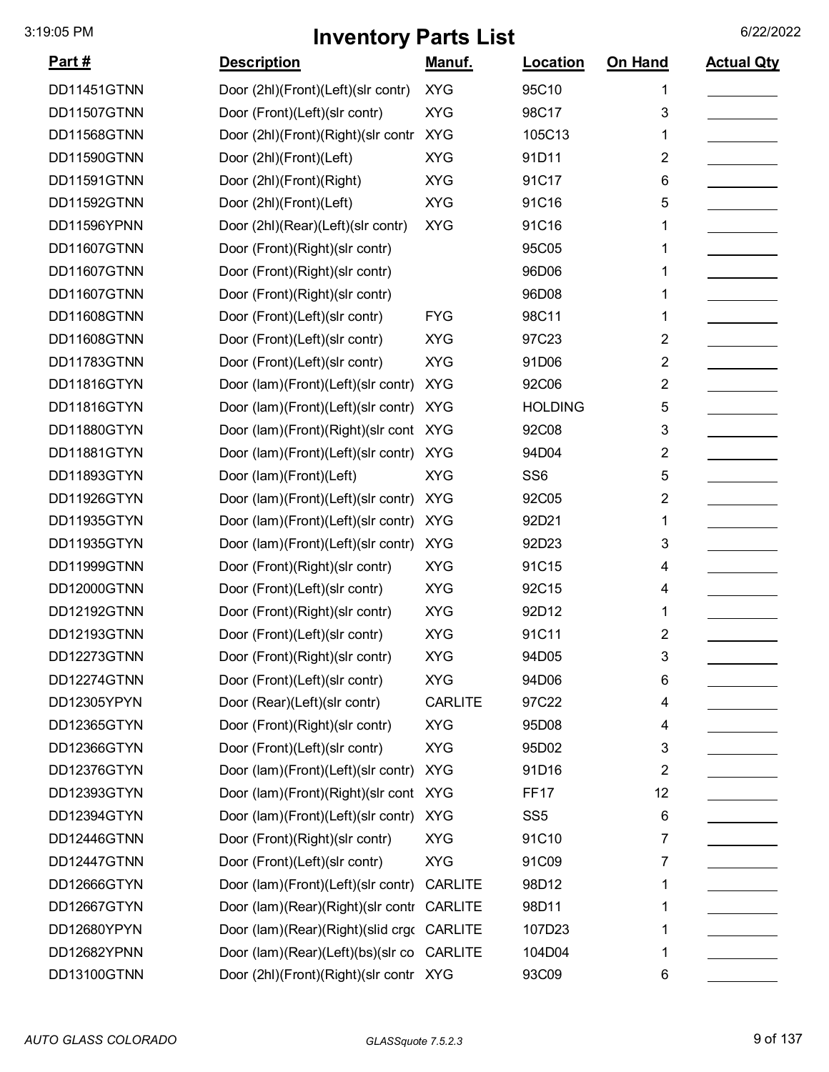# Inventory Parts List

| Part # | Description | Manuf. | Location | On Hand | Actual Qty |
|---|---|---|---|---|---|
| DD11451GTNN | Door (2hl)(Front)(Left)(slr contr) | XYG | 95C10 | 1 | |
| DD11507GTNN | Door (Front)(Left)(slr contr) | XYG | 98C17 | 3 | |
| DD11568GTNN | Door (2hl)(Front)(Right)(slr contr | XYG | 105C13 | 1 | |
| DD11590GTNN | Door (2hl)(Front)(Left) | XYG | 91D11 | 2 | |
| DD11591GTNN | Door (2hl)(Front)(Right) | XYG | 91C17 | 6 | |
| DD11592GTNN | Door (2hl)(Front)(Left) | XYG | 91C16 | 5 | |
| DD11596YPNN | Door (2hl)(Rear)(Left)(slr contr) | XYG | 91C16 | 1 | |
| DD11607GTNN | Door (Front)(Right)(slr contr) | | 95C05 | 1 | |
| DD11607GTNN | Door (Front)(Right)(slr contr) | | 96D06 | 1 | |
| DD11607GTNN | Door (Front)(Right)(slr contr) | | 96D08 | 1 | |
| DD11608GTNN | Door (Front)(Left)(slr contr) | FYG | 98C11 | 1 | |
| DD11608GTNN | Door (Front)(Left)(slr contr) | XYG | 97C23 | 2 | |
| DD11783GTNN | Door (Front)(Left)(slr contr) | XYG | 91D06 | 2 | |
| DD11816GTYN | Door (lam)(Front)(Left)(slr contr) | XYG | 92C06 | 2 | |
| DD11816GTYN | Door (lam)(Front)(Left)(slr contr) | XYG | HOLDING | 5 | |
| DD11880GTYN | Door (lam)(Front)(Right)(slr cont | XYG | 92C08 | 3 | |
| DD11881GTYN | Door (lam)(Front)(Left)(slr contr) | XYG | 94D04 | 2 | |
| DD11893GTYN | Door (lam)(Front)(Left) | XYG | SS6 | 5 | |
| DD11926GTYN | Door (lam)(Front)(Left)(slr contr) | XYG | 92C05 | 2 | |
| DD11935GTYN | Door (lam)(Front)(Left)(slr contr) | XYG | 92D21 | 1 | |
| DD11935GTYN | Door (lam)(Front)(Left)(slr contr) | XYG | 92D23 | 3 | |
| DD11999GTNN | Door (Front)(Right)(slr contr) | XYG | 91C15 | 4 | |
| DD12000GTNN | Door (Front)(Left)(slr contr) | XYG | 92C15 | 4 | |
| DD12192GTNN | Door (Front)(Right)(slr contr) | XYG | 92D12 | 1 | |
| DD12193GTNN | Door (Front)(Left)(slr contr) | XYG | 91C11 | 2 | |
| DD12273GTNN | Door (Front)(Right)(slr contr) | XYG | 94D05 | 3 | |
| DD12274GTNN | Door (Front)(Left)(slr contr) | XYG | 94D06 | 6 | |
| DD12305YPYN | Door (Rear)(Left)(slr contr) | CARLITE | 97C22 | 4 | |
| DD12365GTYN | Door (Front)(Right)(slr contr) | XYG | 95D08 | 4 | |
| DD12366GTYN | Door (Front)(Left)(slr contr) | XYG | 95D02 | 3 | |
| DD12376GTYN | Door (lam)(Front)(Left)(slr contr) | XYG | 91D16 | 2 | |
| DD12393GTYN | Door (lam)(Front)(Right)(slr cont | XYG | FF17 | 12 | |
| DD12394GTYN | Door (lam)(Front)(Left)(slr contr) | XYG | SS5 | 6 | |
| DD12446GTNN | Door (Front)(Right)(slr contr) | XYG | 91C10 | 7 | |
| DD12447GTNN | Door (Front)(Left)(slr contr) | XYG | 91C09 | 7 | |
| DD12666GTYN | Door (lam)(Front)(Left)(slr contr) | CARLITE | 98D12 | 1 | |
| DD12667GTYN | Door (lam)(Rear)(Right)(slr contr | CARLITE | 98D11 | 1 | |
| DD12680YPYN | Door (lam)(Rear)(Right)(slid crgo | CARLITE | 107D23 | 1 | |
| DD12682YPNN | Door (lam)(Rear)(Left)(bs)(slr co | CARLITE | 104D04 | 1 | |
| DD13100GTNN | Door (2hl)(Front)(Right)(slr contr | XYG | 93C09 | 6 | |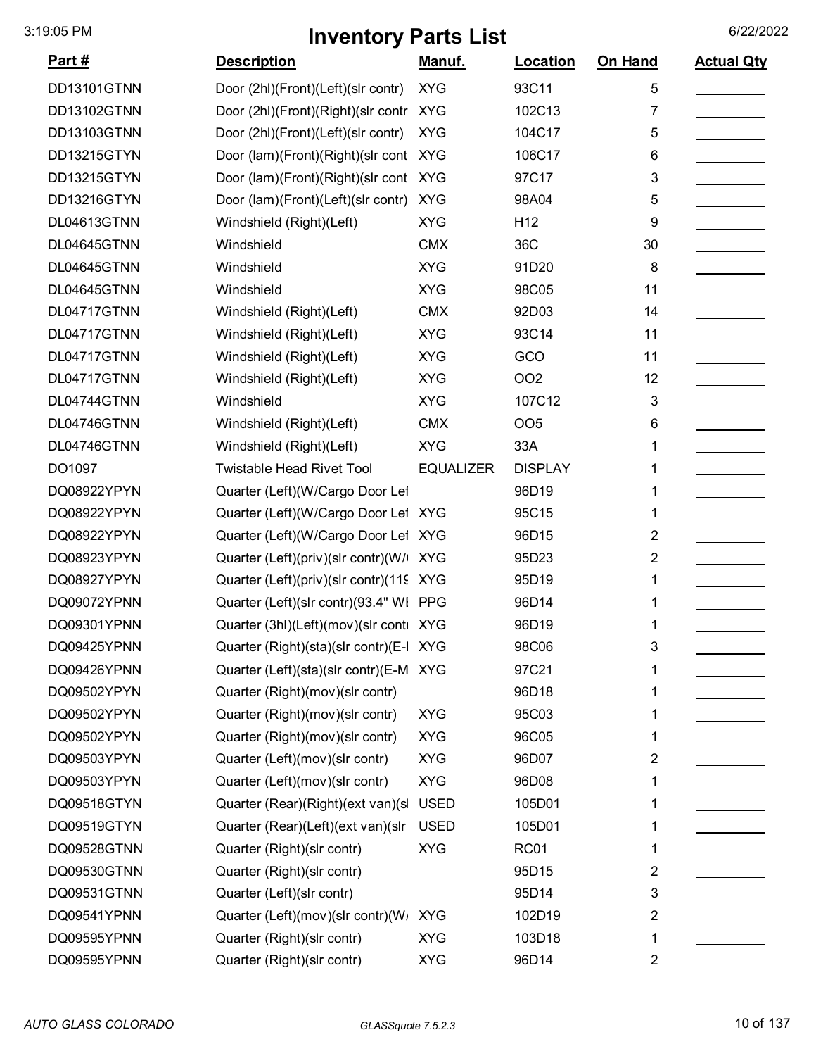# Inventory Parts List

3:19:05 PM 6/22/2022

| Part # | Description | Manuf. | Location | On Hand | Actual Qty |
|---|---|---|---|---|---|
| DD13101GTNN | Door (2hl)(Front)(Left)(slr contr) | XYG | 93C11 | 5 | |
| DD13102GTNN | Door (2hl)(Front)(Right)(slr contr | XYG | 102C13 | 7 | |
| DD13103GTNN | Door (2hl)(Front)(Left)(slr contr) | XYG | 104C17 | 5 | |
| DD13215GTYN | Door (lam)(Front)(Right)(slr cont | XYG | 106C17 | 6 | |
| DD13215GTYN | Door (lam)(Front)(Right)(slr cont | XYG | 97C17 | 3 | |
| DD13216GTYN | Door (lam)(Front)(Left)(slr contr) | XYG | 98A04 | 5 | |
| DL04613GTNN | Windshield (Right)(Left) | XYG | H12 | 9 | |
| DL04645GTNN | Windshield | CMX | 36C | 30 | |
| DL04645GTNN | Windshield | XYG | 91D20 | 8 | |
| DL04645GTNN | Windshield | XYG | 98C05 | 11 | |
| DL04717GTNN | Windshield (Right)(Left) | CMX | 92D03 | 14 | |
| DL04717GTNN | Windshield (Right)(Left) | XYG | 93C14 | 11 | |
| DL04717GTNN | Windshield (Right)(Left) | XYG | GCO | 11 | |
| DL04717GTNN | Windshield (Right)(Left) | XYG | OO2 | 12 | |
| DL04744GTNN | Windshield | XYG | 107C12 | 3 | |
| DL04746GTNN | Windshield (Right)(Left) | CMX | OO5 | 6 | |
| DL04746GTNN | Windshield (Right)(Left) | XYG | 33A | 1 | |
| DO1097 | Twistable Head Rivet Tool | EQUALIZER | DISPLAY | 1 | |
| DQ08922YPYN | Quarter (Left)(W/Cargo Door Lef | | 96D19 | 1 | |
| DQ08922YPYN | Quarter (Left)(W/Cargo Door Lef | XYG | 95C15 | 1 | |
| DQ08922YPYN | Quarter (Left)(W/Cargo Door Lef | XYG | 96D15 | 2 | |
| DQ08923YPYN | Quarter (Left)(priv)(slr contr)(W/( | XYG | 95D23 | 2 | |
| DQ08927YPYN | Quarter (Left)(priv)(slr contr)(119 | XYG | 95D19 | 1 | |
| DQ09072YPNN | Quarter (Left)(slr contr)(93.4" WI | PPG | 96D14 | 1 | |
| DQ09301YPNN | Quarter (3hl)(Left)(mov)(slr contr | XYG | 96D19 | 1 | |
| DQ09425YPNN | Quarter (Right)(sta)(slr contr)(E-I | XYG | 98C06 | 3 | |
| DQ09426YPNN | Quarter (Left)(sta)(slr contr)(E-M | XYG | 97C21 | 1 | |
| DQ09502YPYN | Quarter (Right)(mov)(slr contr) | | 96D18 | 1 | |
| DQ09502YPYN | Quarter (Right)(mov)(slr contr) | XYG | 95C03 | 1 | |
| DQ09502YPYN | Quarter (Right)(mov)(slr contr) | XYG | 96C05 | 1 | |
| DQ09503YPYN | Quarter (Left)(mov)(slr contr) | XYG | 96D07 | 2 | |
| DQ09503YPYN | Quarter (Left)(mov)(slr contr) | XYG | 96D08 | 1 | |
| DQ09518GTYN | Quarter (Rear)(Right)(ext van)(sl | USED | 105D01 | 1 | |
| DQ09519GTYN | Quarter (Rear)(Left)(ext van)(slr | USED | 105D01 | 1 | |
| DQ09528GTNN | Quarter (Right)(slr contr) | XYG | RC01 | 1 | |
| DQ09530GTNN | Quarter (Right)(slr contr) | | 95D15 | 2 | |
| DQ09531GTNN | Quarter (Left)(slr contr) | | 95D14 | 3 | |
| DQ09541YPNN | Quarter (Left)(mov)(slr contr)(W/ | XYG | 102D19 | 2 | |
| DQ09595YPNN | Quarter (Right)(slr contr) | XYG | 103D18 | 1 | |
| DQ09595YPNN | Quarter (Right)(slr contr) | XYG | 96D14 | 2 | |

*AUTO GLASS COLORADO* *GLASSquote 7.5.2.3*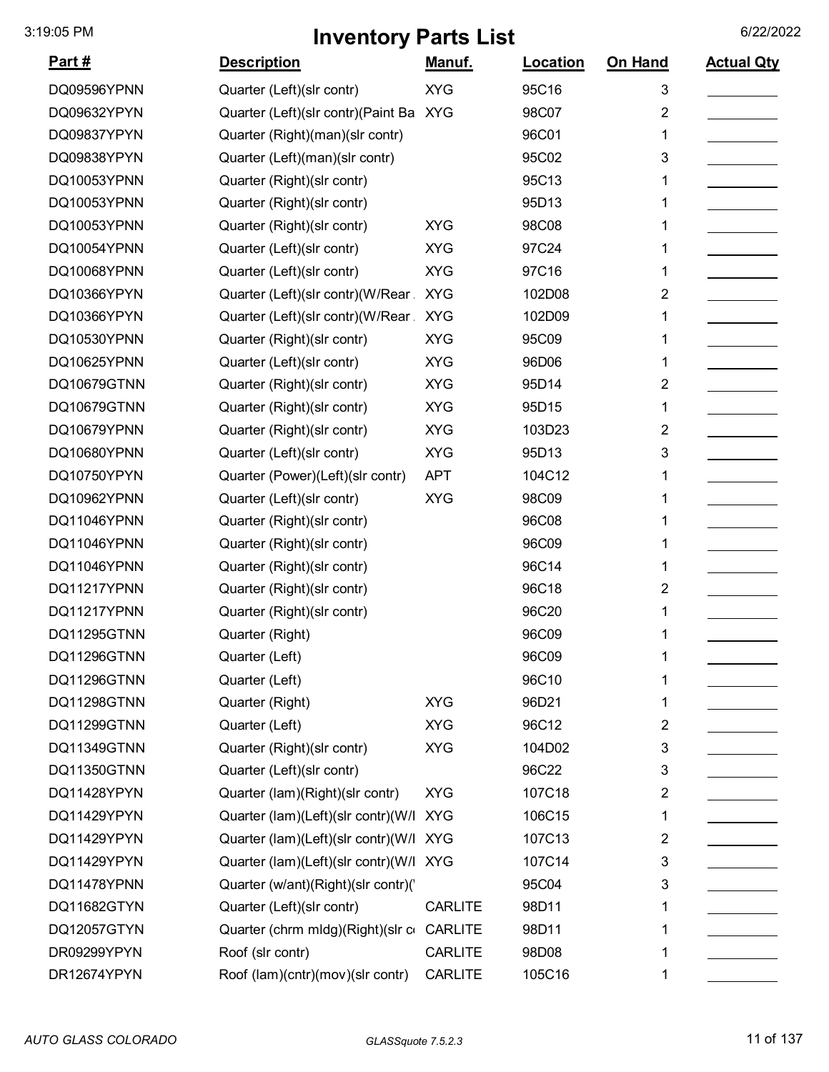# Inventory Parts List

| Part # | Description | Manuf. | Location | On Hand | Actual Qty |
|---|---|---|---|---|---|
| DQ09596YPNN | Quarter (Left)(slr contr) | XYG | 95C16 | 3 | |
| DQ09632YPNN | Quarter (Left)(slr contr)(Paint Ba | XYG | 98C07 | 2 | |
| DQ09837YPNN | Quarter (Right)(man)(slr contr) | | 96C01 | 1 | |
| DQ09838YPNN | Quarter (Left)(man)(slr contr) | | 95C02 | 3 | |
| DQ10053YPNN | Quarter (Right)(slr contr) | | 95C13 | 1 | |
| DQ10053YPNN | Quarter (Right)(slr contr) | | 95D13 | 1 | |
| DQ10053YPNN | Quarter (Right)(slr contr) | XYG | 98C08 | 1 | |
| DQ10054YPNN | Quarter (Left)(slr contr) | XYG | 97C24 | 1 | |
| DQ10068YPNN | Quarter (Left)(slr contr) | XYG | 97C16 | 1 | |
| DQ10366YPYN | Quarter (Left)(slr contr)(W/Rear . | XYG | 102D08 | 2 | |
| DQ10366YPYN | Quarter (Left)(slr contr)(W/Rear . | XYG | 102D09 | 1 | |
| DQ10530YPNN | Quarter (Right)(slr contr) | XYG | 95C09 | 1 | |
| DQ10625YPNN | Quarter (Left)(slr contr) | XYG | 96D06 | 1 | |
| DQ10679GTNN | Quarter (Right)(slr contr) | XYG | 95D14 | 2 | |
| DQ10679GTNN | Quarter (Right)(slr contr) | XYG | 95D15 | 1 | |
| DQ10679YPNN | Quarter (Right)(slr contr) | XYG | 103D23 | 2 | |
| DQ10680YPNN | Quarter (Left)(slr contr) | XYG | 95D13 | 3 | |
| DQ10750YPYN | Quarter (Power)(Left)(slr contr) | APT | 104C12 | 1 | |
| DQ10962YPNN | Quarter (Left)(slr contr) | XYG | 98C09 | 1 | |
| DQ11046YPNN | Quarter (Right)(slr contr) | | 96C08 | 1 | |
| DQ11046YPNN | Quarter (Right)(slr contr) | | 96C09 | 1 | |
| DQ11046YPNN | Quarter (Right)(slr contr) | | 96C14 | 1 | |
| DQ11217YPNN | Quarter (Right)(slr contr) | | 96C18 | 2 | |
| DQ11217YPNN | Quarter (Right)(slr contr) | | 96C20 | 1 | |
| DQ11295GTNN | Quarter (Right) | | 96C09 | 1 | |
| DQ11296GTNN | Quarter (Left) | | 96C09 | 1 | |
| DQ11296GTNN | Quarter (Left) | | 96C10 | 1 | |
| DQ11298GTNN | Quarter (Right) | XYG | 96D21 | 1 | |
| DQ11299GTNN | Quarter (Left) | XYG | 96C12 | 2 | |
| DQ11349GTNN | Quarter (Right)(slr contr) | XYG | 104D02 | 3 | |
| DQ11350GTNN | Quarter (Left)(slr contr) | | 96C22 | 3 | |
| DQ11428YPYN | Quarter (lam)(Right)(slr contr) | XYG | 107C18 | 2 | |
| DQ11429YPYN | Quarter (lam)(Left)(slr contr)(W/I | XYG | 106C15 | 1 | |
| DQ11429YPYN | Quarter (lam)(Left)(slr contr)(W/I | XYG | 107C13 | 2 | |
| DQ11429YPYN | Quarter (lam)(Left)(slr contr)(W/I | XYG | 107C14 | 3 | |
| DQ11478YPNN | Quarter (w/ant)(Right)(slr contr)(' | | 95C04 | 3 | |
| DQ11682GTYN | Quarter (Left)(slr contr) | CARLITE | 98D11 | 1 | |
| DQ12057GTYN | Quarter (chrm mldg)(Right)(slr c | CARLITE | 98D11 | 1 | |
| DR09299YPYN | Roof (slr contr) | CARLITE | 98D08 | 1 | |
| DR12674YPYN | Roof (lam)(cntr)(mov)(slr contr) | CARLITE | 105C16 | 1 | |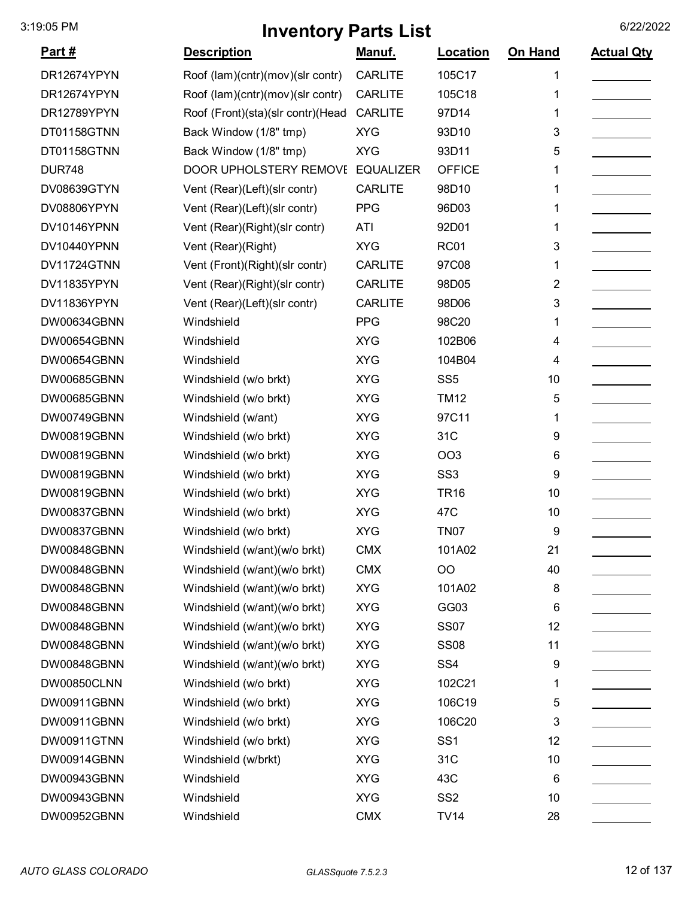# Inventory Parts List

| Part # | Description | Manuf. | Location | On Hand | Actual Qty |
|---|---|---|---|---|---|
| DR12674YPYN | Roof (lam)(cntr)(mov)(slr contr) | CARLITE | 105C17 | 1 | |
| DR12674YPYN | Roof (lam)(cntr)(mov)(slr contr) | CARLITE | 105C18 | 1 | |
| DR12789YPYN | Roof (Front)(sta)(slr contr)(Head | CARLITE | 97D14 | 1 | |
| DT01158GTNN | Back Window (1/8" tmp) | XYG | 93D10 | 3 | |
| DT01158GTNN | Back Window (1/8" tmp) | XYG | 93D11 | 5 | |
| DUR748 | DOOR UPHOLSTERY REMOVE | EQUALIZER | OFFICE | 1 | |
| DV08639GTYN | Vent (Rear)(Left)(slr contr) | CARLITE | 98D10 | 1 | |
| DV08806YPYN | Vent (Rear)(Left)(slr contr) | PPG | 96D03 | 1 | |
| DV10146YPNN | Vent (Rear)(Right)(slr contr) | ATI | 92D01 | 1 | |
| DV10440YPNN | Vent (Rear)(Right) | XYG | RC01 | 3 | |
| DV11724GTNN | Vent (Front)(Right)(slr contr) | CARLITE | 97C08 | 1 | |
| DV11835YPYN | Vent (Rear)(Right)(slr contr) | CARLITE | 98D05 | 2 | |
| DV11836YPYN | Vent (Rear)(Left)(slr contr) | CARLITE | 98D06 | 3 | |
| DW00634GBNN | Windshield | PPG | 98C20 | 1 | |
| DW00654GBNN | Windshield | XYG | 102B06 | 4 | |
| DW00654GBNN | Windshield | XYG | 104B04 | 4 | |
| DW00685GBNN | Windshield (w/o brkt) | XYG | SS5 | 10 | |
| DW00685GBNN | Windshield (w/o brkt) | XYG | TM12 | 5 | |
| DW00749GBNN | Windshield (w/ant) | XYG | 97C11 | 1 | |
| DW00819GBNN | Windshield (w/o brkt) | XYG | 31C | 9 | |
| DW00819GBNN | Windshield (w/o brkt) | XYG | OO3 | 6 | |
| DW00819GBNN | Windshield (w/o brkt) | XYG | SS3 | 9 | |
| DW00819GBNN | Windshield (w/o brkt) | XYG | TR16 | 10 | |
| DW00837GBNN | Windshield (w/o brkt) | XYG | 47C | 10 | |
| DW00837GBNN | Windshield (w/o brkt) | XYG | TN07 | 9 | |
| DW00848GBNN | Windshield (w/ant)(w/o brkt) | CMX | 101A02 | 21 | |
| DW00848GBNN | Windshield (w/ant)(w/o brkt) | CMX | OO | 40 | |
| DW00848GBNN | Windshield (w/ant)(w/o brkt) | XYG | 101A02 | 8 | |
| DW00848GBNN | Windshield (w/ant)(w/o brkt) | XYG | GG03 | 6 | |
| DW00848GBNN | Windshield (w/ant)(w/o brkt) | XYG | SS07 | 12 | |
| DW00848GBNN | Windshield (w/ant)(w/o brkt) | XYG | SS08 | 11 | |
| DW00848GBNN | Windshield (w/ant)(w/o brkt) | XYG | SS4 | 9 | |
| DW00850CLNN | Windshield (w/o brkt) | XYG | 102C21 | 1 | |
| DW00911GBNN | Windshield (w/o brkt) | XYG | 106C19 | 5 | |
| DW00911GBNN | Windshield (w/o brkt) | XYG | 106C20 | 3 | |
| DW00911GTNN | Windshield (w/o brkt) | XYG | SS1 | 12 | |
| DW00914GBNN | Windshield (w/brkt) | XYG | 31C | 10 | |
| DW00943GBNN | Windshield | XYG | 43C | 6 | |
| DW00943GBNN | Windshield | XYG | SS2 | 10 | |
| DW00952GBNN | Windshield | CMX | TV14 | 28 | |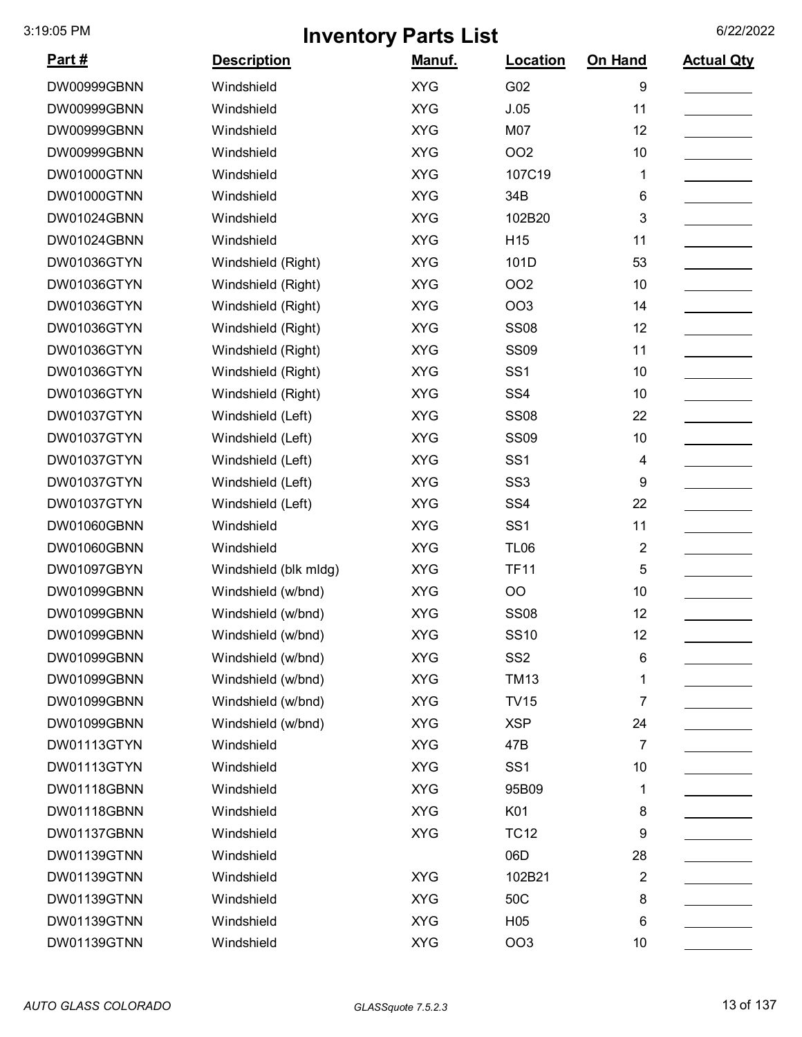# Inventory Parts List

| Part # | Description | Manuf. | Location | On Hand | Actual Qty |
|---|---|---|---|---|---|
| DW00999GBNN | Windshield | XYG | G02 | 9 | |
| DW00999GBNN | Windshield | XYG | J.05 | 11 | |
| DW00999GBNN | Windshield | XYG | M07 | 12 | |
| DW00999GBNN | Windshield | XYG | OO2 | 10 | |
| DW01000GTNN | Windshield | XYG | 107C19 | 1 | |
| DW01000GTNN | Windshield | XYG | 34B | 6 | |
| DW01024GBNN | Windshield | XYG | 102B20 | 3 | |
| DW01024GBNN | Windshield | XYG | H15 | 11 | |
| DW01036GTYN | Windshield (Right) | XYG | 101D | 53 | |
| DW01036GTYN | Windshield (Right) | XYG | OO2 | 10 | |
| DW01036GTYN | Windshield (Right) | XYG | OO3 | 14 | |
| DW01036GTYN | Windshield (Right) | XYG | SS08 | 12 | |
| DW01036GTYN | Windshield (Right) | XYG | SS09 | 11 | |
| DW01036GTYN | Windshield (Right) | XYG | SS1 | 10 | |
| DW01036GTYN | Windshield (Right) | XYG | SS4 | 10 | |
| DW01037GTYN | Windshield (Left) | XYG | SS08 | 22 | |
| DW01037GTYN | Windshield (Left) | XYG | SS09 | 10 | |
| DW01037GTYN | Windshield (Left) | XYG | SS1 | 4 | |
| DW01037GTYN | Windshield (Left) | XYG | SS3 | 9 | |
| DW01037GTYN | Windshield (Left) | XYG | SS4 | 22 | |
| DW01060GBNN | Windshield | XYG | SS1 | 11 | |
| DW01060GBNN | Windshield | XYG | TL06 | 2 | |
| DW01097GBYN | Windshield (blk mldg) | XYG | TF11 | 5 | |
| DW01099GBNN | Windshield (w/bnd) | XYG | OO | 10 | |
| DW01099GBNN | Windshield (w/bnd) | XYG | SS08 | 12 | |
| DW01099GBNN | Windshield (w/bnd) | XYG | SS10 | 12 | |
| DW01099GBNN | Windshield (w/bnd) | XYG | SS2 | 6 | |
| DW01099GBNN | Windshield (w/bnd) | XYG | TM13 | 1 | |
| DW01099GBNN | Windshield (w/bnd) | XYG | TV15 | 7 | |
| DW01099GBNN | Windshield (w/bnd) | XYG | XSP | 24 | |
| DW01113GTYN | Windshield | XYG | 47B | 7 | |
| DW01113GTYN | Windshield | XYG | SS1 | 10 | |
| DW01118GBNN | Windshield | XYG | 95B09 | 1 | |
| DW01118GBNN | Windshield | XYG | K01 | 8 | |
| DW01137GBNN | Windshield | XYG | TC12 | 9 | |
| DW01139GTNN | Windshield | | 06D | 28 | |
| DW01139GTNN | Windshield | XYG | 102B21 | 2 | |
| DW01139GTNN | Windshield | XYG | 50C | 8 | |
| DW01139GTNN | Windshield | XYG | H05 | 6 | |
| DW01139GTNN | Windshield | XYG | OO3 | 10 | |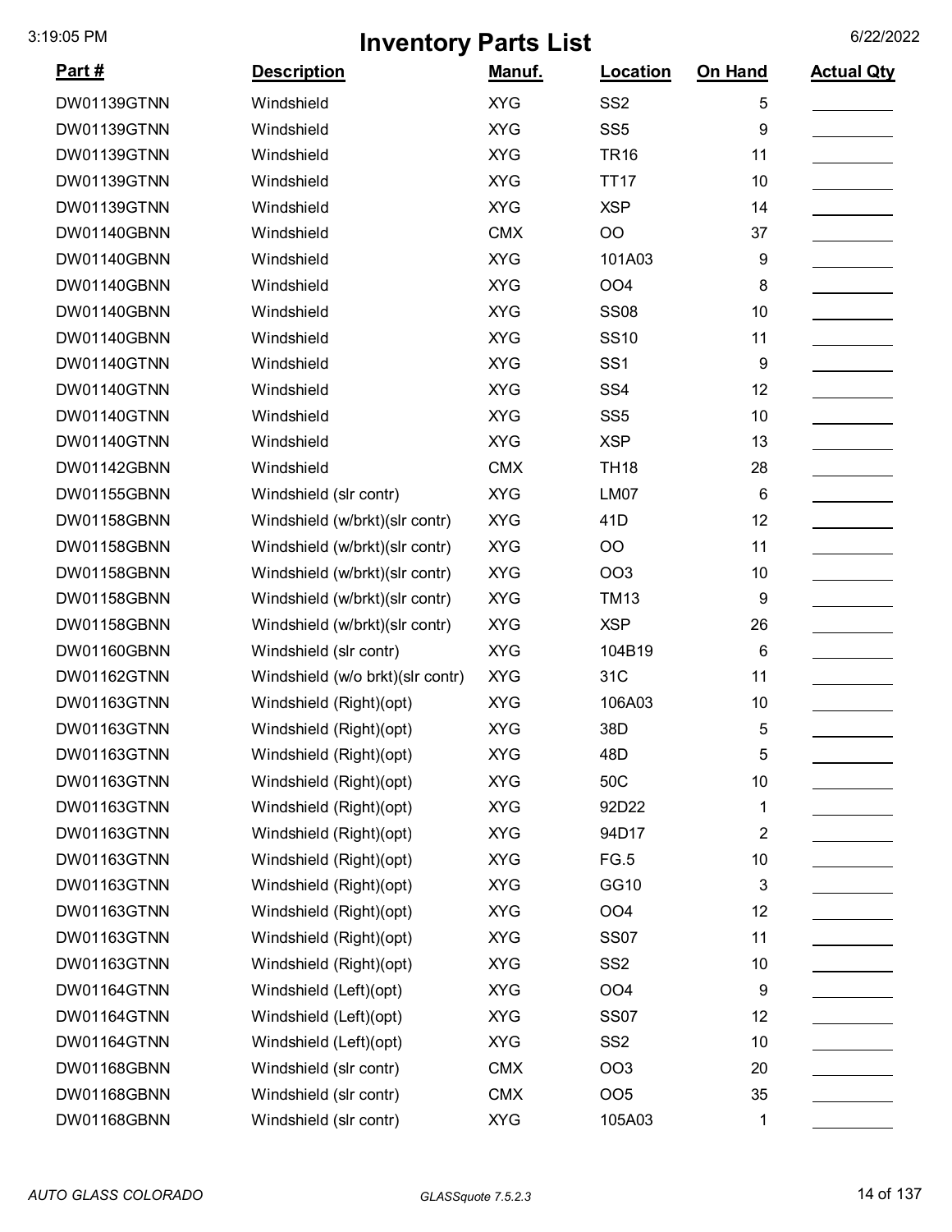# Inventory Parts List

3:19:05 PM 6/22/2022

| Part # | Description | Manuf. | Location | On Hand | Actual Qty |
|---|---|---|---|---|---|
| DW01139GTNN | Windshield | XYG | SS2 | 5 | |
| DW01139GTNN | Windshield | XYG | SS5 | 9 | |
| DW01139GTNN | Windshield | XYG | TR16 | 11 | |
| DW01139GTNN | Windshield | XYG | TT17 | 10 | |
| DW01139GTNN | Windshield | XYG | XSP | 14 | |
| DW01140GBNN | Windshield | CMX | OO | 37 | |
| DW01140GBNN | Windshield | XYG | 101A03 | 9 | |
| DW01140GBNN | Windshield | XYG | OO4 | 8 | |
| DW01140GBNN | Windshield | XYG | SS08 | 10 | |
| DW01140GBNN | Windshield | XYG | SS10 | 11 | |
| DW01140GTNN | Windshield | XYG | SS1 | 9 | |
| DW01140GTNN | Windshield | XYG | SS4 | 12 | |
| DW01140GTNN | Windshield | XYG | SS5 | 10 | |
| DW01140GTNN | Windshield | XYG | XSP | 13 | |
| DW01142GBNN | Windshield | CMX | TH18 | 28 | |
| DW01155GBNN | Windshield (slr contr) | XYG | LM07 | 6 | |
| DW01158GBNN | Windshield (w/brkt)(slr contr) | XYG | 41D | 12 | |
| DW01158GBNN | Windshield (w/brkt)(slr contr) | XYG | OO | 11 | |
| DW01158GBNN | Windshield (w/brkt)(slr contr) | XYG | OO3 | 10 | |
| DW01158GBNN | Windshield (w/brkt)(slr contr) | XYG | TM13 | 9 | |
| DW01158GBNN | Windshield (w/brkt)(slr contr) | XYG | XSP | 26 | |
| DW01160GBNN | Windshield (slr contr) | XYG | 104B19 | 6 | |
| DW01162GTNN | Windshield (w/o brkt)(slr contr) | XYG | 31C | 11 | |
| DW01163GTNN | Windshield (Right)(opt) | XYG | 106A03 | 10 | |
| DW01163GTNN | Windshield (Right)(opt) | XYG | 38D | 5 | |
| DW01163GTNN | Windshield (Right)(opt) | XYG | 48D | 5 | |
| DW01163GTNN | Windshield (Right)(opt) | XYG | 50C | 10 | |
| DW01163GTNN | Windshield (Right)(opt) | XYG | 92D22 | 1 | |
| DW01163GTNN | Windshield (Right)(opt) | XYG | 94D17 | 2 | |
| DW01163GTNN | Windshield (Right)(opt) | XYG | FG.5 | 10 | |
| DW01163GTNN | Windshield (Right)(opt) | XYG | GG10 | 3 | |
| DW01163GTNN | Windshield (Right)(opt) | XYG | OO4 | 12 | |
| DW01163GTNN | Windshield (Right)(opt) | XYG | SS07 | 11 | |
| DW01163GTNN | Windshield (Right)(opt) | XYG | SS2 | 10 | |
| DW01164GTNN | Windshield (Left)(opt) | XYG | OO4 | 9 | |
| DW01164GTNN | Windshield (Left)(opt) | XYG | SS07 | 12 | |
| DW01164GTNN | Windshield (Left)(opt) | XYG | SS2 | 10 | |
| DW01168GBNN | Windshield (slr contr) | CMX | OO3 | 20 | |
| DW01168GBNN | Windshield (slr contr) | CMX | OO5 | 35 | |
| DW01168GBNN | Windshield (slr contr) | XYG | 105A03 | 1 | |

*AUTO GLASS COLORADO* *GLASSquote 7.5.2.3*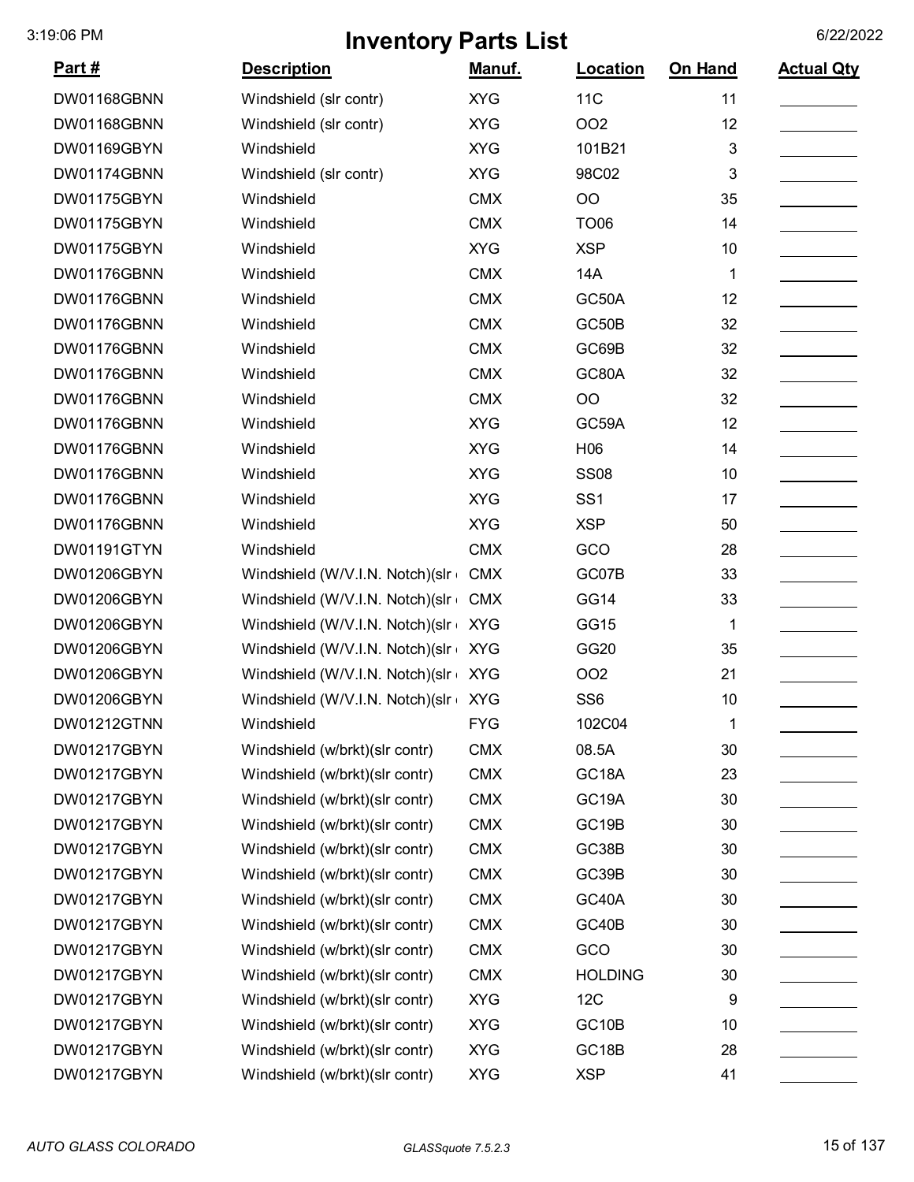# Inventory Parts List

| Part # | Description | Manuf. | Location | On Hand | Actual Qty |
|---|---|---|---|---|---|
| DW01168GBNN | Windshield (slr contr) | XYG | 11C | 11 | |
| DW01168GBNN | Windshield (slr contr) | XYG | OO2 | 12 | |
| DW01169GBYN | Windshield | XYG | 101B21 | 3 | |
| DW01174GBNN | Windshield (slr contr) | XYG | 98C02 | 3 | |
| DW01175GBYN | Windshield | CMX | OO | 35 | |
| DW01175GBYN | Windshield | CMX | TO06 | 14 | |
| DW01175GBYN | Windshield | XYG | XSP | 10 | |
| DW01176GBNN | Windshield | CMX | 14A | 1 | |
| DW01176GBNN | Windshield | CMX | GC50A | 12 | |
| DW01176GBNN | Windshield | CMX | GC50B | 32 | |
| DW01176GBNN | Windshield | CMX | GC69B | 32 | |
| DW01176GBNN | Windshield | CMX | GC80A | 32 | |
| DW01176GBNN | Windshield | CMX | OO | 32 | |
| DW01176GBNN | Windshield | XYG | GC59A | 12 | |
| DW01176GBNN | Windshield | XYG | H06 | 14 | |
| DW01176GBNN | Windshield | XYG | SS08 | 10 | |
| DW01176GBNN | Windshield | XYG | SS1 | 17 | |
| DW01176GBNN | Windshield | XYG | XSP | 50 | |
| DW01191GTYN | Windshield | CMX | GCO | 28 | |
| DW01206GBYN | Windshield (W/V.I.N. Notch)(slr | CMX | GC07B | 33 | |
| DW01206GBYN | Windshield (W/V.I.N. Notch)(slr | CMX | GG14 | 33 | |
| DW01206GBYN | Windshield (W/V.I.N. Notch)(slr | XYG | GG15 | 1 | |
| DW01206GBYN | Windshield (W/V.I.N. Notch)(slr | XYG | GG20 | 35 | |
| DW01206GBYN | Windshield (W/V.I.N. Notch)(slr | XYG | OO2 | 21 | |
| DW01206GBYN | Windshield (W/V.I.N. Notch)(slr | XYG | SS6 | 10 | |
| DW01212GTNN | Windshield | FYG | 102C04 | 1 | |
| DW01217GBYN | Windshield (w/brkt)(slr contr) | CMX | 08.5A | 30 | |
| DW01217GBYN | Windshield (w/brkt)(slr contr) | CMX | GC18A | 23 | |
| DW01217GBYN | Windshield (w/brkt)(slr contr) | CMX | GC19A | 30 | |
| DW01217GBYN | Windshield (w/brkt)(slr contr) | CMX | GC19B | 30 | |
| DW01217GBYN | Windshield (w/brkt)(slr contr) | CMX | GC38B | 30 | |
| DW01217GBYN | Windshield (w/brkt)(slr contr) | CMX | GC39B | 30 | |
| DW01217GBYN | Windshield (w/brkt)(slr contr) | CMX | GC40A | 30 | |
| DW01217GBYN | Windshield (w/brkt)(slr contr) | CMX | GC40B | 30 | |
| DW01217GBYN | Windshield (w/brkt)(slr contr) | CMX | GCO | 30 | |
| DW01217GBYN | Windshield (w/brkt)(slr contr) | CMX | HOLDING | 30 | |
| DW01217GBYN | Windshield (w/brkt)(slr contr) | XYG | 12C | 9 | |
| DW01217GBYN | Windshield (w/brkt)(slr contr) | XYG | GC10B | 10 | |
| DW01217GBYN | Windshield (w/brkt)(slr contr) | XYG | GC18B | 28 | |
| DW01217GBYN | Windshield (w/brkt)(slr contr) | XYG | XSP | 41 | |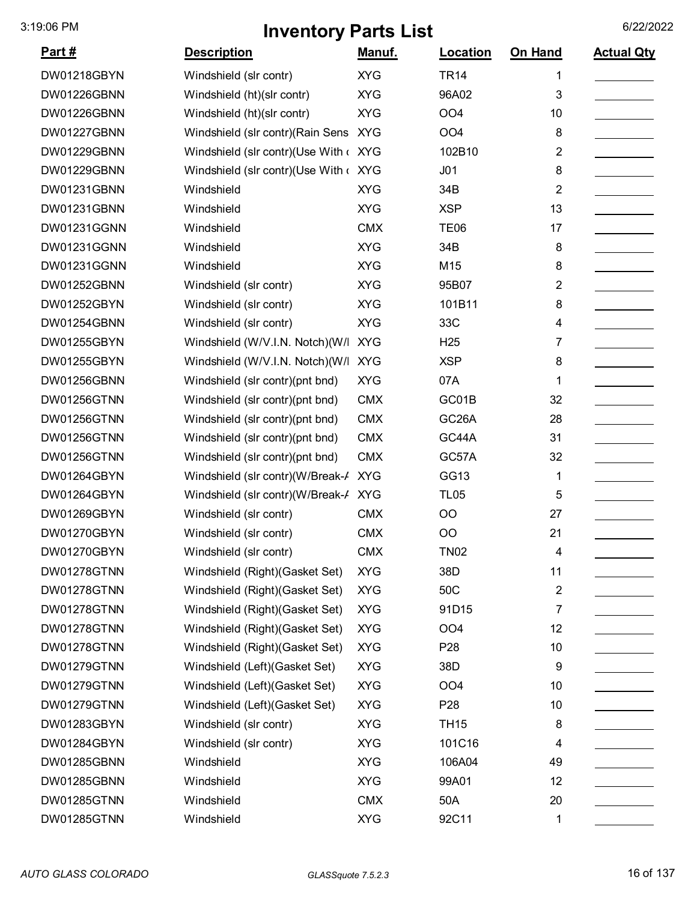# Inventory Parts List

| Part # | Description | Manuf. | Location | On Hand | Actual Qty |
|---|---|---|---|---|---|
| DW01218GBYN | Windshield (slr contr) | XYG | TR14 | 1 | |
| DW01226GBNN | Windshield (ht)(slr contr) | XYG | 96A02 | 3 | |
| DW01226GBNN | Windshield (ht)(slr contr) | XYG | OO4 | 10 | |
| DW01227GBNN | Windshield (slr contr)(Rain Sens | XYG | OO4 | 8 | |
| DW01229GBNN | Windshield (slr contr)(Use With ( | XYG | 102B10 | 2 | |
| DW01229GBNN | Windshield (slr contr)(Use With ( | XYG | J01 | 8 | |
| DW01231GBNN | Windshield | XYG | 34B | 2 | |
| DW01231GBNN | Windshield | XYG | XSP | 13 | |
| DW01231GGNN | Windshield | CMX | TE06 | 17 | |
| DW01231GGNN | Windshield | XYG | 34B | 8 | |
| DW01231GGNN | Windshield | XYG | M15 | 8 | |
| DW01252GBNN | Windshield (slr contr) | XYG | 95B07 | 2 | |
| DW01252GBYN | Windshield (slr contr) | XYG | 101B11 | 8 | |
| DW01254GBNN | Windshield (slr contr) | XYG | 33C | 4 | |
| DW01255GBYN | Windshield (W/V.I.N. Notch)(W/I | XYG | H25 | 7 | |
| DW01255GBYN | Windshield (W/V.I.N. Notch)(W/I | XYG | XSP | 8 | |
| DW01256GBNN | Windshield (slr contr)(pnt bnd) | XYG | 07A | 1 | |
| DW01256GTNN | Windshield (slr contr)(pnt bnd) | CMX | GC01B | 32 | |
| DW01256GTNN | Windshield (slr contr)(pnt bnd) | CMX | GC26A | 28 | |
| DW01256GTNN | Windshield (slr contr)(pnt bnd) | CMX | GC44A | 31 | |
| DW01256GTNN | Windshield (slr contr)(pnt bnd) | CMX | GC57A | 32 | |
| DW01264GBYN | Windshield (slr contr)(W/Break-A | XYG | GG13 | 1 | |
| DW01264GBYN | Windshield (slr contr)(W/Break-A | XYG | TL05 | 5 | |
| DW01269GBYN | Windshield (slr contr) | CMX | OO | 27 | |
| DW01270GBYN | Windshield (slr contr) | CMX | OO | 21 | |
| DW01270GBYN | Windshield (slr contr) | CMX | TN02 | 4 | |
| DW01278GTNN | Windshield (Right)(Gasket Set) | XYG | 38D | 11 | |
| DW01278GTNN | Windshield (Right)(Gasket Set) | XYG | 50C | 2 | |
| DW01278GTNN | Windshield (Right)(Gasket Set) | XYG | 91D15 | 7 | |
| DW01278GTNN | Windshield (Right)(Gasket Set) | XYG | OO4 | 12 | |
| DW01278GTNN | Windshield (Right)(Gasket Set) | XYG | P28 | 10 | |
| DW01279GTNN | Windshield (Left)(Gasket Set) | XYG | 38D | 9 | |
| DW01279GTNN | Windshield (Left)(Gasket Set) | XYG | OO4 | 10 | |
| DW01279GTNN | Windshield (Left)(Gasket Set) | XYG | P28 | 10 | |
| DW01283GBYN | Windshield (slr contr) | XYG | TH15 | 8 | |
| DW01284GBYN | Windshield (slr contr) | XYG | 101C16 | 4 | |
| DW01285GBNN | Windshield | XYG | 106A04 | 49 | |
| DW01285GBNN | Windshield | XYG | 99A01 | 12 | |
| DW01285GTNN | Windshield | CMX | 50A | 20 | |
| DW01285GTNN | Windshield | XYG | 92C11 | 1 | |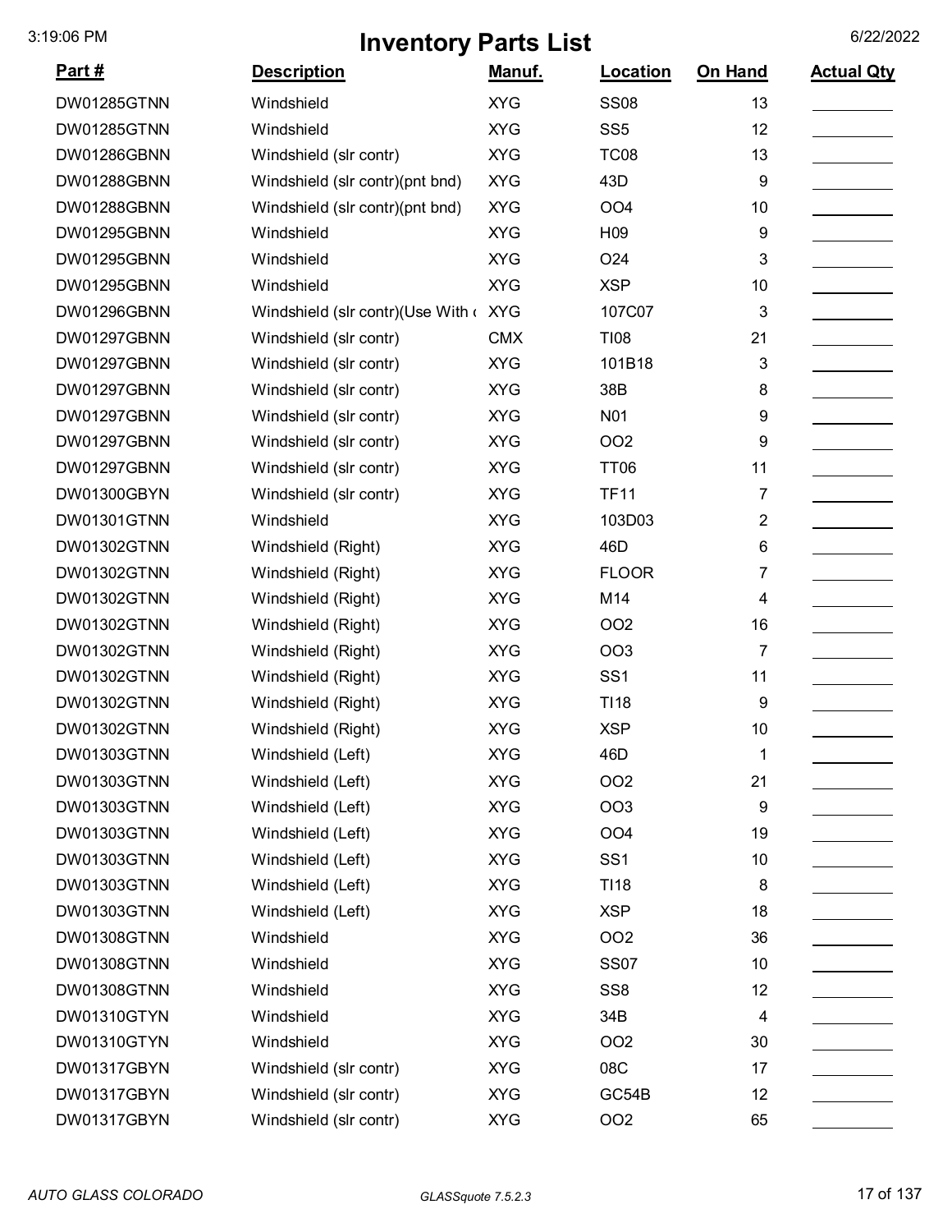# Inventory Parts List

| Part # | Description | Manuf. | Location | On Hand | Actual Qty |
|---|---|---|---|---|---|
| DW01285GTNN | Windshield | XYG | SS08 | 13 | |
| DW01285GTNN | Windshield | XYG | SS5 | 12 | |
| DW01286GBNN | Windshield (slr contr) | XYG | TC08 | 13 | |
| DW01288GBNN | Windshield (slr contr)(pnt bnd) | XYG | 43D | 9 | |
| DW01288GBNN | Windshield (slr contr)(pnt bnd) | XYG | OO4 | 10 | |
| DW01295GBNN | Windshield | XYG | H09 | 9 | |
| DW01295GBNN | Windshield | XYG | O24 | 3 | |
| DW01295GBNN | Windshield | XYG | XSP | 10 | |
| DW01296GBNN | Windshield (slr contr)(Use With ( | XYG | 107C07 | 3 | |
| DW01297GBNN | Windshield (slr contr) | CMX | TI08 | 21 | |
| DW01297GBNN | Windshield (slr contr) | XYG | 101B18 | 3 | |
| DW01297GBNN | Windshield (slr contr) | XYG | 38B | 8 | |
| DW01297GBNN | Windshield (slr contr) | XYG | N01 | 9 | |
| DW01297GBNN | Windshield (slr contr) | XYG | OO2 | 9 | |
| DW01297GBNN | Windshield (slr contr) | XYG | TT06 | 11 | |
| DW01300GBYN | Windshield (slr contr) | XYG | TF11 | 7 | |
| DW01301GTNN | Windshield | XYG | 103D03 | 2 | |
| DW01302GTNN | Windshield (Right) | XYG | 46D | 6 | |
| DW01302GTNN | Windshield (Right) | XYG | FLOOR | 7 | |
| DW01302GTNN | Windshield (Right) | XYG | M14 | 4 | |
| DW01302GTNN | Windshield (Right) | XYG | OO2 | 16 | |
| DW01302GTNN | Windshield (Right) | XYG | OO3 | 7 | |
| DW01302GTNN | Windshield (Right) | XYG | SS1 | 11 | |
| DW01302GTNN | Windshield (Right) | XYG | TI18 | 9 | |
| DW01302GTNN | Windshield (Right) | XYG | XSP | 10 | |
| DW01303GTNN | Windshield (Left) | XYG | 46D | 1 | |
| DW01303GTNN | Windshield (Left) | XYG | OO2 | 21 | |
| DW01303GTNN | Windshield (Left) | XYG | OO3 | 9 | |
| DW01303GTNN | Windshield (Left) | XYG | OO4 | 19 | |
| DW01303GTNN | Windshield (Left) | XYG | SS1 | 10 | |
| DW01303GTNN | Windshield (Left) | XYG | TI18 | 8 | |
| DW01303GTNN | Windshield (Left) | XYG | XSP | 18 | |
| DW01308GTNN | Windshield | XYG | OO2 | 36 | |
| DW01308GTNN | Windshield | XYG | SS07 | 10 | |
| DW01308GTNN | Windshield | XYG | SS8 | 12 | |
| DW01310GTYN | Windshield | XYG | 34B | 4 | |
| DW01310GTYN | Windshield | XYG | OO2 | 30 | |
| DW01317GBYN | Windshield (slr contr) | XYG | 08C | 17 | |
| DW01317GBYN | Windshield (slr contr) | XYG | GC54B | 12 | |
| DW01317GBYN | Windshield (slr contr) | XYG | OO2 | 65 | |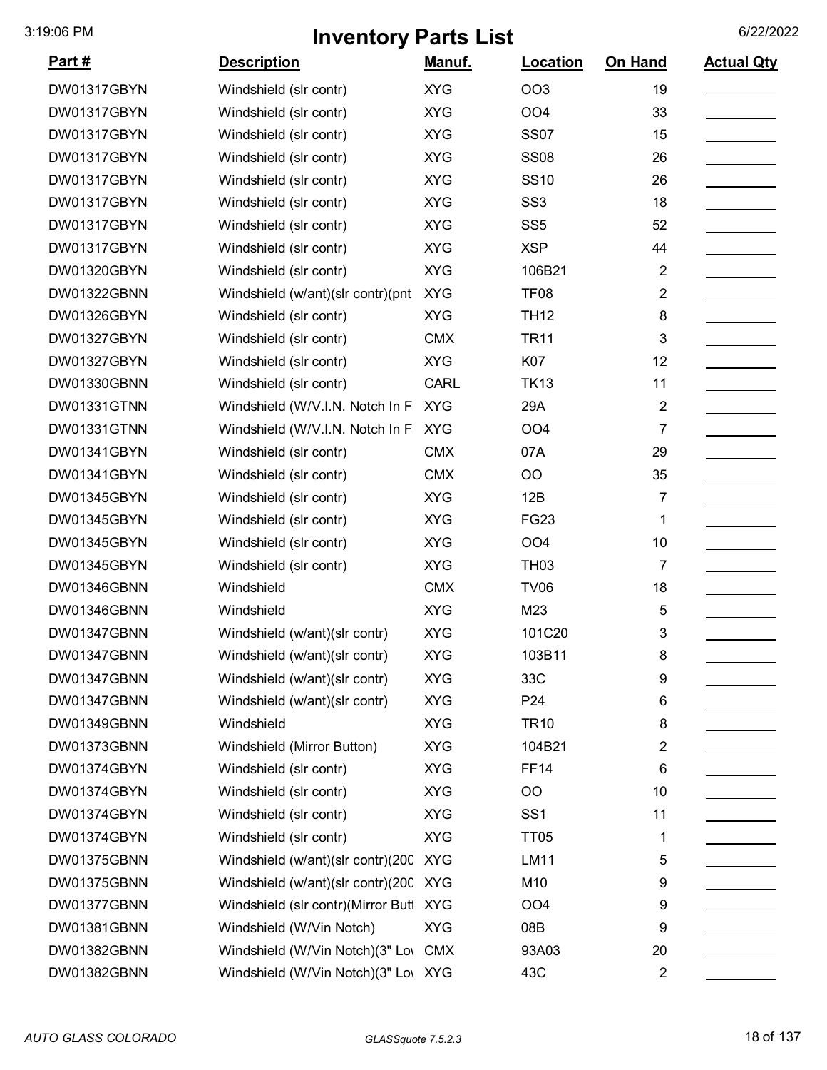# Inventory Parts List

| Part # | Description | Manuf. | Location | On Hand | Actual Qty |
|---|---|---|---|---|---|
| DW01317GBYN | Windshield (slr contr) | XYG | OO3 | 19 | |
| DW01317GBYN | Windshield (slr contr) | XYG | OO4 | 33 | |
| DW01317GBYN | Windshield (slr contr) | XYG | SS07 | 15 | |
| DW01317GBYN | Windshield (slr contr) | XYG | SS08 | 26 | |
| DW01317GBYN | Windshield (slr contr) | XYG | SS10 | 26 | |
| DW01317GBYN | Windshield (slr contr) | XYG | SS3 | 18 | |
| DW01317GBYN | Windshield (slr contr) | XYG | SS5 | 52 | |
| DW01317GBYN | Windshield (slr contr) | XYG | XSP | 44 | |
| DW01320GBYN | Windshield (slr contr) | XYG | 106B21 | 2 | |
| DW01322GBNN | Windshield (w/ant)(slr contr)(pnt | XYG | TF08 | 2 | |
| DW01326GBYN | Windshield (slr contr) | XYG | TH12 | 8 | |
| DW01327GBYN | Windshield (slr contr) | CMX | TR11 | 3 | |
| DW01327GBYN | Windshield (slr contr) | XYG | K07 | 12 | |
| DW01330GBNN | Windshield (slr contr) | CARL | TK13 | 11 | |
| DW01331GTNN | Windshield (W/V.I.N. Notch In Fi | XYG | 29A | 2 | |
| DW01331GTNN | Windshield (W/V.I.N. Notch In Fi | XYG | OO4 | 7 | |
| DW01341GBYN | Windshield (slr contr) | CMX | 07A | 29 | |
| DW01341GBYN | Windshield (slr contr) | CMX | OO | 35 | |
| DW01345GBYN | Windshield (slr contr) | XYG | 12B | 7 | |
| DW01345GBYN | Windshield (slr contr) | XYG | FG23 | 1 | |
| DW01345GBYN | Windshield (slr contr) | XYG | OO4 | 10 | |
| DW01345GBYN | Windshield (slr contr) | XYG | TH03 | 7 | |
| DW01346GBNN | Windshield | CMX | TV06 | 18 | |
| DW01346GBNN | Windshield | XYG | M23 | 5 | |
| DW01347GBNN | Windshield (w/ant)(slr contr) | XYG | 101C20 | 3 | |
| DW01347GBNN | Windshield (w/ant)(slr contr) | XYG | 103B11 | 8 | |
| DW01347GBNN | Windshield (w/ant)(slr contr) | XYG | 33C | 9 | |
| DW01347GBNN | Windshield (w/ant)(slr contr) | XYG | P24 | 6 | |
| DW01349GBNN | Windshield | XYG | TR10 | 8 | |
| DW01373GBNN | Windshield (Mirror Button) | XYG | 104B21 | 2 | |
| DW01374GBYN | Windshield (slr contr) | XYG | FF14 | 6 | |
| DW01374GBYN | Windshield (slr contr) | XYG | OO | 10 | |
| DW01374GBYN | Windshield (slr contr) | XYG | SS1 | 11 | |
| DW01374GBYN | Windshield (slr contr) | XYG | TT05 | 1 | |
| DW01375GBNN | Windshield (w/ant)(slr contr)(200 | XYG | LM11 | 5 | |
| DW01375GBNN | Windshield (w/ant)(slr contr)(200 | XYG | M10 | 9 | |
| DW01377GBNN | Windshield (slr contr)(Mirror Butt | XYG | OO4 | 9 | |
| DW01381GBNN | Windshield (W/Vin Notch) | XYG | 08B | 9 | |
| DW01382GBNN | Windshield (W/Vin Notch)(3" Lov | CMX | 93A03 | 20 | |
| DW01382GBNN | Windshield (W/Vin Notch)(3" Lov | XYG | 43C | 2 | |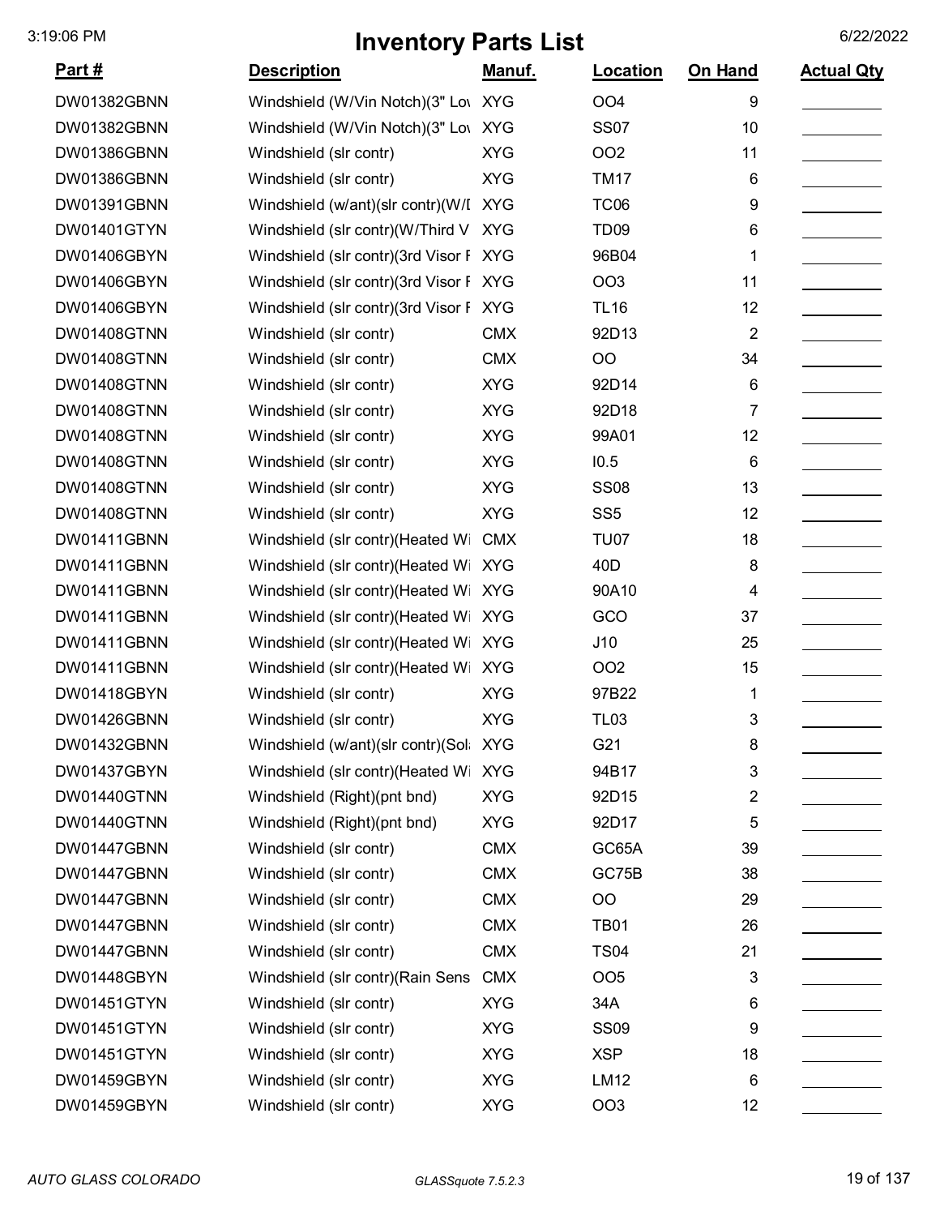# Inventory Parts List

| Part # | Description | Manuf. | Location | On Hand | Actual Qty |
|---|---|---|---|---|---|
| DW01382GBNN | Windshield (W/Vin Notch)(3" Lov | XYG | OO4 | 9 | |
| DW01382GBNN | Windshield (W/Vin Notch)(3" Lov | XYG | SS07 | 10 | |
| DW01386GBNN | Windshield (slr contr) | XYG | OO2 | 11 | |
| DW01386GBNN | Windshield (slr contr) | XYG | TM17 | 6 | |
| DW01391GBNN | Windshield (w/ant)(slr contr)(W/I | XYG | TC06 | 9 | |
| DW01401GTYN | Windshield (slr contr)(W/Third V | XYG | TD09 | 6 | |
| DW01406GBYN | Windshield (slr contr)(3rd Visor F | XYG | 96B04 | 1 | |
| DW01406GBYN | Windshield (slr contr)(3rd Visor F | XYG | OO3 | 11 | |
| DW01406GBYN | Windshield (slr contr)(3rd Visor F | XYG | TL16 | 12 | |
| DW01408GTNN | Windshield (slr contr) | CMX | 92D13 | 2 | |
| DW01408GTNN | Windshield (slr contr) | CMX | OO | 34 | |
| DW01408GTNN | Windshield (slr contr) | XYG | 92D14 | 6 | |
| DW01408GTNN | Windshield (slr contr) | XYG | 92D18 | 7 | |
| DW01408GTNN | Windshield (slr contr) | XYG | 99A01 | 12 | |
| DW01408GTNN | Windshield (slr contr) | XYG | I0.5 | 6 | |
| DW01408GTNN | Windshield (slr contr) | XYG | SS08 | 13 | |
| DW01408GTNN | Windshield (slr contr) | XYG | SS5 | 12 | |
| DW01411GBNN | Windshield (slr contr)(Heated Wi | CMX | TU07 | 18 | |
| DW01411GBNN | Windshield (slr contr)(Heated Wi | XYG | 40D | 8 | |
| DW01411GBNN | Windshield (slr contr)(Heated Wi | XYG | 90A10 | 4 | |
| DW01411GBNN | Windshield (slr contr)(Heated Wi | XYG | GCO | 37 | |
| DW01411GBNN | Windshield (slr contr)(Heated Wi | XYG | J10 | 25 | |
| DW01411GBNN | Windshield (slr contr)(Heated Wi | XYG | OO2 | 15 | |
| DW01418GBYN | Windshield (slr contr) | XYG | 97B22 | 1 | |
| DW01426GBNN | Windshield (slr contr) | XYG | TL03 | 3 | |
| DW01432GBNN | Windshield (w/ant)(slr contr)(Sol | XYG | G21 | 8 | |
| DW01437GBYN | Windshield (slr contr)(Heated Wi | XYG | 94B17 | 3 | |
| DW01440GTNN | Windshield (Right)(pnt bnd) | XYG | 92D15 | 2 | |
| DW01440GTNN | Windshield (Right)(pnt bnd) | XYG | 92D17 | 5 | |
| DW01447GBNN | Windshield (slr contr) | CMX | GC65A | 39 | |
| DW01447GBNN | Windshield (slr contr) | CMX | GC75B | 38 | |
| DW01447GBNN | Windshield (slr contr) | CMX | OO | 29 | |
| DW01447GBNN | Windshield (slr contr) | CMX | TB01 | 26 | |
| DW01447GBNN | Windshield (slr contr) | CMX | TS04 | 21 | |
| DW01448GBYN | Windshield (slr contr)(Rain Sens | CMX | OO5 | 3 | |
| DW01451GTYN | Windshield (slr contr) | XYG | 34A | 6 | |
| DW01451GTYN | Windshield (slr contr) | XYG | SS09 | 9 | |
| DW01451GTYN | Windshield (slr contr) | XYG | XSP | 18 | |
| DW01459GBYN | Windshield (slr contr) | XYG | LM12 | 6 | |
| DW01459GBYN | Windshield (slr contr) | XYG | OO3 | 12 | |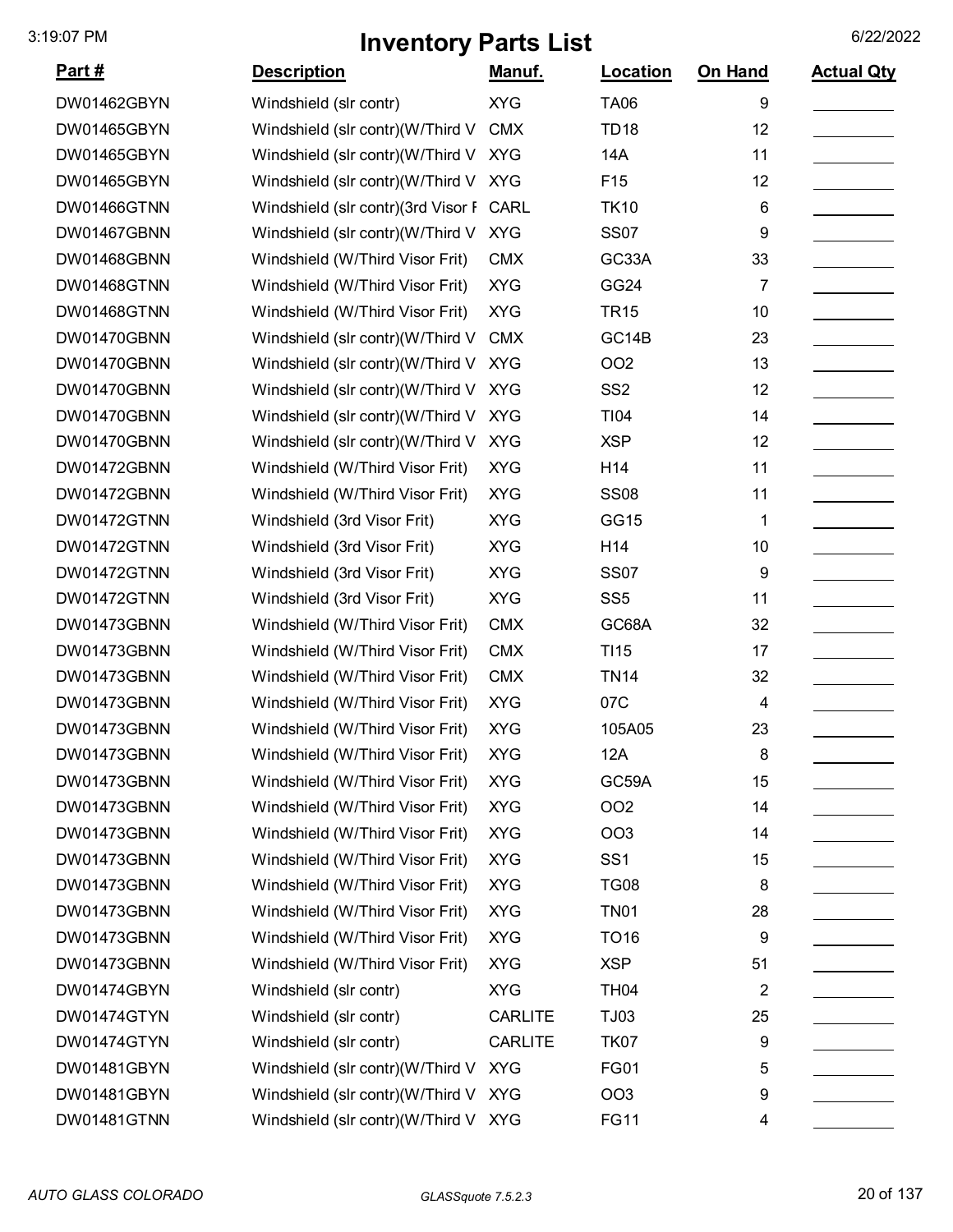# Inventory Parts List

3:19:07 PM 6/22/2022

| Part # | Description | Manuf. | Location | On Hand | Actual Qty |
|---|---|---|---|---|---|
| DW01462GBYN | Windshield (slr contr) | XYG | TA06 | 9 | |
| DW01465GBYN | Windshield (slr contr)(W/Third V | CMX | TD18 | 12 | |
| DW01465GBYN | Windshield (slr contr)(W/Third V | XYG | 14A | 11 | |
| DW01465GBYN | Windshield (slr contr)(W/Third V | XYG | F15 | 12 | |
| DW01466GTNN | Windshield (slr contr)(3rd Visor F | CARL | TK10 | 6 | |
| DW01467GBNN | Windshield (slr contr)(W/Third V | XYG | SS07 | 9 | |
| DW01468GBNN | Windshield (W/Third Visor Frit) | CMX | GC33A | 33 | |
| DW01468GTNN | Windshield (W/Third Visor Frit) | XYG | GG24 | 7 | |
| DW01468GTNN | Windshield (W/Third Visor Frit) | XYG | TR15 | 10 | |
| DW01470GBNN | Windshield (slr contr)(W/Third V | CMX | GC14B | 23 | |
| DW01470GBNN | Windshield (slr contr)(W/Third V | XYG | OO2 | 13 | |
| DW01470GBNN | Windshield (slr contr)(W/Third V | XYG | SS2 | 12 | |
| DW01470GBNN | Windshield (slr contr)(W/Third V | XYG | TI04 | 14 | |
| DW01470GBNN | Windshield (slr contr)(W/Third V | XYG | XSP | 12 | |
| DW01472GBNN | Windshield (W/Third Visor Frit) | XYG | H14 | 11 | |
| DW01472GBNN | Windshield (W/Third Visor Frit) | XYG | SS08 | 11 | |
| DW01472GTNN | Windshield (3rd Visor Frit) | XYG | GG15 | 1 | |
| DW01472GTNN | Windshield (3rd Visor Frit) | XYG | H14 | 10 | |
| DW01472GTNN | Windshield (3rd Visor Frit) | XYG | SS07 | 9 | |
| DW01472GTNN | Windshield (3rd Visor Frit) | XYG | SS5 | 11 | |
| DW01473GBNN | Windshield (W/Third Visor Frit) | CMX | GC68A | 32 | |
| DW01473GBNN | Windshield (W/Third Visor Frit) | CMX | TI15 | 17 | |
| DW01473GBNN | Windshield (W/Third Visor Frit) | CMX | TN14 | 32 | |
| DW01473GBNN | Windshield (W/Third Visor Frit) | XYG | 07C | 4 | |
| DW01473GBNN | Windshield (W/Third Visor Frit) | XYG | 105A05 | 23 | |
| DW01473GBNN | Windshield (W/Third Visor Frit) | XYG | 12A | 8 | |
| DW01473GBNN | Windshield (W/Third Visor Frit) | XYG | GC59A | 15 | |
| DW01473GBNN | Windshield (W/Third Visor Frit) | XYG | OO2 | 14 | |
| DW01473GBNN | Windshield (W/Third Visor Frit) | XYG | OO3 | 14 | |
| DW01473GBNN | Windshield (W/Third Visor Frit) | XYG | SS1 | 15 | |
| DW01473GBNN | Windshield (W/Third Visor Frit) | XYG | TG08 | 8 | |
| DW01473GBNN | Windshield (W/Third Visor Frit) | XYG | TN01 | 28 | |
| DW01473GBNN | Windshield (W/Third Visor Frit) | XYG | TO16 | 9 | |
| DW01473GBNN | Windshield (W/Third Visor Frit) | XYG | XSP | 51 | |
| DW01474GBYN | Windshield (slr contr) | XYG | TH04 | 2 | |
| DW01474GTYN | Windshield (slr contr) | CARLITE | TJ03 | 25 | |
| DW01474GTYN | Windshield (slr contr) | CARLITE | TK07 | 9 | |
| DW01481GBYN | Windshield (slr contr)(W/Third V | XYG | FG01 | 5 | |
| DW01481GBYN | Windshield (slr contr)(W/Third V | XYG | OO3 | 9 | |
| DW01481GTNN | Windshield (slr contr)(W/Third V | XYG | FG11 | 4 | |

*AUTO GLASS COLORADO* *GLASSquote 7.5.2.3*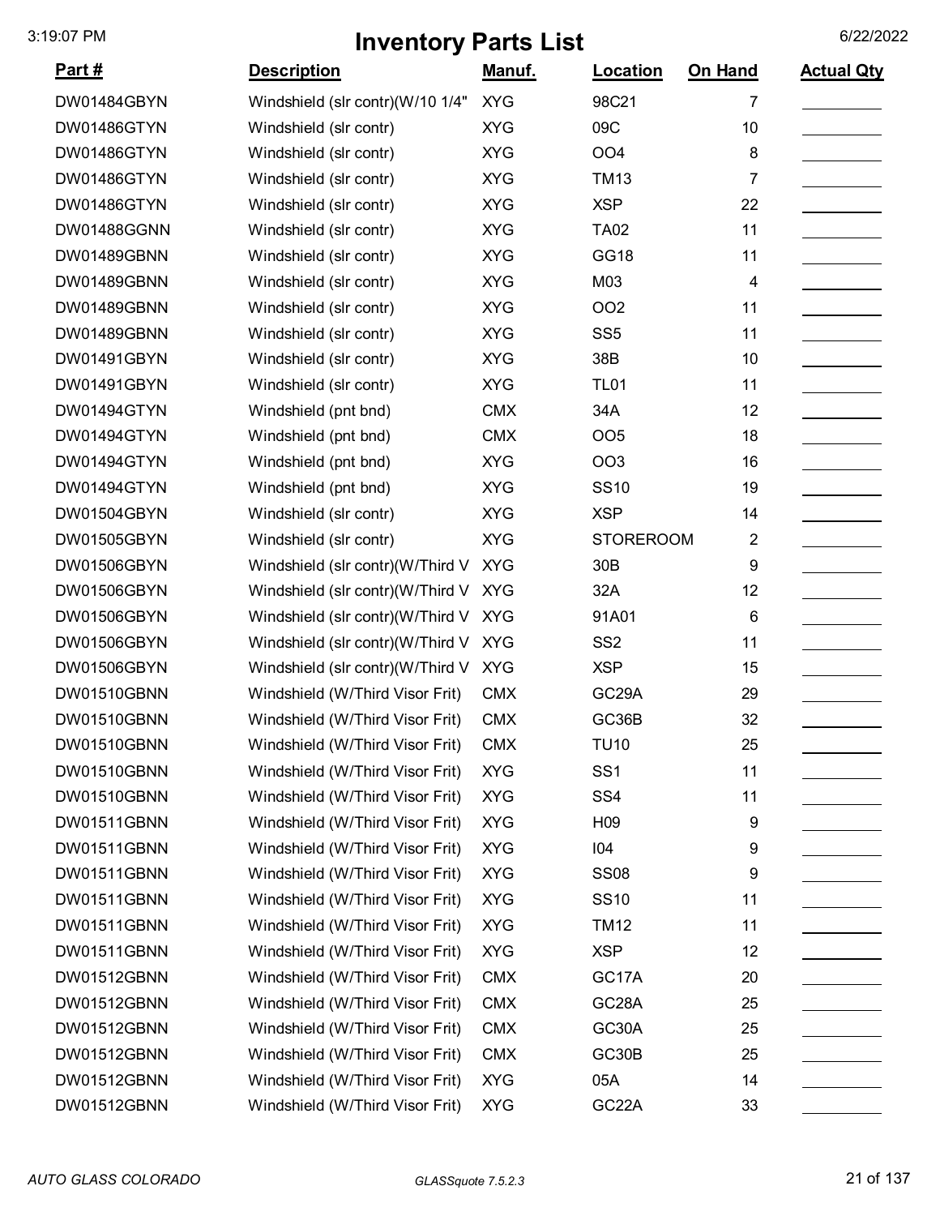# Inventory Parts List

3:19:07 PM 6/22/2022

| Part # | Description | Manuf. | Location | On Hand | Actual Qty |
|---|---|---|---|---|---|
| DW01484GBYN | Windshield (slr contr)(W/10 1/4" | XYG | 98C21 | 7 | |
| DW01486GTYN | Windshield (slr contr) | XYG | 09C | 10 | |
| DW01486GTYN | Windshield (slr contr) | XYG | OO4 | 8 | |
| DW01486GTYN | Windshield (slr contr) | XYG | TM13 | 7 | |
| DW01486GTYN | Windshield (slr contr) | XYG | XSP | 22 | |
| DW01488GGNN | Windshield (slr contr) | XYG | TA02 | 11 | |
| DW01489GBNN | Windshield (slr contr) | XYG | GG18 | 11 | |
| DW01489GBNN | Windshield (slr contr) | XYG | M03 | 4 | |
| DW01489GBNN | Windshield (slr contr) | XYG | OO2 | 11 | |
| DW01489GBNN | Windshield (slr contr) | XYG | SS5 | 11 | |
| DW01491GBYN | Windshield (slr contr) | XYG | 38B | 10 | |
| DW01491GBYN | Windshield (slr contr) | XYG | TL01 | 11 | |
| DW01494GTYN | Windshield (pnt bnd) | CMX | 34A | 12 | |
| DW01494GTYN | Windshield (pnt bnd) | CMX | OO5 | 18 | |
| DW01494GTYN | Windshield (pnt bnd) | XYG | OO3 | 16 | |
| DW01494GTYN | Windshield (pnt bnd) | XYG | SS10 | 19 | |
| DW01504GBYN | Windshield (slr contr) | XYG | XSP | 14 | |
| DW01505GBYN | Windshield (slr contr) | XYG | STOREROOM | 2 | |
| DW01506GBYN | Windshield (slr contr)(W/Third V | XYG | 30B | 9 | |
| DW01506GBYN | Windshield (slr contr)(W/Third V | XYG | 32A | 12 | |
| DW01506GBYN | Windshield (slr contr)(W/Third V | XYG | 91A01 | 6 | |
| DW01506GBYN | Windshield (slr contr)(W/Third V | XYG | SS2 | 11 | |
| DW01506GBYN | Windshield (slr contr)(W/Third V | XYG | XSP | 15 | |
| DW01510GBNN | Windshield (W/Third Visor Frit) | CMX | GC29A | 29 | |
| DW01510GBNN | Windshield (W/Third Visor Frit) | CMX | GC36B | 32 | |
| DW01510GBNN | Windshield (W/Third Visor Frit) | CMX | TU10 | 25 | |
| DW01510GBNN | Windshield (W/Third Visor Frit) | XYG | SS1 | 11 | |
| DW01510GBNN | Windshield (W/Third Visor Frit) | XYG | SS4 | 11 | |
| DW01511GBNN | Windshield (W/Third Visor Frit) | XYG | H09 | 9 | |
| DW01511GBNN | Windshield (W/Third Visor Frit) | XYG | I04 | 9 | |
| DW01511GBNN | Windshield (W/Third Visor Frit) | XYG | SS08 | 9 | |
| DW01511GBNN | Windshield (W/Third Visor Frit) | XYG | SS10 | 11 | |
| DW01511GBNN | Windshield (W/Third Visor Frit) | XYG | TM12 | 11 | |
| DW01511GBNN | Windshield (W/Third Visor Frit) | XYG | XSP | 12 | |
| DW01512GBNN | Windshield (W/Third Visor Frit) | CMX | GC17A | 20 | |
| DW01512GBNN | Windshield (W/Third Visor Frit) | CMX | GC28A | 25 | |
| DW01512GBNN | Windshield (W/Third Visor Frit) | CMX | GC30A | 25 | |
| DW01512GBNN | Windshield (W/Third Visor Frit) | CMX | GC30B | 25 | |
| DW01512GBNN | Windshield (W/Third Visor Frit) | XYG | 05A | 14 | |
| DW01512GBNN | Windshield (W/Third Visor Frit) | XYG | GC22A | 33 | |

*AUTO GLASS COLORADO* *GLASSquote 7.5.2.3*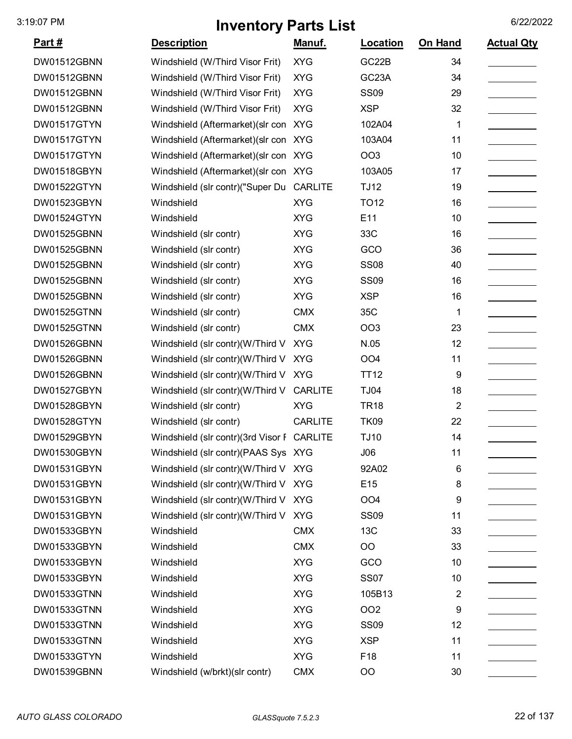# Inventory Parts List

| Part # | Description | Manuf. | Location | On Hand | Actual Qty |
|---|---|---|---|---|---|
| DW01512GBNN | Windshield (W/Third Visor Frit) | XYG | GC22B | 34 | |
| DW01512GBNN | Windshield (W/Third Visor Frit) | XYG | GC23A | 34 | |
| DW01512GBNN | Windshield (W/Third Visor Frit) | XYG | SS09 | 29 | |
| DW01512GBNN | Windshield (W/Third Visor Frit) | XYG | XSP | 32 | |
| DW01517GTYN | Windshield (Aftermarket)(slr con | XYG | 102A04 | 1 | |
| DW01517GTYN | Windshield (Aftermarket)(slr con | XYG | 103A04 | 11 | |
| DW01517GTYN | Windshield (Aftermarket)(slr con | XYG | OO3 | 10 | |
| DW01518GBYN | Windshield (Aftermarket)(slr con | XYG | 103A05 | 17 | |
| DW01522GTYN | Windshield (slr contr)("Super Du | CARLITE | TJ12 | 19 | |
| DW01523GBYN | Windshield | XYG | TO12 | 16 | |
| DW01524GTYN | Windshield | XYG | E11 | 10 | |
| DW01525GBNN | Windshield (slr contr) | XYG | 33C | 16 | |
| DW01525GBNN | Windshield (slr contr) | XYG | GCO | 36 | |
| DW01525GBNN | Windshield (slr contr) | XYG | SS08 | 40 | |
| DW01525GBNN | Windshield (slr contr) | XYG | SS09 | 16 | |
| DW01525GBNN | Windshield (slr contr) | XYG | XSP | 16 | |
| DW01525GTNN | Windshield (slr contr) | CMX | 35C | 1 | |
| DW01525GTNN | Windshield (slr contr) | CMX | OO3 | 23 | |
| DW01526GBNN | Windshield (slr contr)(W/Third V | XYG | N.05 | 12 | |
| DW01526GBNN | Windshield (slr contr)(W/Third V | XYG | OO4 | 11 | |
| DW01526GBNN | Windshield (slr contr)(W/Third V | XYG | TT12 | 9 | |
| DW01527GBYN | Windshield (slr contr)(W/Third V | CARLITE | TJ04 | 18 | |
| DW01528GBYN | Windshield (slr contr) | XYG | TR18 | 2 | |
| DW01528GTYN | Windshield (slr contr) | CARLITE | TK09 | 22 | |
| DW01529GBYN | Windshield (slr contr)(3rd Visor F | CARLITE | TJ10 | 14 | |
| DW01530GBYN | Windshield (slr contr)(PAAS Sys | XYG | J06 | 11 | |
| DW01531GBYN | Windshield (slr contr)(W/Third V | XYG | 92A02 | 6 | |
| DW01531GBYN | Windshield (slr contr)(W/Third V | XYG | E15 | 8 | |
| DW01531GBYN | Windshield (slr contr)(W/Third V | XYG | OO4 | 9 | |
| DW01531GBYN | Windshield (slr contr)(W/Third V | XYG | SS09 | 11 | |
| DW01533GBYN | Windshield | CMX | 13C | 33 | |
| DW01533GBYN | Windshield | CMX | OO | 33 | |
| DW01533GBYN | Windshield | XYG | GCO | 10 | |
| DW01533GBYN | Windshield | XYG | SS07 | 10 | |
| DW01533GTNN | Windshield | XYG | 105B13 | 2 | |
| DW01533GTNN | Windshield | XYG | OO2 | 9 | |
| DW01533GTNN | Windshield | XYG | SS09 | 12 | |
| DW01533GTNN | Windshield | XYG | XSP | 11 | |
| DW01533GTYN | Windshield | XYG | F18 | 11 | |
| DW01539GBNN | Windshield (w/brkt)(slr contr) | CMX | OO | 30 | |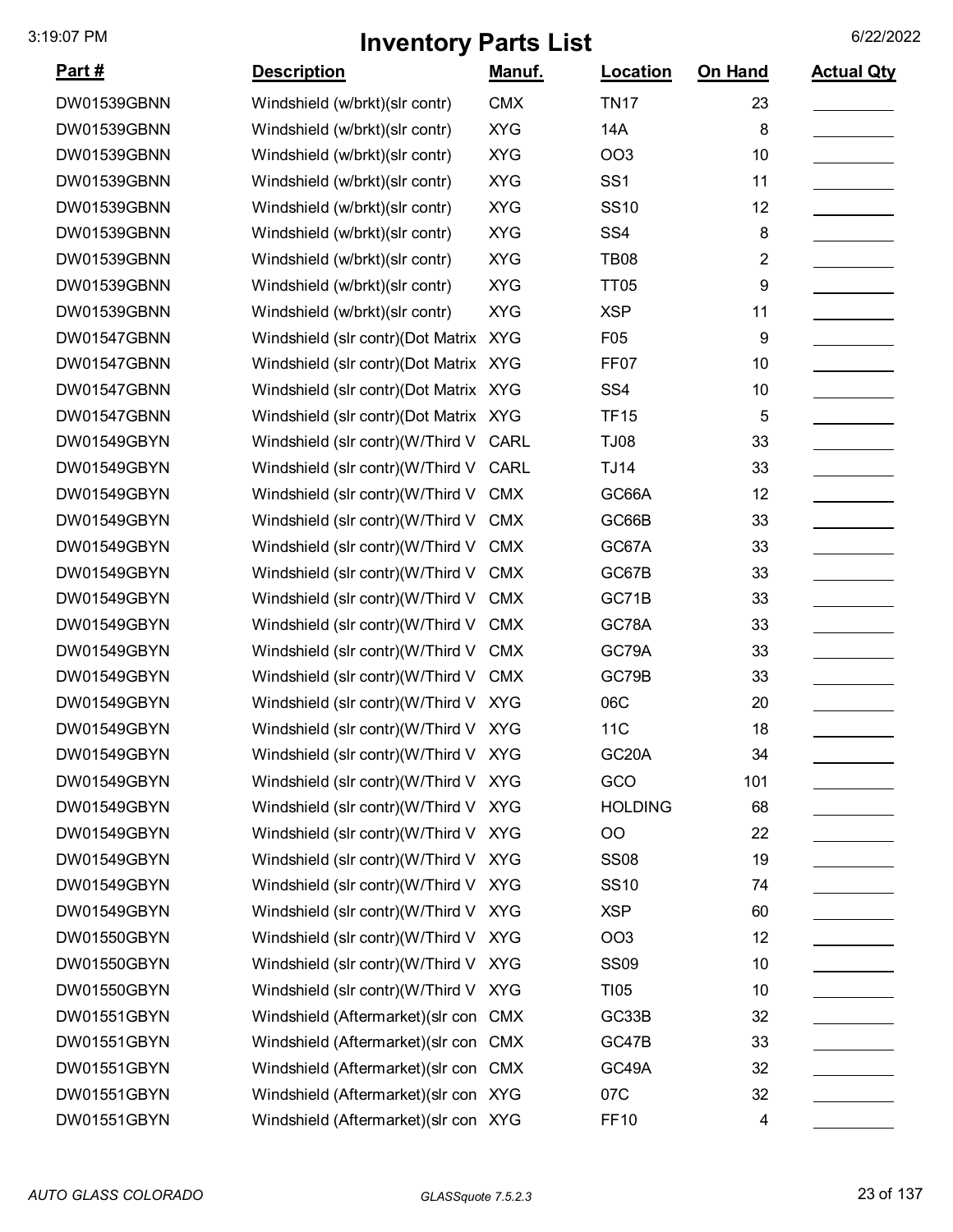# Inventory Parts List

| Part # | Description | Manuf. | Location | On Hand | Actual Qty |
|---|---|---|---|---|---|
| DW01539GBNN | Windshield (w/brkt)(slr contr) | CMX | TN17 | 23 | |
| DW01539GBNN | Windshield (w/brkt)(slr contr) | XYG | 14A | 8 | |
| DW01539GBNN | Windshield (w/brkt)(slr contr) | XYG | OO3 | 10 | |
| DW01539GBNN | Windshield (w/brkt)(slr contr) | XYG | SS1 | 11 | |
| DW01539GBNN | Windshield (w/brkt)(slr contr) | XYG | SS10 | 12 | |
| DW01539GBNN | Windshield (w/brkt)(slr contr) | XYG | SS4 | 8 | |
| DW01539GBNN | Windshield (w/brkt)(slr contr) | XYG | TB08 | 2 | |
| DW01539GBNN | Windshield (w/brkt)(slr contr) | XYG | TT05 | 9 | |
| DW01539GBNN | Windshield (w/brkt)(slr contr) | XYG | XSP | 11 | |
| DW01547GBNN | Windshield (slr contr)(Dot Matrix | XYG | F05 | 9 | |
| DW01547GBNN | Windshield (slr contr)(Dot Matrix | XYG | FF07 | 10 | |
| DW01547GBNN | Windshield (slr contr)(Dot Matrix | XYG | SS4 | 10 | |
| DW01547GBNN | Windshield (slr contr)(Dot Matrix | XYG | TF15 | 5 | |
| DW01549GBYN | Windshield (slr contr)(W/Third V | CARL | TJ08 | 33 | |
| DW01549GBYN | Windshield (slr contr)(W/Third V | CARL | TJ14 | 33 | |
| DW01549GBYN | Windshield (slr contr)(W/Third V | CMX | GC66A | 12 | |
| DW01549GBYN | Windshield (slr contr)(W/Third V | CMX | GC66B | 33 | |
| DW01549GBYN | Windshield (slr contr)(W/Third V | CMX | GC67A | 33 | |
| DW01549GBYN | Windshield (slr contr)(W/Third V | CMX | GC67B | 33 | |
| DW01549GBYN | Windshield (slr contr)(W/Third V | CMX | GC71B | 33 | |
| DW01549GBYN | Windshield (slr contr)(W/Third V | CMX | GC78A | 33 | |
| DW01549GBYN | Windshield (slr contr)(W/Third V | CMX | GC79A | 33 | |
| DW01549GBYN | Windshield (slr contr)(W/Third V | CMX | GC79B | 33 | |
| DW01549GBYN | Windshield (slr contr)(W/Third V | XYG | 06C | 20 | |
| DW01549GBYN | Windshield (slr contr)(W/Third V | XYG | 11C | 18 | |
| DW01549GBYN | Windshield (slr contr)(W/Third V | XYG | GC20A | 34 | |
| DW01549GBYN | Windshield (slr contr)(W/Third V | XYG | GCO | 101 | |
| DW01549GBYN | Windshield (slr contr)(W/Third V | XYG | HOLDING | 68 | |
| DW01549GBYN | Windshield (slr contr)(W/Third V | XYG | OO | 22 | |
| DW01549GBYN | Windshield (slr contr)(W/Third V | XYG | SS08 | 19 | |
| DW01549GBYN | Windshield (slr contr)(W/Third V | XYG | SS10 | 74 | |
| DW01549GBYN | Windshield (slr contr)(W/Third V | XYG | XSP | 60 | |
| DW01550GBYN | Windshield (slr contr)(W/Third V | XYG | OO3 | 12 | |
| DW01550GBYN | Windshield (slr contr)(W/Third V | XYG | SS09 | 10 | |
| DW01550GBYN | Windshield (slr contr)(W/Third V | XYG | TI05 | 10 | |
| DW01551GBYN | Windshield (Aftermarket)(slr con | CMX | GC33B | 32 | |
| DW01551GBYN | Windshield (Aftermarket)(slr con | CMX | GC47B | 33 | |
| DW01551GBYN | Windshield (Aftermarket)(slr con | CMX | GC49A | 32 | |
| DW01551GBYN | Windshield (Aftermarket)(slr con | XYG | 07C | 32 | |
| DW01551GBYN | Windshield (Aftermarket)(slr con | XYG | FF10 | 4 | |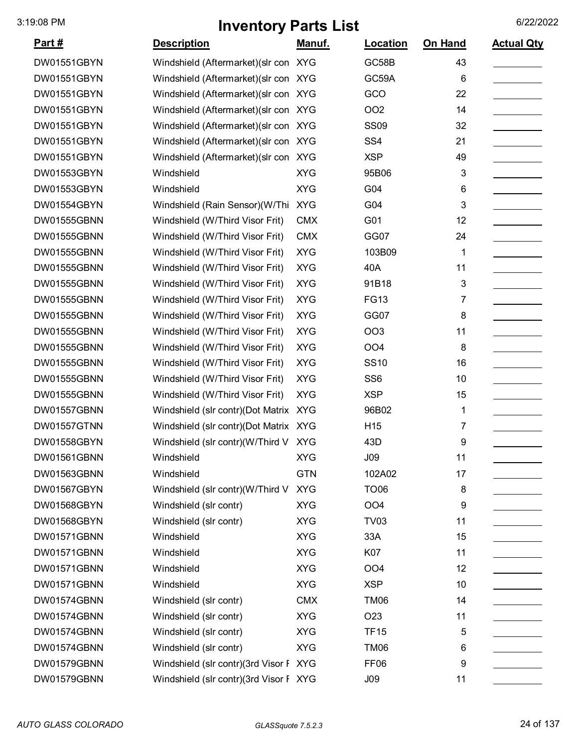# Inventory Parts List

| Part # | Description | Manuf. | Location | On Hand | Actual Qty |
|---|---|---|---|---|---|
| DW01551GBYN | Windshield (Aftermarket)(slr con | XYG | GC58B | 43 | |
| DW01551GBYN | Windshield (Aftermarket)(slr con | XYG | GC59A | 6 | |
| DW01551GBYN | Windshield (Aftermarket)(slr con | XYG | GCO | 22 | |
| DW01551GBYN | Windshield (Aftermarket)(slr con | XYG | OO2 | 14 | |
| DW01551GBYN | Windshield (Aftermarket)(slr con | XYG | SS09 | 32 | |
| DW01551GBYN | Windshield (Aftermarket)(slr con | XYG | SS4 | 21 | |
| DW01551GBYN | Windshield (Aftermarket)(slr con | XYG | XSP | 49 | |
| DW01553GBYN | Windshield | XYG | 95B06 | 3 | |
| DW01553GBYN | Windshield | XYG | G04 | 6 | |
| DW01554GBYN | Windshield (Rain Sensor)(W/Thi | XYG | G04 | 3 | |
| DW01555GBNN | Windshield (W/Third Visor Frit) | CMX | G01 | 12 | |
| DW01555GBNN | Windshield (W/Third Visor Frit) | CMX | GG07 | 24 | |
| DW01555GBNN | Windshield (W/Third Visor Frit) | XYG | 103B09 | 1 | |
| DW01555GBNN | Windshield (W/Third Visor Frit) | XYG | 40A | 11 | |
| DW01555GBNN | Windshield (W/Third Visor Frit) | XYG | 91B18 | 3 | |
| DW01555GBNN | Windshield (W/Third Visor Frit) | XYG | FG13 | 7 | |
| DW01555GBNN | Windshield (W/Third Visor Frit) | XYG | GG07 | 8 | |
| DW01555GBNN | Windshield (W/Third Visor Frit) | XYG | OO3 | 11 | |
| DW01555GBNN | Windshield (W/Third Visor Frit) | XYG | OO4 | 8 | |
| DW01555GBNN | Windshield (W/Third Visor Frit) | XYG | SS10 | 16 | |
| DW01555GBNN | Windshield (W/Third Visor Frit) | XYG | SS6 | 10 | |
| DW01555GBNN | Windshield (W/Third Visor Frit) | XYG | XSP | 15 | |
| DW01557GBNN | Windshield (slr contr)(Dot Matrix | XYG | 96B02 | 1 | |
| DW01557GTNN | Windshield (slr contr)(Dot Matrix | XYG | H15 | 7 | |
| DW01558GBYN | Windshield (slr contr)(W/Third V | XYG | 43D | 9 | |
| DW01561GBNN | Windshield | XYG | J09 | 11 | |
| DW01563GBNN | Windshield | GTN | 102A02 | 17 | |
| DW01567GBYN | Windshield (slr contr)(W/Third V | XYG | TO06 | 8 | |
| DW01568GBYN | Windshield (slr contr) | XYG | OO4 | 9 | |
| DW01568GBYN | Windshield (slr contr) | XYG | TV03 | 11 | |
| DW01571GBNN | Windshield | XYG | 33A | 15 | |
| DW01571GBNN | Windshield | XYG | K07 | 11 | |
| DW01571GBNN | Windshield | XYG | OO4 | 12 | |
| DW01571GBNN | Windshield | XYG | XSP | 10 | |
| DW01574GBNN | Windshield (slr contr) | CMX | TM06 | 14 | |
| DW01574GBNN | Windshield (slr contr) | XYG | O23 | 11 | |
| DW01574GBNN | Windshield (slr contr) | XYG | TF15 | 5 | |
| DW01574GBNN | Windshield (slr contr) | XYG | TM06 | 6 | |
| DW01579GBNN | Windshield (slr contr)(3rd Visor F | XYG | FF06 | 9 | |
| DW01579GBNN | Windshield (slr contr)(3rd Visor F | XYG | J09 | 11 | |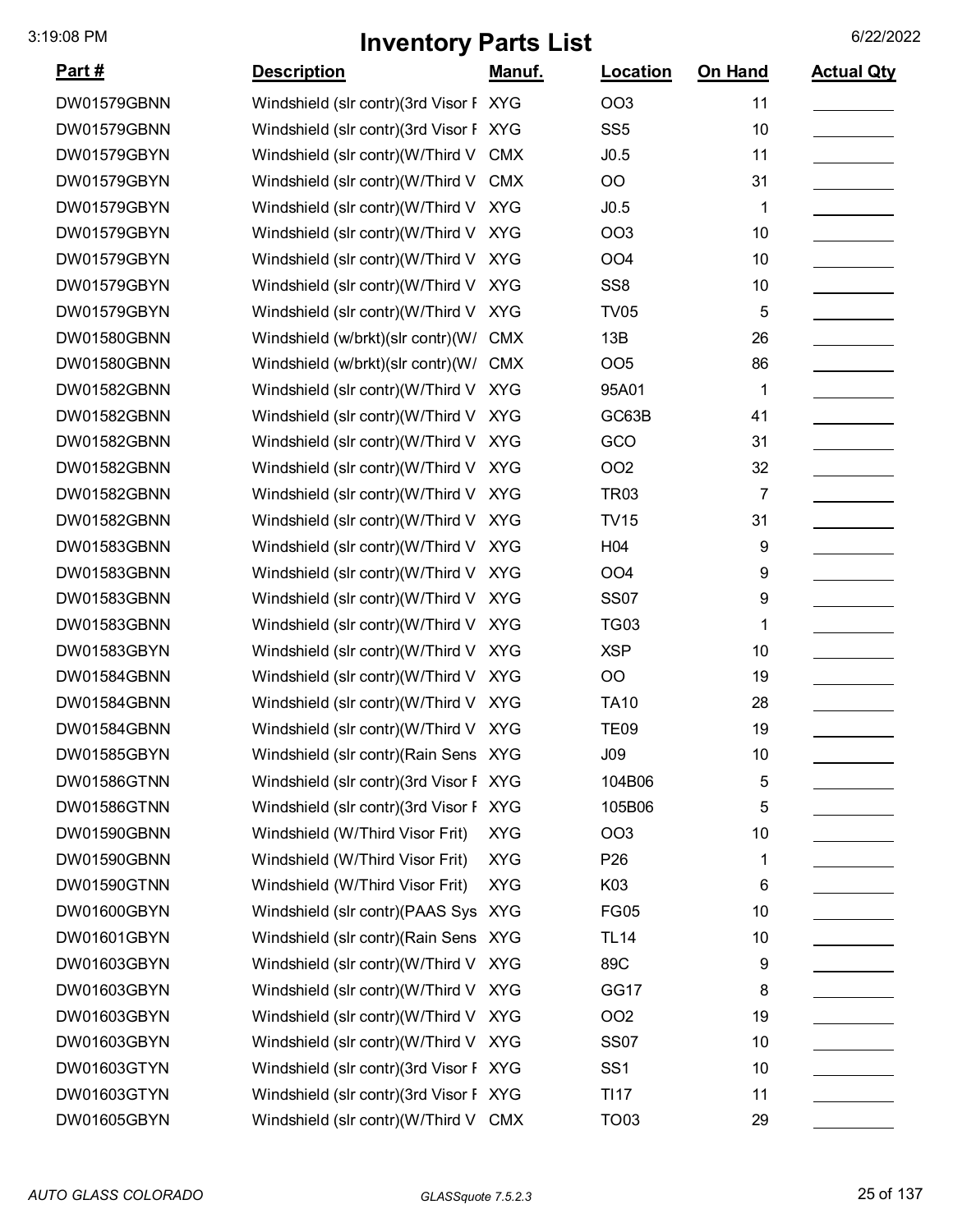# Inventory Parts List

| Part # | Description | Manuf. | Location | On Hand | Actual Qty |
|---|---|---|---|---|---|
| DW01579GBNN | Windshield (slr contr)(3rd Visor F | XYG | OO3 | 11 | |
| DW01579GBNN | Windshield (slr contr)(3rd Visor F | XYG | SS5 | 10 | |
| DW01579GBYN | Windshield (slr contr)(W/Third V | CMX | J0.5 | 11 | |
| DW01579GBYN | Windshield (slr contr)(W/Third V | CMX | OO | 31 | |
| DW01579GBYN | Windshield (slr contr)(W/Third V | XYG | J0.5 | 1 | |
| DW01579GBYN | Windshield (slr contr)(W/Third V | XYG | OO3 | 10 | |
| DW01579GBYN | Windshield (slr contr)(W/Third V | XYG | OO4 | 10 | |
| DW01579GBYN | Windshield (slr contr)(W/Third V | XYG | SS8 | 10 | |
| DW01579GBYN | Windshield (slr contr)(W/Third V | XYG | TV05 | 5 | |
| DW01580GBNN | Windshield (w/brkt)(slr contr)(W/ | CMX | 13B | 26 | |
| DW01580GBNN | Windshield (w/brkt)(slr contr)(W/ | CMX | OO5 | 86 | |
| DW01582GBNN | Windshield (slr contr)(W/Third V | XYG | 95A01 | 1 | |
| DW01582GBNN | Windshield (slr contr)(W/Third V | XYG | GC63B | 41 | |
| DW01582GBNN | Windshield (slr contr)(W/Third V | XYG | GCO | 31 | |
| DW01582GBNN | Windshield (slr contr)(W/Third V | XYG | OO2 | 32 | |
| DW01582GBNN | Windshield (slr contr)(W/Third V | XYG | TR03 | 7 | |
| DW01582GBNN | Windshield (slr contr)(W/Third V | XYG | TV15 | 31 | |
| DW01583GBNN | Windshield (slr contr)(W/Third V | XYG | H04 | 9 | |
| DW01583GBNN | Windshield (slr contr)(W/Third V | XYG | OO4 | 9 | |
| DW01583GBNN | Windshield (slr contr)(W/Third V | XYG | SS07 | 9 | |
| DW01583GBNN | Windshield (slr contr)(W/Third V | XYG | TG03 | 1 | |
| DW01583GBYN | Windshield (slr contr)(W/Third V | XYG | XSP | 10 | |
| DW01584GBNN | Windshield (slr contr)(W/Third V | XYG | OO | 19 | |
| DW01584GBNN | Windshield (slr contr)(W/Third V | XYG | TA10 | 28 | |
| DW01584GBNN | Windshield (slr contr)(W/Third V | XYG | TE09 | 19 | |
| DW01585GBYN | Windshield (slr contr)(Rain Sens | XYG | J09 | 10 | |
| DW01586GTNN | Windshield (slr contr)(3rd Visor F | XYG | 104B06 | 5 | |
| DW01586GTNN | Windshield (slr contr)(3rd Visor F | XYG | 105B06 | 5 | |
| DW01590GBNN | Windshield (W/Third Visor Frit) | XYG | OO3 | 10 | |
| DW01590GBNN | Windshield (W/Third Visor Frit) | XYG | P26 | 1 | |
| DW01590GTNN | Windshield (W/Third Visor Frit) | XYG | K03 | 6 | |
| DW01600GBYN | Windshield (slr contr)(PAAS Sys | XYG | FG05 | 10 | |
| DW01601GBYN | Windshield (slr contr)(Rain Sens | XYG | TL14 | 10 | |
| DW01603GBYN | Windshield (slr contr)(W/Third V | XYG | 89C | 9 | |
| DW01603GBYN | Windshield (slr contr)(W/Third V | XYG | GG17 | 8 | |
| DW01603GBYN | Windshield (slr contr)(W/Third V | XYG | OO2 | 19 | |
| DW01603GBYN | Windshield (slr contr)(W/Third V | XYG | SS07 | 10 | |
| DW01603GTYN | Windshield (slr contr)(3rd Visor F | XYG | SS1 | 10 | |
| DW01603GTYN | Windshield (slr contr)(3rd Visor F | XYG | TI17 | 11 | |
| DW01605GBYN | Windshield (slr contr)(W/Third V | CMX | TO03 | 29 | |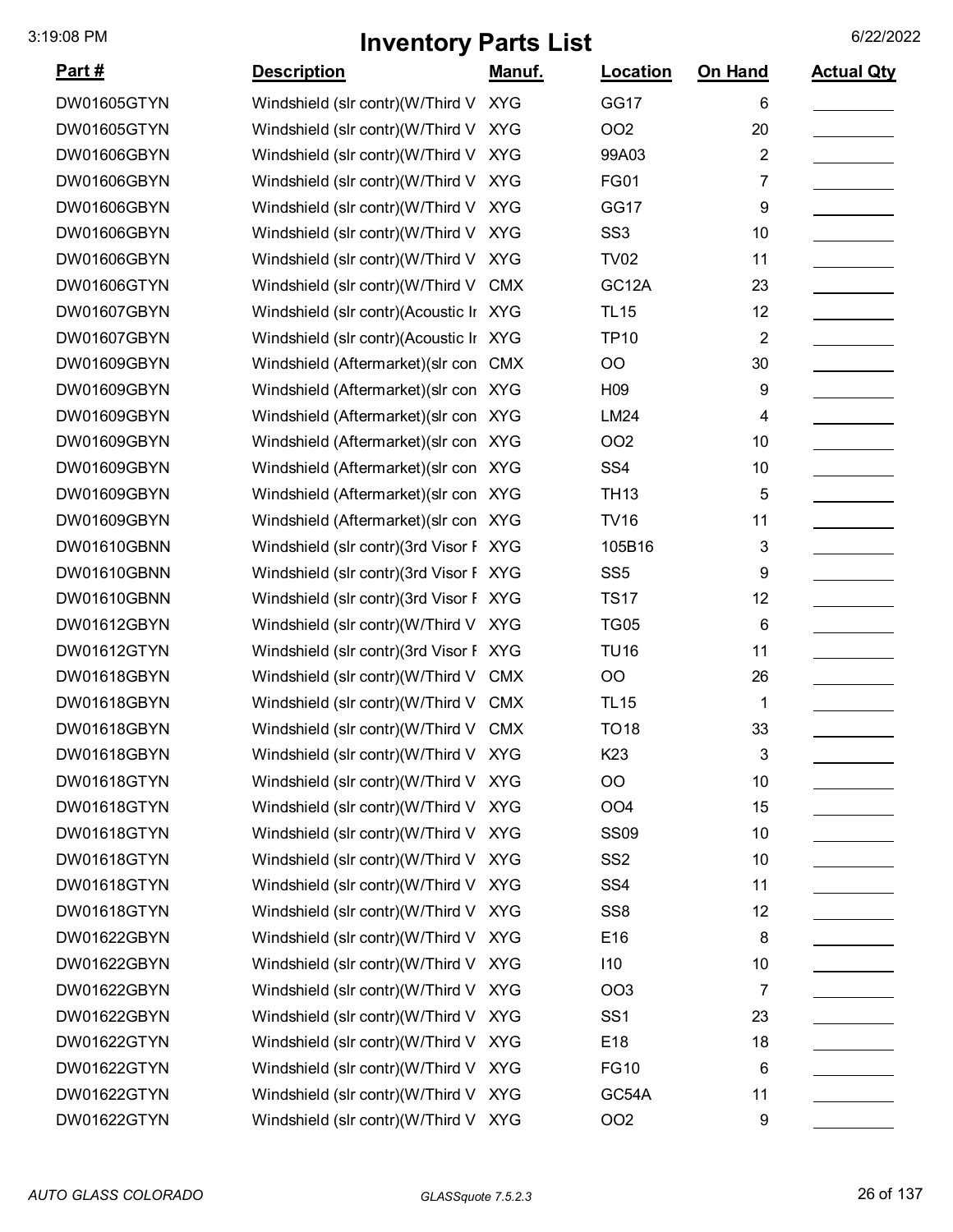# Inventory Parts List

| Part # | Description | Manuf. | Location | On Hand | Actual Qty |
|---|---|---|---|---|---|
| DW01605GTYN | Windshield (slr contr)(W/Third V | XYG | GG17 | 6 | |
| DW01605GTYN | Windshield (slr contr)(W/Third V | XYG | OO2 | 20 | |
| DW01606GBYN | Windshield (slr contr)(W/Third V | XYG | 99A03 | 2 | |
| DW01606GBYN | Windshield (slr contr)(W/Third V | XYG | FG01 | 7 | |
| DW01606GBYN | Windshield (slr contr)(W/Third V | XYG | GG17 | 9 | |
| DW01606GBYN | Windshield (slr contr)(W/Third V | XYG | SS3 | 10 | |
| DW01606GBYN | Windshield (slr contr)(W/Third V | XYG | TV02 | 11 | |
| DW01606GTYN | Windshield (slr contr)(W/Third V | CMX | GC12A | 23 | |
| DW01607GBYN | Windshield (slr contr)(Acoustic Ir | XYG | TL15 | 12 | |
| DW01607GBYN | Windshield (slr contr)(Acoustic Ir | XYG | TP10 | 2 | |
| DW01609GBYN | Windshield (Aftermarket)(slr con | CMX | OO | 30 | |
| DW01609GBYN | Windshield (Aftermarket)(slr con | XYG | H09 | 9 | |
| DW01609GBYN | Windshield (Aftermarket)(slr con | XYG | LM24 | 4 | |
| DW01609GBYN | Windshield (Aftermarket)(slr con | XYG | OO2 | 10 | |
| DW01609GBYN | Windshield (Aftermarket)(slr con | XYG | SS4 | 10 | |
| DW01609GBYN | Windshield (Aftermarket)(slr con | XYG | TH13 | 5 | |
| DW01609GBYN | Windshield (Aftermarket)(slr con | XYG | TV16 | 11 | |
| DW01610GBNN | Windshield (slr contr)(3rd Visor F | XYG | 105B16 | 3 | |
| DW01610GBNN | Windshield (slr contr)(3rd Visor F | XYG | SS5 | 9 | |
| DW01610GBNN | Windshield (slr contr)(3rd Visor F | XYG | TS17 | 12 | |
| DW01612GBYN | Windshield (slr contr)(W/Third V | XYG | TG05 | 6 | |
| DW01612GTYN | Windshield (slr contr)(3rd Visor F | XYG | TU16 | 11 | |
| DW01618GBYN | Windshield (slr contr)(W/Third V | CMX | OO | 26 | |
| DW01618GBYN | Windshield (slr contr)(W/Third V | CMX | TL15 | 1 | |
| DW01618GBYN | Windshield (slr contr)(W/Third V | CMX | TO18 | 33 | |
| DW01618GBYN | Windshield (slr contr)(W/Third V | XYG | K23 | 3 | |
| DW01618GTYN | Windshield (slr contr)(W/Third V | XYG | OO | 10 | |
| DW01618GTYN | Windshield (slr contr)(W/Third V | XYG | OO4 | 15 | |
| DW01618GTYN | Windshield (slr contr)(W/Third V | XYG | SS09 | 10 | |
| DW01618GTYN | Windshield (slr contr)(W/Third V | XYG | SS2 | 10 | |
| DW01618GTYN | Windshield (slr contr)(W/Third V | XYG | SS4 | 11 | |
| DW01618GTYN | Windshield (slr contr)(W/Third V | XYG | SS8 | 12 | |
| DW01622GBYN | Windshield (slr contr)(W/Third V | XYG | E16 | 8 | |
| DW01622GBYN | Windshield (slr contr)(W/Third V | XYG | I10 | 10 | |
| DW01622GBYN | Windshield (slr contr)(W/Third V | XYG | OO3 | 7 | |
| DW01622GBYN | Windshield (slr contr)(W/Third V | XYG | SS1 | 23 | |
| DW01622GTYN | Windshield (slr contr)(W/Third V | XYG | E18 | 18 | |
| DW01622GTYN | Windshield (slr contr)(W/Third V | XYG | FG10 | 6 | |
| DW01622GTYN | Windshield (slr contr)(W/Third V | XYG | GC54A | 11 | |
| DW01622GTYN | Windshield (slr contr)(W/Third V | XYG | OO2 | 9 | |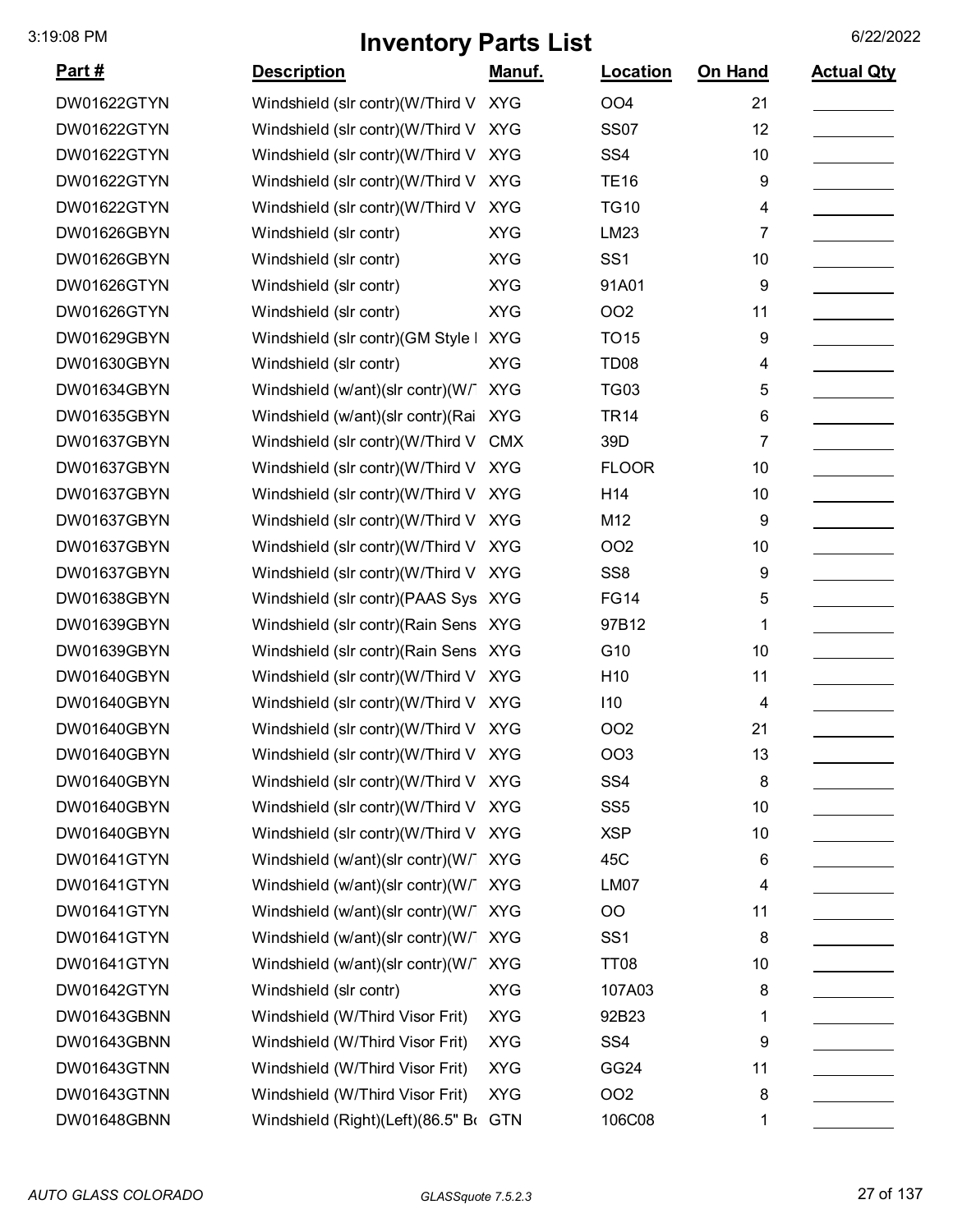# Inventory Parts List

| Part # | Description | Manuf. | Location | On Hand | Actual Qty |
|---|---|---|---|---|---|
| DW01622GTYN | Windshield (slr contr)(W/Third V | XYG | OO4 | 21 | |
| DW01622GTYN | Windshield (slr contr)(W/Third V | XYG | SS07 | 12 | |
| DW01622GTYN | Windshield (slr contr)(W/Third V | XYG | SS4 | 10 | |
| DW01622GTYN | Windshield (slr contr)(W/Third V | XYG | TE16 | 9 | |
| DW01622GTYN | Windshield (slr contr)(W/Third V | XYG | TG10 | 4 | |
| DW01626GBYN | Windshield (slr contr) | XYG | LM23 | 7 | |
| DW01626GBYN | Windshield (slr contr) | XYG | SS1 | 10 | |
| DW01626GTYN | Windshield (slr contr) | XYG | 91A01 | 9 | |
| DW01626GTYN | Windshield (slr contr) | XYG | OO2 | 11 | |
| DW01629GBYN | Windshield (slr contr)(GM Style I | XYG | TO15 | 9 | |
| DW01630GBYN | Windshield (slr contr) | XYG | TD08 | 4 | |
| DW01634GBYN | Windshield (w/ant)(slr contr)(W/T | XYG | TG03 | 5 | |
| DW01635GBYN | Windshield (w/ant)(slr contr)(Rai | XYG | TR14 | 6 | |
| DW01637GBYN | Windshield (slr contr)(W/Third V | CMX | 39D | 7 | |
| DW01637GBYN | Windshield (slr contr)(W/Third V | XYG | FLOOR | 10 | |
| DW01637GBYN | Windshield (slr contr)(W/Third V | XYG | H14 | 10 | |
| DW01637GBYN | Windshield (slr contr)(W/Third V | XYG | M12 | 9 | |
| DW01637GBYN | Windshield (slr contr)(W/Third V | XYG | OO2 | 10 | |
| DW01637GBYN | Windshield (slr contr)(W/Third V | XYG | SS8 | 9 | |
| DW01638GBYN | Windshield (slr contr)(PAAS Sys | XYG | FG14 | 5 | |
| DW01639GBYN | Windshield (slr contr)(Rain Sens | XYG | 97B12 | 1 | |
| DW01639GBYN | Windshield (slr contr)(Rain Sens | XYG | G10 | 10 | |
| DW01640GBYN | Windshield (slr contr)(W/Third V | XYG | H10 | 11 | |
| DW01640GBYN | Windshield (slr contr)(W/Third V | XYG | I10 | 4 | |
| DW01640GBYN | Windshield (slr contr)(W/Third V | XYG | OO2 | 21 | |
| DW01640GBYN | Windshield (slr contr)(W/Third V | XYG | OO3 | 13 | |
| DW01640GBYN | Windshield (slr contr)(W/Third V | XYG | SS4 | 8 | |
| DW01640GBYN | Windshield (slr contr)(W/Third V | XYG | SS5 | 10 | |
| DW01640GBYN | Windshield (slr contr)(W/Third V | XYG | XSP | 10 | |
| DW01641GTYN | Windshield (w/ant)(slr contr)(W/T | XYG | 45C | 6 | |
| DW01641GTYN | Windshield (w/ant)(slr contr)(W/T | XYG | LM07 | 4 | |
| DW01641GTYN | Windshield (w/ant)(slr contr)(W/T | XYG | OO | 11 | |
| DW01641GTYN | Windshield (w/ant)(slr contr)(W/T | XYG | SS1 | 8 | |
| DW01641GTYN | Windshield (w/ant)(slr contr)(W/T | XYG | TT08 | 10 | |
| DW01642GTYN | Windshield (slr contr) | XYG | 107A03 | 8 | |
| DW01643GBNN | Windshield (W/Third Visor Frit) | XYG | 92B23 | 1 | |
| DW01643GBNN | Windshield (W/Third Visor Frit) | XYG | SS4 | 9 | |
| DW01643GTNN | Windshield (W/Third Visor Frit) | XYG | GG24 | 11 | |
| DW01643GTNN | Windshield (W/Third Visor Frit) | XYG | OO2 | 8 | |
| DW01648GBNN | Windshield (Right)(Left)(86.5" Bo | GTN | 106C08 | 1 | |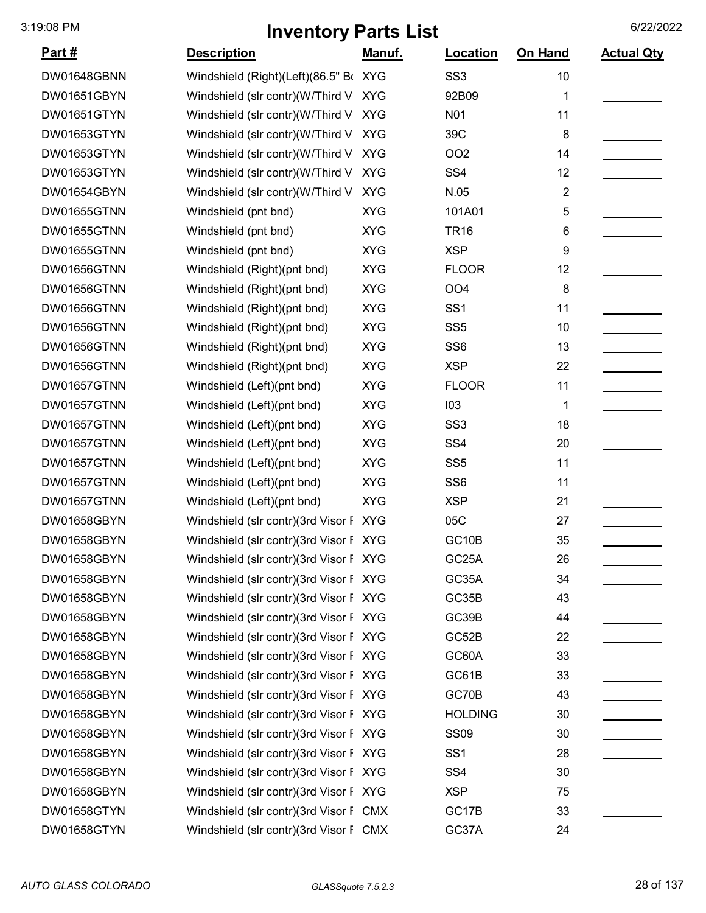# Inventory Parts List

| Part # | Description | Manuf. | Location | On Hand | Actual Qty |
|---|---|---|---|---|---|
| DW01648GBNN | Windshield (Right)(Left)(86.5" Bo | XYG | SS3 | 10 | |
| DW01651GBYN | Windshield (slr contr)(W/Third V | XYG | 92B09 | 1 | |
| DW01651GTYN | Windshield (slr contr)(W/Third V | XYG | N01 | 11 | |
| DW01653GTYN | Windshield (slr contr)(W/Third V | XYG | 39C | 8 | |
| DW01653GTYN | Windshield (slr contr)(W/Third V | XYG | OO2 | 14 | |
| DW01653GTYN | Windshield (slr contr)(W/Third V | XYG | SS4 | 12 | |
| DW01654GBYN | Windshield (slr contr)(W/Third V | XYG | N.05 | 2 | |
| DW01655GTNN | Windshield (pnt bnd) | XYG | 101A01 | 5 | |
| DW01655GTNN | Windshield (pnt bnd) | XYG | TR16 | 6 | |
| DW01655GTNN | Windshield (pnt bnd) | XYG | XSP | 9 | |
| DW01656GTNN | Windshield (Right)(pnt bnd) | XYG | FLOOR | 12 | |
| DW01656GTNN | Windshield (Right)(pnt bnd) | XYG | OO4 | 8 | |
| DW01656GTNN | Windshield (Right)(pnt bnd) | XYG | SS1 | 11 | |
| DW01656GTNN | Windshield (Right)(pnt bnd) | XYG | SS5 | 10 | |
| DW01656GTNN | Windshield (Right)(pnt bnd) | XYG | SS6 | 13 | |
| DW01656GTNN | Windshield (Right)(pnt bnd) | XYG | XSP | 22 | |
| DW01657GTNN | Windshield (Left)(pnt bnd) | XYG | FLOOR | 11 | |
| DW01657GTNN | Windshield (Left)(pnt bnd) | XYG | I03 | 1 | |
| DW01657GTNN | Windshield (Left)(pnt bnd) | XYG | SS3 | 18 | |
| DW01657GTNN | Windshield (Left)(pnt bnd) | XYG | SS4 | 20 | |
| DW01657GTNN | Windshield (Left)(pnt bnd) | XYG | SS5 | 11 | |
| DW01657GTNN | Windshield (Left)(pnt bnd) | XYG | SS6 | 11 | |
| DW01657GTNN | Windshield (Left)(pnt bnd) | XYG | XSP | 21 | |
| DW01658GBYN | Windshield (slr contr)(3rd Visor F | XYG | 05C | 27 | |
| DW01658GBYN | Windshield (slr contr)(3rd Visor F | XYG | GC10B | 35 | |
| DW01658GBYN | Windshield (slr contr)(3rd Visor F | XYG | GC25A | 26 | |
| DW01658GBYN | Windshield (slr contr)(3rd Visor F | XYG | GC35A | 34 | |
| DW01658GBYN | Windshield (slr contr)(3rd Visor F | XYG | GC35B | 43 | |
| DW01658GBYN | Windshield (slr contr)(3rd Visor F | XYG | GC39B | 44 | |
| DW01658GBYN | Windshield (slr contr)(3rd Visor F | XYG | GC52B | 22 | |
| DW01658GBYN | Windshield (slr contr)(3rd Visor F | XYG | GC60A | 33 | |
| DW01658GBYN | Windshield (slr contr)(3rd Visor F | XYG | GC61B | 33 | |
| DW01658GBYN | Windshield (slr contr)(3rd Visor F | XYG | GC70B | 43 | |
| DW01658GBYN | Windshield (slr contr)(3rd Visor F | XYG | HOLDING | 30 | |
| DW01658GBYN | Windshield (slr contr)(3rd Visor F | XYG | SS09 | 30 | |
| DW01658GBYN | Windshield (slr contr)(3rd Visor F | XYG | SS1 | 28 | |
| DW01658GBYN | Windshield (slr contr)(3rd Visor F | XYG | SS4 | 30 | |
| DW01658GBYN | Windshield (slr contr)(3rd Visor F | XYG | XSP | 75 | |
| DW01658GTYN | Windshield (slr contr)(3rd Visor F | CMX | GC17B | 33 | |
| DW01658GTYN | Windshield (slr contr)(3rd Visor F | CMX | GC37A | 24 | |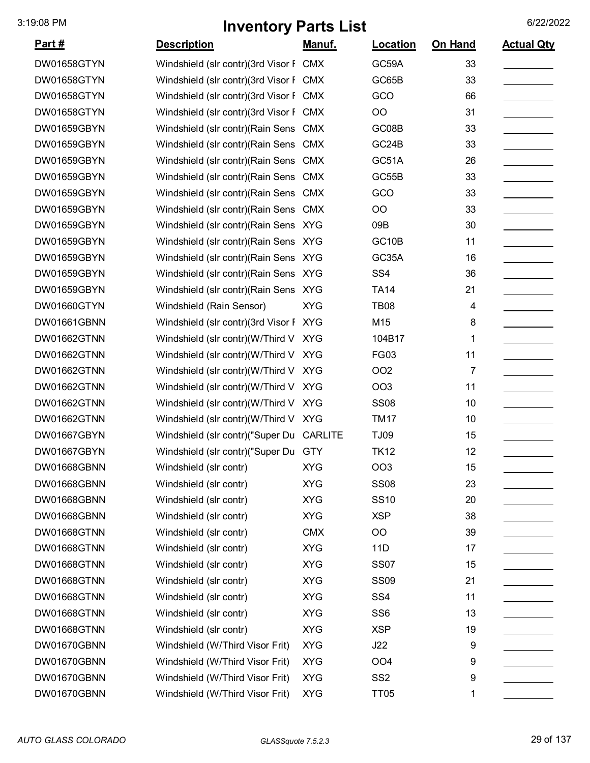# Inventory Parts List

| Part # | Description | Manuf. | Location | On Hand | Actual Qty |
|---|---|---|---|---|---|
| DW01658GTYN | Windshield (slr contr)(3rd Visor F | CMX | GC59A | 33 | |
| DW01658GTYN | Windshield (slr contr)(3rd Visor F | CMX | GC65B | 33 | |
| DW01658GTYN | Windshield (slr contr)(3rd Visor F | CMX | GCO | 66 | |
| DW01658GTYN | Windshield (slr contr)(3rd Visor F | CMX | OO | 31 | |
| DW01659GBYN | Windshield (slr contr)(Rain Sens | CMX | GC08B | 33 | |
| DW01659GBYN | Windshield (slr contr)(Rain Sens | CMX | GC24B | 33 | |
| DW01659GBYN | Windshield (slr contr)(Rain Sens | CMX | GC51A | 26 | |
| DW01659GBYN | Windshield (slr contr)(Rain Sens | CMX | GC55B | 33 | |
| DW01659GBYN | Windshield (slr contr)(Rain Sens | CMX | GCO | 33 | |
| DW01659GBYN | Windshield (slr contr)(Rain Sens | CMX | OO | 33 | |
| DW01659GBYN | Windshield (slr contr)(Rain Sens | XYG | 09B | 30 | |
| DW01659GBYN | Windshield (slr contr)(Rain Sens | XYG | GC10B | 11 | |
| DW01659GBYN | Windshield (slr contr)(Rain Sens | XYG | GC35A | 16 | |
| DW01659GBYN | Windshield (slr contr)(Rain Sens | XYG | SS4 | 36 | |
| DW01659GBYN | Windshield (slr contr)(Rain Sens | XYG | TA14 | 21 | |
| DW01660GTYN | Windshield (Rain Sensor) | XYG | TB08 | 4 | |
| DW01661GBNN | Windshield (slr contr)(3rd Visor F | XYG | M15 | 8 | |
| DW01662GTNN | Windshield (slr contr)(W/Third V | XYG | 104B17 | 1 | |
| DW01662GTNN | Windshield (slr contr)(W/Third V | XYG | FG03 | 11 | |
| DW01662GTNN | Windshield (slr contr)(W/Third V | XYG | OO2 | 7 | |
| DW01662GTNN | Windshield (slr contr)(W/Third V | XYG | OO3 | 11 | |
| DW01662GTNN | Windshield (slr contr)(W/Third V | XYG | SS08 | 10 | |
| DW01662GTNN | Windshield (slr contr)(W/Third V | XYG | TM17 | 10 | |
| DW01667GBYN | Windshield (slr contr)("Super Du | CARLITE | TJ09 | 15 | |
| DW01667GBYN | Windshield (slr contr)("Super Du | GTY | TK12 | 12 | |
| DW01668GBNN | Windshield (slr contr) | XYG | OO3 | 15 | |
| DW01668GBNN | Windshield (slr contr) | XYG | SS08 | 23 | |
| DW01668GBNN | Windshield (slr contr) | XYG | SS10 | 20 | |
| DW01668GBNN | Windshield (slr contr) | XYG | XSP | 38 | |
| DW01668GTNN | Windshield (slr contr) | CMX | OO | 39 | |
| DW01668GTNN | Windshield (slr contr) | XYG | 11D | 17 | |
| DW01668GTNN | Windshield (slr contr) | XYG | SS07 | 15 | |
| DW01668GTNN | Windshield (slr contr) | XYG | SS09 | 21 | |
| DW01668GTNN | Windshield (slr contr) | XYG | SS4 | 11 | |
| DW01668GTNN | Windshield (slr contr) | XYG | SS6 | 13 | |
| DW01668GTNN | Windshield (slr contr) | XYG | XSP | 19 | |
| DW01670GBNN | Windshield (W/Third Visor Frit) | XYG | J22 | 9 | |
| DW01670GBNN | Windshield (W/Third Visor Frit) | XYG | OO4 | 9 | |
| DW01670GBNN | Windshield (W/Third Visor Frit) | XYG | SS2 | 9 | |
| DW01670GBNN | Windshield (W/Third Visor Frit) | XYG | TT05 | 1 | |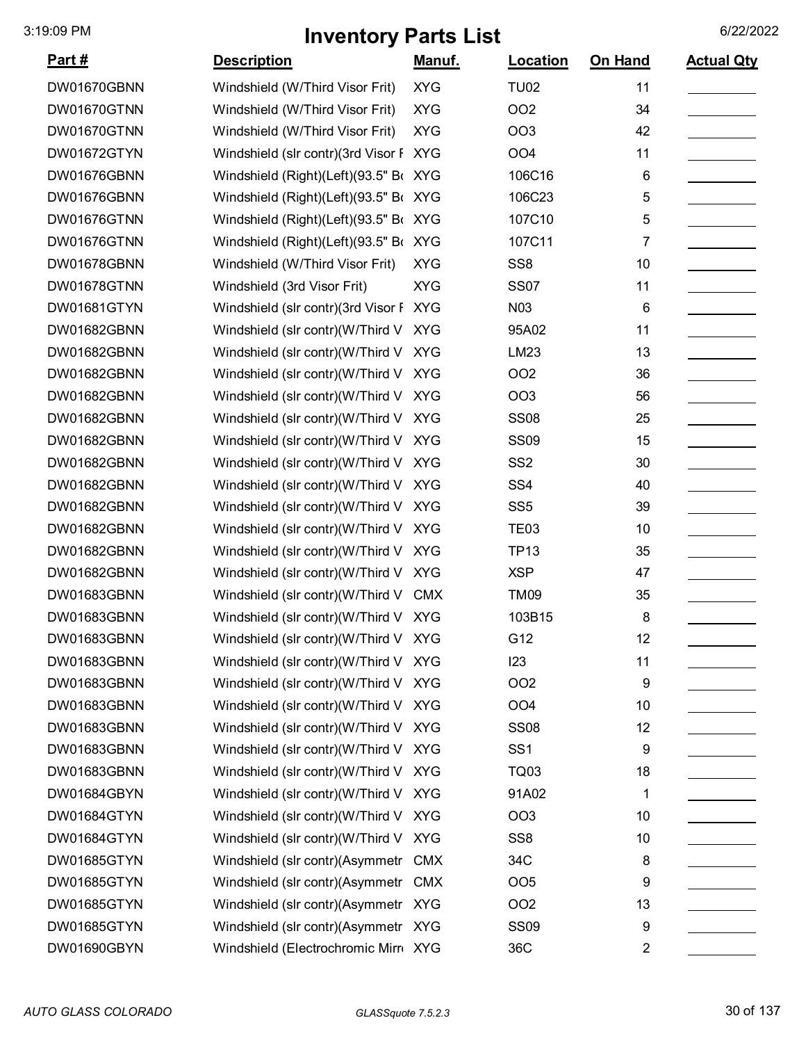# Inventory Parts List

| Part # | Description | Manuf. | Location | On Hand | Actual Qty |
|---|---|---|---|---|---|
| DW01670GBNN | Windshield (W/Third Visor Frit) | XYG | TU02 | 11 | |
| DW01670GTNN | Windshield (W/Third Visor Frit) | XYG | OO2 | 34 | |
| DW01670GTNN | Windshield (W/Third Visor Frit) | XYG | OO3 | 42 | |
| DW01672GTYN | Windshield (slr contr)(3rd Visor F | XYG | OO4 | 11 | |
| DW01676GBNN | Windshield (Right)(Left)(93.5" Bo | XYG | 106C16 | 6 | |
| DW01676GBNN | Windshield (Right)(Left)(93.5" Bo | XYG | 106C23 | 5 | |
| DW01676GTNN | Windshield (Right)(Left)(93.5" Bo | XYG | 107C10 | 5 | |
| DW01676GTNN | Windshield (Right)(Left)(93.5" Bo | XYG | 107C11 | 7 | |
| DW01678GBNN | Windshield (W/Third Visor Frit) | XYG | SS8 | 10 | |
| DW01678GTNN | Windshield (3rd Visor Frit) | XYG | SS07 | 11 | |
| DW01681GTYN | Windshield (slr contr)(3rd Visor F | XYG | N03 | 6 | |
| DW01682GBNN | Windshield (slr contr)(W/Third V | XYG | 95A02 | 11 | |
| DW01682GBNN | Windshield (slr contr)(W/Third V | XYG | LM23 | 13 | |
| DW01682GBNN | Windshield (slr contr)(W/Third V | XYG | OO2 | 36 | |
| DW01682GBNN | Windshield (slr contr)(W/Third V | XYG | OO3 | 56 | |
| DW01682GBNN | Windshield (slr contr)(W/Third V | XYG | SS08 | 25 | |
| DW01682GBNN | Windshield (slr contr)(W/Third V | XYG | SS09 | 15 | |
| DW01682GBNN | Windshield (slr contr)(W/Third V | XYG | SS2 | 30 | |
| DW01682GBNN | Windshield (slr contr)(W/Third V | XYG | SS4 | 40 | |
| DW01682GBNN | Windshield (slr contr)(W/Third V | XYG | SS5 | 39 | |
| DW01682GBNN | Windshield (slr contr)(W/Third V | XYG | TE03 | 10 | |
| DW01682GBNN | Windshield (slr contr)(W/Third V | XYG | TP13 | 35 | |
| DW01682GBNN | Windshield (slr contr)(W/Third V | XYG | XSP | 47 | |
| DW01683GBNN | Windshield (slr contr)(W/Third V | CMX | TM09 | 35 | |
| DW01683GBNN | Windshield (slr contr)(W/Third V | XYG | 103B15 | 8 | |
| DW01683GBNN | Windshield (slr contr)(W/Third V | XYG | G12 | 12 | |
| DW01683GBNN | Windshield (slr contr)(W/Third V | XYG | I23 | 11 | |
| DW01683GBNN | Windshield (slr contr)(W/Third V | XYG | OO2 | 9 | |
| DW01683GBNN | Windshield (slr contr)(W/Third V | XYG | OO4 | 10 | |
| DW01683GBNN | Windshield (slr contr)(W/Third V | XYG | SS08 | 12 | |
| DW01683GBNN | Windshield (slr contr)(W/Third V | XYG | SS1 | 9 | |
| DW01683GBNN | Windshield (slr contr)(W/Third V | XYG | TQ03 | 18 | |
| DW01684GBYN | Windshield (slr contr)(W/Third V | XYG | 91A02 | 1 | |
| DW01684GTYN | Windshield (slr contr)(W/Third V | XYG | OO3 | 10 | |
| DW01684GTYN | Windshield (slr contr)(W/Third V | XYG | SS8 | 10 | |
| DW01685GTYN | Windshield (slr contr)(Asymmetr | CMX | 34C | 8 | |
| DW01685GTYN | Windshield (slr contr)(Asymmetr | CMX | OO5 | 9 | |
| DW01685GTYN | Windshield (slr contr)(Asymmetr | XYG | OO2 | 13 | |
| DW01685GTYN | Windshield (slr contr)(Asymmetr | XYG | SS09 | 9 | |
| DW01690GBYN | Windshield (Electrochromic Mirr | XYG | 36C | 2 | |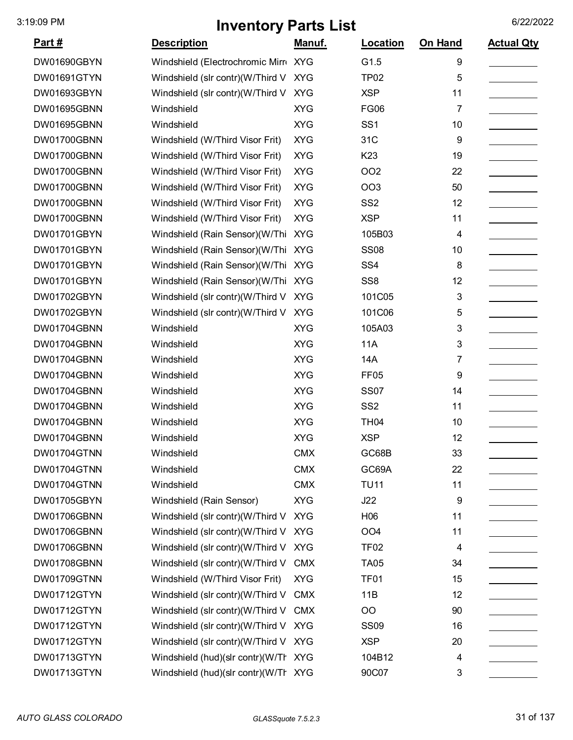# Inventory Parts List

3:19:09 PM 6/22/2022

| Part # | Description | Manuf. | Location | On Hand | Actual Qty |
|---|---|---|---|---|---|
| DW01690GBYN | Windshield (Electrochromic Mirr | XYG | G1.5 | 9 | |
| DW01691GTYN | Windshield (slr contr)(W/Third V | XYG | TP02 | 5 | |
| DW01693GBYN | Windshield (slr contr)(W/Third V | XYG | XSP | 11 | |
| DW01695GBNN | Windshield | XYG | FG06 | 7 | |
| DW01695GBNN | Windshield | XYG | SS1 | 10 | |
| DW01700GBNN | Windshield (W/Third Visor Frit) | XYG | 31C | 9 | |
| DW01700GBNN | Windshield (W/Third Visor Frit) | XYG | K23 | 19 | |
| DW01700GBNN | Windshield (W/Third Visor Frit) | XYG | OO2 | 22 | |
| DW01700GBNN | Windshield (W/Third Visor Frit) | XYG | OO3 | 50 | |
| DW01700GBNN | Windshield (W/Third Visor Frit) | XYG | SS2 | 12 | |
| DW01700GBNN | Windshield (W/Third Visor Frit) | XYG | XSP | 11 | |
| DW01701GBYN | Windshield (Rain Sensor)(W/Thi | XYG | 105B03 | 4 | |
| DW01701GBYN | Windshield (Rain Sensor)(W/Thi | XYG | SS08 | 10 | |
| DW01701GBYN | Windshield (Rain Sensor)(W/Thi | XYG | SS4 | 8 | |
| DW01701GBYN | Windshield (Rain Sensor)(W/Thi | XYG | SS8 | 12 | |
| DW01702GBYN | Windshield (slr contr)(W/Third V | XYG | 101C05 | 3 | |
| DW01702GBYN | Windshield (slr contr)(W/Third V | XYG | 101C06 | 5 | |
| DW01704GBNN | Windshield | XYG | 105A03 | 3 | |
| DW01704GBNN | Windshield | XYG | 11A | 3 | |
| DW01704GBNN | Windshield | XYG | 14A | 7 | |
| DW01704GBNN | Windshield | XYG | FF05 | 9 | |
| DW01704GBNN | Windshield | XYG | SS07 | 14 | |
| DW01704GBNN | Windshield | XYG | SS2 | 11 | |
| DW01704GBNN | Windshield | XYG | TH04 | 10 | |
| DW01704GBNN | Windshield | XYG | XSP | 12 | |
| DW01704GTNN | Windshield | CMX | GC68B | 33 | |
| DW01704GTNN | Windshield | CMX | GC69A | 22 | |
| DW01704GTNN | Windshield | CMX | TU11 | 11 | |
| DW01705GBYN | Windshield (Rain Sensor) | XYG | J22 | 9 | |
| DW01706GBNN | Windshield (slr contr)(W/Third V | XYG | H06 | 11 | |
| DW01706GBNN | Windshield (slr contr)(W/Third V | XYG | OO4 | 11 | |
| DW01706GBNN | Windshield (slr contr)(W/Third V | XYG | TF02 | 4 | |
| DW01708GBNN | Windshield (slr contr)(W/Third V | CMX | TA05 | 34 | |
| DW01709GTNN | Windshield (W/Third Visor Frit) | XYG | TF01 | 15 | |
| DW01712GTYN | Windshield (slr contr)(W/Third V | CMX | 11B | 12 | |
| DW01712GTYN | Windshield (slr contr)(W/Third V | CMX | OO | 90 | |
| DW01712GTYN | Windshield (slr contr)(W/Third V | XYG | SS09 | 16 | |
| DW01712GTYN | Windshield (slr contr)(W/Third V | XYG | XSP | 20 | |
| DW01713GTYN | Windshield (hud)(slr contr)(W/Th | XYG | 104B12 | 4 | |
| DW01713GTYN | Windshield (hud)(slr contr)(W/Th | XYG | 90C07 | 3 | |

*AUTO GLASS COLORADO* *GLASSquote 7.5.2.3*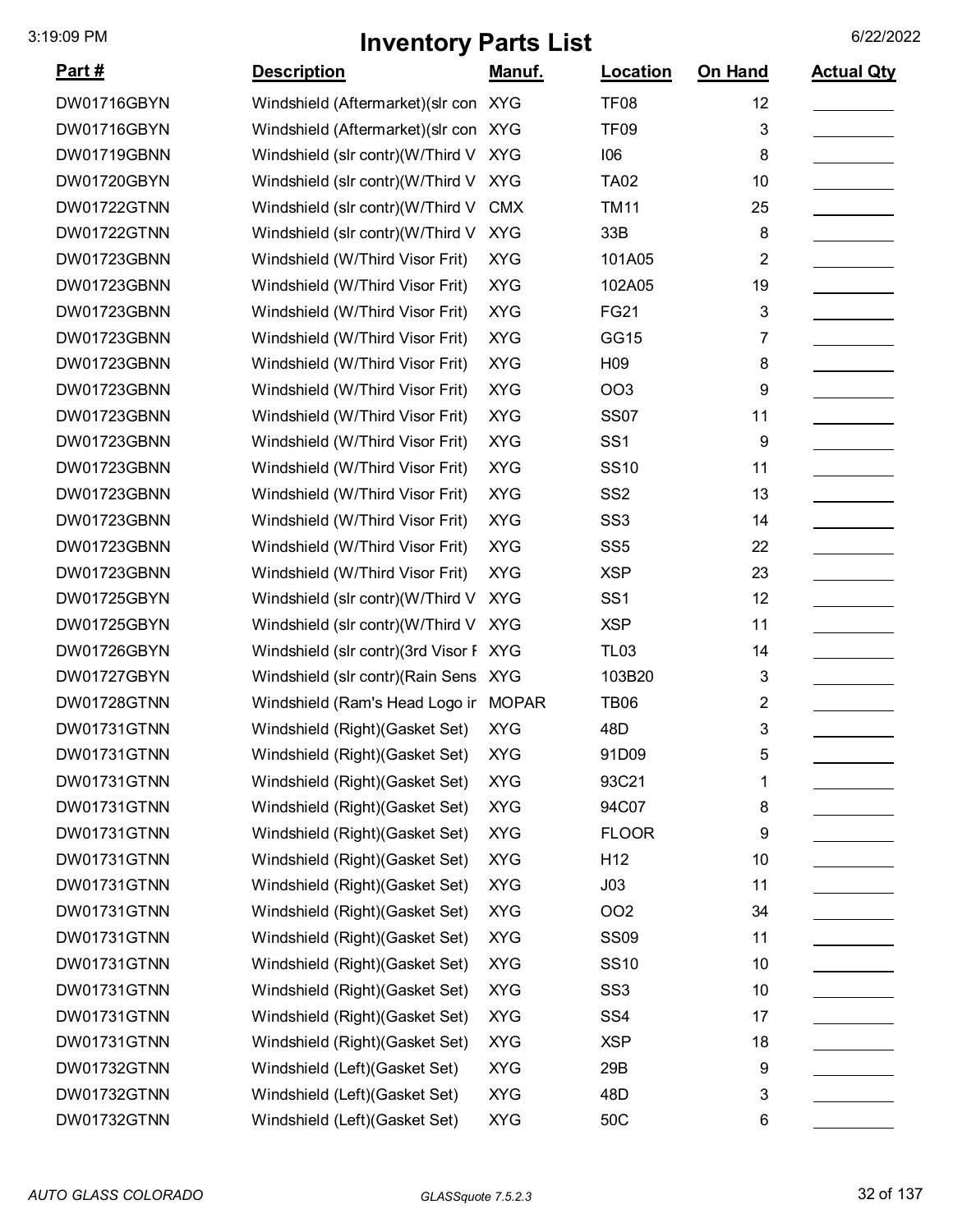# Inventory Parts List

| Part # | Description | Manuf. | Location | On Hand | Actual Qty |
|---|---|---|---|---|---|
| DW01716GBYN | Windshield (Aftermarket)(slr con | XYG | TF08 | 12 | |
| DW01716GBYN | Windshield (Aftermarket)(slr con | XYG | TF09 | 3 | |
| DW01719GBNN | Windshield (slr contr)(W/Third V | XYG | I06 | 8 | |
| DW01720GBYN | Windshield (slr contr)(W/Third V | XYG | TA02 | 10 | |
| DW01722GTNN | Windshield (slr contr)(W/Third V | CMX | TM11 | 25 | |
| DW01722GTNN | Windshield (slr contr)(W/Third V | XYG | 33B | 8 | |
| DW01723GBNN | Windshield (W/Third Visor Frit) | XYG | 101A05 | 2 | |
| DW01723GBNN | Windshield (W/Third Visor Frit) | XYG | 102A05 | 19 | |
| DW01723GBNN | Windshield (W/Third Visor Frit) | XYG | FG21 | 3 | |
| DW01723GBNN | Windshield (W/Third Visor Frit) | XYG | GG15 | 7 | |
| DW01723GBNN | Windshield (W/Third Visor Frit) | XYG | H09 | 8 | |
| DW01723GBNN | Windshield (W/Third Visor Frit) | XYG | OO3 | 9 | |
| DW01723GBNN | Windshield (W/Third Visor Frit) | XYG | SS07 | 11 | |
| DW01723GBNN | Windshield (W/Third Visor Frit) | XYG | SS1 | 9 | |
| DW01723GBNN | Windshield (W/Third Visor Frit) | XYG | SS10 | 11 | |
| DW01723GBNN | Windshield (W/Third Visor Frit) | XYG | SS2 | 13 | |
| DW01723GBNN | Windshield (W/Third Visor Frit) | XYG | SS3 | 14 | |
| DW01723GBNN | Windshield (W/Third Visor Frit) | XYG | SS5 | 22 | |
| DW01723GBNN | Windshield (W/Third Visor Frit) | XYG | XSP | 23 | |
| DW01725GBYN | Windshield (slr contr)(W/Third V | XYG | SS1 | 12 | |
| DW01725GBYN | Windshield (slr contr)(W/Third V | XYG | XSP | 11 | |
| DW01726GBYN | Windshield (slr contr)(3rd Visor F | XYG | TL03 | 14 | |
| DW01727GBYN | Windshield (slr contr)(Rain Sens | XYG | 103B20 | 3 | |
| DW01728GTNN | Windshield (Ram's Head Logo ir | MOPAR | TB06 | 2 | |
| DW01731GTNN | Windshield (Right)(Gasket Set) | XYG | 48D | 3 | |
| DW01731GTNN | Windshield (Right)(Gasket Set) | XYG | 91D09 | 5 | |
| DW01731GTNN | Windshield (Right)(Gasket Set) | XYG | 93C21 | 1 | |
| DW01731GTNN | Windshield (Right)(Gasket Set) | XYG | 94C07 | 8 | |
| DW01731GTNN | Windshield (Right)(Gasket Set) | XYG | FLOOR | 9 | |
| DW01731GTNN | Windshield (Right)(Gasket Set) | XYG | H12 | 10 | |
| DW01731GTNN | Windshield (Right)(Gasket Set) | XYG | J03 | 11 | |
| DW01731GTNN | Windshield (Right)(Gasket Set) | XYG | OO2 | 34 | |
| DW01731GTNN | Windshield (Right)(Gasket Set) | XYG | SS09 | 11 | |
| DW01731GTNN | Windshield (Right)(Gasket Set) | XYG | SS10 | 10 | |
| DW01731GTNN | Windshield (Right)(Gasket Set) | XYG | SS3 | 10 | |
| DW01731GTNN | Windshield (Right)(Gasket Set) | XYG | SS4 | 17 | |
| DW01731GTNN | Windshield (Right)(Gasket Set) | XYG | XSP | 18 | |
| DW01732GTNN | Windshield (Left)(Gasket Set) | XYG | 29B | 9 | |
| DW01732GTNN | Windshield (Left)(Gasket Set) | XYG | 48D | 3 | |
| DW01732GTNN | Windshield (Left)(Gasket Set) | XYG | 50C | 6 | |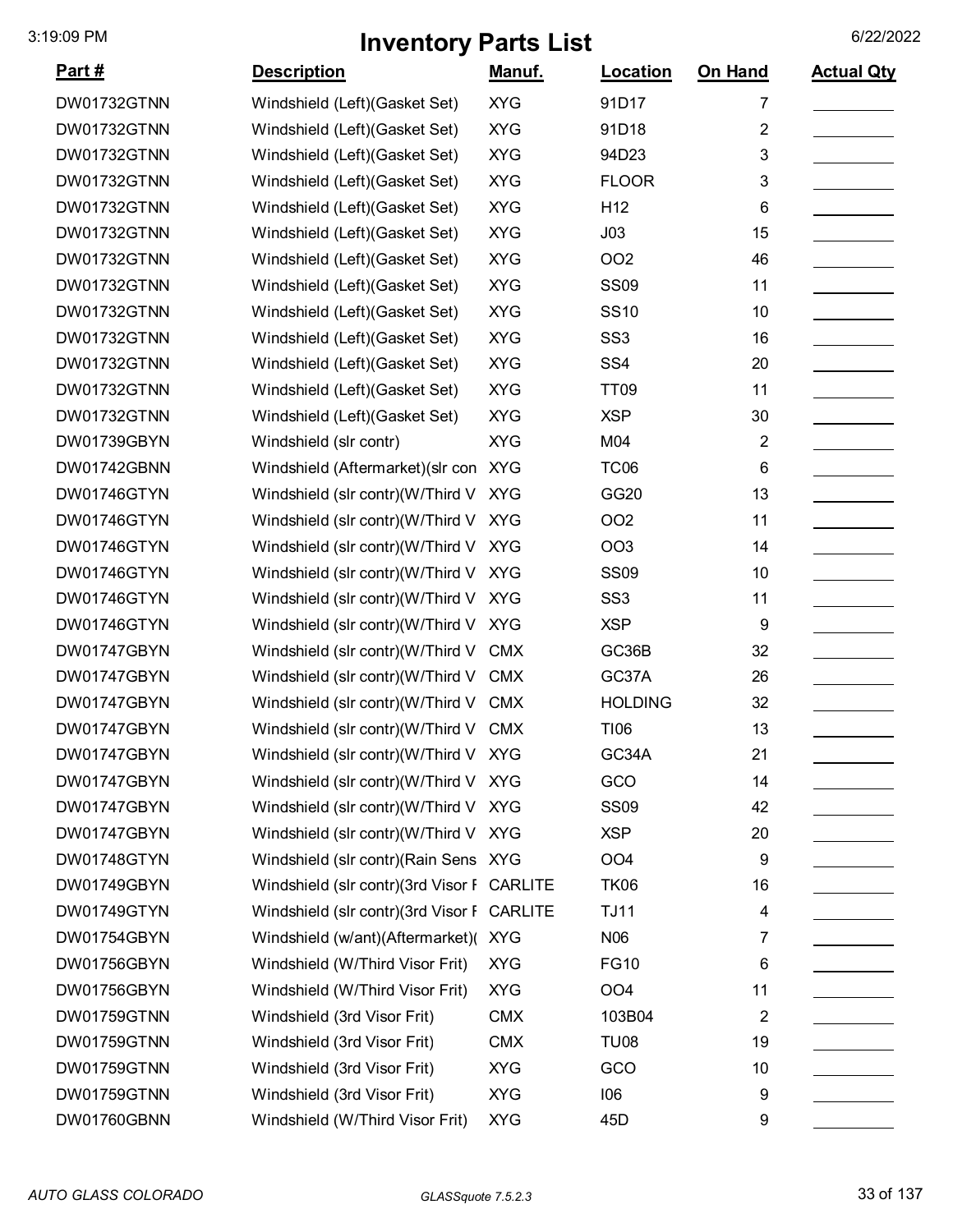# Inventory Parts List

| Part # | Description | Manuf. | Location | On Hand | Actual Qty |
|---|---|---|---|---|---|
| DW01732GTNN | Windshield (Left)(Gasket Set) | XYG | 91D17 | 7 | |
| DW01732GTNN | Windshield (Left)(Gasket Set) | XYG | 91D18 | 2 | |
| DW01732GTNN | Windshield (Left)(Gasket Set) | XYG | 94D23 | 3 | |
| DW01732GTNN | Windshield (Left)(Gasket Set) | XYG | FLOOR | 3 | |
| DW01732GTNN | Windshield (Left)(Gasket Set) | XYG | H12 | 6 | |
| DW01732GTNN | Windshield (Left)(Gasket Set) | XYG | J03 | 15 | |
| DW01732GTNN | Windshield (Left)(Gasket Set) | XYG | OO2 | 46 | |
| DW01732GTNN | Windshield (Left)(Gasket Set) | XYG | SS09 | 11 | |
| DW01732GTNN | Windshield (Left)(Gasket Set) | XYG | SS10 | 10 | |
| DW01732GTNN | Windshield (Left)(Gasket Set) | XYG | SS3 | 16 | |
| DW01732GTNN | Windshield (Left)(Gasket Set) | XYG | SS4 | 20 | |
| DW01732GTNN | Windshield (Left)(Gasket Set) | XYG | TT09 | 11 | |
| DW01732GTNN | Windshield (Left)(Gasket Set) | XYG | XSP | 30 | |
| DW01739GBYN | Windshield (slr contr) | XYG | M04 | 2 | |
| DW01742GBNN | Windshield (Aftermarket)(slr con | XYG | TC06 | 6 | |
| DW01746GTYN | Windshield (slr contr)(W/Third V | XYG | GG20 | 13 | |
| DW01746GTYN | Windshield (slr contr)(W/Third V | XYG | OO2 | 11 | |
| DW01746GTYN | Windshield (slr contr)(W/Third V | XYG | OO3 | 14 | |
| DW01746GTYN | Windshield (slr contr)(W/Third V | XYG | SS09 | 10 | |
| DW01746GTYN | Windshield (slr contr)(W/Third V | XYG | SS3 | 11 | |
| DW01746GTYN | Windshield (slr contr)(W/Third V | XYG | XSP | 9 | |
| DW01747GBYN | Windshield (slr contr)(W/Third V | CMX | GC36B | 32 | |
| DW01747GBYN | Windshield (slr contr)(W/Third V | CMX | GC37A | 26 | |
| DW01747GBYN | Windshield (slr contr)(W/Third V | CMX | HOLDING | 32 | |
| DW01747GBYN | Windshield (slr contr)(W/Third V | CMX | TI06 | 13 | |
| DW01747GBYN | Windshield (slr contr)(W/Third V | XYG | GC34A | 21 | |
| DW01747GBYN | Windshield (slr contr)(W/Third V | XYG | GCO | 14 | |
| DW01747GBYN | Windshield (slr contr)(W/Third V | XYG | SS09 | 42 | |
| DW01747GBYN | Windshield (slr contr)(W/Third V | XYG | XSP | 20 | |
| DW01748GTYN | Windshield (slr contr)(Rain Sens | XYG | OO4 | 9 | |
| DW01749GBYN | Windshield (slr contr)(3rd Visor F | CARLITE | TK06 | 16 | |
| DW01749GTYN | Windshield (slr contr)(3rd Visor F | CARLITE | TJ11 | 4 | |
| DW01754GBYN | Windshield (w/ant)(Aftermarket)( | XYG | N06 | 7 | |
| DW01756GBYN | Windshield (W/Third Visor Frit) | XYG | FG10 | 6 | |
| DW01756GBYN | Windshield (W/Third Visor Frit) | XYG | OO4 | 11 | |
| DW01759GTNN | Windshield (3rd Visor Frit) | CMX | 103B04 | 2 | |
| DW01759GTNN | Windshield (3rd Visor Frit) | CMX | TU08 | 19 | |
| DW01759GTNN | Windshield (3rd Visor Frit) | XYG | GCO | 10 | |
| DW01759GTNN | Windshield (3rd Visor Frit) | XYG | I06 | 9 | |
| DW01760GBNN | Windshield (W/Third Visor Frit) | XYG | 45D | 9 | |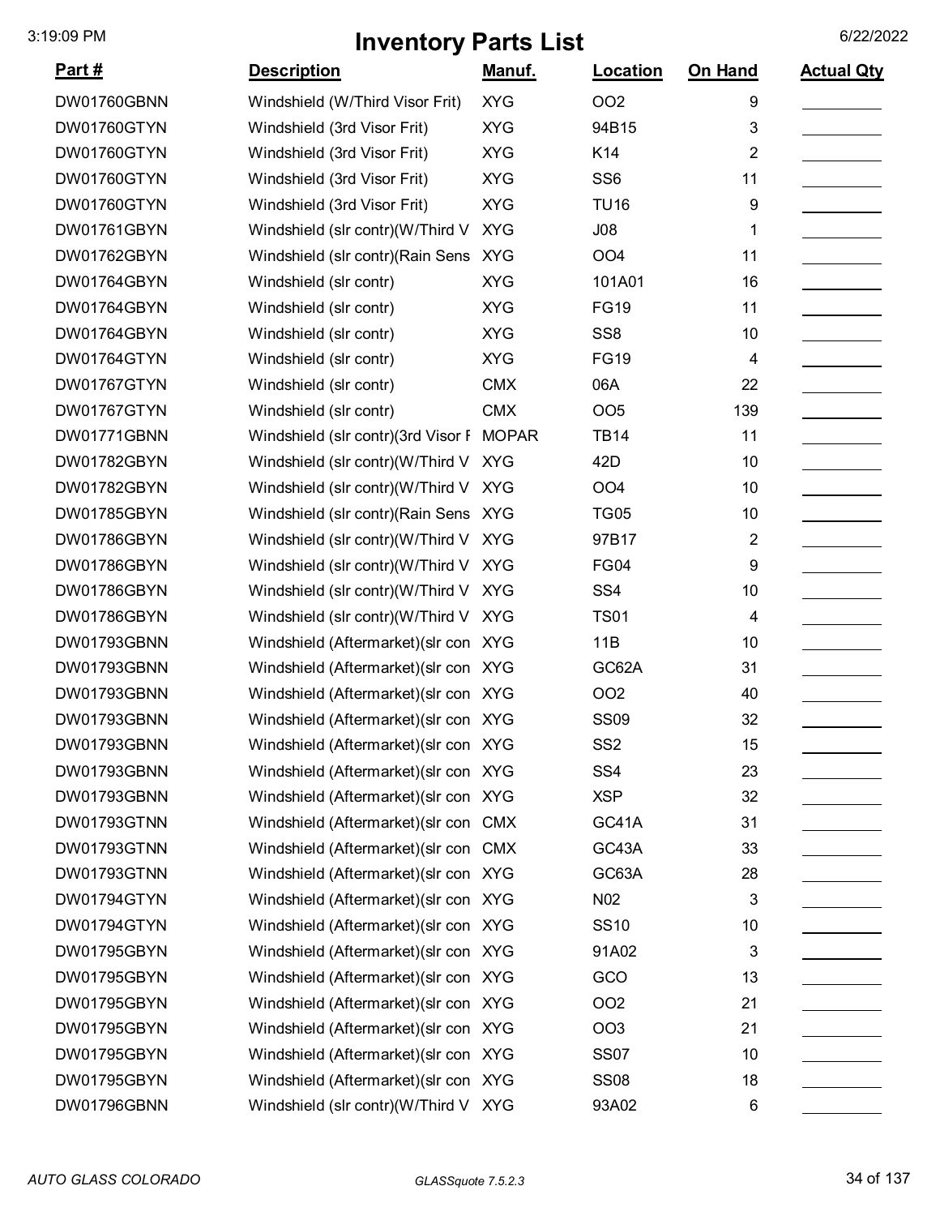# Inventory Parts List

| Part # | Description | Manuf. | Location | On Hand | Actual Qty |
|---|---|---|---|---|---|
| DW01760GBNN | Windshield (W/Third Visor Frit) | XYG | OO2 | 9 | |
| DW01760GTYN | Windshield (3rd Visor Frit) | XYG | 94B15 | 3 | |
| DW01760GTYN | Windshield (3rd Visor Frit) | XYG | K14 | 2 | |
| DW01760GTYN | Windshield (3rd Visor Frit) | XYG | SS6 | 11 | |
| DW01760GTYN | Windshield (3rd Visor Frit) | XYG | TU16 | 9 | |
| DW01761GBYN | Windshield (slr contr)(W/Third V | XYG | J08 | 1 | |
| DW01762GBYN | Windshield (slr contr)(Rain Sens | XYG | OO4 | 11 | |
| DW01764GBYN | Windshield (slr contr) | XYG | 101A01 | 16 | |
| DW01764GBYN | Windshield (slr contr) | XYG | FG19 | 11 | |
| DW01764GBYN | Windshield (slr contr) | XYG | SS8 | 10 | |
| DW01764GTYN | Windshield (slr contr) | XYG | FG19 | 4 | |
| DW01767GTYN | Windshield (slr contr) | CMX | 06A | 22 | |
| DW01767GTYN | Windshield (slr contr) | CMX | OO5 | 139 | |
| DW01771GBNN | Windshield (slr contr)(3rd Visor F | MOPAR | TB14 | 11 | |
| DW01782GBYN | Windshield (slr contr)(W/Third V | XYG | 42D | 10 | |
| DW01782GBYN | Windshield (slr contr)(W/Third V | XYG | OO4 | 10 | |
| DW01785GBYN | Windshield (slr contr)(Rain Sens | XYG | TG05 | 10 | |
| DW01786GBYN | Windshield (slr contr)(W/Third V | XYG | 97B17 | 2 | |
| DW01786GBYN | Windshield (slr contr)(W/Third V | XYG | FG04 | 9 | |
| DW01786GBYN | Windshield (slr contr)(W/Third V | XYG | SS4 | 10 | |
| DW01786GBYN | Windshield (slr contr)(W/Third V | XYG | TS01 | 4 | |
| DW01793GBNN | Windshield (Aftermarket)(slr con | XYG | 11B | 10 | |
| DW01793GBNN | Windshield (Aftermarket)(slr con | XYG | GC62A | 31 | |
| DW01793GBNN | Windshield (Aftermarket)(slr con | XYG | OO2 | 40 | |
| DW01793GBNN | Windshield (Aftermarket)(slr con | XYG | SS09 | 32 | |
| DW01793GBNN | Windshield (Aftermarket)(slr con | XYG | SS2 | 15 | |
| DW01793GBNN | Windshield (Aftermarket)(slr con | XYG | SS4 | 23 | |
| DW01793GBNN | Windshield (Aftermarket)(slr con | XYG | XSP | 32 | |
| DW01793GTNN | Windshield (Aftermarket)(slr con | CMX | GC41A | 31 | |
| DW01793GTNN | Windshield (Aftermarket)(slr con | CMX | GC43A | 33 | |
| DW01793GTNN | Windshield (Aftermarket)(slr con | XYG | GC63A | 28 | |
| DW01794GTYN | Windshield (Aftermarket)(slr con | XYG | N02 | 3 | |
| DW01794GTYN | Windshield (Aftermarket)(slr con | XYG | SS10 | 10 | |
| DW01795GBYN | Windshield (Aftermarket)(slr con | XYG | 91A02 | 3 | |
| DW01795GBYN | Windshield (Aftermarket)(slr con | XYG | GCO | 13 | |
| DW01795GBYN | Windshield (Aftermarket)(slr con | XYG | OO2 | 21 | |
| DW01795GBYN | Windshield (Aftermarket)(slr con | XYG | OO3 | 21 | |
| DW01795GBYN | Windshield (Aftermarket)(slr con | XYG | SS07 | 10 | |
| DW01795GBYN | Windshield (Aftermarket)(slr con | XYG | SS08 | 18 | |
| DW01796GBNN | Windshield (slr contr)(W/Third V | XYG | 93A02 | 6 | |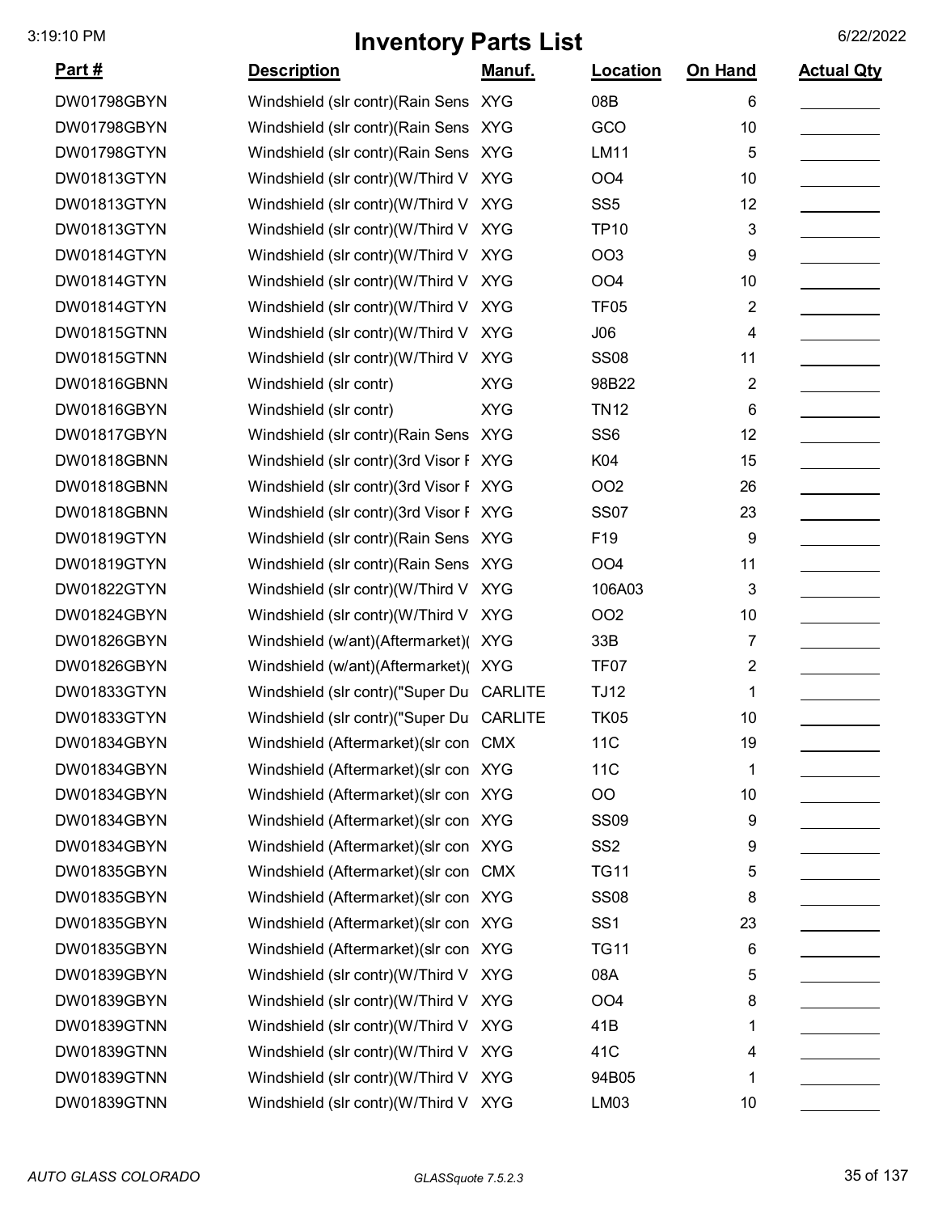# Inventory Parts List

| Part # | Description | Manuf. | Location | On Hand | Actual Qty |
|---|---|---|---|---|---|
| DW01798GBYN | Windshield (slr contr)(Rain Sens | XYG | 08B | 6 | |
| DW01798GBYN | Windshield (slr contr)(Rain Sens | XYG | GCO | 10 | |
| DW01798GTYN | Windshield (slr contr)(Rain Sens | XYG | LM11 | 5 | |
| DW01813GTYN | Windshield (slr contr)(W/Third V | XYG | OO4 | 10 | |
| DW01813GTYN | Windshield (slr contr)(W/Third V | XYG | SS5 | 12 | |
| DW01813GTYN | Windshield (slr contr)(W/Third V | XYG | TP10 | 3 | |
| DW01814GTYN | Windshield (slr contr)(W/Third V | XYG | OO3 | 9 | |
| DW01814GTYN | Windshield (slr contr)(W/Third V | XYG | OO4 | 10 | |
| DW01814GTYN | Windshield (slr contr)(W/Third V | XYG | TF05 | 2 | |
| DW01815GTNN | Windshield (slr contr)(W/Third V | XYG | J06 | 4 | |
| DW01815GTNN | Windshield (slr contr)(W/Third V | XYG | SS08 | 11 | |
| DW01816GBNN | Windshield (slr contr) | XYG | 98B22 | 2 | |
| DW01816GBYN | Windshield (slr contr) | XYG | TN12 | 6 | |
| DW01817GBYN | Windshield (slr contr)(Rain Sens | XYG | SS6 | 12 | |
| DW01818GBNN | Windshield (slr contr)(3rd Visor F | XYG | K04 | 15 | |
| DW01818GBNN | Windshield (slr contr)(3rd Visor F | XYG | OO2 | 26 | |
| DW01818GBNN | Windshield (slr contr)(3rd Visor F | XYG | SS07 | 23 | |
| DW01819GTYN | Windshield (slr contr)(Rain Sens | XYG | F19 | 9 | |
| DW01819GTYN | Windshield (slr contr)(Rain Sens | XYG | OO4 | 11 | |
| DW01822GTYN | Windshield (slr contr)(W/Third V | XYG | 106A03 | 3 | |
| DW01824GBYN | Windshield (slr contr)(W/Third V | XYG | OO2 | 10 | |
| DW01826GBYN | Windshield (w/ant)(Aftermarket)( | XYG | 33B | 7 | |
| DW01826GBYN | Windshield (w/ant)(Aftermarket)( | XYG | TF07 | 2 | |
| DW01833GTYN | Windshield (slr contr)("Super Du | CARLITE | TJ12 | 1 | |
| DW01833GTYN | Windshield (slr contr)("Super Du | CARLITE | TK05 | 10 | |
| DW01834GBYN | Windshield (Aftermarket)(slr con | CMX | 11C | 19 | |
| DW01834GBYN | Windshield (Aftermarket)(slr con | XYG | 11C | 1 | |
| DW01834GBYN | Windshield (Aftermarket)(slr con | XYG | OO | 10 | |
| DW01834GBYN | Windshield (Aftermarket)(slr con | XYG | SS09 | 9 | |
| DW01834GBYN | Windshield (Aftermarket)(slr con | XYG | SS2 | 9 | |
| DW01835GBYN | Windshield (Aftermarket)(slr con | CMX | TG11 | 5 | |
| DW01835GBYN | Windshield (Aftermarket)(slr con | XYG | SS08 | 8 | |
| DW01835GBYN | Windshield (Aftermarket)(slr con | XYG | SS1 | 23 | |
| DW01835GBYN | Windshield (Aftermarket)(slr con | XYG | TG11 | 6 | |
| DW01839GBYN | Windshield (slr contr)(W/Third V | XYG | 08A | 5 | |
| DW01839GBYN | Windshield (slr contr)(W/Third V | XYG | OO4 | 8 | |
| DW01839GTNN | Windshield (slr contr)(W/Third V | XYG | 41B | 1 | |
| DW01839GTNN | Windshield (slr contr)(W/Third V | XYG | 41C | 4 | |
| DW01839GTNN | Windshield (slr contr)(W/Third V | XYG | 94B05 | 1 | |
| DW01839GTNN | Windshield (slr contr)(W/Third V | XYG | LM03 | 10 | |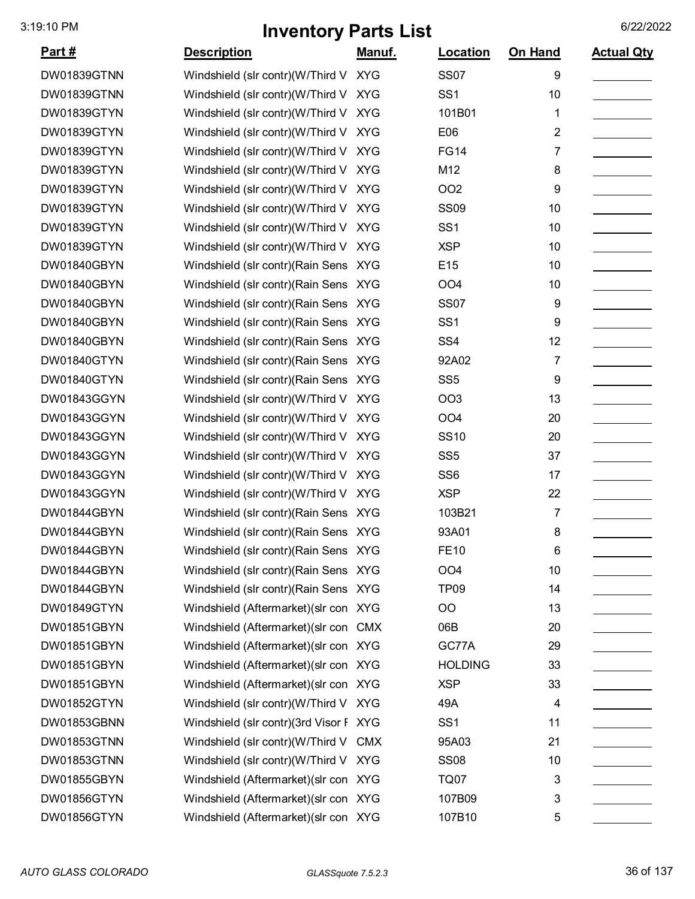# Inventory Parts List

3:19:10 PM 6/22/2022

| Part # | Description | Manuf. | Location | On Hand | Actual Qty |
|---|---|---|---|---|---|
| DW01839GTNN | Windshield (slr contr)(W/Third V | XYG | SS07 | 9 | |
| DW01839GTNN | Windshield (slr contr)(W/Third V | XYG | SS1 | 10 | |
| DW01839GTYN | Windshield (slr contr)(W/Third V | XYG | 101B01 | 1 | |
| DW01839GTYN | Windshield (slr contr)(W/Third V | XYG | E06 | 2 | |
| DW01839GTYN | Windshield (slr contr)(W/Third V | XYG | FG14 | 7 | |
| DW01839GTYN | Windshield (slr contr)(W/Third V | XYG | M12 | 8 | |
| DW01839GTYN | Windshield (slr contr)(W/Third V | XYG | OO2 | 9 | |
| DW01839GTYN | Windshield (slr contr)(W/Third V | XYG | SS09 | 10 | |
| DW01839GTYN | Windshield (slr contr)(W/Third V | XYG | SS1 | 10 | |
| DW01839GTYN | Windshield (slr contr)(W/Third V | XYG | XSP | 10 | |
| DW01840GBYN | Windshield (slr contr)(Rain Sens | XYG | E15 | 10 | |
| DW01840GBYN | Windshield (slr contr)(Rain Sens | XYG | OO4 | 10 | |
| DW01840GBYN | Windshield (slr contr)(Rain Sens | XYG | SS07 | 9 | |
| DW01840GBYN | Windshield (slr contr)(Rain Sens | XYG | SS1 | 9 | |
| DW01840GBYN | Windshield (slr contr)(Rain Sens | XYG | SS4 | 12 | |
| DW01840GTYN | Windshield (slr contr)(Rain Sens | XYG | 92A02 | 7 | |
| DW01840GTYN | Windshield (slr contr)(Rain Sens | XYG | SS5 | 9 | |
| DW01843GGYN | Windshield (slr contr)(W/Third V | XYG | OO3 | 13 | |
| DW01843GGYN | Windshield (slr contr)(W/Third V | XYG | OO4 | 20 | |
| DW01843GGYN | Windshield (slr contr)(W/Third V | XYG | SS10 | 20 | |
| DW01843GGYN | Windshield (slr contr)(W/Third V | XYG | SS5 | 37 | |
| DW01843GGYN | Windshield (slr contr)(W/Third V | XYG | SS6 | 17 | |
| DW01843GGYN | Windshield (slr contr)(W/Third V | XYG | XSP | 22 | |
| DW01844GBYN | Windshield (slr contr)(Rain Sens | XYG | 103B21 | 7 | |
| DW01844GBYN | Windshield (slr contr)(Rain Sens | XYG | 93A01 | 8 | |
| DW01844GBYN | Windshield (slr contr)(Rain Sens | XYG | FE10 | 6 | |
| DW01844GBYN | Windshield (slr contr)(Rain Sens | XYG | OO4 | 10 | |
| DW01844GBYN | Windshield (slr contr)(Rain Sens | XYG | TP09 | 14 | |
| DW01849GTYN | Windshield (Aftermarket)(slr con | XYG | OO | 13 | |
| DW01851GBYN | Windshield (Aftermarket)(slr con | CMX | 06B | 20 | |
| DW01851GBYN | Windshield (Aftermarket)(slr con | XYG | GC77A | 29 | |
| DW01851GBYN | Windshield (Aftermarket)(slr con | XYG | HOLDING | 33 | |
| DW01851GBYN | Windshield (Aftermarket)(slr con | XYG | XSP | 33 | |
| DW01852GTYN | Windshield (slr contr)(W/Third V | XYG | 49A | 4 | |
| DW01853GBNN | Windshield (slr contr)(3rd Visor F | XYG | SS1 | 11 | |
| DW01853GTNN | Windshield (slr contr)(W/Third V | CMX | 95A03 | 21 | |
| DW01853GTNN | Windshield (slr contr)(W/Third V | XYG | SS08 | 10 | |
| DW01855GBYN | Windshield (Aftermarket)(slr con | XYG | TQ07 | 3 | |
| DW01856GTYN | Windshield (Aftermarket)(slr con | XYG | 107B09 | 3 | |
| DW01856GTYN | Windshield (Aftermarket)(slr con | XYG | 107B10 | 5 | |

*AUTO GLASS COLORADO* *GLASSquote 7.5.2.3*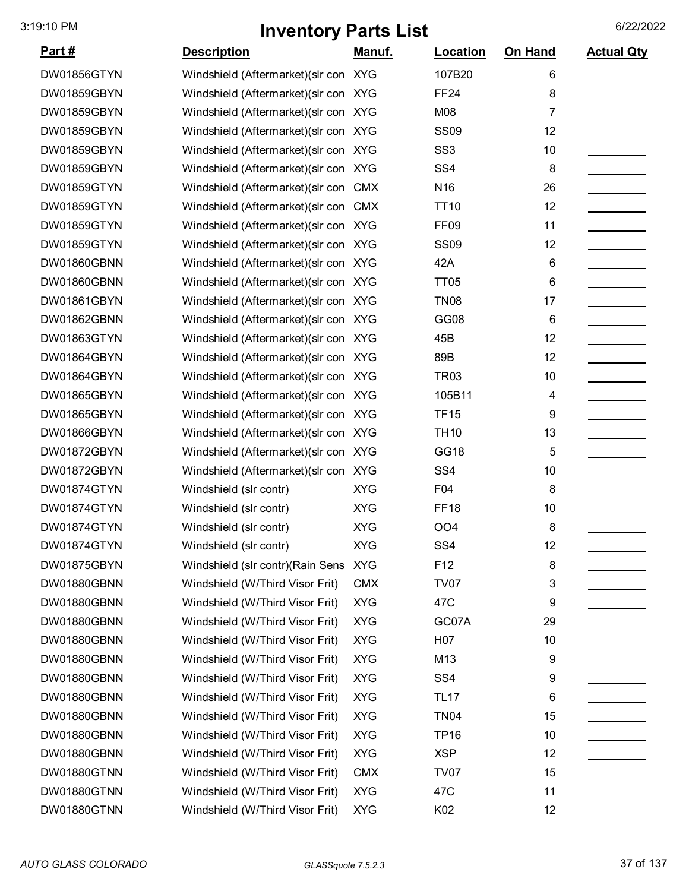# Inventory Parts List

| Part # | Description | Manuf. | Location | On Hand | Actual Qty |
|---|---|---|---|---|---|
| DW01856GTYN | Windshield (Aftermarket)(slr con | XYG | 107B20 | 6 | |
| DW01859GBYN | Windshield (Aftermarket)(slr con | XYG | FF24 | 8 | |
| DW01859GBYN | Windshield (Aftermarket)(slr con | XYG | M08 | 7 | |
| DW01859GBYN | Windshield (Aftermarket)(slr con | XYG | SS09 | 12 | |
| DW01859GBYN | Windshield (Aftermarket)(slr con | XYG | SS3 | 10 | |
| DW01859GBYN | Windshield (Aftermarket)(slr con | XYG | SS4 | 8 | |
| DW01859GTYN | Windshield (Aftermarket)(slr con | CMX | N16 | 26 | |
| DW01859GTYN | Windshield (Aftermarket)(slr con | CMX | TT10 | 12 | |
| DW01859GTYN | Windshield (Aftermarket)(slr con | XYG | FF09 | 11 | |
| DW01859GTYN | Windshield (Aftermarket)(slr con | XYG | SS09 | 12 | |
| DW01860GBNN | Windshield (Aftermarket)(slr con | XYG | 42A | 6 | |
| DW01860GBNN | Windshield (Aftermarket)(slr con | XYG | TT05 | 6 | |
| DW01861GBYN | Windshield (Aftermarket)(slr con | XYG | TN08 | 17 | |
| DW01862GBNN | Windshield (Aftermarket)(slr con | XYG | GG08 | 6 | |
| DW01863GTYN | Windshield (Aftermarket)(slr con | XYG | 45B | 12 | |
| DW01864GBYN | Windshield (Aftermarket)(slr con | XYG | 89B | 12 | |
| DW01864GBYN | Windshield (Aftermarket)(slr con | XYG | TR03 | 10 | |
| DW01865GBYN | Windshield (Aftermarket)(slr con | XYG | 105B11 | 4 | |
| DW01865GBYN | Windshield (Aftermarket)(slr con | XYG | TF15 | 9 | |
| DW01866GBYN | Windshield (Aftermarket)(slr con | XYG | TH10 | 13 | |
| DW01872GBYN | Windshield (Aftermarket)(slr con | XYG | GG18 | 5 | |
| DW01872GBYN | Windshield (Aftermarket)(slr con | XYG | SS4 | 10 | |
| DW01874GTYN | Windshield (slr contr) | XYG | F04 | 8 | |
| DW01874GTYN | Windshield (slr contr) | XYG | FF18 | 10 | |
| DW01874GTYN | Windshield (slr contr) | XYG | OO4 | 8 | |
| DW01874GTYN | Windshield (slr contr) | XYG | SS4 | 12 | |
| DW01875GBYN | Windshield (slr contr)(Rain Sens | XYG | F12 | 8 | |
| DW01880GBNN | Windshield (W/Third Visor Frit) | CMX | TV07 | 3 | |
| DW01880GBNN | Windshield (W/Third Visor Frit) | XYG | 47C | 9 | |
| DW01880GBNN | Windshield (W/Third Visor Frit) | XYG | GC07A | 29 | |
| DW01880GBNN | Windshield (W/Third Visor Frit) | XYG | H07 | 10 | |
| DW01880GBNN | Windshield (W/Third Visor Frit) | XYG | M13 | 9 | |
| DW01880GBNN | Windshield (W/Third Visor Frit) | XYG | SS4 | 9 | |
| DW01880GBNN | Windshield (W/Third Visor Frit) | XYG | TL17 | 6 | |
| DW01880GBNN | Windshield (W/Third Visor Frit) | XYG | TN04 | 15 | |
| DW01880GBNN | Windshield (W/Third Visor Frit) | XYG | TP16 | 10 | |
| DW01880GBNN | Windshield (W/Third Visor Frit) | XYG | XSP | 12 | |
| DW01880GTNN | Windshield (W/Third Visor Frit) | CMX | TV07 | 15 | |
| DW01880GTNN | Windshield (W/Third Visor Frit) | XYG | 47C | 11 | |
| DW01880GTNN | Windshield (W/Third Visor Frit) | XYG | K02 | 12 | |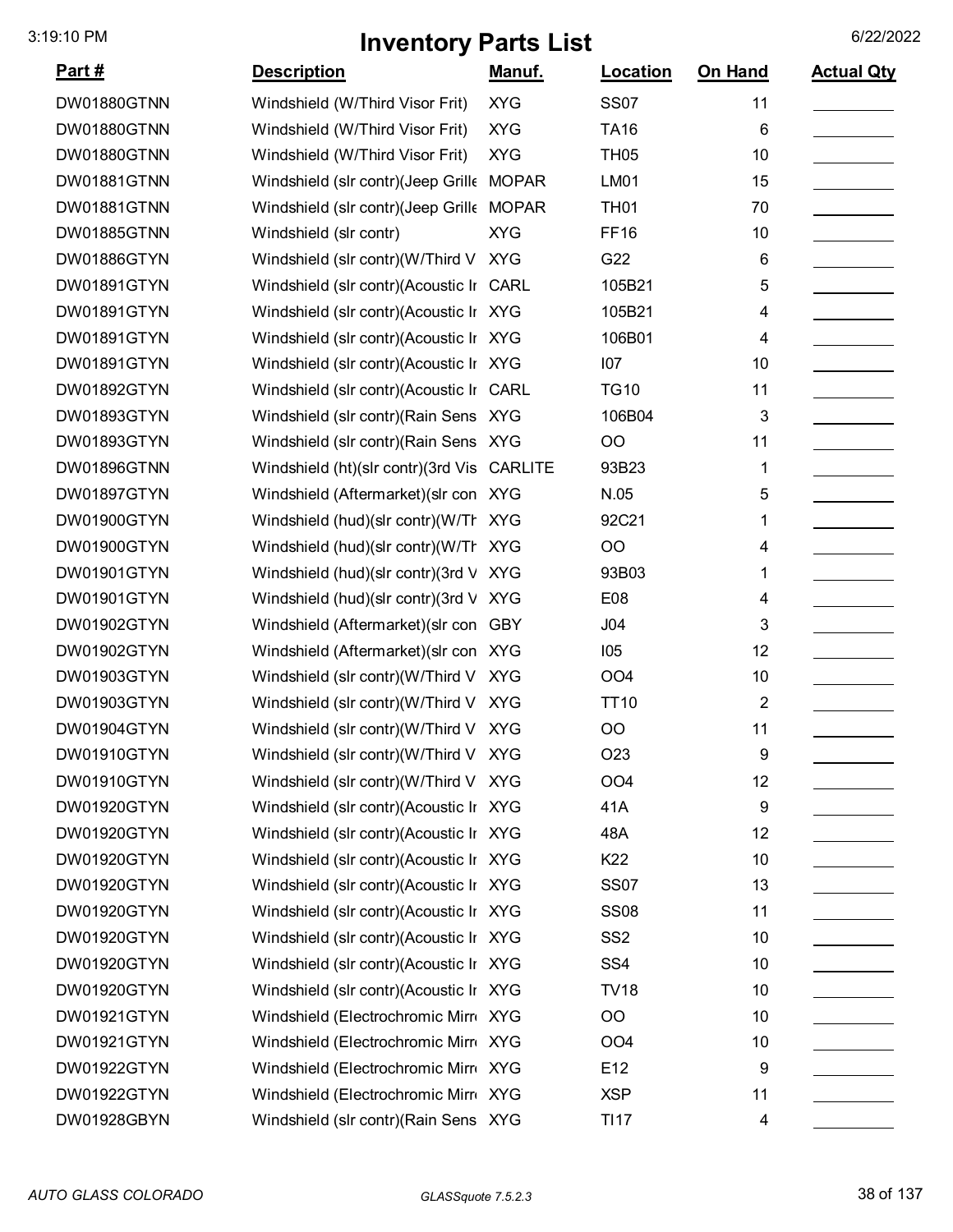# Inventory Parts List

| Part # | Description | Manuf. | Location | On Hand | Actual Qty |
|---|---|---|---|---|---|
| DW01880GTNN | Windshield (W/Third Visor Frit) | XYG | SS07 | 11 | |
| DW01880GTNN | Windshield (W/Third Visor Frit) | XYG | TA16 | 6 | |
| DW01880GTNN | Windshield (W/Third Visor Frit) | XYG | TH05 | 10 | |
| DW01881GTNN | Windshield (slr contr)(Jeep Grille | MOPAR | LM01 | 15 | |
| DW01881GTNN | Windshield (slr contr)(Jeep Grille | MOPAR | TH01 | 70 | |
| DW01885GTNN | Windshield (slr contr) | XYG | FF16 | 10 | |
| DW01886GTYN | Windshield (slr contr)(W/Third V | XYG | G22 | 6 | |
| DW01891GTYN | Windshield (slr contr)(Acoustic Ir | CARL | 105B21 | 5 | |
| DW01891GTYN | Windshield (slr contr)(Acoustic Ir | XYG | 105B21 | 4 | |
| DW01891GTYN | Windshield (slr contr)(Acoustic Ir | XYG | 106B01 | 4 | |
| DW01891GTYN | Windshield (slr contr)(Acoustic Ir | XYG | I07 | 10 | |
| DW01892GTYN | Windshield (slr contr)(Acoustic Ir | CARL | TG10 | 11 | |
| DW01893GTYN | Windshield (slr contr)(Rain Sens | XYG | 106B04 | 3 | |
| DW01893GTYN | Windshield (slr contr)(Rain Sens | XYG | OO | 11 | |
| DW01896GTNN | Windshield (ht)(slr contr)(3rd Vis | CARLITE | 93B23 | 1 | |
| DW01897GTYN | Windshield (Aftermarket)(slr con | XYG | N.05 | 5 | |
| DW01900GTYN | Windshield (hud)(slr contr)(W/Th | XYG | 92C21 | 1 | |
| DW01900GTYN | Windshield (hud)(slr contr)(W/Th | XYG | OO | 4 | |
| DW01901GTYN | Windshield (hud)(slr contr)(3rd V | XYG | 93B03 | 1 | |
| DW01901GTYN | Windshield (hud)(slr contr)(3rd V | XYG | E08 | 4 | |
| DW01902GTYN | Windshield (Aftermarket)(slr con | GBY | J04 | 3 | |
| DW01902GTYN | Windshield (Aftermarket)(slr con | XYG | I05 | 12 | |
| DW01903GTYN | Windshield (slr contr)(W/Third V | XYG | OO4 | 10 | |
| DW01903GTYN | Windshield (slr contr)(W/Third V | XYG | TT10 | 2 | |
| DW01904GTYN | Windshield (slr contr)(W/Third V | XYG | OO | 11 | |
| DW01910GTYN | Windshield (slr contr)(W/Third V | XYG | O23 | 9 | |
| DW01910GTYN | Windshield (slr contr)(W/Third V | XYG | OO4 | 12 | |
| DW01920GTYN | Windshield (slr contr)(Acoustic Ir | XYG | 41A | 9 | |
| DW01920GTYN | Windshield (slr contr)(Acoustic Ir | XYG | 48A | 12 | |
| DW01920GTYN | Windshield (slr contr)(Acoustic Ir | XYG | K22 | 10 | |
| DW01920GTYN | Windshield (slr contr)(Acoustic Ir | XYG | SS07 | 13 | |
| DW01920GTYN | Windshield (slr contr)(Acoustic Ir | XYG | SS08 | 11 | |
| DW01920GTYN | Windshield (slr contr)(Acoustic Ir | XYG | SS2 | 10 | |
| DW01920GTYN | Windshield (slr contr)(Acoustic Ir | XYG | SS4 | 10 | |
| DW01920GTYN | Windshield (slr contr)(Acoustic Ir | XYG | TV18 | 10 | |
| DW01921GTYN | Windshield (Electrochromic Mirr | XYG | OO | 10 | |
| DW01921GTYN | Windshield (Electrochromic Mirr | XYG | OO4 | 10 | |
| DW01922GTYN | Windshield (Electrochromic Mirr | XYG | E12 | 9 | |
| DW01922GTYN | Windshield (Electrochromic Mirr | XYG | XSP | 11 | |
| DW01928GBYN | Windshield (slr contr)(Rain Sens | XYG | TI17 | 4 | |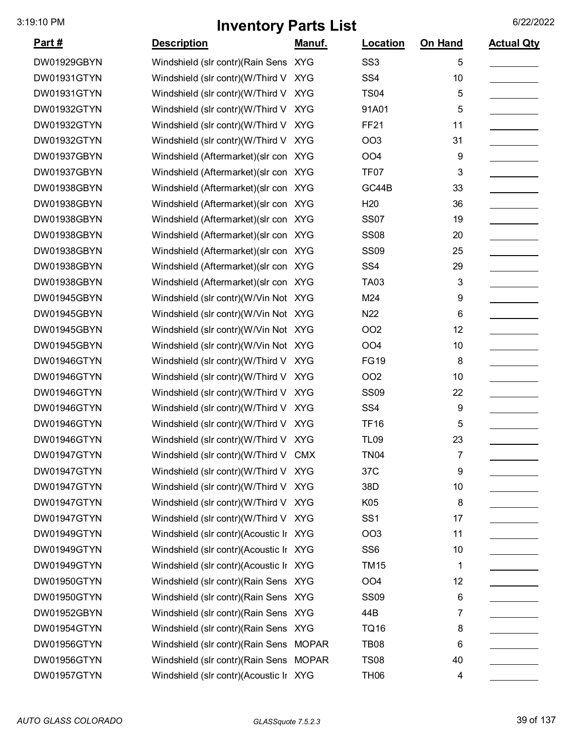# Inventory Parts List

3:19:10 PM 6/22/2022

| Part # | Description | Manuf. | Location | On Hand | Actual Qty |
|---|---|---|---|---|---|
| DW01929GBYN | Windshield (slr contr)(Rain Sens | XYG | SS3 | 5 | |
| DW01931GTYN | Windshield (slr contr)(W/Third V | XYG | SS4 | 10 | |
| DW01931GTYN | Windshield (slr contr)(W/Third V | XYG | TS04 | 5 | |
| DW01932GTYN | Windshield (slr contr)(W/Third V | XYG | 91A01 | 5 | |
| DW01932GTYN | Windshield (slr contr)(W/Third V | XYG | FF21 | 11 | |
| DW01932GTYN | Windshield (slr contr)(W/Third V | XYG | OO3 | 31 | |
| DW01937GBYN | Windshield (Aftermarket)(slr con | XYG | OO4 | 9 | |
| DW01937GBYN | Windshield (Aftermarket)(slr con | XYG | TF07 | 3 | |
| DW01938GBYN | Windshield (Aftermarket)(slr con | XYG | GC44B | 33 | |
| DW01938GBYN | Windshield (Aftermarket)(slr con | XYG | H20 | 36 | |
| DW01938GBYN | Windshield (Aftermarket)(slr con | XYG | SS07 | 19 | |
| DW01938GBYN | Windshield (Aftermarket)(slr con | XYG | SS08 | 20 | |
| DW01938GBYN | Windshield (Aftermarket)(slr con | XYG | SS09 | 25 | |
| DW01938GBYN | Windshield (Aftermarket)(slr con | XYG | SS4 | 29 | |
| DW01938GBYN | Windshield (Aftermarket)(slr con | XYG | TA03 | 3 | |
| DW01945GBYN | Windshield (slr contr)(W/Vin Not | XYG | M24 | 9 | |
| DW01945GBYN | Windshield (slr contr)(W/Vin Not | XYG | N22 | 6 | |
| DW01945GBYN | Windshield (slr contr)(W/Vin Not | XYG | OO2 | 12 | |
| DW01945GBYN | Windshield (slr contr)(W/Vin Not | XYG | OO4 | 10 | |
| DW01946GTYN | Windshield (slr contr)(W/Third V | XYG | FG19 | 8 | |
| DW01946GTYN | Windshield (slr contr)(W/Third V | XYG | OO2 | 10 | |
| DW01946GTYN | Windshield (slr contr)(W/Third V | XYG | SS09 | 22 | |
| DW01946GTYN | Windshield (slr contr)(W/Third V | XYG | SS4 | 9 | |
| DW01946GTYN | Windshield (slr contr)(W/Third V | XYG | TF16 | 5 | |
| DW01946GTYN | Windshield (slr contr)(W/Third V | XYG | TL09 | 23 | |
| DW01947GTYN | Windshield (slr contr)(W/Third V | CMX | TN04 | 7 | |
| DW01947GTYN | Windshield (slr contr)(W/Third V | XYG | 37C | 9 | |
| DW01947GTYN | Windshield (slr contr)(W/Third V | XYG | 38D | 10 | |
| DW01947GTYN | Windshield (slr contr)(W/Third V | XYG | K05 | 8 | |
| DW01947GTYN | Windshield (slr contr)(W/Third V | XYG | SS1 | 17 | |
| DW01949GTYN | Windshield (slr contr)(Acoustic Ir | XYG | OO3 | 11 | |
| DW01949GTYN | Windshield (slr contr)(Acoustic Ir | XYG | SS6 | 10 | |
| DW01949GTYN | Windshield (slr contr)(Acoustic Ir | XYG | TM15 | 1 | |
| DW01950GTYN | Windshield (slr contr)(Rain Sens | XYG | OO4 | 12 | |
| DW01950GTYN | Windshield (slr contr)(Rain Sens | XYG | SS09 | 6 | |
| DW01952GBYN | Windshield (slr contr)(Rain Sens | XYG | 44B | 7 | |
| DW01954GTYN | Windshield (slr contr)(Rain Sens | XYG | TQ16 | 8 | |
| DW01956GTYN | Windshield (slr contr)(Rain Sens | MOPAR | TB08 | 6 | |
| DW01956GTYN | Windshield (slr contr)(Rain Sens | MOPAR | TS08 | 40 | |
| DW01957GTYN | Windshield (slr contr)(Acoustic Ir | XYG | TH06 | 4 | |

*AUTO GLASS COLORADO* *GLASSquote 7.5.2.3*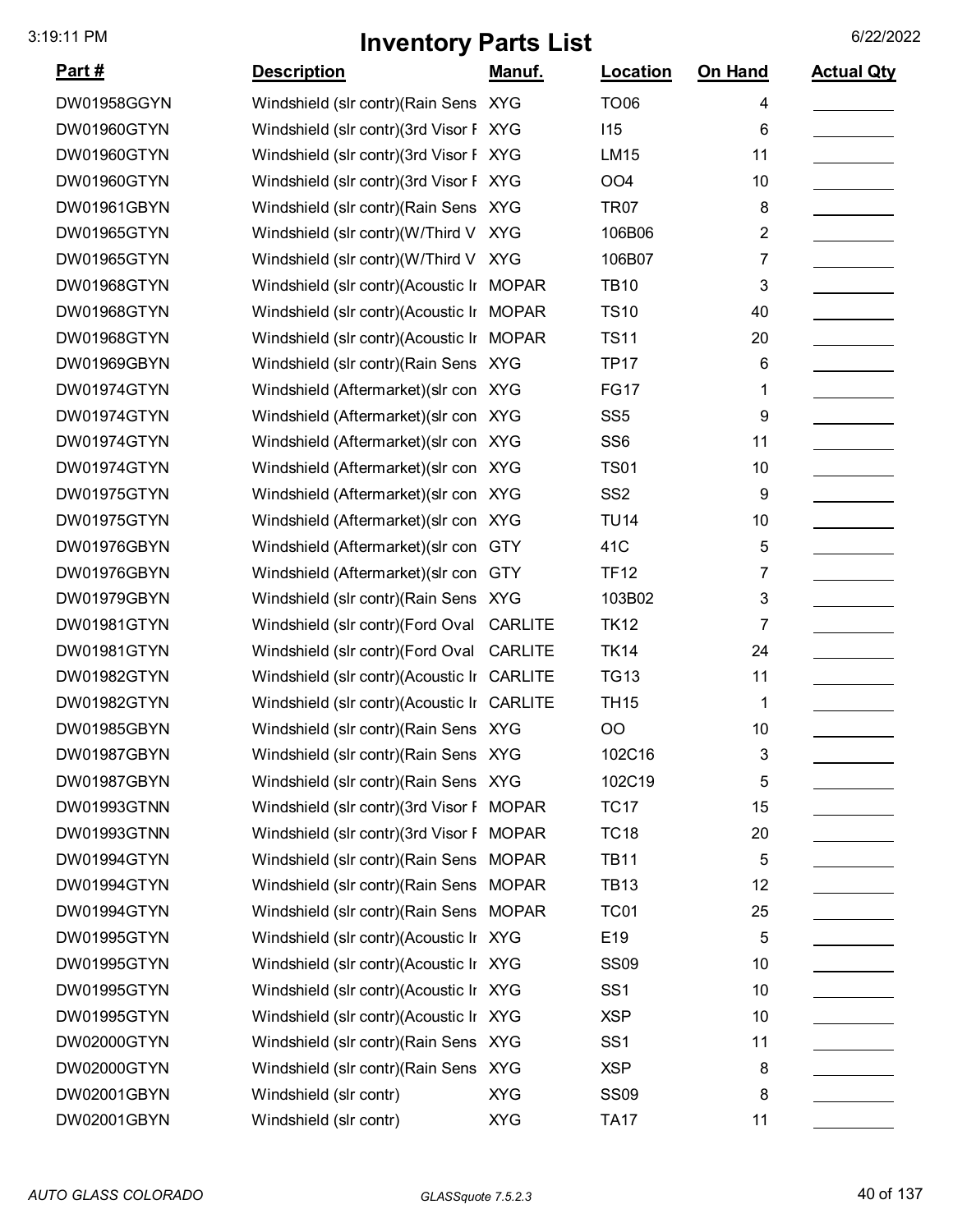# Inventory Parts List

| Part # | Description | Manuf. | Location | On Hand | Actual Qty |
|---|---|---|---|---|---|
| DW01958GGYN | Windshield (slr contr)(Rain Sens | XYG | TO06 | 4 | |
| DW01960GTYN | Windshield (slr contr)(3rd Visor F | XYG | I15 | 6 | |
| DW01960GTYN | Windshield (slr contr)(3rd Visor F | XYG | LM15 | 11 | |
| DW01960GTYN | Windshield (slr contr)(3rd Visor F | XYG | OO4 | 10 | |
| DW01961GBYN | Windshield (slr contr)(Rain Sens | XYG | TR07 | 8 | |
| DW01965GTYN | Windshield (slr contr)(W/Third V | XYG | 106B06 | 2 | |
| DW01965GTYN | Windshield (slr contr)(W/Third V | XYG | 106B07 | 7 | |
| DW01968GTYN | Windshield (slr contr)(Acoustic Ir | MOPAR | TB10 | 3 | |
| DW01968GTYN | Windshield (slr contr)(Acoustic Ir | MOPAR | TS10 | 40 | |
| DW01968GTYN | Windshield (slr contr)(Acoustic Ir | MOPAR | TS11 | 20 | |
| DW01969GBYN | Windshield (slr contr)(Rain Sens | XYG | TP17 | 6 | |
| DW01974GTYN | Windshield (Aftermarket)(slr con | XYG | FG17 | 1 | |
| DW01974GTYN | Windshield (Aftermarket)(slr con | XYG | SS5 | 9 | |
| DW01974GTYN | Windshield (Aftermarket)(slr con | XYG | SS6 | 11 | |
| DW01974GTYN | Windshield (Aftermarket)(slr con | XYG | TS01 | 10 | |
| DW01975GTYN | Windshield (Aftermarket)(slr con | XYG | SS2 | 9 | |
| DW01975GTYN | Windshield (Aftermarket)(slr con | XYG | TU14 | 10 | |
| DW01976GBYN | Windshield (Aftermarket)(slr con | GTY | 41C | 5 | |
| DW01976GBYN | Windshield (Aftermarket)(slr con | GTY | TF12 | 7 | |
| DW01979GBYN | Windshield (slr contr)(Rain Sens | XYG | 103B02 | 3 | |
| DW01981GTYN | Windshield (slr contr)(Ford Oval | CARLITE | TK12 | 7 | |
| DW01981GTYN | Windshield (slr contr)(Ford Oval | CARLITE | TK14 | 24 | |
| DW01982GTYN | Windshield (slr contr)(Acoustic Ir | CARLITE | TG13 | 11 | |
| DW01982GTYN | Windshield (slr contr)(Acoustic Ir | CARLITE | TH15 | 1 | |
| DW01985GBYN | Windshield (slr contr)(Rain Sens | XYG | OO | 10 | |
| DW01987GBYN | Windshield (slr contr)(Rain Sens | XYG | 102C16 | 3 | |
| DW01987GBYN | Windshield (slr contr)(Rain Sens | XYG | 102C19 | 5 | |
| DW01993GTNN | Windshield (slr contr)(3rd Visor F | MOPAR | TC17 | 15 | |
| DW01993GTNN | Windshield (slr contr)(3rd Visor F | MOPAR | TC18 | 20 | |
| DW01994GTYN | Windshield (slr contr)(Rain Sens | MOPAR | TB11 | 5 | |
| DW01994GTYN | Windshield (slr contr)(Rain Sens | MOPAR | TB13 | 12 | |
| DW01994GTYN | Windshield (slr contr)(Rain Sens | MOPAR | TC01 | 25 | |
| DW01995GTYN | Windshield (slr contr)(Acoustic Ir | XYG | E19 | 5 | |
| DW01995GTYN | Windshield (slr contr)(Acoustic Ir | XYG | SS09 | 10 | |
| DW01995GTYN | Windshield (slr contr)(Acoustic Ir | XYG | SS1 | 10 | |
| DW01995GTYN | Windshield (slr contr)(Acoustic Ir | XYG | XSP | 10 | |
| DW02000GTYN | Windshield (slr contr)(Rain Sens | XYG | SS1 | 11 | |
| DW02000GTYN | Windshield (slr contr)(Rain Sens | XYG | XSP | 8 | |
| DW02001GBYN | Windshield (slr contr) | XYG | SS09 | 8 | |
| DW02001GBYN | Windshield (slr contr) | XYG | TA17 | 11 | |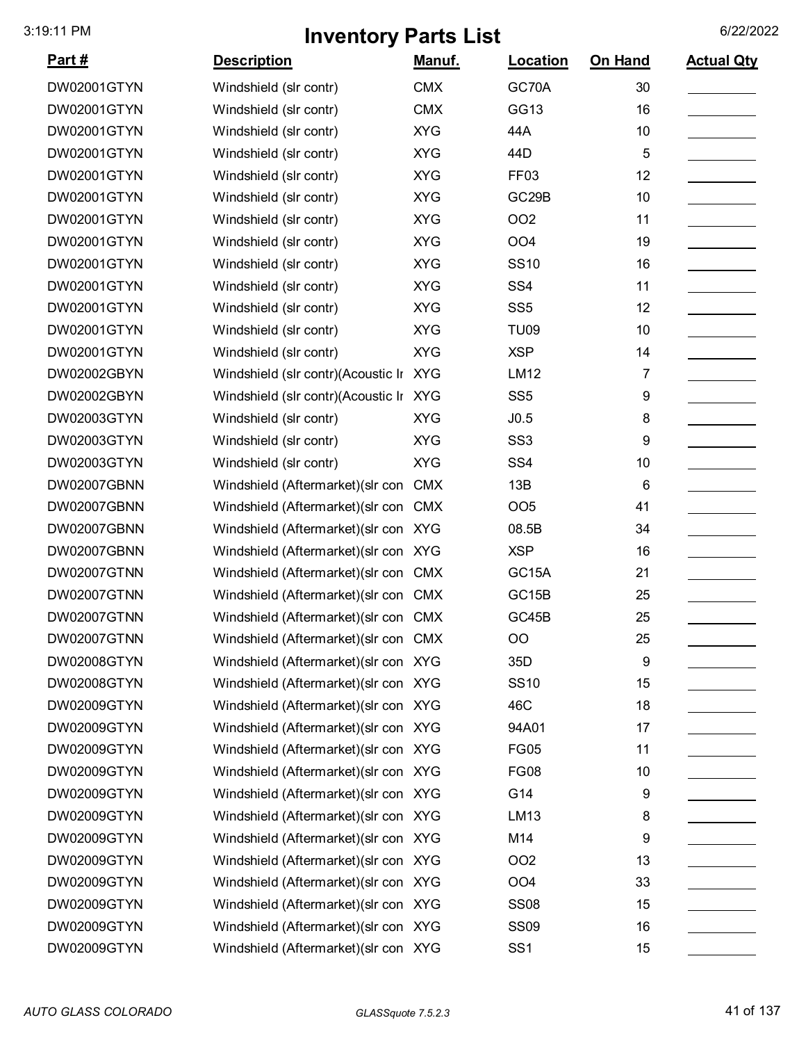# Inventory Parts List

3:19:11 PM 6/22/2022

| Part # | Description | Manuf. | Location | On Hand | Actual Qty |
|---|---|---|---|---|---|
| DW02001GTYN | Windshield (slr contr) | CMX | GC70A | 30 | |
| DW02001GTYN | Windshield (slr contr) | CMX | GG13 | 16 | |
| DW02001GTYN | Windshield (slr contr) | XYG | 44A | 10 | |
| DW02001GTYN | Windshield (slr contr) | XYG | 44D | 5 | |
| DW02001GTYN | Windshield (slr contr) | XYG | FF03 | 12 | |
| DW02001GTYN | Windshield (slr contr) | XYG | GC29B | 10 | |
| DW02001GTYN | Windshield (slr contr) | XYG | OO2 | 11 | |
| DW02001GTYN | Windshield (slr contr) | XYG | OO4 | 19 | |
| DW02001GTYN | Windshield (slr contr) | XYG | SS10 | 16 | |
| DW02001GTYN | Windshield (slr contr) | XYG | SS4 | 11 | |
| DW02001GTYN | Windshield (slr contr) | XYG | SS5 | 12 | |
| DW02001GTYN | Windshield (slr contr) | XYG | TU09 | 10 | |
| DW02001GTYN | Windshield (slr contr) | XYG | XSP | 14 | |
| DW02002GBYN | Windshield (slr contr)(Acoustic Ir | XYG | LM12 | 7 | |
| DW02002GBYN | Windshield (slr contr)(Acoustic Ir | XYG | SS5 | 9 | |
| DW02003GTYN | Windshield (slr contr) | XYG | J0.5 | 8 | |
| DW02003GTYN | Windshield (slr contr) | XYG | SS3 | 9 | |
| DW02003GTYN | Windshield (slr contr) | XYG | SS4 | 10 | |
| DW02007GBNN | Windshield (Aftermarket)(slr con | CMX | 13B | 6 | |
| DW02007GBNN | Windshield (Aftermarket)(slr con | CMX | OO5 | 41 | |
| DW02007GBNN | Windshield (Aftermarket)(slr con | XYG | 08.5B | 34 | |
| DW02007GBNN | Windshield (Aftermarket)(slr con | XYG | XSP | 16 | |
| DW02007GTNN | Windshield (Aftermarket)(slr con | CMX | GC15A | 21 | |
| DW02007GTNN | Windshield (Aftermarket)(slr con | CMX | GC15B | 25 | |
| DW02007GTNN | Windshield (Aftermarket)(slr con | CMX | GC45B | 25 | |
| DW02007GTNN | Windshield (Aftermarket)(slr con | CMX | OO | 25 | |
| DW02008GTYN | Windshield (Aftermarket)(slr con | XYG | 35D | 9 | |
| DW02008GTYN | Windshield (Aftermarket)(slr con | XYG | SS10 | 15 | |
| DW02009GTYN | Windshield (Aftermarket)(slr con | XYG | 46C | 18 | |
| DW02009GTYN | Windshield (Aftermarket)(slr con | XYG | 94A01 | 17 | |
| DW02009GTYN | Windshield (Aftermarket)(slr con | XYG | FG05 | 11 | |
| DW02009GTYN | Windshield (Aftermarket)(slr con | XYG | FG08 | 10 | |
| DW02009GTYN | Windshield (Aftermarket)(slr con | XYG | G14 | 9 | |
| DW02009GTYN | Windshield (Aftermarket)(slr con | XYG | LM13 | 8 | |
| DW02009GTYN | Windshield (Aftermarket)(slr con | XYG | M14 | 9 | |
| DW02009GTYN | Windshield (Aftermarket)(slr con | XYG | OO2 | 13 | |
| DW02009GTYN | Windshield (Aftermarket)(slr con | XYG | OO4 | 33 | |
| DW02009GTYN | Windshield (Aftermarket)(slr con | XYG | SS08 | 15 | |
| DW02009GTYN | Windshield (Aftermarket)(slr con | XYG | SS09 | 16 | |
| DW02009GTYN | Windshield (Aftermarket)(slr con | XYG | SS1 | 15 | |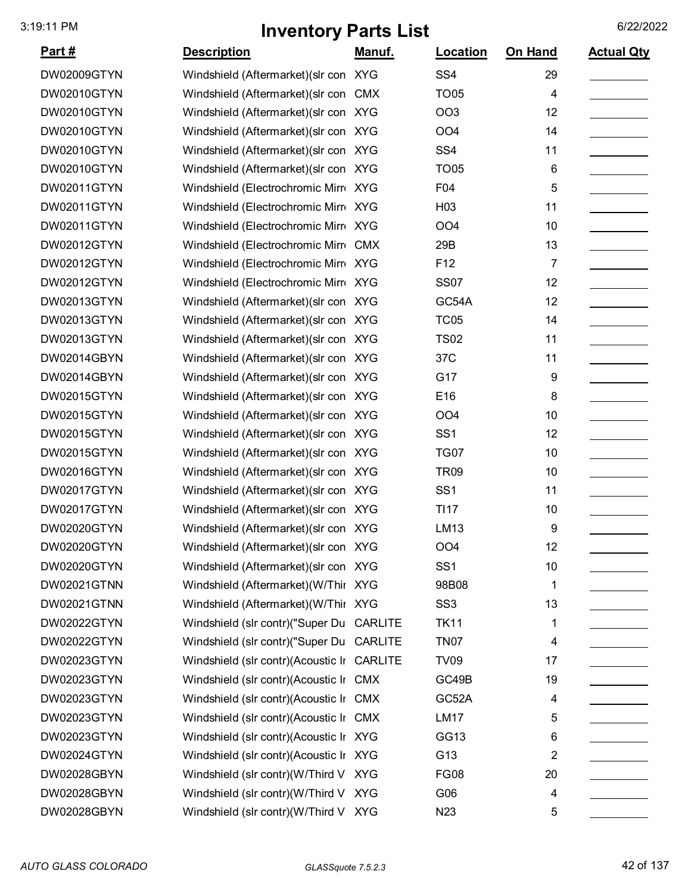# Inventory Parts List

3:19:11 PM 6/22/2022

| Part # | Description | Manuf. | Location | On Hand | Actual Qty |
|---|---|---|---|---|---|
| DW02009GTYN | Windshield (Aftermarket)(slr con | XYG | SS4 | 29 | |
| DW02010GTYN | Windshield (Aftermarket)(slr con | CMX | TO05 | 4 | |
| DW02010GTYN | Windshield (Aftermarket)(slr con | XYG | OO3 | 12 | |
| DW02010GTYN | Windshield (Aftermarket)(slr con | XYG | OO4 | 14 | |
| DW02010GTYN | Windshield (Aftermarket)(slr con | XYG | SS4 | 11 | |
| DW02010GTYN | Windshield (Aftermarket)(slr con | XYG | TO05 | 6 | |
| DW02011GTYN | Windshield (Electrochromic Mirr | XYG | F04 | 5 | |
| DW02011GTYN | Windshield (Electrochromic Mirr | XYG | H03 | 11 | |
| DW02011GTYN | Windshield (Electrochromic Mirr | XYG | OO4 | 10 | |
| DW02012GTYN | Windshield (Electrochromic Mirr | CMX | 29B | 13 | |
| DW02012GTYN | Windshield (Electrochromic Mirr | XYG | F12 | 7 | |
| DW02012GTYN | Windshield (Electrochromic Mirr | XYG | SS07 | 12 | |
| DW02013GTYN | Windshield (Aftermarket)(slr con | XYG | GC54A | 12 | |
| DW02013GTYN | Windshield (Aftermarket)(slr con | XYG | TC05 | 14 | |
| DW02013GTYN | Windshield (Aftermarket)(slr con | XYG | TS02 | 11 | |
| DW02014GBYN | Windshield (Aftermarket)(slr con | XYG | 37C | 11 | |
| DW02014GBYN | Windshield (Aftermarket)(slr con | XYG | G17 | 9 | |
| DW02015GTYN | Windshield (Aftermarket)(slr con | XYG | E16 | 8 | |
| DW02015GTYN | Windshield (Aftermarket)(slr con | XYG | OO4 | 10 | |
| DW02015GTYN | Windshield (Aftermarket)(slr con | XYG | SS1 | 12 | |
| DW02015GTYN | Windshield (Aftermarket)(slr con | XYG | TG07 | 10 | |
| DW02016GTYN | Windshield (Aftermarket)(slr con | XYG | TR09 | 10 | |
| DW02017GTYN | Windshield (Aftermarket)(slr con | XYG | SS1 | 11 | |
| DW02017GTYN | Windshield (Aftermarket)(slr con | XYG | TI17 | 10 | |
| DW02020GTYN | Windshield (Aftermarket)(slr con | XYG | LM13 | 9 | |
| DW02020GTYN | Windshield (Aftermarket)(slr con | XYG | OO4 | 12 | |
| DW02020GTYN | Windshield (Aftermarket)(slr con | XYG | SS1 | 10 | |
| DW02021GTNN | Windshield (Aftermarket)(W/Thir | XYG | 98B08 | 1 | |
| DW02021GTNN | Windshield (Aftermarket)(W/Thir | XYG | SS3 | 13 | |
| DW02022GTYN | Windshield (slr contr)("Super Du | CARLITE | TK11 | 1 | |
| DW02022GTYN | Windshield (slr contr)("Super Du | CARLITE | TN07 | 4 | |
| DW02023GTYN | Windshield (slr contr)(Acoustic Ir | CARLITE | TV09 | 17 | |
| DW02023GTYN | Windshield (slr contr)(Acoustic Ir | CMX | GC49B | 19 | |
| DW02023GTYN | Windshield (slr contr)(Acoustic Ir | CMX | GC52A | 4 | |
| DW02023GTYN | Windshield (slr contr)(Acoustic Ir | CMX | LM17 | 5 | |
| DW02023GTYN | Windshield (slr contr)(Acoustic Ir | XYG | GG13 | 6 | |
| DW02024GTYN | Windshield (slr contr)(Acoustic Ir | XYG | G13 | 2 | |
| DW02028GBYN | Windshield (slr contr)(W/Third V | XYG | FG08 | 20 | |
| DW02028GBYN | Windshield (slr contr)(W/Third V | XYG | G06 | 4 | |
| DW02028GBYN | Windshield (slr contr)(W/Third V | XYG | N23 | 5 | |

*AUTO GLASS COLORADO* *GLASSquote 7.5.2.3*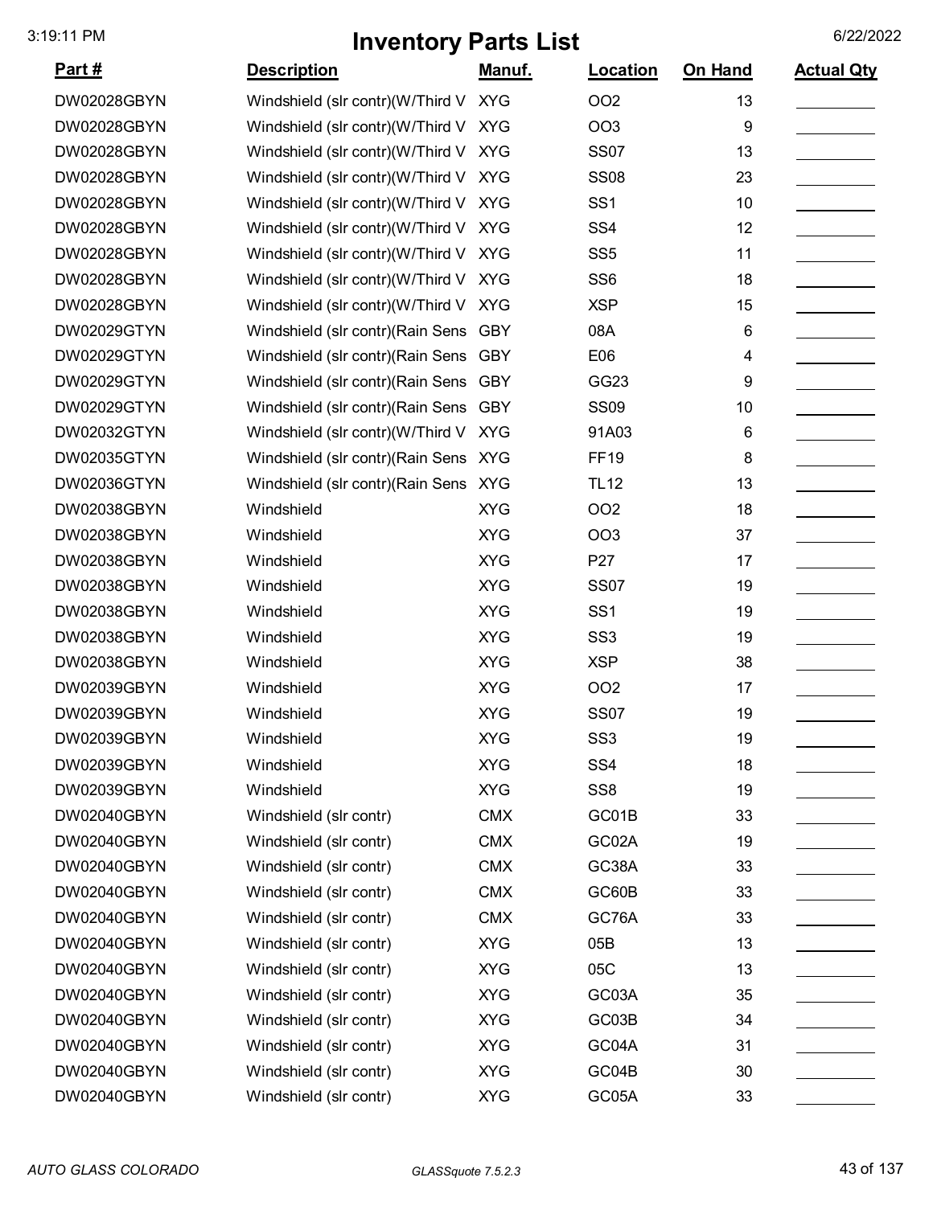# Inventory Parts List

| Part # | Description | Manuf. | Location | On Hand | Actual Qty |
|---|---|---|---|---|---|
| DW02028GBYN | Windshield (slr contr)(W/Third V | XYG | OO2 | 13 | |
| DW02028GBYN | Windshield (slr contr)(W/Third V | XYG | OO3 | 9 | |
| DW02028GBYN | Windshield (slr contr)(W/Third V | XYG | SS07 | 13 | |
| DW02028GBYN | Windshield (slr contr)(W/Third V | XYG | SS08 | 23 | |
| DW02028GBYN | Windshield (slr contr)(W/Third V | XYG | SS1 | 10 | |
| DW02028GBYN | Windshield (slr contr)(W/Third V | XYG | SS4 | 12 | |
| DW02028GBYN | Windshield (slr contr)(W/Third V | XYG | SS5 | 11 | |
| DW02028GBYN | Windshield (slr contr)(W/Third V | XYG | SS6 | 18 | |
| DW02028GBYN | Windshield (slr contr)(W/Third V | XYG | XSP | 15 | |
| DW02029GTYN | Windshield (slr contr)(Rain Sens | GBY | 08A | 6 | |
| DW02029GTYN | Windshield (slr contr)(Rain Sens | GBY | E06 | 4 | |
| DW02029GTYN | Windshield (slr contr)(Rain Sens | GBY | GG23 | 9 | |
| DW02029GTYN | Windshield (slr contr)(Rain Sens | GBY | SS09 | 10 | |
| DW02032GTYN | Windshield (slr contr)(W/Third V | XYG | 91A03 | 6 | |
| DW02035GTYN | Windshield (slr contr)(Rain Sens | XYG | FF19 | 8 | |
| DW02036GTYN | Windshield (slr contr)(Rain Sens | XYG | TL12 | 13 | |
| DW02038GBYN | Windshield | XYG | OO2 | 18 | |
| DW02038GBYN | Windshield | XYG | OO3 | 37 | |
| DW02038GBYN | Windshield | XYG | P27 | 17 | |
| DW02038GBYN | Windshield | XYG | SS07 | 19 | |
| DW02038GBYN | Windshield | XYG | SS1 | 19 | |
| DW02038GBYN | Windshield | XYG | SS3 | 19 | |
| DW02038GBYN | Windshield | XYG | XSP | 38 | |
| DW02039GBYN | Windshield | XYG | OO2 | 17 | |
| DW02039GBYN | Windshield | XYG | SS07 | 19 | |
| DW02039GBYN | Windshield | XYG | SS3 | 19 | |
| DW02039GBYN | Windshield | XYG | SS4 | 18 | |
| DW02039GBYN | Windshield | XYG | SS8 | 19 | |
| DW02040GBYN | Windshield (slr contr) | CMX | GC01B | 33 | |
| DW02040GBYN | Windshield (slr contr) | CMX | GC02A | 19 | |
| DW02040GBYN | Windshield (slr contr) | CMX | GC38A | 33 | |
| DW02040GBYN | Windshield (slr contr) | CMX | GC60B | 33 | |
| DW02040GBYN | Windshield (slr contr) | CMX | GC76A | 33 | |
| DW02040GBYN | Windshield (slr contr) | XYG | 05B | 13 | |
| DW02040GBYN | Windshield (slr contr) | XYG | 05C | 13 | |
| DW02040GBYN | Windshield (slr contr) | XYG | GC03A | 35 | |
| DW02040GBYN | Windshield (slr contr) | XYG | GC03B | 34 | |
| DW02040GBYN | Windshield (slr contr) | XYG | GC04A | 31 | |
| DW02040GBYN | Windshield (slr contr) | XYG | GC04B | 30 | |
| DW02040GBYN | Windshield (slr contr) | XYG | GC05A | 33 | |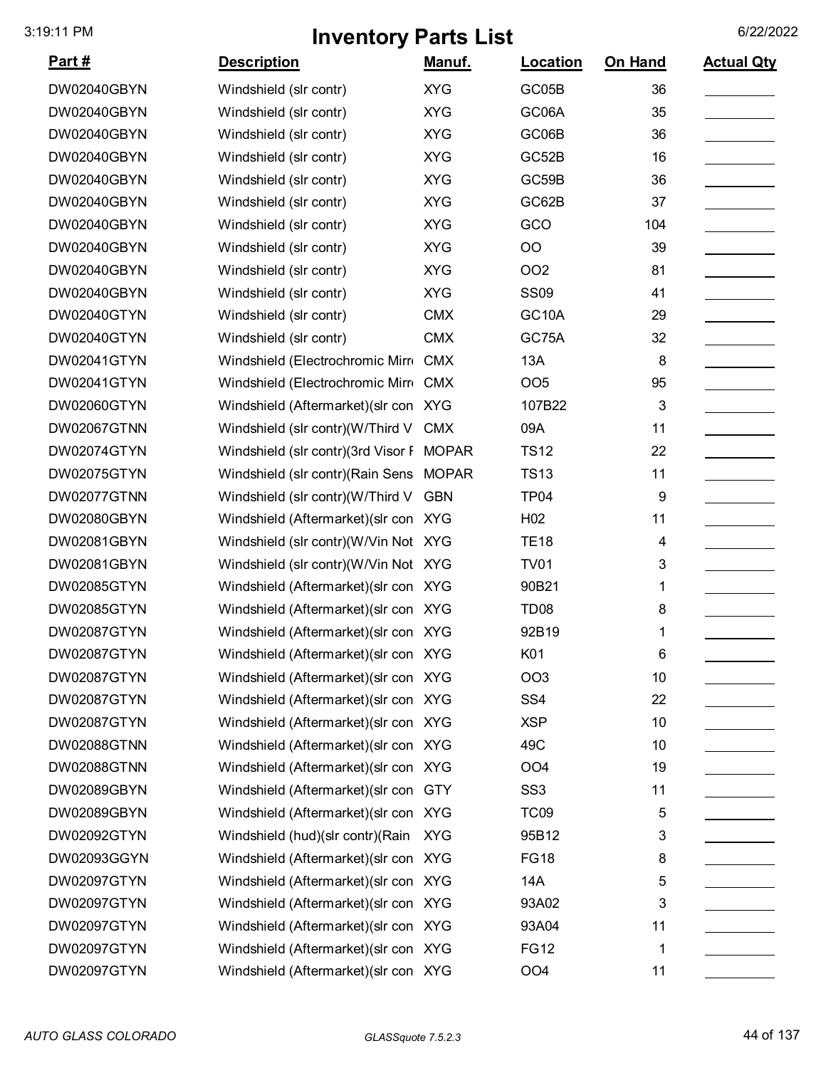# Inventory Parts List

3:19:11 PM 6/22/2022

| Part # | Description | Manuf. | Location | On Hand | Actual Qty |
|---|---|---|---|---|---|
| DW02040GBYN | Windshield (slr contr) | XYG | GC05B | 36 | |
| DW02040GBYN | Windshield (slr contr) | XYG | GC06A | 35 | |
| DW02040GBYN | Windshield (slr contr) | XYG | GC06B | 36 | |
| DW02040GBYN | Windshield (slr contr) | XYG | GC52B | 16 | |
| DW02040GBYN | Windshield (slr contr) | XYG | GC59B | 36 | |
| DW02040GBYN | Windshield (slr contr) | XYG | GC62B | 37 | |
| DW02040GBYN | Windshield (slr contr) | XYG | GCO | 104 | |
| DW02040GBYN | Windshield (slr contr) | XYG | OO | 39 | |
| DW02040GBYN | Windshield (slr contr) | XYG | OO2 | 81 | |
| DW02040GBYN | Windshield (slr contr) | XYG | SS09 | 41 | |
| DW02040GTYN | Windshield (slr contr) | CMX | GC10A | 29 | |
| DW02040GTYN | Windshield (slr contr) | CMX | GC75A | 32 | |
| DW02041GTYN | Windshield (Electrochromic Mirr | CMX | 13A | 8 | |
| DW02041GTYN | Windshield (Electrochromic Mirr | CMX | OO5 | 95 | |
| DW02060GTYN | Windshield (Aftermarket)(slr con | XYG | 107B22 | 3 | |
| DW02067GTNN | Windshield (slr contr)(W/Third V | CMX | 09A | 11 | |
| DW02074GTYN | Windshield (slr contr)(3rd Visor F | MOPAR | TS12 | 22 | |
| DW02075GTYN | Windshield (slr contr)(Rain Sens | MOPAR | TS13 | 11 | |
| DW02077GTNN | Windshield (slr contr)(W/Third V | GBN | TP04 | 9 | |
| DW02080GBYN | Windshield (Aftermarket)(slr con | XYG | H02 | 11 | |
| DW02081GBYN | Windshield (slr contr)(W/Vin Not | XYG | TE18 | 4 | |
| DW02081GBYN | Windshield (slr contr)(W/Vin Not | XYG | TV01 | 3 | |
| DW02085GTYN | Windshield (Aftermarket)(slr con | XYG | 90B21 | 1 | |
| DW02085GTYN | Windshield (Aftermarket)(slr con | XYG | TD08 | 8 | |
| DW02087GTYN | Windshield (Aftermarket)(slr con | XYG | 92B19 | 1 | |
| DW02087GTYN | Windshield (Aftermarket)(slr con | XYG | K01 | 6 | |
| DW02087GTYN | Windshield (Aftermarket)(slr con | XYG | OO3 | 10 | |
| DW02087GTYN | Windshield (Aftermarket)(slr con | XYG | SS4 | 22 | |
| DW02087GTYN | Windshield (Aftermarket)(slr con | XYG | XSP | 10 | |
| DW02088GTNN | Windshield (Aftermarket)(slr con | XYG | 49C | 10 | |
| DW02088GTNN | Windshield (Aftermarket)(slr con | XYG | OO4 | 19 | |
| DW02089GBYN | Windshield (Aftermarket)(slr con | GTY | SS3 | 11 | |
| DW02089GBYN | Windshield (Aftermarket)(slr con | XYG | TC09 | 5 | |
| DW02092GTYN | Windshield (hud)(slr contr)(Rain | XYG | 95B12 | 3 | |
| DW02093GGYN | Windshield (Aftermarket)(slr con | XYG | FG18 | 8 | |
| DW02097GTYN | Windshield (Aftermarket)(slr con | XYG | 14A | 5 | |
| DW02097GTYN | Windshield (Aftermarket)(slr con | XYG | 93A02 | 3 | |
| DW02097GTYN | Windshield (Aftermarket)(slr con | XYG | 93A04 | 11 | |
| DW02097GTYN | Windshield (Aftermarket)(slr con | XYG | FG12 | 1 | |
| DW02097GTYN | Windshield (Aftermarket)(slr con | XYG | OO4 | 11 | |

*AUTO GLASS COLORADO* *GLASSquote 7.5.2.3*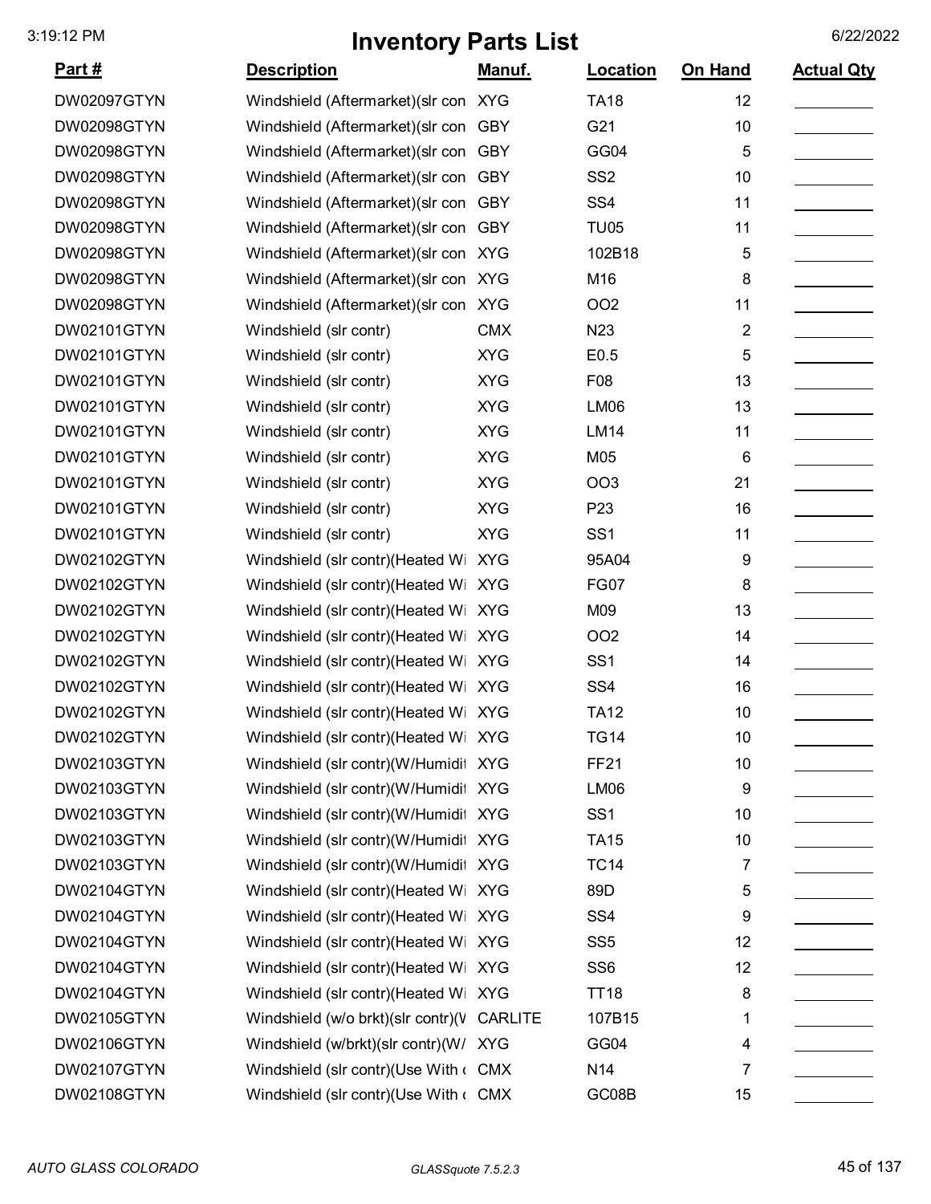# Inventory Parts List

| Part # | Description | Manuf. | Location | On Hand | Actual Qty |
|---|---|---|---|---|---|
| DW02097GTYN | Windshield (Aftermarket)(slr con | XYG | TA18 | 12 | |
| DW02098GTYN | Windshield (Aftermarket)(slr con | GBY | G21 | 10 | |
| DW02098GTYN | Windshield (Aftermarket)(slr con | GBY | GG04 | 5 | |
| DW02098GTYN | Windshield (Aftermarket)(slr con | GBY | SS2 | 10 | |
| DW02098GTYN | Windshield (Aftermarket)(slr con | GBY | SS4 | 11 | |
| DW02098GTYN | Windshield (Aftermarket)(slr con | GBY | TU05 | 11 | |
| DW02098GTYN | Windshield (Aftermarket)(slr con | XYG | 102B18 | 5 | |
| DW02098GTYN | Windshield (Aftermarket)(slr con | XYG | M16 | 8 | |
| DW02098GTYN | Windshield (Aftermarket)(slr con | XYG | OO2 | 11 | |
| DW02101GTYN | Windshield (slr contr) | CMX | N23 | 2 | |
| DW02101GTYN | Windshield (slr contr) | XYG | E0.5 | 5 | |
| DW02101GTYN | Windshield (slr contr) | XYG | F08 | 13 | |
| DW02101GTYN | Windshield (slr contr) | XYG | LM06 | 13 | |
| DW02101GTYN | Windshield (slr contr) | XYG | LM14 | 11 | |
| DW02101GTYN | Windshield (slr contr) | XYG | M05 | 6 | |
| DW02101GTYN | Windshield (slr contr) | XYG | OO3 | 21 | |
| DW02101GTYN | Windshield (slr contr) | XYG | P23 | 16 | |
| DW02101GTYN | Windshield (slr contr) | XYG | SS1 | 11 | |
| DW02102GTYN | Windshield (slr contr)(Heated Wi | XYG | 95A04 | 9 | |
| DW02102GTYN | Windshield (slr contr)(Heated Wi | XYG | FG07 | 8 | |
| DW02102GTYN | Windshield (slr contr)(Heated Wi | XYG | M09 | 13 | |
| DW02102GTYN | Windshield (slr contr)(Heated Wi | XYG | OO2 | 14 | |
| DW02102GTYN | Windshield (slr contr)(Heated Wi | XYG | SS1 | 14 | |
| DW02102GTYN | Windshield (slr contr)(Heated Wi | XYG | SS4 | 16 | |
| DW02102GTYN | Windshield (slr contr)(Heated Wi | XYG | TA12 | 10 | |
| DW02102GTYN | Windshield (slr contr)(Heated Wi | XYG | TG14 | 10 | |
| DW02103GTYN | Windshield (slr contr)(W/Humidit | XYG | FF21 | 10 | |
| DW02103GTYN | Windshield (slr contr)(W/Humidit | XYG | LM06 | 9 | |
| DW02103GTYN | Windshield (slr contr)(W/Humidit | XYG | SS1 | 10 | |
| DW02103GTYN | Windshield (slr contr)(W/Humidit | XYG | TA15 | 10 | |
| DW02103GTYN | Windshield (slr contr)(W/Humidit | XYG | TC14 | 7 | |
| DW02104GTYN | Windshield (slr contr)(Heated Wi | XYG | 89D | 5 | |
| DW02104GTYN | Windshield (slr contr)(Heated Wi | XYG | SS4 | 9 | |
| DW02104GTYN | Windshield (slr contr)(Heated Wi | XYG | SS5 | 12 | |
| DW02104GTYN | Windshield (slr contr)(Heated Wi | XYG | SS6 | 12 | |
| DW02104GTYN | Windshield (slr contr)(Heated Wi | XYG | TT18 | 8 | |
| DW02105GTYN | Windshield (w/o brkt)(slr contr)(V | CARLITE | 107B15 | 1 | |
| DW02106GTYN | Windshield (w/brkt)(slr contr)(W/ | XYG | GG04 | 4 | |
| DW02107GTYN | Windshield (slr contr)(Use With ( | CMX | N14 | 7 | |
| DW02108GTYN | Windshield (slr contr)(Use With ( | CMX | GC08B | 15 | |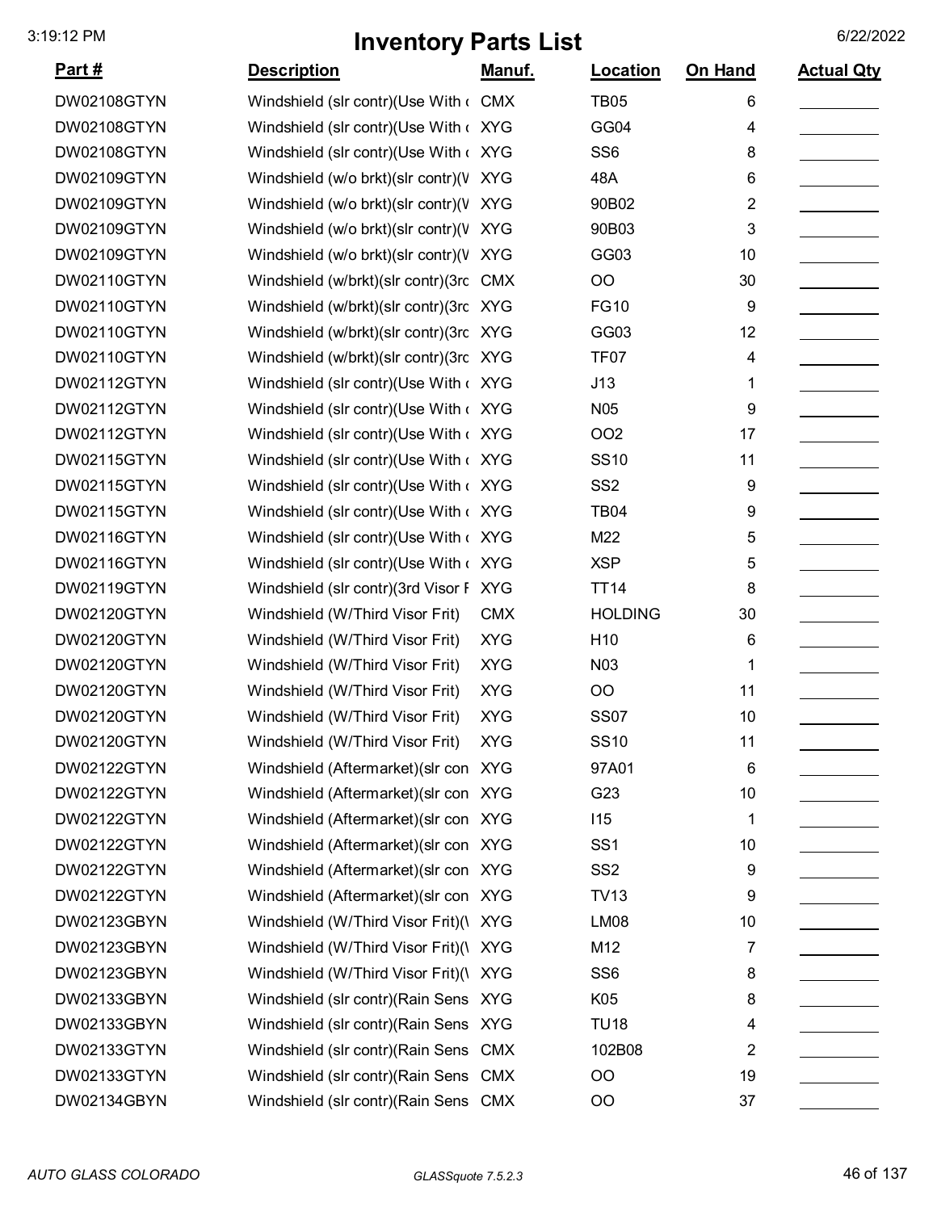# Inventory Parts List

| Part # | Description | Manuf. | Location | On Hand | Actual Qty |
|---|---|---|---|---|---|
| DW02108GTYN | Windshield (slr contr)(Use With ( | CMX | TB05 | 6 | |
| DW02108GTYN | Windshield (slr contr)(Use With ( | XYG | GG04 | 4 | |
| DW02108GTYN | Windshield (slr contr)(Use With ( | XYG | SS6 | 8 | |
| DW02109GTYN | Windshield (w/o brkt)(slr contr)(V | XYG | 48A | 6 | |
| DW02109GTYN | Windshield (w/o brkt)(slr contr)(V | XYG | 90B02 | 2 | |
| DW02109GTYN | Windshield (w/o brkt)(slr contr)(V | XYG | 90B03 | 3 | |
| DW02109GTYN | Windshield (w/o brkt)(slr contr)(V | XYG | GG03 | 10 | |
| DW02110GTYN | Windshield (w/brkt)(slr contr)(3rc | CMX | OO | 30 | |
| DW02110GTYN | Windshield (w/brkt)(slr contr)(3rc | XYG | FG10 | 9 | |
| DW02110GTYN | Windshield (w/brkt)(slr contr)(3rc | XYG | GG03 | 12 | |
| DW02110GTYN | Windshield (w/brkt)(slr contr)(3rc | XYG | TF07 | 4 | |
| DW02112GTYN | Windshield (slr contr)(Use With ( | XYG | J13 | 1 | |
| DW02112GTYN | Windshield (slr contr)(Use With ( | XYG | N05 | 9 | |
| DW02112GTYN | Windshield (slr contr)(Use With ( | XYG | OO2 | 17 | |
| DW02115GTYN | Windshield (slr contr)(Use With ( | XYG | SS10 | 11 | |
| DW02115GTYN | Windshield (slr contr)(Use With ( | XYG | SS2 | 9 | |
| DW02115GTYN | Windshield (slr contr)(Use With ( | XYG | TB04 | 9 | |
| DW02116GTYN | Windshield (slr contr)(Use With ( | XYG | M22 | 5 | |
| DW02116GTYN | Windshield (slr contr)(Use With ( | XYG | XSP | 5 | |
| DW02119GTYN | Windshield (slr contr)(3rd Visor F | XYG | TT14 | 8 | |
| DW02120GTYN | Windshield (W/Third Visor Frit) | CMX | HOLDING | 30 | |
| DW02120GTYN | Windshield (W/Third Visor Frit) | XYG | H10 | 6 | |
| DW02120GTYN | Windshield (W/Third Visor Frit) | XYG | N03 | 1 | |
| DW02120GTYN | Windshield (W/Third Visor Frit) | XYG | OO | 11 | |
| DW02120GTYN | Windshield (W/Third Visor Frit) | XYG | SS07 | 10 | |
| DW02120GTYN | Windshield (W/Third Visor Frit) | XYG | SS10 | 11 | |
| DW02122GTYN | Windshield (Aftermarket)(slr con | XYG | 97A01 | 6 | |
| DW02122GTYN | Windshield (Aftermarket)(slr con | XYG | G23 | 10 | |
| DW02122GTYN | Windshield (Aftermarket)(slr con | XYG | I15 | 1 | |
| DW02122GTYN | Windshield (Aftermarket)(slr con | XYG | SS1 | 10 | |
| DW02122GTYN | Windshield (Aftermarket)(slr con | XYG | SS2 | 9 | |
| DW02122GTYN | Windshield (Aftermarket)(slr con | XYG | TV13 | 9 | |
| DW02123GBYN | Windshield (W/Third Visor Frit)(\ | XYG | LM08 | 10 | |
| DW02123GBYN | Windshield (W/Third Visor Frit)(\ | XYG | M12 | 7 | |
| DW02123GBYN | Windshield (W/Third Visor Frit)(\ | XYG | SS6 | 8 | |
| DW02133GBYN | Windshield (slr contr)(Rain Sens | XYG | K05 | 8 | |
| DW02133GBYN | Windshield (slr contr)(Rain Sens | XYG | TU18 | 4 | |
| DW02133GTYN | Windshield (slr contr)(Rain Sens | CMX | 102B08 | 2 | |
| DW02133GTYN | Windshield (slr contr)(Rain Sens | CMX | OO | 19 | |
| DW02134GBYN | Windshield (slr contr)(Rain Sens | CMX | OO | 37 | |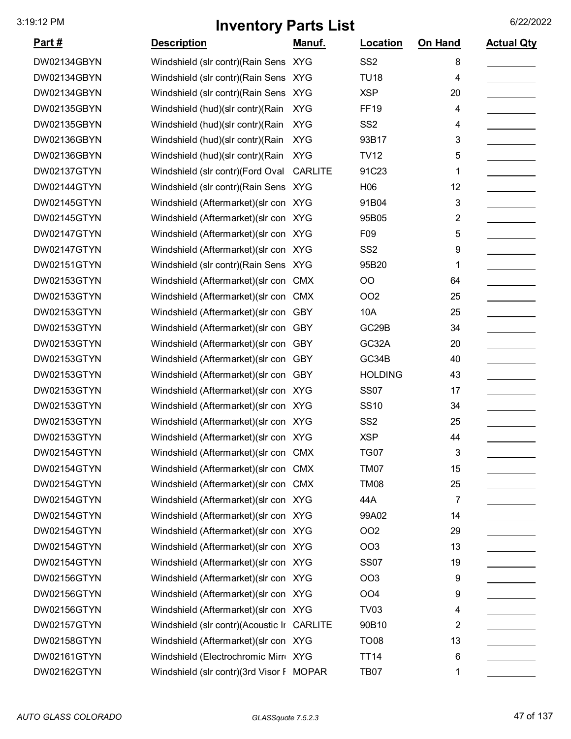# Inventory Parts List

| Part # | Description | Manuf. | Location | On Hand | Actual Qty |
|---|---|---|---|---|---|
| DW02134GBYN | Windshield (slr contr)(Rain Sens | XYG | SS2 | 8 | |
| DW02134GBYN | Windshield (slr contr)(Rain Sens | XYG | TU18 | 4 | |
| DW02134GBYN | Windshield (slr contr)(Rain Sens | XYG | XSP | 20 | |
| DW02135GBYN | Windshield (hud)(slr contr)(Rain | XYG | FF19 | 4 | |
| DW02135GBYN | Windshield (hud)(slr contr)(Rain | XYG | SS2 | 4 | |
| DW02136GBYN | Windshield (hud)(slr contr)(Rain | XYG | 93B17 | 3 | |
| DW02136GBYN | Windshield (hud)(slr contr)(Rain | XYG | TV12 | 5 | |
| DW02137GTYN | Windshield (slr contr)(Ford Oval | CARLITE | 91C23 | 1 | |
| DW02144GTYN | Windshield (slr contr)(Rain Sens | XYG | H06 | 12 | |
| DW02145GTYN | Windshield (Aftermarket)(slr con | XYG | 91B04 | 3 | |
| DW02145GTYN | Windshield (Aftermarket)(slr con | XYG | 95B05 | 2 | |
| DW02147GTYN | Windshield (Aftermarket)(slr con | XYG | F09 | 5 | |
| DW02147GTYN | Windshield (Aftermarket)(slr con | XYG | SS2 | 9 | |
| DW02151GTYN | Windshield (slr contr)(Rain Sens | XYG | 95B20 | 1 | |
| DW02153GTYN | Windshield (Aftermarket)(slr con | CMX | OO | 64 | |
| DW02153GTYN | Windshield (Aftermarket)(slr con | CMX | OO2 | 25 | |
| DW02153GTYN | Windshield (Aftermarket)(slr con | GBY | 10A | 25 | |
| DW02153GTYN | Windshield (Aftermarket)(slr con | GBY | GC29B | 34 | |
| DW02153GTYN | Windshield (Aftermarket)(slr con | GBY | GC32A | 20 | |
| DW02153GTYN | Windshield (Aftermarket)(slr con | GBY | GC34B | 40 | |
| DW02153GTYN | Windshield (Aftermarket)(slr con | GBY | HOLDING | 43 | |
| DW02153GTYN | Windshield (Aftermarket)(slr con | XYG | SS07 | 17 | |
| DW02153GTYN | Windshield (Aftermarket)(slr con | XYG | SS10 | 34 | |
| DW02153GTYN | Windshield (Aftermarket)(slr con | XYG | SS2 | 25 | |
| DW02153GTYN | Windshield (Aftermarket)(slr con | XYG | XSP | 44 | |
| DW02154GTYN | Windshield (Aftermarket)(slr con | CMX | TG07 | 3 | |
| DW02154GTYN | Windshield (Aftermarket)(slr con | CMX | TM07 | 15 | |
| DW02154GTYN | Windshield (Aftermarket)(slr con | CMX | TM08 | 25 | |
| DW02154GTYN | Windshield (Aftermarket)(slr con | XYG | 44A | 7 | |
| DW02154GTYN | Windshield (Aftermarket)(slr con | XYG | 99A02 | 14 | |
| DW02154GTYN | Windshield (Aftermarket)(slr con | XYG | OO2 | 29 | |
| DW02154GTYN | Windshield (Aftermarket)(slr con | XYG | OO3 | 13 | |
| DW02154GTYN | Windshield (Aftermarket)(slr con | XYG | SS07 | 19 | |
| DW02156GTYN | Windshield (Aftermarket)(slr con | XYG | OO3 | 9 | |
| DW02156GTYN | Windshield (Aftermarket)(slr con | XYG | OO4 | 9 | |
| DW02156GTYN | Windshield (Aftermarket)(slr con | XYG | TV03 | 4 | |
| DW02157GTYN | Windshield (slr contr)(Acoustic Ir | CARLITE | 90B10 | 2 | |
| DW02158GTYN | Windshield (Aftermarket)(slr con | XYG | TO08 | 13 | |
| DW02161GTYN | Windshield (Electrochromic Mirr | XYG | TT14 | 6 | |
| DW02162GTYN | Windshield (slr contr)(3rd Visor F | MOPAR | TB07 | 1 | |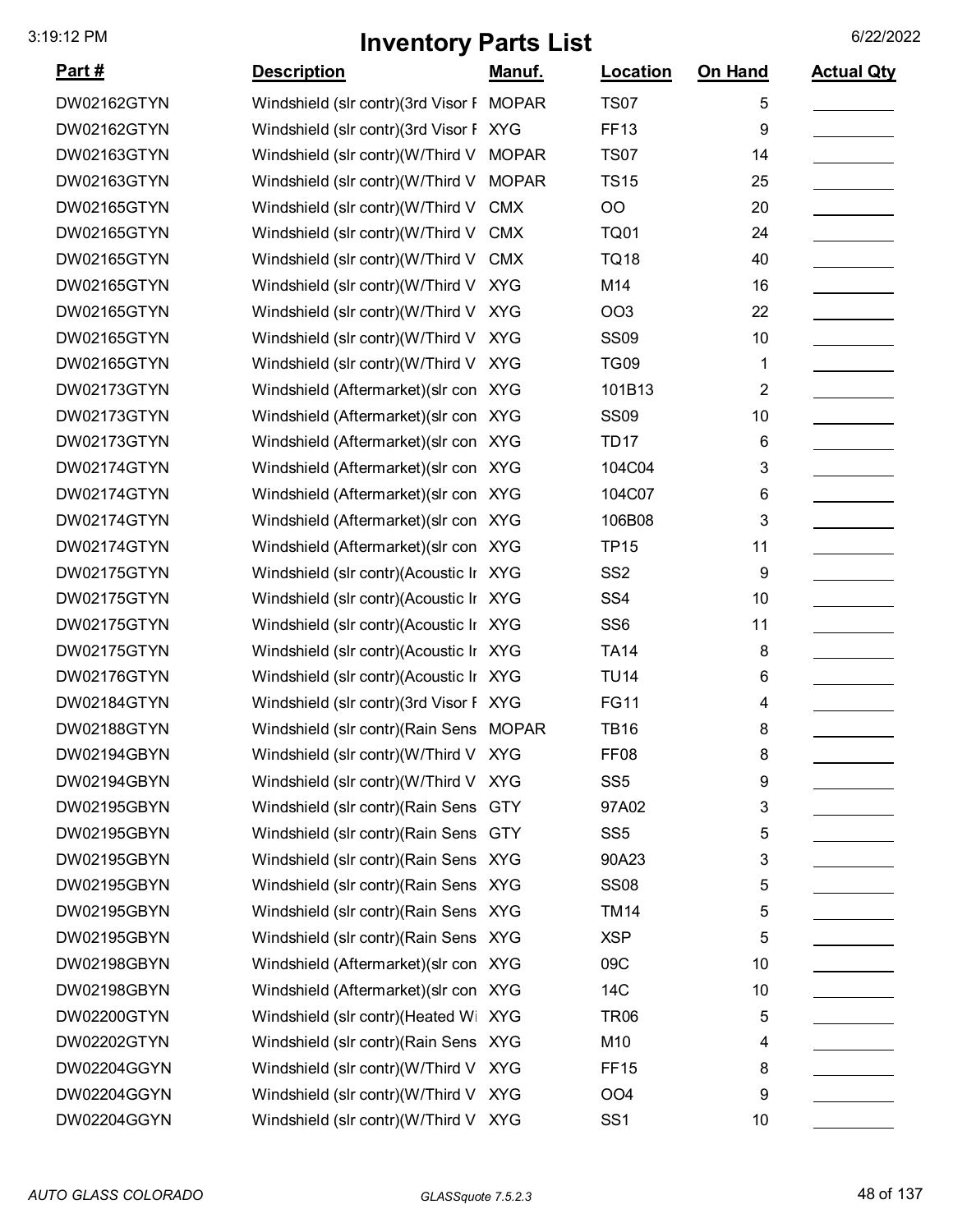# Inventory Parts List

| Part # | Description | Manuf. | Location | On Hand | Actual Qty |
|---|---|---|---|---|---|
| DW02162GTYN | Windshield (slr contr)(3rd Visor F | MOPAR | TS07 | 5 | |
| DW02162GTYN | Windshield (slr contr)(3rd Visor F | XYG | FF13 | 9 | |
| DW02163GTYN | Windshield (slr contr)(W/Third V | MOPAR | TS07 | 14 | |
| DW02163GTYN | Windshield (slr contr)(W/Third V | MOPAR | TS15 | 25 | |
| DW02165GTYN | Windshield (slr contr)(W/Third V | CMX | OO | 20 | |
| DW02165GTYN | Windshield (slr contr)(W/Third V | CMX | TQ01 | 24 | |
| DW02165GTYN | Windshield (slr contr)(W/Third V | CMX | TQ18 | 40 | |
| DW02165GTYN | Windshield (slr contr)(W/Third V | XYG | M14 | 16 | |
| DW02165GTYN | Windshield (slr contr)(W/Third V | XYG | OO3 | 22 | |
| DW02165GTYN | Windshield (slr contr)(W/Third V | XYG | SS09 | 10 | |
| DW02165GTYN | Windshield (slr contr)(W/Third V | XYG | TG09 | 1 | |
| DW02173GTYN | Windshield (Aftermarket)(slr con | XYG | 101B13 | 2 | |
| DW02173GTYN | Windshield (Aftermarket)(slr con | XYG | SS09 | 10 | |
| DW02173GTYN | Windshield (Aftermarket)(slr con | XYG | TD17 | 6 | |
| DW02174GTYN | Windshield (Aftermarket)(slr con | XYG | 104C04 | 3 | |
| DW02174GTYN | Windshield (Aftermarket)(slr con | XYG | 104C07 | 6 | |
| DW02174GTYN | Windshield (Aftermarket)(slr con | XYG | 106B08 | 3 | |
| DW02174GTYN | Windshield (Aftermarket)(slr con | XYG | TP15 | 11 | |
| DW02175GTYN | Windshield (slr contr)(Acoustic Ir | XYG | SS2 | 9 | |
| DW02175GTYN | Windshield (slr contr)(Acoustic Ir | XYG | SS4 | 10 | |
| DW02175GTYN | Windshield (slr contr)(Acoustic Ir | XYG | SS6 | 11 | |
| DW02175GTYN | Windshield (slr contr)(Acoustic Ir | XYG | TA14 | 8 | |
| DW02176GTYN | Windshield (slr contr)(Acoustic Ir | XYG | TU14 | 6 | |
| DW02184GTYN | Windshield (slr contr)(3rd Visor F | XYG | FG11 | 4 | |
| DW02188GTYN | Windshield (slr contr)(Rain Sens | MOPAR | TB16 | 8 | |
| DW02194GBYN | Windshield (slr contr)(W/Third V | XYG | FF08 | 8 | |
| DW02194GBYN | Windshield (slr contr)(W/Third V | XYG | SS5 | 9 | |
| DW02195GBYN | Windshield (slr contr)(Rain Sens | GTY | 97A02 | 3 | |
| DW02195GBYN | Windshield (slr contr)(Rain Sens | GTY | SS5 | 5 | |
| DW02195GBYN | Windshield (slr contr)(Rain Sens | XYG | 90A23 | 3 | |
| DW02195GBYN | Windshield (slr contr)(Rain Sens | XYG | SS08 | 5 | |
| DW02195GBYN | Windshield (slr contr)(Rain Sens | XYG | TM14 | 5 | |
| DW02195GBYN | Windshield (slr contr)(Rain Sens | XYG | XSP | 5 | |
| DW02198GBYN | Windshield (Aftermarket)(slr con | XYG | 09C | 10 | |
| DW02198GBYN | Windshield (Aftermarket)(slr con | XYG | 14C | 10 | |
| DW02200GTYN | Windshield (slr contr)(Heated Wi | XYG | TR06 | 5 | |
| DW02202GTYN | Windshield (slr contr)(Rain Sens | XYG | M10 | 4 | |
| DW02204GGYN | Windshield (slr contr)(W/Third V | XYG | FF15 | 8 | |
| DW02204GGYN | Windshield (slr contr)(W/Third V | XYG | OO4 | 9 | |
| DW02204GGYN | Windshield (slr contr)(W/Third V | XYG | SS1 | 10 | |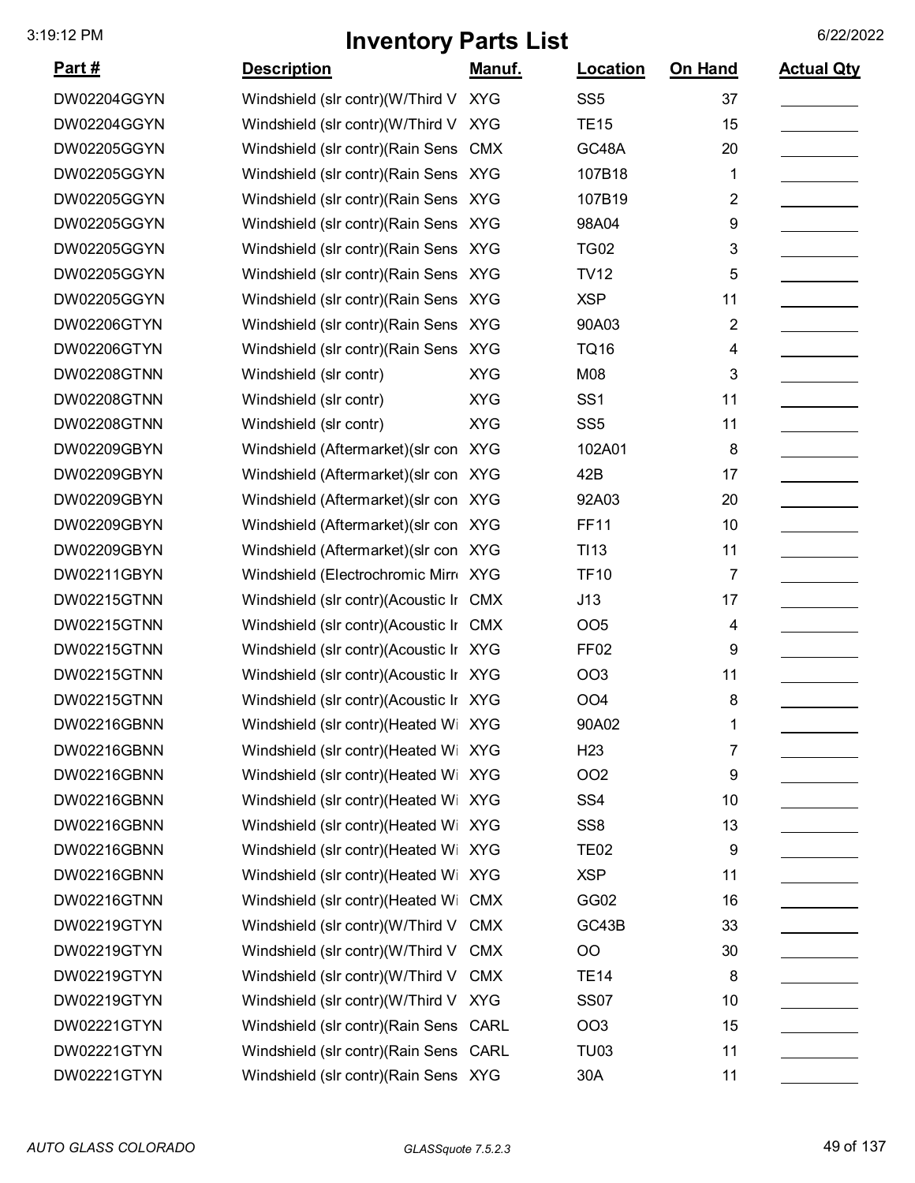# Inventory Parts List

| Part # | Description | Manuf. | Location | On Hand | Actual Qty |
|---|---|---|---|---|---|
| DW02204GGYN | Windshield (slr contr)(W/Third V | XYG | SS5 | 37 | |
| DW02204GGYN | Windshield (slr contr)(W/Third V | XYG | TE15 | 15 | |
| DW02205GGYN | Windshield (slr contr)(Rain Sens | CMX | GC48A | 20 | |
| DW02205GGYN | Windshield (slr contr)(Rain Sens | XYG | 107B18 | 1 | |
| DW02205GGYN | Windshield (slr contr)(Rain Sens | XYG | 107B19 | 2 | |
| DW02205GGYN | Windshield (slr contr)(Rain Sens | XYG | 98A04 | 9 | |
| DW02205GGYN | Windshield (slr contr)(Rain Sens | XYG | TG02 | 3 | |
| DW02205GGYN | Windshield (slr contr)(Rain Sens | XYG | TV12 | 5 | |
| DW02205GGYN | Windshield (slr contr)(Rain Sens | XYG | XSP | 11 | |
| DW02206GTYN | Windshield (slr contr)(Rain Sens | XYG | 90A03 | 2 | |
| DW02206GTYN | Windshield (slr contr)(Rain Sens | XYG | TQ16 | 4 | |
| DW02208GTNN | Windshield (slr contr) | XYG | M08 | 3 | |
| DW02208GTNN | Windshield (slr contr) | XYG | SS1 | 11 | |
| DW02208GTNN | Windshield (slr contr) | XYG | SS5 | 11 | |
| DW02209GBYN | Windshield (Aftermarket)(slr con | XYG | 102A01 | 8 | |
| DW02209GBYN | Windshield (Aftermarket)(slr con | XYG | 42B | 17 | |
| DW02209GBYN | Windshield (Aftermarket)(slr con | XYG | 92A03 | 20 | |
| DW02209GBYN | Windshield (Aftermarket)(slr con | XYG | FF11 | 10 | |
| DW02209GBYN | Windshield (Aftermarket)(slr con | XYG | TI13 | 11 | |
| DW02211GBYN | Windshield (Electrochromic Mirr | XYG | TF10 | 7 | |
| DW02215GTNN | Windshield (slr contr)(Acoustic Ir | CMX | J13 | 17 | |
| DW02215GTNN | Windshield (slr contr)(Acoustic Ir | CMX | OO5 | 4 | |
| DW02215GTNN | Windshield (slr contr)(Acoustic Ir | XYG | FF02 | 9 | |
| DW02215GTNN | Windshield (slr contr)(Acoustic Ir | XYG | OO3 | 11 | |
| DW02215GTNN | Windshield (slr contr)(Acoustic Ir | XYG | OO4 | 8 | |
| DW02216GBNN | Windshield (slr contr)(Heated Wi | XYG | 90A02 | 1 | |
| DW02216GBNN | Windshield (slr contr)(Heated Wi | XYG | H23 | 7 | |
| DW02216GBNN | Windshield (slr contr)(Heated Wi | XYG | OO2 | 9 | |
| DW02216GBNN | Windshield (slr contr)(Heated Wi | XYG | SS4 | 10 | |
| DW02216GBNN | Windshield (slr contr)(Heated Wi | XYG | SS8 | 13 | |
| DW02216GBNN | Windshield (slr contr)(Heated Wi | XYG | TE02 | 9 | |
| DW02216GBNN | Windshield (slr contr)(Heated Wi | XYG | XSP | 11 | |
| DW02216GTNN | Windshield (slr contr)(Heated Wi | CMX | GG02 | 16 | |
| DW02219GTYN | Windshield (slr contr)(W/Third V | CMX | GC43B | 33 | |
| DW02219GTYN | Windshield (slr contr)(W/Third V | CMX | OO | 30 | |
| DW02219GTYN | Windshield (slr contr)(W/Third V | CMX | TE14 | 8 | |
| DW02219GTYN | Windshield (slr contr)(W/Third V | XYG | SS07 | 10 | |
| DW02221GTYN | Windshield (slr contr)(Rain Sens | CARL | OO3 | 15 | |
| DW02221GTYN | Windshield (slr contr)(Rain Sens | CARL | TU03 | 11 | |
| DW02221GTYN | Windshield (slr contr)(Rain Sens | XYG | 30A | 11 | |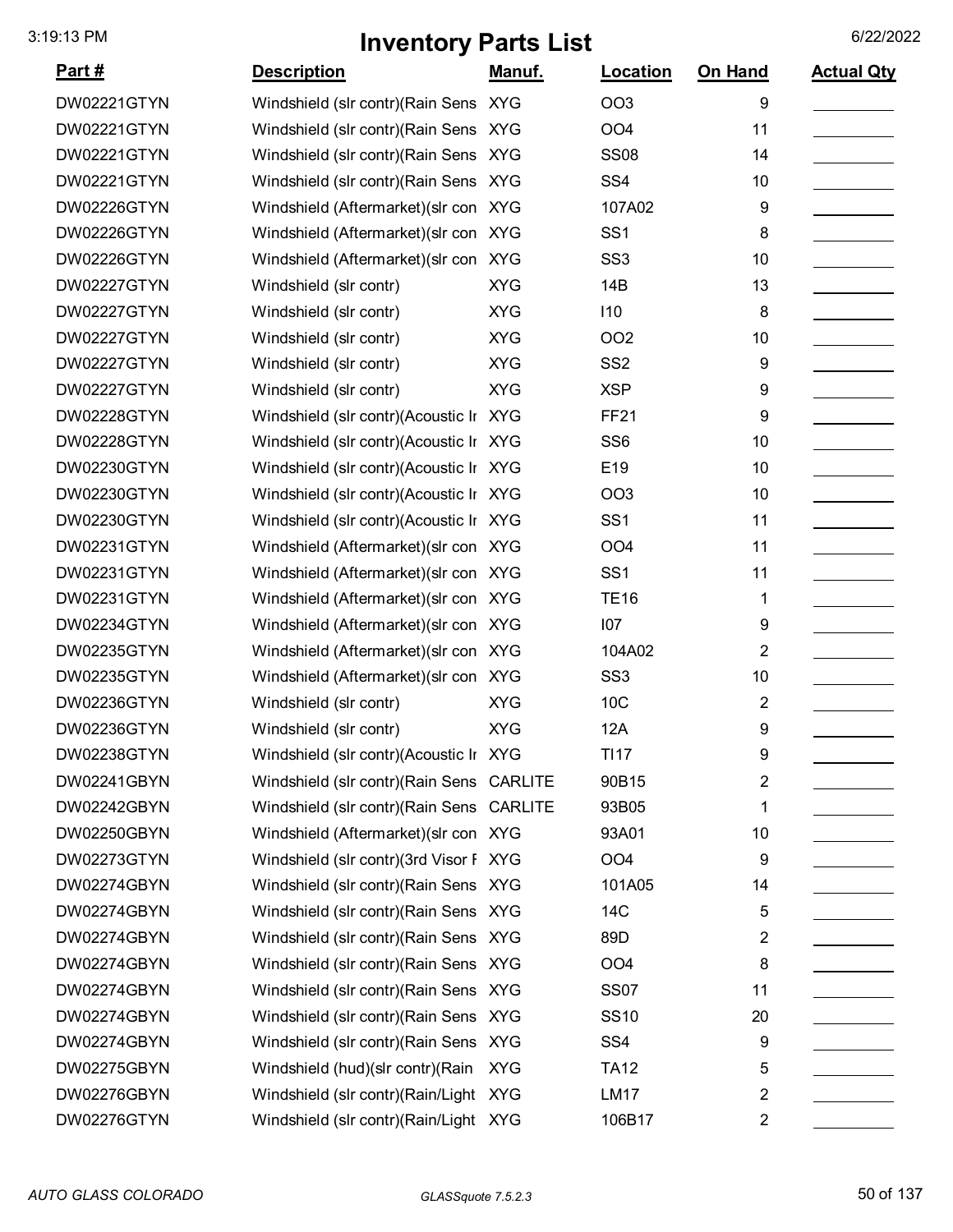# Inventory Parts List

| Part # | Description | Manuf. | Location | On Hand | Actual Qty |
|---|---|---|---|---|---|
| DW02221GTYN | Windshield (slr contr)(Rain Sens | XYG | OO3 | 9 | |
| DW02221GTYN | Windshield (slr contr)(Rain Sens | XYG | OO4 | 11 | |
| DW02221GTYN | Windshield (slr contr)(Rain Sens | XYG | SS08 | 14 | |
| DW02221GTYN | Windshield (slr contr)(Rain Sens | XYG | SS4 | 10 | |
| DW02226GTYN | Windshield (Aftermarket)(slr con | XYG | 107A02 | 9 | |
| DW02226GTYN | Windshield (Aftermarket)(slr con | XYG | SS1 | 8 | |
| DW02226GTYN | Windshield (Aftermarket)(slr con | XYG | SS3 | 10 | |
| DW02227GTYN | Windshield (slr contr) | XYG | 14B | 13 | |
| DW02227GTYN | Windshield (slr contr) | XYG | I10 | 8 | |
| DW02227GTYN | Windshield (slr contr) | XYG | OO2 | 10 | |
| DW02227GTYN | Windshield (slr contr) | XYG | SS2 | 9 | |
| DW02227GTYN | Windshield (slr contr) | XYG | XSP | 9 | |
| DW02228GTYN | Windshield (slr contr)(Acoustic Ir | XYG | FF21 | 9 | |
| DW02228GTYN | Windshield (slr contr)(Acoustic Ir | XYG | SS6 | 10 | |
| DW02230GTYN | Windshield (slr contr)(Acoustic Ir | XYG | E19 | 10 | |
| DW02230GTYN | Windshield (slr contr)(Acoustic Ir | XYG | OO3 | 10 | |
| DW02230GTYN | Windshield (slr contr)(Acoustic Ir | XYG | SS1 | 11 | |
| DW02231GTYN | Windshield (Aftermarket)(slr con | XYG | OO4 | 11 | |
| DW02231GTYN | Windshield (Aftermarket)(slr con | XYG | SS1 | 11 | |
| DW02231GTYN | Windshield (Aftermarket)(slr con | XYG | TE16 | 1 | |
| DW02234GTYN | Windshield (Aftermarket)(slr con | XYG | I07 | 9 | |
| DW02235GTYN | Windshield (Aftermarket)(slr con | XYG | 104A02 | 2 | |
| DW02235GTYN | Windshield (Aftermarket)(slr con | XYG | SS3 | 10 | |
| DW02236GTYN | Windshield (slr contr) | XYG | 10C | 2 | |
| DW02236GTYN | Windshield (slr contr) | XYG | 12A | 9 | |
| DW02238GTYN | Windshield (slr contr)(Acoustic Ir | XYG | TI17 | 9 | |
| DW02241GBYN | Windshield (slr contr)(Rain Sens | CARLITE | 90B15 | 2 | |
| DW02242GBYN | Windshield (slr contr)(Rain Sens | CARLITE | 93B05 | 1 | |
| DW02250GBYN | Windshield (Aftermarket)(slr con | XYG | 93A01 | 10 | |
| DW02273GTYN | Windshield (slr contr)(3rd Visor F | XYG | OO4 | 9 | |
| DW02274GBYN | Windshield (slr contr)(Rain Sens | XYG | 101A05 | 14 | |
| DW02274GBYN | Windshield (slr contr)(Rain Sens | XYG | 14C | 5 | |
| DW02274GBYN | Windshield (slr contr)(Rain Sens | XYG | 89D | 2 | |
| DW02274GBYN | Windshield (slr contr)(Rain Sens | XYG | OO4 | 8 | |
| DW02274GBYN | Windshield (slr contr)(Rain Sens | XYG | SS07 | 11 | |
| DW02274GBYN | Windshield (slr contr)(Rain Sens | XYG | SS10 | 20 | |
| DW02274GBYN | Windshield (slr contr)(Rain Sens | XYG | SS4 | 9 | |
| DW02275GBYN | Windshield (hud)(slr contr)(Rain | XYG | TA12 | 5 | |
| DW02276GBYN | Windshield (slr contr)(Rain/Light | XYG | LM17 | 2 | |
| DW02276GTYN | Windshield (slr contr)(Rain/Light | XYG | 106B17 | 2 | |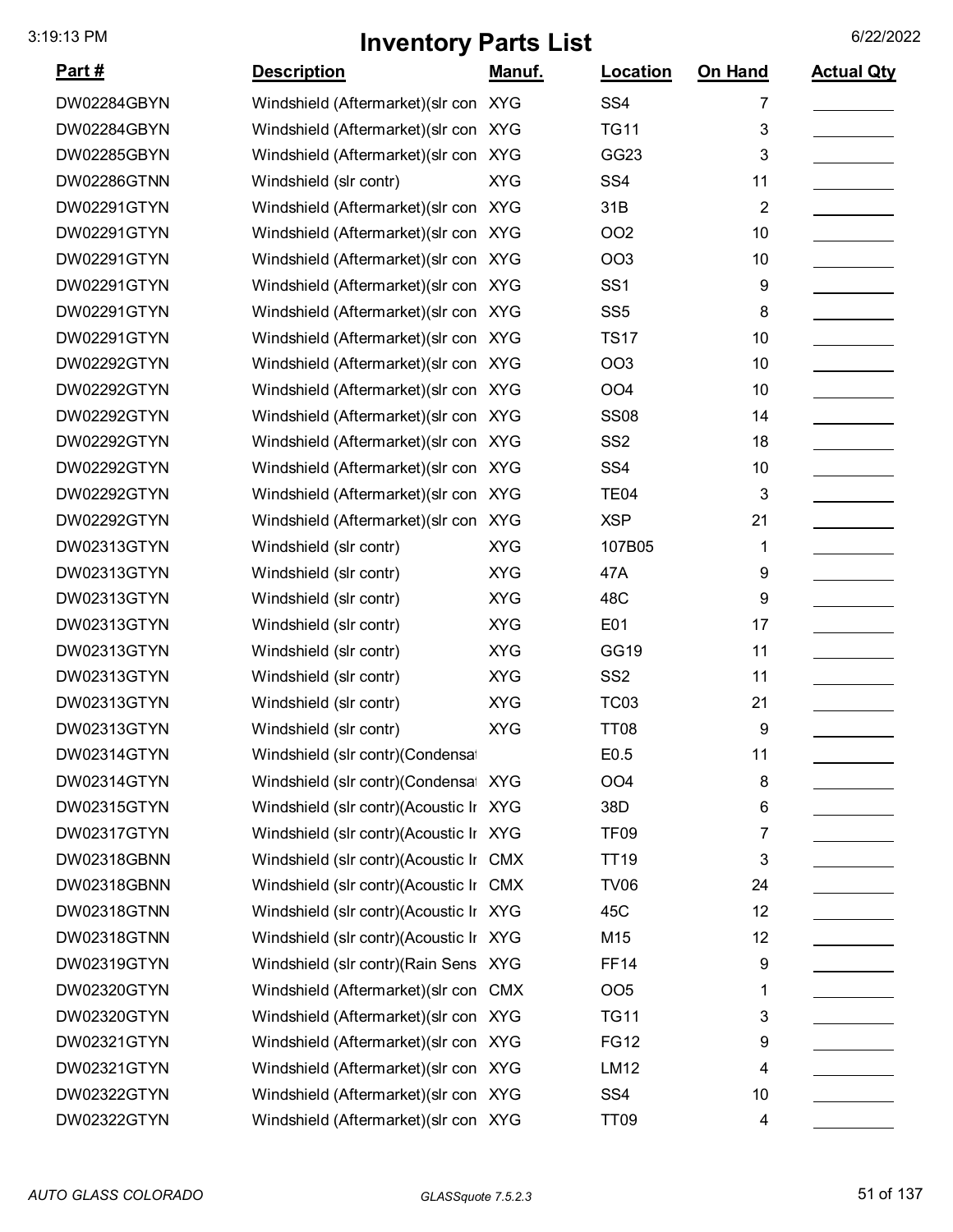# Inventory Parts List

| Part # | Description | Manuf. | Location | On Hand | Actual Qty |
|---|---|---|---|---|---|
| DW02284GBYN | Windshield (Aftermarket)(slr con | XYG | SS4 | 7 | |
| DW02284GBYN | Windshield (Aftermarket)(slr con | XYG | TG11 | 3 | |
| DW02285GBYN | Windshield (Aftermarket)(slr con | XYG | GG23 | 3 | |
| DW02286GTNN | Windshield (slr contr) | XYG | SS4 | 11 | |
| DW02291GTYN | Windshield (Aftermarket)(slr con | XYG | 31B | 2 | |
| DW02291GTYN | Windshield (Aftermarket)(slr con | XYG | OO2 | 10 | |
| DW02291GTYN | Windshield (Aftermarket)(slr con | XYG | OO3 | 10 | |
| DW02291GTYN | Windshield (Aftermarket)(slr con | XYG | SS1 | 9 | |
| DW02291GTYN | Windshield (Aftermarket)(slr con | XYG | SS5 | 8 | |
| DW02291GTYN | Windshield (Aftermarket)(slr con | XYG | TS17 | 10 | |
| DW02292GTYN | Windshield (Aftermarket)(slr con | XYG | OO3 | 10 | |
| DW02292GTYN | Windshield (Aftermarket)(slr con | XYG | OO4 | 10 | |
| DW02292GTYN | Windshield (Aftermarket)(slr con | XYG | SS08 | 14 | |
| DW02292GTYN | Windshield (Aftermarket)(slr con | XYG | SS2 | 18 | |
| DW02292GTYN | Windshield (Aftermarket)(slr con | XYG | SS4 | 10 | |
| DW02292GTYN | Windshield (Aftermarket)(slr con | XYG | TE04 | 3 | |
| DW02292GTYN | Windshield (Aftermarket)(slr con | XYG | XSP | 21 | |
| DW02313GTYN | Windshield (slr contr) | XYG | 107B05 | 1 | |
| DW02313GTYN | Windshield (slr contr) | XYG | 47A | 9 | |
| DW02313GTYN | Windshield (slr contr) | XYG | 48C | 9 | |
| DW02313GTYN | Windshield (slr contr) | XYG | E01 | 17 | |
| DW02313GTYN | Windshield (slr contr) | XYG | GG19 | 11 | |
| DW02313GTYN | Windshield (slr contr) | XYG | SS2 | 11 | |
| DW02313GTYN | Windshield (slr contr) | XYG | TC03 | 21 | |
| DW02313GTYN | Windshield (slr contr) | XYG | TT08 | 9 | |
| DW02314GTYN | Windshield (slr contr)(Condensat | | E0.5 | 11 | |
| DW02314GTYN | Windshield (slr contr)(Condensat | XYG | OO4 | 8 | |
| DW02315GTYN | Windshield (slr contr)(Acoustic Ir | XYG | 38D | 6 | |
| DW02317GTYN | Windshield (slr contr)(Acoustic Ir | XYG | TF09 | 7 | |
| DW02318GBNN | Windshield (slr contr)(Acoustic Ir | CMX | TT19 | 3 | |
| DW02318GBNN | Windshield (slr contr)(Acoustic Ir | CMX | TV06 | 24 | |
| DW02318GTNN | Windshield (slr contr)(Acoustic Ir | XYG | 45C | 12 | |
| DW02318GTNN | Windshield (slr contr)(Acoustic Ir | XYG | M15 | 12 | |
| DW02319GTYN | Windshield (slr contr)(Rain Sens | XYG | FF14 | 9 | |
| DW02320GTYN | Windshield (Aftermarket)(slr con | CMX | OO5 | 1 | |
| DW02320GTYN | Windshield (Aftermarket)(slr con | XYG | TG11 | 3 | |
| DW02321GTYN | Windshield (Aftermarket)(slr con | XYG | FG12 | 9 | |
| DW02321GTYN | Windshield (Aftermarket)(slr con | XYG | LM12 | 4 | |
| DW02322GTYN | Windshield (Aftermarket)(slr con | XYG | SS4 | 10 | |
| DW02322GTYN | Windshield (Aftermarket)(slr con | XYG | TT09 | 4 | |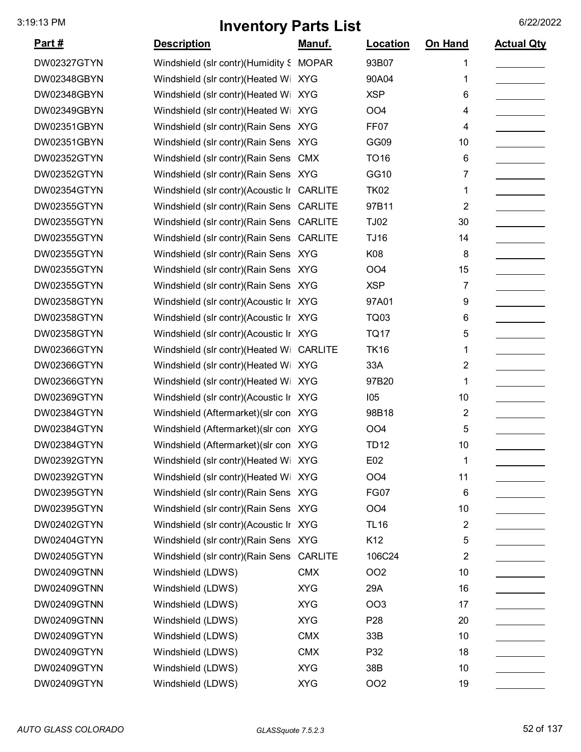# Inventory Parts List

| Part # | Description | Manuf. | Location | On Hand | Actual Qty |
|---|---|---|---|---|---|
| DW02327GTYN | Windshield (slr contr)(Humidity S | MOPAR | 93B07 | 1 | |
| DW02348GBYN | Windshield (slr contr)(Heated Wi | XYG | 90A04 | 1 | |
| DW02348GBYN | Windshield (slr contr)(Heated Wi | XYG | XSP | 6 | |
| DW02349GBYN | Windshield (slr contr)(Heated Wi | XYG | OO4 | 4 | |
| DW02351GBYN | Windshield (slr contr)(Rain Sens | XYG | FF07 | 4 | |
| DW02351GBYN | Windshield (slr contr)(Rain Sens | XYG | GG09 | 10 | |
| DW02352GTYN | Windshield (slr contr)(Rain Sens | CMX | TO16 | 6 | |
| DW02352GTYN | Windshield (slr contr)(Rain Sens | XYG | GG10 | 7 | |
| DW02354GTYN | Windshield (slr contr)(Acoustic Ir | CARLITE | TK02 | 1 | |
| DW02355GTYN | Windshield (slr contr)(Rain Sens | CARLITE | 97B11 | 2 | |
| DW02355GTYN | Windshield (slr contr)(Rain Sens | CARLITE | TJ02 | 30 | |
| DW02355GTYN | Windshield (slr contr)(Rain Sens | CARLITE | TJ16 | 14 | |
| DW02355GTYN | Windshield (slr contr)(Rain Sens | XYG | K08 | 8 | |
| DW02355GTYN | Windshield (slr contr)(Rain Sens | XYG | OO4 | 15 | |
| DW02355GTYN | Windshield (slr contr)(Rain Sens | XYG | XSP | 7 | |
| DW02358GTYN | Windshield (slr contr)(Acoustic Ir | XYG | 97A01 | 9 | |
| DW02358GTYN | Windshield (slr contr)(Acoustic Ir | XYG | TQ03 | 6 | |
| DW02358GTYN | Windshield (slr contr)(Acoustic Ir | XYG | TQ17 | 5 | |
| DW02366GTYN | Windshield (slr contr)(Heated Wi | CARLITE | TK16 | 1 | |
| DW02366GTYN | Windshield (slr contr)(Heated Wi | XYG | 33A | 2 | |
| DW02366GTYN | Windshield (slr contr)(Heated Wi | XYG | 97B20 | 1 | |
| DW02369GTYN | Windshield (slr contr)(Acoustic Ir | XYG | I05 | 10 | |
| DW02384GTYN | Windshield (Aftermarket)(slr con | XYG | 98B18 | 2 | |
| DW02384GTYN | Windshield (Aftermarket)(slr con | XYG | OO4 | 5 | |
| DW02384GTYN | Windshield (Aftermarket)(slr con | XYG | TD12 | 10 | |
| DW02392GTYN | Windshield (slr contr)(Heated Wi | XYG | E02 | 1 | |
| DW02392GTYN | Windshield (slr contr)(Heated Wi | XYG | OO4 | 11 | |
| DW02395GTYN | Windshield (slr contr)(Rain Sens | XYG | FG07 | 6 | |
| DW02395GTYN | Windshield (slr contr)(Rain Sens | XYG | OO4 | 10 | |
| DW02402GTYN | Windshield (slr contr)(Acoustic Ir | XYG | TL16 | 2 | |
| DW02404GTYN | Windshield (slr contr)(Rain Sens | XYG | K12 | 5 | |
| DW02405GTYN | Windshield (slr contr)(Rain Sens | CARLITE | 106C24 | 2 | |
| DW02409GTNN | Windshield (LDWS) | CMX | OO2 | 10 | |
| DW02409GTNN | Windshield (LDWS) | XYG | 29A | 16 | |
| DW02409GTNN | Windshield (LDWS) | XYG | OO3 | 17 | |
| DW02409GTNN | Windshield (LDWS) | XYG | P28 | 20 | |
| DW02409GTYN | Windshield (LDWS) | CMX | 33B | 10 | |
| DW02409GTYN | Windshield (LDWS) | CMX | P32 | 18 | |
| DW02409GTYN | Windshield (LDWS) | XYG | 38B | 10 | |
| DW02409GTYN | Windshield (LDWS) | XYG | OO2 | 19 | |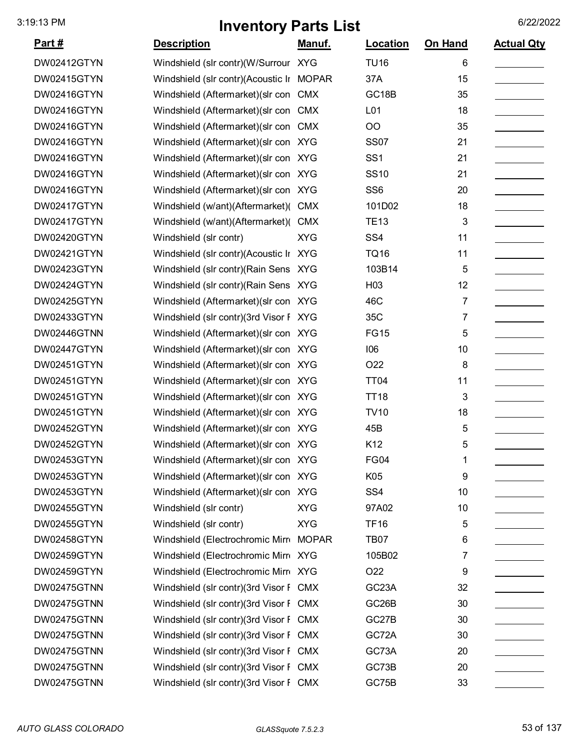# Inventory Parts List

| Part # | Description | Manuf. | Location | On Hand | Actual Qty |
|---|---|---|---|---|---|
| DW02412GTYN | Windshield (slr contr)(W/Surrour | XYG | TU16 | 6 | |
| DW02415GTYN | Windshield (slr contr)(Acoustic Ir | MOPAR | 37A | 15 | |
| DW02416GTYN | Windshield (Aftermarket)(slr con | CMX | GC18B | 35 | |
| DW02416GTYN | Windshield (Aftermarket)(slr con | CMX | L01 | 18 | |
| DW02416GTYN | Windshield (Aftermarket)(slr con | CMX | OO | 35 | |
| DW02416GTYN | Windshield (Aftermarket)(slr con | XYG | SS07 | 21 | |
| DW02416GTYN | Windshield (Aftermarket)(slr con | XYG | SS1 | 21 | |
| DW02416GTYN | Windshield (Aftermarket)(slr con | XYG | SS10 | 21 | |
| DW02416GTYN | Windshield (Aftermarket)(slr con | XYG | SS6 | 20 | |
| DW02417GTYN | Windshield (w/ant)(Aftermarket)( | CMX | 101D02 | 18 | |
| DW02417GTYN | Windshield (w/ant)(Aftermarket)( | CMX | TE13 | 3 | |
| DW02420GTYN | Windshield (slr contr) | XYG | SS4 | 11 | |
| DW02421GTYN | Windshield (slr contr)(Acoustic Ir | XYG | TQ16 | 11 | |
| DW02423GTYN | Windshield (slr contr)(Rain Sens | XYG | 103B14 | 5 | |
| DW02424GTYN | Windshield (slr contr)(Rain Sens | XYG | H03 | 12 | |
| DW02425GTYN | Windshield (Aftermarket)(slr con | XYG | 46C | 7 | |
| DW02433GTYN | Windshield (slr contr)(3rd Visor F | XYG | 35C | 7 | |
| DW02446GTNN | Windshield (Aftermarket)(slr con | XYG | FG15 | 5 | |
| DW02447GTYN | Windshield (Aftermarket)(slr con | XYG | I06 | 10 | |
| DW02451GTYN | Windshield (Aftermarket)(slr con | XYG | O22 | 8 | |
| DW02451GTYN | Windshield (Aftermarket)(slr con | XYG | TT04 | 11 | |
| DW02451GTYN | Windshield (Aftermarket)(slr con | XYG | TT18 | 3 | |
| DW02451GTYN | Windshield (Aftermarket)(slr con | XYG | TV10 | 18 | |
| DW02452GTYN | Windshield (Aftermarket)(slr con | XYG | 45B | 5 | |
| DW02452GTYN | Windshield (Aftermarket)(slr con | XYG | K12 | 5 | |
| DW02453GTYN | Windshield (Aftermarket)(slr con | XYG | FG04 | 1 | |
| DW02453GTYN | Windshield (Aftermarket)(slr con | XYG | K05 | 9 | |
| DW02453GTYN | Windshield (Aftermarket)(slr con | XYG | SS4 | 10 | |
| DW02455GTYN | Windshield (slr contr) | XYG | 97A02 | 10 | |
| DW02455GTYN | Windshield (slr contr) | XYG | TF16 | 5 | |
| DW02458GTYN | Windshield (Electrochromic Mirr | MOPAR | TB07 | 6 | |
| DW02459GTYN | Windshield (Electrochromic Mirr | XYG | 105B02 | 7 | |
| DW02459GTYN | Windshield (Electrochromic Mirr | XYG | O22 | 9 | |
| DW02475GTNN | Windshield (slr contr)(3rd Visor F | CMX | GC23A | 32 | |
| DW02475GTNN | Windshield (slr contr)(3rd Visor F | CMX | GC26B | 30 | |
| DW02475GTNN | Windshield (slr contr)(3rd Visor F | CMX | GC27B | 30 | |
| DW02475GTNN | Windshield (slr contr)(3rd Visor F | CMX | GC72A | 30 | |
| DW02475GTNN | Windshield (slr contr)(3rd Visor F | CMX | GC73A | 20 | |
| DW02475GTNN | Windshield (slr contr)(3rd Visor F | CMX | GC73B | 20 | |
| DW02475GTNN | Windshield (slr contr)(3rd Visor F | CMX | GC75B | 33 | |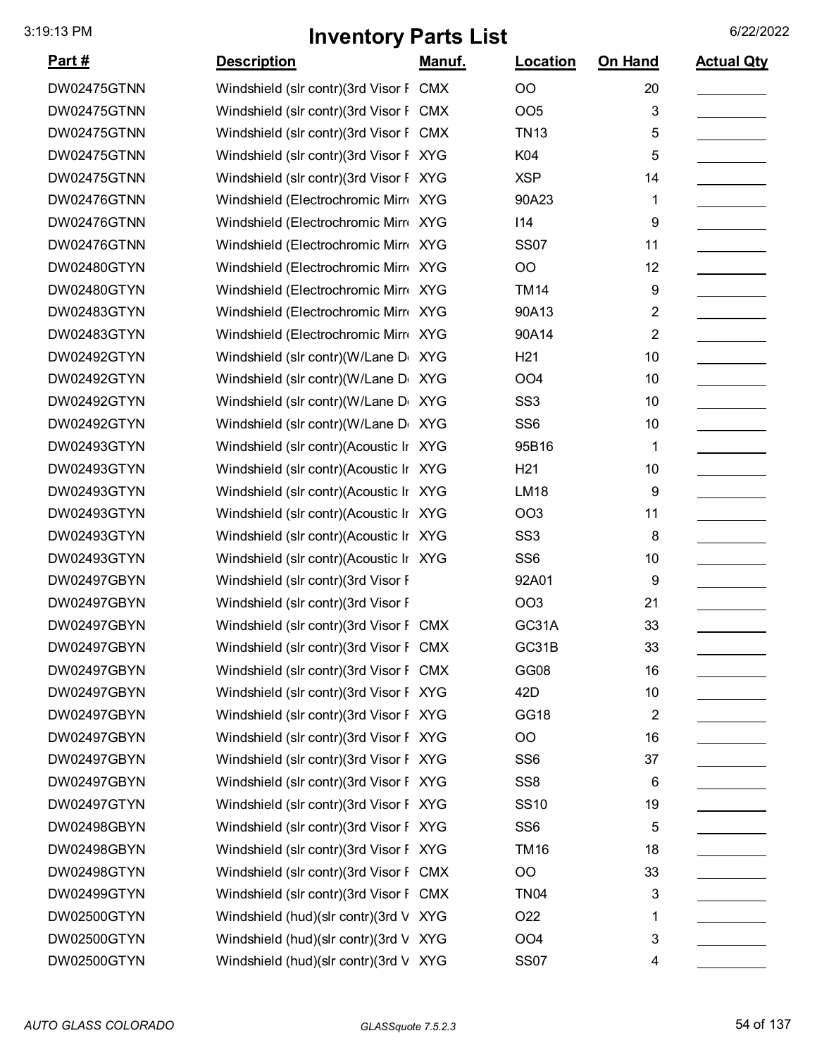# Inventory Parts List

| Part # | Description | Manuf. | Location | On Hand | Actual Qty |
|---|---|---|---|---|---|
| DW02475GTNN | Windshield (slr contr)(3rd Visor F | CMX | OO | 20 | |
| DW02475GTNN | Windshield (slr contr)(3rd Visor F | CMX | OO5 | 3 | |
| DW02475GTNN | Windshield (slr contr)(3rd Visor F | CMX | TN13 | 5 | |
| DW02475GTNN | Windshield (slr contr)(3rd Visor F | XYG | K04 | 5 | |
| DW02475GTNN | Windshield (slr contr)(3rd Visor F | XYG | XSP | 14 | |
| DW02476GTNN | Windshield (Electrochromic Mirr | XYG | 90A23 | 1 | |
| DW02476GTNN | Windshield (Electrochromic Mirr | XYG | I14 | 9 | |
| DW02476GTNN | Windshield (Electrochromic Mirr | XYG | SS07 | 11 | |
| DW02480GTYN | Windshield (Electrochromic Mirr | XYG | OO | 12 | |
| DW02480GTYN | Windshield (Electrochromic Mirr | XYG | TM14 | 9 | |
| DW02483GTYN | Windshield (Electrochromic Mirr | XYG | 90A13 | 2 | |
| DW02483GTYN | Windshield (Electrochromic Mirr | XYG | 90A14 | 2 | |
| DW02492GTYN | Windshield (slr contr)(W/Lane D | XYG | H21 | 10 | |
| DW02492GTYN | Windshield (slr contr)(W/Lane D | XYG | OO4 | 10 | |
| DW02492GTYN | Windshield (slr contr)(W/Lane D | XYG | SS3 | 10 | |
| DW02492GTYN | Windshield (slr contr)(W/Lane D | XYG | SS6 | 10 | |
| DW02493GTYN | Windshield (slr contr)(Acoustic Ir | XYG | 95B16 | 1 | |
| DW02493GTYN | Windshield (slr contr)(Acoustic Ir | XYG | H21 | 10 | |
| DW02493GTYN | Windshield (slr contr)(Acoustic Ir | XYG | LM18 | 9 | |
| DW02493GTYN | Windshield (slr contr)(Acoustic Ir | XYG | OO3 | 11 | |
| DW02493GTYN | Windshield (slr contr)(Acoustic Ir | XYG | SS3 | 8 | |
| DW02493GTYN | Windshield (slr contr)(Acoustic Ir | XYG | SS6 | 10 | |
| DW02497GBYN | Windshield (slr contr)(3rd Visor F | | 92A01 | 9 | |
| DW02497GBYN | Windshield (slr contr)(3rd Visor F | | OO3 | 21 | |
| DW02497GBYN | Windshield (slr contr)(3rd Visor F | CMX | GC31A | 33 | |
| DW02497GBYN | Windshield (slr contr)(3rd Visor F | CMX | GC31B | 33 | |
| DW02497GBYN | Windshield (slr contr)(3rd Visor F | CMX | GG08 | 16 | |
| DW02497GBYN | Windshield (slr contr)(3rd Visor F | XYG | 42D | 10 | |
| DW02497GBYN | Windshield (slr contr)(3rd Visor F | XYG | GG18 | 2 | |
| DW02497GBYN | Windshield (slr contr)(3rd Visor F | XYG | OO | 16 | |
| DW02497GBYN | Windshield (slr contr)(3rd Visor F | XYG | SS6 | 37 | |
| DW02497GBYN | Windshield (slr contr)(3rd Visor F | XYG | SS8 | 6 | |
| DW02497GTYN | Windshield (slr contr)(3rd Visor F | XYG | SS10 | 19 | |
| DW02498GBYN | Windshield (slr contr)(3rd Visor F | XYG | SS6 | 5 | |
| DW02498GBYN | Windshield (slr contr)(3rd Visor F | XYG | TM16 | 18 | |
| DW02498GTYN | Windshield (slr contr)(3rd Visor F | CMX | OO | 33 | |
| DW02499GTYN | Windshield (slr contr)(3rd Visor F | CMX | TN04 | 3 | |
| DW02500GTYN | Windshield (hud)(slr contr)(3rd V | XYG | O22 | 1 | |
| DW02500GTYN | Windshield (hud)(slr contr)(3rd V | XYG | OO4 | 3 | |
| DW02500GTYN | Windshield (hud)(slr contr)(3rd V | XYG | SS07 | 4 | |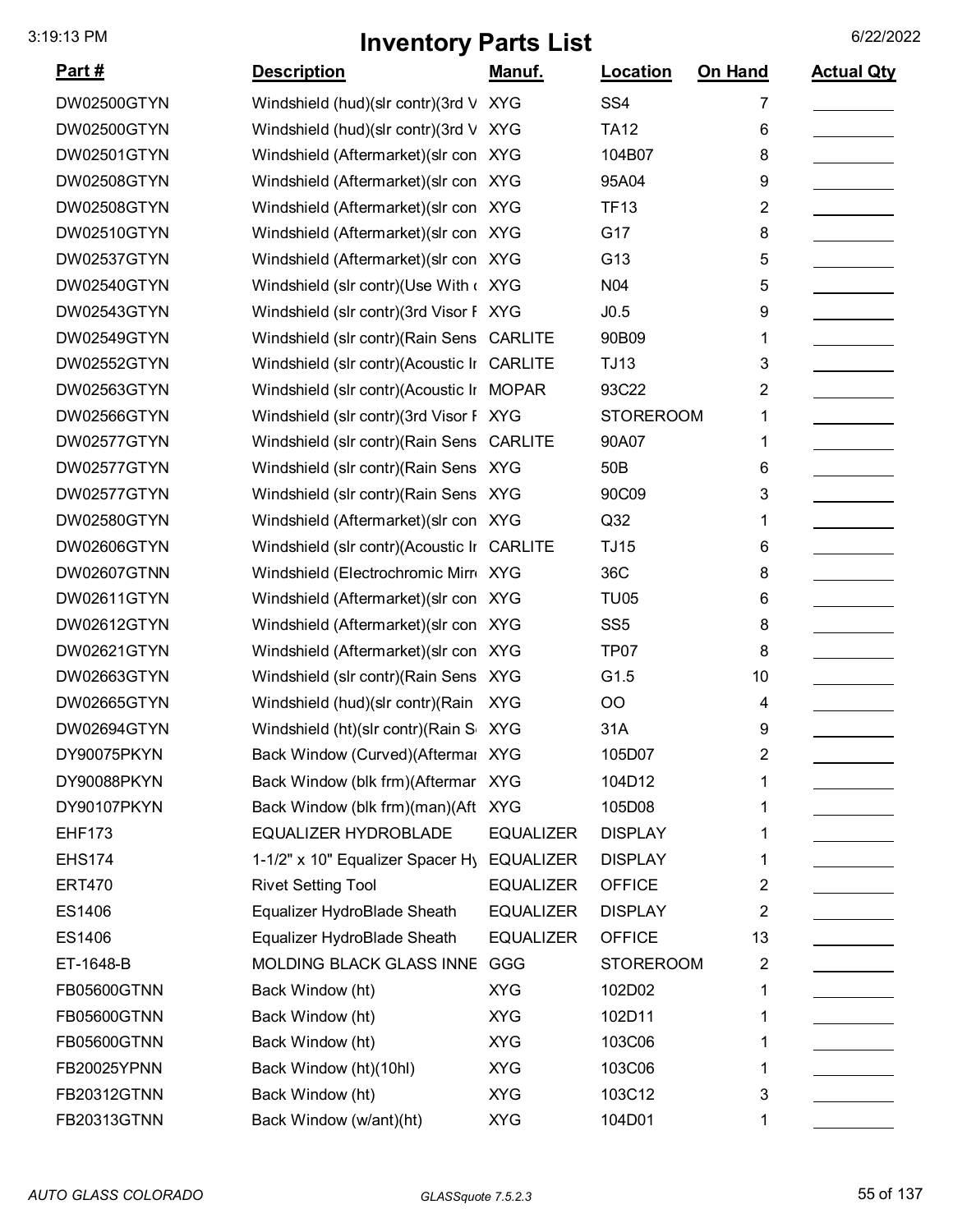# Inventory Parts List

| Part # | Description | Manuf. | Location | On Hand | Actual Qty |
|---|---|---|---|---|---|
| DW02500GTYN | Windshield (hud)(slr contr)(3rd V | XYG | SS4 | 7 | |
| DW02500GTYN | Windshield (hud)(slr contr)(3rd V | XYG | TA12 | 6 | |
| DW02501GTYN | Windshield (Aftermarket)(slr con | XYG | 104B07 | 8 | |
| DW02508GTYN | Windshield (Aftermarket)(slr con | XYG | 95A04 | 9 | |
| DW02508GTYN | Windshield (Aftermarket)(slr con | XYG | TF13 | 2 | |
| DW02510GTYN | Windshield (Aftermarket)(slr con | XYG | G17 | 8 | |
| DW02537GTYN | Windshield (Aftermarket)(slr con | XYG | G13 | 5 | |
| DW02540GTYN | Windshield (slr contr)(Use With ( | XYG | N04 | 5 | |
| DW02543GTYN | Windshield (slr contr)(3rd Visor F | XYG | J0.5 | 9 | |
| DW02549GTYN | Windshield (slr contr)(Rain Sens | CARLITE | 90B09 | 1 | |
| DW02552GTYN | Windshield (slr contr)(Acoustic Ir | CARLITE | TJ13 | 3 | |
| DW02563GTYN | Windshield (slr contr)(Acoustic Ir | MOPAR | 93C22 | 2 | |
| DW02566GTYN | Windshield (slr contr)(3rd Visor F | XYG | STOREROOM | 1 | |
| DW02577GTYN | Windshield (slr contr)(Rain Sens | CARLITE | 90A07 | 1 | |
| DW02577GTYN | Windshield (slr contr)(Rain Sens | XYG | 50B | 6 | |
| DW02577GTYN | Windshield (slr contr)(Rain Sens | XYG | 90C09 | 3 | |
| DW02580GTYN | Windshield (Aftermarket)(slr con | XYG | Q32 | 1 | |
| DW02606GTYN | Windshield (slr contr)(Acoustic Ir | CARLITE | TJ15 | 6 | |
| DW02607GTNN | Windshield (Electrochromic Mirr | XYG | 36C | 8 | |
| DW02611GTYN | Windshield (Aftermarket)(slr con | XYG | TU05 | 6 | |
| DW02612GTYN | Windshield (Aftermarket)(slr con | XYG | SS5 | 8 | |
| DW02621GTYN | Windshield (Aftermarket)(slr con | XYG | TP07 | 8 | |
| DW02663GTYN | Windshield (slr contr)(Rain Sens | XYG | G1.5 | 10 | |
| DW02665GTYN | Windshield (hud)(slr contr)(Rain | XYG | OO | 4 | |
| DW02694GTYN | Windshield (ht)(slr contr)(Rain S | XYG | 31A | 9 | |
| DY90075PKYN | Back Window (Curved)(Aftermar | XYG | 105D07 | 2 | |
| DY90088PKYN | Back Window (blk frm)(Aftermar | XYG | 104D12 | 1 | |
| DY90107PKYN | Back Window (blk frm)(man)(Aft | XYG | 105D08 | 1 | |
| EHF173 | EQUALIZER HYDROBLADE | EQUALIZER | DISPLAY | 1 | |
| EHS174 | 1-1/2" x 10" Equalizer Spacer Hy | EQUALIZER | DISPLAY | 1 | |
| ERT470 | Rivet Setting Tool | EQUALIZER | OFFICE | 2 | |
| ES1406 | Equalizer HydroBlade Sheath | EQUALIZER | DISPLAY | 2 | |
| ES1406 | Equalizer HydroBlade Sheath | EQUALIZER | OFFICE | 13 | |
| ET-1648-B | MOLDING BLACK GLASS INNE | GGG | STOREROOM | 2 | |
| FB05600GTNN | Back Window (ht) | XYG | 102D02 | 1 | |
| FB05600GTNN | Back Window (ht) | XYG | 102D11 | 1 | |
| FB05600GTNN | Back Window (ht) | XYG | 103C06 | 1 | |
| FB20025YPNN | Back Window (ht)(10hl) | XYG | 103C06 | 1 | |
| FB20312GTNN | Back Window (ht) | XYG | 103C12 | 3 | |
| FB20313GTNN | Back Window (w/ant)(ht) | XYG | 104D01 | 1 | |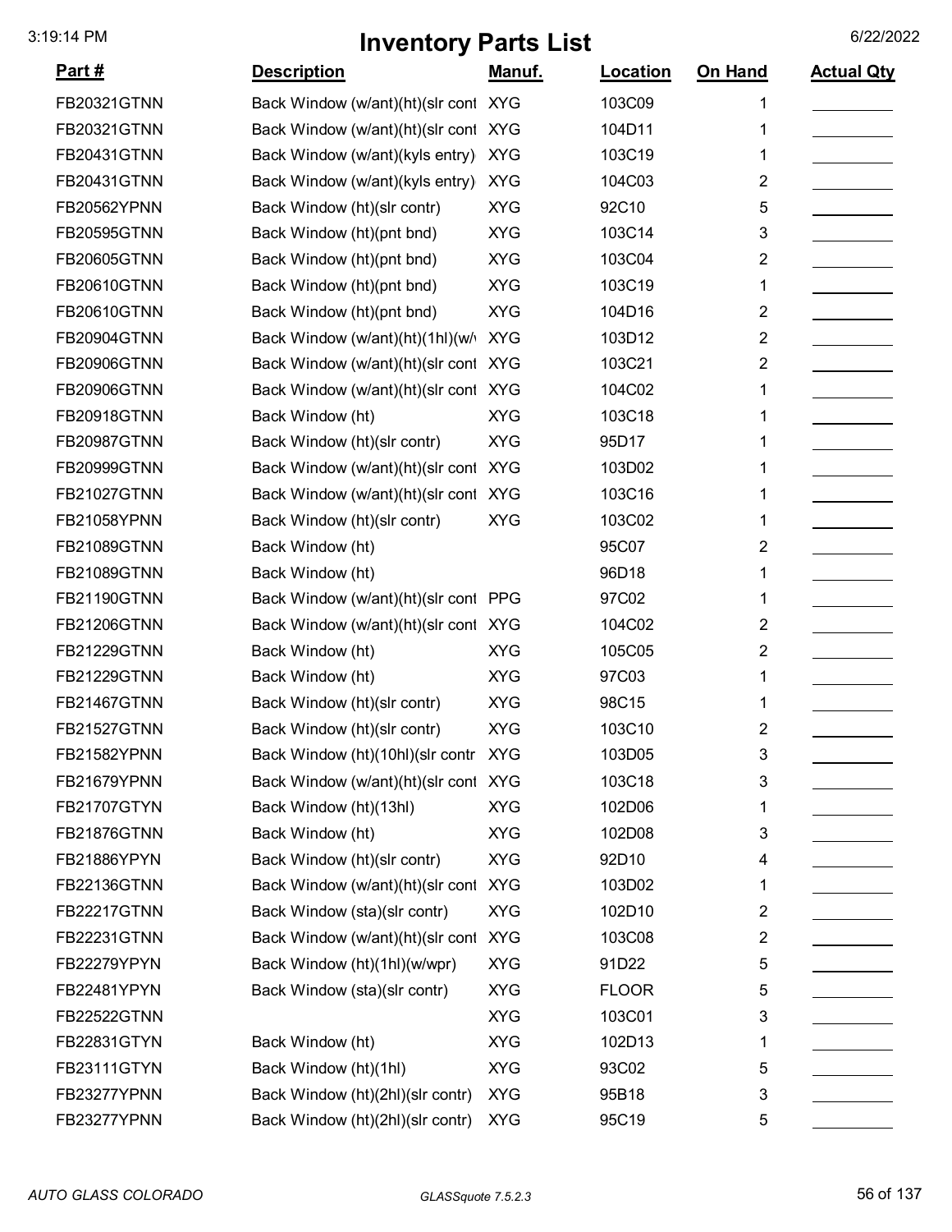# Inventory Parts List

| Part # | Description | Manuf. | Location | On Hand | Actual Qty |
|---|---|---|---|---|---|
| FB20321GTNN | Back Window (w/ant)(ht)(slr cont | XYG | 103C09 | 1 | |
| FB20321GTNN | Back Window (w/ant)(ht)(slr cont | XYG | 104D11 | 1 | |
| FB20431GTNN | Back Window (w/ant)(kyls entry) | XYG | 103C19 | 1 | |
| FB20431GTNN | Back Window (w/ant)(kyls entry) | XYG | 104C03 | 2 | |
| FB20562YPNN | Back Window (ht)(slr contr) | XYG | 92C10 | 5 | |
| FB20595GTNN | Back Window (ht)(pnt bnd) | XYG | 103C14 | 3 | |
| FB20605GTNN | Back Window (ht)(pnt bnd) | XYG | 103C04 | 2 | |
| FB20610GTNN | Back Window (ht)(pnt bnd) | XYG | 103C19 | 1 | |
| FB20610GTNN | Back Window (ht)(pnt bnd) | XYG | 104D16 | 2 | |
| FB20904GTNN | Back Window (w/ant)(ht)(1hl)(w/ | XYG | 103D12 | 2 | |
| FB20906GTNN | Back Window (w/ant)(ht)(slr cont | XYG | 103C21 | 2 | |
| FB20906GTNN | Back Window (w/ant)(ht)(slr cont | XYG | 104C02 | 1 | |
| FB20918GTNN | Back Window (ht) | XYG | 103C18 | 1 | |
| FB20987GTNN | Back Window (ht)(slr contr) | XYG | 95D17 | 1 | |
| FB20999GTNN | Back Window (w/ant)(ht)(slr cont | XYG | 103D02 | 1 | |
| FB21027GTNN | Back Window (w/ant)(ht)(slr cont | XYG | 103C16 | 1 | |
| FB21058YPNN | Back Window (ht)(slr contr) | XYG | 103C02 | 1 | |
| FB21089GTNN | Back Window (ht) | | 95C07 | 2 | |
| FB21089GTNN | Back Window (ht) | | 96D18 | 1 | |
| FB21190GTNN | Back Window (w/ant)(ht)(slr cont | PPG | 97C02 | 1 | |
| FB21206GTNN | Back Window (w/ant)(ht)(slr cont | XYG | 104C02 | 2 | |
| FB21229GTNN | Back Window (ht) | XYG | 105C05 | 2 | |
| FB21229GTNN | Back Window (ht) | XYG | 97C03 | 1 | |
| FB21467GTNN | Back Window (ht)(slr contr) | XYG | 98C15 | 1 | |
| FB21527GTNN | Back Window (ht)(slr contr) | XYG | 103C10 | 2 | |
| FB21582YPNN | Back Window (ht)(10hl)(slr contr | XYG | 103D05 | 3 | |
| FB21679YPNN | Back Window (w/ant)(ht)(slr cont | XYG | 103C18 | 3 | |
| FB21707GTYN | Back Window (ht)(13hl) | XYG | 102D06 | 1 | |
| FB21876GTNN | Back Window (ht) | XYG | 102D08 | 3 | |
| FB21886YPYN | Back Window (ht)(slr contr) | XYG | 92D10 | 4 | |
| FB22136GTNN | Back Window (w/ant)(ht)(slr cont | XYG | 103D02 | 1 | |
| FB22217GTNN | Back Window (sta)(slr contr) | XYG | 102D10 | 2 | |
| FB22231GTNN | Back Window (w/ant)(ht)(slr cont | XYG | 103C08 | 2 | |
| FB22279YPYN | Back Window (ht)(1hl)(w/wpr) | XYG | 91D22 | 5 | |
| FB22481YPYN | Back Window (sta)(slr contr) | XYG | FLOOR | 5 | |
| FB22522GTNN | | XYG | 103C01 | 3 | |
| FB22831GTYN | Back Window (ht) | XYG | 102D13 | 1 | |
| FB23111GTYN | Back Window (ht)(1hl) | XYG | 93C02 | 5 | |
| FB23277YPNN | Back Window (ht)(2hl)(slr contr) | XYG | 95B18 | 3 | |
| FB23277YPNN | Back Window (ht)(2hl)(slr contr) | XYG | 95C19 | 5 | |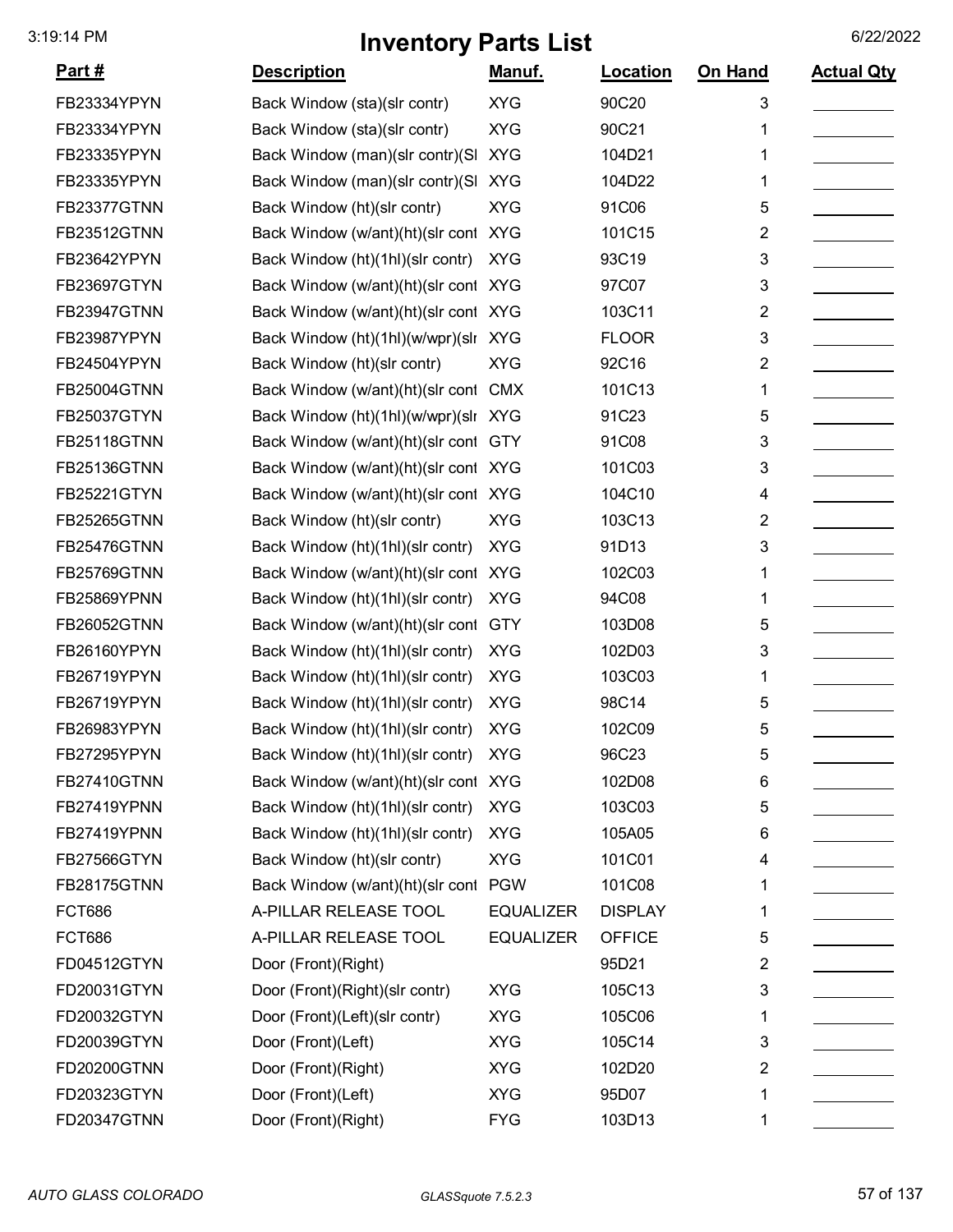# Inventory Parts List

| Part # | Description | Manuf. | Location | On Hand | Actual Qty |
|---|---|---|---|---|---|
| FB23334YPYN | Back Window (sta)(slr contr) | XYG | 90C20 | 3 | |
| FB23334YPYN | Back Window (sta)(slr contr) | XYG | 90C21 | 1 | |
| FB23335YPYN | Back Window (man)(slr contr)(Sl | XYG | 104D21 | 1 | |
| FB23335YPYN | Back Window (man)(slr contr)(Sl | XYG | 104D22 | 1 | |
| FB23377GTNN | Back Window (ht)(slr contr) | XYG | 91C06 | 5 | |
| FB23512GTNN | Back Window (w/ant)(ht)(slr cont | XYG | 101C15 | 2 | |
| FB23642YPYN | Back Window (ht)(1hl)(slr contr) | XYG | 93C19 | 3 | |
| FB23697GTYN | Back Window (w/ant)(ht)(slr cont | XYG | 97C07 | 3 | |
| FB23947GTNN | Back Window (w/ant)(ht)(slr cont | XYG | 103C11 | 2 | |
| FB23987YPYN | Back Window (ht)(1hl)(w/wpr)(slr | XYG | FLOOR | 3 | |
| FB24504YPYN | Back Window (ht)(slr contr) | XYG | 92C16 | 2 | |
| FB25004GTNN | Back Window (w/ant)(ht)(slr cont | CMX | 101C13 | 1 | |
| FB25037GTYN | Back Window (ht)(1hl)(w/wpr)(slr | XYG | 91C23 | 5 | |
| FB25118GTNN | Back Window (w/ant)(ht)(slr cont | GTY | 91C08 | 3 | |
| FB25136GTNN | Back Window (w/ant)(ht)(slr cont | XYG | 101C03 | 3 | |
| FB25221GTYN | Back Window (w/ant)(ht)(slr cont | XYG | 104C10 | 4 | |
| FB25265GTNN | Back Window (ht)(slr contr) | XYG | 103C13 | 2 | |
| FB25476GTNN | Back Window (ht)(1hl)(slr contr) | XYG | 91D13 | 3 | |
| FB25769GTNN | Back Window (w/ant)(ht)(slr cont | XYG | 102C03 | 1 | |
| FB25869YPNN | Back Window (ht)(1hl)(slr contr) | XYG | 94C08 | 1 | |
| FB26052GTNN | Back Window (w/ant)(ht)(slr cont | GTY | 103D08 | 5 | |
| FB26160YPYN | Back Window (ht)(1hl)(slr contr) | XYG | 102D03 | 3 | |
| FB26719YPYN | Back Window (ht)(1hl)(slr contr) | XYG | 103C03 | 1 | |
| FB26719YPYN | Back Window (ht)(1hl)(slr contr) | XYG | 98C14 | 5 | |
| FB26983YPYN | Back Window (ht)(1hl)(slr contr) | XYG | 102C09 | 5 | |
| FB27295YPYN | Back Window (ht)(1hl)(slr contr) | XYG | 96C23 | 5 | |
| FB27410GTNN | Back Window (w/ant)(ht)(slr cont | XYG | 102D08 | 6 | |
| FB27419YPNN | Back Window (ht)(1hl)(slr contr) | XYG | 103C03 | 5 | |
| FB27419YPNN | Back Window (ht)(1hl)(slr contr) | XYG | 105A05 | 6 | |
| FB27566GTYN | Back Window (ht)(slr contr) | XYG | 101C01 | 4 | |
| FB28175GTNN | Back Window (w/ant)(ht)(slr cont | PGW | 101C08 | 1 | |
| FCT686 | A-PILLAR RELEASE TOOL | EQUALIZER | DISPLAY | 1 | |
| FCT686 | A-PILLAR RELEASE TOOL | EQUALIZER | OFFICE | 5 | |
| FD04512GTYN | Door (Front)(Right) | | 95D21 | 2 | |
| FD20031GTYN | Door (Front)(Right)(slr contr) | XYG | 105C13 | 3 | |
| FD20032GTYN | Door (Front)(Left)(slr contr) | XYG | 105C06 | 1 | |
| FD20039GTYN | Door (Front)(Left) | XYG | 105C14 | 3 | |
| FD20200GTNN | Door (Front)(Right) | XYG | 102D20 | 2 | |
| FD20323GTYN | Door (Front)(Left) | XYG | 95D07 | 1 | |
| FD20347GTNN | Door (Front)(Right) | FYG | 103D13 | 1 | |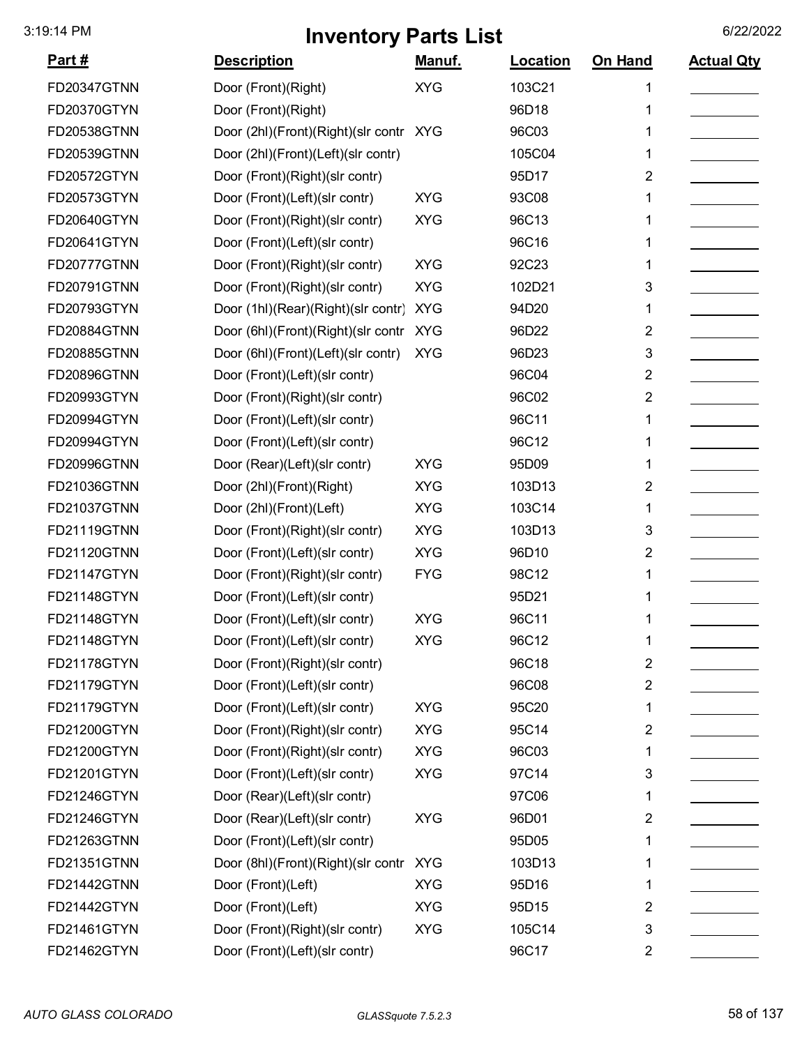# Inventory Parts List

| Part # | Description | Manuf. | Location | On Hand | Actual Qty |
|---|---|---|---|---|---|
| FD20347GTNN | Door (Front)(Right) | XYG | 103C21 | 1 | |
| FD20370GTYN | Door (Front)(Right) | | 96D18 | 1 | |
| FD20538GTNN | Door (2hl)(Front)(Right)(slr contr | XYG | 96C03 | 1 | |
| FD20539GTNN | Door (2hl)(Front)(Left)(slr contr) | | 105C04 | 1 | |
| FD20572GTYN | Door (Front)(Right)(slr contr) | | 95D17 | 2 | |
| FD20573GTYN | Door (Front)(Left)(slr contr) | XYG | 93C08 | 1 | |
| FD20640GTYN | Door (Front)(Right)(slr contr) | XYG | 96C13 | 1 | |
| FD20641GTYN | Door (Front)(Left)(slr contr) | | 96C16 | 1 | |
| FD20777GTNN | Door (Front)(Right)(slr contr) | XYG | 92C23 | 1 | |
| FD20791GTNN | Door (Front)(Right)(slr contr) | XYG | 102D21 | 3 | |
| FD20793GTYN | Door (1hl)(Rear)(Right)(slr contr) | XYG | 94D20 | 1 | |
| FD20884GTNN | Door (6hl)(Front)(Right)(slr contr | XYG | 96D22 | 2 | |
| FD20885GTNN | Door (6hl)(Front)(Left)(slr contr) | XYG | 96D23 | 3 | |
| FD20896GTNN | Door (Front)(Left)(slr contr) | | 96C04 | 2 | |
| FD20993GTYN | Door (Front)(Right)(slr contr) | | 96C02 | 2 | |
| FD20994GTYN | Door (Front)(Left)(slr contr) | | 96C11 | 1 | |
| FD20994GTYN | Door (Front)(Left)(slr contr) | | 96C12 | 1 | |
| FD20996GTNN | Door (Rear)(Left)(slr contr) | XYG | 95D09 | 1 | |
| FD21036GTNN | Door (2hl)(Front)(Right) | XYG | 103D13 | 2 | |
| FD21037GTNN | Door (2hl)(Front)(Left) | XYG | 103C14 | 1 | |
| FD21119GTNN | Door (Front)(Right)(slr contr) | XYG | 103D13 | 3 | |
| FD21120GTNN | Door (Front)(Left)(slr contr) | XYG | 96D10 | 2 | |
| FD21147GTYN | Door (Front)(Right)(slr contr) | FYG | 98C12 | 1 | |
| FD21148GTYN | Door (Front)(Left)(slr contr) | | 95D21 | 1 | |
| FD21148GTYN | Door (Front)(Left)(slr contr) | XYG | 96C11 | 1 | |
| FD21148GTYN | Door (Front)(Left)(slr contr) | XYG | 96C12 | 1 | |
| FD21178GTYN | Door (Front)(Right)(slr contr) | | 96C18 | 2 | |
| FD21179GTYN | Door (Front)(Left)(slr contr) | | 96C08 | 2 | |
| FD21179GTYN | Door (Front)(Left)(slr contr) | XYG | 95C20 | 1 | |
| FD21200GTYN | Door (Front)(Right)(slr contr) | XYG | 95C14 | 2 | |
| FD21200GTYN | Door (Front)(Right)(slr contr) | XYG | 96C03 | 1 | |
| FD21201GTYN | Door (Front)(Left)(slr contr) | XYG | 97C14 | 3 | |
| FD21246GTYN | Door (Rear)(Left)(slr contr) | | 97C06 | 1 | |
| FD21246GTYN | Door (Rear)(Left)(slr contr) | XYG | 96D01 | 2 | |
| FD21263GTNN | Door (Front)(Left)(slr contr) | | 95D05 | 1 | |
| FD21351GTNN | Door (8hl)(Front)(Right)(slr contr | XYG | 103D13 | 1 | |
| FD21442GTNN | Door (Front)(Left) | XYG | 95D16 | 1 | |
| FD21442GTYN | Door (Front)(Left) | XYG | 95D15 | 2 | |
| FD21461GTYN | Door (Front)(Right)(slr contr) | XYG | 105C14 | 3 | |
| FD21462GTYN | Door (Front)(Left)(slr contr) | | 96C17 | 2 | |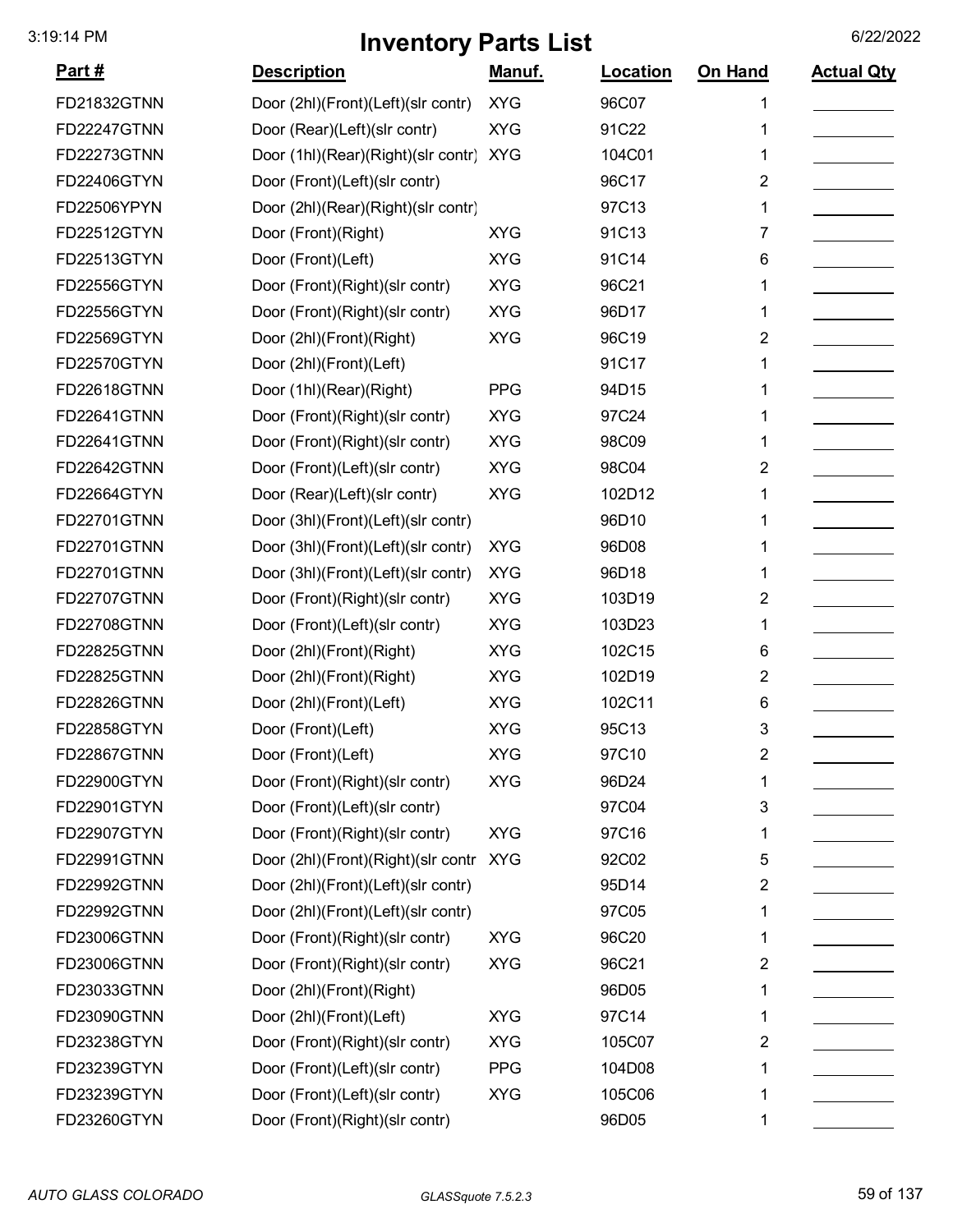# Inventory Parts List

| Part # | Description | Manuf. | Location | On Hand | Actual Qty |
|---|---|---|---|---|---|
| FD21832GTNN | Door (2hl)(Front)(Left)(slr contr) | XYG | 96C07 | 1 | |
| FD22247GTNN | Door (Rear)(Left)(slr contr) | XYG | 91C22 | 1 | |
| FD22273GTNN | Door (1hl)(Rear)(Right)(slr contr) | XYG | 104C01 | 1 | |
| FD22406GTYN | Door (Front)(Left)(slr contr) | | 96C17 | 2 | |
| FD22506YPYN | Door (2hl)(Rear)(Right)(slr contr) | | 97C13 | 1 | |
| FD22512GTYN | Door (Front)(Right) | XYG | 91C13 | 7 | |
| FD22513GTYN | Door (Front)(Left) | XYG | 91C14 | 6 | |
| FD22556GTYN | Door (Front)(Right)(slr contr) | XYG | 96C21 | 1 | |
| FD22556GTYN | Door (Front)(Right)(slr contr) | XYG | 96D17 | 1 | |
| FD22569GTYN | Door (2hl)(Front)(Right) | XYG | 96C19 | 2 | |
| FD22570GTYN | Door (2hl)(Front)(Left) | | 91C17 | 1 | |
| FD22618GTNN | Door (1hl)(Rear)(Right) | PPG | 94D15 | 1 | |
| FD22641GTNN | Door (Front)(Right)(slr contr) | XYG | 97C24 | 1 | |
| FD22641GTNN | Door (Front)(Right)(slr contr) | XYG | 98C09 | 1 | |
| FD22642GTNN | Door (Front)(Left)(slr contr) | XYG | 98C04 | 2 | |
| FD22664GTYN | Door (Rear)(Left)(slr contr) | XYG | 102D12 | 1 | |
| FD22701GTNN | Door (3hl)(Front)(Left)(slr contr) | | 96D10 | 1 | |
| FD22701GTNN | Door (3hl)(Front)(Left)(slr contr) | XYG | 96D08 | 1 | |
| FD22701GTNN | Door (3hl)(Front)(Left)(slr contr) | XYG | 96D18 | 1 | |
| FD22707GTNN | Door (Front)(Right)(slr contr) | XYG | 103D19 | 2 | |
| FD22708GTNN | Door (Front)(Left)(slr contr) | XYG | 103D23 | 1 | |
| FD22825GTNN | Door (2hl)(Front)(Right) | XYG | 102C15 | 6 | |
| FD22825GTNN | Door (2hl)(Front)(Right) | XYG | 102D19 | 2 | |
| FD22826GTNN | Door (2hl)(Front)(Left) | XYG | 102C11 | 6 | |
| FD22858GTYN | Door (Front)(Left) | XYG | 95C13 | 3 | |
| FD22867GTNN | Door (Front)(Left) | XYG | 97C10 | 2 | |
| FD22900GTYN | Door (Front)(Right)(slr contr) | XYG | 96D24 | 1 | |
| FD22901GTYN | Door (Front)(Left)(slr contr) | | 97C04 | 3 | |
| FD22907GTYN | Door (Front)(Right)(slr contr) | XYG | 97C16 | 1 | |
| FD22991GTNN | Door (2hl)(Front)(Right)(slr contr | XYG | 92C02 | 5 | |
| FD22992GTNN | Door (2hl)(Front)(Left)(slr contr) | | 95D14 | 2 | |
| FD22992GTNN | Door (2hl)(Front)(Left)(slr contr) | | 97C05 | 1 | |
| FD23006GTNN | Door (Front)(Right)(slr contr) | XYG | 96C20 | 1 | |
| FD23006GTNN | Door (Front)(Right)(slr contr) | XYG | 96C21 | 2 | |
| FD23033GTNN | Door (2hl)(Front)(Right) | | 96D05 | 1 | |
| FD23090GTNN | Door (2hl)(Front)(Left) | XYG | 97C14 | 1 | |
| FD23238GTYN | Door (Front)(Right)(slr contr) | XYG | 105C07 | 2 | |
| FD23239GTYN | Door (Front)(Left)(slr contr) | PPG | 104D08 | 1 | |
| FD23239GTYN | Door (Front)(Left)(slr contr) | XYG | 105C06 | 1 | |
| FD23260GTYN | Door (Front)(Right)(slr contr) | | 96D05 | 1 | |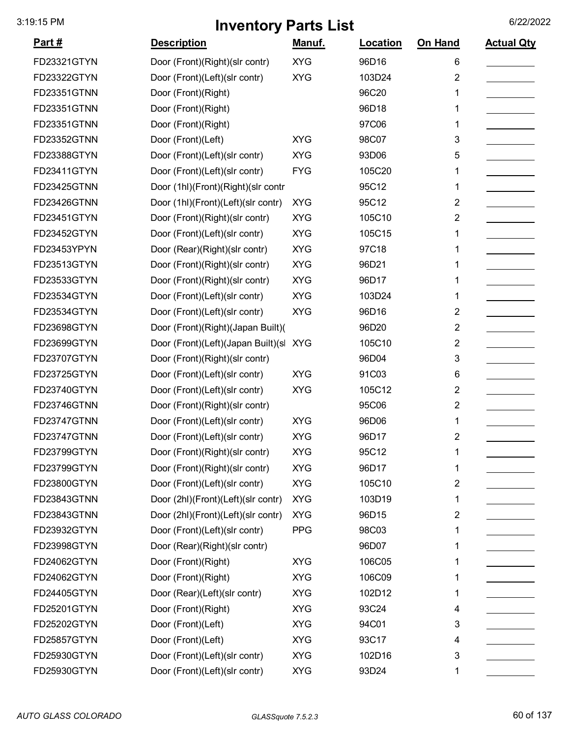# Inventory Parts List

| Part # | Description | Manuf. | Location | On Hand | Actual Qty |
|---|---|---|---|---|---|
| FD23321GTYN | Door (Front)(Right)(slr contr) | XYG | 96D16 | 6 | |
| FD23322GTYN | Door (Front)(Left)(slr contr) | XYG | 103D24 | 2 | |
| FD23351GTNN | Door (Front)(Right) | | 96C20 | 1 | |
| FD23351GTNN | Door (Front)(Right) | | 96D18 | 1 | |
| FD23351GTNN | Door (Front)(Right) | | 97C06 | 1 | |
| FD23352GTNN | Door (Front)(Left) | XYG | 98C07 | 3 | |
| FD23388GTYN | Door (Front)(Left)(slr contr) | XYG | 93D06 | 5 | |
| FD23411GTYN | Door (Front)(Left)(slr contr) | FYG | 105C20 | 1 | |
| FD23425GTNN | Door (1hl)(Front)(Right)(slr contr | | 95C12 | 1 | |
| FD23426GTNN | Door (1hl)(Front)(Left)(slr contr) | XYG | 95C12 | 2 | |
| FD23451GTYN | Door (Front)(Right)(slr contr) | XYG | 105C10 | 2 | |
| FD23452GTYN | Door (Front)(Left)(slr contr) | XYG | 105C15 | 1 | |
| FD23453YPYN | Door (Rear)(Right)(slr contr) | XYG | 97C18 | 1 | |
| FD23513GTYN | Door (Front)(Right)(slr contr) | XYG | 96D21 | 1 | |
| FD23533GTYN | Door (Front)(Right)(slr contr) | XYG | 96D17 | 1 | |
| FD23534GTYN | Door (Front)(Left)(slr contr) | XYG | 103D24 | 1 | |
| FD23534GTYN | Door (Front)(Left)(slr contr) | XYG | 96D16 | 2 | |
| FD23698GTYN | Door (Front)(Right)(Japan Built)( | | 96D20 | 2 | |
| FD23699GTYN | Door (Front)(Left)(Japan Built)(sl | XYG | 105C10 | 2 | |
| FD23707GTYN | Door (Front)(Right)(slr contr) | | 96D04 | 3 | |
| FD23725GTYN | Door (Front)(Left)(slr contr) | XYG | 91C03 | 6 | |
| FD23740GTYN | Door (Front)(Left)(slr contr) | XYG | 105C12 | 2 | |
| FD23746GTNN | Door (Front)(Right)(slr contr) | | 95C06 | 2 | |
| FD23747GTNN | Door (Front)(Left)(slr contr) | XYG | 96D06 | 1 | |
| FD23747GTNN | Door (Front)(Left)(slr contr) | XYG | 96D17 | 2 | |
| FD23799GTYN | Door (Front)(Right)(slr contr) | XYG | 95C12 | 1 | |
| FD23799GTYN | Door (Front)(Right)(slr contr) | XYG | 96D17 | 1 | |
| FD23800GTYN | Door (Front)(Left)(slr contr) | XYG | 105C10 | 2 | |
| FD23843GTNN | Door (2hl)(Front)(Left)(slr contr) | XYG | 103D19 | 1 | |
| FD23843GTNN | Door (2hl)(Front)(Left)(slr contr) | XYG | 96D15 | 2 | |
| FD23932GTYN | Door (Front)(Left)(slr contr) | PPG | 98C03 | 1 | |
| FD23998GTYN | Door (Rear)(Right)(slr contr) | | 96D07 | 1 | |
| FD24062GTYN | Door (Front)(Right) | XYG | 106C05 | 1 | |
| FD24062GTYN | Door (Front)(Right) | XYG | 106C09 | 1 | |
| FD24405GTYN | Door (Rear)(Left)(slr contr) | XYG | 102D12 | 1 | |
| FD25201GTYN | Door (Front)(Right) | XYG | 93C24 | 4 | |
| FD25202GTYN | Door (Front)(Left) | XYG | 94C01 | 3 | |
| FD25857GTYN | Door (Front)(Left) | XYG | 93C17 | 4 | |
| FD25930GTYN | Door (Front)(Left)(slr contr) | XYG | 102D16 | 3 | |
| FD25930GTYN | Door (Front)(Left)(slr contr) | XYG | 93D24 | 1 | |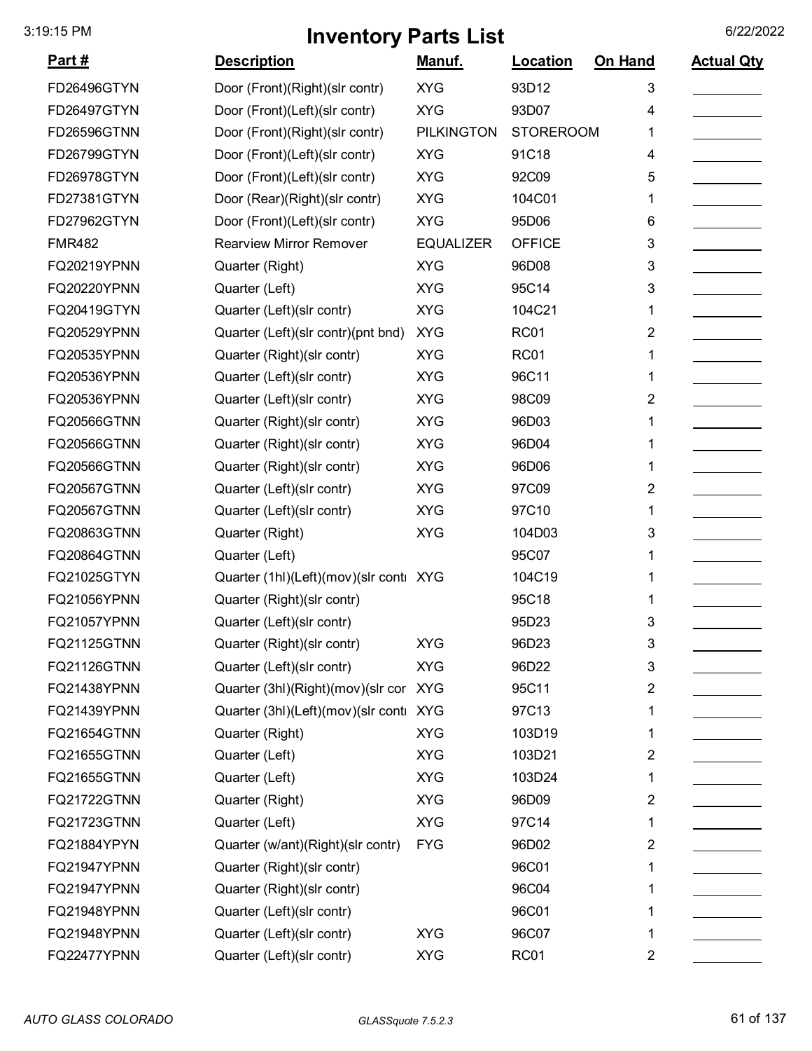# Inventory Parts List

| Part # | Description | Manuf. | Location | On Hand | Actual Qty |
|---|---|---|---|---|---|
| FD26496GTYN | Door (Front)(Right)(slr contr) | XYG | 93D12 | 3 | |
| FD26497GTYN | Door (Front)(Left)(slr contr) | XYG | 93D07 | 4 | |
| FD26596GTNN | Door (Front)(Right)(slr contr) | PILKINGTON | STOREROOM | 1 | |
| FD26799GTYN | Door (Front)(Left)(slr contr) | XYG | 91C18 | 4 | |
| FD26978GTYN | Door (Front)(Left)(slr contr) | XYG | 92C09 | 5 | |
| FD27381GTYN | Door (Rear)(Right)(slr contr) | XYG | 104C01 | 1 | |
| FD27962GTYN | Door (Front)(Left)(slr contr) | XYG | 95D06 | 6 | |
| FMR482 | Rearview Mirror Remover | EQUALIZER | OFFICE | 3 | |
| FQ20219YPNN | Quarter (Right) | XYG | 96D08 | 3 | |
| FQ20220YPNN | Quarter (Left) | XYG | 95C14 | 3 | |
| FQ20419GTYN | Quarter (Left)(slr contr) | XYG | 104C21 | 1 | |
| FQ20529YPNN | Quarter (Left)(slr contr)(pnt bnd) | XYG | RC01 | 2 | |
| FQ20535YPNN | Quarter (Right)(slr contr) | XYG | RC01 | 1 | |
| FQ20536YPNN | Quarter (Left)(slr contr) | XYG | 96C11 | 1 | |
| FQ20536YPNN | Quarter (Left)(slr contr) | XYG | 98C09 | 2 | |
| FQ20566GTNN | Quarter (Right)(slr contr) | XYG | 96D03 | 1 | |
| FQ20566GTNN | Quarter (Right)(slr contr) | XYG | 96D04 | 1 | |
| FQ20566GTNN | Quarter (Right)(slr contr) | XYG | 96D06 | 1 | |
| FQ20567GTNN | Quarter (Left)(slr contr) | XYG | 97C09 | 2 | |
| FQ20567GTNN | Quarter (Left)(slr contr) | XYG | 97C10 | 1 | |
| FQ20863GTNN | Quarter (Right) | XYG | 104D03 | 3 | |
| FQ20864GTNN | Quarter (Left) | | 95C07 | 1 | |
| FQ21025GTYN | Quarter (1hl)(Left)(mov)(slr contr | XYG | 104C19 | 1 | |
| FQ21056YPNN | Quarter (Right)(slr contr) | | 95C18 | 1 | |
| FQ21057YPNN | Quarter (Left)(slr contr) | | 95D23 | 3 | |
| FQ21125GTNN | Quarter (Right)(slr contr) | XYG | 96D23 | 3 | |
| FQ21126GTNN | Quarter (Left)(slr contr) | XYG | 96D22 | 3 | |
| FQ21438YPNN | Quarter (3hl)(Right)(mov)(slr cor | XYG | 95C11 | 2 | |
| FQ21439YPNN | Quarter (3hl)(Left)(mov)(slr contr | XYG | 97C13 | 1 | |
| FQ21654GTNN | Quarter (Right) | XYG | 103D19 | 1 | |
| FQ21655GTNN | Quarter (Left) | XYG | 103D21 | 2 | |
| FQ21655GTNN | Quarter (Left) | XYG | 103D24 | 1 | |
| FQ21722GTNN | Quarter (Right) | XYG | 96D09 | 2 | |
| FQ21723GTNN | Quarter (Left) | XYG | 97C14 | 1 | |
| FQ21884YPYN | Quarter (w/ant)(Right)(slr contr) | FYG | 96D02 | 2 | |
| FQ21947YPNN | Quarter (Right)(slr contr) | | 96C01 | 1 | |
| FQ21947YPNN | Quarter (Right)(slr contr) | | 96C04 | 1 | |
| FQ21948YPNN | Quarter (Left)(slr contr) | | 96C01 | 1 | |
| FQ21948YPNN | Quarter (Left)(slr contr) | XYG | 96C07 | 1 | |
| FQ22477YPNN | Quarter (Left)(slr contr) | XYG | RC01 | 2 | |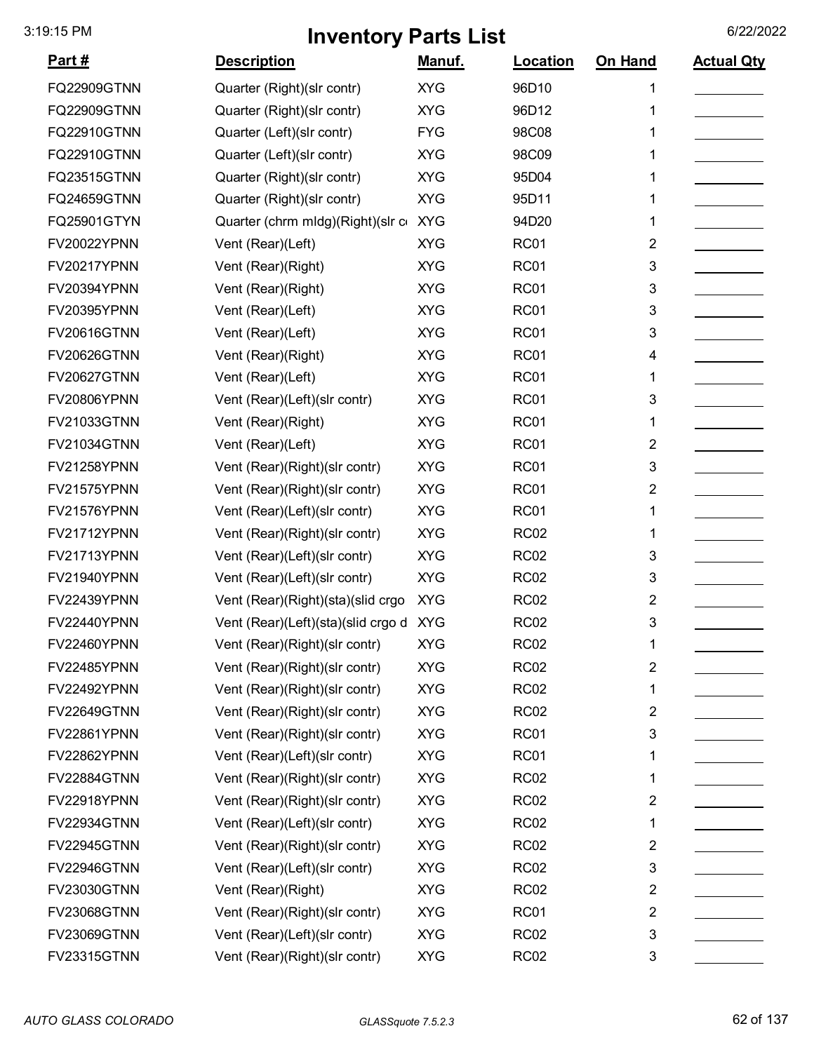# Inventory Parts List

| Part # | Description | Manuf. | Location | On Hand | Actual Qty |
|---|---|---|---|---|---|
| FQ22909GTNN | Quarter (Right)(slr contr) | XYG | 96D10 | 1 | |
| FQ22909GTNN | Quarter (Right)(slr contr) | XYG | 96D12 | 1 | |
| FQ22910GTNN | Quarter (Left)(slr contr) | FYG | 98C08 | 1 | |
| FQ22910GTNN | Quarter (Left)(slr contr) | XYG | 98C09 | 1 | |
| FQ23515GTNN | Quarter (Right)(slr contr) | XYG | 95D04 | 1 | |
| FQ24659GTNN | Quarter (Right)(slr contr) | XYG | 95D11 | 1 | |
| FQ25901GTYN | Quarter (chrm mldg)(Right)(slr co | XYG | 94D20 | 1 | |
| FV20022YPNN | Vent (Rear)(Left) | XYG | RC01 | 2 | |
| FV20217YPNN | Vent (Rear)(Right) | XYG | RC01 | 3 | |
| FV20394YPNN | Vent (Rear)(Right) | XYG | RC01 | 3 | |
| FV20395YPNN | Vent (Rear)(Left) | XYG | RC01 | 3 | |
| FV20616GTNN | Vent (Rear)(Left) | XYG | RC01 | 3 | |
| FV20626GTNN | Vent (Rear)(Right) | XYG | RC01 | 4 | |
| FV20627GTNN | Vent (Rear)(Left) | XYG | RC01 | 1 | |
| FV20806YPNN | Vent (Rear)(Left)(slr contr) | XYG | RC01 | 3 | |
| FV21033GTNN | Vent (Rear)(Right) | XYG | RC01 | 1 | |
| FV21034GTNN | Vent (Rear)(Left) | XYG | RC01 | 2 | |
| FV21258YPNN | Vent (Rear)(Right)(slr contr) | XYG | RC01 | 3 | |
| FV21575YPNN | Vent (Rear)(Right)(slr contr) | XYG | RC01 | 2 | |
| FV21576YPNN | Vent (Rear)(Left)(slr contr) | XYG | RC01 | 1 | |
| FV21712YPNN | Vent (Rear)(Right)(slr contr) | XYG | RC02 | 1 | |
| FV21713YPNN | Vent (Rear)(Left)(slr contr) | XYG | RC02 | 3 | |
| FV21940YPNN | Vent (Rear)(Left)(slr contr) | XYG | RC02 | 3 | |
| FV22439YPNN | Vent (Rear)(Right)(sta)(slid crgo | XYG | RC02 | 2 | |
| FV22440YPNN | Vent (Rear)(Left)(sta)(slid crgo d | XYG | RC02 | 3 | |
| FV22460YPNN | Vent (Rear)(Right)(slr contr) | XYG | RC02 | 1 | |
| FV22485YPNN | Vent (Rear)(Right)(slr contr) | XYG | RC02 | 2 | |
| FV22492YPNN | Vent (Rear)(Right)(slr contr) | XYG | RC02 | 1 | |
| FV22649GTNN | Vent (Rear)(Right)(slr contr) | XYG | RC02 | 2 | |
| FV22861YPNN | Vent (Rear)(Right)(slr contr) | XYG | RC01 | 3 | |
| FV22862YPNN | Vent (Rear)(Left)(slr contr) | XYG | RC01 | 1 | |
| FV22884GTNN | Vent (Rear)(Right)(slr contr) | XYG | RC02 | 1 | |
| FV22918YPNN | Vent (Rear)(Right)(slr contr) | XYG | RC02 | 2 | |
| FV22934GTNN | Vent (Rear)(Left)(slr contr) | XYG | RC02 | 1 | |
| FV22945GTNN | Vent (Rear)(Right)(slr contr) | XYG | RC02 | 2 | |
| FV22946GTNN | Vent (Rear)(Left)(slr contr) | XYG | RC02 | 3 | |
| FV23030GTNN | Vent (Rear)(Right) | XYG | RC02 | 2 | |
| FV23068GTNN | Vent (Rear)(Right)(slr contr) | XYG | RC01 | 2 | |
| FV23069GTNN | Vent (Rear)(Left)(slr contr) | XYG | RC02 | 3 | |
| FV23315GTNN | Vent (Rear)(Right)(slr contr) | XYG | RC02 | 3 | |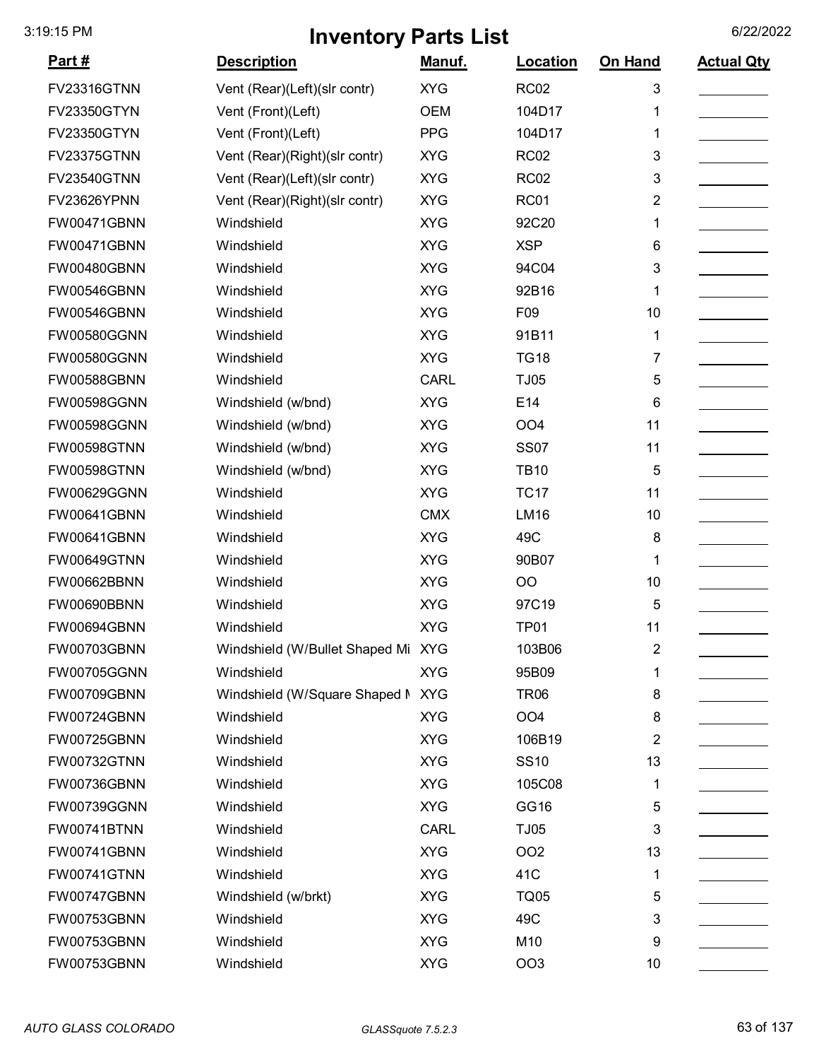# Inventory Parts List

3:19:15 PM 6/22/2022

| Part # | Description | Manuf. | Location | On Hand | Actual Qty |
|---|---|---|---|---|---|
| FV23316GTNN | Vent (Rear)(Left)(slr contr) | XYG | RC02 | 3 | |
| FV23350GTYN | Vent (Front)(Left) | OEM | 104D17 | 1 | |
| FV23350GTYN | Vent (Front)(Left) | PPG | 104D17 | 1 | |
| FV23375GTNN | Vent (Rear)(Right)(slr contr) | XYG | RC02 | 3 | |
| FV23540GTNN | Vent (Rear)(Left)(slr contr) | XYG | RC02 | 3 | |
| FV23626YPNN | Vent (Rear)(Right)(slr contr) | XYG | RC01 | 2 | |
| FW00471GBNN | Windshield | XYG | 92C20 | 1 | |
| FW00471GBNN | Windshield | XYG | XSP | 6 | |
| FW00480GBNN | Windshield | XYG | 94C04 | 3 | |
| FW00546GBNN | Windshield | XYG | 92B16 | 1 | |
| FW00546GBNN | Windshield | XYG | F09 | 10 | |
| FW00580GGNN | Windshield | XYG | 91B11 | 1 | |
| FW00580GGNN | Windshield | XYG | TG18 | 7 | |
| FW00588GBNN | Windshield | CARL | TJ05 | 5 | |
| FW00598GGNN | Windshield (w/bnd) | XYG | E14 | 6 | |
| FW00598GGNN | Windshield (w/bnd) | XYG | OO4 | 11 | |
| FW00598GTNN | Windshield (w/bnd) | XYG | SS07 | 11 | |
| FW00598GTNN | Windshield (w/bnd) | XYG | TB10 | 5 | |
| FW00629GGNN | Windshield | XYG | TC17 | 11 | |
| FW00641GBNN | Windshield | CMX | LM16 | 10 | |
| FW00641GBNN | Windshield | XYG | 49C | 8 | |
| FW00649GTNN | Windshield | XYG | 90B07 | 1 | |
| FW00662BBNN | Windshield | XYG | OO | 10 | |
| FW00690BBNN | Windshield | XYG | 97C19 | 5 | |
| FW00694GBNN | Windshield | XYG | TP01 | 11 | |
| FW00703GBNN | Windshield (W/Bullet Shaped Mi | XYG | 103B06 | 2 | |
| FW00705GGNN | Windshield | XYG | 95B09 | 1 | |
| FW00709GBNN | Windshield (W/Square Shaped M | XYG | TR06 | 8 | |
| FW00724GBNN | Windshield | XYG | OO4 | 8 | |
| FW00725GBNN | Windshield | XYG | 106B19 | 2 | |
| FW00732GTNN | Windshield | XYG | SS10 | 13 | |
| FW00736GBNN | Windshield | XYG | 105C08 | 1 | |
| FW00739GGNN | Windshield | XYG | GG16 | 5 | |
| FW00741BTNN | Windshield | CARL | TJ05 | 3 | |
| FW00741GBNN | Windshield | XYG | OO2 | 13 | |
| FW00741GTNN | Windshield | XYG | 41C | 1 | |
| FW00747GBNN | Windshield (w/brkt) | XYG | TQ05 | 5 | |
| FW00753GBNN | Windshield | XYG | 49C | 3 | |
| FW00753GBNN | Windshield | XYG | M10 | 9 | |
| FW00753GBNN | Windshield | XYG | OO3 | 10 | |

*AUTO GLASS COLORADO* *GLASSquote 7.5.2.3*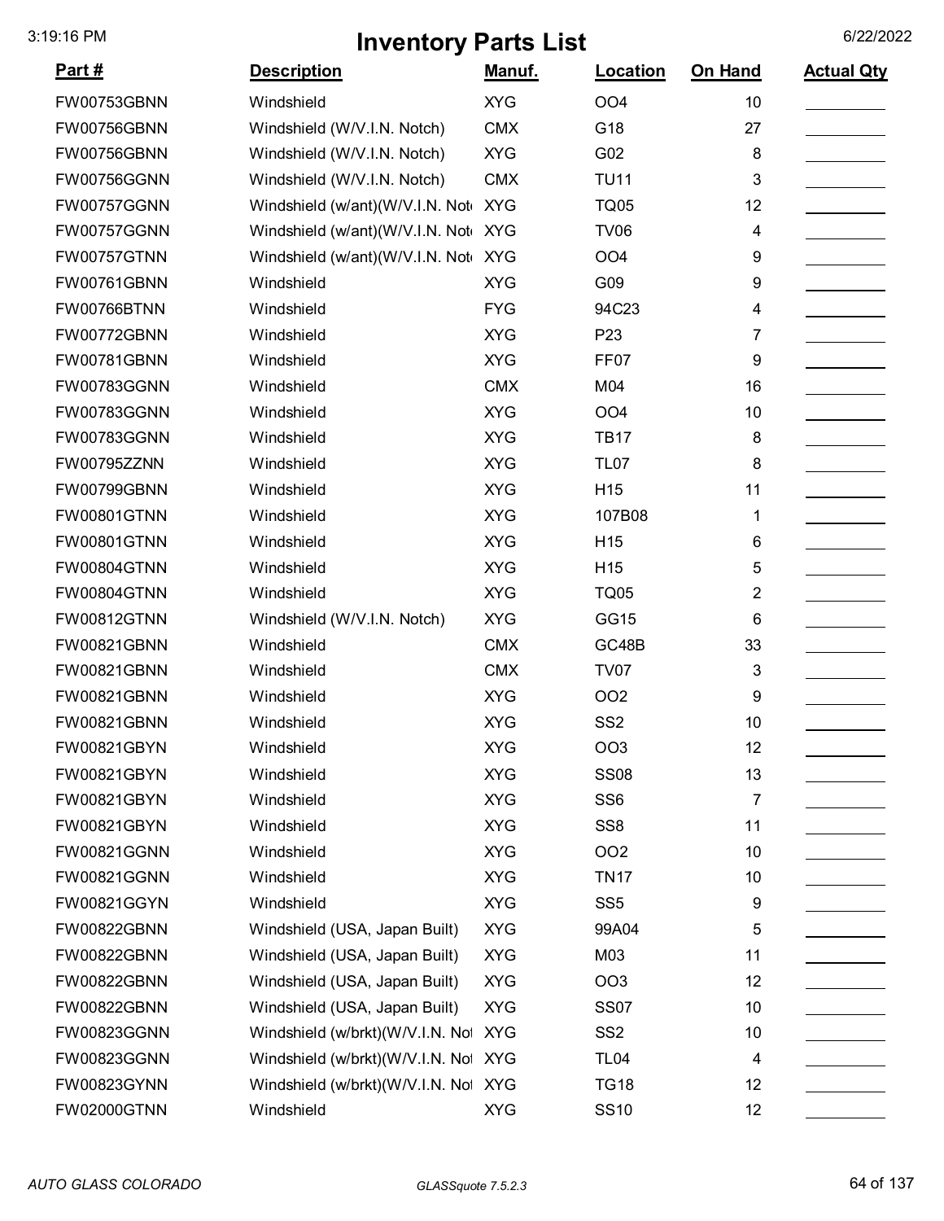# Inventory Parts List

| Part # | Description | Manuf. | Location | On Hand | Actual Qty |
|---|---|---|---|---|---|
| FW00753GBNN | Windshield | XYG | OO4 | 10 | |
| FW00756GBNN | Windshield (W/V.I.N. Notch) | CMX | G18 | 27 | |
| FW00756GBNN | Windshield (W/V.I.N. Notch) | XYG | G02 | 8 | |
| FW00756GGNN | Windshield (W/V.I.N. Notch) | CMX | TU11 | 3 | |
| FW00757GGNN | Windshield (w/ant)(W/V.I.N. Not | XYG | TQ05 | 12 | |
| FW00757GGNN | Windshield (w/ant)(W/V.I.N. Not | XYG | TV06 | 4 | |
| FW00757GTNN | Windshield (w/ant)(W/V.I.N. Not | XYG | OO4 | 9 | |
| FW00761GBNN | Windshield | XYG | G09 | 9 | |
| FW00766BTNN | Windshield | FYG | 94C23 | 4 | |
| FW00772GBNN | Windshield | XYG | P23 | 7 | |
| FW00781GBNN | Windshield | XYG | FF07 | 9 | |
| FW00783GGNN | Windshield | CMX | M04 | 16 | |
| FW00783GGNN | Windshield | XYG | OO4 | 10 | |
| FW00783GGNN | Windshield | XYG | TB17 | 8 | |
| FW00795ZZNN | Windshield | XYG | TL07 | 8 | |
| FW00799GBNN | Windshield | XYG | H15 | 11 | |
| FW00801GTNN | Windshield | XYG | 107B08 | 1 | |
| FW00801GTNN | Windshield | XYG | H15 | 6 | |
| FW00804GTNN | Windshield | XYG | H15 | 5 | |
| FW00804GTNN | Windshield | XYG | TQ05 | 2 | |
| FW00812GTNN | Windshield (W/V.I.N. Notch) | XYG | GG15 | 6 | |
| FW00821GBNN | Windshield | CMX | GC48B | 33 | |
| FW00821GBNN | Windshield | CMX | TV07 | 3 | |
| FW00821GBNN | Windshield | XYG | OO2 | 9 | |
| FW00821GBNN | Windshield | XYG | SS2 | 10 | |
| FW00821GBYN | Windshield | XYG | OO3 | 12 | |
| FW00821GBYN | Windshield | XYG | SS08 | 13 | |
| FW00821GBYN | Windshield | XYG | SS6 | 7 | |
| FW00821GBYN | Windshield | XYG | SS8 | 11 | |
| FW00821GGNN | Windshield | XYG | OO2 | 10 | |
| FW00821GGNN | Windshield | XYG | TN17 | 10 | |
| FW00821GGYN | Windshield | XYG | SS5 | 9 | |
| FW00822GBNN | Windshield (USA, Japan Built) | XYG | 99A04 | 5 | |
| FW00822GBNN | Windshield (USA, Japan Built) | XYG | M03 | 11 | |
| FW00822GBNN | Windshield (USA, Japan Built) | XYG | OO3 | 12 | |
| FW00822GBNN | Windshield (USA, Japan Built) | XYG | SS07 | 10 | |
| FW00823GGNN | Windshield (w/brkt)(W/V.I.N. Not | XYG | SS2 | 10 | |
| FW00823GGNN | Windshield (w/brkt)(W/V.I.N. Not | XYG | TL04 | 4 | |
| FW00823GYNN | Windshield (w/brkt)(W/V.I.N. Not | XYG | TG18 | 12 | |
| FW02000GTNN | Windshield | XYG | SS10 | 12 | |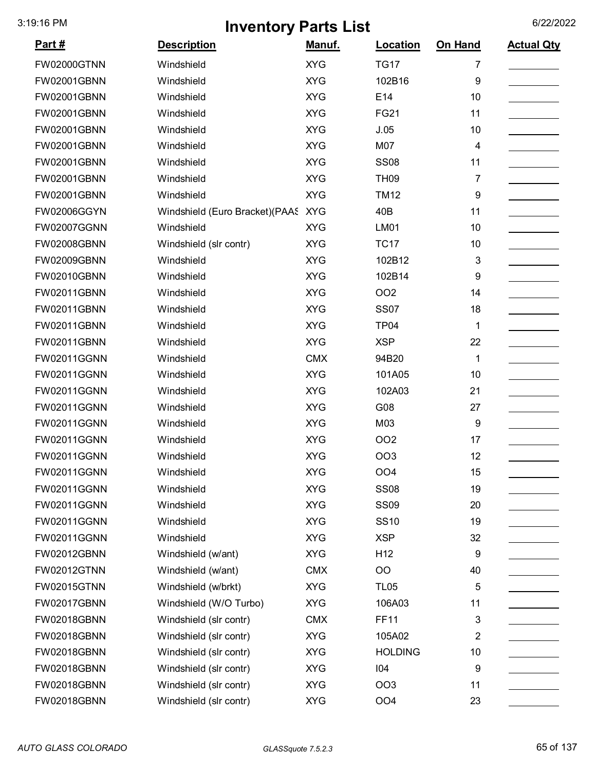# Inventory Parts List

3:19:16 PM 6/22/2022

| Part # | Description | Manuf. | Location | On Hand | Actual Qty |
|---|---|---|---|---|---|
| FW02000GTNN | Windshield | XYG | TG17 | 7 | |
| FW02001GBNN | Windshield | XYG | 102B16 | 9 | |
| FW02001GBNN | Windshield | XYG | E14 | 10 | |
| FW02001GBNN | Windshield | XYG | FG21 | 11 | |
| FW02001GBNN | Windshield | XYG | J.05 | 10 | |
| FW02001GBNN | Windshield | XYG | M07 | 4 | |
| FW02001GBNN | Windshield | XYG | SS08 | 11 | |
| FW02001GBNN | Windshield | XYG | TH09 | 7 | |
| FW02001GBNN | Windshield | XYG | TM12 | 9 | |
| FW02006GGYN | Windshield (Euro Bracket)(PAAS | XYG | 40B | 11 | |
| FW02007GGNN | Windshield | XYG | LM01 | 10 | |
| FW02008GBNN | Windshield (slr contr) | XYG | TC17 | 10 | |
| FW02009GBNN | Windshield | XYG | 102B12 | 3 | |
| FW02010GBNN | Windshield | XYG | 102B14 | 9 | |
| FW02011GBNN | Windshield | XYG | OO2 | 14 | |
| FW02011GBNN | Windshield | XYG | SS07 | 18 | |
| FW02011GBNN | Windshield | XYG | TP04 | 1 | |
| FW02011GBNN | Windshield | XYG | XSP | 22 | |
| FW02011GGNN | Windshield | CMX | 94B20 | 1 | |
| FW02011GGNN | Windshield | XYG | 101A05 | 10 | |
| FW02011GGNN | Windshield | XYG | 102A03 | 21 | |
| FW02011GGNN | Windshield | XYG | G08 | 27 | |
| FW02011GGNN | Windshield | XYG | M03 | 9 | |
| FW02011GGNN | Windshield | XYG | OO2 | 17 | |
| FW02011GGNN | Windshield | XYG | OO3 | 12 | |
| FW02011GGNN | Windshield | XYG | OO4 | 15 | |
| FW02011GGNN | Windshield | XYG | SS08 | 19 | |
| FW02011GGNN | Windshield | XYG | SS09 | 20 | |
| FW02011GGNN | Windshield | XYG | SS10 | 19 | |
| FW02011GGNN | Windshield | XYG | XSP | 32 | |
| FW02012GBNN | Windshield (w/ant) | XYG | H12 | 9 | |
| FW02012GTNN | Windshield (w/ant) | CMX | OO | 40 | |
| FW02015GTNN | Windshield (w/brkt) | XYG | TL05 | 5 | |
| FW02017GBNN | Windshield (W/O Turbo) | XYG | 106A03 | 11 | |
| FW02018GBNN | Windshield (slr contr) | CMX | FF11 | 3 | |
| FW02018GBNN | Windshield (slr contr) | XYG | 105A02 | 2 | |
| FW02018GBNN | Windshield (slr contr) | XYG | HOLDING | 10 | |
| FW02018GBNN | Windshield (slr contr) | XYG | I04 | 9 | |
| FW02018GBNN | Windshield (slr contr) | XYG | OO3 | 11 | |
| FW02018GBNN | Windshield (slr contr) | XYG | OO4 | 23 | |

*AUTO GLASS COLORADO* *GLASSquote 7.5.2.3*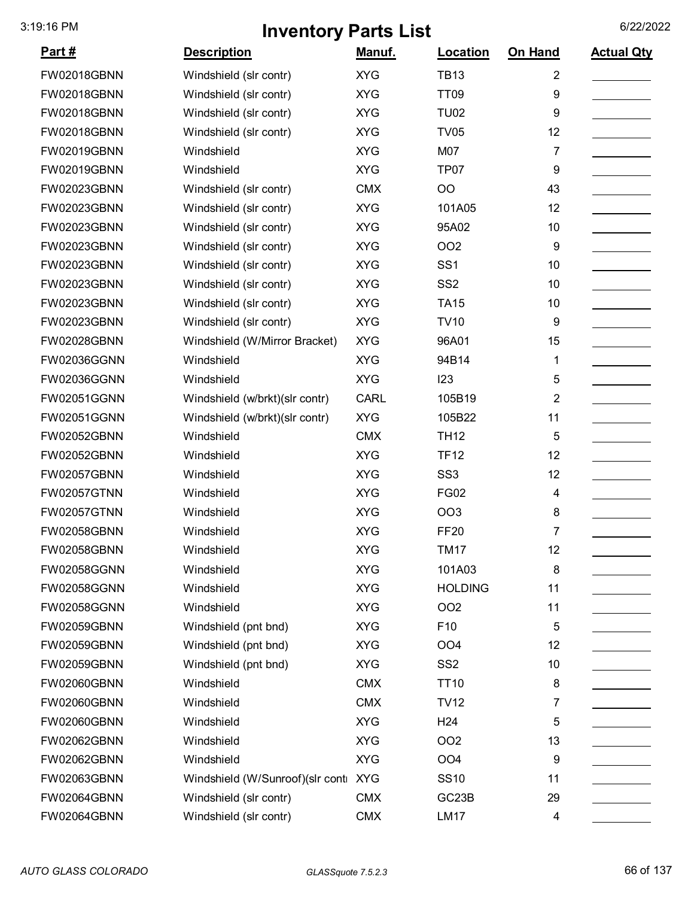# Inventory Parts List

| Part # | Description | Manuf. | Location | On Hand | Actual Qty |
|---|---|---|---|---|---|
| FW02018GBNN | Windshield (slr contr) | XYG | TB13 | 2 | |
| FW02018GBNN | Windshield (slr contr) | XYG | TT09 | 9 | |
| FW02018GBNN | Windshield (slr contr) | XYG | TU02 | 9 | |
| FW02018GBNN | Windshield (slr contr) | XYG | TV05 | 12 | |
| FW02019GBNN | Windshield | XYG | M07 | 7 | |
| FW02019GBNN | Windshield | XYG | TP07 | 9 | |
| FW02023GBNN | Windshield (slr contr) | CMX | OO | 43 | |
| FW02023GBNN | Windshield (slr contr) | XYG | 101A05 | 12 | |
| FW02023GBNN | Windshield (slr contr) | XYG | 95A02 | 10 | |
| FW02023GBNN | Windshield (slr contr) | XYG | OO2 | 9 | |
| FW02023GBNN | Windshield (slr contr) | XYG | SS1 | 10 | |
| FW02023GBNN | Windshield (slr contr) | XYG | SS2 | 10 | |
| FW02023GBNN | Windshield (slr contr) | XYG | TA15 | 10 | |
| FW02023GBNN | Windshield (slr contr) | XYG | TV10 | 9 | |
| FW02028GBNN | Windshield (W/Mirror Bracket) | XYG | 96A01 | 15 | |
| FW02036GGNN | Windshield | XYG | 94B14 | 1 | |
| FW02036GGNN | Windshield | XYG | I23 | 5 | |
| FW02051GGNN | Windshield (w/brkt)(slr contr) | CARL | 105B19 | 2 | |
| FW02051GGNN | Windshield (w/brkt)(slr contr) | XYG | 105B22 | 11 | |
| FW02052GBNN | Windshield | CMX | TH12 | 5 | |
| FW02052GBNN | Windshield | XYG | TF12 | 12 | |
| FW02057GBNN | Windshield | XYG | SS3 | 12 | |
| FW02057GTNN | Windshield | XYG | FG02 | 4 | |
| FW02057GTNN | Windshield | XYG | OO3 | 8 | |
| FW02058GBNN | Windshield | XYG | FF20 | 7 | |
| FW02058GBNN | Windshield | XYG | TM17 | 12 | |
| FW02058GGNN | Windshield | XYG | 101A03 | 8 | |
| FW02058GGNN | Windshield | XYG | HOLDING | 11 | |
| FW02058GGNN | Windshield | XYG | OO2 | 11 | |
| FW02059GBNN | Windshield (pnt bnd) | XYG | F10 | 5 | |
| FW02059GBNN | Windshield (pnt bnd) | XYG | OO4 | 12 | |
| FW02059GBNN | Windshield (pnt bnd) | XYG | SS2 | 10 | |
| FW02060GBNN | Windshield | CMX | TT10 | 8 | |
| FW02060GBNN | Windshield | CMX | TV12 | 7 | |
| FW02060GBNN | Windshield | XYG | H24 | 5 | |
| FW02062GBNN | Windshield | XYG | OO2 | 13 | |
| FW02062GBNN | Windshield | XYG | OO4 | 9 | |
| FW02063GBNN | Windshield (W/Sunroof)(slr contr | XYG | SS10 | 11 | |
| FW02064GBNN | Windshield (slr contr) | CMX | GC23B | 29 | |
| FW02064GBNN | Windshield (slr contr) | CMX | LM17 | 4 | |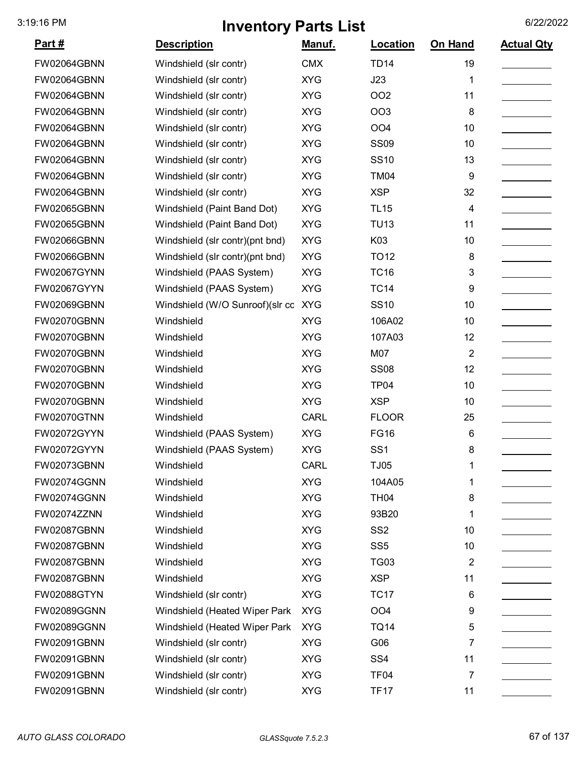# Inventory Parts List

| Part # | Description | Manuf. | Location | On Hand | Actual Qty |
|---|---|---|---|---|---|
| FW02064GBNN | Windshield (slr contr) | CMX | TD14 | 19 | |
| FW02064GBNN | Windshield (slr contr) | XYG | J23 | 1 | |
| FW02064GBNN | Windshield (slr contr) | XYG | OO2 | 11 | |
| FW02064GBNN | Windshield (slr contr) | XYG | OO3 | 8 | |
| FW02064GBNN | Windshield (slr contr) | XYG | OO4 | 10 | |
| FW02064GBNN | Windshield (slr contr) | XYG | SS09 | 10 | |
| FW02064GBNN | Windshield (slr contr) | XYG | SS10 | 13 | |
| FW02064GBNN | Windshield (slr contr) | XYG | TM04 | 9 | |
| FW02064GBNN | Windshield (slr contr) | XYG | XSP | 32 | |
| FW02065GBNN | Windshield (Paint Band Dot) | XYG | TL15 | 4 | |
| FW02065GBNN | Windshield (Paint Band Dot) | XYG | TU13 | 11 | |
| FW02066GBNN | Windshield (slr contr)(pnt bnd) | XYG | K03 | 10 | |
| FW02066GBNN | Windshield (slr contr)(pnt bnd) | XYG | TO12 | 8 | |
| FW02067GYNN | Windshield (PAAS System) | XYG | TC16 | 3 | |
| FW02067GYYN | Windshield (PAAS System) | XYG | TC14 | 9 | |
| FW02069GBNN | Windshield (W/O Sunroof)(slr cc | XYG | SS10 | 10 | |
| FW02070GBNN | Windshield | XYG | 106A02 | 10 | |
| FW02070GBNN | Windshield | XYG | 107A03 | 12 | |
| FW02070GBNN | Windshield | XYG | M07 | 2 | |
| FW02070GBNN | Windshield | XYG | SS08 | 12 | |
| FW02070GBNN | Windshield | XYG | TP04 | 10 | |
| FW02070GBNN | Windshield | XYG | XSP | 10 | |
| FW02070GTNN | Windshield | CARL | FLOOR | 25 | |
| FW02072GYYN | Windshield (PAAS System) | XYG | FG16 | 6 | |
| FW02072GYYN | Windshield (PAAS System) | XYG | SS1 | 8 | |
| FW02073GBNN | Windshield | CARL | TJ05 | 1 | |
| FW02074GGNN | Windshield | XYG | 104A05 | 1 | |
| FW02074GGNN | Windshield | XYG | TH04 | 8 | |
| FW02074ZZNN | Windshield | XYG | 93B20 | 1 | |
| FW02087GBNN | Windshield | XYG | SS2 | 10 | |
| FW02087GBNN | Windshield | XYG | SS5 | 10 | |
| FW02087GBNN | Windshield | XYG | TG03 | 2 | |
| FW02087GBNN | Windshield | XYG | XSP | 11 | |
| FW02088GTYN | Windshield (slr contr) | XYG | TC17 | 6 | |
| FW02089GGNN | Windshield (Heated Wiper Park | XYG | OO4 | 9 | |
| FW02089GGNN | Windshield (Heated Wiper Park | XYG | TQ14 | 5 | |
| FW02091GBNN | Windshield (slr contr) | XYG | G06 | 7 | |
| FW02091GBNN | Windshield (slr contr) | XYG | SS4 | 11 | |
| FW02091GBNN | Windshield (slr contr) | XYG | TF04 | 7 | |
| FW02091GBNN | Windshield (slr contr) | XYG | TF17 | 11 | |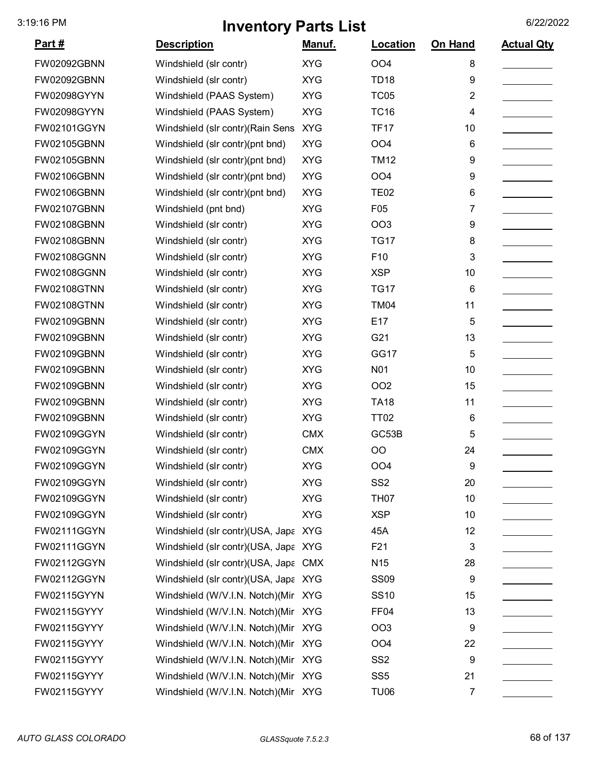# Inventory Parts List

| Part # | Description | Manuf. | Location | On Hand | Actual Qty |
|---|---|---|---|---|---|
| FW02092GBNN | Windshield (slr contr) | XYG | OO4 | 8 | |
| FW02092GBNN | Windshield (slr contr) | XYG | TD18 | 9 | |
| FW02098GYYN | Windshield (PAAS System) | XYG | TC05 | 2 | |
| FW02098GYYN | Windshield (PAAS System) | XYG | TC16 | 4 | |
| FW02101GGYN | Windshield (slr contr)(Rain Sens | XYG | TF17 | 10 | |
| FW02105GBNN | Windshield (slr contr)(pnt bnd) | XYG | OO4 | 6 | |
| FW02105GBNN | Windshield (slr contr)(pnt bnd) | XYG | TM12 | 9 | |
| FW02106GBNN | Windshield (slr contr)(pnt bnd) | XYG | OO4 | 9 | |
| FW02106GBNN | Windshield (slr contr)(pnt bnd) | XYG | TE02 | 6 | |
| FW02107GBNN | Windshield (pnt bnd) | XYG | F05 | 7 | |
| FW02108GBNN | Windshield (slr contr) | XYG | OO3 | 9 | |
| FW02108GBNN | Windshield (slr contr) | XYG | TG17 | 8 | |
| FW02108GGNN | Windshield (slr contr) | XYG | F10 | 3 | |
| FW02108GGNN | Windshield (slr contr) | XYG | XSP | 10 | |
| FW02108GTNN | Windshield (slr contr) | XYG | TG17 | 6 | |
| FW02108GTNN | Windshield (slr contr) | XYG | TM04 | 11 | |
| FW02109GBNN | Windshield (slr contr) | XYG | E17 | 5 | |
| FW02109GBNN | Windshield (slr contr) | XYG | G21 | 13 | |
| FW02109GBNN | Windshield (slr contr) | XYG | GG17 | 5 | |
| FW02109GBNN | Windshield (slr contr) | XYG | N01 | 10 | |
| FW02109GBNN | Windshield (slr contr) | XYG | OO2 | 15 | |
| FW02109GBNN | Windshield (slr contr) | XYG | TA18 | 11 | |
| FW02109GBNN | Windshield (slr contr) | XYG | TT02 | 6 | |
| FW02109GGYN | Windshield (slr contr) | CMX | GC53B | 5 | |
| FW02109GGYN | Windshield (slr contr) | CMX | OO | 24 | |
| FW02109GGYN | Windshield (slr contr) | XYG | OO4 | 9 | |
| FW02109GGYN | Windshield (slr contr) | XYG | SS2 | 20 | |
| FW02109GGYN | Windshield (slr contr) | XYG | TH07 | 10 | |
| FW02109GGYN | Windshield (slr contr) | XYG | XSP | 10 | |
| FW02111GGYN | Windshield (slr contr)(USA, Japa | XYG | 45A | 12 | |
| FW02111GGYN | Windshield (slr contr)(USA, Japa | XYG | F21 | 3 | |
| FW02112GGYN | Windshield (slr contr)(USA, Japa | CMX | N15 | 28 | |
| FW02112GGYN | Windshield (slr contr)(USA, Japa | XYG | SS09 | 9 | |
| FW02115GYYN | Windshield (W/V.I.N. Notch)(Mir | XYG | SS10 | 15 | |
| FW02115GYYY | Windshield (W/V.I.N. Notch)(Mir | XYG | FF04 | 13 | |
| FW02115GYYY | Windshield (W/V.I.N. Notch)(Mir | XYG | OO3 | 9 | |
| FW02115GYYY | Windshield (W/V.I.N. Notch)(Mir | XYG | OO4 | 22 | |
| FW02115GYYY | Windshield (W/V.I.N. Notch)(Mir | XYG | SS2 | 9 | |
| FW02115GYYY | Windshield (W/V.I.N. Notch)(Mir | XYG | SS5 | 21 | |
| FW02115GYYY | Windshield (W/V.I.N. Notch)(Mir | XYG | TU06 | 7 | |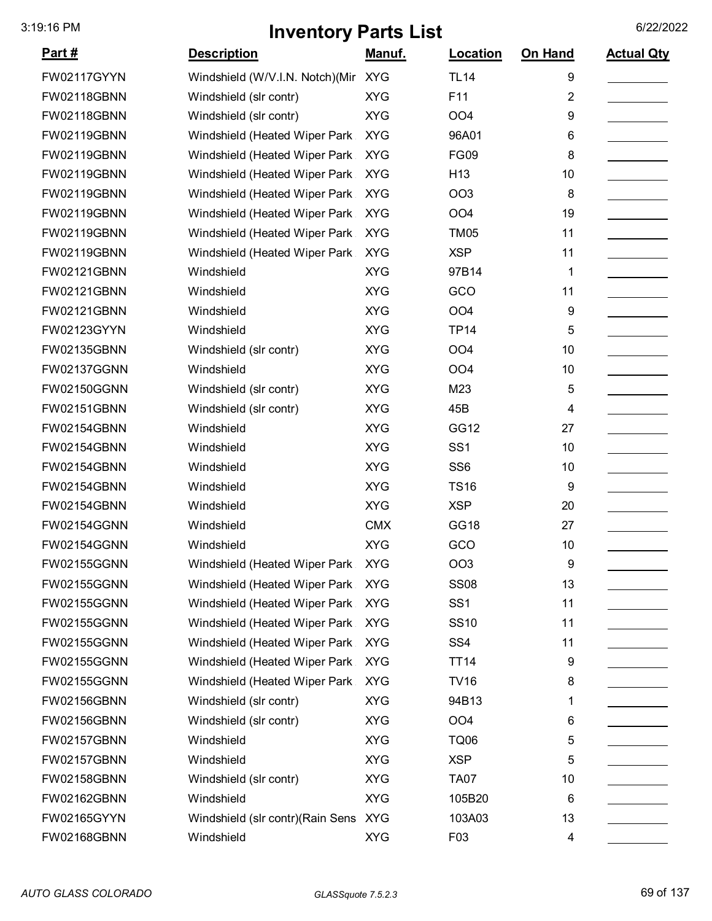# Inventory Parts List

| Part # | Description | Manuf. | Location | On Hand | Actual Qty |
|---|---|---|---|---|---|
| FW02117GYYN | Windshield (W/V.I.N. Notch)(Mir | XYG | TL14 | 9 | |
| FW02118GBNN | Windshield (slr contr) | XYG | F11 | 2 | |
| FW02118GBNN | Windshield (slr contr) | XYG | OO4 | 9 | |
| FW02119GBNN | Windshield (Heated Wiper Park | XYG | 96A01 | 6 | |
| FW02119GBNN | Windshield (Heated Wiper Park | XYG | FG09 | 8 | |
| FW02119GBNN | Windshield (Heated Wiper Park | XYG | H13 | 10 | |
| FW02119GBNN | Windshield (Heated Wiper Park | XYG | OO3 | 8 | |
| FW02119GBNN | Windshield (Heated Wiper Park | XYG | OO4 | 19 | |
| FW02119GBNN | Windshield (Heated Wiper Park | XYG | TM05 | 11 | |
| FW02119GBNN | Windshield (Heated Wiper Park | XYG | XSP | 11 | |
| FW02121GBNN | Windshield | XYG | 97B14 | 1 | |
| FW02121GBNN | Windshield | XYG | GCO | 11 | |
| FW02121GBNN | Windshield | XYG | OO4 | 9 | |
| FW02123GYYN | Windshield | XYG | TP14 | 5 | |
| FW02135GBNN | Windshield (slr contr) | XYG | OO4 | 10 | |
| FW02137GGNN | Windshield | XYG | OO4 | 10 | |
| FW02150GGNN | Windshield (slr contr) | XYG | M23 | 5 | |
| FW02151GBNN | Windshield (slr contr) | XYG | 45B | 4 | |
| FW02154GBNN | Windshield | XYG | GG12 | 27 | |
| FW02154GBNN | Windshield | XYG | SS1 | 10 | |
| FW02154GBNN | Windshield | XYG | SS6 | 10 | |
| FW02154GBNN | Windshield | XYG | TS16 | 9 | |
| FW02154GBNN | Windshield | XYG | XSP | 20 | |
| FW02154GGNN | Windshield | CMX | GG18 | 27 | |
| FW02154GGNN | Windshield | XYG | GCO | 10 | |
| FW02155GGNN | Windshield (Heated Wiper Park | XYG | OO3 | 9 | |
| FW02155GGNN | Windshield (Heated Wiper Park | XYG | SS08 | 13 | |
| FW02155GGNN | Windshield (Heated Wiper Park | XYG | SS1 | 11 | |
| FW02155GGNN | Windshield (Heated Wiper Park | XYG | SS10 | 11 | |
| FW02155GGNN | Windshield (Heated Wiper Park | XYG | SS4 | 11 | |
| FW02155GGNN | Windshield (Heated Wiper Park | XYG | TT14 | 9 | |
| FW02155GGNN | Windshield (Heated Wiper Park | XYG | TV16 | 8 | |
| FW02156GBNN | Windshield (slr contr) | XYG | 94B13 | 1 | |
| FW02156GBNN | Windshield (slr contr) | XYG | OO4 | 6 | |
| FW02157GBNN | Windshield | XYG | TQ06 | 5 | |
| FW02157GBNN | Windshield | XYG | XSP | 5 | |
| FW02158GBNN | Windshield (slr contr) | XYG | TA07 | 10 | |
| FW02162GBNN | Windshield | XYG | 105B20 | 6 | |
| FW02165GYYN | Windshield (slr contr)(Rain Sens | XYG | 103A03 | 13 | |
| FW02168GBNN | Windshield | XYG | F03 | 4 | |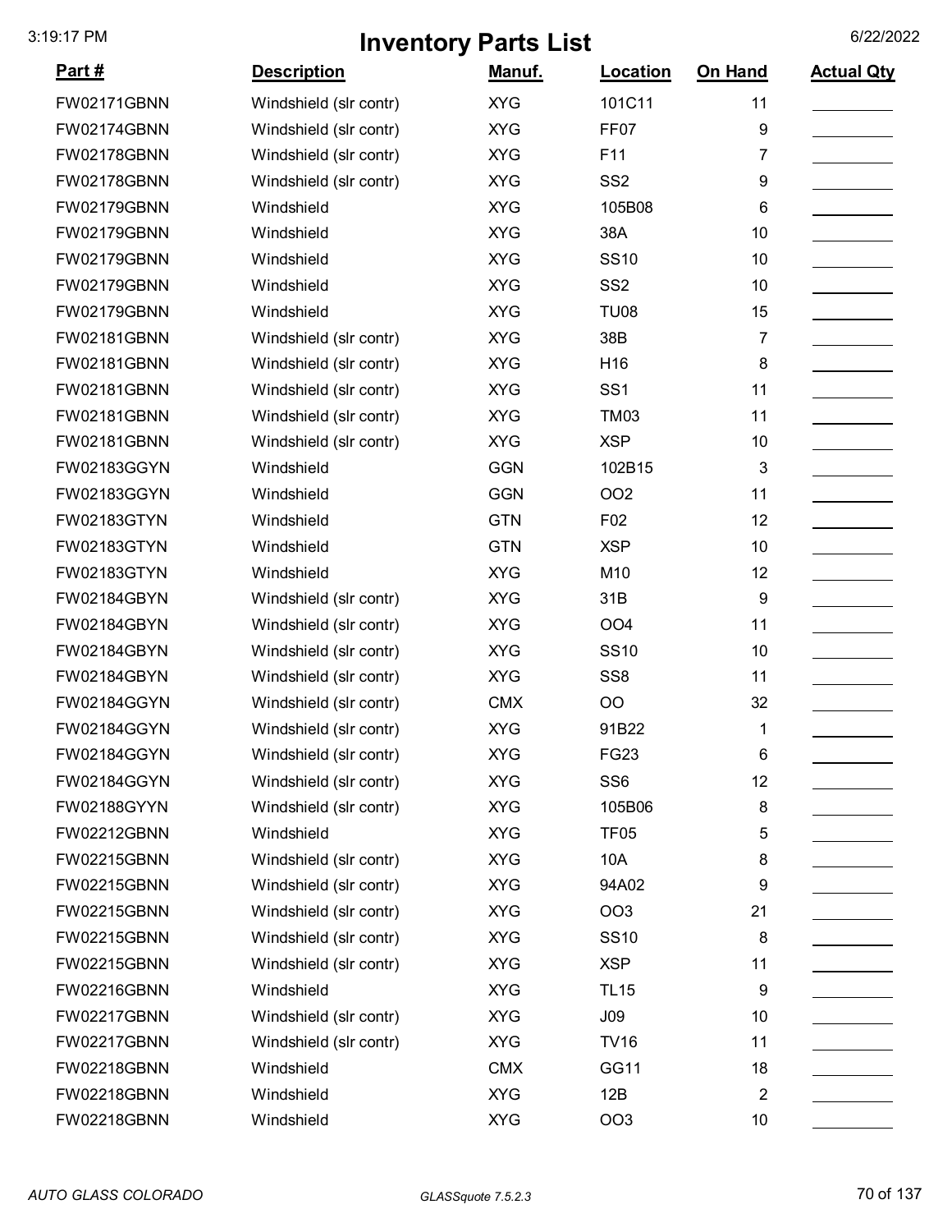# Inventory Parts List

| Part # | Description | Manuf. | Location | On Hand | Actual Qty |
|---|---|---|---|---|---|
| FW02171GBNN | Windshield (slr contr) | XYG | 101C11 | 11 | |
| FW02174GBNN | Windshield (slr contr) | XYG | FF07 | 9 | |
| FW02178GBNN | Windshield (slr contr) | XYG | F11 | 7 | |
| FW02178GBNN | Windshield (slr contr) | XYG | SS2 | 9 | |
| FW02179GBNN | Windshield | XYG | 105B08 | 6 | |
| FW02179GBNN | Windshield | XYG | 38A | 10 | |
| FW02179GBNN | Windshield | XYG | SS10 | 10 | |
| FW02179GBNN | Windshield | XYG | SS2 | 10 | |
| FW02179GBNN | Windshield | XYG | TU08 | 15 | |
| FW02181GBNN | Windshield (slr contr) | XYG | 38B | 7 | |
| FW02181GBNN | Windshield (slr contr) | XYG | H16 | 8 | |
| FW02181GBNN | Windshield (slr contr) | XYG | SS1 | 11 | |
| FW02181GBNN | Windshield (slr contr) | XYG | TM03 | 11 | |
| FW02181GBNN | Windshield (slr contr) | XYG | XSP | 10 | |
| FW02183GGYN | Windshield | GGN | 102B15 | 3 | |
| FW02183GGYN | Windshield | GGN | OO2 | 11 | |
| FW02183GTYN | Windshield | GTN | F02 | 12 | |
| FW02183GTYN | Windshield | GTN | XSP | 10 | |
| FW02183GTYN | Windshield | XYG | M10 | 12 | |
| FW02184GBYN | Windshield (slr contr) | XYG | 31B | 9 | |
| FW02184GBYN | Windshield (slr contr) | XYG | OO4 | 11 | |
| FW02184GBYN | Windshield (slr contr) | XYG | SS10 | 10 | |
| FW02184GBYN | Windshield (slr contr) | XYG | SS8 | 11 | |
| FW02184GGYN | Windshield (slr contr) | CMX | OO | 32 | |
| FW02184GGYN | Windshield (slr contr) | XYG | 91B22 | 1 | |
| FW02184GGYN | Windshield (slr contr) | XYG | FG23 | 6 | |
| FW02184GGYN | Windshield (slr contr) | XYG | SS6 | 12 | |
| FW02188GYYN | Windshield (slr contr) | XYG | 105B06 | 8 | |
| FW02212GBNN | Windshield | XYG | TF05 | 5 | |
| FW02215GBNN | Windshield (slr contr) | XYG | 10A | 8 | |
| FW02215GBNN | Windshield (slr contr) | XYG | 94A02 | 9 | |
| FW02215GBNN | Windshield (slr contr) | XYG | OO3 | 21 | |
| FW02215GBNN | Windshield (slr contr) | XYG | SS10 | 8 | |
| FW02215GBNN | Windshield (slr contr) | XYG | XSP | 11 | |
| FW02216GBNN | Windshield | XYG | TL15 | 9 | |
| FW02217GBNN | Windshield (slr contr) | XYG | J09 | 10 | |
| FW02217GBNN | Windshield (slr contr) | XYG | TV16 | 11 | |
| FW02218GBNN | Windshield | CMX | GG11 | 18 | |
| FW02218GBNN | Windshield | XYG | 12B | 2 | |
| FW02218GBNN | Windshield | XYG | OO3 | 10 | |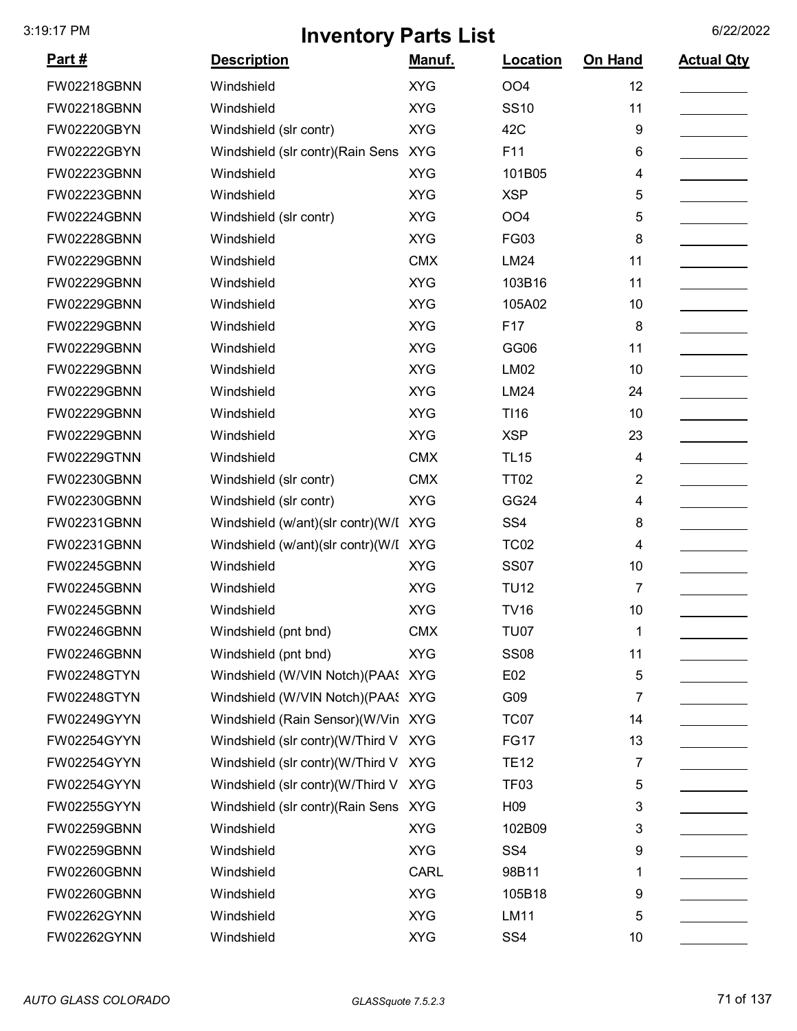# Inventory Parts List

3:19:17 PM 6/22/2022

| Part # | Description | Manuf. | Location | On Hand | Actual Qty |
|---|---|---|---|---|---|
| FW02218GBNN | Windshield | XYG | OO4 | 12 | |
| FW02218GBNN | Windshield | XYG | SS10 | 11 | |
| FW02220GBYN | Windshield (slr contr) | XYG | 42C | 9 | |
| FW02222GBYN | Windshield (slr contr)(Rain Sens | XYG | F11 | 6 | |
| FW02223GBNN | Windshield | XYG | 101B05 | 4 | |
| FW02223GBNN | Windshield | XYG | XSP | 5 | |
| FW02224GBNN | Windshield (slr contr) | XYG | OO4 | 5 | |
| FW02228GBNN | Windshield | XYG | FG03 | 8 | |
| FW02229GBNN | Windshield | CMX | LM24 | 11 | |
| FW02229GBNN | Windshield | XYG | 103B16 | 11 | |
| FW02229GBNN | Windshield | XYG | 105A02 | 10 | |
| FW02229GBNN | Windshield | XYG | F17 | 8 | |
| FW02229GBNN | Windshield | XYG | GG06 | 11 | |
| FW02229GBNN | Windshield | XYG | LM02 | 10 | |
| FW02229GBNN | Windshield | XYG | LM24 | 24 | |
| FW02229GBNN | Windshield | XYG | TI16 | 10 | |
| FW02229GBNN | Windshield | XYG | XSP | 23 | |
| FW02229GTNN | Windshield | CMX | TL15 | 4 | |
| FW02230GBNN | Windshield (slr contr) | CMX | TT02 | 2 | |
| FW02230GBNN | Windshield (slr contr) | XYG | GG24 | 4 | |
| FW02231GBNN | Windshield (w/ant)(slr contr)(W/I | XYG | SS4 | 8 | |
| FW02231GBNN | Windshield (w/ant)(slr contr)(W/I | XYG | TC02 | 4 | |
| FW02245GBNN | Windshield | XYG | SS07 | 10 | |
| FW02245GBNN | Windshield | XYG | TU12 | 7 | |
| FW02245GBNN | Windshield | XYG | TV16 | 10 | |
| FW02246GBNN | Windshield (pnt bnd) | CMX | TU07 | 1 | |
| FW02246GBNN | Windshield (pnt bnd) | XYG | SS08 | 11 | |
| FW02248GTYN | Windshield (W/VIN Notch)(PAAS | XYG | E02 | 5 | |
| FW02248GTYN | Windshield (W/VIN Notch)(PAAS | XYG | G09 | 7 | |
| FW02249GYYN | Windshield (Rain Sensor)(W/Vin | XYG | TC07 | 14 | |
| FW02254GYYN | Windshield (slr contr)(W/Third V | XYG | FG17 | 13 | |
| FW02254GYYN | Windshield (slr contr)(W/Third V | XYG | TE12 | 7 | |
| FW02254GYYN | Windshield (slr contr)(W/Third V | XYG | TF03 | 5 | |
| FW02255GYYN | Windshield (slr contr)(Rain Sens | XYG | H09 | 3 | |
| FW02259GBNN | Windshield | XYG | 102B09 | 3 | |
| FW02259GBNN | Windshield | XYG | SS4 | 9 | |
| FW02260GBNN | Windshield | CARL | 98B11 | 1 | |
| FW02260GBNN | Windshield | XYG | 105B18 | 9 | |
| FW02262GYNN | Windshield | XYG | LM11 | 5 | |
| FW02262GYNN | Windshield | XYG | SS4 | 10 | |

*AUTO GLASS COLORADO* *GLASSquote 7.5.2.3*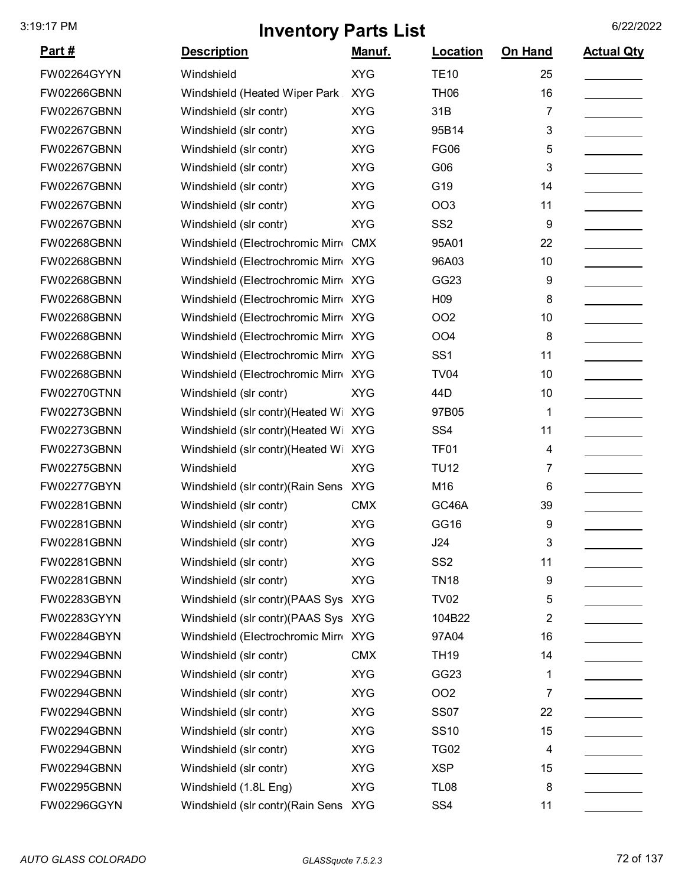# Inventory Parts List

| Part # | Description | Manuf. | Location | On Hand | Actual Qty |
|---|---|---|---|---|---|
| FW02264GYYN | Windshield | XYG | TE10 | 25 | |
| FW02266GBNN | Windshield (Heated Wiper Park | XYG | TH06 | 16 | |
| FW02267GBNN | Windshield (slr contr) | XYG | 31B | 7 | |
| FW02267GBNN | Windshield (slr contr) | XYG | 95B14 | 3 | |
| FW02267GBNN | Windshield (slr contr) | XYG | FG06 | 5 | |
| FW02267GBNN | Windshield (slr contr) | XYG | G06 | 3 | |
| FW02267GBNN | Windshield (slr contr) | XYG | G19 | 14 | |
| FW02267GBNN | Windshield (slr contr) | XYG | OO3 | 11 | |
| FW02267GBNN | Windshield (slr contr) | XYG | SS2 | 9 | |
| FW02268GBNN | Windshield (Electrochromic Mirr | CMX | 95A01 | 22 | |
| FW02268GBNN | Windshield (Electrochromic Mirr | XYG | 96A03 | 10 | |
| FW02268GBNN | Windshield (Electrochromic Mirr | XYG | GG23 | 9 | |
| FW02268GBNN | Windshield (Electrochromic Mirr | XYG | H09 | 8 | |
| FW02268GBNN | Windshield (Electrochromic Mirr | XYG | OO2 | 10 | |
| FW02268GBNN | Windshield (Electrochromic Mirr | XYG | OO4 | 8 | |
| FW02268GBNN | Windshield (Electrochromic Mirr | XYG | SS1 | 11 | |
| FW02268GBNN | Windshield (Electrochromic Mirr | XYG | TV04 | 10 | |
| FW02270GTNN | Windshield (slr contr) | XYG | 44D | 10 | |
| FW02273GBNN | Windshield (slr contr)(Heated Wi | XYG | 97B05 | 1 | |
| FW02273GBNN | Windshield (slr contr)(Heated Wi | XYG | SS4 | 11 | |
| FW02273GBNN | Windshield (slr contr)(Heated Wi | XYG | TF01 | 4 | |
| FW02275GBNN | Windshield | XYG | TU12 | 7 | |
| FW02277GBYN | Windshield (slr contr)(Rain Sens | XYG | M16 | 6 | |
| FW02281GBNN | Windshield (slr contr) | CMX | GC46A | 39 | |
| FW02281GBNN | Windshield (slr contr) | XYG | GG16 | 9 | |
| FW02281GBNN | Windshield (slr contr) | XYG | J24 | 3 | |
| FW02281GBNN | Windshield (slr contr) | XYG | SS2 | 11 | |
| FW02281GBNN | Windshield (slr contr) | XYG | TN18 | 9 | |
| FW02283GBYN | Windshield (slr contr)(PAAS Sys | XYG | TV02 | 5 | |
| FW02283GYYN | Windshield (slr contr)(PAAS Sys | XYG | 104B22 | 2 | |
| FW02284GBYN | Windshield (Electrochromic Mirr | XYG | 97A04 | 16 | |
| FW02294GBNN | Windshield (slr contr) | CMX | TH19 | 14 | |
| FW02294GBNN | Windshield (slr contr) | XYG | GG23 | 1 | |
| FW02294GBNN | Windshield (slr contr) | XYG | OO2 | 7 | |
| FW02294GBNN | Windshield (slr contr) | XYG | SS07 | 22 | |
| FW02294GBNN | Windshield (slr contr) | XYG | SS10 | 15 | |
| FW02294GBNN | Windshield (slr contr) | XYG | TG02 | 4 | |
| FW02294GBNN | Windshield (slr contr) | XYG | XSP | 15 | |
| FW02295GBNN | Windshield (1.8L Eng) | XYG | TL08 | 8 | |
| FW02296GGYN | Windshield (slr contr)(Rain Sens | XYG | SS4 | 11 | |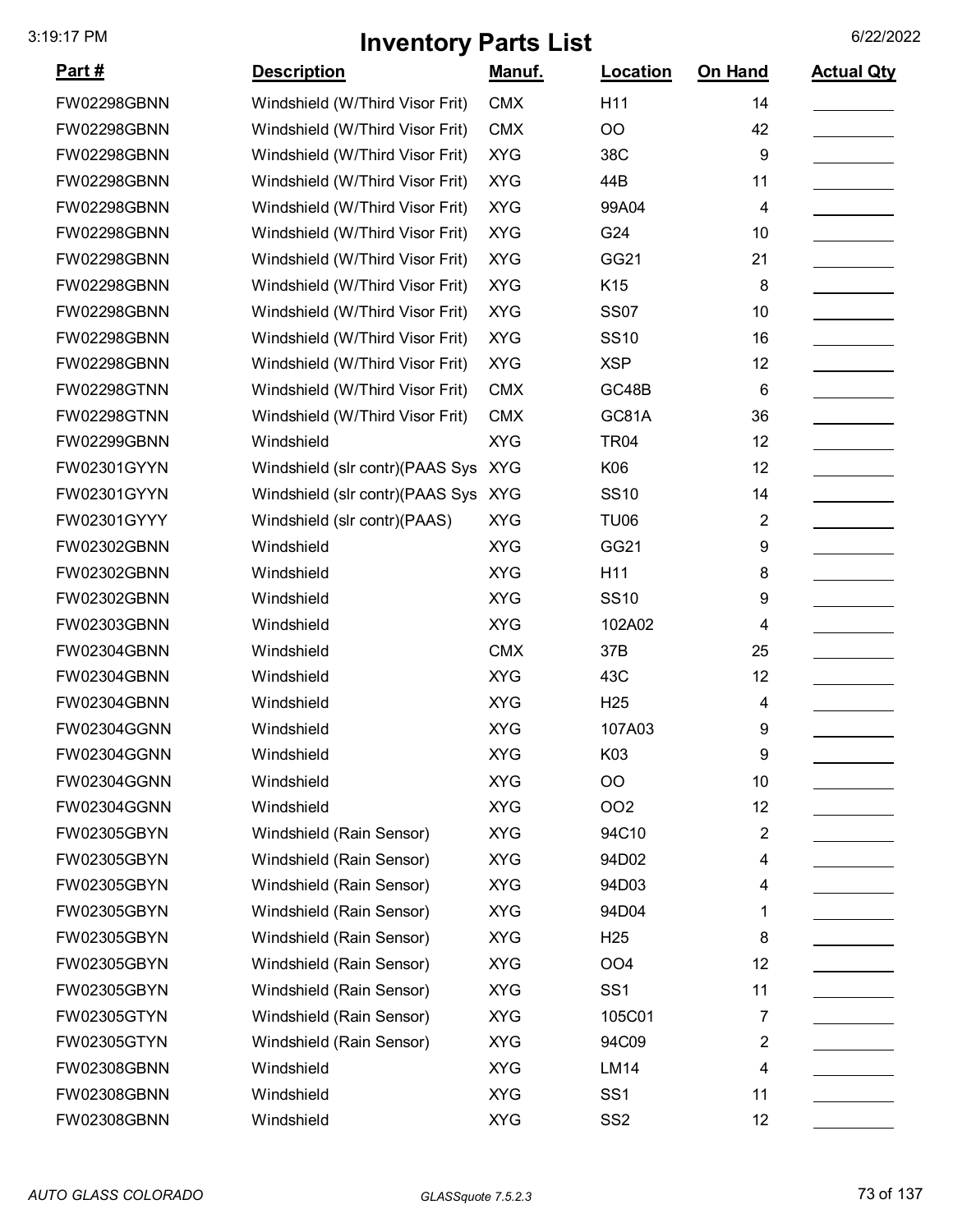# Inventory Parts List

| Part # | Description | Manuf. | Location | On Hand | Actual Qty |
|---|---|---|---|---|---|
| FW02298GBNN | Windshield (W/Third Visor Frit) | CMX | H11 | 14 | |
| FW02298GBNN | Windshield (W/Third Visor Frit) | CMX | OO | 42 | |
| FW02298GBNN | Windshield (W/Third Visor Frit) | XYG | 38C | 9 | |
| FW02298GBNN | Windshield (W/Third Visor Frit) | XYG | 44B | 11 | |
| FW02298GBNN | Windshield (W/Third Visor Frit) | XYG | 99A04 | 4 | |
| FW02298GBNN | Windshield (W/Third Visor Frit) | XYG | G24 | 10 | |
| FW02298GBNN | Windshield (W/Third Visor Frit) | XYG | GG21 | 21 | |
| FW02298GBNN | Windshield (W/Third Visor Frit) | XYG | K15 | 8 | |
| FW02298GBNN | Windshield (W/Third Visor Frit) | XYG | SS07 | 10 | |
| FW02298GBNN | Windshield (W/Third Visor Frit) | XYG | SS10 | 16 | |
| FW02298GBNN | Windshield (W/Third Visor Frit) | XYG | XSP | 12 | |
| FW02298GTNN | Windshield (W/Third Visor Frit) | CMX | GC48B | 6 | |
| FW02298GTNN | Windshield (W/Third Visor Frit) | CMX | GC81A | 36 | |
| FW02299GBNN | Windshield | XYG | TR04 | 12 | |
| FW02301GYYN | Windshield (slr contr)(PAAS Sys | XYG | K06 | 12 | |
| FW02301GYYN | Windshield (slr contr)(PAAS Sys | XYG | SS10 | 14 | |
| FW02301GYYY | Windshield (slr contr)(PAAS) | XYG | TU06 | 2 | |
| FW02302GBNN | Windshield | XYG | GG21 | 9 | |
| FW02302GBNN | Windshield | XYG | H11 | 8 | |
| FW02302GBNN | Windshield | XYG | SS10 | 9 | |
| FW02303GBNN | Windshield | XYG | 102A02 | 4 | |
| FW02304GBNN | Windshield | CMX | 37B | 25 | |
| FW02304GBNN | Windshield | XYG | 43C | 12 | |
| FW02304GBNN | Windshield | XYG | H25 | 4 | |
| FW02304GGNN | Windshield | XYG | 107A03 | 9 | |
| FW02304GGNN | Windshield | XYG | K03 | 9 | |
| FW02304GGNN | Windshield | XYG | OO | 10 | |
| FW02304GGNN | Windshield | XYG | OO2 | 12 | |
| FW02305GBYN | Windshield (Rain Sensor) | XYG | 94C10 | 2 | |
| FW02305GBYN | Windshield (Rain Sensor) | XYG | 94D02 | 4 | |
| FW02305GBYN | Windshield (Rain Sensor) | XYG | 94D03 | 4 | |
| FW02305GBYN | Windshield (Rain Sensor) | XYG | 94D04 | 1 | |
| FW02305GBYN | Windshield (Rain Sensor) | XYG | H25 | 8 | |
| FW02305GBYN | Windshield (Rain Sensor) | XYG | OO4 | 12 | |
| FW02305GBYN | Windshield (Rain Sensor) | XYG | SS1 | 11 | |
| FW02305GTYN | Windshield (Rain Sensor) | XYG | 105C01 | 7 | |
| FW02305GTYN | Windshield (Rain Sensor) | XYG | 94C09 | 2 | |
| FW02308GBNN | Windshield | XYG | LM14 | 4 | |
| FW02308GBNN | Windshield | XYG | SS1 | 11 | |
| FW02308GBNN | Windshield | XYG | SS2 | 12 | |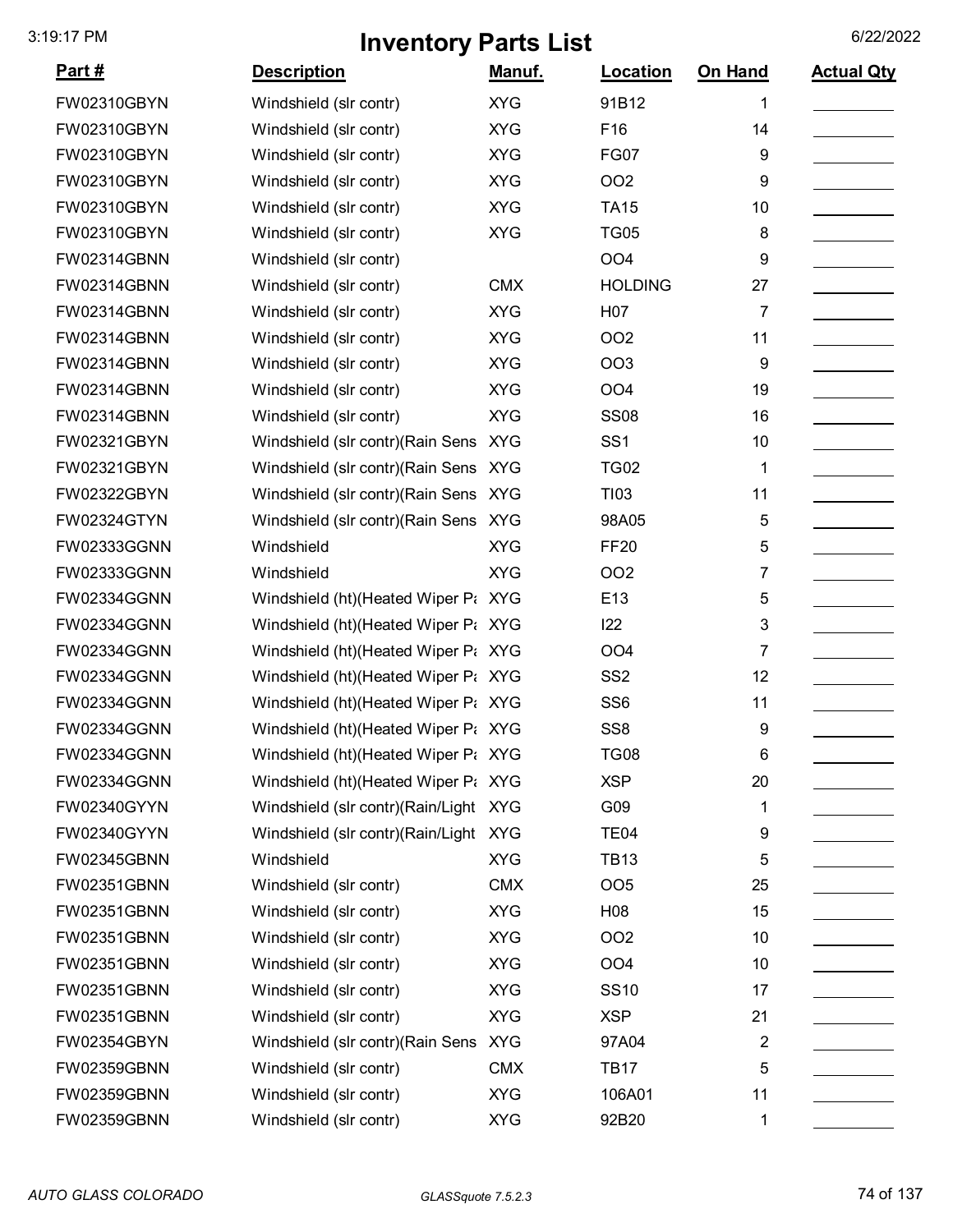# Inventory Parts List

| Part # | Description | Manuf. | Location | On Hand | Actual Qty |
|---|---|---|---|---|---|
| FW02310GBYN | Windshield (slr contr) | XYG | 91B12 | 1 | |
| FW02310GBYN | Windshield (slr contr) | XYG | F16 | 14 | |
| FW02310GBYN | Windshield (slr contr) | XYG | FG07 | 9 | |
| FW02310GBYN | Windshield (slr contr) | XYG | OO2 | 9 | |
| FW02310GBYN | Windshield (slr contr) | XYG | TA15 | 10 | |
| FW02310GBYN | Windshield (slr contr) | XYG | TG05 | 8 | |
| FW02314GBNN | Windshield (slr contr) | | OO4 | 9 | |
| FW02314GBNN | Windshield (slr contr) | CMX | HOLDING | 27 | |
| FW02314GBNN | Windshield (slr contr) | XYG | H07 | 7 | |
| FW02314GBNN | Windshield (slr contr) | XYG | OO2 | 11 | |
| FW02314GBNN | Windshield (slr contr) | XYG | OO3 | 9 | |
| FW02314GBNN | Windshield (slr contr) | XYG | OO4 | 19 | |
| FW02314GBNN | Windshield (slr contr) | XYG | SS08 | 16 | |
| FW02321GBYN | Windshield (slr contr)(Rain Sens | XYG | SS1 | 10 | |
| FW02321GBYN | Windshield (slr contr)(Rain Sens | XYG | TG02 | 1 | |
| FW02322GBYN | Windshield (slr contr)(Rain Sens | XYG | TI03 | 11 | |
| FW02324GTYN | Windshield (slr contr)(Rain Sens | XYG | 98A05 | 5 | |
| FW02333GGNN | Windshield | XYG | FF20 | 5 | |
| FW02333GGNN | Windshield | XYG | OO2 | 7 | |
| FW02334GGNN | Windshield (ht)(Heated Wiper Pa | XYG | E13 | 5 | |
| FW02334GGNN | Windshield (ht)(Heated Wiper Pa | XYG | I22 | 3 | |
| FW02334GGNN | Windshield (ht)(Heated Wiper Pa | XYG | OO4 | 7 | |
| FW02334GGNN | Windshield (ht)(Heated Wiper Pa | XYG | SS2 | 12 | |
| FW02334GGNN | Windshield (ht)(Heated Wiper Pa | XYG | SS6 | 11 | |
| FW02334GGNN | Windshield (ht)(Heated Wiper Pa | XYG | SS8 | 9 | |
| FW02334GGNN | Windshield (ht)(Heated Wiper Pa | XYG | TG08 | 6 | |
| FW02334GGNN | Windshield (ht)(Heated Wiper Pa | XYG | XSP | 20 | |
| FW02340GYYN | Windshield (slr contr)(Rain/Light | XYG | G09 | 1 | |
| FW02340GYYN | Windshield (slr contr)(Rain/Light | XYG | TE04 | 9 | |
| FW02345GBNN | Windshield | XYG | TB13 | 5 | |
| FW02351GBNN | Windshield (slr contr) | CMX | OO5 | 25 | |
| FW02351GBNN | Windshield (slr contr) | XYG | H08 | 15 | |
| FW02351GBNN | Windshield (slr contr) | XYG | OO2 | 10 | |
| FW02351GBNN | Windshield (slr contr) | XYG | OO4 | 10 | |
| FW02351GBNN | Windshield (slr contr) | XYG | SS10 | 17 | |
| FW02351GBNN | Windshield (slr contr) | XYG | XSP | 21 | |
| FW02354GBYN | Windshield (slr contr)(Rain Sens | XYG | 97A04 | 2 | |
| FW02359GBNN | Windshield (slr contr) | CMX | TB17 | 5 | |
| FW02359GBNN | Windshield (slr contr) | XYG | 106A01 | 11 | |
| FW02359GBNN | Windshield (slr contr) | XYG | 92B20 | 1 | |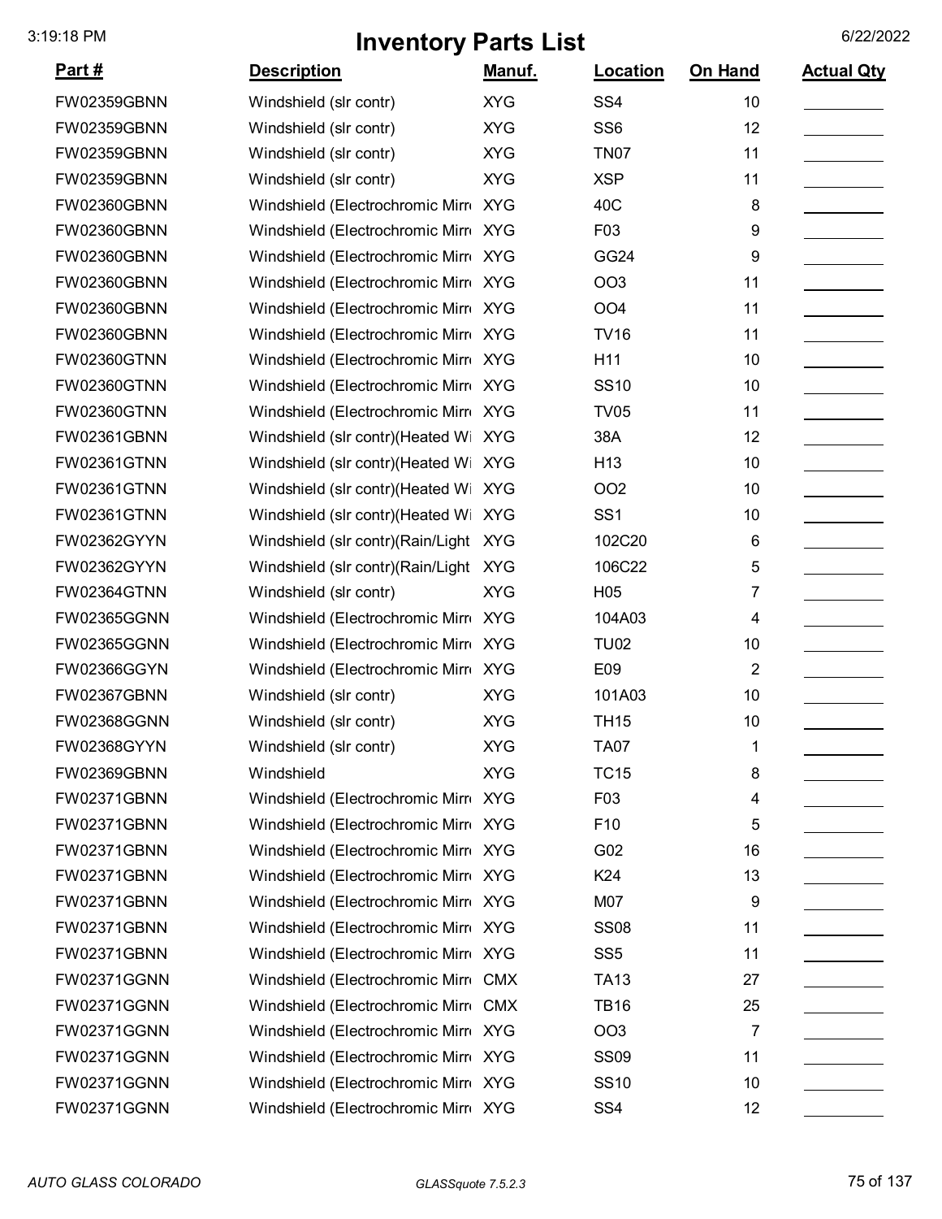# Inventory Parts List

| Part # | Description | Manuf. | Location | On Hand | Actual Qty |
|---|---|---|---|---|---|
| FW02359GBNN | Windshield (slr contr) | XYG | SS4 | 10 | |
| FW02359GBNN | Windshield (slr contr) | XYG | SS6 | 12 | |
| FW02359GBNN | Windshield (slr contr) | XYG | TN07 | 11 | |
| FW02359GBNN | Windshield (slr contr) | XYG | XSP | 11 | |
| FW02360GBNN | Windshield (Electrochromic Mirr | XYG | 40C | 8 | |
| FW02360GBNN | Windshield (Electrochromic Mirr | XYG | F03 | 9 | |
| FW02360GBNN | Windshield (Electrochromic Mirr | XYG | GG24 | 9 | |
| FW02360GBNN | Windshield (Electrochromic Mirr | XYG | OO3 | 11 | |
| FW02360GBNN | Windshield (Electrochromic Mirr | XYG | OO4 | 11 | |
| FW02360GBNN | Windshield (Electrochromic Mirr | XYG | TV16 | 11 | |
| FW02360GTNN | Windshield (Electrochromic Mirr | XYG | H11 | 10 | |
| FW02360GTNN | Windshield (Electrochromic Mirr | XYG | SS10 | 10 | |
| FW02360GTNN | Windshield (Electrochromic Mirr | XYG | TV05 | 11 | |
| FW02361GBNN | Windshield (slr contr)(Heated Wi | XYG | 38A | 12 | |
| FW02361GTNN | Windshield (slr contr)(Heated Wi | XYG | H13 | 10 | |
| FW02361GTNN | Windshield (slr contr)(Heated Wi | XYG | OO2 | 10 | |
| FW02361GTNN | Windshield (slr contr)(Heated Wi | XYG | SS1 | 10 | |
| FW02362GYYN | Windshield (slr contr)(Rain/Light | XYG | 102C20 | 6 | |
| FW02362GYYN | Windshield (slr contr)(Rain/Light | XYG | 106C22 | 5 | |
| FW02364GTNN | Windshield (slr contr) | XYG | H05 | 7 | |
| FW02365GGNN | Windshield (Electrochromic Mirr | XYG | 104A03 | 4 | |
| FW02365GGNN | Windshield (Electrochromic Mirr | XYG | TU02 | 10 | |
| FW02366GGYN | Windshield (Electrochromic Mirr | XYG | E09 | 2 | |
| FW02367GBNN | Windshield (slr contr) | XYG | 101A03 | 10 | |
| FW02368GGNN | Windshield (slr contr) | XYG | TH15 | 10 | |
| FW02368GYYN | Windshield (slr contr) | XYG | TA07 | 1 | |
| FW02369GBNN | Windshield | XYG | TC15 | 8 | |
| FW02371GBNN | Windshield (Electrochromic Mirr | XYG | F03 | 4 | |
| FW02371GBNN | Windshield (Electrochromic Mirr | XYG | F10 | 5 | |
| FW02371GBNN | Windshield (Electrochromic Mirr | XYG | G02 | 16 | |
| FW02371GBNN | Windshield (Electrochromic Mirr | XYG | K24 | 13 | |
| FW02371GBNN | Windshield (Electrochromic Mirr | XYG | M07 | 9 | |
| FW02371GBNN | Windshield (Electrochromic Mirr | XYG | SS08 | 11 | |
| FW02371GBNN | Windshield (Electrochromic Mirr | XYG | SS5 | 11 | |
| FW02371GGNN | Windshield (Electrochromic Mirr | CMX | TA13 | 27 | |
| FW02371GGNN | Windshield (Electrochromic Mirr | CMX | TB16 | 25 | |
| FW02371GGNN | Windshield (Electrochromic Mirr | XYG | OO3 | 7 | |
| FW02371GGNN | Windshield (Electrochromic Mirr | XYG | SS09 | 11 | |
| FW02371GGNN | Windshield (Electrochromic Mirr | XYG | SS10 | 10 | |
| FW02371GGNN | Windshield (Electrochromic Mirr | XYG | SS4 | 12 | |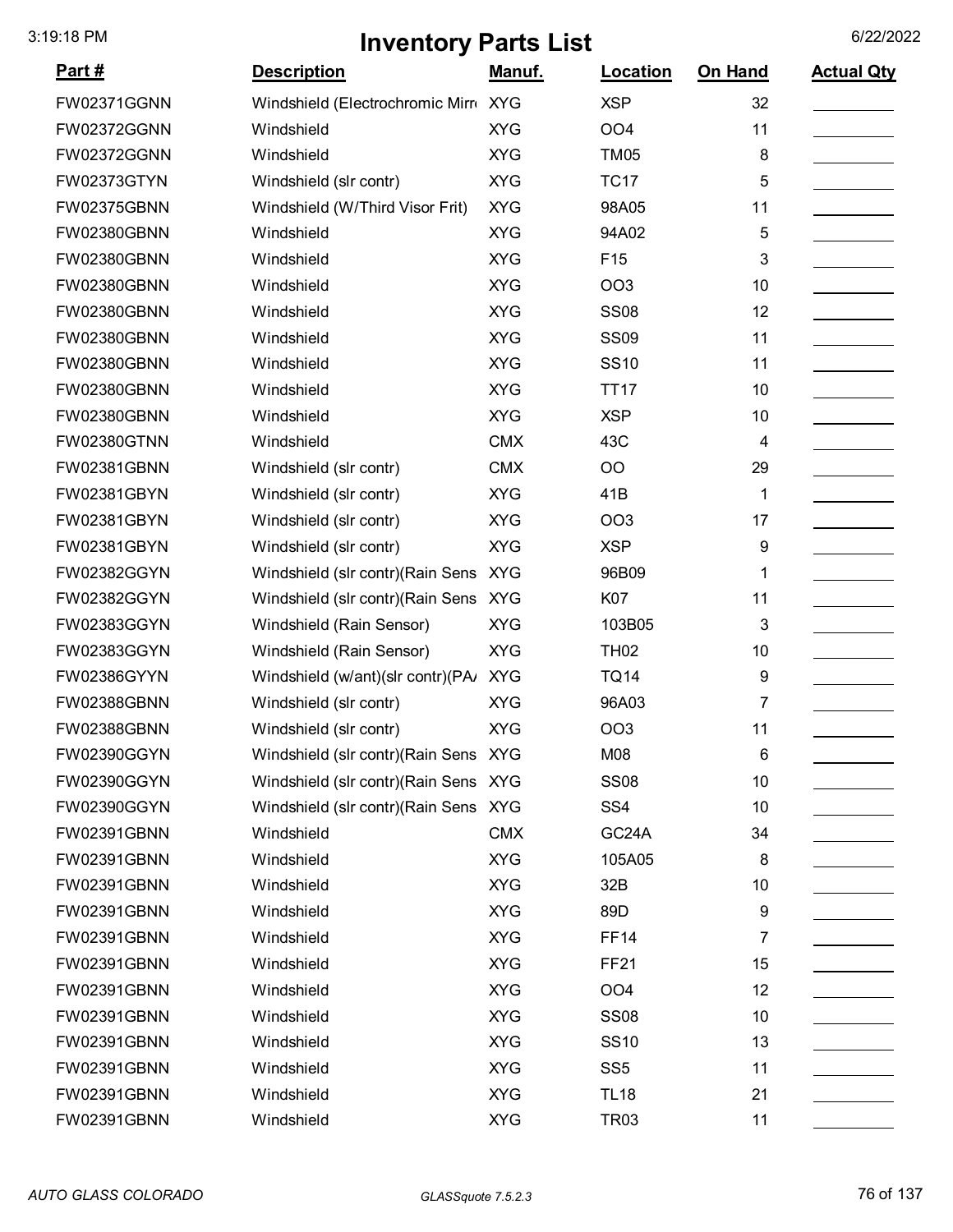# Inventory Parts List

| Part # | Description | Manuf. | Location | On Hand | Actual Qty |
|---|---|---|---|---|---|
| FW02371GGNN | Windshield (Electrochromic Mirr | XYG | XSP | 32 | |
| FW02372GGNN | Windshield | XYG | OO4 | 11 | |
| FW02372GGNN | Windshield | XYG | TM05 | 8 | |
| FW02373GTYN | Windshield (slr contr) | XYG | TC17 | 5 | |
| FW02375GBNN | Windshield (W/Third Visor Frit) | XYG | 98A05 | 11 | |
| FW02380GBNN | Windshield | XYG | 94A02 | 5 | |
| FW02380GBNN | Windshield | XYG | F15 | 3 | |
| FW02380GBNN | Windshield | XYG | OO3 | 10 | |
| FW02380GBNN | Windshield | XYG | SS08 | 12 | |
| FW02380GBNN | Windshield | XYG | SS09 | 11 | |
| FW02380GBNN | Windshield | XYG | SS10 | 11 | |
| FW02380GBNN | Windshield | XYG | TT17 | 10 | |
| FW02380GBNN | Windshield | XYG | XSP | 10 | |
| FW02380GTNN | Windshield | CMX | 43C | 4 | |
| FW02381GBNN | Windshield (slr contr) | CMX | OO | 29 | |
| FW02381GBYN | Windshield (slr contr) | XYG | 41B | 1 | |
| FW02381GBYN | Windshield (slr contr) | XYG | OO3 | 17 | |
| FW02381GBYN | Windshield (slr contr) | XYG | XSP | 9 | |
| FW02382GGYN | Windshield (slr contr)(Rain Sens | XYG | 96B09 | 1 | |
| FW02382GGYN | Windshield (slr contr)(Rain Sens | XYG | K07 | 11 | |
| FW02383GGYN | Windshield (Rain Sensor) | XYG | 103B05 | 3 | |
| FW02383GGYN | Windshield (Rain Sensor) | XYG | TH02 | 10 | |
| FW02386GYYN | Windshield (w/ant)(slr contr)(PA/ | XYG | TQ14 | 9 | |
| FW02388GBNN | Windshield (slr contr) | XYG | 96A03 | 7 | |
| FW02388GBNN | Windshield (slr contr) | XYG | OO3 | 11 | |
| FW02390GGYN | Windshield (slr contr)(Rain Sens | XYG | M08 | 6 | |
| FW02390GGYN | Windshield (slr contr)(Rain Sens | XYG | SS08 | 10 | |
| FW02390GGYN | Windshield (slr contr)(Rain Sens | XYG | SS4 | 10 | |
| FW02391GBNN | Windshield | CMX | GC24A | 34 | |
| FW02391GBNN | Windshield | XYG | 105A05 | 8 | |
| FW02391GBNN | Windshield | XYG | 32B | 10 | |
| FW02391GBNN | Windshield | XYG | 89D | 9 | |
| FW02391GBNN | Windshield | XYG | FF14 | 7 | |
| FW02391GBNN | Windshield | XYG | FF21 | 15 | |
| FW02391GBNN | Windshield | XYG | OO4 | 12 | |
| FW02391GBNN | Windshield | XYG | SS08 | 10 | |
| FW02391GBNN | Windshield | XYG | SS10 | 13 | |
| FW02391GBNN | Windshield | XYG | SS5 | 11 | |
| FW02391GBNN | Windshield | XYG | TL18 | 21 | |
| FW02391GBNN | Windshield | XYG | TR03 | 11 | |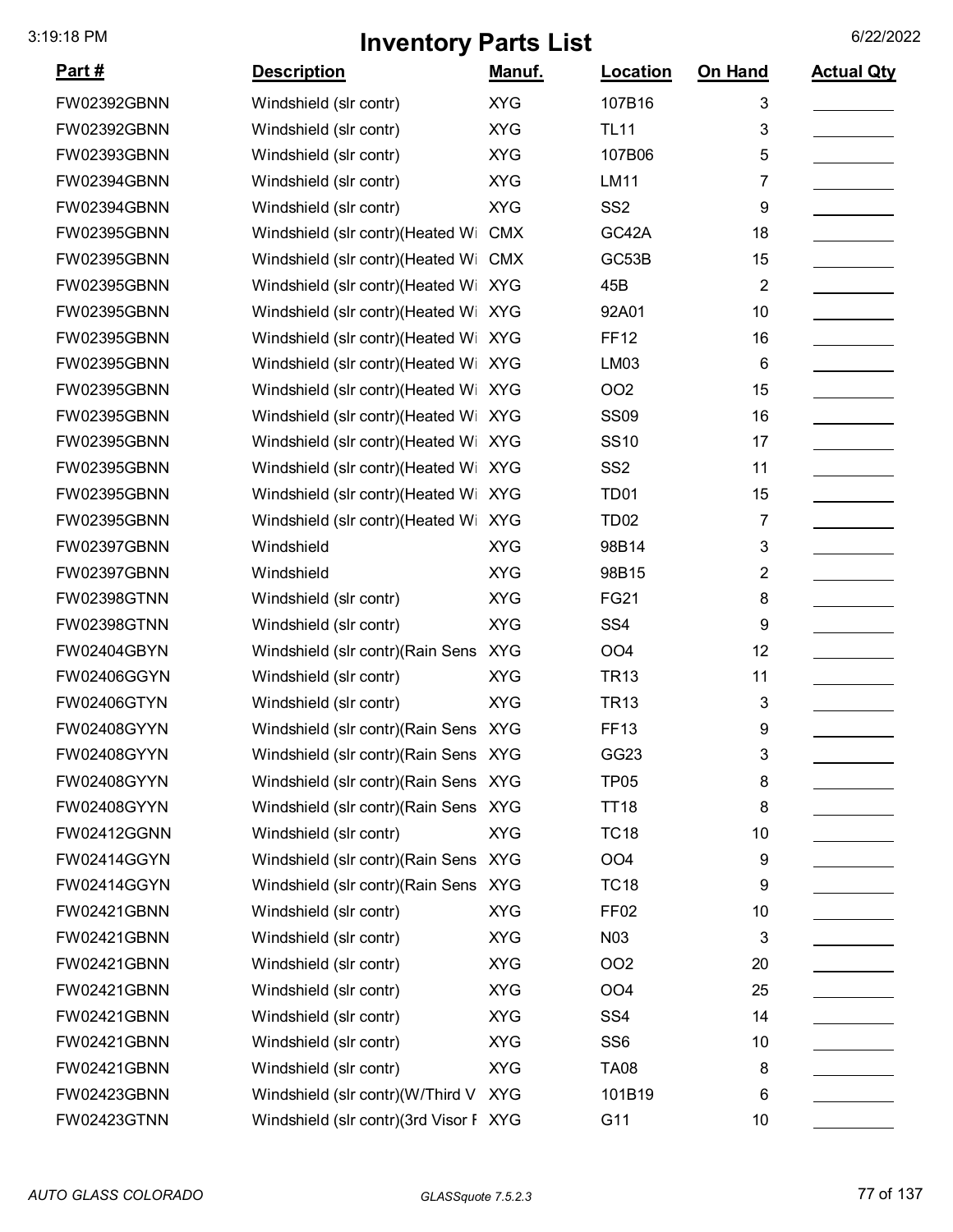# Inventory Parts List

| Part # | Description | Manuf. | Location | On Hand | Actual Qty |
|---|---|---|---|---|---|
| FW02392GBNN | Windshield (slr contr) | XYG | 107B16 | 3 | |
| FW02392GBNN | Windshield (slr contr) | XYG | TL11 | 3 | |
| FW02393GBNN | Windshield (slr contr) | XYG | 107B06 | 5 | |
| FW02394GBNN | Windshield (slr contr) | XYG | LM11 | 7 | |
| FW02394GBNN | Windshield (slr contr) | XYG | SS2 | 9 | |
| FW02395GBNN | Windshield (slr contr)(Heated Wi | CMX | GC42A | 18 | |
| FW02395GBNN | Windshield (slr contr)(Heated Wi | CMX | GC53B | 15 | |
| FW02395GBNN | Windshield (slr contr)(Heated Wi | XYG | 45B | 2 | |
| FW02395GBNN | Windshield (slr contr)(Heated Wi | XYG | 92A01 | 10 | |
| FW02395GBNN | Windshield (slr contr)(Heated Wi | XYG | FF12 | 16 | |
| FW02395GBNN | Windshield (slr contr)(Heated Wi | XYG | LM03 | 6 | |
| FW02395GBNN | Windshield (slr contr)(Heated Wi | XYG | OO2 | 15 | |
| FW02395GBNN | Windshield (slr contr)(Heated Wi | XYG | SS09 | 16 | |
| FW02395GBNN | Windshield (slr contr)(Heated Wi | XYG | SS10 | 17 | |
| FW02395GBNN | Windshield (slr contr)(Heated Wi | XYG | SS2 | 11 | |
| FW02395GBNN | Windshield (slr contr)(Heated Wi | XYG | TD01 | 15 | |
| FW02395GBNN | Windshield (slr contr)(Heated Wi | XYG | TD02 | 7 | |
| FW02397GBNN | Windshield | XYG | 98B14 | 3 | |
| FW02397GBNN | Windshield | XYG | 98B15 | 2 | |
| FW02398GTNN | Windshield (slr contr) | XYG | FG21 | 8 | |
| FW02398GTNN | Windshield (slr contr) | XYG | SS4 | 9 | |
| FW02404GBYN | Windshield (slr contr)(Rain Sens | XYG | OO4 | 12 | |
| FW02406GGYN | Windshield (slr contr) | XYG | TR13 | 11 | |
| FW02406GTYN | Windshield (slr contr) | XYG | TR13 | 3 | |
| FW02408GYYN | Windshield (slr contr)(Rain Sens | XYG | FF13 | 9 | |
| FW02408GYYN | Windshield (slr contr)(Rain Sens | XYG | GG23 | 3 | |
| FW02408GYYN | Windshield (slr contr)(Rain Sens | XYG | TP05 | 8 | |
| FW02408GYYN | Windshield (slr contr)(Rain Sens | XYG | TT18 | 8 | |
| FW02412GGNN | Windshield (slr contr) | XYG | TC18 | 10 | |
| FW02414GGYN | Windshield (slr contr)(Rain Sens | XYG | OO4 | 9 | |
| FW02414GGYN | Windshield (slr contr)(Rain Sens | XYG | TC18 | 9 | |
| FW02421GBNN | Windshield (slr contr) | XYG | FF02 | 10 | |
| FW02421GBNN | Windshield (slr contr) | XYG | N03 | 3 | |
| FW02421GBNN | Windshield (slr contr) | XYG | OO2 | 20 | |
| FW02421GBNN | Windshield (slr contr) | XYG | OO4 | 25 | |
| FW02421GBNN | Windshield (slr contr) | XYG | SS4 | 14 | |
| FW02421GBNN | Windshield (slr contr) | XYG | SS6 | 10 | |
| FW02421GBNN | Windshield (slr contr) | XYG | TA08 | 8 | |
| FW02423GBNN | Windshield (slr contr)(W/Third V | XYG | 101B19 | 6 | |
| FW02423GTNN | Windshield (slr contr)(3rd Visor F | XYG | G11 | 10 | |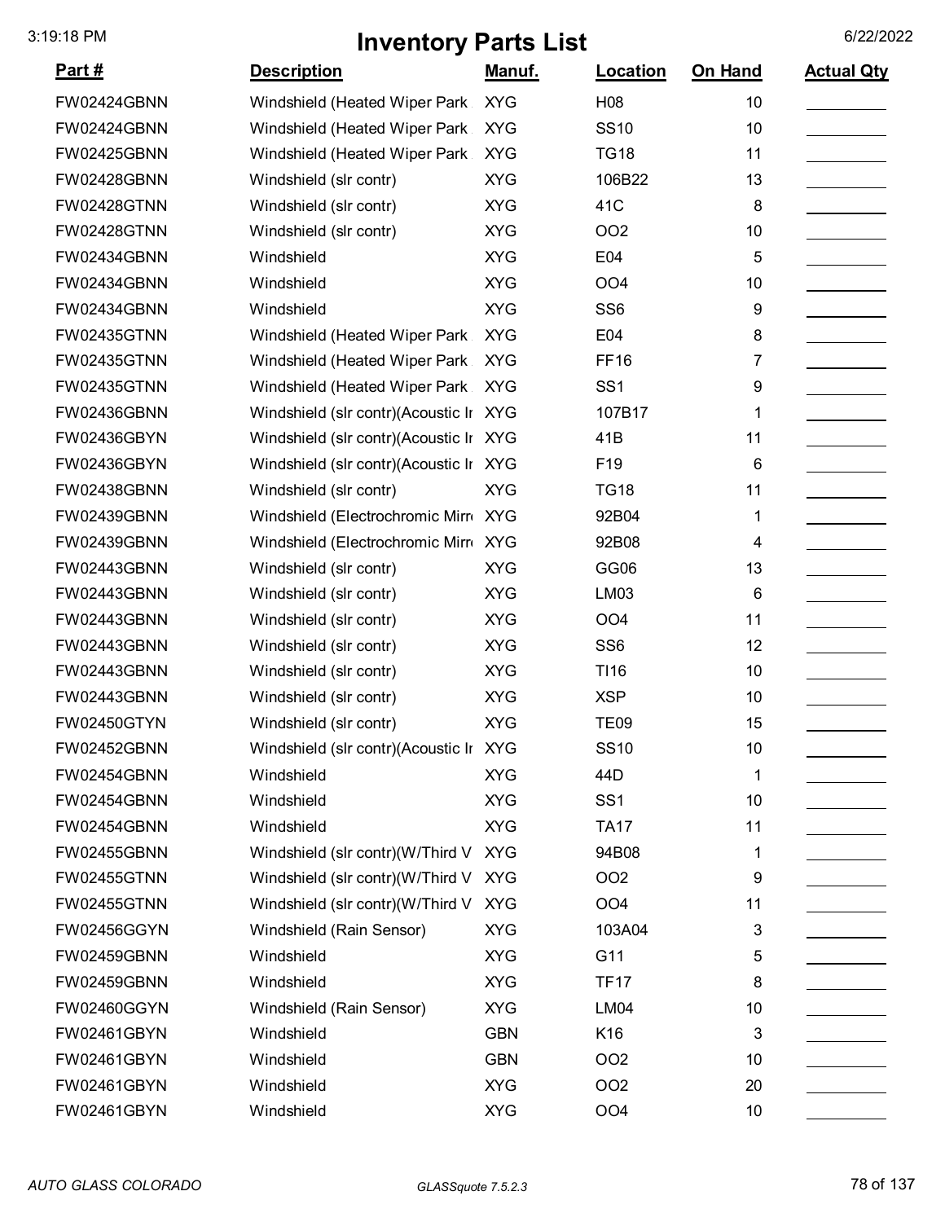# Inventory Parts List

| Part # | Description | Manuf. | Location | On Hand | Actual Qty |
|---|---|---|---|---|---|
| FW02424GBNN | Windshield (Heated Wiper Park | XYG | H08 | 10 | |
| FW02424GBNN | Windshield (Heated Wiper Park | XYG | SS10 | 10 | |
| FW02425GBNN | Windshield (Heated Wiper Park | XYG | TG18 | 11 | |
| FW02428GBNN | Windshield (slr contr) | XYG | 106B22 | 13 | |
| FW02428GTNN | Windshield (slr contr) | XYG | 41C | 8 | |
| FW02428GTNN | Windshield (slr contr) | XYG | OO2 | 10 | |
| FW02434GBNN | Windshield | XYG | E04 | 5 | |
| FW02434GBNN | Windshield | XYG | OO4 | 10 | |
| FW02434GBNN | Windshield | XYG | SS6 | 9 | |
| FW02435GTNN | Windshield (Heated Wiper Park | XYG | E04 | 8 | |
| FW02435GTNN | Windshield (Heated Wiper Park | XYG | FF16 | 7 | |
| FW02435GTNN | Windshield (Heated Wiper Park | XYG | SS1 | 9 | |
| FW02436GBNN | Windshield (slr contr)(Acoustic Ir | XYG | 107B17 | 1 | |
| FW02436GBYN | Windshield (slr contr)(Acoustic Ir | XYG | 41B | 11 | |
| FW02436GBYN | Windshield (slr contr)(Acoustic Ir | XYG | F19 | 6 | |
| FW02438GBNN | Windshield (slr contr) | XYG | TG18 | 11 | |
| FW02439GBNN | Windshield (Electrochromic Mirr | XYG | 92B04 | 1 | |
| FW02439GBNN | Windshield (Electrochromic Mirr | XYG | 92B08 | 4 | |
| FW02443GBNN | Windshield (slr contr) | XYG | GG06 | 13 | |
| FW02443GBNN | Windshield (slr contr) | XYG | LM03 | 6 | |
| FW02443GBNN | Windshield (slr contr) | XYG | OO4 | 11 | |
| FW02443GBNN | Windshield (slr contr) | XYG | SS6 | 12 | |
| FW02443GBNN | Windshield (slr contr) | XYG | TI16 | 10 | |
| FW02443GBNN | Windshield (slr contr) | XYG | XSP | 10 | |
| FW02450GTYN | Windshield (slr contr) | XYG | TE09 | 15 | |
| FW02452GBNN | Windshield (slr contr)(Acoustic Ir | XYG | SS10 | 10 | |
| FW02454GBNN | Windshield | XYG | 44D | 1 | |
| FW02454GBNN | Windshield | XYG | SS1 | 10 | |
| FW02454GBNN | Windshield | XYG | TA17 | 11 | |
| FW02455GBNN | Windshield (slr contr)(W/Third V | XYG | 94B08 | 1 | |
| FW02455GTNN | Windshield (slr contr)(W/Third V | XYG | OO2 | 9 | |
| FW02455GTNN | Windshield (slr contr)(W/Third V | XYG | OO4 | 11 | |
| FW02456GGYN | Windshield (Rain Sensor) | XYG | 103A04 | 3 | |
| FW02459GBNN | Windshield | XYG | G11 | 5 | |
| FW02459GBNN | Windshield | XYG | TF17 | 8 | |
| FW02460GGYN | Windshield (Rain Sensor) | XYG | LM04 | 10 | |
| FW02461GBYN | Windshield | GBN | K16 | 3 | |
| FW02461GBYN | Windshield | GBN | OO2 | 10 | |
| FW02461GBYN | Windshield | XYG | OO2 | 20 | |
| FW02461GBYN | Windshield | XYG | OO4 | 10 | |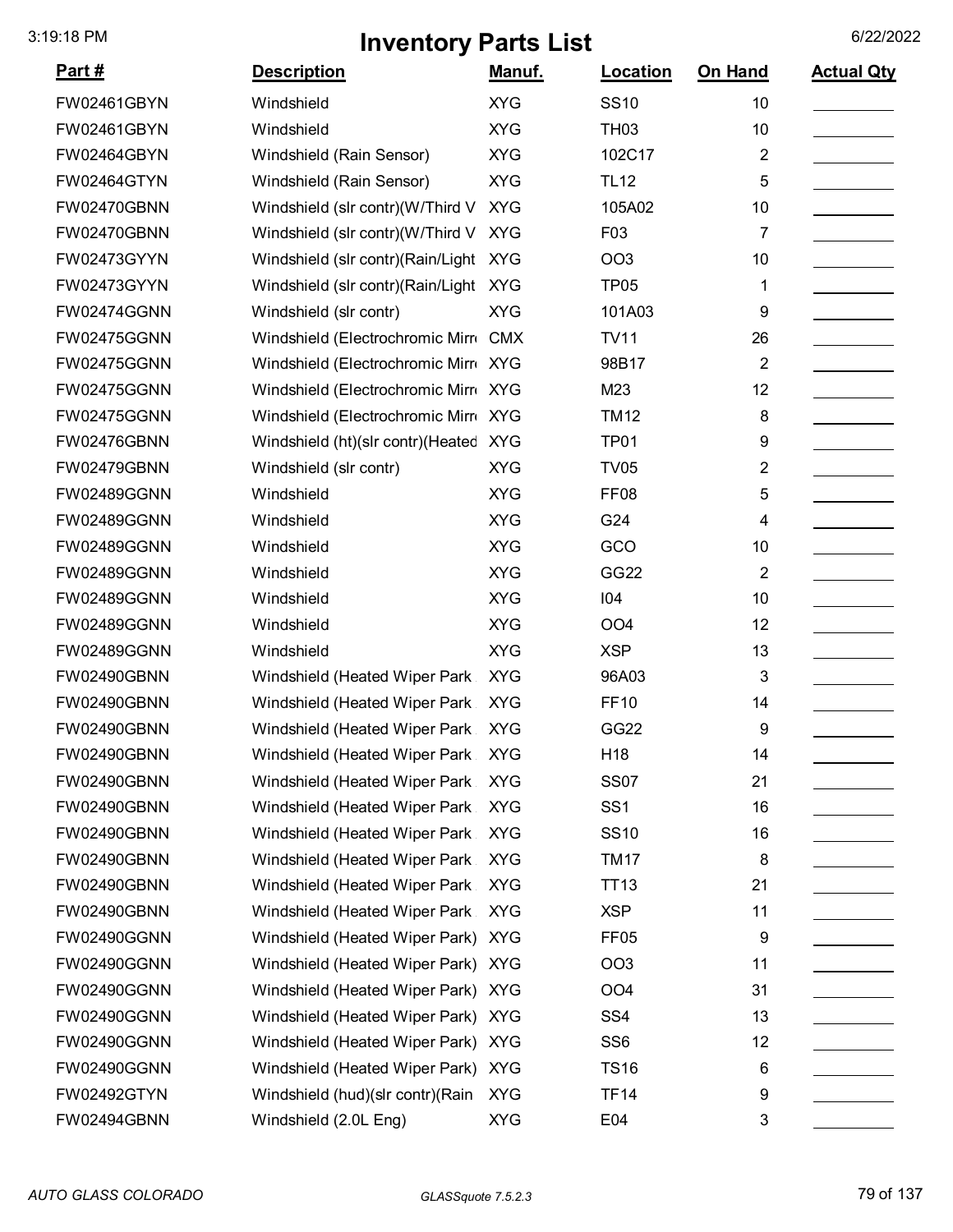# Inventory Parts List

| Part # | Description | Manuf. | Location | On Hand | Actual Qty |
|---|---|---|---|---|---|
| FW02461GBYN | Windshield | XYG | SS10 | 10 | |
| FW02461GBYN | Windshield | XYG | TH03 | 10 | |
| FW02464GBYN | Windshield (Rain Sensor) | XYG | 102C17 | 2 | |
| FW02464GTYN | Windshield (Rain Sensor) | XYG | TL12 | 5 | |
| FW02470GBNN | Windshield (slr contr)(W/Third V | XYG | 105A02 | 10 | |
| FW02470GBNN | Windshield (slr contr)(W/Third V | XYG | F03 | 7 | |
| FW02473GYYN | Windshield (slr contr)(Rain/Light | XYG | OO3 | 10 | |
| FW02473GYYN | Windshield (slr contr)(Rain/Light | XYG | TP05 | 1 | |
| FW02474GGNN | Windshield (slr contr) | XYG | 101A03 | 9 | |
| FW02475GGNN | Windshield (Electrochromic Mirr | CMX | TV11 | 26 | |
| FW02475GGNN | Windshield (Electrochromic Mirr | XYG | 98B17 | 2 | |
| FW02475GGNN | Windshield (Electrochromic Mirr | XYG | M23 | 12 | |
| FW02475GGNN | Windshield (Electrochromic Mirr | XYG | TM12 | 8 | |
| FW02476GBNN | Windshield (ht)(slr contr)(Heated | XYG | TP01 | 9 | |
| FW02479GBNN | Windshield (slr contr) | XYG | TV05 | 2 | |
| FW02489GGNN | Windshield | XYG | FF08 | 5 | |
| FW02489GGNN | Windshield | XYG | G24 | 4 | |
| FW02489GGNN | Windshield | XYG | GCO | 10 | |
| FW02489GGNN | Windshield | XYG | GG22 | 2 | |
| FW02489GGNN | Windshield | XYG | I04 | 10 | |
| FW02489GGNN | Windshield | XYG | OO4 | 12 | |
| FW02489GGNN | Windshield | XYG | XSP | 13 | |
| FW02490GBNN | Windshield (Heated Wiper Park | XYG | 96A03 | 3 | |
| FW02490GBNN | Windshield (Heated Wiper Park | XYG | FF10 | 14 | |
| FW02490GBNN | Windshield (Heated Wiper Park | XYG | GG22 | 9 | |
| FW02490GBNN | Windshield (Heated Wiper Park | XYG | H18 | 14 | |
| FW02490GBNN | Windshield (Heated Wiper Park | XYG | SS07 | 21 | |
| FW02490GBNN | Windshield (Heated Wiper Park | XYG | SS1 | 16 | |
| FW02490GBNN | Windshield (Heated Wiper Park | XYG | SS10 | 16 | |
| FW02490GBNN | Windshield (Heated Wiper Park | XYG | TM17 | 8 | |
| FW02490GBNN | Windshield (Heated Wiper Park | XYG | TT13 | 21 | |
| FW02490GBNN | Windshield (Heated Wiper Park | XYG | XSP | 11 | |
| FW02490GGNN | Windshield (Heated Wiper Park) | XYG | FF05 | 9 | |
| FW02490GGNN | Windshield (Heated Wiper Park) | XYG | OO3 | 11 | |
| FW02490GGNN | Windshield (Heated Wiper Park) | XYG | OO4 | 31 | |
| FW02490GGNN | Windshield (Heated Wiper Park) | XYG | SS4 | 13 | |
| FW02490GGNN | Windshield (Heated Wiper Park) | XYG | SS6 | 12 | |
| FW02490GGNN | Windshield (Heated Wiper Park) | XYG | TS16 | 6 | |
| FW02492GTYN | Windshield (hud)(slr contr)(Rain | XYG | TF14 | 9 | |
| FW02494GBNN | Windshield (2.0L Eng) | XYG | E04 | 3 | |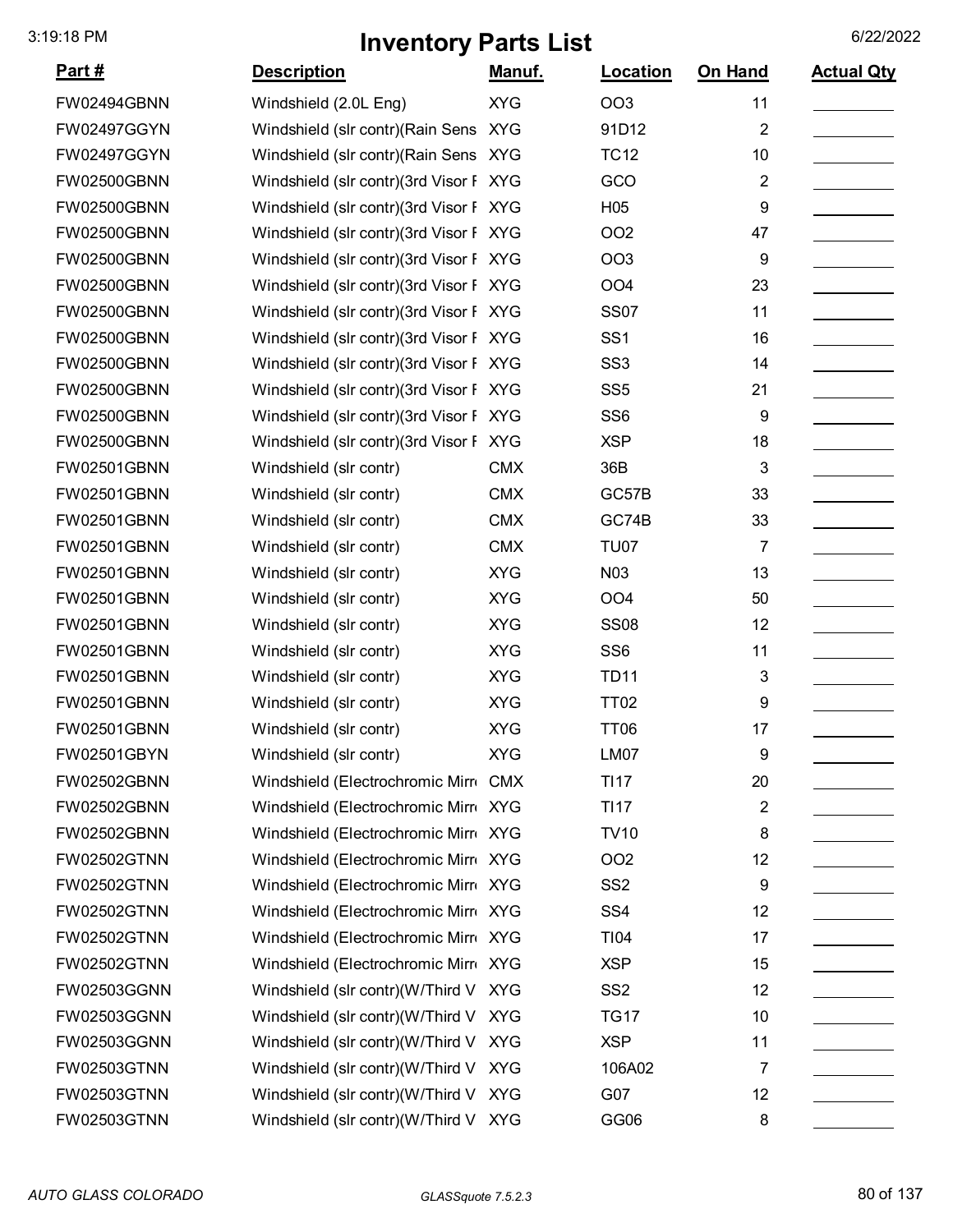# Inventory Parts List

| Part # | Description | Manuf. | Location | On Hand | Actual Qty |
|---|---|---|---|---|---|
| FW02494GBNN | Windshield (2.0L Eng) | XYG | OO3 | 11 | |
| FW02497GGYN | Windshield (slr contr)(Rain Sens | XYG | 91D12 | 2 | |
| FW02497GGYN | Windshield (slr contr)(Rain Sens | XYG | TC12 | 10 | |
| FW02500GBNN | Windshield (slr contr)(3rd Visor F | XYG | GCO | 2 | |
| FW02500GBNN | Windshield (slr contr)(3rd Visor F | XYG | H05 | 9 | |
| FW02500GBNN | Windshield (slr contr)(3rd Visor F | XYG | OO2 | 47 | |
| FW02500GBNN | Windshield (slr contr)(3rd Visor F | XYG | OO3 | 9 | |
| FW02500GBNN | Windshield (slr contr)(3rd Visor F | XYG | OO4 | 23 | |
| FW02500GBNN | Windshield (slr contr)(3rd Visor F | XYG | SS07 | 11 | |
| FW02500GBNN | Windshield (slr contr)(3rd Visor F | XYG | SS1 | 16 | |
| FW02500GBNN | Windshield (slr contr)(3rd Visor F | XYG | SS3 | 14 | |
| FW02500GBNN | Windshield (slr contr)(3rd Visor F | XYG | SS5 | 21 | |
| FW02500GBNN | Windshield (slr contr)(3rd Visor F | XYG | SS6 | 9 | |
| FW02500GBNN | Windshield (slr contr)(3rd Visor F | XYG | XSP | 18 | |
| FW02501GBNN | Windshield (slr contr) | CMX | 36B | 3 | |
| FW02501GBNN | Windshield (slr contr) | CMX | GC57B | 33 | |
| FW02501GBNN | Windshield (slr contr) | CMX | GC74B | 33 | |
| FW02501GBNN | Windshield (slr contr) | CMX | TU07 | 7 | |
| FW02501GBNN | Windshield (slr contr) | XYG | N03 | 13 | |
| FW02501GBNN | Windshield (slr contr) | XYG | OO4 | 50 | |
| FW02501GBNN | Windshield (slr contr) | XYG | SS08 | 12 | |
| FW02501GBNN | Windshield (slr contr) | XYG | SS6 | 11 | |
| FW02501GBNN | Windshield (slr contr) | XYG | TD11 | 3 | |
| FW02501GBNN | Windshield (slr contr) | XYG | TT02 | 9 | |
| FW02501GBNN | Windshield (slr contr) | XYG | TT06 | 17 | |
| FW02501GBYN | Windshield (slr contr) | XYG | LM07 | 9 | |
| FW02502GBNN | Windshield (Electrochromic Mirr | CMX | TI17 | 20 | |
| FW02502GBNN | Windshield (Electrochromic Mirr | XYG | TI17 | 2 | |
| FW02502GBNN | Windshield (Electrochromic Mirr | XYG | TV10 | 8 | |
| FW02502GTNN | Windshield (Electrochromic Mirr | XYG | OO2 | 12 | |
| FW02502GTNN | Windshield (Electrochromic Mirr | XYG | SS2 | 9 | |
| FW02502GTNN | Windshield (Electrochromic Mirr | XYG | SS4 | 12 | |
| FW02502GTNN | Windshield (Electrochromic Mirr | XYG | TI04 | 17 | |
| FW02502GTNN | Windshield (Electrochromic Mirr | XYG | XSP | 15 | |
| FW02503GGNN | Windshield (slr contr)(W/Third V | XYG | SS2 | 12 | |
| FW02503GGNN | Windshield (slr contr)(W/Third V | XYG | TG17 | 10 | |
| FW02503GGNN | Windshield (slr contr)(W/Third V | XYG | XSP | 11 | |
| FW02503GTNN | Windshield (slr contr)(W/Third V | XYG | 106A02 | 7 | |
| FW02503GTNN | Windshield (slr contr)(W/Third V | XYG | G07 | 12 | |
| FW02503GTNN | Windshield (slr contr)(W/Third V | XYG | GG06 | 8 | |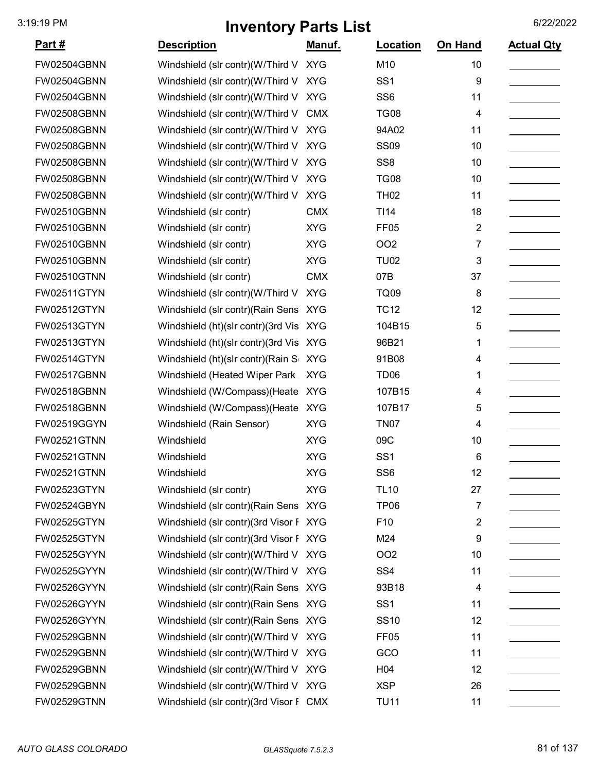# Inventory Parts List

| Part # | Description | Manuf. | Location | On Hand | Actual Qty |
|---|---|---|---|---|---|
| FW02504GBNN | Windshield (slr contr)(W/Third V | XYG | M10 | 10 | |
| FW02504GBNN | Windshield (slr contr)(W/Third V | XYG | SS1 | 9 | |
| FW02504GBNN | Windshield (slr contr)(W/Third V | XYG | SS6 | 11 | |
| FW02508GBNN | Windshield (slr contr)(W/Third V | CMX | TG08 | 4 | |
| FW02508GBNN | Windshield (slr contr)(W/Third V | XYG | 94A02 | 11 | |
| FW02508GBNN | Windshield (slr contr)(W/Third V | XYG | SS09 | 10 | |
| FW02508GBNN | Windshield (slr contr)(W/Third V | XYG | SS8 | 10 | |
| FW02508GBNN | Windshield (slr contr)(W/Third V | XYG | TG08 | 10 | |
| FW02508GBNN | Windshield (slr contr)(W/Third V | XYG | TH02 | 11 | |
| FW02510GBNN | Windshield (slr contr) | CMX | TI14 | 18 | |
| FW02510GBNN | Windshield (slr contr) | XYG | FF05 | 2 | |
| FW02510GBNN | Windshield (slr contr) | XYG | OO2 | 7 | |
| FW02510GBNN | Windshield (slr contr) | XYG | TU02 | 3 | |
| FW02510GTNN | Windshield (slr contr) | CMX | 07B | 37 | |
| FW02511GTYN | Windshield (slr contr)(W/Third V | XYG | TQ09 | 8 | |
| FW02512GTYN | Windshield (slr contr)(Rain Sens | XYG | TC12 | 12 | |
| FW02513GTYN | Windshield (ht)(slr contr)(3rd Vis | XYG | 104B15 | 5 | |
| FW02513GTYN | Windshield (ht)(slr contr)(3rd Vis | XYG | 96B21 | 1 | |
| FW02514GTYN | Windshield (ht)(slr contr)(Rain S | XYG | 91B08 | 4 | |
| FW02517GBNN | Windshield (Heated Wiper Park | XYG | TD06 | 1 | |
| FW02518GBNN | Windshield (W/Compass)(Heate | XYG | 107B15 | 4 | |
| FW02518GBNN | Windshield (W/Compass)(Heate | XYG | 107B17 | 5 | |
| FW02519GGYN | Windshield (Rain Sensor) | XYG | TN07 | 4 | |
| FW02521GTNN | Windshield | XYG | 09C | 10 | |
| FW02521GTNN | Windshield | XYG | SS1 | 6 | |
| FW02521GTNN | Windshield | XYG | SS6 | 12 | |
| FW02523GTYN | Windshield (slr contr) | XYG | TL10 | 27 | |
| FW02524GBYN | Windshield (slr contr)(Rain Sens | XYG | TP06 | 7 | |
| FW02525GTYN | Windshield (slr contr)(3rd Visor F | XYG | F10 | 2 | |
| FW02525GTYN | Windshield (slr contr)(3rd Visor F | XYG | M24 | 9 | |
| FW02525GYYN | Windshield (slr contr)(W/Third V | XYG | OO2 | 10 | |
| FW02525GYYN | Windshield (slr contr)(W/Third V | XYG | SS4 | 11 | |
| FW02526GYYN | Windshield (slr contr)(Rain Sens | XYG | 93B18 | 4 | |
| FW02526GYYN | Windshield (slr contr)(Rain Sens | XYG | SS1 | 11 | |
| FW02526GYYN | Windshield (slr contr)(Rain Sens | XYG | SS10 | 12 | |
| FW02529GBNN | Windshield (slr contr)(W/Third V | XYG | FF05 | 11 | |
| FW02529GBNN | Windshield (slr contr)(W/Third V | XYG | GCO | 11 | |
| FW02529GBNN | Windshield (slr contr)(W/Third V | XYG | H04 | 12 | |
| FW02529GBNN | Windshield (slr contr)(W/Third V | XYG | XSP | 26 | |
| FW02529GTNN | Windshield (slr contr)(3rd Visor F | CMX | TU11 | 11 | |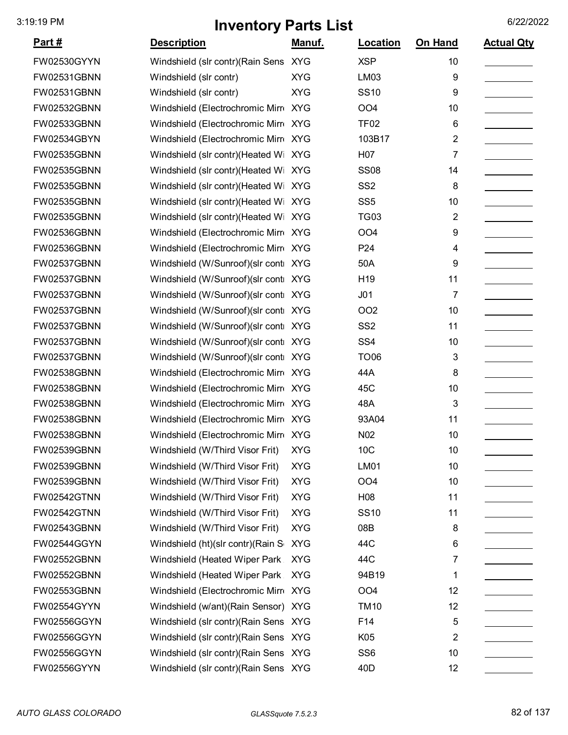# Inventory Parts List

3:19:19 PM    6/22/2022

| Part # | Description | Manuf. | Location | On Hand | Actual Qty |
|---|---|---|---|---|---|
| FW02530GYYN | Windshield (slr contr)(Rain Sens | XYG | XSP | 10 | |
| FW02531GBNN | Windshield (slr contr) | XYG | LM03 | 9 | |
| FW02531GBNN | Windshield (slr contr) | XYG | SS10 | 9 | |
| FW02532GBNN | Windshield (Electrochromic Mirr | XYG | OO4 | 10 | |
| FW02533GBNN | Windshield (Electrochromic Mirr | XYG | TF02 | 6 | |
| FW02534GBYN | Windshield (Electrochromic Mirr | XYG | 103B17 | 2 | |
| FW02535GBNN | Windshield (slr contr)(Heated Wi | XYG | H07 | 7 | |
| FW02535GBNN | Windshield (slr contr)(Heated Wi | XYG | SS08 | 14 | |
| FW02535GBNN | Windshield (slr contr)(Heated Wi | XYG | SS2 | 8 | |
| FW02535GBNN | Windshield (slr contr)(Heated Wi | XYG | SS5 | 10 | |
| FW02535GBNN | Windshield (slr contr)(Heated Wi | XYG | TG03 | 2 | |
| FW02536GBNN | Windshield (Electrochromic Mirr | XYG | OO4 | 9 | |
| FW02536GBNN | Windshield (Electrochromic Mirr | XYG | P24 | 4 | |
| FW02537GBNN | Windshield (W/Sunroof)(slr contr | XYG | 50A | 9 | |
| FW02537GBNN | Windshield (W/Sunroof)(slr contr | XYG | H19 | 11 | |
| FW02537GBNN | Windshield (W/Sunroof)(slr contr | XYG | J01 | 7 | |
| FW02537GBNN | Windshield (W/Sunroof)(slr contr | XYG | OO2 | 10 | |
| FW02537GBNN | Windshield (W/Sunroof)(slr contr | XYG | SS2 | 11 | |
| FW02537GBNN | Windshield (W/Sunroof)(slr contr | XYG | SS4 | 10 | |
| FW02537GBNN | Windshield (W/Sunroof)(slr contr | XYG | TO06 | 3 | |
| FW02538GBNN | Windshield (Electrochromic Mirr | XYG | 44A | 8 | |
| FW02538GBNN | Windshield (Electrochromic Mirr | XYG | 45C | 10 | |
| FW02538GBNN | Windshield (Electrochromic Mirr | XYG | 48A | 3 | |
| FW02538GBNN | Windshield (Electrochromic Mirr | XYG | 93A04 | 11 | |
| FW02538GBNN | Windshield (Electrochromic Mirr | XYG | N02 | 10 | |
| FW02539GBNN | Windshield (W/Third Visor Frit) | XYG | 10C | 10 | |
| FW02539GBNN | Windshield (W/Third Visor Frit) | XYG | LM01 | 10 | |
| FW02539GBNN | Windshield (W/Third Visor Frit) | XYG | OO4 | 10 | |
| FW02542GTNN | Windshield (W/Third Visor Frit) | XYG | H08 | 11 | |
| FW02542GTNN | Windshield (W/Third Visor Frit) | XYG | SS10 | 11 | |
| FW02543GBNN | Windshield (W/Third Visor Frit) | XYG | 08B | 8 | |
| FW02544GGYN | Windshield (ht)(slr contr)(Rain S | XYG | 44C | 6 | |
| FW02552GBNN | Windshield (Heated Wiper Park | XYG | 44C | 7 | |
| FW02552GBNN | Windshield (Heated Wiper Park | XYG | 94B19 | 1 | |
| FW02553GBNN | Windshield (Electrochromic Mirr | XYG | OO4 | 12 | |
| FW02554GYYN | Windshield (w/ant)(Rain Sensor) | XYG | TM10 | 12 | |
| FW02556GGYN | Windshield (slr contr)(Rain Sens | XYG | F14 | 5 | |
| FW02556GGYN | Windshield (slr contr)(Rain Sens | XYG | K05 | 2 | |
| FW02556GGYN | Windshield (slr contr)(Rain Sens | XYG | SS6 | 10 | |
| FW02556GYYN | Windshield (slr contr)(Rain Sens | XYG | 40D | 12 | |

*AUTO GLASS COLORADO*    *GLASSquote 7.5.2.3*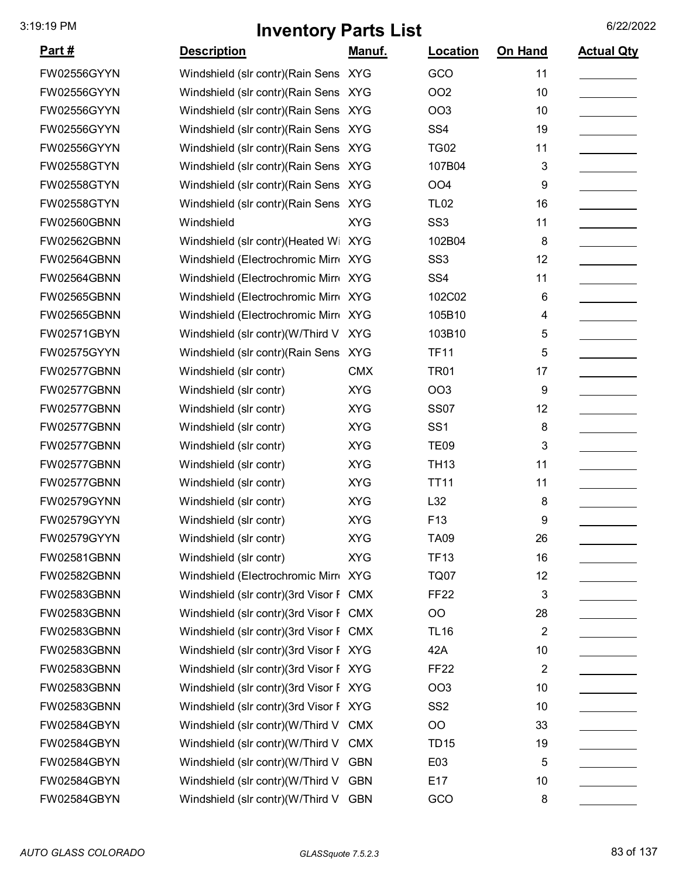# Inventory Parts List

3:19:19 PM　　6/22/2022

| Part # | Description | Manuf. | Location | On Hand | Actual Qty |
|---|---|---|---|---|---|
| FW02556GYYN | Windshield (slr contr)(Rain Sens | XYG | GCO | 11 | |
| FW02556GYYN | Windshield (slr contr)(Rain Sens | XYG | OO2 | 10 | |
| FW02556GYYN | Windshield (slr contr)(Rain Sens | XYG | OO3 | 10 | |
| FW02556GYYN | Windshield (slr contr)(Rain Sens | XYG | SS4 | 19 | |
| FW02556GYYN | Windshield (slr contr)(Rain Sens | XYG | TG02 | 11 | |
| FW02558GTYN | Windshield (slr contr)(Rain Sens | XYG | 107B04 | 3 | |
| FW02558GTYN | Windshield (slr contr)(Rain Sens | XYG | OO4 | 9 | |
| FW02558GTYN | Windshield (slr contr)(Rain Sens | XYG | TL02 | 16 | |
| FW02560GBNN | Windshield | XYG | SS3 | 11 | |
| FW02562GBNN | Windshield (slr contr)(Heated Wi | XYG | 102B04 | 8 | |
| FW02564GBNN | Windshield (Electrochromic Mirro | XYG | SS3 | 12 | |
| FW02564GBNN | Windshield (Electrochromic Mirro | XYG | SS4 | 11 | |
| FW02565GBNN | Windshield (Electrochromic Mirro | XYG | 102C02 | 6 | |
| FW02565GBNN | Windshield (Electrochromic Mirro | XYG | 105B10 | 4 | |
| FW02571GBYN | Windshield (slr contr)(W/Third V | XYG | 103B10 | 5 | |
| FW02575GYYN | Windshield (slr contr)(Rain Sens | XYG | TF11 | 5 | |
| FW02577GBNN | Windshield (slr contr) | CMX | TR01 | 17 | |
| FW02577GBNN | Windshield (slr contr) | XYG | OO3 | 9 | |
| FW02577GBNN | Windshield (slr contr) | XYG | SS07 | 12 | |
| FW02577GBNN | Windshield (slr contr) | XYG | SS1 | 8 | |
| FW02577GBNN | Windshield (slr contr) | XYG | TE09 | 3 | |
| FW02577GBNN | Windshield (slr contr) | XYG | TH13 | 11 | |
| FW02577GBNN | Windshield (slr contr) | XYG | TT11 | 11 | |
| FW02579GYNN | Windshield (slr contr) | XYG | L32 | 8 | |
| FW02579GYNN | Windshield (slr contr) | XYG | F13 | 9 | |
| FW02579GYNN | Windshield (slr contr) | XYG | TA09 | 26 | |
| FW02581GBNN | Windshield (slr contr) | XYG | TF13 | 16 | |
| FW02582GBNN | Windshield (Electrochromic Mirro | XYG | TQ07 | 12 | |
| FW02583GBNN | Windshield (slr contr)(3rd Visor F | CMX | FF22 | 3 | |
| FW02583GBNN | Windshield (slr contr)(3rd Visor F | CMX | OO | 28 | |
| FW02583GBNN | Windshield (slr contr)(3rd Visor F | CMX | TL16 | 2 | |
| FW02583GBNN | Windshield (slr contr)(3rd Visor F | XYG | 42A | 10 | |
| FW02583GBNN | Windshield (slr contr)(3rd Visor F | XYG | FF22 | 2 | |
| FW02583GBNN | Windshield (slr contr)(3rd Visor F | XYG | OO3 | 10 | |
| FW02583GBNN | Windshield (slr contr)(3rd Visor F | XYG | SS2 | 10 | |
| FW02584GBYN | Windshield (slr contr)(W/Third V | CMX | OO | 33 | |
| FW02584GBYN | Windshield (slr contr)(W/Third V | CMX | TD15 | 19 | |
| FW02584GBYN | Windshield (slr contr)(W/Third V | GBN | E03 | 5 | |
| FW02584GBYN | Windshield (slr contr)(W/Third V | GBN | E17 | 10 | |
| FW02584GBYN | Windshield (slr contr)(W/Third V | GBN | GCO | 8 | |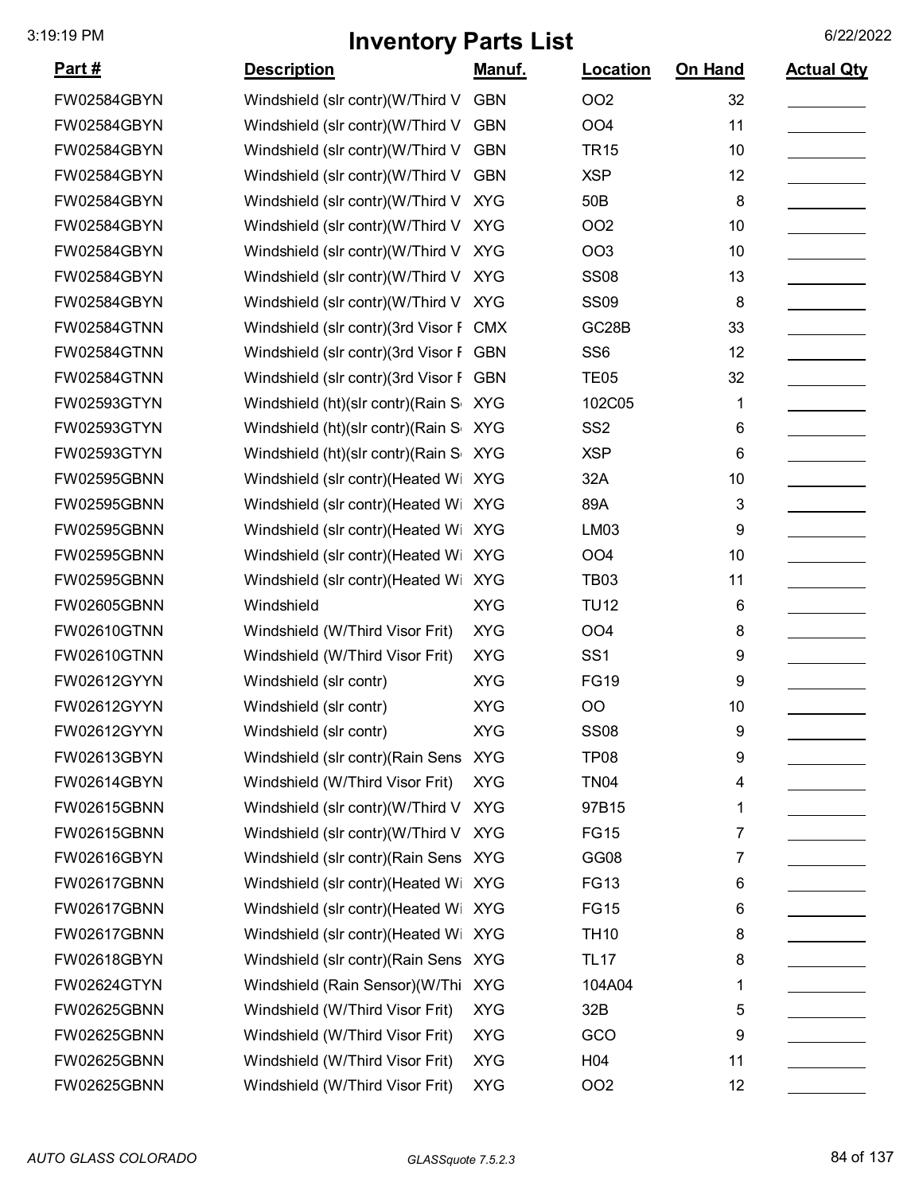# Inventory Parts List

| Part # | Description | Manuf. | Location | On Hand | Actual Qty |
|---|---|---|---|---|---|
| FW02584GBYN | Windshield (slr contr)(W/Third V | GBN | OO2 | 32 | |
| FW02584GBYN | Windshield (slr contr)(W/Third V | GBN | OO4 | 11 | |
| FW02584GBYN | Windshield (slr contr)(W/Third V | GBN | TR15 | 10 | |
| FW02584GBYN | Windshield (slr contr)(W/Third V | GBN | XSP | 12 | |
| FW02584GBYN | Windshield (slr contr)(W/Third V | XYG | 50B | 8 | |
| FW02584GBYN | Windshield (slr contr)(W/Third V | XYG | OO2 | 10 | |
| FW02584GBYN | Windshield (slr contr)(W/Third V | XYG | OO3 | 10 | |
| FW02584GBYN | Windshield (slr contr)(W/Third V | XYG | SS08 | 13 | |
| FW02584GBYN | Windshield (slr contr)(W/Third V | XYG | SS09 | 8 | |
| FW02584GTNN | Windshield (slr contr)(3rd Visor F | CMX | GC28B | 33 | |
| FW02584GTNN | Windshield (slr contr)(3rd Visor F | GBN | SS6 | 12 | |
| FW02584GTNN | Windshield (slr contr)(3rd Visor F | GBN | TE05 | 32 | |
| FW02593GTYN | Windshield (ht)(slr contr)(Rain S | XYG | 102C05 | 1 | |
| FW02593GTYN | Windshield (ht)(slr contr)(Rain S | XYG | SS2 | 6 | |
| FW02593GTYN | Windshield (ht)(slr contr)(Rain S | XYG | XSP | 6 | |
| FW02595GBNN | Windshield (slr contr)(Heated Wi | XYG | 32A | 10 | |
| FW02595GBNN | Windshield (slr contr)(Heated Wi | XYG | 89A | 3 | |
| FW02595GBNN | Windshield (slr contr)(Heated Wi | XYG | LM03 | 9 | |
| FW02595GBNN | Windshield (slr contr)(Heated Wi | XYG | OO4 | 10 | |
| FW02595GBNN | Windshield (slr contr)(Heated Wi | XYG | TB03 | 11 | |
| FW02605GBNN | Windshield | XYG | TU12 | 6 | |
| FW02610GTNN | Windshield (W/Third Visor Frit) | XYG | OO4 | 8 | |
| FW02610GTNN | Windshield (W/Third Visor Frit) | XYG | SS1 | 9 | |
| FW02612GYYN | Windshield (slr contr) | XYG | FG19 | 9 | |
| FW02612GYYN | Windshield (slr contr) | XYG | OO | 10 | |
| FW02612GYYN | Windshield (slr contr) | XYG | SS08 | 9 | |
| FW02613GBYN | Windshield (slr contr)(Rain Sens | XYG | TP08 | 9 | |
| FW02614GBYN | Windshield (W/Third Visor Frit) | XYG | TN04 | 4 | |
| FW02615GBNN | Windshield (slr contr)(W/Third V | XYG | 97B15 | 1 | |
| FW02615GBNN | Windshield (slr contr)(W/Third V | XYG | FG15 | 7 | |
| FW02616GBYN | Windshield (slr contr)(Rain Sens | XYG | GG08 | 7 | |
| FW02617GBNN | Windshield (slr contr)(Heated Wi | XYG | FG13 | 6 | |
| FW02617GBNN | Windshield (slr contr)(Heated Wi | XYG | FG15 | 6 | |
| FW02617GBNN | Windshield (slr contr)(Heated Wi | XYG | TH10 | 8 | |
| FW02618GBYN | Windshield (slr contr)(Rain Sens | XYG | TL17 | 8 | |
| FW02624GTYN | Windshield (Rain Sensor)(W/Thi | XYG | 104A04 | 1 | |
| FW02625GBNN | Windshield (W/Third Visor Frit) | XYG | 32B | 5 | |
| FW02625GBNN | Windshield (W/Third Visor Frit) | XYG | GCO | 9 | |
| FW02625GBNN | Windshield (W/Third Visor Frit) | XYG | H04 | 11 | |
| FW02625GBNN | Windshield (W/Third Visor Frit) | XYG | OO2 | 12 | |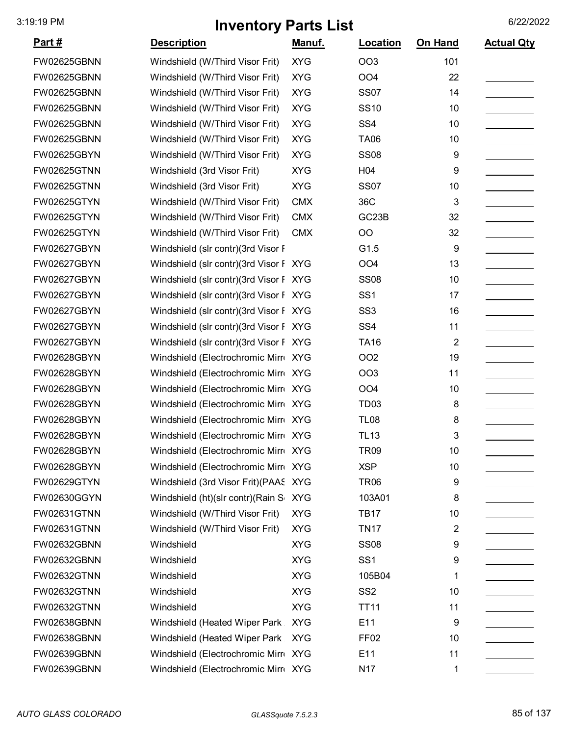# Inventory Parts List

| Part # | Description | Manuf. | Location | On Hand | Actual Qty |
|---|---|---|---|---|---|
| FW02625GBNN | Windshield (W/Third Visor Frit) | XYG | OO3 | 101 | |
| FW02625GBNN | Windshield (W/Third Visor Frit) | XYG | OO4 | 22 | |
| FW02625GBNN | Windshield (W/Third Visor Frit) | XYG | SS07 | 14 | |
| FW02625GBNN | Windshield (W/Third Visor Frit) | XYG | SS10 | 10 | |
| FW02625GBNN | Windshield (W/Third Visor Frit) | XYG | SS4 | 10 | |
| FW02625GBNN | Windshield (W/Third Visor Frit) | XYG | TA06 | 10 | |
| FW02625GBYN | Windshield (W/Third Visor Frit) | XYG | SS08 | 9 | |
| FW02625GTNN | Windshield (3rd Visor Frit) | XYG | H04 | 9 | |
| FW02625GTNN | Windshield (3rd Visor Frit) | XYG | SS07 | 10 | |
| FW02625GTYN | Windshield (W/Third Visor Frit) | CMX | 36C | 3 | |
| FW02625GTYN | Windshield (W/Third Visor Frit) | CMX | GC23B | 32 | |
| FW02625GTYN | Windshield (W/Third Visor Frit) | CMX | OO | 32 | |
| FW02627GBYN | Windshield (slr contr)(3rd Visor F | | G1.5 | 9 | |
| FW02627GBYN | Windshield (slr contr)(3rd Visor F | XYG | OO4 | 13 | |
| FW02627GBYN | Windshield (slr contr)(3rd Visor F | XYG | SS08 | 10 | |
| FW02627GBYN | Windshield (slr contr)(3rd Visor F | XYG | SS1 | 17 | |
| FW02627GBYN | Windshield (slr contr)(3rd Visor F | XYG | SS3 | 16 | |
| FW02627GBYN | Windshield (slr contr)(3rd Visor F | XYG | SS4 | 11 | |
| FW02627GBYN | Windshield (slr contr)(3rd Visor F | XYG | TA16 | 2 | |
| FW02628GBYN | Windshield (Electrochromic Mirr | XYG | OO2 | 19 | |
| FW02628GBYN | Windshield (Electrochromic Mirr | XYG | OO3 | 11 | |
| FW02628GBYN | Windshield (Electrochromic Mirr | XYG | OO4 | 10 | |
| FW02628GBYN | Windshield (Electrochromic Mirr | XYG | TD03 | 8 | |
| FW02628GBYN | Windshield (Electrochromic Mirr | XYG | TL08 | 8 | |
| FW02628GBYN | Windshield (Electrochromic Mirr | XYG | TL13 | 3 | |
| FW02628GBYN | Windshield (Electrochromic Mirr | XYG | TR09 | 10 | |
| FW02628GBYN | Windshield (Electrochromic Mirr | XYG | XSP | 10 | |
| FW02629GTYN | Windshield (3rd Visor Frit)(PAAS | XYG | TR06 | 9 | |
| FW02630GGYN | Windshield (ht)(slr contr)(Rain S | XYG | 103A01 | 8 | |
| FW02631GTNN | Windshield (W/Third Visor Frit) | XYG | TB17 | 10 | |
| FW02631GTNN | Windshield (W/Third Visor Frit) | XYG | TN17 | 2 | |
| FW02632GBNN | Windshield | XYG | SS08 | 9 | |
| FW02632GBNN | Windshield | XYG | SS1 | 9 | |
| FW02632GTNN | Windshield | XYG | 105B04 | 1 | |
| FW02632GTNN | Windshield | XYG | SS2 | 10 | |
| FW02632GTNN | Windshield | XYG | TT11 | 11 | |
| FW02638GBNN | Windshield (Heated Wiper Park | XYG | E11 | 9 | |
| FW02638GBNN | Windshield (Heated Wiper Park | XYG | FF02 | 10 | |
| FW02639GBNN | Windshield (Electrochromic Mirr | XYG | E11 | 11 | |
| FW02639GBNN | Windshield (Electrochromic Mirr | XYG | N17 | 1 | |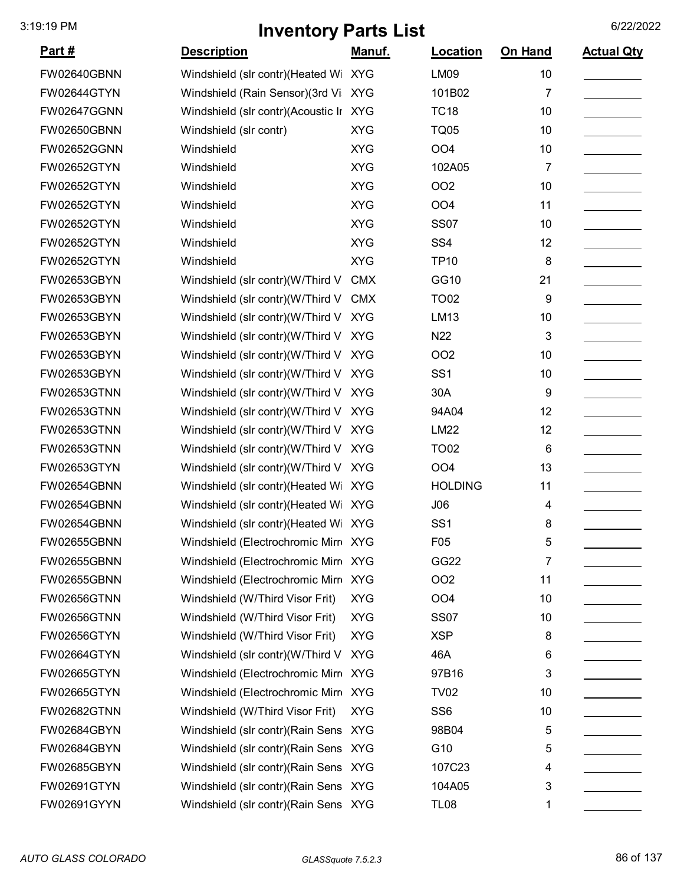# Inventory Parts List

| Part # | Description | Manuf. | Location | On Hand | Actual Qty |
|---|---|---|---|---|---|
| FW02640GBNN | Windshield (slr contr)(Heated Wi | XYG | LM09 | 10 | |
| FW02644GTYN | Windshield (Rain Sensor)(3rd Vi | XYG | 101B02 | 7 | |
| FW02647GGNN | Windshield (slr contr)(Acoustic Ir | XYG | TC18 | 10 | |
| FW02650GBNN | Windshield (slr contr) | XYG | TQ05 | 10 | |
| FW02652GGNN | Windshield | XYG | OO4 | 10 | |
| FW02652GTYN | Windshield | XYG | 102A05 | 7 | |
| FW02652GTYN | Windshield | XYG | OO2 | 10 | |
| FW02652GTYN | Windshield | XYG | OO4 | 11 | |
| FW02652GTYN | Windshield | XYG | SS07 | 10 | |
| FW02652GTYN | Windshield | XYG | SS4 | 12 | |
| FW02652GTYN | Windshield | XYG | TP10 | 8 | |
| FW02653GBYN | Windshield (slr contr)(W/Third V | CMX | GG10 | 21 | |
| FW02653GBYN | Windshield (slr contr)(W/Third V | CMX | TO02 | 9 | |
| FW02653GBYN | Windshield (slr contr)(W/Third V | XYG | LM13 | 10 | |
| FW02653GBYN | Windshield (slr contr)(W/Third V | XYG | N22 | 3 | |
| FW02653GBYN | Windshield (slr contr)(W/Third V | XYG | OO2 | 10 | |
| FW02653GBYN | Windshield (slr contr)(W/Third V | XYG | SS1 | 10 | |
| FW02653GTNN | Windshield (slr contr)(W/Third V | XYG | 30A | 9 | |
| FW02653GTNN | Windshield (slr contr)(W/Third V | XYG | 94A04 | 12 | |
| FW02653GTNN | Windshield (slr contr)(W/Third V | XYG | LM22 | 12 | |
| FW02653GTNN | Windshield (slr contr)(W/Third V | XYG | TO02 | 6 | |
| FW02653GTYN | Windshield (slr contr)(W/Third V | XYG | OO4 | 13 | |
| FW02654GBNN | Windshield (slr contr)(Heated Wi | XYG | HOLDING | 11 | |
| FW02654GBNN | Windshield (slr contr)(Heated Wi | XYG | J06 | 4 | |
| FW02654GBNN | Windshield (slr contr)(Heated Wi | XYG | SS1 | 8 | |
| FW02655GBNN | Windshield (Electrochromic Mirr | XYG | F05 | 5 | |
| FW02655GBNN | Windshield (Electrochromic Mirr | XYG | GG22 | 7 | |
| FW02655GBNN | Windshield (Electrochromic Mirr | XYG | OO2 | 11 | |
| FW02656GTNN | Windshield (W/Third Visor Frit) | XYG | OO4 | 10 | |
| FW02656GTNN | Windshield (W/Third Visor Frit) | XYG | SS07 | 10 | |
| FW02656GTYN | Windshield (W/Third Visor Frit) | XYG | XSP | 8 | |
| FW02664GTYN | Windshield (slr contr)(W/Third V | XYG | 46A | 6 | |
| FW02665GTYN | Windshield (Electrochromic Mirr | XYG | 97B16 | 3 | |
| FW02665GTYN | Windshield (Electrochromic Mirr | XYG | TV02 | 10 | |
| FW02682GTNN | Windshield (W/Third Visor Frit) | XYG | SS6 | 10 | |
| FW02684GBYN | Windshield (slr contr)(Rain Sens | XYG | 98B04 | 5 | |
| FW02684GBYN | Windshield (slr contr)(Rain Sens | XYG | G10 | 5 | |
| FW02685GBYN | Windshield (slr contr)(Rain Sens | XYG | 107C23 | 4 | |
| FW02691GTYN | Windshield (slr contr)(Rain Sens | XYG | 104A05 | 3 | |
| FW02691GYYN | Windshield (slr contr)(Rain Sens | XYG | TL08 | 1 | |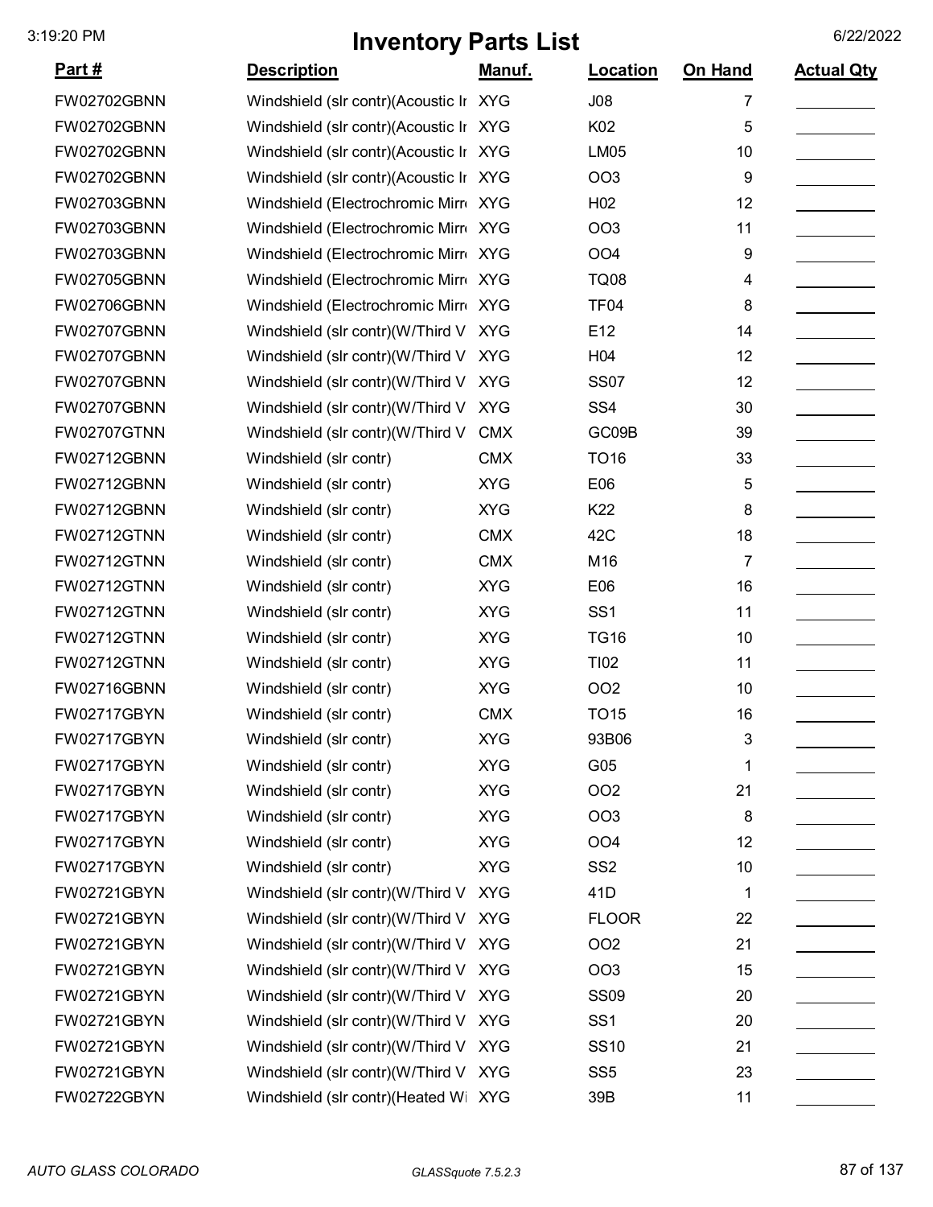# Inventory Parts List

| Part # | Description | Manuf. | Location | On Hand | Actual Qty |
|---|---|---|---|---|---|
| FW02702GBNN | Windshield (slr contr)(Acoustic Ir | XYG | J08 | 7 | |
| FW02702GBNN | Windshield (slr contr)(Acoustic Ir | XYG | K02 | 5 | |
| FW02702GBNN | Windshield (slr contr)(Acoustic Ir | XYG | LM05 | 10 | |
| FW02702GBNN | Windshield (slr contr)(Acoustic Ir | XYG | OO3 | 9 | |
| FW02703GBNN | Windshield (Electrochromic Mirr | XYG | H02 | 12 | |
| FW02703GBNN | Windshield (Electrochromic Mirr | XYG | OO3 | 11 | |
| FW02703GBNN | Windshield (Electrochromic Mirr | XYG | OO4 | 9 | |
| FW02705GBNN | Windshield (Electrochromic Mirr | XYG | TQ08 | 4 | |
| FW02706GBNN | Windshield (Electrochromic Mirr | XYG | TF04 | 8 | |
| FW02707GBNN | Windshield (slr contr)(W/Third V | XYG | E12 | 14 | |
| FW02707GBNN | Windshield (slr contr)(W/Third V | XYG | H04 | 12 | |
| FW02707GBNN | Windshield (slr contr)(W/Third V | XYG | SS07 | 12 | |
| FW02707GBNN | Windshield (slr contr)(W/Third V | XYG | SS4 | 30 | |
| FW02707GTNN | Windshield (slr contr)(W/Third V | CMX | GC09B | 39 | |
| FW02712GBNN | Windshield (slr contr) | CMX | TO16 | 33 | |
| FW02712GBNN | Windshield (slr contr) | XYG | E06 | 5 | |
| FW02712GBNN | Windshield (slr contr) | XYG | K22 | 8 | |
| FW02712GTNN | Windshield (slr contr) | CMX | 42C | 18 | |
| FW02712GTNN | Windshield (slr contr) | CMX | M16 | 7 | |
| FW02712GTNN | Windshield (slr contr) | XYG | E06 | 16 | |
| FW02712GTNN | Windshield (slr contr) | XYG | SS1 | 11 | |
| FW02712GTNN | Windshield (slr contr) | XYG | TG16 | 10 | |
| FW02712GTNN | Windshield (slr contr) | XYG | TI02 | 11 | |
| FW02716GBNN | Windshield (slr contr) | XYG | OO2 | 10 | |
| FW02717GBYN | Windshield (slr contr) | CMX | TO15 | 16 | |
| FW02717GBYN | Windshield (slr contr) | XYG | 93B06 | 3 | |
| FW02717GBYN | Windshield (slr contr) | XYG | G05 | 1 | |
| FW02717GBYN | Windshield (slr contr) | XYG | OO2 | 21 | |
| FW02717GBYN | Windshield (slr contr) | XYG | OO3 | 8 | |
| FW02717GBYN | Windshield (slr contr) | XYG | OO4 | 12 | |
| FW02717GBYN | Windshield (slr contr) | XYG | SS2 | 10 | |
| FW02721GBYN | Windshield (slr contr)(W/Third V | XYG | 41D | 1 | |
| FW02721GBYN | Windshield (slr contr)(W/Third V | XYG | FLOOR | 22 | |
| FW02721GBYN | Windshield (slr contr)(W/Third V | XYG | OO2 | 21 | |
| FW02721GBYN | Windshield (slr contr)(W/Third V | XYG | OO3 | 15 | |
| FW02721GBYN | Windshield (slr contr)(W/Third V | XYG | SS09 | 20 | |
| FW02721GBYN | Windshield (slr contr)(W/Third V | XYG | SS1 | 20 | |
| FW02721GBYN | Windshield (slr contr)(W/Third V | XYG | SS10 | 21 | |
| FW02721GBYN | Windshield (slr contr)(W/Third V | XYG | SS5 | 23 | |
| FW02722GBYN | Windshield (slr contr)(Heated Wi | XYG | 39B | 11 | |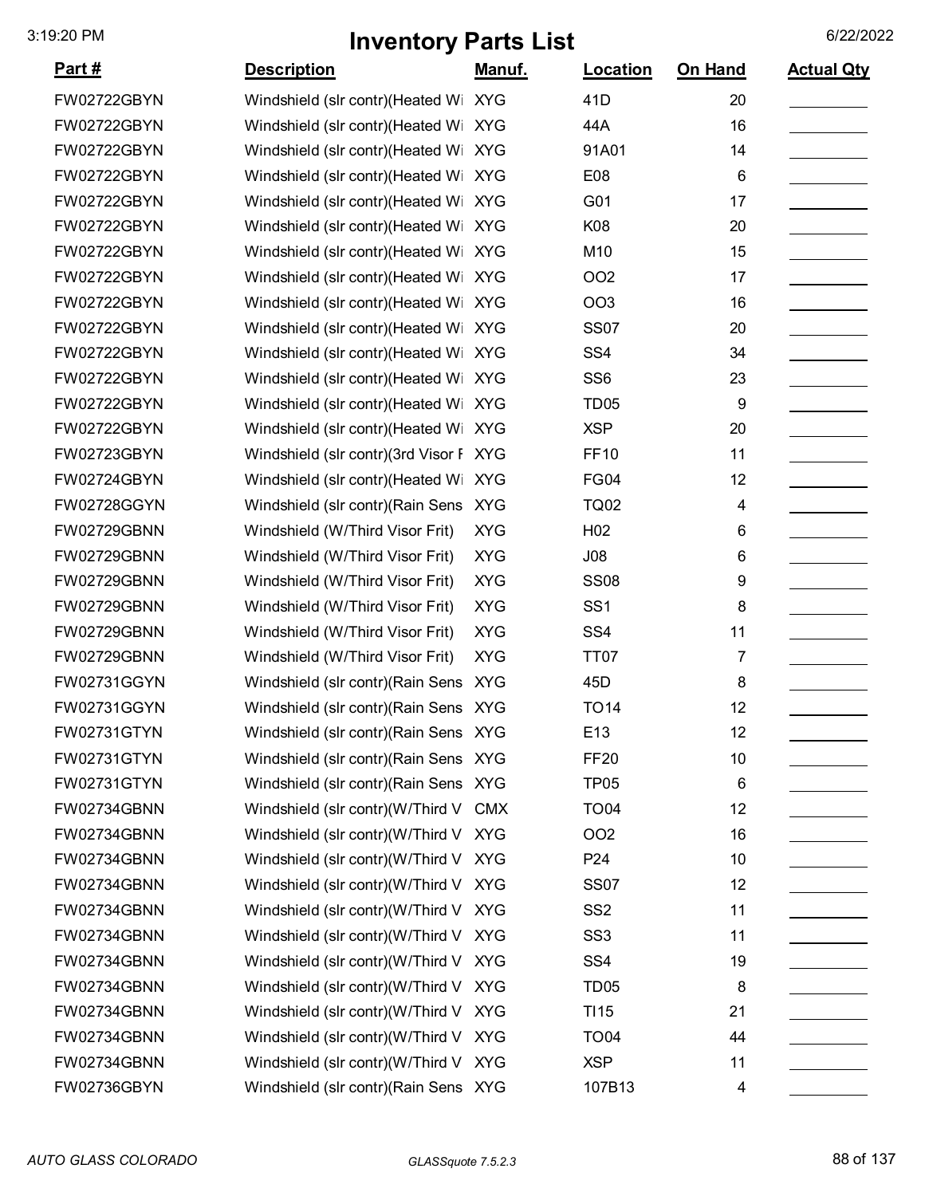# Inventory Parts List

| Part # | Description | Manuf. | Location | On Hand | Actual Qty |
|---|---|---|---|---|---|
| FW02722GBYN | Windshield (slr contr)(Heated Wi | XYG | 41D | 20 | |
| FW02722GBYN | Windshield (slr contr)(Heated Wi | XYG | 44A | 16 | |
| FW02722GBYN | Windshield (slr contr)(Heated Wi | XYG | 91A01 | 14 | |
| FW02722GBYN | Windshield (slr contr)(Heated Wi | XYG | E08 | 6 | |
| FW02722GBYN | Windshield (slr contr)(Heated Wi | XYG | G01 | 17 | |
| FW02722GBYN | Windshield (slr contr)(Heated Wi | XYG | K08 | 20 | |
| FW02722GBYN | Windshield (slr contr)(Heated Wi | XYG | M10 | 15 | |
| FW02722GBYN | Windshield (slr contr)(Heated Wi | XYG | OO2 | 17 | |
| FW02722GBYN | Windshield (slr contr)(Heated Wi | XYG | OO3 | 16 | |
| FW02722GBYN | Windshield (slr contr)(Heated Wi | XYG | SS07 | 20 | |
| FW02722GBYN | Windshield (slr contr)(Heated Wi | XYG | SS4 | 34 | |
| FW02722GBYN | Windshield (slr contr)(Heated Wi | XYG | SS6 | 23 | |
| FW02722GBYN | Windshield (slr contr)(Heated Wi | XYG | TD05 | 9 | |
| FW02722GBYN | Windshield (slr contr)(Heated Wi | XYG | XSP | 20 | |
| FW02723GBYN | Windshield (slr contr)(3rd Visor F | XYG | FF10 | 11 | |
| FW02724GBYN | Windshield (slr contr)(Heated Wi | XYG | FG04 | 12 | |
| FW02728GGYN | Windshield (slr contr)(Rain Sens | XYG | TQ02 | 4 | |
| FW02729GBNN | Windshield (W/Third Visor Frit) | XYG | H02 | 6 | |
| FW02729GBNN | Windshield (W/Third Visor Frit) | XYG | J08 | 6 | |
| FW02729GBNN | Windshield (W/Third Visor Frit) | XYG | SS08 | 9 | |
| FW02729GBNN | Windshield (W/Third Visor Frit) | XYG | SS1 | 8 | |
| FW02729GBNN | Windshield (W/Third Visor Frit) | XYG | SS4 | 11 | |
| FW02729GBNN | Windshield (W/Third Visor Frit) | XYG | TT07 | 7 | |
| FW02731GGYN | Windshield (slr contr)(Rain Sens | XYG | 45D | 8 | |
| FW02731GGYN | Windshield (slr contr)(Rain Sens | XYG | TO14 | 12 | |
| FW02731GTYN | Windshield (slr contr)(Rain Sens | XYG | E13 | 12 | |
| FW02731GTYN | Windshield (slr contr)(Rain Sens | XYG | FF20 | 10 | |
| FW02731GTYN | Windshield (slr contr)(Rain Sens | XYG | TP05 | 6 | |
| FW02734GBNN | Windshield (slr contr)(W/Third V | CMX | TO04 | 12 | |
| FW02734GBNN | Windshield (slr contr)(W/Third V | XYG | OO2 | 16 | |
| FW02734GBNN | Windshield (slr contr)(W/Third V | XYG | P24 | 10 | |
| FW02734GBNN | Windshield (slr contr)(W/Third V | XYG | SS07 | 12 | |
| FW02734GBNN | Windshield (slr contr)(W/Third V | XYG | SS2 | 11 | |
| FW02734GBNN | Windshield (slr contr)(W/Third V | XYG | SS3 | 11 | |
| FW02734GBNN | Windshield (slr contr)(W/Third V | XYG | SS4 | 19 | |
| FW02734GBNN | Windshield (slr contr)(W/Third V | XYG | TD05 | 8 | |
| FW02734GBNN | Windshield (slr contr)(W/Third V | XYG | TI15 | 21 | |
| FW02734GBNN | Windshield (slr contr)(W/Third V | XYG | TO04 | 44 | |
| FW02734GBNN | Windshield (slr contr)(W/Third V | XYG | XSP | 11 | |
| FW02736GBYN | Windshield (slr contr)(Rain Sens | XYG | 107B13 | 4 | |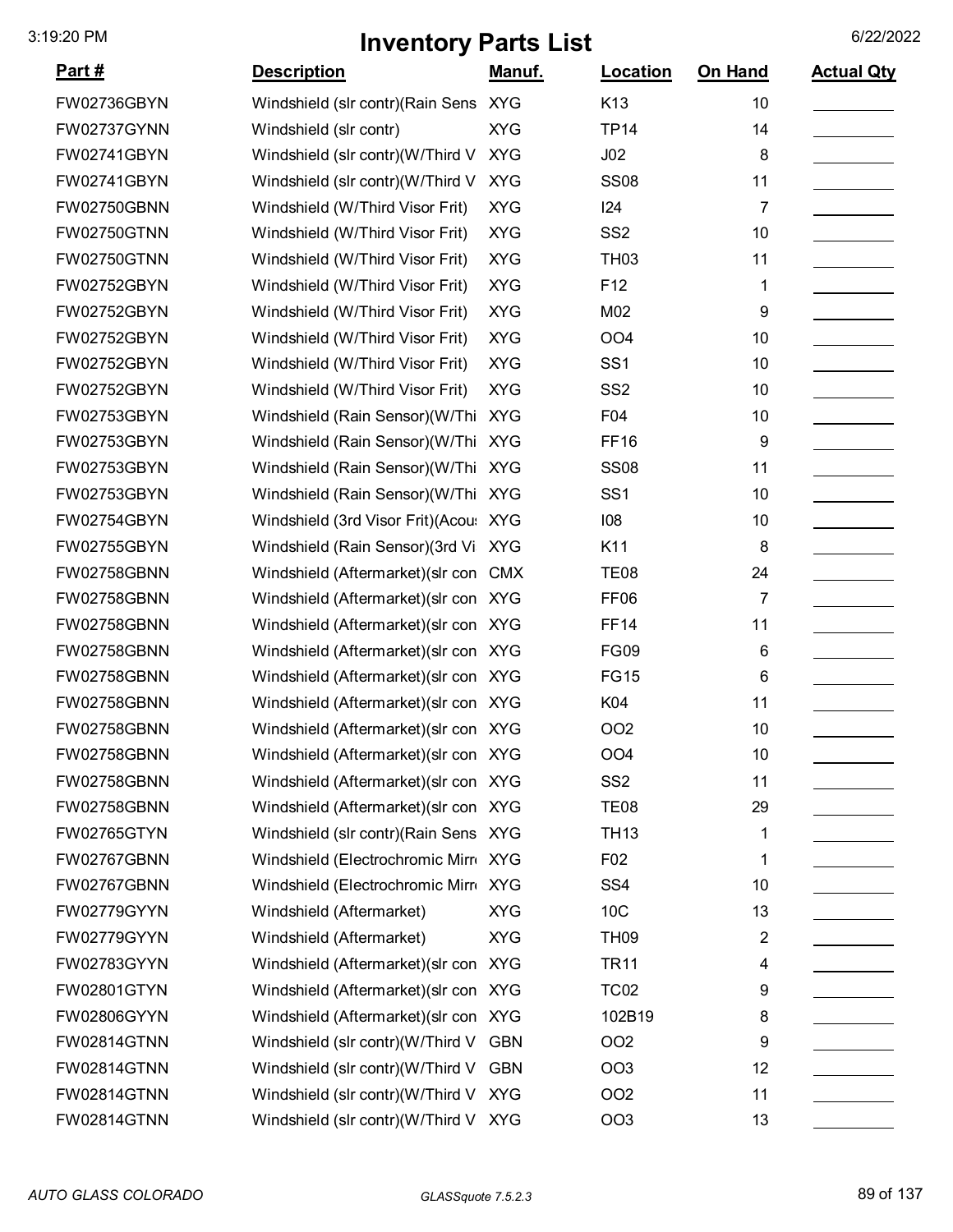# Inventory Parts List

| Part # | Description | Manuf. | Location | On Hand | Actual Qty |
|---|---|---|---|---|---|
| FW02736GBYN | Windshield (slr contr)(Rain Sens | XYG | K13 | 10 | |
| FW02737GYNN | Windshield (slr contr) | XYG | TP14 | 14 | |
| FW02741GBYN | Windshield (slr contr)(W/Third V | XYG | J02 | 8 | |
| FW02741GBYN | Windshield (slr contr)(W/Third V | XYG | SS08 | 11 | |
| FW02750GBNN | Windshield (W/Third Visor Frit) | XYG | I24 | 7 | |
| FW02750GTNN | Windshield (W/Third Visor Frit) | XYG | SS2 | 10 | |
| FW02750GTNN | Windshield (W/Third Visor Frit) | XYG | TH03 | 11 | |
| FW02752GBYN | Windshield (W/Third Visor Frit) | XYG | F12 | 1 | |
| FW02752GBYN | Windshield (W/Third Visor Frit) | XYG | M02 | 9 | |
| FW02752GBYN | Windshield (W/Third Visor Frit) | XYG | OO4 | 10 | |
| FW02752GBYN | Windshield (W/Third Visor Frit) | XYG | SS1 | 10 | |
| FW02752GBYN | Windshield (W/Third Visor Frit) | XYG | SS2 | 10 | |
| FW02753GBYN | Windshield (Rain Sensor)(W/Thi | XYG | F04 | 10 | |
| FW02753GBYN | Windshield (Rain Sensor)(W/Thi | XYG | FF16 | 9 | |
| FW02753GBYN | Windshield (Rain Sensor)(W/Thi | XYG | SS08 | 11 | |
| FW02753GBYN | Windshield (Rain Sensor)(W/Thi | XYG | SS1 | 10 | |
| FW02754GBYN | Windshield (3rd Visor Frit)(Acou | XYG | I08 | 10 | |
| FW02755GBYN | Windshield (Rain Sensor)(3rd Vi | XYG | K11 | 8 | |
| FW02758GBNN | Windshield (Aftermarket)(slr con | CMX | TE08 | 24 | |
| FW02758GBNN | Windshield (Aftermarket)(slr con | XYG | FF06 | 7 | |
| FW02758GBNN | Windshield (Aftermarket)(slr con | XYG | FF14 | 11 | |
| FW02758GBNN | Windshield (Aftermarket)(slr con | XYG | FG09 | 6 | |
| FW02758GBNN | Windshield (Aftermarket)(slr con | XYG | FG15 | 6 | |
| FW02758GBNN | Windshield (Aftermarket)(slr con | XYG | K04 | 11 | |
| FW02758GBNN | Windshield (Aftermarket)(slr con | XYG | OO2 | 10 | |
| FW02758GBNN | Windshield (Aftermarket)(slr con | XYG | OO4 | 10 | |
| FW02758GBNN | Windshield (Aftermarket)(slr con | XYG | SS2 | 11 | |
| FW02758GBNN | Windshield (Aftermarket)(slr con | XYG | TE08 | 29 | |
| FW02765GTYN | Windshield (slr contr)(Rain Sens | XYG | TH13 | 1 | |
| FW02767GBNN | Windshield (Electrochromic Mirr | XYG | F02 | 1 | |
| FW02767GBNN | Windshield (Electrochromic Mirr | XYG | SS4 | 10 | |
| FW02779GYYN | Windshield (Aftermarket) | XYG | 10C | 13 | |
| FW02779GYYN | Windshield (Aftermarket) | XYG | TH09 | 2 | |
| FW02783GYYN | Windshield (Aftermarket)(slr con | XYG | TR11 | 4 | |
| FW02801GTYN | Windshield (Aftermarket)(slr con | XYG | TC02 | 9 | |
| FW02806GYYN | Windshield (Aftermarket)(slr con | XYG | 102B19 | 8 | |
| FW02814GTNN | Windshield (slr contr)(W/Third V | GBN | OO2 | 9 | |
| FW02814GTNN | Windshield (slr contr)(W/Third V | GBN | OO3 | 12 | |
| FW02814GTNN | Windshield (slr contr)(W/Third V | XYG | OO2 | 11 | |
| FW02814GTNN | Windshield (slr contr)(W/Third V | XYG | OO3 | 13 | |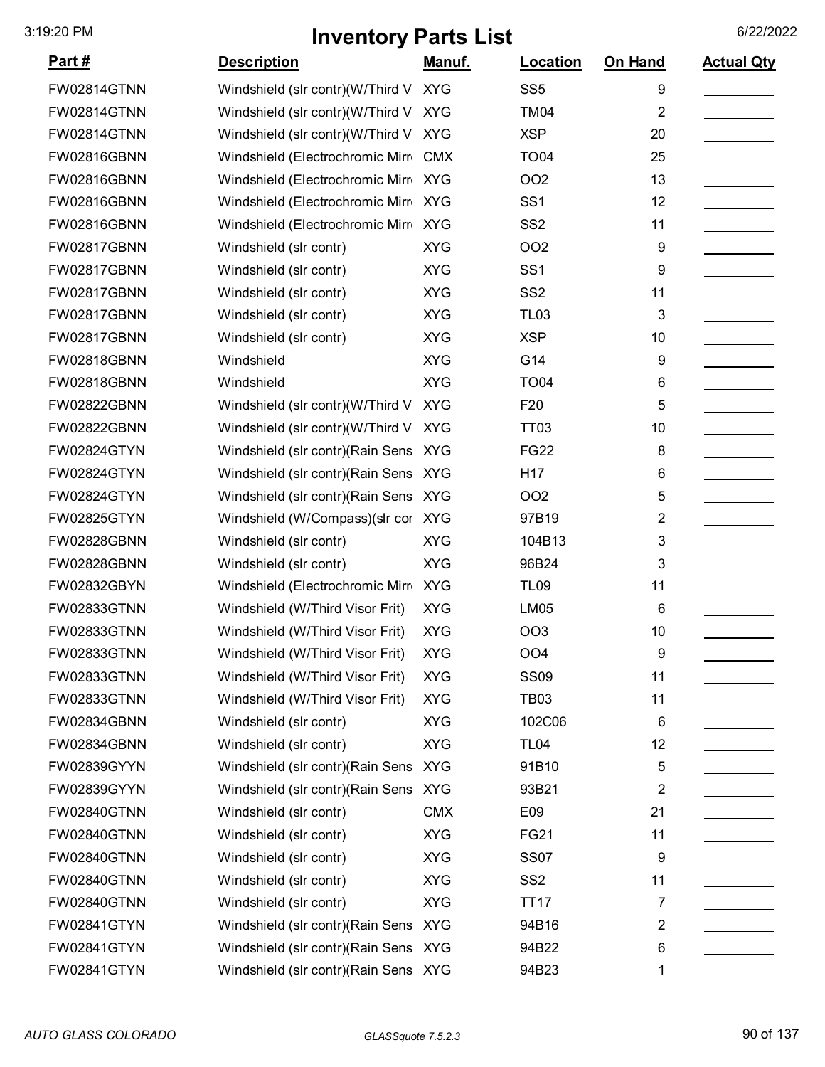# Inventory Parts List

3:19:20 PM 6/22/2022

| Part # | Description | Manuf. | Location | On Hand | Actual Qty |
|---|---|---|---|---|---|
| FW02814GTNN | Windshield (slr contr)(W/Third V | XYG | SS5 | 9 | |
| FW02814GTNN | Windshield (slr contr)(W/Third V | XYG | TM04 | 2 | |
| FW02814GTNN | Windshield (slr contr)(W/Third V | XYG | XSP | 20 | |
| FW02816GBNN | Windshield (Electrochromic Mirr | CMX | TO04 | 25 | |
| FW02816GBNN | Windshield (Electrochromic Mirr | XYG | OO2 | 13 | |
| FW02816GBNN | Windshield (Electrochromic Mirr | XYG | SS1 | 12 | |
| FW02816GBNN | Windshield (Electrochromic Mirr | XYG | SS2 | 11 | |
| FW02817GBNN | Windshield (slr contr) | XYG | OO2 | 9 | |
| FW02817GBNN | Windshield (slr contr) | XYG | SS1 | 9 | |
| FW02817GBNN | Windshield (slr contr) | XYG | SS2 | 11 | |
| FW02817GBNN | Windshield (slr contr) | XYG | TL03 | 3 | |
| FW02817GBNN | Windshield (slr contr) | XYG | XSP | 10 | |
| FW02818GBNN | Windshield | XYG | G14 | 9 | |
| FW02818GBNN | Windshield | XYG | TO04 | 6 | |
| FW02822GBNN | Windshield (slr contr)(W/Third V | XYG | F20 | 5 | |
| FW02822GBNN | Windshield (slr contr)(W/Third V | XYG | TT03 | 10 | |
| FW02824GTYN | Windshield (slr contr)(Rain Sens | XYG | FG22 | 8 | |
| FW02824GTYN | Windshield (slr contr)(Rain Sens | XYG | H17 | 6 | |
| FW02824GTYN | Windshield (slr contr)(Rain Sens | XYG | OO2 | 5 | |
| FW02825GTYN | Windshield (W/Compass)(slr cor | XYG | 97B19 | 2 | |
| FW02828GBNN | Windshield (slr contr) | XYG | 104B13 | 3 | |
| FW02828GBNN | Windshield (slr contr) | XYG | 96B24 | 3 | |
| FW02832GBYN | Windshield (Electrochromic Mirr | XYG | TL09 | 11 | |
| FW02833GTNN | Windshield (W/Third Visor Frit) | XYG | LM05 | 6 | |
| FW02833GTNN | Windshield (W/Third Visor Frit) | XYG | OO3 | 10 | |
| FW02833GTNN | Windshield (W/Third Visor Frit) | XYG | OO4 | 9 | |
| FW02833GTNN | Windshield (W/Third Visor Frit) | XYG | SS09 | 11 | |
| FW02833GTNN | Windshield (W/Third Visor Frit) | XYG | TB03 | 11 | |
| FW02834GBNN | Windshield (slr contr) | XYG | 102C06 | 6 | |
| FW02834GBNN | Windshield (slr contr) | XYG | TL04 | 12 | |
| FW02839GYYN | Windshield (slr contr)(Rain Sens | XYG | 91B10 | 5 | |
| FW02839GYYN | Windshield (slr contr)(Rain Sens | XYG | 93B21 | 2 | |
| FW02840GTNN | Windshield (slr contr) | CMX | E09 | 21 | |
| FW02840GTNN | Windshield (slr contr) | XYG | FG21 | 11 | |
| FW02840GTNN | Windshield (slr contr) | XYG | SS07 | 9 | |
| FW02840GTNN | Windshield (slr contr) | XYG | SS2 | 11 | |
| FW02840GTNN | Windshield (slr contr) | XYG | TT17 | 7 | |
| FW02841GTYN | Windshield (slr contr)(Rain Sens | XYG | 94B16 | 2 | |
| FW02841GTYN | Windshield (slr contr)(Rain Sens | XYG | 94B22 | 6 | |
| FW02841GTYN | Windshield (slr contr)(Rain Sens | XYG | 94B23 | 1 | |

*AUTO GLASS COLORADO* *GLASSquote 7.5.2.3*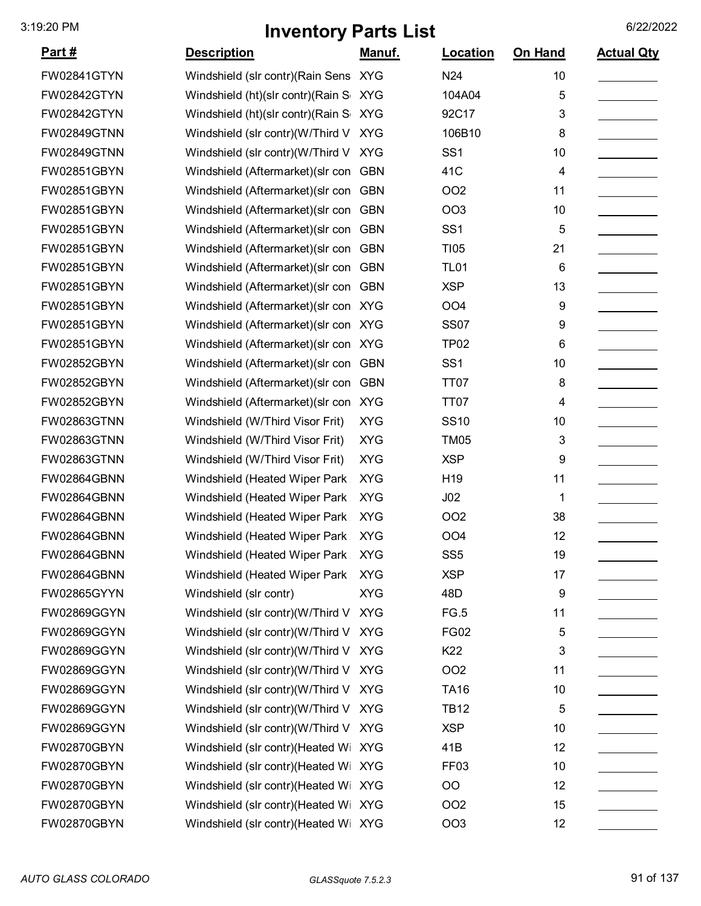# Inventory Parts List

| Part # | Description | Manuf. | Location | On Hand | Actual Qty |
|---|---|---|---|---|---|
| FW02841GTYN | Windshield (slr contr)(Rain Sens | XYG | N24 | 10 | |
| FW02842GTYN | Windshield (ht)(slr contr)(Rain S | XYG | 104A04 | 5 | |
| FW02842GTYN | Windshield (ht)(slr contr)(Rain S | XYG | 92C17 | 3 | |
| FW02849GTNN | Windshield (slr contr)(W/Third V | XYG | 106B10 | 8 | |
| FW02849GTNN | Windshield (slr contr)(W/Third V | XYG | SS1 | 10 | |
| FW02851GBYN | Windshield (Aftermarket)(slr con | GBN | 41C | 4 | |
| FW02851GBYN | Windshield (Aftermarket)(slr con | GBN | OO2 | 11 | |
| FW02851GBYN | Windshield (Aftermarket)(slr con | GBN | OO3 | 10 | |
| FW02851GBYN | Windshield (Aftermarket)(slr con | GBN | SS1 | 5 | |
| FW02851GBYN | Windshield (Aftermarket)(slr con | GBN | TI05 | 21 | |
| FW02851GBYN | Windshield (Aftermarket)(slr con | GBN | TL01 | 6 | |
| FW02851GBYN | Windshield (Aftermarket)(slr con | GBN | XSP | 13 | |
| FW02851GBYN | Windshield (Aftermarket)(slr con | XYG | OO4 | 9 | |
| FW02851GBYN | Windshield (Aftermarket)(slr con | XYG | SS07 | 9 | |
| FW02851GBYN | Windshield (Aftermarket)(slr con | XYG | TP02 | 6 | |
| FW02852GBYN | Windshield (Aftermarket)(slr con | GBN | SS1 | 10 | |
| FW02852GBYN | Windshield (Aftermarket)(slr con | GBN | TT07 | 8 | |
| FW02852GBYN | Windshield (Aftermarket)(slr con | XYG | TT07 | 4 | |
| FW02863GTNN | Windshield (W/Third Visor Frit) | XYG | SS10 | 10 | |
| FW02863GTNN | Windshield (W/Third Visor Frit) | XYG | TM05 | 3 | |
| FW02863GTNN | Windshield (W/Third Visor Frit) | XYG | XSP | 9 | |
| FW02864GBNN | Windshield (Heated Wiper Park | XYG | H19 | 11 | |
| FW02864GBNN | Windshield (Heated Wiper Park | XYG | J02 | 1 | |
| FW02864GBNN | Windshield (Heated Wiper Park | XYG | OO2 | 38 | |
| FW02864GBNN | Windshield (Heated Wiper Park | XYG | OO4 | 12 | |
| FW02864GBNN | Windshield (Heated Wiper Park | XYG | SS5 | 19 | |
| FW02864GBNN | Windshield (Heated Wiper Park | XYG | XSP | 17 | |
| FW02865GYYN | Windshield (slr contr) | XYG | 48D | 9 | |
| FW02869GGYN | Windshield (slr contr)(W/Third V | XYG | FG.5 | 11 | |
| FW02869GGYN | Windshield (slr contr)(W/Third V | XYG | FG02 | 5 | |
| FW02869GGYN | Windshield (slr contr)(W/Third V | XYG | K22 | 3 | |
| FW02869GGYN | Windshield (slr contr)(W/Third V | XYG | OO2 | 11 | |
| FW02869GGYN | Windshield (slr contr)(W/Third V | XYG | TA16 | 10 | |
| FW02869GGYN | Windshield (slr contr)(W/Third V | XYG | TB12 | 5 | |
| FW02869GGYN | Windshield (slr contr)(W/Third V | XYG | XSP | 10 | |
| FW02870GBYN | Windshield (slr contr)(Heated Wi | XYG | 41B | 12 | |
| FW02870GBYN | Windshield (slr contr)(Heated Wi | XYG | FF03 | 10 | |
| FW02870GBYN | Windshield (slr contr)(Heated Wi | XYG | OO | 12 | |
| FW02870GBYN | Windshield (slr contr)(Heated Wi | XYG | OO2 | 15 | |
| FW02870GBYN | Windshield (slr contr)(Heated Wi | XYG | OO3 | 12 | |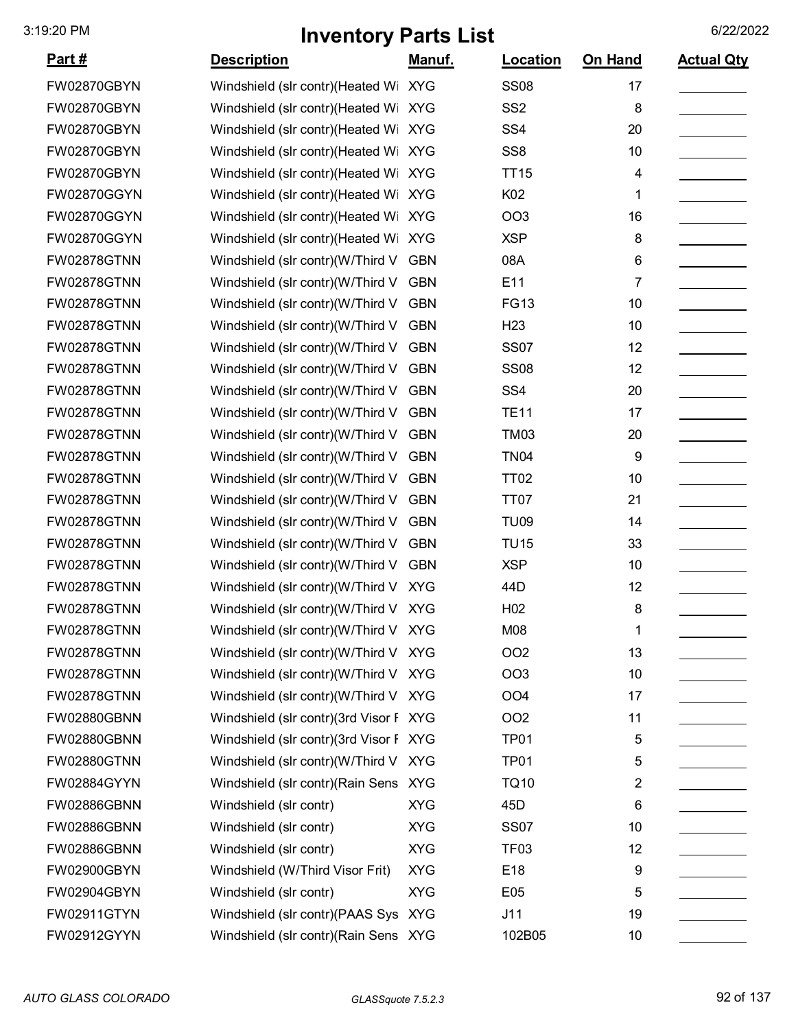# Inventory Parts List

3:19:20 PM — 6/22/2022

| Part # | Description | Manuf. | Location | On Hand | Actual Qty |
|---|---|---|---|---|---|
| FW02870GBYN | Windshield (slr contr)(Heated Wi | XYG | SS08 | 17 | |
| FW02870GBYN | Windshield (slr contr)(Heated Wi | XYG | SS2 | 8 | |
| FW02870GBYN | Windshield (slr contr)(Heated Wi | XYG | SS4 | 20 | |
| FW02870GBYN | Windshield (slr contr)(Heated Wi | XYG | SS8 | 10 | |
| FW02870GBYN | Windshield (slr contr)(Heated Wi | XYG | TT15 | 4 | |
| FW02870GGYN | Windshield (slr contr)(Heated Wi | XYG | K02 | 1 | |
| FW02870GGYN | Windshield (slr contr)(Heated Wi | XYG | OO3 | 16 | |
| FW02870GGYN | Windshield (slr contr)(Heated Wi | XYG | XSP | 8 | |
| FW02878GTNN | Windshield (slr contr)(W/Third V | GBN | 08A | 6 | |
| FW02878GTNN | Windshield (slr contr)(W/Third V | GBN | E11 | 7 | |
| FW02878GTNN | Windshield (slr contr)(W/Third V | GBN | FG13 | 10 | |
| FW02878GTNN | Windshield (slr contr)(W/Third V | GBN | H23 | 10 | |
| FW02878GTNN | Windshield (slr contr)(W/Third V | GBN | SS07 | 12 | |
| FW02878GTNN | Windshield (slr contr)(W/Third V | GBN | SS08 | 12 | |
| FW02878GTNN | Windshield (slr contr)(W/Third V | GBN | SS4 | 20 | |
| FW02878GTNN | Windshield (slr contr)(W/Third V | GBN | TE11 | 17 | |
| FW02878GTNN | Windshield (slr contr)(W/Third V | GBN | TM03 | 20 | |
| FW02878GTNN | Windshield (slr contr)(W/Third V | GBN | TN04 | 9 | |
| FW02878GTNN | Windshield (slr contr)(W/Third V | GBN | TT02 | 10 | |
| FW02878GTNN | Windshield (slr contr)(W/Third V | GBN | TT07 | 21 | |
| FW02878GTNN | Windshield (slr contr)(W/Third V | GBN | TU09 | 14 | |
| FW02878GTNN | Windshield (slr contr)(W/Third V | GBN | TU15 | 33 | |
| FW02878GTNN | Windshield (slr contr)(W/Third V | GBN | XSP | 10 | |
| FW02878GTNN | Windshield (slr contr)(W/Third V | XYG | 44D | 12 | |
| FW02878GTNN | Windshield (slr contr)(W/Third V | XYG | H02 | 8 | |
| FW02878GTNN | Windshield (slr contr)(W/Third V | XYG | M08 | 1 | |
| FW02878GTNN | Windshield (slr contr)(W/Third V | XYG | OO2 | 13 | |
| FW02878GTNN | Windshield (slr contr)(W/Third V | XYG | OO3 | 10 | |
| FW02878GTNN | Windshield (slr contr)(W/Third V | XYG | OO4 | 17 | |
| FW02880GBNN | Windshield (slr contr)(3rd Visor F | XYG | OO2 | 11 | |
| FW02880GBNN | Windshield (slr contr)(3rd Visor F | XYG | TP01 | 5 | |
| FW02880GTNN | Windshield (slr contr)(W/Third V | XYG | TP01 | 5 | |
| FW02884GYYN | Windshield (slr contr)(Rain Sens | XYG | TQ10 | 2 | |
| FW02886GBNN | Windshield (slr contr) | XYG | 45D | 6 | |
| FW02886GBNN | Windshield (slr contr) | XYG | SS07 | 10 | |
| FW02886GBNN | Windshield (slr contr) | XYG | TF03 | 12 | |
| FW02900GBYN | Windshield (W/Third Visor Frit) | XYG | E18 | 9 | |
| FW02904GBYN | Windshield (slr contr) | XYG | E05 | 5 | |
| FW02911GTYN | Windshield (slr contr)(PAAS Sys | XYG | J11 | 19 | |
| FW02912GYYN | Windshield (slr contr)(Rain Sens | XYG | 102B05 | 10 | |

*AUTO GLASS COLORADO* — *GLASSquote 7.5.2.3*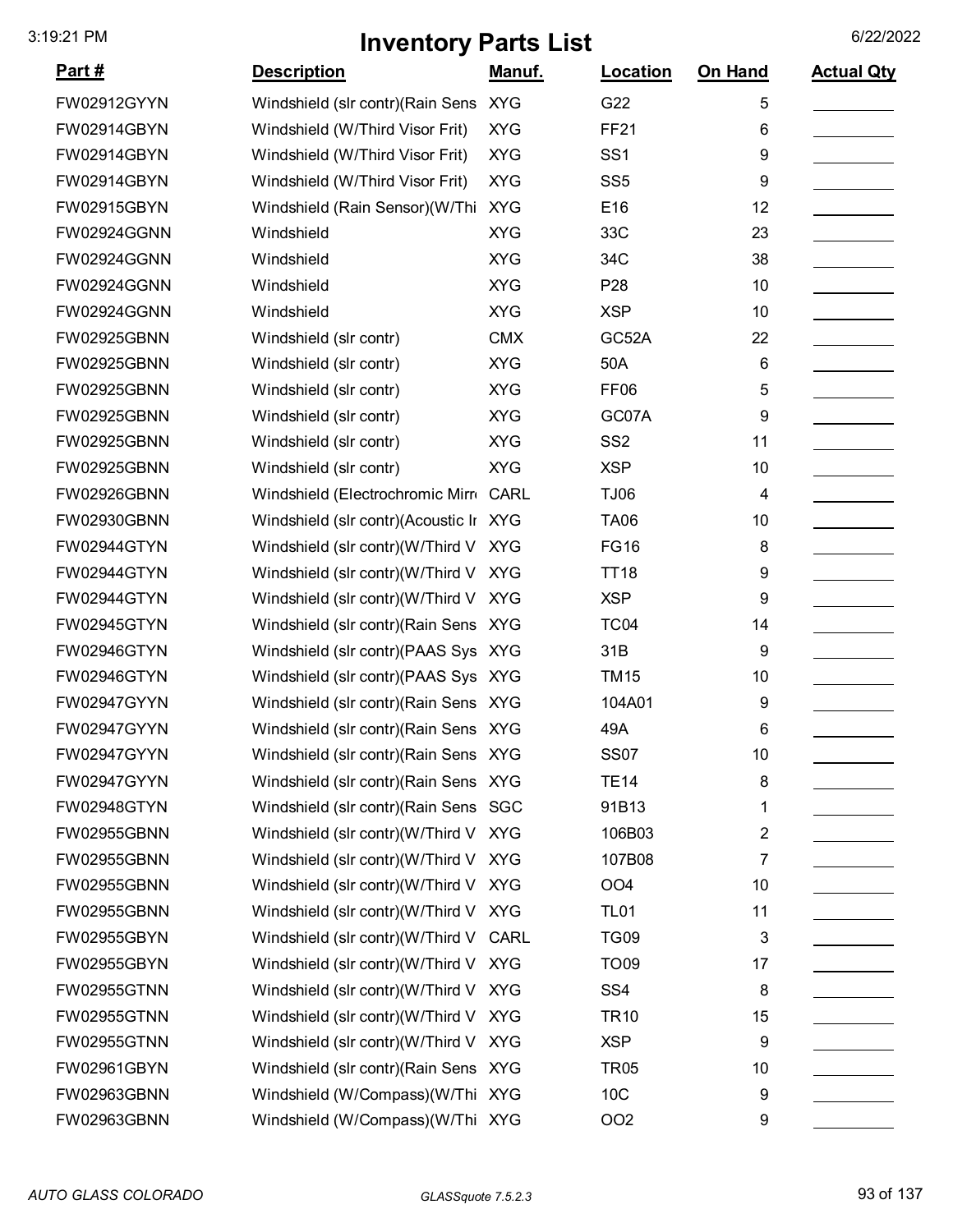# Inventory Parts List

| Part # | Description | Manuf. | Location | On Hand | Actual Qty |
|---|---|---|---|---|---|
| FW02912GYYN | Windshield (slr contr)(Rain Sens | XYG | G22 | 5 | |
| FW02914GBYN | Windshield (W/Third Visor Frit) | XYG | FF21 | 6 | |
| FW02914GBYN | Windshield (W/Third Visor Frit) | XYG | SS1 | 9 | |
| FW02914GBYN | Windshield (W/Third Visor Frit) | XYG | SS5 | 9 | |
| FW02915GBYN | Windshield (Rain Sensor)(W/Thi | XYG | E16 | 12 | |
| FW02924GGNN | Windshield | XYG | 33C | 23 | |
| FW02924GGNN | Windshield | XYG | 34C | 38 | |
| FW02924GGNN | Windshield | XYG | P28 | 10 | |
| FW02924GGNN | Windshield | XYG | XSP | 10 | |
| FW02925GBNN | Windshield (slr contr) | CMX | GC52A | 22 | |
| FW02925GBNN | Windshield (slr contr) | XYG | 50A | 6 | |
| FW02925GBNN | Windshield (slr contr) | XYG | FF06 | 5 | |
| FW02925GBNN | Windshield (slr contr) | XYG | GC07A | 9 | |
| FW02925GBNN | Windshield (slr contr) | XYG | SS2 | 11 | |
| FW02925GBNN | Windshield (slr contr) | XYG | XSP | 10 | |
| FW02926GBNN | Windshield (Electrochromic Mirr | CARL | TJ06 | 4 | |
| FW02930GBNN | Windshield (slr contr)(Acoustic Ir | XYG | TA06 | 10 | |
| FW02944GTYN | Windshield (slr contr)(W/Third V | XYG | FG16 | 8 | |
| FW02944GTYN | Windshield (slr contr)(W/Third V | XYG | TT18 | 9 | |
| FW02944GTYN | Windshield (slr contr)(W/Third V | XYG | XSP | 9 | |
| FW02945GTYN | Windshield (slr contr)(Rain Sens | XYG | TC04 | 14 | |
| FW02946GTYN | Windshield (slr contr)(PAAS Sys | XYG | 31B | 9 | |
| FW02946GTYN | Windshield (slr contr)(PAAS Sys | XYG | TM15 | 10 | |
| FW02947GYYN | Windshield (slr contr)(Rain Sens | XYG | 104A01 | 9 | |
| FW02947GYYN | Windshield (slr contr)(Rain Sens | XYG | 49A | 6 | |
| FW02947GYYN | Windshield (slr contr)(Rain Sens | XYG | SS07 | 10 | |
| FW02947GYYN | Windshield (slr contr)(Rain Sens | XYG | TE14 | 8 | |
| FW02948GTYN | Windshield (slr contr)(Rain Sens | SGC | 91B13 | 1 | |
| FW02955GBNN | Windshield (slr contr)(W/Third V | XYG | 106B03 | 2 | |
| FW02955GBNN | Windshield (slr contr)(W/Third V | XYG | 107B08 | 7 | |
| FW02955GBNN | Windshield (slr contr)(W/Third V | XYG | OO4 | 10 | |
| FW02955GBNN | Windshield (slr contr)(W/Third V | XYG | TL01 | 11 | |
| FW02955GBYN | Windshield (slr contr)(W/Third V | CARL | TG09 | 3 | |
| FW02955GBYN | Windshield (slr contr)(W/Third V | XYG | TO09 | 17 | |
| FW02955GTNN | Windshield (slr contr)(W/Third V | XYG | SS4 | 8 | |
| FW02955GTNN | Windshield (slr contr)(W/Third V | XYG | TR10 | 15 | |
| FW02955GTNN | Windshield (slr contr)(W/Third V | XYG | XSP | 9 | |
| FW02961GBYN | Windshield (slr contr)(Rain Sens | XYG | TR05 | 10 | |
| FW02963GBNN | Windshield (W/Compass)(W/Thi | XYG | 10C | 9 | |
| FW02963GBNN | Windshield (W/Compass)(W/Thi | XYG | OO2 | 9 | |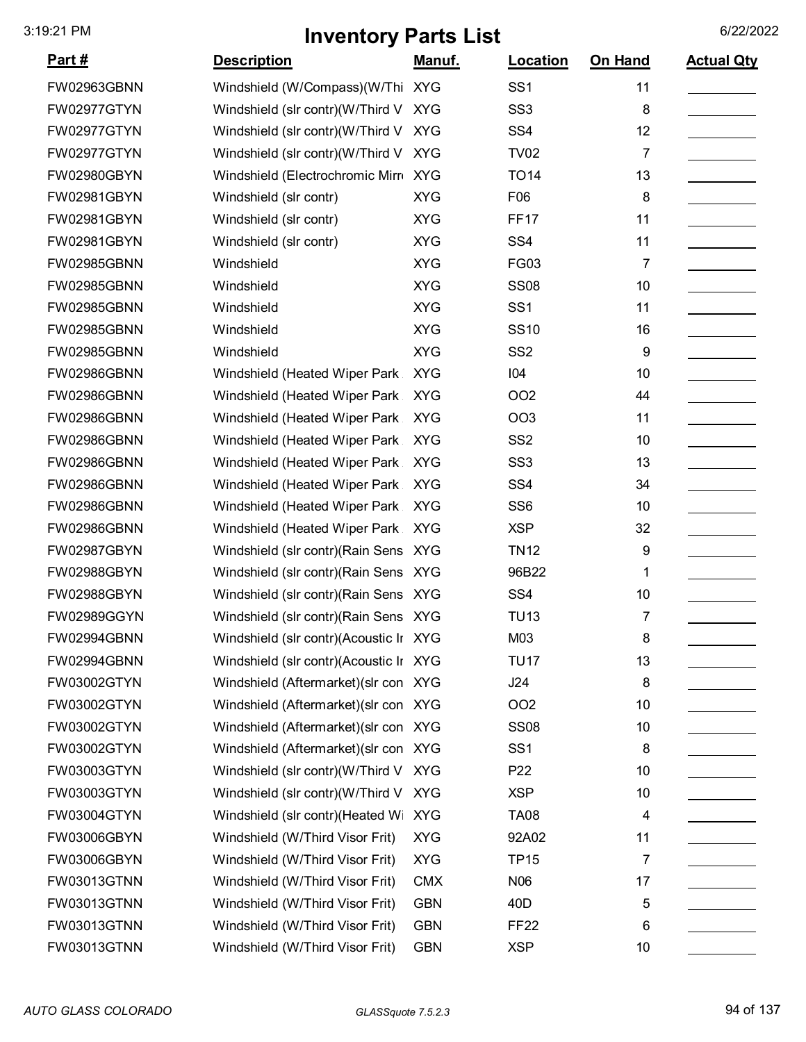# Inventory Parts List

| Part # | Description | Manuf. | Location | On Hand | Actual Qty |
|---|---|---|---|---|---|
| FW02963GBNN | Windshield (W/Compass)(W/Thi | XYG | SS1 | 11 | |
| FW02977GTYN | Windshield (slr contr)(W/Third V | XYG | SS3 | 8 | |
| FW02977GTYN | Windshield (slr contr)(W/Third V | XYG | SS4 | 12 | |
| FW02977GTYN | Windshield (slr contr)(W/Third V | XYG | TV02 | 7 | |
| FW02980GBYN | Windshield (Electrochromic Mirr | XYG | TO14 | 13 | |
| FW02981GBYN | Windshield (slr contr) | XYG | F06 | 8 | |
| FW02981GBYN | Windshield (slr contr) | XYG | FF17 | 11 | |
| FW02981GBYN | Windshield (slr contr) | XYG | SS4 | 11 | |
| FW02985GBNN | Windshield | XYG | FG03 | 7 | |
| FW02985GBNN | Windshield | XYG | SS08 | 10 | |
| FW02985GBNN | Windshield | XYG | SS1 | 11 | |
| FW02985GBNN | Windshield | XYG | SS10 | 16 | |
| FW02985GBNN | Windshield | XYG | SS2 | 9 | |
| FW02986GBNN | Windshield (Heated Wiper Park | XYG | I04 | 10 | |
| FW02986GBNN | Windshield (Heated Wiper Park | XYG | OO2 | 44 | |
| FW02986GBNN | Windshield (Heated Wiper Park | XYG | OO3 | 11 | |
| FW02986GBNN | Windshield (Heated Wiper Park | XYG | SS2 | 10 | |
| FW02986GBNN | Windshield (Heated Wiper Park | XYG | SS3 | 13 | |
| FW02986GBNN | Windshield (Heated Wiper Park | XYG | SS4 | 34 | |
| FW02986GBNN | Windshield (Heated Wiper Park | XYG | SS6 | 10 | |
| FW02986GBNN | Windshield (Heated Wiper Park | XYG | XSP | 32 | |
| FW02987GBYN | Windshield (slr contr)(Rain Sens | XYG | TN12 | 9 | |
| FW02988GBYN | Windshield (slr contr)(Rain Sens | XYG | 96B22 | 1 | |
| FW02988GBYN | Windshield (slr contr)(Rain Sens | XYG | SS4 | 10 | |
| FW02989GGYN | Windshield (slr contr)(Rain Sens | XYG | TU13 | 7 | |
| FW02994GBNN | Windshield (slr contr)(Acoustic In | XYG | M03 | 8 | |
| FW02994GBNN | Windshield (slr contr)(Acoustic In | XYG | TU17 | 13 | |
| FW03002GTYN | Windshield (Aftermarket)(slr con | XYG | J24 | 8 | |
| FW03002GTYN | Windshield (Aftermarket)(slr con | XYG | OO2 | 10 | |
| FW03002GTYN | Windshield (Aftermarket)(slr con | XYG | SS08 | 10 | |
| FW03002GTYN | Windshield (Aftermarket)(slr con | XYG | SS1 | 8 | |
| FW03003GTYN | Windshield (slr contr)(W/Third V | XYG | P22 | 10 | |
| FW03003GTYN | Windshield (slr contr)(W/Third V | XYG | XSP | 10 | |
| FW03004GTYN | Windshield (slr contr)(Heated Wi | XYG | TA08 | 4 | |
| FW03006GBYN | Windshield (W/Third Visor Frit) | XYG | 92A02 | 11 | |
| FW03006GBYN | Windshield (W/Third Visor Frit) | XYG | TP15 | 7 | |
| FW03013GTNN | Windshield (W/Third Visor Frit) | CMX | N06 | 17 | |
| FW03013GTNN | Windshield (W/Third Visor Frit) | GBN | 40D | 5 | |
| FW03013GTNN | Windshield (W/Third Visor Frit) | GBN | FF22 | 6 | |
| FW03013GTNN | Windshield (W/Third Visor Frit) | GBN | XSP | 10 | |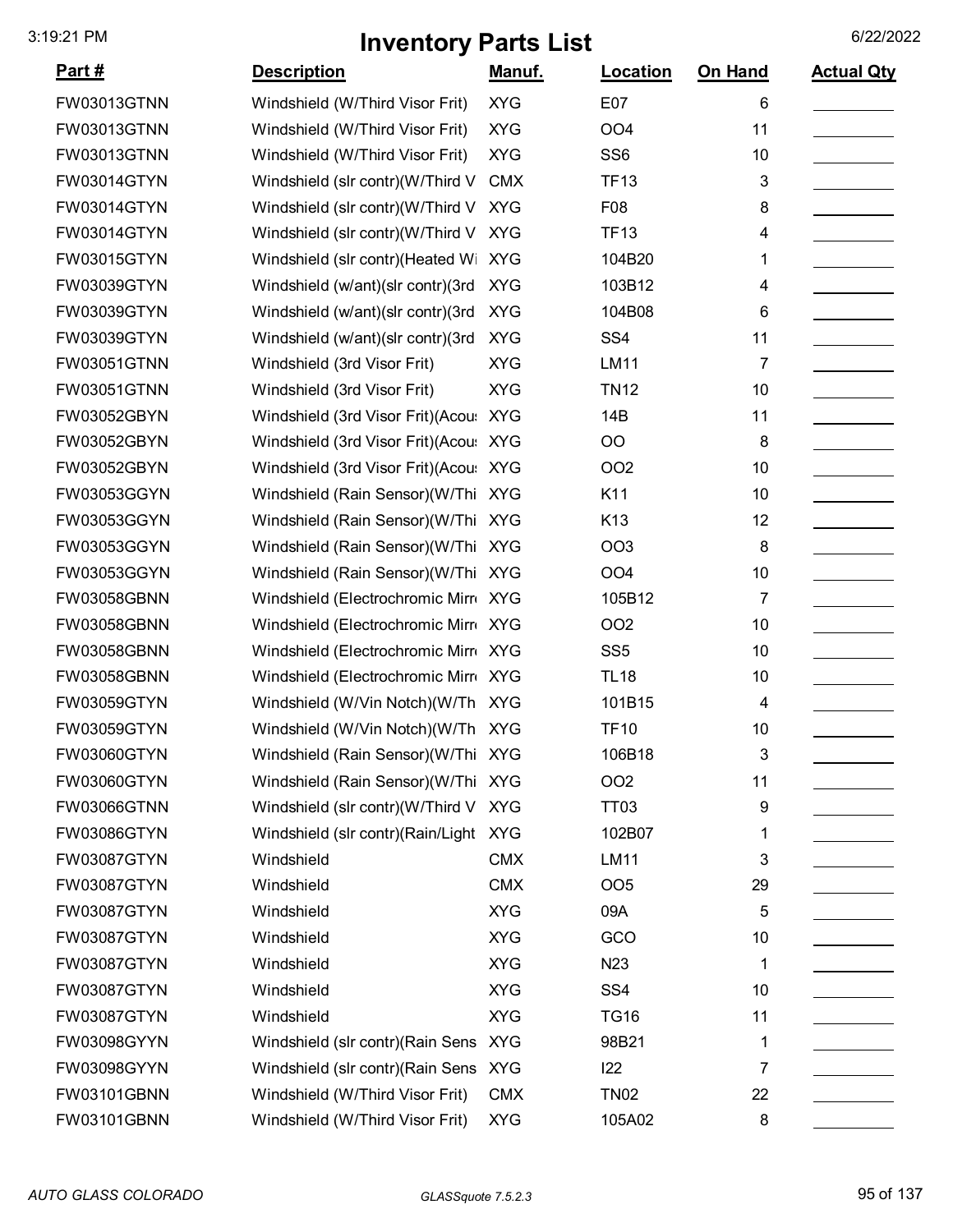# Inventory Parts List

| Part # | Description | Manuf. | Location | On Hand | Actual Qty |
|---|---|---|---|---|---|
| FW03013GTNN | Windshield (W/Third Visor Frit) | XYG | E07 | 6 | |
| FW03013GTNN | Windshield (W/Third Visor Frit) | XYG | OO4 | 11 | |
| FW03013GTNN | Windshield (W/Third Visor Frit) | XYG | SS6 | 10 | |
| FW03014GTYN | Windshield (slr contr)(W/Third V | CMX | TF13 | 3 | |
| FW03014GTYN | Windshield (slr contr)(W/Third V | XYG | F08 | 8 | |
| FW03014GTYN | Windshield (slr contr)(W/Third V | XYG | TF13 | 4 | |
| FW03015GTYN | Windshield (slr contr)(Heated Wi | XYG | 104B20 | 1 | |
| FW03039GTYN | Windshield (w/ant)(slr contr)(3rd | XYG | 103B12 | 4 | |
| FW03039GTYN | Windshield (w/ant)(slr contr)(3rd | XYG | 104B08 | 6 | |
| FW03039GTYN | Windshield (w/ant)(slr contr)(3rd | XYG | SS4 | 11 | |
| FW03051GTNN | Windshield (3rd Visor Frit) | XYG | LM11 | 7 | |
| FW03051GTNN | Windshield (3rd Visor Frit) | XYG | TN12 | 10 | |
| FW03052GBYN | Windshield (3rd Visor Frit)(Acous | XYG | 14B | 11 | |
| FW03052GBYN | Windshield (3rd Visor Frit)(Acous | XYG | OO | 8 | |
| FW03052GBYN | Windshield (3rd Visor Frit)(Acous | XYG | OO2 | 10 | |
| FW03053GGYN | Windshield (Rain Sensor)(W/Thi | XYG | K11 | 10 | |
| FW03053GGYN | Windshield (Rain Sensor)(W/Thi | XYG | K13 | 12 | |
| FW03053GGYN | Windshield (Rain Sensor)(W/Thi | XYG | OO3 | 8 | |
| FW03053GGYN | Windshield (Rain Sensor)(W/Thi | XYG | OO4 | 10 | |
| FW03058GBNN | Windshield (Electrochromic Mirr | XYG | 105B12 | 7 | |
| FW03058GBNN | Windshield (Electrochromic Mirr | XYG | OO2 | 10 | |
| FW03058GBNN | Windshield (Electrochromic Mirr | XYG | SS5 | 10 | |
| FW03058GBNN | Windshield (Electrochromic Mirr | XYG | TL18 | 10 | |
| FW03059GTYN | Windshield (W/Vin Notch)(W/Th | XYG | 101B15 | 4 | |
| FW03059GTYN | Windshield (W/Vin Notch)(W/Th | XYG | TF10 | 10 | |
| FW03060GTYN | Windshield (Rain Sensor)(W/Thi | XYG | 106B18 | 3 | |
| FW03060GTYN | Windshield (Rain Sensor)(W/Thi | XYG | OO2 | 11 | |
| FW03066GTNN | Windshield (slr contr)(W/Third V | XYG | TT03 | 9 | |
| FW03086GTYN | Windshield (slr contr)(Rain/Light | XYG | 102B07 | 1 | |
| FW03087GTYN | Windshield | CMX | LM11 | 3 | |
| FW03087GTYN | Windshield | CMX | OO5 | 29 | |
| FW03087GTYN | Windshield | XYG | 09A | 5 | |
| FW03087GTYN | Windshield | XYG | GCO | 10 | |
| FW03087GTYN | Windshield | XYG | N23 | 1 | |
| FW03087GTYN | Windshield | XYG | SS4 | 10 | |
| FW03087GTYN | Windshield | XYG | TG16 | 11 | |
| FW03098GYYN | Windshield (slr contr)(Rain Sens | XYG | 98B21 | 1 | |
| FW03098GYYN | Windshield (slr contr)(Rain Sens | XYG | I22 | 7 | |
| FW03101GBNN | Windshield (W/Third Visor Frit) | CMX | TN02 | 22 | |
| FW03101GBNN | Windshield (W/Third Visor Frit) | XYG | 105A02 | 8 | |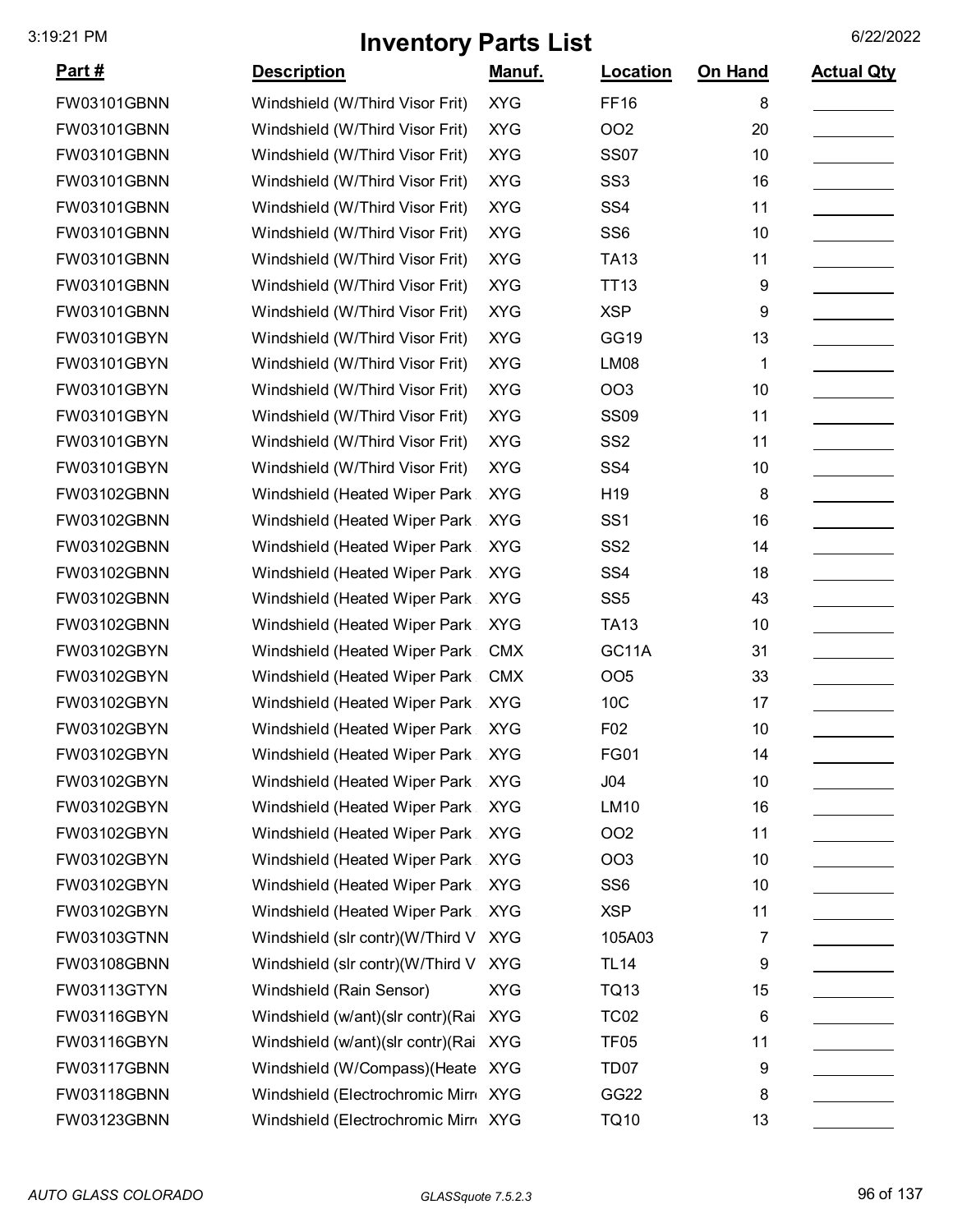# Inventory Parts List

| Part # | Description | Manuf. | Location | On Hand | Actual Qty |
|---|---|---|---|---|---|
| FW03101GBNN | Windshield (W/Third Visor Frit) | XYG | FF16 | 8 | |
| FW03101GBNN | Windshield (W/Third Visor Frit) | XYG | OO2 | 20 | |
| FW03101GBNN | Windshield (W/Third Visor Frit) | XYG | SS07 | 10 | |
| FW03101GBNN | Windshield (W/Third Visor Frit) | XYG | SS3 | 16 | |
| FW03101GBNN | Windshield (W/Third Visor Frit) | XYG | SS4 | 11 | |
| FW03101GBNN | Windshield (W/Third Visor Frit) | XYG | SS6 | 10 | |
| FW03101GBNN | Windshield (W/Third Visor Frit) | XYG | TA13 | 11 | |
| FW03101GBNN | Windshield (W/Third Visor Frit) | XYG | TT13 | 9 | |
| FW03101GBNN | Windshield (W/Third Visor Frit) | XYG | XSP | 9 | |
| FW03101GBYN | Windshield (W/Third Visor Frit) | XYG | GG19 | 13 | |
| FW03101GBYN | Windshield (W/Third Visor Frit) | XYG | LM08 | 1 | |
| FW03101GBYN | Windshield (W/Third Visor Frit) | XYG | OO3 | 10 | |
| FW03101GBYN | Windshield (W/Third Visor Frit) | XYG | SS09 | 11 | |
| FW03101GBYN | Windshield (W/Third Visor Frit) | XYG | SS2 | 11 | |
| FW03101GBYN | Windshield (W/Third Visor Frit) | XYG | SS4 | 10 | |
| FW03102GBNN | Windshield (Heated Wiper Park | XYG | H19 | 8 | |
| FW03102GBNN | Windshield (Heated Wiper Park | XYG | SS1 | 16 | |
| FW03102GBNN | Windshield (Heated Wiper Park | XYG | SS2 | 14 | |
| FW03102GBNN | Windshield (Heated Wiper Park | XYG | SS4 | 18 | |
| FW03102GBNN | Windshield (Heated Wiper Park | XYG | SS5 | 43 | |
| FW03102GBNN | Windshield (Heated Wiper Park | XYG | TA13 | 10 | |
| FW03102GBYN | Windshield (Heated Wiper Park | CMX | GC11A | 31 | |
| FW03102GBYN | Windshield (Heated Wiper Park | CMX | OO5 | 33 | |
| FW03102GBYN | Windshield (Heated Wiper Park | XYG | 10C | 17 | |
| FW03102GBYN | Windshield (Heated Wiper Park | XYG | F02 | 10 | |
| FW03102GBYN | Windshield (Heated Wiper Park | XYG | FG01 | 14 | |
| FW03102GBYN | Windshield (Heated Wiper Park | XYG | J04 | 10 | |
| FW03102GBYN | Windshield (Heated Wiper Park | XYG | LM10 | 16 | |
| FW03102GBYN | Windshield (Heated Wiper Park | XYG | OO2 | 11 | |
| FW03102GBYN | Windshield (Heated Wiper Park | XYG | OO3 | 10 | |
| FW03102GBYN | Windshield (Heated Wiper Park | XYG | SS6 | 10 | |
| FW03102GBYN | Windshield (Heated Wiper Park | XYG | XSP | 11 | |
| FW03103GTNN | Windshield (slr contr)(W/Third V | XYG | 105A03 | 7 | |
| FW03108GBNN | Windshield (slr contr)(W/Third V | XYG | TL14 | 9 | |
| FW03113GTYN | Windshield (Rain Sensor) | XYG | TQ13 | 15 | |
| FW03116GBYN | Windshield (w/ant)(slr contr)(Rai | XYG | TC02 | 6 | |
| FW03116GBYN | Windshield (w/ant)(slr contr)(Rai | XYG | TF05 | 11 | |
| FW03117GBNN | Windshield (W/Compass)(Heate | XYG | TD07 | 9 | |
| FW03118GBNN | Windshield (Electrochromic Mirr | XYG | GG22 | 8 | |
| FW03123GBNN | Windshield (Electrochromic Mirr | XYG | TQ10 | 13 | |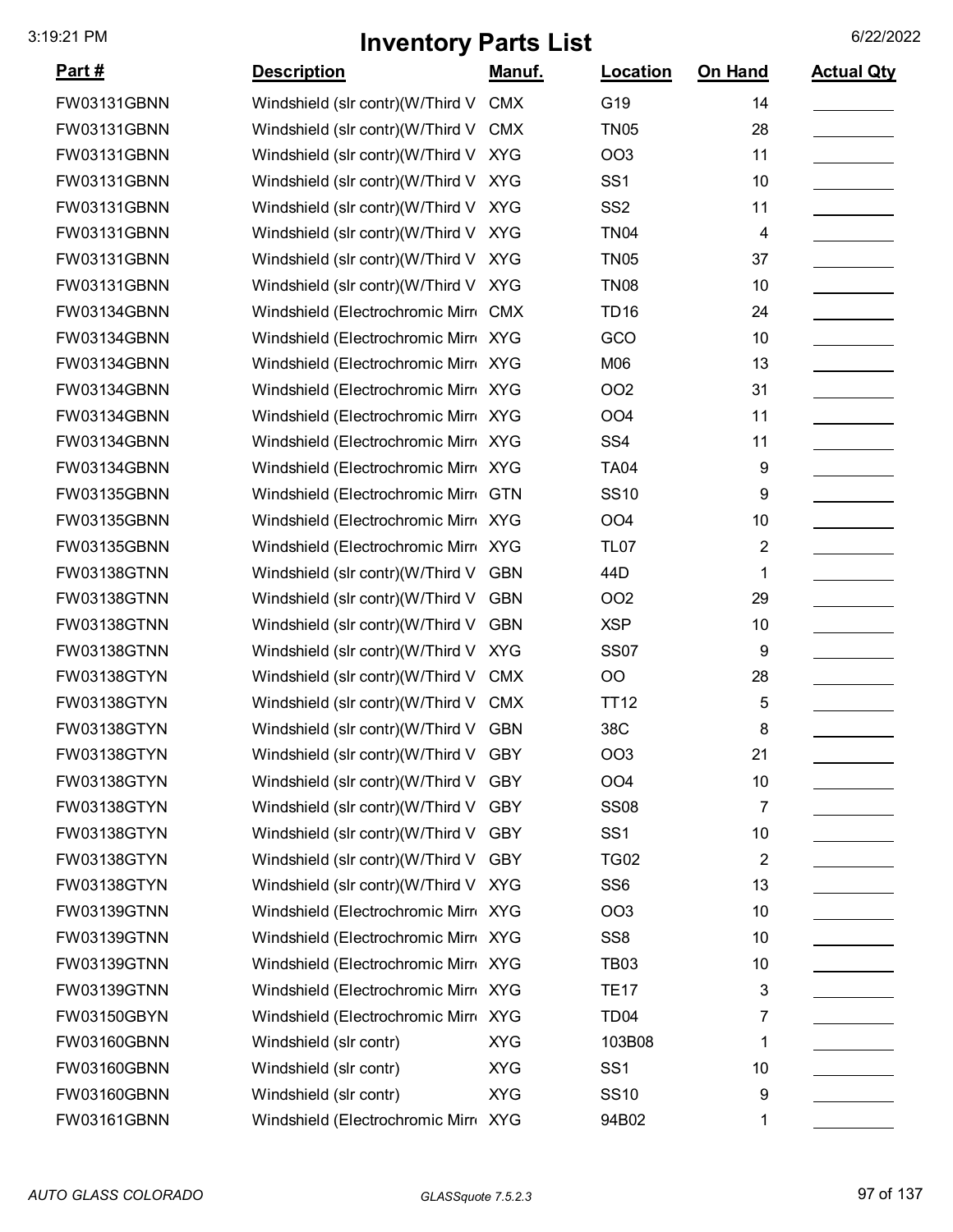# Inventory Parts List

| Part # | Description | Manuf. | Location | On Hand | Actual Qty |
|---|---|---|---|---|---|
| FW03131GBNN | Windshield (slr contr)(W/Third V | CMX | G19 | 14 | |
| FW03131GBNN | Windshield (slr contr)(W/Third V | CMX | TN05 | 28 | |
| FW03131GBNN | Windshield (slr contr)(W/Third V | XYG | OO3 | 11 | |
| FW03131GBNN | Windshield (slr contr)(W/Third V | XYG | SS1 | 10 | |
| FW03131GBNN | Windshield (slr contr)(W/Third V | XYG | SS2 | 11 | |
| FW03131GBNN | Windshield (slr contr)(W/Third V | XYG | TN04 | 4 | |
| FW03131GBNN | Windshield (slr contr)(W/Third V | XYG | TN05 | 37 | |
| FW03131GBNN | Windshield (slr contr)(W/Third V | XYG | TN08 | 10 | |
| FW03134GBNN | Windshield (Electrochromic Mirr | CMX | TD16 | 24 | |
| FW03134GBNN | Windshield (Electrochromic Mirr | XYG | GCO | 10 | |
| FW03134GBNN | Windshield (Electrochromic Mirr | XYG | M06 | 13 | |
| FW03134GBNN | Windshield (Electrochromic Mirr | XYG | OO2 | 31 | |
| FW03134GBNN | Windshield (Electrochromic Mirr | XYG | OO4 | 11 | |
| FW03134GBNN | Windshield (Electrochromic Mirr | XYG | SS4 | 11 | |
| FW03134GBNN | Windshield (Electrochromic Mirr | XYG | TA04 | 9 | |
| FW03135GBNN | Windshield (Electrochromic Mirr | GTN | SS10 | 9 | |
| FW03135GBNN | Windshield (Electrochromic Mirr | XYG | OO4 | 10 | |
| FW03135GBNN | Windshield (Electrochromic Mirr | XYG | TL07 | 2 | |
| FW03138GTNN | Windshield (slr contr)(W/Third V | GBN | 44D | 1 | |
| FW03138GTNN | Windshield (slr contr)(W/Third V | GBN | OO2 | 29 | |
| FW03138GTNN | Windshield (slr contr)(W/Third V | GBN | XSP | 10 | |
| FW03138GTNN | Windshield (slr contr)(W/Third V | XYG | SS07 | 9 | |
| FW03138GTYN | Windshield (slr contr)(W/Third V | CMX | OO | 28 | |
| FW03138GTYN | Windshield (slr contr)(W/Third V | CMX | TT12 | 5 | |
| FW03138GTYN | Windshield (slr contr)(W/Third V | GBN | 38C | 8 | |
| FW03138GTYN | Windshield (slr contr)(W/Third V | GBY | OO3 | 21 | |
| FW03138GTYN | Windshield (slr contr)(W/Third V | GBY | OO4 | 10 | |
| FW03138GTYN | Windshield (slr contr)(W/Third V | GBY | SS08 | 7 | |
| FW03138GTYN | Windshield (slr contr)(W/Third V | GBY | SS1 | 10 | |
| FW03138GTYN | Windshield (slr contr)(W/Third V | GBY | TG02 | 2 | |
| FW03138GTYN | Windshield (slr contr)(W/Third V | XYG | SS6 | 13 | |
| FW03139GTNN | Windshield (Electrochromic Mirr | XYG | OO3 | 10 | |
| FW03139GTNN | Windshield (Electrochromic Mirr | XYG | SS8 | 10 | |
| FW03139GTNN | Windshield (Electrochromic Mirr | XYG | TB03 | 10 | |
| FW03139GTNN | Windshield (Electrochromic Mirr | XYG | TE17 | 3 | |
| FW03150GBYN | Windshield (Electrochromic Mirr | XYG | TD04 | 7 | |
| FW03160GBNN | Windshield (slr contr) | XYG | 103B08 | 1 | |
| FW03160GBNN | Windshield (slr contr) | XYG | SS1 | 10 | |
| FW03160GBNN | Windshield (slr contr) | XYG | SS10 | 9 | |
| FW03161GBNN | Windshield (Electrochromic Mirr | XYG | 94B02 | 1 | |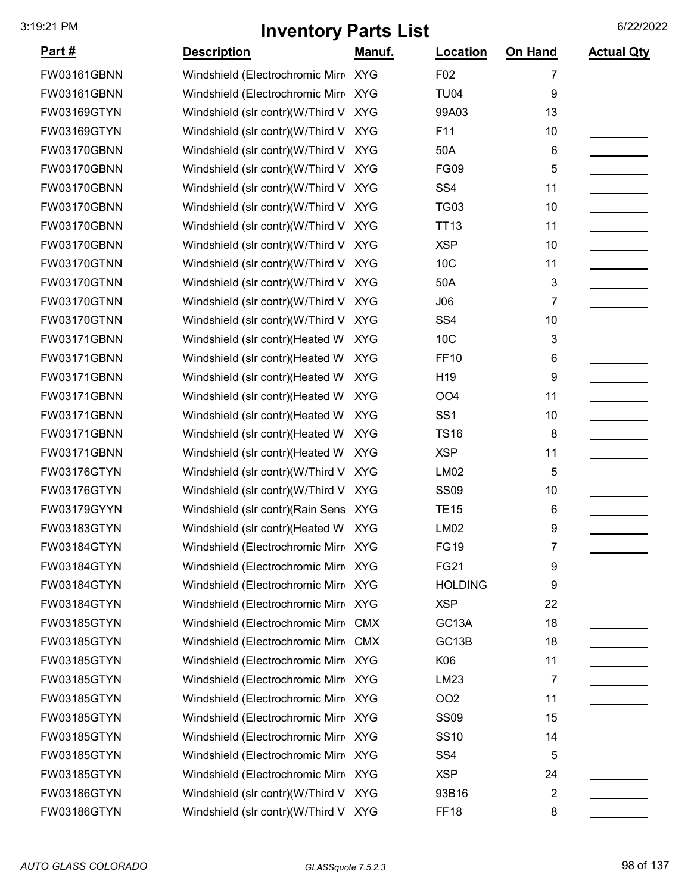# Inventory Parts List

| Part # | Description | Manuf. | Location | On Hand | Actual Qty |
|---|---|---|---|---|---|
| FW03161GBNN | Windshield (Electrochromic Mirr | XYG | F02 | 7 | |
| FW03161GBNN | Windshield (Electrochromic Mirr | XYG | TU04 | 9 | |
| FW03169GTYN | Windshield (slr contr)(W/Third V | XYG | 99A03 | 13 | |
| FW03169GTYN | Windshield (slr contr)(W/Third V | XYG | F11 | 10 | |
| FW03170GBNN | Windshield (slr contr)(W/Third V | XYG | 50A | 6 | |
| FW03170GBNN | Windshield (slr contr)(W/Third V | XYG | FG09 | 5 | |
| FW03170GBNN | Windshield (slr contr)(W/Third V | XYG | SS4 | 11 | |
| FW03170GBNN | Windshield (slr contr)(W/Third V | XYG | TG03 | 10 | |
| FW03170GBNN | Windshield (slr contr)(W/Third V | XYG | TT13 | 11 | |
| FW03170GBNN | Windshield (slr contr)(W/Third V | XYG | XSP | 10 | |
| FW03170GTNN | Windshield (slr contr)(W/Third V | XYG | 10C | 11 | |
| FW03170GTNN | Windshield (slr contr)(W/Third V | XYG | 50A | 3 | |
| FW03170GTNN | Windshield (slr contr)(W/Third V | XYG | J06 | 7 | |
| FW03170GTNN | Windshield (slr contr)(W/Third V | XYG | SS4 | 10 | |
| FW03171GBNN | Windshield (slr contr)(Heated Wi | XYG | 10C | 3 | |
| FW03171GBNN | Windshield (slr contr)(Heated Wi | XYG | FF10 | 6 | |
| FW03171GBNN | Windshield (slr contr)(Heated Wi | XYG | H19 | 9 | |
| FW03171GBNN | Windshield (slr contr)(Heated Wi | XYG | OO4 | 11 | |
| FW03171GBNN | Windshield (slr contr)(Heated Wi | XYG | SS1 | 10 | |
| FW03171GBNN | Windshield (slr contr)(Heated Wi | XYG | TS16 | 8 | |
| FW03171GBNN | Windshield (slr contr)(Heated Wi | XYG | XSP | 11 | |
| FW03176GTYN | Windshield (slr contr)(W/Third V | XYG | LM02 | 5 | |
| FW03176GTYN | Windshield (slr contr)(W/Third V | XYG | SS09 | 10 | |
| FW03179GYYN | Windshield (slr contr)(Rain Sens | XYG | TE15 | 6 | |
| FW03183GTYN | Windshield (slr contr)(Heated Wi | XYG | LM02 | 9 | |
| FW03184GTYN | Windshield (Electrochromic Mirr | XYG | FG19 | 7 | |
| FW03184GTYN | Windshield (Electrochromic Mirr | XYG | FG21 | 9 | |
| FW03184GTYN | Windshield (Electrochromic Mirr | XYG | HOLDING | 9 | |
| FW03184GTYN | Windshield (Electrochromic Mirr | XYG | XSP | 22 | |
| FW03185GTYN | Windshield (Electrochromic Mirr | CMX | GC13A | 18 | |
| FW03185GTYN | Windshield (Electrochromic Mirr | CMX | GC13B | 18 | |
| FW03185GTYN | Windshield (Electrochromic Mirr | XYG | K06 | 11 | |
| FW03185GTYN | Windshield (Electrochromic Mirr | XYG | LM23 | 7 | |
| FW03185GTYN | Windshield (Electrochromic Mirr | XYG | OO2 | 11 | |
| FW03185GTYN | Windshield (Electrochromic Mirr | XYG | SS09 | 15 | |
| FW03185GTYN | Windshield (Electrochromic Mirr | XYG | SS10 | 14 | |
| FW03185GTYN | Windshield (Electrochromic Mirr | XYG | SS4 | 5 | |
| FW03185GTYN | Windshield (Electrochromic Mirr | XYG | XSP | 24 | |
| FW03186GTYN | Windshield (slr contr)(W/Third V | XYG | 93B16 | 2 | |
| FW03186GTYN | Windshield (slr contr)(W/Third V | XYG | FF18 | 8 | |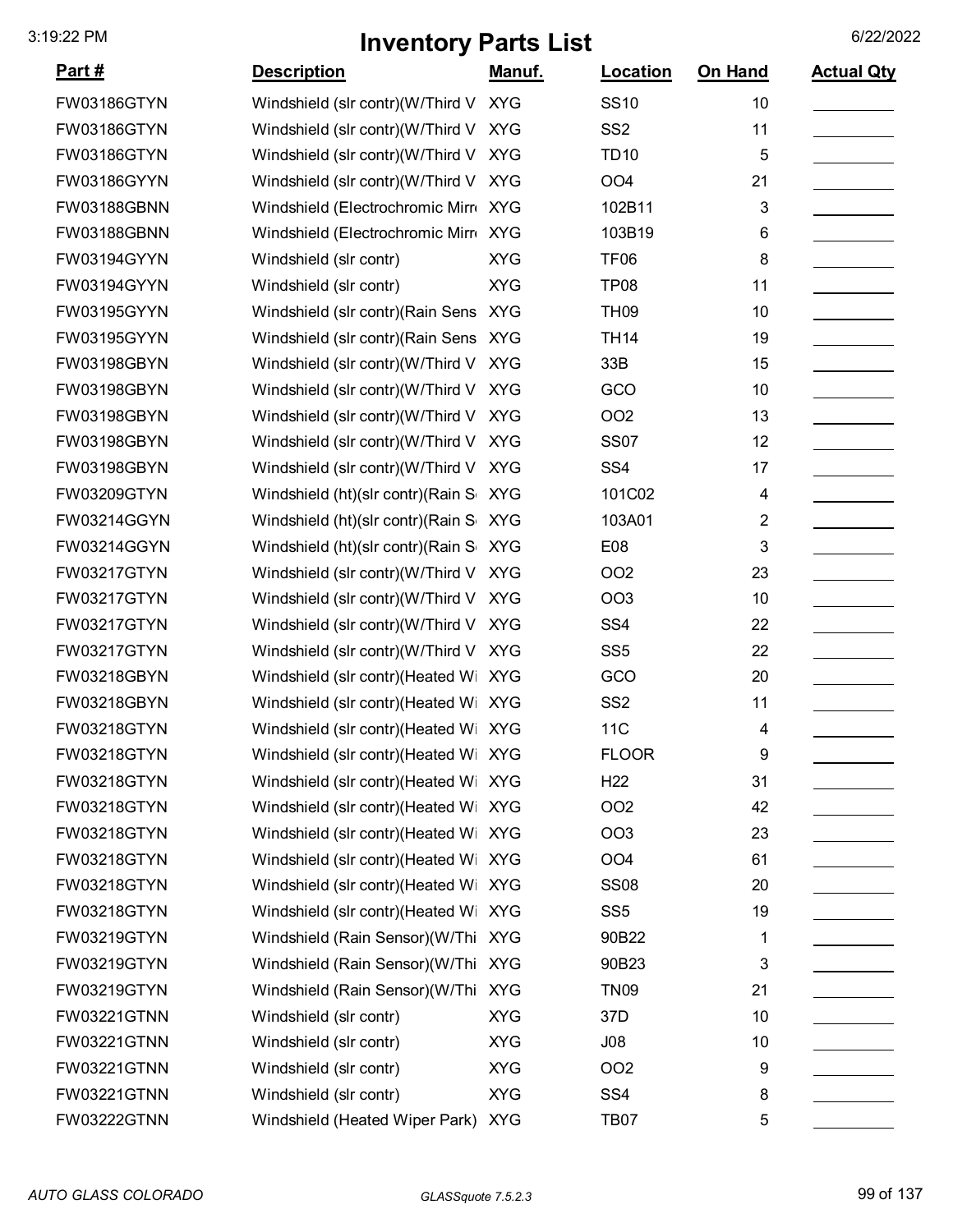# Inventory Parts List

| Part # | Description | Manuf. | Location | On Hand | Actual Qty |
|---|---|---|---|---|---|
| FW03186GTYN | Windshield (slr contr)(W/Third V | XYG | SS10 | 10 | |
| FW03186GTYN | Windshield (slr contr)(W/Third V | XYG | SS2 | 11 | |
| FW03186GTYN | Windshield (slr contr)(W/Third V | XYG | TD10 | 5 | |
| FW03186GYYN | Windshield (slr contr)(W/Third V | XYG | OO4 | 21 | |
| FW03188GBNN | Windshield (Electrochromic Mirr | XYG | 102B11 | 3 | |
| FW03188GBNN | Windshield (Electrochromic Mirr | XYG | 103B19 | 6 | |
| FW03194GYYN | Windshield (slr contr) | XYG | TF06 | 8 | |
| FW03194GYYN | Windshield (slr contr) | XYG | TP08 | 11 | |
| FW03195GYYN | Windshield (slr contr)(Rain Sens | XYG | TH09 | 10 | |
| FW03195GYYN | Windshield (slr contr)(Rain Sens | XYG | TH14 | 19 | |
| FW03198GBYN | Windshield (slr contr)(W/Third V | XYG | 33B | 15 | |
| FW03198GBYN | Windshield (slr contr)(W/Third V | XYG | GCO | 10 | |
| FW03198GBYN | Windshield (slr contr)(W/Third V | XYG | OO2 | 13 | |
| FW03198GBYN | Windshield (slr contr)(W/Third V | XYG | SS07 | 12 | |
| FW03198GBYN | Windshield (slr contr)(W/Third V | XYG | SS4 | 17 | |
| FW03209GTYN | Windshield (ht)(slr contr)(Rain S | XYG | 101C02 | 4 | |
| FW03214GGYN | Windshield (ht)(slr contr)(Rain S | XYG | 103A01 | 2 | |
| FW03214GGYN | Windshield (ht)(slr contr)(Rain S | XYG | E08 | 3 | |
| FW03217GTYN | Windshield (slr contr)(W/Third V | XYG | OO2 | 23 | |
| FW03217GTYN | Windshield (slr contr)(W/Third V | XYG | OO3 | 10 | |
| FW03217GTYN | Windshield (slr contr)(W/Third V | XYG | SS4 | 22 | |
| FW03217GTYN | Windshield (slr contr)(W/Third V | XYG | SS5 | 22 | |
| FW03218GBYN | Windshield (slr contr)(Heated Wi | XYG | GCO | 20 | |
| FW03218GBYN | Windshield (slr contr)(Heated Wi | XYG | SS2 | 11 | |
| FW03218GTYN | Windshield (slr contr)(Heated Wi | XYG | 11C | 4 | |
| FW03218GTYN | Windshield (slr contr)(Heated Wi | XYG | FLOOR | 9 | |
| FW03218GTYN | Windshield (slr contr)(Heated Wi | XYG | H22 | 31 | |
| FW03218GTYN | Windshield (slr contr)(Heated Wi | XYG | OO2 | 42 | |
| FW03218GTYN | Windshield (slr contr)(Heated Wi | XYG | OO3 | 23 | |
| FW03218GTYN | Windshield (slr contr)(Heated Wi | XYG | OO4 | 61 | |
| FW03218GTYN | Windshield (slr contr)(Heated Wi | XYG | SS08 | 20 | |
| FW03218GTYN | Windshield (slr contr)(Heated Wi | XYG | SS5 | 19 | |
| FW03219GTYN | Windshield (Rain Sensor)(W/Thi | XYG | 90B22 | 1 | |
| FW03219GTYN | Windshield (Rain Sensor)(W/Thi | XYG | 90B23 | 3 | |
| FW03219GTYN | Windshield (Rain Sensor)(W/Thi | XYG | TN09 | 21 | |
| FW03221GTNN | Windshield (slr contr) | XYG | 37D | 10 | |
| FW03221GTNN | Windshield (slr contr) | XYG | J08 | 10 | |
| FW03221GTNN | Windshield (slr contr) | XYG | OO2 | 9 | |
| FW03221GTNN | Windshield (slr contr) | XYG | SS4 | 8 | |
| FW03222GTNN | Windshield (Heated Wiper Park) | XYG | TB07 | 5 | |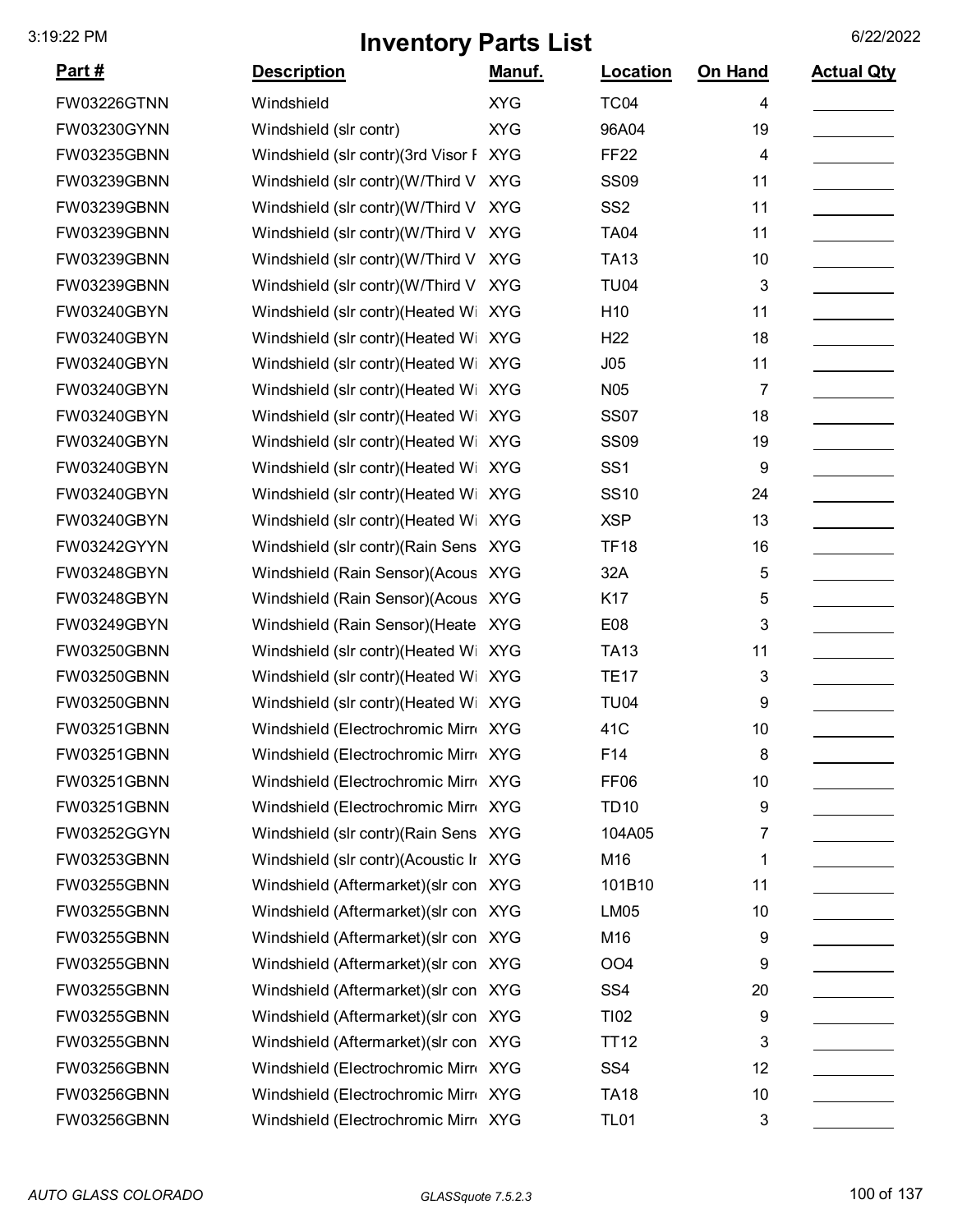# Inventory Parts List

3:19:22 PM 6/22/2022

| Part # | Description | Manuf. | Location | On Hand | Actual Qty |
|---|---|---|---|---|---|
| FW03226GTNN | Windshield | XYG | TC04 | 4 | |
| FW03230GYNN | Windshield (slr contr) | XYG | 96A04 | 19 | |
| FW03235GBNN | Windshield (slr contr)(3rd Visor F | XYG | FF22 | 4 | |
| FW03239GBNN | Windshield (slr contr)(W/Third V | XYG | SS09 | 11 | |
| FW03239GBNN | Windshield (slr contr)(W/Third V | XYG | SS2 | 11 | |
| FW03239GBNN | Windshield (slr contr)(W/Third V | XYG | TA04 | 11 | |
| FW03239GBNN | Windshield (slr contr)(W/Third V | XYG | TA13 | 10 | |
| FW03239GBNN | Windshield (slr contr)(W/Third V | XYG | TU04 | 3 | |
| FW03240GBYN | Windshield (slr contr)(Heated Wi | XYG | H10 | 11 | |
| FW03240GBYN | Windshield (slr contr)(Heated Wi | XYG | H22 | 18 | |
| FW03240GBYN | Windshield (slr contr)(Heated Wi | XYG | J05 | 11 | |
| FW03240GBYN | Windshield (slr contr)(Heated Wi | XYG | N05 | 7 | |
| FW03240GBYN | Windshield (slr contr)(Heated Wi | XYG | SS07 | 18 | |
| FW03240GBYN | Windshield (slr contr)(Heated Wi | XYG | SS09 | 19 | |
| FW03240GBYN | Windshield (slr contr)(Heated Wi | XYG | SS1 | 9 | |
| FW03240GBYN | Windshield (slr contr)(Heated Wi | XYG | SS10 | 24 | |
| FW03240GBYN | Windshield (slr contr)(Heated Wi | XYG | XSP | 13 | |
| FW03242GYYN | Windshield (slr contr)(Rain Sens | XYG | TF18 | 16 | |
| FW03248GBYN | Windshield (Rain Sensor)(Acous | XYG | 32A | 5 | |
| FW03248GBYN | Windshield (Rain Sensor)(Acous | XYG | K17 | 5 | |
| FW03249GBYN | Windshield (Rain Sensor)(Heate | XYG | E08 | 3 | |
| FW03250GBNN | Windshield (slr contr)(Heated Wi | XYG | TA13 | 11 | |
| FW03250GBNN | Windshield (slr contr)(Heated Wi | XYG | TE17 | 3 | |
| FW03250GBNN | Windshield (slr contr)(Heated Wi | XYG | TU04 | 9 | |
| FW03251GBNN | Windshield (Electrochromic Mirr | XYG | 41C | 10 | |
| FW03251GBNN | Windshield (Electrochromic Mirr | XYG | F14 | 8 | |
| FW03251GBNN | Windshield (Electrochromic Mirr | XYG | FF06 | 10 | |
| FW03251GBNN | Windshield (Electrochromic Mirr | XYG | TD10 | 9 | |
| FW03252GGYN | Windshield (slr contr)(Rain Sens | XYG | 104A05 | 7 | |
| FW03253GBNN | Windshield (slr contr)(Acoustic Ir | XYG | M16 | 1 | |
| FW03255GBNN | Windshield (Aftermarket)(slr con | XYG | 101B10 | 11 | |
| FW03255GBNN | Windshield (Aftermarket)(slr con | XYG | LM05 | 10 | |
| FW03255GBNN | Windshield (Aftermarket)(slr con | XYG | M16 | 9 | |
| FW03255GBNN | Windshield (Aftermarket)(slr con | XYG | OO4 | 9 | |
| FW03255GBNN | Windshield (Aftermarket)(slr con | XYG | SS4 | 20 | |
| FW03255GBNN | Windshield (Aftermarket)(slr con | XYG | TI02 | 9 | |
| FW03255GBNN | Windshield (Aftermarket)(slr con | XYG | TT12 | 3 | |
| FW03256GBNN | Windshield (Electrochromic Mirr | XYG | SS4 | 12 | |
| FW03256GBNN | Windshield (Electrochromic Mirr | XYG | TA18 | 10 | |
| FW03256GBNN | Windshield (Electrochromic Mirr | XYG | TL01 | 3 | |

*AUTO GLASS COLORADO* *GLASSquote 7.5.2.3*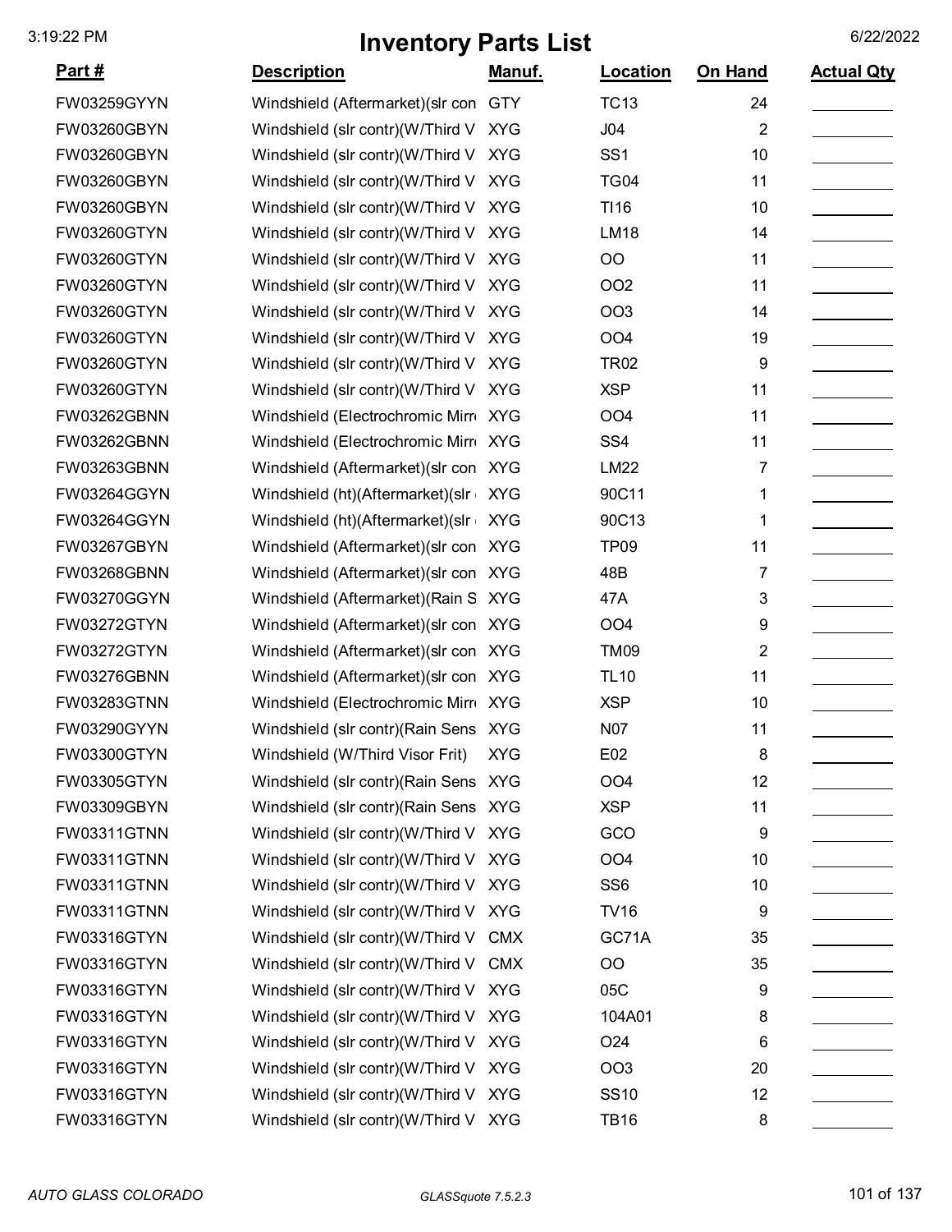# Inventory Parts List

3:19:22 PM 6/22/2022

| Part # | Description | Manuf. | Location | On Hand | Actual Qty |
|---|---|---|---|---|---|
| FW03259GYYN | Windshield (Aftermarket)(slr con | GTY | TC13 | 24 | |
| FW03260GBYN | Windshield (slr contr)(W/Third V | XYG | J04 | 2 | |
| FW03260GBYN | Windshield (slr contr)(W/Third V | XYG | SS1 | 10 | |
| FW03260GBYN | Windshield (slr contr)(W/Third V | XYG | TG04 | 11 | |
| FW03260GBYN | Windshield (slr contr)(W/Third V | XYG | TI16 | 10 | |
| FW03260GTYN | Windshield (slr contr)(W/Third V | XYG | LM18 | 14 | |
| FW03260GTYN | Windshield (slr contr)(W/Third V | XYG | OO | 11 | |
| FW03260GTYN | Windshield (slr contr)(W/Third V | XYG | OO2 | 11 | |
| FW03260GTYN | Windshield (slr contr)(W/Third V | XYG | OO3 | 14 | |
| FW03260GTYN | Windshield (slr contr)(W/Third V | XYG | OO4 | 19 | |
| FW03260GTYN | Windshield (slr contr)(W/Third V | XYG | TR02 | 9 | |
| FW03260GTYN | Windshield (slr contr)(W/Third V | XYG | XSP | 11 | |
| FW03262GBNN | Windshield (Electrochromic Mirr | XYG | OO4 | 11 | |
| FW03262GBNN | Windshield (Electrochromic Mirr | XYG | SS4 | 11 | |
| FW03263GBNN | Windshield (Aftermarket)(slr con | XYG | LM22 | 7 | |
| FW03264GGYN | Windshield (ht)(Aftermarket)(slr | XYG | 90C11 | 1 | |
| FW03264GGYN | Windshield (ht)(Aftermarket)(slr | XYG | 90C13 | 1 | |
| FW03267GBYN | Windshield (Aftermarket)(slr con | XYG | TP09 | 11 | |
| FW03268GBNN | Windshield (Aftermarket)(slr con | XYG | 48B | 7 | |
| FW03270GGYN | Windshield (Aftermarket)(Rain S | XYG | 47A | 3 | |
| FW03272GTYN | Windshield (Aftermarket)(slr con | XYG | OO4 | 9 | |
| FW03272GTYN | Windshield (Aftermarket)(slr con | XYG | TM09 | 2 | |
| FW03276GBNN | Windshield (Aftermarket)(slr con | XYG | TL10 | 11 | |
| FW03283GTNN | Windshield (Electrochromic Mirr | XYG | XSP | 10 | |
| FW03290GYYN | Windshield (slr contr)(Rain Sens | XYG | N07 | 11 | |
| FW03300GTYN | Windshield (W/Third Visor Frit) | XYG | E02 | 8 | |
| FW03305GTYN | Windshield (slr contr)(Rain Sens | XYG | OO4 | 12 | |
| FW03309GBYN | Windshield (slr contr)(Rain Sens | XYG | XSP | 11 | |
| FW03311GTNN | Windshield (slr contr)(W/Third V | XYG | GCO | 9 | |
| FW03311GTNN | Windshield (slr contr)(W/Third V | XYG | OO4 | 10 | |
| FW03311GTNN | Windshield (slr contr)(W/Third V | XYG | SS6 | 10 | |
| FW03311GTNN | Windshield (slr contr)(W/Third V | XYG | TV16 | 9 | |
| FW03316GTYN | Windshield (slr contr)(W/Third V | CMX | GC71A | 35 | |
| FW03316GTYN | Windshield (slr contr)(W/Third V | CMX | OO | 35 | |
| FW03316GTYN | Windshield (slr contr)(W/Third V | XYG | 05C | 9 | |
| FW03316GTYN | Windshield (slr contr)(W/Third V | XYG | 104A01 | 8 | |
| FW03316GTYN | Windshield (slr contr)(W/Third V | XYG | O24 | 6 | |
| FW03316GTYN | Windshield (slr contr)(W/Third V | XYG | OO3 | 20 | |
| FW03316GTYN | Windshield (slr contr)(W/Third V | XYG | SS10 | 12 | |
| FW03316GTYN | Windshield (slr contr)(W/Third V | XYG | TB16 | 8 | |

*AUTO GLASS COLORADO* *GLASSquote 7.5.2.3*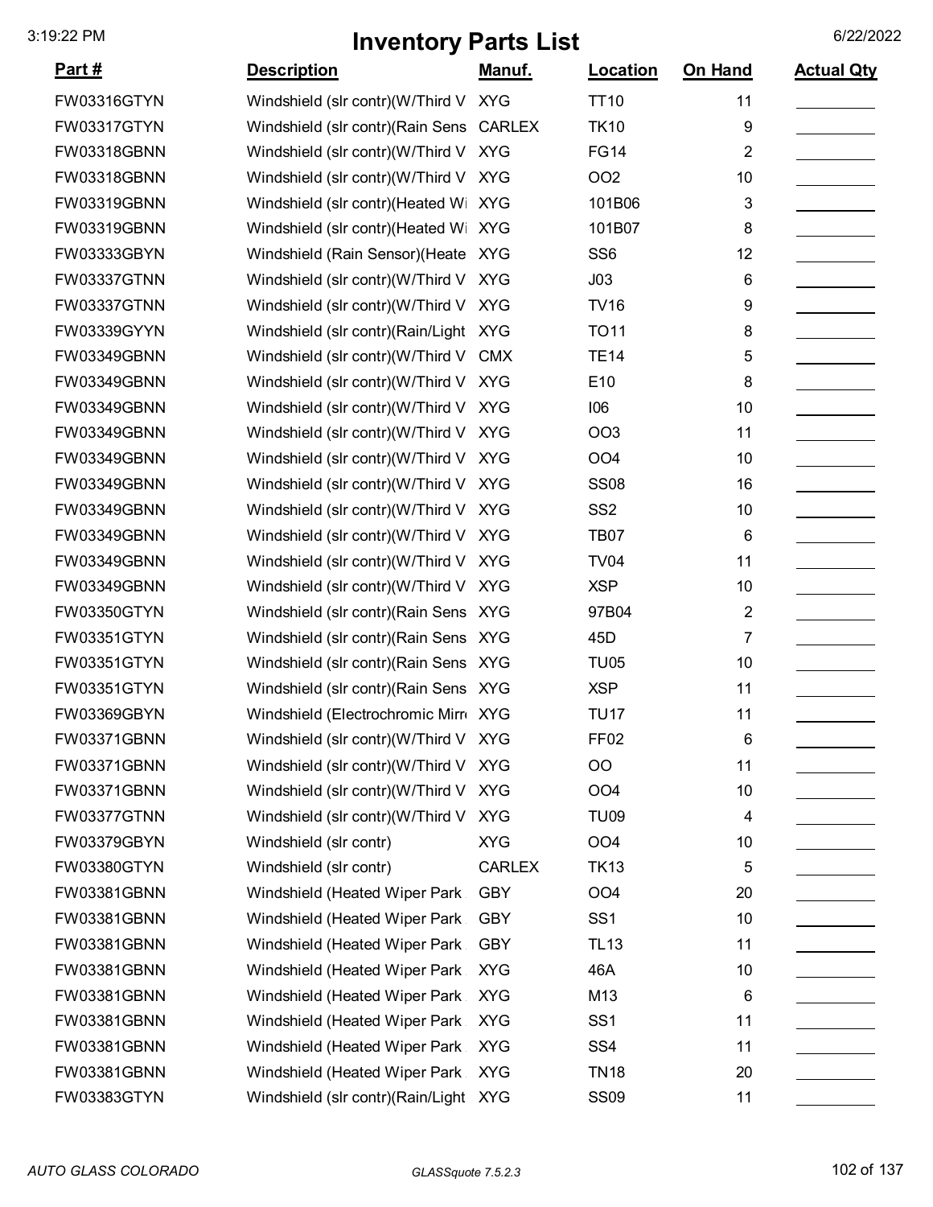# Inventory Parts List

| Part # | Description | Manuf. | Location | On Hand | Actual Qty |
|---|---|---|---|---|---|
| FW03316GTYN | Windshield (slr contr)(W/Third V | XYG | TT10 | 11 | |
| FW03317GTYN | Windshield (slr contr)(Rain Sens | CARLEX | TK10 | 9 | |
| FW03318GBNN | Windshield (slr contr)(W/Third V | XYG | FG14 | 2 | |
| FW03318GBNN | Windshield (slr contr)(W/Third V | XYG | OO2 | 10 | |
| FW03319GBNN | Windshield (slr contr)(Heated Wi | XYG | 101B06 | 3 | |
| FW03319GBNN | Windshield (slr contr)(Heated Wi | XYG | 101B07 | 8 | |
| FW03333GBYN | Windshield (Rain Sensor)(Heate | XYG | SS6 | 12 | |
| FW03337GTNN | Windshield (slr contr)(W/Third V | XYG | J03 | 6 | |
| FW03337GTNN | Windshield (slr contr)(W/Third V | XYG | TV16 | 9 | |
| FW03339GYYN | Windshield (slr contr)(Rain/Light | XYG | TO11 | 8 | |
| FW03349GBNN | Windshield (slr contr)(W/Third V | CMX | TE14 | 5 | |
| FW03349GBNN | Windshield (slr contr)(W/Third V | XYG | E10 | 8 | |
| FW03349GBNN | Windshield (slr contr)(W/Third V | XYG | I06 | 10 | |
| FW03349GBNN | Windshield (slr contr)(W/Third V | XYG | OO3 | 11 | |
| FW03349GBNN | Windshield (slr contr)(W/Third V | XYG | OO4 | 10 | |
| FW03349GBNN | Windshield (slr contr)(W/Third V | XYG | SS08 | 16 | |
| FW03349GBNN | Windshield (slr contr)(W/Third V | XYG | SS2 | 10 | |
| FW03349GBNN | Windshield (slr contr)(W/Third V | XYG | TB07 | 6 | |
| FW03349GBNN | Windshield (slr contr)(W/Third V | XYG | TV04 | 11 | |
| FW03349GBNN | Windshield (slr contr)(W/Third V | XYG | XSP | 10 | |
| FW03350GTYN | Windshield (slr contr)(Rain Sens | XYG | 97B04 | 2 | |
| FW03351GTYN | Windshield (slr contr)(Rain Sens | XYG | 45D | 7 | |
| FW03351GTYN | Windshield (slr contr)(Rain Sens | XYG | TU05 | 10 | |
| FW03351GTYN | Windshield (slr contr)(Rain Sens | XYG | XSP | 11 | |
| FW03369GBYN | Windshield (Electrochromic Mirr | XYG | TU17 | 11 | |
| FW03371GBNN | Windshield (slr contr)(W/Third V | XYG | FF02 | 6 | |
| FW03371GBNN | Windshield (slr contr)(W/Third V | XYG | OO | 11 | |
| FW03371GBNN | Windshield (slr contr)(W/Third V | XYG | OO4 | 10 | |
| FW03377GTNN | Windshield (slr contr)(W/Third V | XYG | TU09 | 4 | |
| FW03379GBYN | Windshield (slr contr) | XYG | OO4 | 10 | |
| FW03380GTYN | Windshield (slr contr) | CARLEX | TK13 | 5 | |
| FW03381GBNN | Windshield (Heated Wiper Park | GBY | OO4 | 20 | |
| FW03381GBNN | Windshield (Heated Wiper Park | GBY | SS1 | 10 | |
| FW03381GBNN | Windshield (Heated Wiper Park | GBY | TL13 | 11 | |
| FW03381GBNN | Windshield (Heated Wiper Park | XYG | 46A | 10 | |
| FW03381GBNN | Windshield (Heated Wiper Park | XYG | M13 | 6 | |
| FW03381GBNN | Windshield (Heated Wiper Park | XYG | SS1 | 11 | |
| FW03381GBNN | Windshield (Heated Wiper Park | XYG | SS4 | 11 | |
| FW03381GBNN | Windshield (Heated Wiper Park | XYG | TN18 | 20 | |
| FW03383GTYN | Windshield (slr contr)(Rain/Light | XYG | SS09 | 11 | |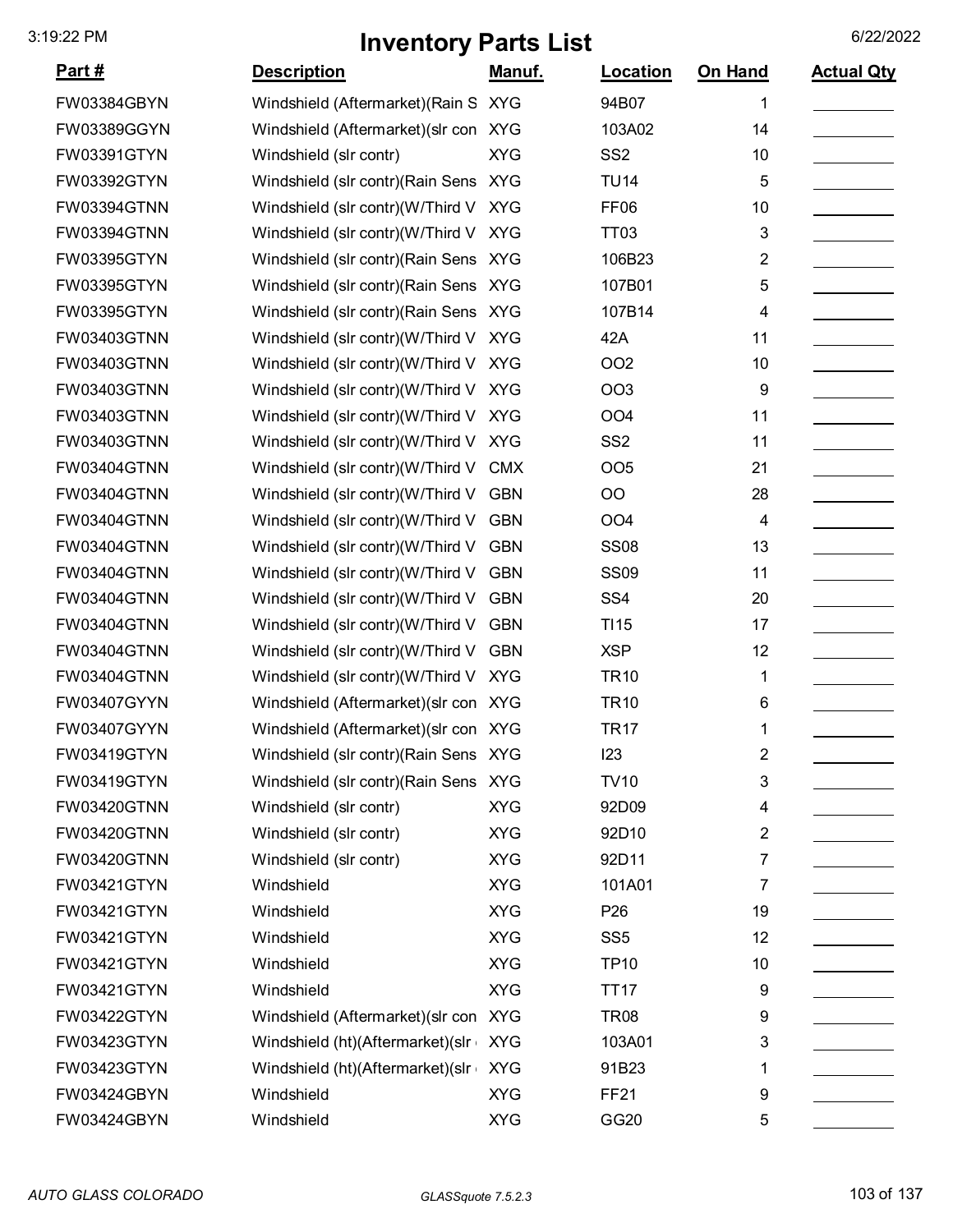# Inventory Parts List

| Part # | Description | Manuf. | Location | On Hand | Actual Qty |
|---|---|---|---|---|---|
| FW03384GBYN | Windshield (Aftermarket)(Rain S | XYG | 94B07 | 1 | |
| FW03389GGYN | Windshield (Aftermarket)(slr con | XYG | 103A02 | 14 | |
| FW03391GTYN | Windshield (slr contr) | XYG | SS2 | 10 | |
| FW03392GTYN | Windshield (slr contr)(Rain Sens | XYG | TU14 | 5 | |
| FW03394GTNN | Windshield (slr contr)(W/Third V | XYG | FF06 | 10 | |
| FW03394GTNN | Windshield (slr contr)(W/Third V | XYG | TT03 | 3 | |
| FW03395GTYN | Windshield (slr contr)(Rain Sens | XYG | 106B23 | 2 | |
| FW03395GTYN | Windshield (slr contr)(Rain Sens | XYG | 107B01 | 5 | |
| FW03395GTYN | Windshield (slr contr)(Rain Sens | XYG | 107B14 | 4 | |
| FW03403GTNN | Windshield (slr contr)(W/Third V | XYG | 42A | 11 | |
| FW03403GTNN | Windshield (slr contr)(W/Third V | XYG | OO2 | 10 | |
| FW03403GTNN | Windshield (slr contr)(W/Third V | XYG | OO3 | 9 | |
| FW03403GTNN | Windshield (slr contr)(W/Third V | XYG | OO4 | 11 | |
| FW03403GTNN | Windshield (slr contr)(W/Third V | XYG | SS2 | 11 | |
| FW03404GTNN | Windshield (slr contr)(W/Third V | CMX | OO5 | 21 | |
| FW03404GTNN | Windshield (slr contr)(W/Third V | GBN | OO | 28 | |
| FW03404GTNN | Windshield (slr contr)(W/Third V | GBN | OO4 | 4 | |
| FW03404GTNN | Windshield (slr contr)(W/Third V | GBN | SS08 | 13 | |
| FW03404GTNN | Windshield (slr contr)(W/Third V | GBN | SS09 | 11 | |
| FW03404GTNN | Windshield (slr contr)(W/Third V | GBN | SS4 | 20 | |
| FW03404GTNN | Windshield (slr contr)(W/Third V | GBN | TI15 | 17 | |
| FW03404GTNN | Windshield (slr contr)(W/Third V | GBN | XSP | 12 | |
| FW03404GTNN | Windshield (slr contr)(W/Third V | XYG | TR10 | 1 | |
| FW03407GYYN | Windshield (Aftermarket)(slr con | XYG | TR10 | 6 | |
| FW03407GYYN | Windshield (Aftermarket)(slr con | XYG | TR17 | 1 | |
| FW03419GTYN | Windshield (slr contr)(Rain Sens | XYG | I23 | 2 | |
| FW03419GTYN | Windshield (slr contr)(Rain Sens | XYG | TV10 | 3 | |
| FW03420GTNN | Windshield (slr contr) | XYG | 92D09 | 4 | |
| FW03420GTNN | Windshield (slr contr) | XYG | 92D10 | 2 | |
| FW03420GTNN | Windshield (slr contr) | XYG | 92D11 | 7 | |
| FW03421GTYN | Windshield | XYG | 101A01 | 7 | |
| FW03421GTYN | Windshield | XYG | P26 | 19 | |
| FW03421GTYN | Windshield | XYG | SS5 | 12 | |
| FW03421GTYN | Windshield | XYG | TP10 | 10 | |
| FW03421GTYN | Windshield | XYG | TT17 | 9 | |
| FW03422GTYN | Windshield (Aftermarket)(slr con | XYG | TR08 | 9 | |
| FW03423GTYN | Windshield (ht)(Aftermarket)(slr | XYG | 103A01 | 3 | |
| FW03423GTYN | Windshield (ht)(Aftermarket)(slr | XYG | 91B23 | 1 | |
| FW03424GBYN | Windshield | XYG | FF21 | 9 | |
| FW03424GBYN | Windshield | XYG | GG20 | 5 | |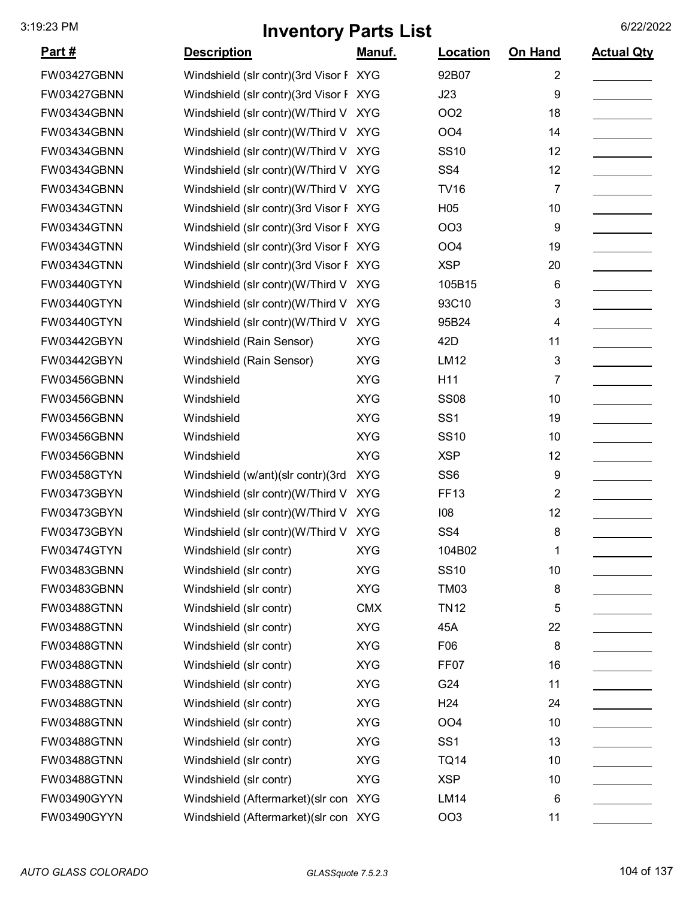# Inventory Parts List

3:19:23 PM — 6/22/2022

| Part # | Description | Manuf. | Location | On Hand | Actual Qty |
|---|---|---|---|---|---|
| FW03427GBNN | Windshield (slr contr)(3rd Visor F | XYG | 92B07 | 2 | |
| FW03427GBNN | Windshield (slr contr)(3rd Visor F | XYG | J23 | 9 | |
| FW03434GBNN | Windshield (slr contr)(W/Third V | XYG | OO2 | 18 | |
| FW03434GBNN | Windshield (slr contr)(W/Third V | XYG | OO4 | 14 | |
| FW03434GBNN | Windshield (slr contr)(W/Third V | XYG | SS10 | 12 | |
| FW03434GBNN | Windshield (slr contr)(W/Third V | XYG | SS4 | 12 | |
| FW03434GBNN | Windshield (slr contr)(W/Third V | XYG | TV16 | 7 | |
| FW03434GTNN | Windshield (slr contr)(3rd Visor F | XYG | H05 | 10 | |
| FW03434GTNN | Windshield (slr contr)(3rd Visor F | XYG | OO3 | 9 | |
| FW03434GTNN | Windshield (slr contr)(3rd Visor F | XYG | OO4 | 19 | |
| FW03434GTNN | Windshield (slr contr)(3rd Visor F | XYG | XSP | 20 | |
| FW03440GTYN | Windshield (slr contr)(W/Third V | XYG | 105B15 | 6 | |
| FW03440GTYN | Windshield (slr contr)(W/Third V | XYG | 93C10 | 3 | |
| FW03440GTYN | Windshield (slr contr)(W/Third V | XYG | 95B24 | 4 | |
| FW03442GBYN | Windshield (Rain Sensor) | XYG | 42D | 11 | |
| FW03442GBYN | Windshield (Rain Sensor) | XYG | LM12 | 3 | |
| FW03456GBNN | Windshield | XYG | H11 | 7 | |
| FW03456GBNN | Windshield | XYG | SS08 | 10 | |
| FW03456GBNN | Windshield | XYG | SS1 | 19 | |
| FW03456GBNN | Windshield | XYG | SS10 | 10 | |
| FW03456GBNN | Windshield | XYG | XSP | 12 | |
| FW03458GTYN | Windshield (w/ant)(slr contr)(3rd | XYG | SS6 | 9 | |
| FW03473GBYN | Windshield (slr contr)(W/Third V | XYG | FF13 | 2 | |
| FW03473GBYN | Windshield (slr contr)(W/Third V | XYG | I08 | 12 | |
| FW03473GBYN | Windshield (slr contr)(W/Third V | XYG | SS4 | 8 | |
| FW03474GTYN | Windshield (slr contr) | XYG | 104B02 | 1 | |
| FW03483GBNN | Windshield (slr contr) | XYG | SS10 | 10 | |
| FW03483GBNN | Windshield (slr contr) | XYG | TM03 | 8 | |
| FW03488GTNN | Windshield (slr contr) | CMX | TN12 | 5 | |
| FW03488GTNN | Windshield (slr contr) | XYG | 45A | 22 | |
| FW03488GTNN | Windshield (slr contr) | XYG | F06 | 8 | |
| FW03488GTNN | Windshield (slr contr) | XYG | FF07 | 16 | |
| FW03488GTNN | Windshield (slr contr) | XYG | G24 | 11 | |
| FW03488GTNN | Windshield (slr contr) | XYG | H24 | 24 | |
| FW03488GTNN | Windshield (slr contr) | XYG | OO4 | 10 | |
| FW03488GTNN | Windshield (slr contr) | XYG | SS1 | 13 | |
| FW03488GTNN | Windshield (slr contr) | XYG | TQ14 | 10 | |
| FW03488GTNN | Windshield (slr contr) | XYG | XSP | 10 | |
| FW03490GYYN | Windshield (Aftermarket)(slr con | XYG | LM14 | 6 | |
| FW03490GYYN | Windshield (Aftermarket)(slr con | XYG | OO3 | 11 | |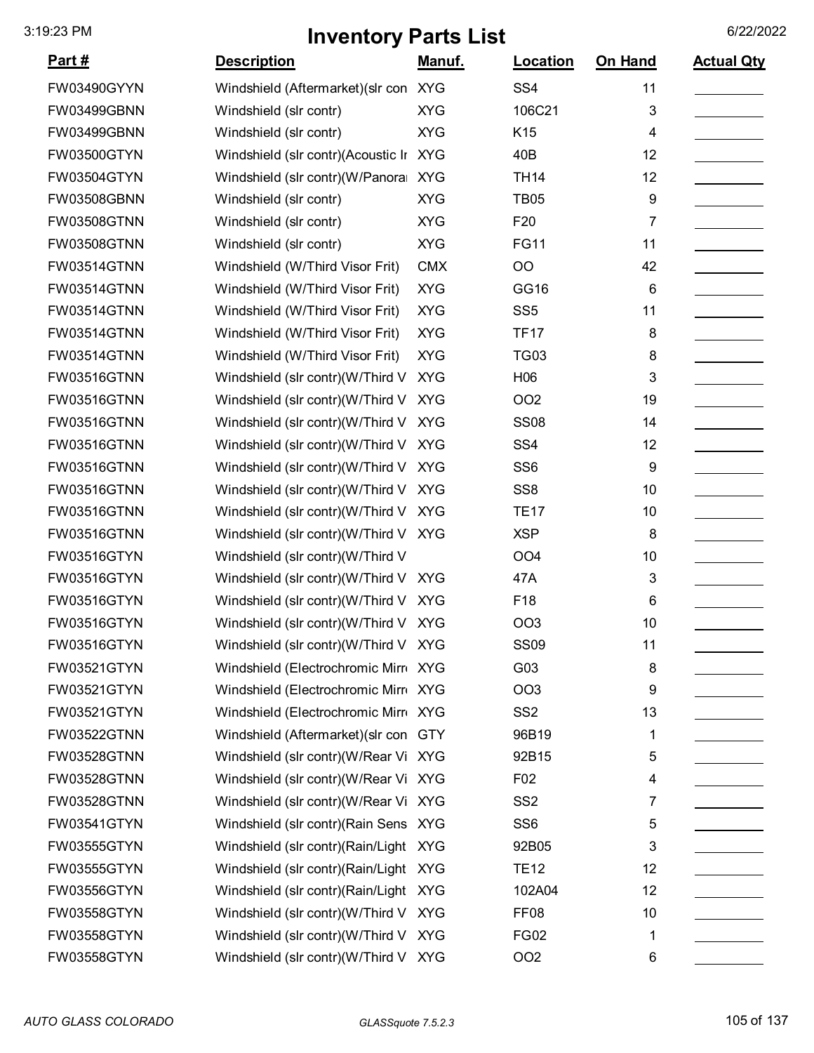# Inventory Parts List

| Part # | Description | Manuf. | Location | On Hand | Actual Qty |
|---|---|---|---|---|---|
| FW03490GYYN | Windshield (Aftermarket)(slr con | XYG | SS4 | 11 | |
| FW03499GBNN | Windshield (slr contr) | XYG | 106C21 | 3 | |
| FW03499GBNN | Windshield (slr contr) | XYG | K15 | 4 | |
| FW03500GTYN | Windshield (slr contr)(Acoustic Ir | XYG | 40B | 12 | |
| FW03504GTYN | Windshield (slr contr)(W/Panorar | XYG | TH14 | 12 | |
| FW03508GBNN | Windshield (slr contr) | XYG | TB05 | 9 | |
| FW03508GTNN | Windshield (slr contr) | XYG | F20 | 7 | |
| FW03508GTNN | Windshield (slr contr) | XYG | FG11 | 11 | |
| FW03514GTNN | Windshield (W/Third Visor Frit) | CMX | OO | 42 | |
| FW03514GTNN | Windshield (W/Third Visor Frit) | XYG | GG16 | 6 | |
| FW03514GTNN | Windshield (W/Third Visor Frit) | XYG | SS5 | 11 | |
| FW03514GTNN | Windshield (W/Third Visor Frit) | XYG | TF17 | 8 | |
| FW03514GTNN | Windshield (W/Third Visor Frit) | XYG | TG03 | 8 | |
| FW03516GTNN | Windshield (slr contr)(W/Third V | XYG | H06 | 3 | |
| FW03516GTNN | Windshield (slr contr)(W/Third V | XYG | OO2 | 19 | |
| FW03516GTNN | Windshield (slr contr)(W/Third V | XYG | SS08 | 14 | |
| FW03516GTNN | Windshield (slr contr)(W/Third V | XYG | SS4 | 12 | |
| FW03516GTNN | Windshield (slr contr)(W/Third V | XYG | SS6 | 9 | |
| FW03516GTNN | Windshield (slr contr)(W/Third V | XYG | SS8 | 10 | |
| FW03516GTNN | Windshield (slr contr)(W/Third V | XYG | TE17 | 10 | |
| FW03516GTNN | Windshield (slr contr)(W/Third V | XYG | XSP | 8 | |
| FW03516GTYN | Windshield (slr contr)(W/Third V | | OO4 | 10 | |
| FW03516GTYN | Windshield (slr contr)(W/Third V | XYG | 47A | 3 | |
| FW03516GTYN | Windshield (slr contr)(W/Third V | XYG | F18 | 6 | |
| FW03516GTYN | Windshield (slr contr)(W/Third V | XYG | OO3 | 10 | |
| FW03516GTYN | Windshield (slr contr)(W/Third V | XYG | SS09 | 11 | |
| FW03521GTYN | Windshield (Electrochromic Mirr | XYG | G03 | 8 | |
| FW03521GTYN | Windshield (Electrochromic Mirr | XYG | OO3 | 9 | |
| FW03521GTYN | Windshield (Electrochromic Mirr | XYG | SS2 | 13 | |
| FW03522GTNN | Windshield (Aftermarket)(slr con | GTY | 96B19 | 1 | |
| FW03528GTNN | Windshield (slr contr)(W/Rear Vi | XYG | 92B15 | 5 | |
| FW03528GTNN | Windshield (slr contr)(W/Rear Vi | XYG | F02 | 4 | |
| FW03528GTNN | Windshield (slr contr)(W/Rear Vi | XYG | SS2 | 7 | |
| FW03541GTYN | Windshield (slr contr)(Rain Sens | XYG | SS6 | 5 | |
| FW03555GTYN | Windshield (slr contr)(Rain/Light | XYG | 92B05 | 3 | |
| FW03555GTYN | Windshield (slr contr)(Rain/Light | XYG | TE12 | 12 | |
| FW03556GTYN | Windshield (slr contr)(Rain/Light | XYG | 102A04 | 12 | |
| FW03558GTYN | Windshield (slr contr)(W/Third V | XYG | FF08 | 10 | |
| FW03558GTYN | Windshield (slr contr)(W/Third V | XYG | FG02 | 1 | |
| FW03558GTYN | Windshield (slr contr)(W/Third V | XYG | OO2 | 6 | |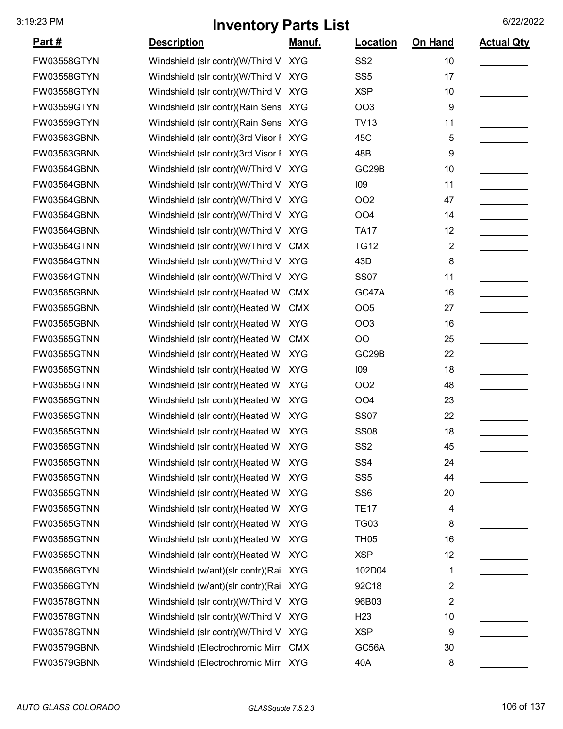3:19:23 PM

# Inventory Parts List

6/22/2022

| Part # | Description | Manuf. | Location | On Hand | Actual Qty |
|---|---|---|---|---|---|
| FW03558GTYN | Windshield (slr contr)(W/Third V | XYG | SS2 | 10 | |
| FW03558GTYN | Windshield (slr contr)(W/Third V | XYG | SS5 | 17 | |
| FW03558GTYN | Windshield (slr contr)(W/Third V | XYG | XSP | 10 | |
| FW03559GTYN | Windshield (slr contr)(Rain Sens | XYG | OO3 | 9 | |
| FW03559GTYN | Windshield (slr contr)(Rain Sens | XYG | TV13 | 11 | |
| FW03563GBNN | Windshield (slr contr)(3rd Visor F | XYG | 45C | 5 | |
| FW03563GBNN | Windshield (slr contr)(3rd Visor F | XYG | 48B | 9 | |
| FW03564GBNN | Windshield (slr contr)(W/Third V | XYG | GC29B | 10 | |
| FW03564GBNN | Windshield (slr contr)(W/Third V | XYG | I09 | 11 | |
| FW03564GBNN | Windshield (slr contr)(W/Third V | XYG | OO2 | 47 | |
| FW03564GBNN | Windshield (slr contr)(W/Third V | XYG | OO4 | 14 | |
| FW03564GBNN | Windshield (slr contr)(W/Third V | XYG | TA17 | 12 | |
| FW03564GTNN | Windshield (slr contr)(W/Third V | CMX | TG12 | 2 | |
| FW03564GTNN | Windshield (slr contr)(W/Third V | XYG | 43D | 8 | |
| FW03564GTNN | Windshield (slr contr)(W/Third V | XYG | SS07 | 11 | |
| FW03565GBNN | Windshield (slr contr)(Heated Wi | CMX | GC47A | 16 | |
| FW03565GBNN | Windshield (slr contr)(Heated Wi | CMX | OO5 | 27 | |
| FW03565GBNN | Windshield (slr contr)(Heated Wi | XYG | OO3 | 16 | |
| FW03565GTNN | Windshield (slr contr)(Heated Wi | CMX | OO | 25 | |
| FW03565GTNN | Windshield (slr contr)(Heated Wi | XYG | GC29B | 22 | |
| FW03565GTNN | Windshield (slr contr)(Heated Wi | XYG | I09 | 18 | |
| FW03565GTNN | Windshield (slr contr)(Heated Wi | XYG | OO2 | 48 | |
| FW03565GTNN | Windshield (slr contr)(Heated Wi | XYG | OO4 | 23 | |
| FW03565GTNN | Windshield (slr contr)(Heated Wi | XYG | SS07 | 22 | |
| FW03565GTNN | Windshield (slr contr)(Heated Wi | XYG | SS08 | 18 | |
| FW03565GTNN | Windshield (slr contr)(Heated Wi | XYG | SS2 | 45 | |
| FW03565GTNN | Windshield (slr contr)(Heated Wi | XYG | SS4 | 24 | |
| FW03565GTNN | Windshield (slr contr)(Heated Wi | XYG | SS5 | 44 | |
| FW03565GTNN | Windshield (slr contr)(Heated Wi | XYG | SS6 | 20 | |
| FW03565GTNN | Windshield (slr contr)(Heated Wi | XYG | TE17 | 4 | |
| FW03565GTNN | Windshield (slr contr)(Heated Wi | XYG | TG03 | 8 | |
| FW03565GTNN | Windshield (slr contr)(Heated Wi | XYG | TH05 | 16 | |
| FW03565GTNN | Windshield (slr contr)(Heated Wi | XYG | XSP | 12 | |
| FW03566GTYN | Windshield (w/ant)(slr contr)(Rai | XYG | 102D04 | 1 | |
| FW03566GTYN | Windshield (w/ant)(slr contr)(Rai | XYG | 92C18 | 2 | |
| FW03578GTNN | Windshield (slr contr)(W/Third V | XYG | 96B03 | 2 | |
| FW03578GTNN | Windshield (slr contr)(W/Third V | XYG | H23 | 10 | |
| FW03578GTNN | Windshield (slr contr)(W/Third V | XYG | XSP | 9 | |
| FW03579GBNN | Windshield (Electrochromic Mirr | CMX | GC56A | 30 | |
| FW03579GBNN | Windshield (Electrochromic Mirr | XYG | 40A | 8 | |

*AUTO GLASS COLORADO* *GLASSquote 7.5.2.3*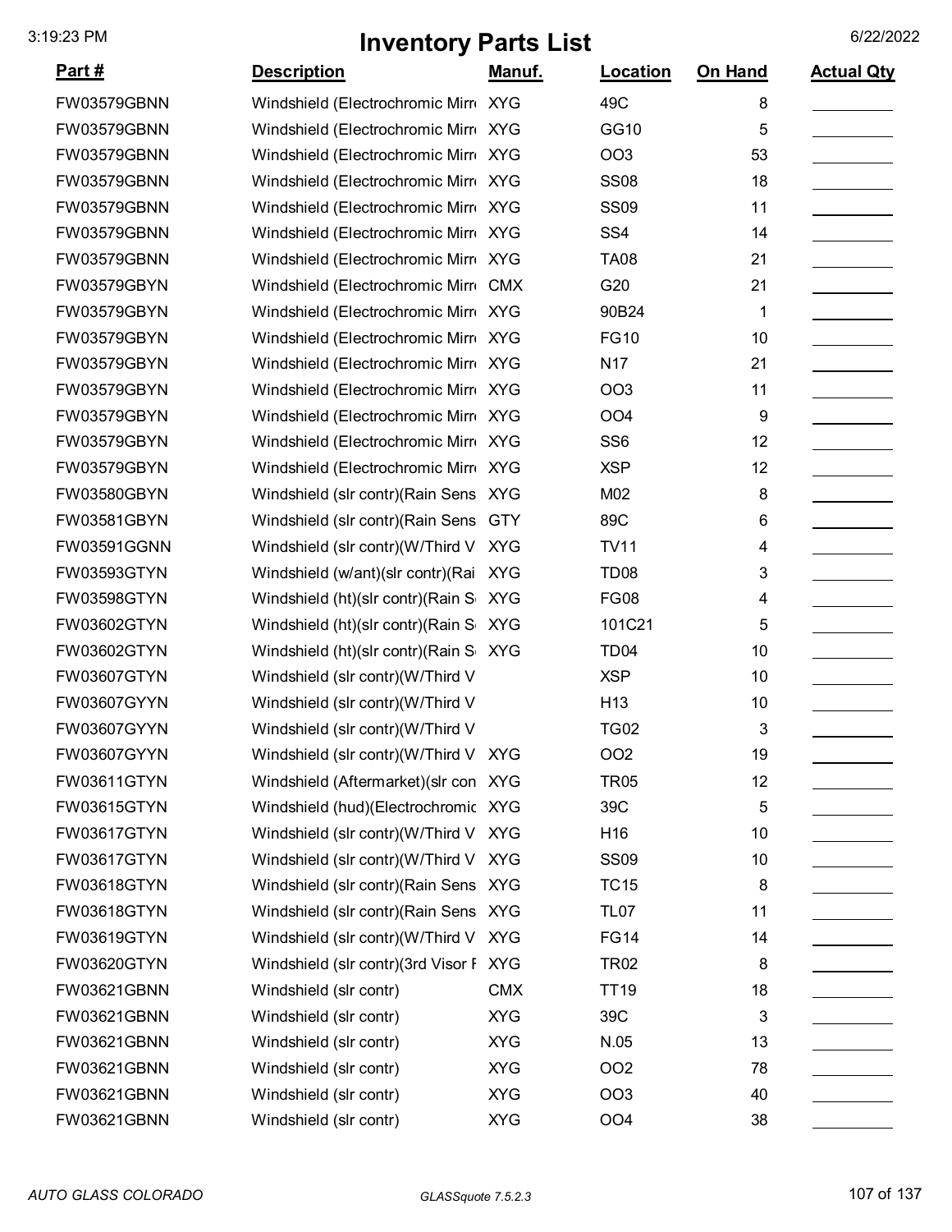# Inventory Parts List

| Part # | Description | Manuf. | Location | On Hand | Actual Qty |
|---|---|---|---|---|---|
| FW03579GBNN | Windshield (Electrochromic Mirr | XYG | 49C | 8 | |
| FW03579GBNN | Windshield (Electrochromic Mirr | XYG | GG10 | 5 | |
| FW03579GBNN | Windshield (Electrochromic Mirr | XYG | OO3 | 53 | |
| FW03579GBNN | Windshield (Electrochromic Mirr | XYG | SS08 | 18 | |
| FW03579GBNN | Windshield (Electrochromic Mirr | XYG | SS09 | 11 | |
| FW03579GBNN | Windshield (Electrochromic Mirr | XYG | SS4 | 14 | |
| FW03579GBNN | Windshield (Electrochromic Mirr | XYG | TA08 | 21 | |
| FW03579GBYN | Windshield (Electrochromic Mirr | CMX | G20 | 21 | |
| FW03579GBYN | Windshield (Electrochromic Mirr | XYG | 90B24 | 1 | |
| FW03579GBYN | Windshield (Electrochromic Mirr | XYG | FG10 | 10 | |
| FW03579GBYN | Windshield (Electrochromic Mirr | XYG | N17 | 21 | |
| FW03579GBYN | Windshield (Electrochromic Mirr | XYG | OO3 | 11 | |
| FW03579GBYN | Windshield (Electrochromic Mirr | XYG | OO4 | 9 | |
| FW03579GBYN | Windshield (Electrochromic Mirr | XYG | SS6 | 12 | |
| FW03579GBYN | Windshield (Electrochromic Mirr | XYG | XSP | 12 | |
| FW03580GBYN | Windshield (slr contr)(Rain Sens | XYG | M02 | 8 | |
| FW03581GBYN | Windshield (slr contr)(Rain Sens | GTY | 89C | 6 | |
| FW03591GGNN | Windshield (slr contr)(W/Third V | XYG | TV11 | 4 | |
| FW03593GTYN | Windshield (w/ant)(slr contr)(Rai | XYG | TD08 | 3 | |
| FW03598GTYN | Windshield (ht)(slr contr)(Rain S | XYG | FG08 | 4 | |
| FW03602GTYN | Windshield (ht)(slr contr)(Rain S | XYG | 101C21 | 5 | |
| FW03602GTYN | Windshield (ht)(slr contr)(Rain S | XYG | TD04 | 10 | |
| FW03607GTYN | Windshield (slr contr)(W/Third V | | XSP | 10 | |
| FW03607GYYN | Windshield (slr contr)(W/Third V | | H13 | 10 | |
| FW03607GYYN | Windshield (slr contr)(W/Third V | | TG02 | 3 | |
| FW03607GYYN | Windshield (slr contr)(W/Third V | XYG | OO2 | 19 | |
| FW03611GTYN | Windshield (Aftermarket)(slr con | XYG | TR05 | 12 | |
| FW03615GTYN | Windshield (hud)(Electrochromic | XYG | 39C | 5 | |
| FW03617GTYN | Windshield (slr contr)(W/Third V | XYG | H16 | 10 | |
| FW03617GTYN | Windshield (slr contr)(W/Third V | XYG | SS09 | 10 | |
| FW03618GTYN | Windshield (slr contr)(Rain Sens | XYG | TC15 | 8 | |
| FW03618GTYN | Windshield (slr contr)(Rain Sens | XYG | TL07 | 11 | |
| FW03619GTYN | Windshield (slr contr)(W/Third V | XYG | FG14 | 14 | |
| FW03620GTYN | Windshield (slr contr)(3rd Visor F | XYG | TR02 | 8 | |
| FW03621GBNN | Windshield (slr contr) | CMX | TT19 | 18 | |
| FW03621GBNN | Windshield (slr contr) | XYG | 39C | 3 | |
| FW03621GBNN | Windshield (slr contr) | XYG | N.05 | 13 | |
| FW03621GBNN | Windshield (slr contr) | XYG | OO2 | 78 | |
| FW03621GBNN | Windshield (slr contr) | XYG | OO3 | 40 | |
| FW03621GBNN | Windshield (slr contr) | XYG | OO4 | 38 | |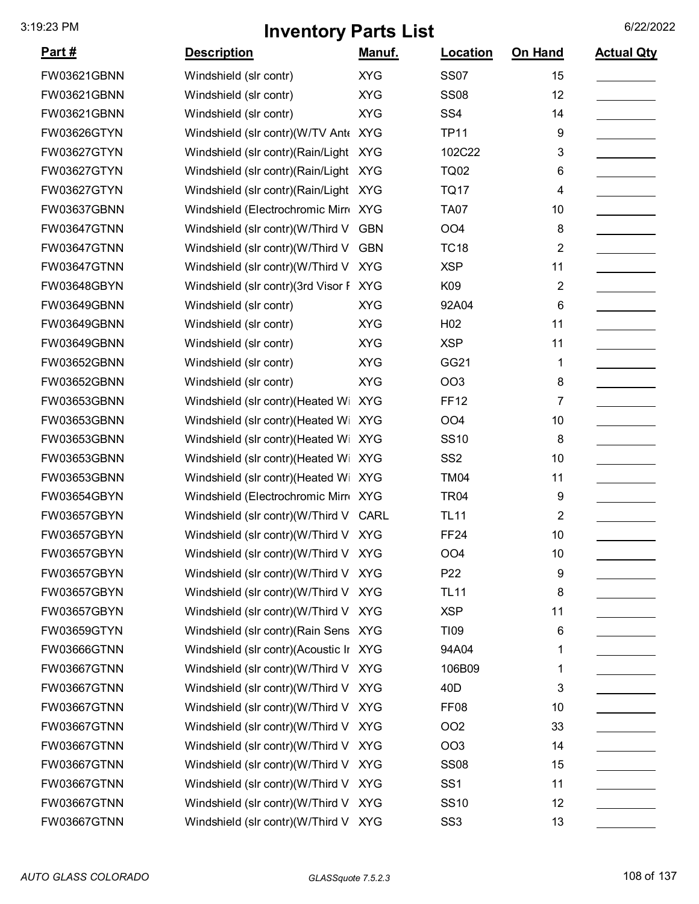# Inventory Parts List

| Part # | Description | Manuf. | Location | On Hand | Actual Qty |
|---|---|---|---|---|---|
| FW03621GBNN | Windshield (slr contr) | XYG | SS07 | 15 | |
| FW03621GBNN | Windshield (slr contr) | XYG | SS08 | 12 | |
| FW03621GBNN | Windshield (slr contr) | XYG | SS4 | 14 | |
| FW03626GTYN | Windshield (slr contr)(W/TV Ante | XYG | TP11 | 9 | |
| FW03627GTYN | Windshield (slr contr)(Rain/Light | XYG | 102C22 | 3 | |
| FW03627GTYN | Windshield (slr contr)(Rain/Light | XYG | TQ02 | 6 | |
| FW03627GTYN | Windshield (slr contr)(Rain/Light | XYG | TQ17 | 4 | |
| FW03637GBNN | Windshield (Electrochromic Mirr | XYG | TA07 | 10 | |
| FW03647GTNN | Windshield (slr contr)(W/Third V | GBN | OO4 | 8 | |
| FW03647GTNN | Windshield (slr contr)(W/Third V | GBN | TC18 | 2 | |
| FW03647GTNN | Windshield (slr contr)(W/Third V | XYG | XSP | 11 | |
| FW03648GBYN | Windshield (slr contr)(3rd Visor F | XYG | K09 | 2 | |
| FW03649GBNN | Windshield (slr contr) | XYG | 92A04 | 6 | |
| FW03649GBNN | Windshield (slr contr) | XYG | H02 | 11 | |
| FW03649GBNN | Windshield (slr contr) | XYG | XSP | 11 | |
| FW03652GBNN | Windshield (slr contr) | XYG | GG21 | 1 | |
| FW03652GBNN | Windshield (slr contr) | XYG | OO3 | 8 | |
| FW03653GBNN | Windshield (slr contr)(Heated Wi | XYG | FF12 | 7 | |
| FW03653GBNN | Windshield (slr contr)(Heated Wi | XYG | OO4 | 10 | |
| FW03653GBNN | Windshield (slr contr)(Heated Wi | XYG | SS10 | 8 | |
| FW03653GBNN | Windshield (slr contr)(Heated Wi | XYG | SS2 | 10 | |
| FW03653GBNN | Windshield (slr contr)(Heated Wi | XYG | TM04 | 11 | |
| FW03654GBYN | Windshield (Electrochromic Mirr | XYG | TR04 | 9 | |
| FW03657GBYN | Windshield (slr contr)(W/Third V | CARL | TL11 | 2 | |
| FW03657GBYN | Windshield (slr contr)(W/Third V | XYG | FF24 | 10 | |
| FW03657GBYN | Windshield (slr contr)(W/Third V | XYG | OO4 | 10 | |
| FW03657GBYN | Windshield (slr contr)(W/Third V | XYG | P22 | 9 | |
| FW03657GBYN | Windshield (slr contr)(W/Third V | XYG | TL11 | 8 | |
| FW03657GBYN | Windshield (slr contr)(W/Third V | XYG | XSP | 11 | |
| FW03659GTYN | Windshield (slr contr)(Rain Sens | XYG | TI09 | 6 | |
| FW03666GTNN | Windshield (slr contr)(Acoustic Ir | XYG | 94A04 | 1 | |
| FW03667GTNN | Windshield (slr contr)(W/Third V | XYG | 106B09 | 1 | |
| FW03667GTNN | Windshield (slr contr)(W/Third V | XYG | 40D | 3 | |
| FW03667GTNN | Windshield (slr contr)(W/Third V | XYG | FF08 | 10 | |
| FW03667GTNN | Windshield (slr contr)(W/Third V | XYG | OO2 | 33 | |
| FW03667GTNN | Windshield (slr contr)(W/Third V | XYG | OO3 | 14 | |
| FW03667GTNN | Windshield (slr contr)(W/Third V | XYG | SS08 | 15 | |
| FW03667GTNN | Windshield (slr contr)(W/Third V | XYG | SS1 | 11 | |
| FW03667GTNN | Windshield (slr contr)(W/Third V | XYG | SS10 | 12 | |
| FW03667GTNN | Windshield (slr contr)(W/Third V | XYG | SS3 | 13 | |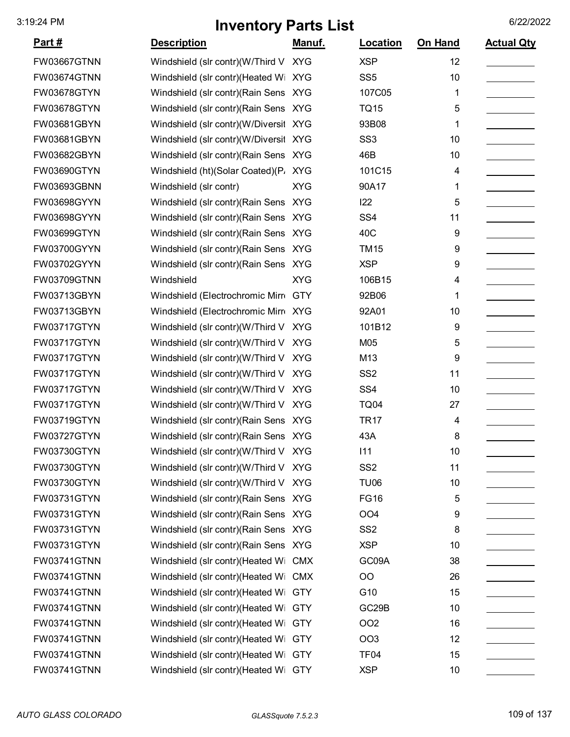# Inventory Parts List

| Part # | Description | Manuf. | Location | On Hand | Actual Qty |
|---|---|---|---|---|---|
| FW03667GTNN | Windshield (slr contr)(W/Third V | XYG | XSP | 12 | |
| FW03674GTNN | Windshield (slr contr)(Heated Wi | XYG | SS5 | 10 | |
| FW03678GTYN | Windshield (slr contr)(Rain Sens | XYG | 107C05 | 1 | |
| FW03678GTYN | Windshield (slr contr)(Rain Sens | XYG | TQ15 | 5 | |
| FW03681GBYN | Windshield (slr contr)(W/Diversit | XYG | 93B08 | 1 | |
| FW03681GBYN | Windshield (slr contr)(W/Diversit | XYG | SS3 | 10 | |
| FW03682GBYN | Windshield (slr contr)(Rain Sens | XYG | 46B | 10 | |
| FW03690GTYN | Windshield (ht)(Solar Coated)(P/ | XYG | 101C15 | 4 | |
| FW03693GBNN | Windshield (slr contr) | XYG | 90A17 | 1 | |
| FW03698GYYN | Windshield (slr contr)(Rain Sens | XYG | I22 | 5 | |
| FW03698GYYN | Windshield (slr contr)(Rain Sens | XYG | SS4 | 11 | |
| FW03699GTYN | Windshield (slr contr)(Rain Sens | XYG | 40C | 9 | |
| FW03700GYYN | Windshield (slr contr)(Rain Sens | XYG | TM15 | 9 | |
| FW03702GYYN | Windshield (slr contr)(Rain Sens | XYG | XSP | 9 | |
| FW03709GTNN | Windshield | XYG | 106B15 | 4 | |
| FW03713GBYN | Windshield (Electrochromic Mirr | GTY | 92B06 | 1 | |
| FW03713GBYN | Windshield (Electrochromic Mirr | XYG | 92A01 | 10 | |
| FW03717GTYN | Windshield (slr contr)(W/Third V | XYG | 101B12 | 9 | |
| FW03717GTYN | Windshield (slr contr)(W/Third V | XYG | M05 | 5 | |
| FW03717GTYN | Windshield (slr contr)(W/Third V | XYG | M13 | 9 | |
| FW03717GTYN | Windshield (slr contr)(W/Third V | XYG | SS2 | 11 | |
| FW03717GTYN | Windshield (slr contr)(W/Third V | XYG | SS4 | 10 | |
| FW03717GTYN | Windshield (slr contr)(W/Third V | XYG | TQ04 | 27 | |
| FW03719GTYN | Windshield (slr contr)(Rain Sens | XYG | TR17 | 4 | |
| FW03727GTYN | Windshield (slr contr)(Rain Sens | XYG | 43A | 8 | |
| FW03730GTYN | Windshield (slr contr)(W/Third V | XYG | I11 | 10 | |
| FW03730GTYN | Windshield (slr contr)(W/Third V | XYG | SS2 | 11 | |
| FW03730GTYN | Windshield (slr contr)(W/Third V | XYG | TU06 | 10 | |
| FW03731GTYN | Windshield (slr contr)(Rain Sens | XYG | FG16 | 5 | |
| FW03731GTYN | Windshield (slr contr)(Rain Sens | XYG | OO4 | 9 | |
| FW03731GTYN | Windshield (slr contr)(Rain Sens | XYG | SS2 | 8 | |
| FW03731GTYN | Windshield (slr contr)(Rain Sens | XYG | XSP | 10 | |
| FW03741GTNN | Windshield (slr contr)(Heated Wi | CMX | GC09A | 38 | |
| FW03741GTNN | Windshield (slr contr)(Heated Wi | CMX | OO | 26 | |
| FW03741GTNN | Windshield (slr contr)(Heated Wi | GTY | G10 | 15 | |
| FW03741GTNN | Windshield (slr contr)(Heated Wi | GTY | GC29B | 10 | |
| FW03741GTNN | Windshield (slr contr)(Heated Wi | GTY | OO2 | 16 | |
| FW03741GTNN | Windshield (slr contr)(Heated Wi | GTY | OO3 | 12 | |
| FW03741GTNN | Windshield (slr contr)(Heated Wi | GTY | TF04 | 15 | |
| FW03741GTNN | Windshield (slr contr)(Heated Wi | GTY | XSP | 10 | |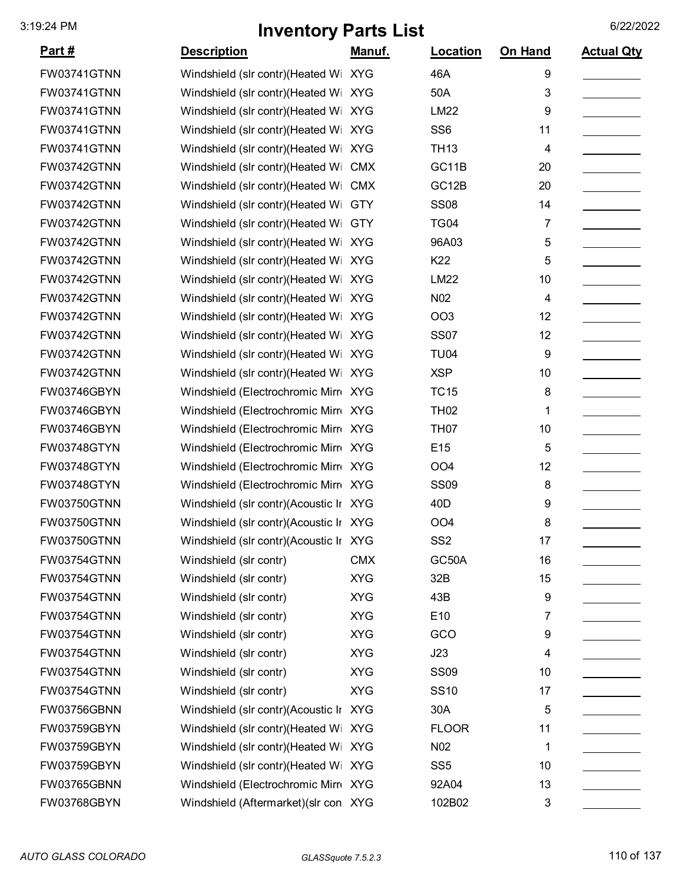# Inventory Parts List

| Part # | Description | Manuf. | Location | On Hand | Actual Qty |
|---|---|---|---|---|---|
| FW03741GTNN | Windshield (slr contr)(Heated Wi | XYG | 46A | 9 | |
| FW03741GTNN | Windshield (slr contr)(Heated Wi | XYG | 50A | 3 | |
| FW03741GTNN | Windshield (slr contr)(Heated Wi | XYG | LM22 | 9 | |
| FW03741GTNN | Windshield (slr contr)(Heated Wi | XYG | SS6 | 11 | |
| FW03741GTNN | Windshield (slr contr)(Heated Wi | XYG | TH13 | 4 | |
| FW03742GTNN | Windshield (slr contr)(Heated Wi | CMX | GC11B | 20 | |
| FW03742GTNN | Windshield (slr contr)(Heated Wi | CMX | GC12B | 20 | |
| FW03742GTNN | Windshield (slr contr)(Heated Wi | GTY | SS08 | 14 | |
| FW03742GTNN | Windshield (slr contr)(Heated Wi | GTY | TG04 | 7 | |
| FW03742GTNN | Windshield (slr contr)(Heated Wi | XYG | 96A03 | 5 | |
| FW03742GTNN | Windshield (slr contr)(Heated Wi | XYG | K22 | 5 | |
| FW03742GTNN | Windshield (slr contr)(Heated Wi | XYG | LM22 | 10 | |
| FW03742GTNN | Windshield (slr contr)(Heated Wi | XYG | N02 | 4 | |
| FW03742GTNN | Windshield (slr contr)(Heated Wi | XYG | OO3 | 12 | |
| FW03742GTNN | Windshield (slr contr)(Heated Wi | XYG | SS07 | 12 | |
| FW03742GTNN | Windshield (slr contr)(Heated Wi | XYG | TU04 | 9 | |
| FW03742GTNN | Windshield (slr contr)(Heated Wi | XYG | XSP | 10 | |
| FW03746GBYN | Windshield (Electrochromic Mirro | XYG | TC15 | 8 | |
| FW03746GBYN | Windshield (Electrochromic Mirro | XYG | TH02 | 1 | |
| FW03746GBYN | Windshield (Electrochromic Mirro | XYG | TH07 | 10 | |
| FW03748GTYN | Windshield (Electrochromic Mirro | XYG | E15 | 5 | |
| FW03748GTYN | Windshield (Electrochromic Mirro | XYG | OO4 | 12 | |
| FW03748GTYN | Windshield (Electrochromic Mirro | XYG | SS09 | 8 | |
| FW03750GTNN | Windshield (slr contr)(Acoustic Ir | XYG | 40D | 9 | |
| FW03750GTNN | Windshield (slr contr)(Acoustic Ir | XYG | OO4 | 8 | |
| FW03750GTNN | Windshield (slr contr)(Acoustic Ir | XYG | SS2 | 17 | |
| FW03754GTNN | Windshield (slr contr) | CMX | GC50A | 16 | |
| FW03754GTNN | Windshield (slr contr) | XYG | 32B | 15 | |
| FW03754GTNN | Windshield (slr contr) | XYG | 43B | 9 | |
| FW03754GTNN | Windshield (slr contr) | XYG | E10 | 7 | |
| FW03754GTNN | Windshield (slr contr) | XYG | GCO | 9 | |
| FW03754GTNN | Windshield (slr contr) | XYG | J23 | 4 | |
| FW03754GTNN | Windshield (slr contr) | XYG | SS09 | 10 | |
| FW03754GTNN | Windshield (slr contr) | XYG | SS10 | 17 | |
| FW03756GBNN | Windshield (slr contr)(Acoustic Ir | XYG | 30A | 5 | |
| FW03759GBYN | Windshield (slr contr)(Heated Wi | XYG | FLOOR | 11 | |
| FW03759GBYN | Windshield (slr contr)(Heated Wi | XYG | N02 | 1 | |
| FW03759GBYN | Windshield (slr contr)(Heated Wi | XYG | SS5 | 10 | |
| FW03765GBNN | Windshield (Electrochromic Mirro | XYG | 92A04 | 13 | |
| FW03768GBYN | Windshield (Aftermarket)(slr con | XYG | 102B02 | 3 | |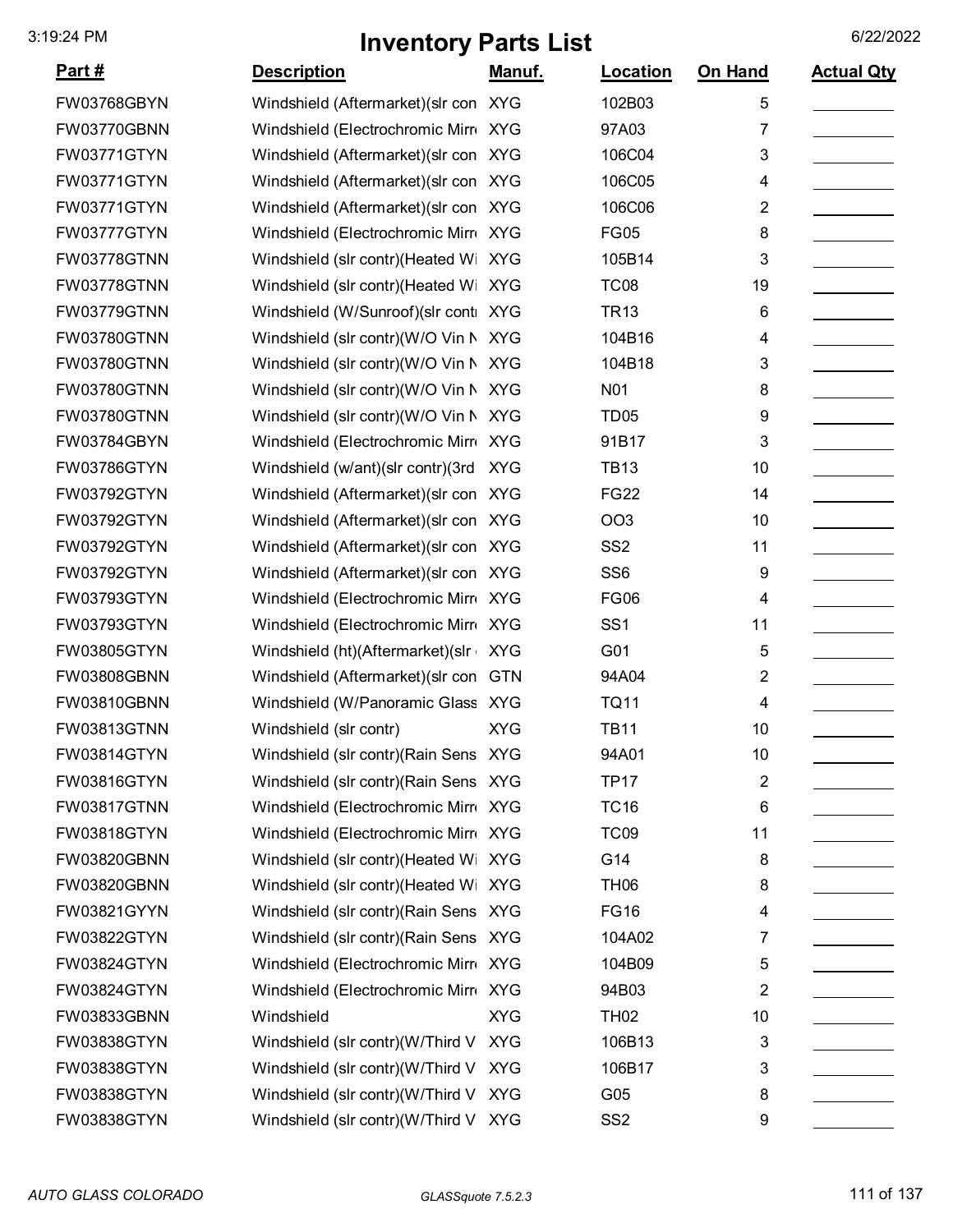# Inventory Parts List

3:19:24 PM 6/22/2022

| Part # | Description | Manuf. | Location | On Hand | Actual Qty |
|---|---|---|---|---|---|
| FW03768GBYN | Windshield (Aftermarket)(slr con | XYG | 102B03 | 5 | |
| FW03770GBNN | Windshield (Electrochromic Mirr | XYG | 97A03 | 7 | |
| FW03771GTYN | Windshield (Aftermarket)(slr con | XYG | 106C04 | 3 | |
| FW03771GTYN | Windshield (Aftermarket)(slr con | XYG | 106C05 | 4 | |
| FW03771GTYN | Windshield (Aftermarket)(slr con | XYG | 106C06 | 2 | |
| FW03777GTYN | Windshield (Electrochromic Mirr | XYG | FG05 | 8 | |
| FW03778GTNN | Windshield (slr contr)(Heated Wi | XYG | 105B14 | 3 | |
| FW03778GTNN | Windshield (slr contr)(Heated Wi | XYG | TC08 | 19 | |
| FW03779GTNN | Windshield (W/Sunroof)(slr contr | XYG | TR13 | 6 | |
| FW03780GTNN | Windshield (slr contr)(W/O Vin N | XYG | 104B16 | 4 | |
| FW03780GTNN | Windshield (slr contr)(W/O Vin N | XYG | 104B18 | 3 | |
| FW03780GTNN | Windshield (slr contr)(W/O Vin N | XYG | N01 | 8 | |
| FW03780GTNN | Windshield (slr contr)(W/O Vin N | XYG | TD05 | 9 | |
| FW03784GBYN | Windshield (Electrochromic Mirr | XYG | 91B17 | 3 | |
| FW03786GTYN | Windshield (w/ant)(slr contr)(3rd | XYG | TB13 | 10 | |
| FW03792GTYN | Windshield (Aftermarket)(slr con | XYG | FG22 | 14 | |
| FW03792GTYN | Windshield (Aftermarket)(slr con | XYG | OO3 | 10 | |
| FW03792GTYN | Windshield (Aftermarket)(slr con | XYG | SS2 | 11 | |
| FW03792GTYN | Windshield (Aftermarket)(slr con | XYG | SS6 | 9 | |
| FW03793GTYN | Windshield (Electrochromic Mirr | XYG | FG06 | 4 | |
| FW03793GTYN | Windshield (Electrochromic Mirr | XYG | SS1 | 11 | |
| FW03805GTYN | Windshield (ht)(Aftermarket)(slr | XYG | G01 | 5 | |
| FW03808GBNN | Windshield (Aftermarket)(slr con | GTN | 94A04 | 2 | |
| FW03810GBNN | Windshield (W/Panoramic Glass | XYG | TQ11 | 4 | |
| FW03813GTNN | Windshield (slr contr) | XYG | TB11 | 10 | |
| FW03814GTYN | Windshield (slr contr)(Rain Sens | XYG | 94A01 | 10 | |
| FW03816GTYN | Windshield (slr contr)(Rain Sens | XYG | TP17 | 2 | |
| FW03817GTNN | Windshield (Electrochromic Mirr | XYG | TC16 | 6 | |
| FW03818GTYN | Windshield (Electrochromic Mirr | XYG | TC09 | 11 | |
| FW03820GBNN | Windshield (slr contr)(Heated Wi | XYG | G14 | 8 | |
| FW03820GBNN | Windshield (slr contr)(Heated Wi | XYG | TH06 | 8 | |
| FW03821GYYN | Windshield (slr contr)(Rain Sens | XYG | FG16 | 4 | |
| FW03822GTYN | Windshield (slr contr)(Rain Sens | XYG | 104A02 | 7 | |
| FW03824GTYN | Windshield (Electrochromic Mirr | XYG | 104B09 | 5 | |
| FW03824GTYN | Windshield (Electrochromic Mirr | XYG | 94B03 | 2 | |
| FW03833GBNN | Windshield | XYG | TH02 | 10 | |
| FW03838GTYN | Windshield (slr contr)(W/Third V | XYG | 106B13 | 3 | |
| FW03838GTYN | Windshield (slr contr)(W/Third V | XYG | 106B17 | 3 | |
| FW03838GTYN | Windshield (slr contr)(W/Third V | XYG | G05 | 8 | |
| FW03838GTYN | Windshield (slr contr)(W/Third V | XYG | SS2 | 9 | |

*AUTO GLASS COLORADO* *GLASSquote 7.5.2.3*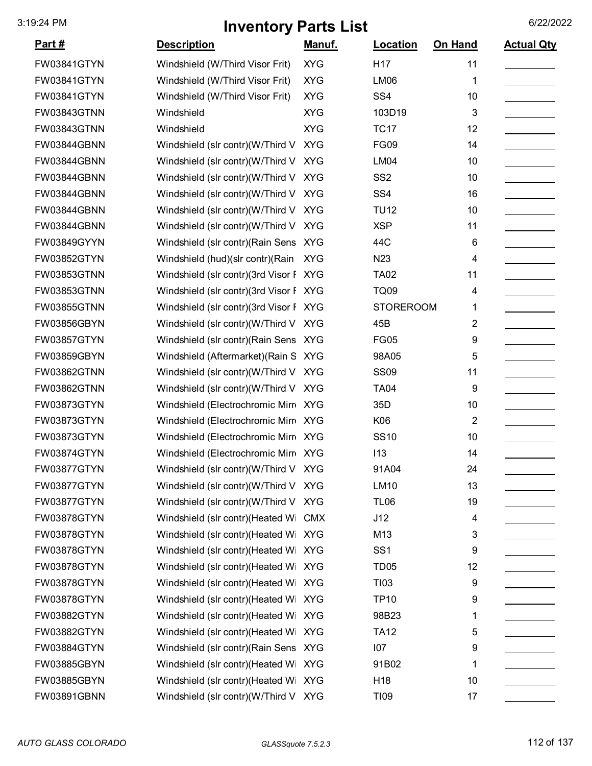# Inventory Parts List

| Part # | Description | Manuf. | Location | On Hand | Actual Qty |
|---|---|---|---|---|---|
| FW03841GTYN | Windshield (W/Third Visor Frit) | XYG | H17 | 11 | |
| FW03841GTYN | Windshield (W/Third Visor Frit) | XYG | LM06 | 1 | |
| FW03841GTYN | Windshield (W/Third Visor Frit) | XYG | SS4 | 10 | |
| FW03843GTNN | Windshield | XYG | 103D19 | 3 | |
| FW03843GTNN | Windshield | XYG | TC17 | 12 | |
| FW03844GBNN | Windshield (slr contr)(W/Third V | XYG | FG09 | 14 | |
| FW03844GBNN | Windshield (slr contr)(W/Third V | XYG | LM04 | 10 | |
| FW03844GBNN | Windshield (slr contr)(W/Third V | XYG | SS2 | 10 | |
| FW03844GBNN | Windshield (slr contr)(W/Third V | XYG | SS4 | 16 | |
| FW03844GBNN | Windshield (slr contr)(W/Third V | XYG | TU12 | 10 | |
| FW03844GBNN | Windshield (slr contr)(W/Third V | XYG | XSP | 11 | |
| FW03849GYYN | Windshield (slr contr)(Rain Sens | XYG | 44C | 6 | |
| FW03852GTYN | Windshield (hud)(slr contr)(Rain | XYG | N23 | 4 | |
| FW03853GTNN | Windshield (slr contr)(3rd Visor F | XYG | TA02 | 11 | |
| FW03853GTNN | Windshield (slr contr)(3rd Visor F | XYG | TQ09 | 4 | |
| FW03855GTNN | Windshield (slr contr)(3rd Visor F | XYG | STOREROOM | 1 | |
| FW03856GBYN | Windshield (slr contr)(W/Third V | XYG | 45B | 2 | |
| FW03857GTYN | Windshield (slr contr)(Rain Sens | XYG | FG05 | 9 | |
| FW03859GBYN | Windshield (Aftermarket)(Rain S | XYG | 98A05 | 5 | |
| FW03862GTNN | Windshield (slr contr)(W/Third V | XYG | SS09 | 11 | |
| FW03862GTNN | Windshield (slr contr)(W/Third V | XYG | TA04 | 9 | |
| FW03873GTYN | Windshield (Electrochromic Mirr | XYG | 35D | 10 | |
| FW03873GTYN | Windshield (Electrochromic Mirr | XYG | K06 | 2 | |
| FW03873GTYN | Windshield (Electrochromic Mirr | XYG | SS10 | 10 | |
| FW03874GTYN | Windshield (Electrochromic Mirr | XYG | I13 | 14 | |
| FW03877GTYN | Windshield (slr contr)(W/Third V | XYG | 91A04 | 24 | |
| FW03877GTYN | Windshield (slr contr)(W/Third V | XYG | LM10 | 13 | |
| FW03877GTYN | Windshield (slr contr)(W/Third V | XYG | TL06 | 19 | |
| FW03878GTYN | Windshield (slr contr)(Heated Wi | CMX | J12 | 4 | |
| FW03878GTYN | Windshield (slr contr)(Heated Wi | XYG | M13 | 3 | |
| FW03878GTYN | Windshield (slr contr)(Heated Wi | XYG | SS1 | 9 | |
| FW03878GTYN | Windshield (slr contr)(Heated Wi | XYG | TD05 | 12 | |
| FW03878GTYN | Windshield (slr contr)(Heated Wi | XYG | TI03 | 9 | |
| FW03878GTYN | Windshield (slr contr)(Heated Wi | XYG | TP10 | 9 | |
| FW03882GTYN | Windshield (slr contr)(Heated Wi | XYG | 98B23 | 1 | |
| FW03882GTYN | Windshield (slr contr)(Heated Wi | XYG | TA12 | 5 | |
| FW03884GTYN | Windshield (slr contr)(Rain Sens | XYG | I07 | 9 | |
| FW03885GBYN | Windshield (slr contr)(Heated Wi | XYG | 91B02 | 1 | |
| FW03885GBYN | Windshield (slr contr)(Heated Wi | XYG | H18 | 10 | |
| FW03891GBNN | Windshield (slr contr)(W/Third V | XYG | TI09 | 17 | |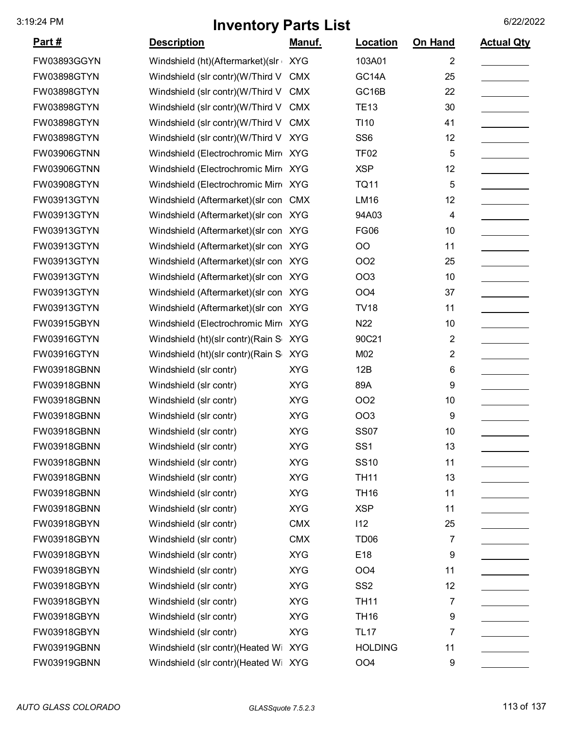# Inventory Parts List

| Part # | Description | Manuf. | Location | On Hand | Actual Qty |
|---|---|---|---|---|---|
| FW03893GGYN | Windshield (ht)(Aftermarket)(slr | XYG | 103A01 | 2 | |
| FW03898GTYN | Windshield (slr contr)(W/Third V | CMX | GC14A | 25 | |
| FW03898GTYN | Windshield (slr contr)(W/Third V | CMX | GC16B | 22 | |
| FW03898GTYN | Windshield (slr contr)(W/Third V | CMX | TE13 | 30 | |
| FW03898GTYN | Windshield (slr contr)(W/Third V | CMX | TI10 | 41 | |
| FW03898GTYN | Windshield (slr contr)(W/Third V | XYG | SS6 | 12 | |
| FW03906GTNN | Windshield (Electrochromic Mirr | XYG | TF02 | 5 | |
| FW03906GTNN | Windshield (Electrochromic Mirr | XYG | XSP | 12 | |
| FW03908GTYN | Windshield (Electrochromic Mirr | XYG | TQ11 | 5 | |
| FW03913GTYN | Windshield (Aftermarket)(slr con | CMX | LM16 | 12 | |
| FW03913GTYN | Windshield (Aftermarket)(slr con | XYG | 94A03 | 4 | |
| FW03913GTYN | Windshield (Aftermarket)(slr con | XYG | FG06 | 10 | |
| FW03913GTYN | Windshield (Aftermarket)(slr con | XYG | OO | 11 | |
| FW03913GTYN | Windshield (Aftermarket)(slr con | XYG | OO2 | 25 | |
| FW03913GTYN | Windshield (Aftermarket)(slr con | XYG | OO3 | 10 | |
| FW03913GTYN | Windshield (Aftermarket)(slr con | XYG | OO4 | 37 | |
| FW03913GTYN | Windshield (Aftermarket)(slr con | XYG | TV18 | 11 | |
| FW03915GBYN | Windshield (Electrochromic Mirr | XYG | N22 | 10 | |
| FW03916GTYN | Windshield (ht)(slr contr)(Rain S | XYG | 90C21 | 2 | |
| FW03916GTYN | Windshield (ht)(slr contr)(Rain S | XYG | M02 | 2 | |
| FW03918GBNN | Windshield (slr contr) | XYG | 12B | 6 | |
| FW03918GBNN | Windshield (slr contr) | XYG | 89A | 9 | |
| FW03918GBNN | Windshield (slr contr) | XYG | OO2 | 10 | |
| FW03918GBNN | Windshield (slr contr) | XYG | OO3 | 9 | |
| FW03918GBNN | Windshield (slr contr) | XYG | SS07 | 10 | |
| FW03918GBNN | Windshield (slr contr) | XYG | SS1 | 13 | |
| FW03918GBNN | Windshield (slr contr) | XYG | SS10 | 11 | |
| FW03918GBNN | Windshield (slr contr) | XYG | TH11 | 13 | |
| FW03918GBNN | Windshield (slr contr) | XYG | TH16 | 11 | |
| FW03918GBNN | Windshield (slr contr) | XYG | XSP | 11 | |
| FW03918GBYN | Windshield (slr contr) | CMX | I12 | 25 | |
| FW03918GBYN | Windshield (slr contr) | CMX | TD06 | 7 | |
| FW03918GBYN | Windshield (slr contr) | XYG | E18 | 9 | |
| FW03918GBYN | Windshield (slr contr) | XYG | OO4 | 11 | |
| FW03918GBYN | Windshield (slr contr) | XYG | SS2 | 12 | |
| FW03918GBYN | Windshield (slr contr) | XYG | TH11 | 7 | |
| FW03918GBYN | Windshield (slr contr) | XYG | TH16 | 9 | |
| FW03918GBYN | Windshield (slr contr) | XYG | TL17 | 7 | |
| FW03919GBNN | Windshield (slr contr)(Heated Wi | XYG | HOLDING | 11 | |
| FW03919GBNN | Windshield (slr contr)(Heated Wi | XYG | OO4 | 9 | |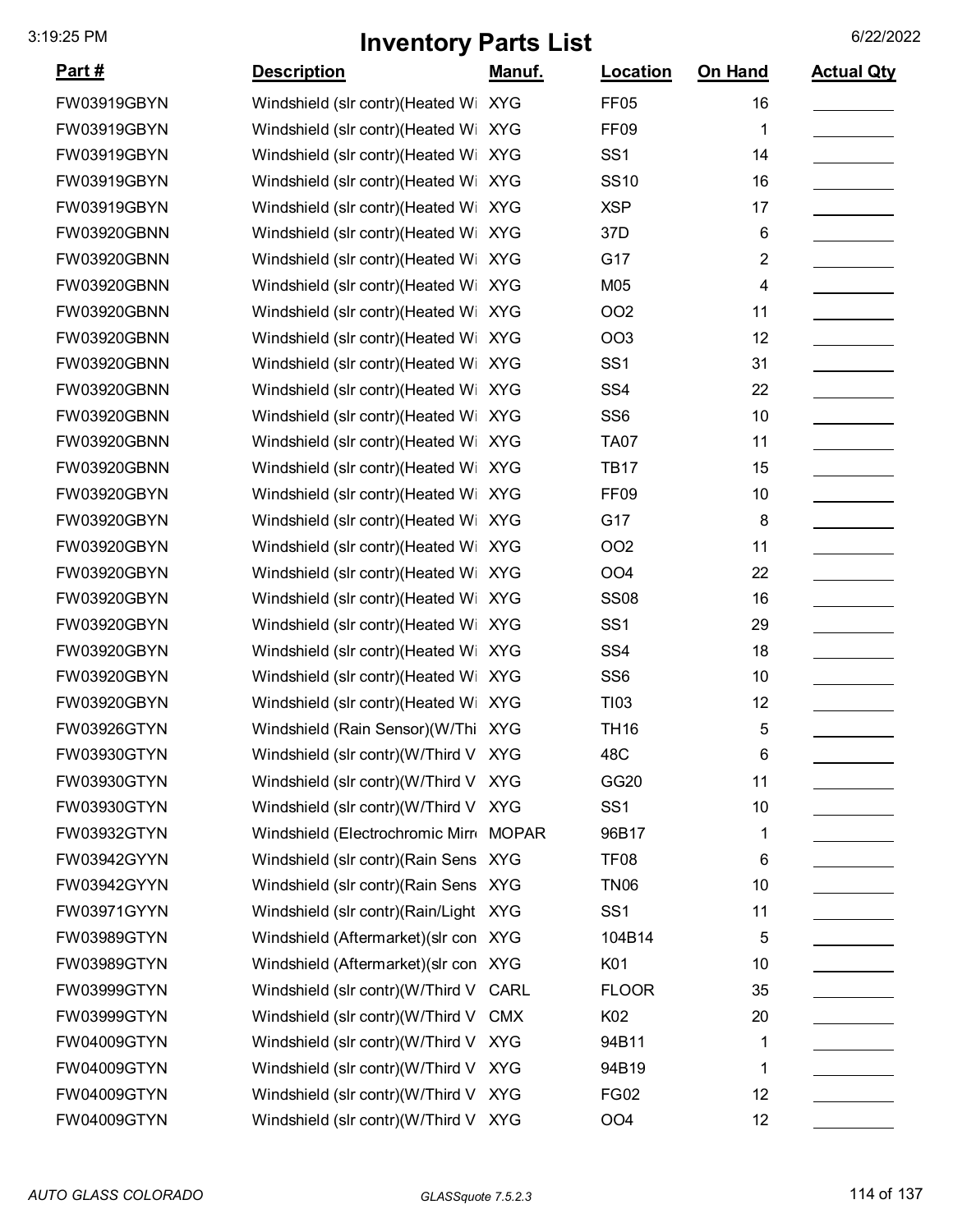3:19:25 PM

# Inventory Parts List

6/22/2022

| Part # | Description | Manuf. | Location | On Hand | Actual Qty |
|---|---|---|---|---|---|
| FW03919GBYN | Windshield (slr contr)(Heated Wi | XYG | FF05 | 16 | |
| FW03919GBYN | Windshield (slr contr)(Heated Wi | XYG | FF09 | 1 | |
| FW03919GBYN | Windshield (slr contr)(Heated Wi | XYG | SS1 | 14 | |
| FW03919GBYN | Windshield (slr contr)(Heated Wi | XYG | SS10 | 16 | |
| FW03919GBYN | Windshield (slr contr)(Heated Wi | XYG | XSP | 17 | |
| FW03920GBNN | Windshield (slr contr)(Heated Wi | XYG | 37D | 6 | |
| FW03920GBNN | Windshield (slr contr)(Heated Wi | XYG | G17 | 2 | |
| FW03920GBNN | Windshield (slr contr)(Heated Wi | XYG | M05 | 4 | |
| FW03920GBNN | Windshield (slr contr)(Heated Wi | XYG | OO2 | 11 | |
| FW03920GBNN | Windshield (slr contr)(Heated Wi | XYG | OO3 | 12 | |
| FW03920GBNN | Windshield (slr contr)(Heated Wi | XYG | SS1 | 31 | |
| FW03920GBNN | Windshield (slr contr)(Heated Wi | XYG | SS4 | 22 | |
| FW03920GBNN | Windshield (slr contr)(Heated Wi | XYG | SS6 | 10 | |
| FW03920GBNN | Windshield (slr contr)(Heated Wi | XYG | TA07 | 11 | |
| FW03920GBNN | Windshield (slr contr)(Heated Wi | XYG | TB17 | 15 | |
| FW03920GBYN | Windshield (slr contr)(Heated Wi | XYG | FF09 | 10 | |
| FW03920GBYN | Windshield (slr contr)(Heated Wi | XYG | G17 | 8 | |
| FW03920GBYN | Windshield (slr contr)(Heated Wi | XYG | OO2 | 11 | |
| FW03920GBYN | Windshield (slr contr)(Heated Wi | XYG | OO4 | 22 | |
| FW03920GBYN | Windshield (slr contr)(Heated Wi | XYG | SS08 | 16 | |
| FW03920GBYN | Windshield (slr contr)(Heated Wi | XYG | SS1 | 29 | |
| FW03920GBYN | Windshield (slr contr)(Heated Wi | XYG | SS4 | 18 | |
| FW03920GBYN | Windshield (slr contr)(Heated Wi | XYG | SS6 | 10 | |
| FW03920GBYN | Windshield (slr contr)(Heated Wi | XYG | TI03 | 12 | |
| FW03926GTYN | Windshield (Rain Sensor)(W/Thi | XYG | TH16 | 5 | |
| FW03930GTYN | Windshield (slr contr)(W/Third V | XYG | 48C | 6 | |
| FW03930GTYN | Windshield (slr contr)(W/Third V | XYG | GG20 | 11 | |
| FW03930GTYN | Windshield (slr contr)(W/Third V | XYG | SS1 | 10 | |
| FW03932GTYN | Windshield (Electrochromic Mirr | MOPAR | 96B17 | 1 | |
| FW03942GYYN | Windshield (slr contr)(Rain Sens | XYG | TF08 | 6 | |
| FW03942GYYN | Windshield (slr contr)(Rain Sens | XYG | TN06 | 10 | |
| FW03971GYYN | Windshield (slr contr)(Rain/Light | XYG | SS1 | 11 | |
| FW03989GTYN | Windshield (Aftermarket)(slr con | XYG | 104B14 | 5 | |
| FW03989GTYN | Windshield (Aftermarket)(slr con | XYG | K01 | 10 | |
| FW03999GTYN | Windshield (slr contr)(W/Third V | CARL | FLOOR | 35 | |
| FW03999GTYN | Windshield (slr contr)(W/Third V | CMX | K02 | 20 | |
| FW04009GTYN | Windshield (slr contr)(W/Third V | XYG | 94B11 | 1 | |
| FW04009GTYN | Windshield (slr contr)(W/Third V | XYG | 94B19 | 1 | |
| FW04009GTYN | Windshield (slr contr)(W/Third V | XYG | FG02 | 12 | |
| FW04009GTYN | Windshield (slr contr)(W/Third V | XYG | OO4 | 12 | |

*AUTO GLASS COLORADO* *GLASSquote 7.5.2.3*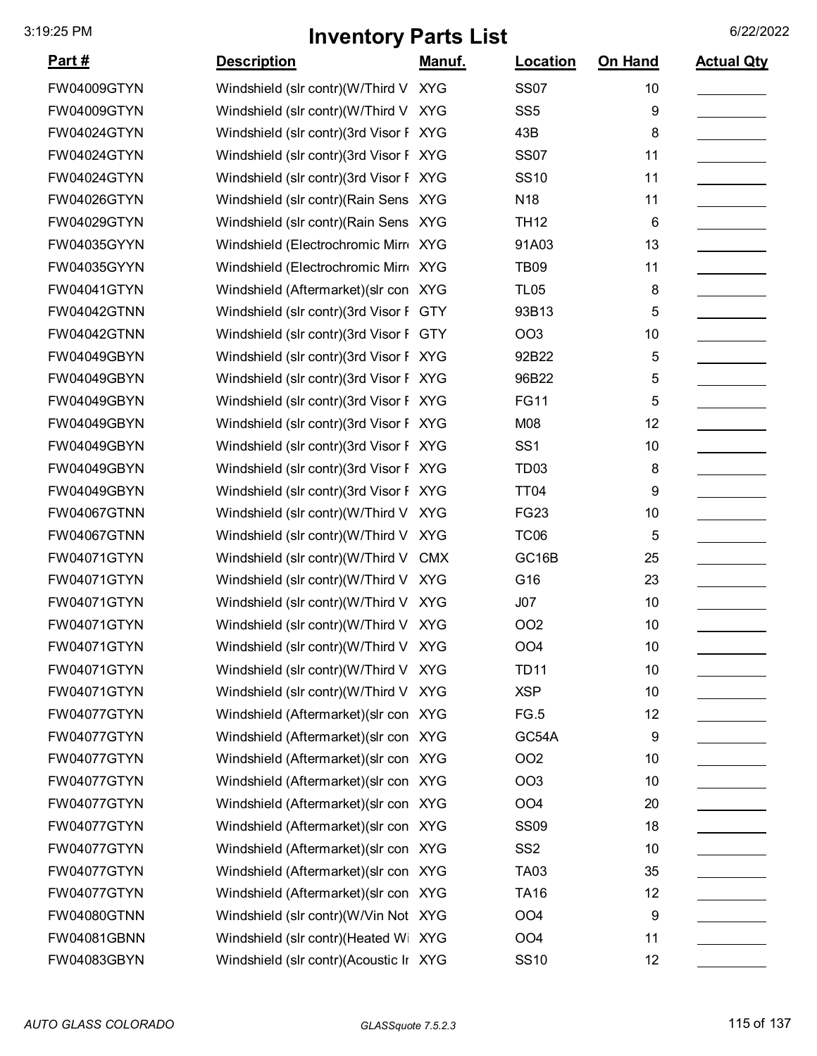# Inventory Parts List

3:19:25 PM — 6/22/2022

| Part # | Description | Manuf. | Location | On Hand | Actual Qty |
|---|---|---|---|---|---|
| FW04009GTYN | Windshield (slr contr)(W/Third V | XYG | SS07 | 10 | |
| FW04009GTYN | Windshield (slr contr)(W/Third V | XYG | SS5 | 9 | |
| FW04024GTYN | Windshield (slr contr)(3rd Visor F | XYG | 43B | 8 | |
| FW04024GTYN | Windshield (slr contr)(3rd Visor F | XYG | SS07 | 11 | |
| FW04024GTYN | Windshield (slr contr)(3rd Visor F | XYG | SS10 | 11 | |
| FW04026GTYN | Windshield (slr contr)(Rain Sens | XYG | N18 | 11 | |
| FW04029GTYN | Windshield (slr contr)(Rain Sens | XYG | TH12 | 6 | |
| FW04035GYYN | Windshield (Electrochromic Mirr | XYG | 91A03 | 13 | |
| FW04035GYYN | Windshield (Electrochromic Mirr | XYG | TB09 | 11 | |
| FW04041GTYN | Windshield (Aftermarket)(slr con | XYG | TL05 | 8 | |
| FW04042GTNN | Windshield (slr contr)(3rd Visor F | GTY | 93B13 | 5 | |
| FW04042GTNN | Windshield (slr contr)(3rd Visor F | GTY | OO3 | 10 | |
| FW04049GBYN | Windshield (slr contr)(3rd Visor F | XYG | 92B22 | 5 | |
| FW04049GBYN | Windshield (slr contr)(3rd Visor F | XYG | 96B22 | 5 | |
| FW04049GBYN | Windshield (slr contr)(3rd Visor F | XYG | FG11 | 5 | |
| FW04049GBYN | Windshield (slr contr)(3rd Visor F | XYG | M08 | 12 | |
| FW04049GBYN | Windshield (slr contr)(3rd Visor F | XYG | SS1 | 10 | |
| FW04049GBYN | Windshield (slr contr)(3rd Visor F | XYG | TD03 | 8 | |
| FW04049GBYN | Windshield (slr contr)(3rd Visor F | XYG | TT04 | 9 | |
| FW04067GTNN | Windshield (slr contr)(W/Third V | XYG | FG23 | 10 | |
| FW04067GTNN | Windshield (slr contr)(W/Third V | XYG | TC06 | 5 | |
| FW04071GTYN | Windshield (slr contr)(W/Third V | CMX | GC16B | 25 | |
| FW04071GTYN | Windshield (slr contr)(W/Third V | XYG | G16 | 23 | |
| FW04071GTYN | Windshield (slr contr)(W/Third V | XYG | J07 | 10 | |
| FW04071GTYN | Windshield (slr contr)(W/Third V | XYG | OO2 | 10 | |
| FW04071GTYN | Windshield (slr contr)(W/Third V | XYG | OO4 | 10 | |
| FW04071GTYN | Windshield (slr contr)(W/Third V | XYG | TD11 | 10 | |
| FW04071GTYN | Windshield (slr contr)(W/Third V | XYG | XSP | 10 | |
| FW04077GTYN | Windshield (Aftermarket)(slr con | XYG | FG.5 | 12 | |
| FW04077GTYN | Windshield (Aftermarket)(slr con | XYG | GC54A | 9 | |
| FW04077GTYN | Windshield (Aftermarket)(slr con | XYG | OO2 | 10 | |
| FW04077GTYN | Windshield (Aftermarket)(slr con | XYG | OO3 | 10 | |
| FW04077GTYN | Windshield (Aftermarket)(slr con | XYG | OO4 | 20 | |
| FW04077GTYN | Windshield (Aftermarket)(slr con | XYG | SS09 | 18 | |
| FW04077GTYN | Windshield (Aftermarket)(slr con | XYG | SS2 | 10 | |
| FW04077GTYN | Windshield (Aftermarket)(slr con | XYG | TA03 | 35 | |
| FW04077GTYN | Windshield (Aftermarket)(slr con | XYG | TA16 | 12 | |
| FW04080GTNN | Windshield (slr contr)(W/Vin Not | XYG | OO4 | 9 | |
| FW04081GBNN | Windshield (slr contr)(Heated Wi | XYG | OO4 | 11 | |
| FW04083GBYN | Windshield (slr contr)(Acoustic Ir | XYG | SS10 | 12 | |

*AUTO GLASS COLORADO* — *GLASSquote 7.5.2.3*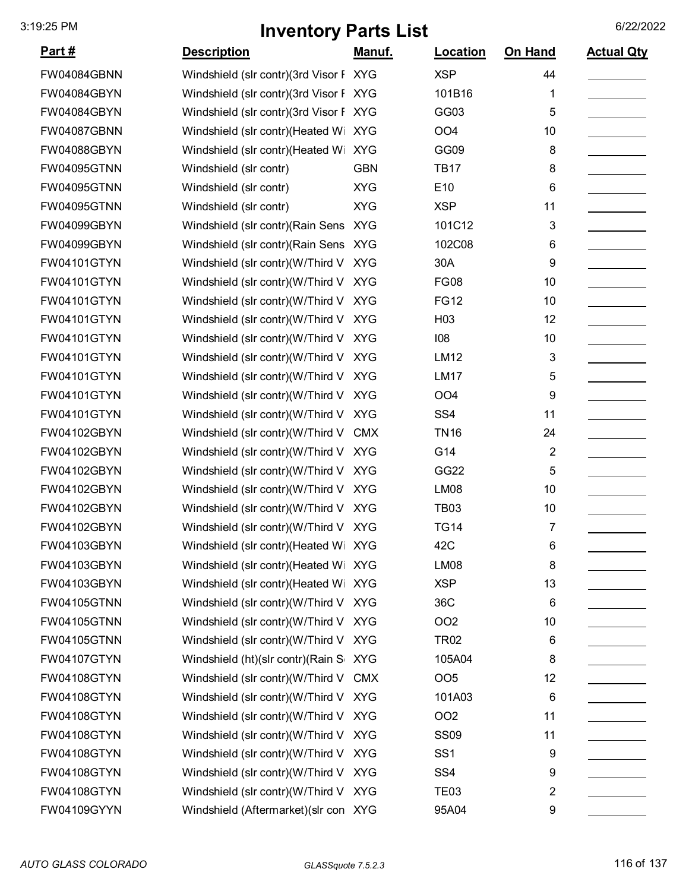# Inventory Parts List

| Part # | Description | Manuf. | Location | On Hand | Actual Qty |
|---|---|---|---|---|---|
| FW04084GBNN | Windshield (slr contr)(3rd Visor F | XYG | XSP | 44 | |
| FW04084GBYN | Windshield (slr contr)(3rd Visor F | XYG | 101B16 | 1 | |
| FW04084GBYN | Windshield (slr contr)(3rd Visor F | XYG | GG03 | 5 | |
| FW04087GBNN | Windshield (slr contr)(Heated Wi | XYG | OO4 | 10 | |
| FW04088GBYN | Windshield (slr contr)(Heated Wi | XYG | GG09 | 8 | |
| FW04095GTNN | Windshield (slr contr) | GBN | TB17 | 8 | |
| FW04095GTNN | Windshield (slr contr) | XYG | E10 | 6 | |
| FW04095GTNN | Windshield (slr contr) | XYG | XSP | 11 | |
| FW04099GBYN | Windshield (slr contr)(Rain Sens | XYG | 101C12 | 3 | |
| FW04099GBYN | Windshield (slr contr)(Rain Sens | XYG | 102C08 | 6 | |
| FW04101GTYN | Windshield (slr contr)(W/Third V | XYG | 30A | 9 | |
| FW04101GTYN | Windshield (slr contr)(W/Third V | XYG | FG08 | 10 | |
| FW04101GTYN | Windshield (slr contr)(W/Third V | XYG | FG12 | 10 | |
| FW04101GTYN | Windshield (slr contr)(W/Third V | XYG | H03 | 12 | |
| FW04101GTYN | Windshield (slr contr)(W/Third V | XYG | I08 | 10 | |
| FW04101GTYN | Windshield (slr contr)(W/Third V | XYG | LM12 | 3 | |
| FW04101GTYN | Windshield (slr contr)(W/Third V | XYG | LM17 | 5 | |
| FW04101GTYN | Windshield (slr contr)(W/Third V | XYG | OO4 | 9 | |
| FW04101GTYN | Windshield (slr contr)(W/Third V | XYG | SS4 | 11 | |
| FW04102GBYN | Windshield (slr contr)(W/Third V | CMX | TN16 | 24 | |
| FW04102GBYN | Windshield (slr contr)(W/Third V | XYG | G14 | 2 | |
| FW04102GBYN | Windshield (slr contr)(W/Third V | XYG | GG22 | 5 | |
| FW04102GBYN | Windshield (slr contr)(W/Third V | XYG | LM08 | 10 | |
| FW04102GBYN | Windshield (slr contr)(W/Third V | XYG | TB03 | 10 | |
| FW04102GBYN | Windshield (slr contr)(W/Third V | XYG | TG14 | 7 | |
| FW04103GBYN | Windshield (slr contr)(Heated Wi | XYG | 42C | 6 | |
| FW04103GBYN | Windshield (slr contr)(Heated Wi | XYG | LM08 | 8 | |
| FW04103GBYN | Windshield (slr contr)(Heated Wi | XYG | XSP | 13 | |
| FW04105GTNN | Windshield (slr contr)(W/Third V | XYG | 36C | 6 | |
| FW04105GTNN | Windshield (slr contr)(W/Third V | XYG | OO2 | 10 | |
| FW04105GTNN | Windshield (slr contr)(W/Third V | XYG | TR02 | 6 | |
| FW04107GTYN | Windshield (ht)(slr contr)(Rain S | XYG | 105A04 | 8 | |
| FW04108GTYN | Windshield (slr contr)(W/Third V | CMX | OO5 | 12 | |
| FW04108GTYN | Windshield (slr contr)(W/Third V | XYG | 101A03 | 6 | |
| FW04108GTYN | Windshield (slr contr)(W/Third V | XYG | OO2 | 11 | |
| FW04108GTYN | Windshield (slr contr)(W/Third V | XYG | SS09 | 11 | |
| FW04108GTYN | Windshield (slr contr)(W/Third V | XYG | SS1 | 9 | |
| FW04108GTYN | Windshield (slr contr)(W/Third V | XYG | SS4 | 9 | |
| FW04108GTYN | Windshield (slr contr)(W/Third V | XYG | TE03 | 2 | |
| FW04109GYYN | Windshield (Aftermarket)(slr con | XYG | 95A04 | 9 | |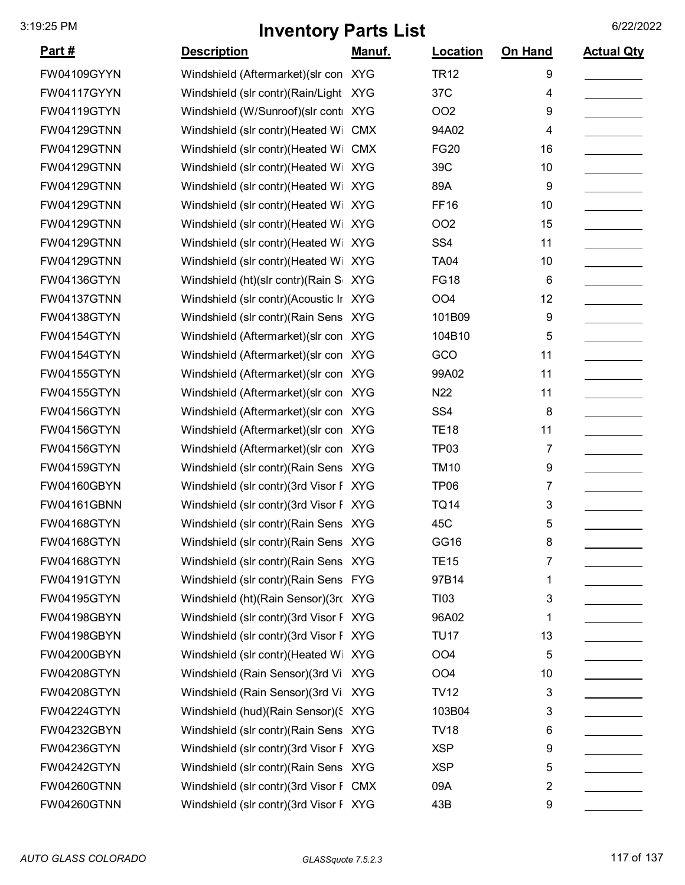# Inventory Parts List

| Part # | Description | Manuf. | Location | On Hand | Actual Qty |
|---|---|---|---|---|---|
| FW04109GYYN | Windshield (Aftermarket)(slr con | XYG | TR12 | 9 | |
| FW04117GYYN | Windshield (slr contr)(Rain/Light | XYG | 37C | 4 | |
| FW04119GTYN | Windshield (W/Sunroof)(slr contr | XYG | OO2 | 9 | |
| FW04129GTNN | Windshield (slr contr)(Heated Wi | CMX | 94A02 | 4 | |
| FW04129GTNN | Windshield (slr contr)(Heated Wi | CMX | FG20 | 16 | |
| FW04129GTNN | Windshield (slr contr)(Heated Wi | XYG | 39C | 10 | |
| FW04129GTNN | Windshield (slr contr)(Heated Wi | XYG | 89A | 9 | |
| FW04129GTNN | Windshield (slr contr)(Heated Wi | XYG | FF16 | 10 | |
| FW04129GTNN | Windshield (slr contr)(Heated Wi | XYG | OO2 | 15 | |
| FW04129GTNN | Windshield (slr contr)(Heated Wi | XYG | SS4 | 11 | |
| FW04129GTNN | Windshield (slr contr)(Heated Wi | XYG | TA04 | 10 | |
| FW04136GTYN | Windshield (ht)(slr contr)(Rain S | XYG | FG18 | 6 | |
| FW04137GTNN | Windshield (slr contr)(Acoustic Ir | XYG | OO4 | 12 | |
| FW04138GTYN | Windshield (slr contr)(Rain Sens | XYG | 101B09 | 9 | |
| FW04154GTYN | Windshield (Aftermarket)(slr con | XYG | 104B10 | 5 | |
| FW04154GTYN | Windshield (Aftermarket)(slr con | XYG | GCO | 11 | |
| FW04155GTYN | Windshield (Aftermarket)(slr con | XYG | 99A02 | 11 | |
| FW04155GTYN | Windshield (Aftermarket)(slr con | XYG | N22 | 11 | |
| FW04156GTYN | Windshield (Aftermarket)(slr con | XYG | SS4 | 8 | |
| FW04156GTYN | Windshield (Aftermarket)(slr con | XYG | TE18 | 11 | |
| FW04156GTYN | Windshield (Aftermarket)(slr con | XYG | TP03 | 7 | |
| FW04159GTYN | Windshield (slr contr)(Rain Sens | XYG | TM10 | 9 | |
| FW04160GBYN | Windshield (slr contr)(3rd Visor F | XYG | TP06 | 7 | |
| FW04161GBNN | Windshield (slr contr)(3rd Visor F | XYG | TQ14 | 3 | |
| FW04168GTYN | Windshield (slr contr)(Rain Sens | XYG | 45C | 5 | |
| FW04168GTYN | Windshield (slr contr)(Rain Sens | XYG | GG16 | 8 | |
| FW04168GTYN | Windshield (slr contr)(Rain Sens | XYG | TE15 | 7 | |
| FW04191GTYN | Windshield (slr contr)(Rain Sens | FYG | 97B14 | 1 | |
| FW04195GTYN | Windshield (ht)(Rain Sensor)(3rc | XYG | TI03 | 3 | |
| FW04198GBYN | Windshield (slr contr)(3rd Visor F | XYG | 96A02 | 1 | |
| FW04198GBYN | Windshield (slr contr)(3rd Visor F | XYG | TU17 | 13 | |
| FW04200GBYN | Windshield (slr contr)(Heated Wi | XYG | OO4 | 5 | |
| FW04208GTYN | Windshield (Rain Sensor)(3rd Vi | XYG | OO4 | 10 | |
| FW04208GTYN | Windshield (Rain Sensor)(3rd Vi | XYG | TV12 | 3 | |
| FW04224GTYN | Windshield (hud)(Rain Sensor)(S | XYG | 103B04 | 3 | |
| FW04232GBYN | Windshield (slr contr)(Rain Sens | XYG | TV18 | 6 | |
| FW04236GTYN | Windshield (slr contr)(3rd Visor F | XYG | XSP | 9 | |
| FW04242GTYN | Windshield (slr contr)(Rain Sens | XYG | XSP | 5 | |
| FW04260GTNN | Windshield (slr contr)(3rd Visor F | CMX | 09A | 2 | |
| FW04260GTNN | Windshield (slr contr)(3rd Visor F | XYG | 43B | 9 | |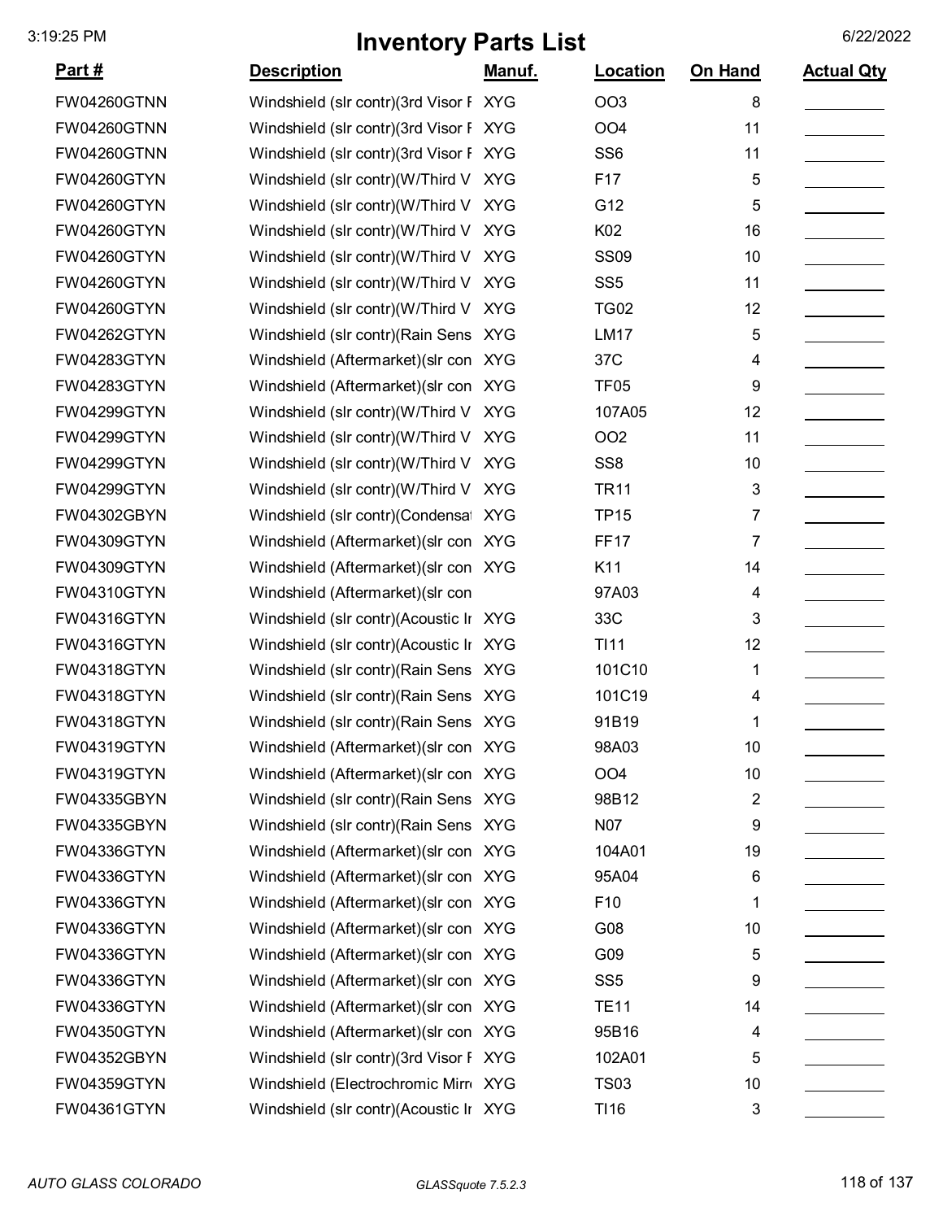# Inventory Parts List

| Part # | Description | Manuf. | Location | On Hand | Actual Qty |
|---|---|---|---|---|---|
| FW04260GTNN | Windshield (slr contr)(3rd Visor F | XYG | OO3 | 8 | |
| FW04260GTNN | Windshield (slr contr)(3rd Visor F | XYG | OO4 | 11 | |
| FW04260GTNN | Windshield (slr contr)(3rd Visor F | XYG | SS6 | 11 | |
| FW04260GTYN | Windshield (slr contr)(W/Third V | XYG | F17 | 5 | |
| FW04260GTYN | Windshield (slr contr)(W/Third V | XYG | G12 | 5 | |
| FW04260GTYN | Windshield (slr contr)(W/Third V | XYG | K02 | 16 | |
| FW04260GTYN | Windshield (slr contr)(W/Third V | XYG | SS09 | 10 | |
| FW04260GTYN | Windshield (slr contr)(W/Third V | XYG | SS5 | 11 | |
| FW04260GTYN | Windshield (slr contr)(W/Third V | XYG | TG02 | 12 | |
| FW04262GTYN | Windshield (slr contr)(Rain Sens | XYG | LM17 | 5 | |
| FW04283GTYN | Windshield (Aftermarket)(slr con | XYG | 37C | 4 | |
| FW04283GTYN | Windshield (Aftermarket)(slr con | XYG | TF05 | 9 | |
| FW04299GTYN | Windshield (slr contr)(W/Third V | XYG | 107A05 | 12 | |
| FW04299GTYN | Windshield (slr contr)(W/Third V | XYG | OO2 | 11 | |
| FW04299GTYN | Windshield (slr contr)(W/Third V | XYG | SS8 | 10 | |
| FW04299GTYN | Windshield (slr contr)(W/Third V | XYG | TR11 | 3 | |
| FW04302GBYN | Windshield (slr contr)(Condensat | XYG | TP15 | 7 | |
| FW04309GTYN | Windshield (Aftermarket)(slr con | XYG | FF17 | 7 | |
| FW04309GTYN | Windshield (Aftermarket)(slr con | XYG | K11 | 14 | |
| FW04310GTYN | Windshield (Aftermarket)(slr con | | 97A03 | 4 | |
| FW04316GTYN | Windshield (slr contr)(Acoustic Ir | XYG | 33C | 3 | |
| FW04316GTYN | Windshield (slr contr)(Acoustic Ir | XYG | TI11 | 12 | |
| FW04318GTYN | Windshield (slr contr)(Rain Sens | XYG | 101C10 | 1 | |
| FW04318GTYN | Windshield (slr contr)(Rain Sens | XYG | 101C19 | 4 | |
| FW04318GTYN | Windshield (slr contr)(Rain Sens | XYG | 91B19 | 1 | |
| FW04319GTYN | Windshield (Aftermarket)(slr con | XYG | 98A03 | 10 | |
| FW04319GTYN | Windshield (Aftermarket)(slr con | XYG | OO4 | 10 | |
| FW04335GBYN | Windshield (slr contr)(Rain Sens | XYG | 98B12 | 2 | |
| FW04335GBYN | Windshield (slr contr)(Rain Sens | XYG | N07 | 9 | |
| FW04336GTYN | Windshield (Aftermarket)(slr con | XYG | 104A01 | 19 | |
| FW04336GTYN | Windshield (Aftermarket)(slr con | XYG | 95A04 | 6 | |
| FW04336GTYN | Windshield (Aftermarket)(slr con | XYG | F10 | 1 | |
| FW04336GTYN | Windshield (Aftermarket)(slr con | XYG | G08 | 10 | |
| FW04336GTYN | Windshield (Aftermarket)(slr con | XYG | G09 | 5 | |
| FW04336GTYN | Windshield (Aftermarket)(slr con | XYG | SS5 | 9 | |
| FW04336GTYN | Windshield (Aftermarket)(slr con | XYG | TE11 | 14 | |
| FW04350GTYN | Windshield (Aftermarket)(slr con | XYG | 95B16 | 4 | |
| FW04352GBYN | Windshield (slr contr)(3rd Visor F | XYG | 102A01 | 5 | |
| FW04359GTYN | Windshield (Electrochromic Mirr | XYG | TS03 | 10 | |
| FW04361GTYN | Windshield (slr contr)(Acoustic Ir | XYG | TI16 | 3 | |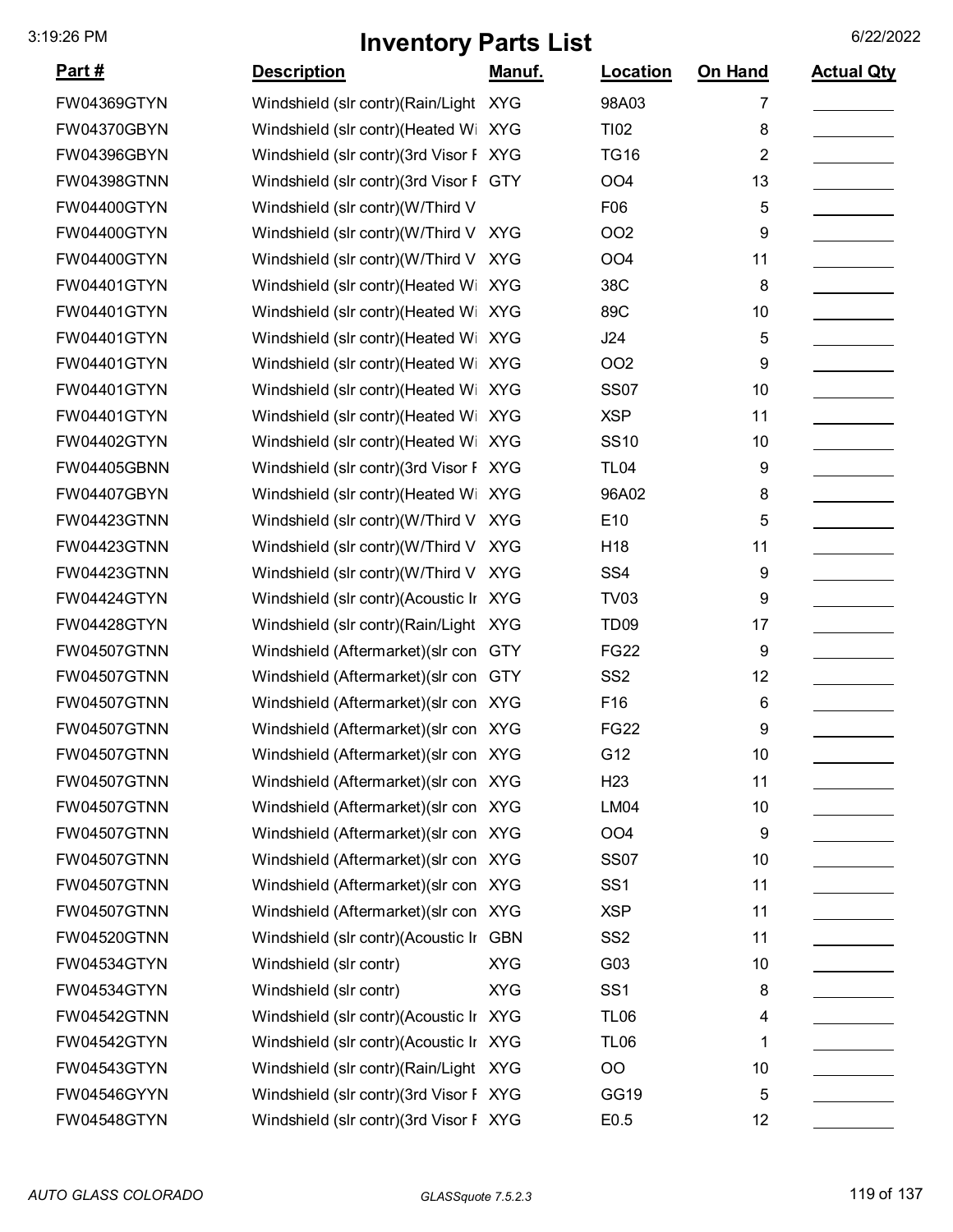# Inventory Parts List

| Part # | Description | Manuf. | Location | On Hand | Actual Qty |
|---|---|---|---|---|---|
| FW04369GTYN | Windshield (slr contr)(Rain/Light | XYG | 98A03 | 7 | |
| FW04370GBYN | Windshield (slr contr)(Heated Wi | XYG | TI02 | 8 | |
| FW04396GBYN | Windshield (slr contr)(3rd Visor F | XYG | TG16 | 2 | |
| FW04398GTNN | Windshield (slr contr)(3rd Visor F | GTY | OO4 | 13 | |
| FW04400GTYN | Windshield (slr contr)(W/Third V | | F06 | 5 | |
| FW04400GTYN | Windshield (slr contr)(W/Third V | XYG | OO2 | 9 | |
| FW04400GTYN | Windshield (slr contr)(W/Third V | XYG | OO4 | 11 | |
| FW04401GTYN | Windshield (slr contr)(Heated Wi | XYG | 38C | 8 | |
| FW04401GTYN | Windshield (slr contr)(Heated Wi | XYG | 89C | 10 | |
| FW04401GTYN | Windshield (slr contr)(Heated Wi | XYG | J24 | 5 | |
| FW04401GTYN | Windshield (slr contr)(Heated Wi | XYG | OO2 | 9 | |
| FW04401GTYN | Windshield (slr contr)(Heated Wi | XYG | SS07 | 10 | |
| FW04401GTYN | Windshield (slr contr)(Heated Wi | XYG | XSP | 11 | |
| FW04402GTYN | Windshield (slr contr)(Heated Wi | XYG | SS10 | 10 | |
| FW04405GBNN | Windshield (slr contr)(3rd Visor F | XYG | TL04 | 9 | |
| FW04407GBYN | Windshield (slr contr)(Heated Wi | XYG | 96A02 | 8 | |
| FW04423GTNN | Windshield (slr contr)(W/Third V | XYG | E10 | 5 | |
| FW04423GTNN | Windshield (slr contr)(W/Third V | XYG | H18 | 11 | |
| FW04423GTNN | Windshield (slr contr)(W/Third V | XYG | SS4 | 9 | |
| FW04424GTYN | Windshield (slr contr)(Acoustic Ir | XYG | TV03 | 9 | |
| FW04428GTYN | Windshield (slr contr)(Rain/Light | XYG | TD09 | 17 | |
| FW04507GTNN | Windshield (Aftermarket)(slr con | GTY | FG22 | 9 | |
| FW04507GTNN | Windshield (Aftermarket)(slr con | GTY | SS2 | 12 | |
| FW04507GTNN | Windshield (Aftermarket)(slr con | XYG | F16 | 6 | |
| FW04507GTNN | Windshield (Aftermarket)(slr con | XYG | FG22 | 9 | |
| FW04507GTNN | Windshield (Aftermarket)(slr con | XYG | G12 | 10 | |
| FW04507GTNN | Windshield (Aftermarket)(slr con | XYG | H23 | 11 | |
| FW04507GTNN | Windshield (Aftermarket)(slr con | XYG | LM04 | 10 | |
| FW04507GTNN | Windshield (Aftermarket)(slr con | XYG | OO4 | 9 | |
| FW04507GTNN | Windshield (Aftermarket)(slr con | XYG | SS07 | 10 | |
| FW04507GTNN | Windshield (Aftermarket)(slr con | XYG | SS1 | 11 | |
| FW04507GTNN | Windshield (Aftermarket)(slr con | XYG | XSP | 11 | |
| FW04520GTNN | Windshield (slr contr)(Acoustic Ir | GBN | SS2 | 11 | |
| FW04534GTYN | Windshield (slr contr) | XYG | G03 | 10 | |
| FW04534GTYN | Windshield (slr contr) | XYG | SS1 | 8 | |
| FW04542GTNN | Windshield (slr contr)(Acoustic Ir | XYG | TL06 | 4 | |
| FW04542GTYN | Windshield (slr contr)(Acoustic Ir | XYG | TL06 | 1 | |
| FW04543GTYN | Windshield (slr contr)(Rain/Light | XYG | OO | 10 | |
| FW04546GYYN | Windshield (slr contr)(3rd Visor F | XYG | GG19 | 5 | |
| FW04548GTYN | Windshield (slr contr)(3rd Visor F | XYG | E0.5 | 12 | |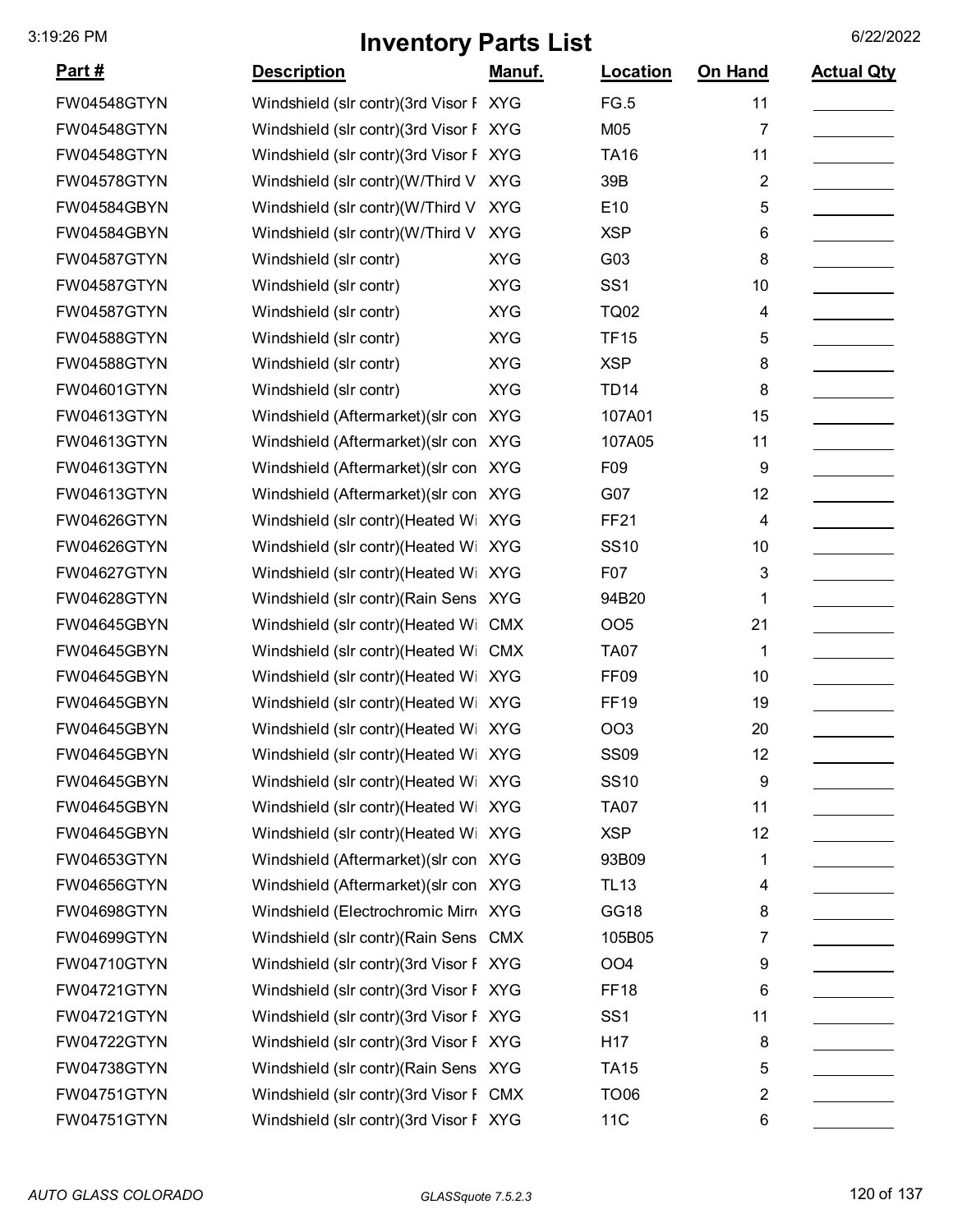# Inventory Parts List

| Part # | Description | Manuf. | Location | On Hand | Actual Qty |
|---|---|---|---|---|---|
| FW04548GTYN | Windshield (slr contr)(3rd Visor F | XYG | FG.5 | 11 | |
| FW04548GTYN | Windshield (slr contr)(3rd Visor F | XYG | M05 | 7 | |
| FW04548GTYN | Windshield (slr contr)(3rd Visor F | XYG | TA16 | 11 | |
| FW04578GTYN | Windshield (slr contr)(W/Third V | XYG | 39B | 2 | |
| FW04584GBYN | Windshield (slr contr)(W/Third V | XYG | E10 | 5 | |
| FW04584GBYN | Windshield (slr contr)(W/Third V | XYG | XSP | 6 | |
| FW04587GTYN | Windshield (slr contr) | XYG | G03 | 8 | |
| FW04587GTYN | Windshield (slr contr) | XYG | SS1 | 10 | |
| FW04587GTYN | Windshield (slr contr) | XYG | TQ02 | 4 | |
| FW04588GTYN | Windshield (slr contr) | XYG | TF15 | 5 | |
| FW04588GTYN | Windshield (slr contr) | XYG | XSP | 8 | |
| FW04601GTYN | Windshield (slr contr) | XYG | TD14 | 8 | |
| FW04613GTYN | Windshield (Aftermarket)(slr con | XYG | 107A01 | 15 | |
| FW04613GTYN | Windshield (Aftermarket)(slr con | XYG | 107A05 | 11 | |
| FW04613GTYN | Windshield (Aftermarket)(slr con | XYG | F09 | 9 | |
| FW04613GTYN | Windshield (Aftermarket)(slr con | XYG | G07 | 12 | |
| FW04626GTYN | Windshield (slr contr)(Heated Wi | XYG | FF21 | 4 | |
| FW04626GTYN | Windshield (slr contr)(Heated Wi | XYG | SS10 | 10 | |
| FW04627GTYN | Windshield (slr contr)(Heated Wi | XYG | F07 | 3 | |
| FW04628GTYN | Windshield (slr contr)(Rain Sens | XYG | 94B20 | 1 | |
| FW04645GBYN | Windshield (slr contr)(Heated Wi | CMX | OO5 | 21 | |
| FW04645GBYN | Windshield (slr contr)(Heated Wi | CMX | TA07 | 1 | |
| FW04645GBYN | Windshield (slr contr)(Heated Wi | XYG | FF09 | 10 | |
| FW04645GBYN | Windshield (slr contr)(Heated Wi | XYG | FF19 | 19 | |
| FW04645GBYN | Windshield (slr contr)(Heated Wi | XYG | OO3 | 20 | |
| FW04645GBYN | Windshield (slr contr)(Heated Wi | XYG | SS09 | 12 | |
| FW04645GBYN | Windshield (slr contr)(Heated Wi | XYG | SS10 | 9 | |
| FW04645GBYN | Windshield (slr contr)(Heated Wi | XYG | TA07 | 11 | |
| FW04645GBYN | Windshield (slr contr)(Heated Wi | XYG | XSP | 12 | |
| FW04653GTYN | Windshield (Aftermarket)(slr con | XYG | 93B09 | 1 | |
| FW04656GTYN | Windshield (Aftermarket)(slr con | XYG | TL13 | 4 | |
| FW04698GTYN | Windshield (Electrochromic Mirr | XYG | GG18 | 8 | |
| FW04699GTYN | Windshield (slr contr)(Rain Sens | CMX | 105B05 | 7 | |
| FW04710GTYN | Windshield (slr contr)(3rd Visor F | XYG | OO4 | 9 | |
| FW04721GTYN | Windshield (slr contr)(3rd Visor F | XYG | FF18 | 6 | |
| FW04721GTYN | Windshield (slr contr)(3rd Visor F | XYG | SS1 | 11 | |
| FW04722GTYN | Windshield (slr contr)(3rd Visor F | XYG | H17 | 8 | |
| FW04738GTYN | Windshield (slr contr)(Rain Sens | XYG | TA15 | 5 | |
| FW04751GTYN | Windshield (slr contr)(3rd Visor F | CMX | TO06 | 2 | |
| FW04751GTYN | Windshield (slr contr)(3rd Visor F | XYG | 11C | 6 | |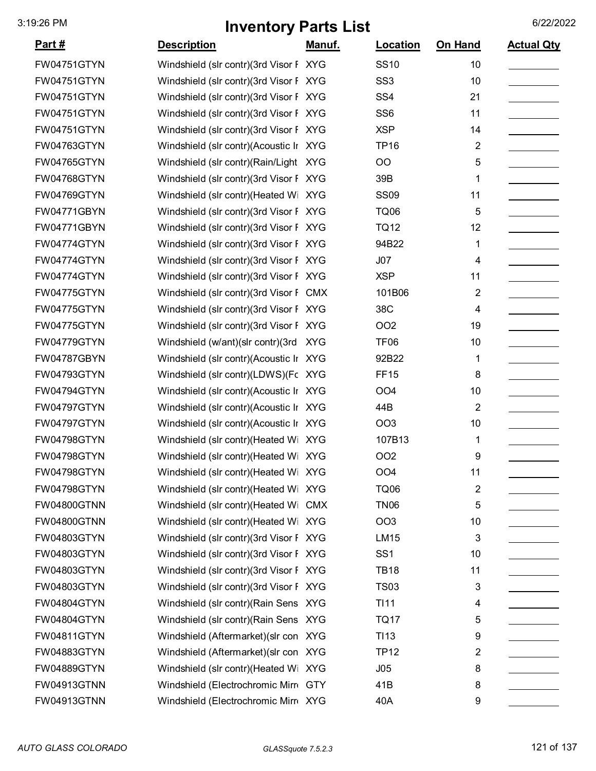# Inventory Parts List

| Part # | Description | Manuf. | Location | On Hand | Actual Qty |
|---|---|---|---|---|---|
| FW04751GTYN | Windshield (slr contr)(3rd Visor F | XYG | SS10 | 10 | |
| FW04751GTYN | Windshield (slr contr)(3rd Visor F | XYG | SS3 | 10 | |
| FW04751GTYN | Windshield (slr contr)(3rd Visor F | XYG | SS4 | 21 | |
| FW04751GTYN | Windshield (slr contr)(3rd Visor F | XYG | SS6 | 11 | |
| FW04751GTYN | Windshield (slr contr)(3rd Visor F | XYG | XSP | 14 | |
| FW04763GTYN | Windshield (slr contr)(Acoustic Ir | XYG | TP16 | 2 | |
| FW04765GTYN | Windshield (slr contr)(Rain/Light | XYG | OO | 5 | |
| FW04768GTYN | Windshield (slr contr)(3rd Visor F | XYG | 39B | 1 | |
| FW04769GTYN | Windshield (slr contr)(Heated Wi | XYG | SS09 | 11 | |
| FW04771GBYN | Windshield (slr contr)(3rd Visor F | XYG | TQ06 | 5 | |
| FW04771GBYN | Windshield (slr contr)(3rd Visor F | XYG | TQ12 | 12 | |
| FW04774GTYN | Windshield (slr contr)(3rd Visor F | XYG | 94B22 | 1 | |
| FW04774GTYN | Windshield (slr contr)(3rd Visor F | XYG | J07 | 4 | |
| FW04774GTYN | Windshield (slr contr)(3rd Visor F | XYG | XSP | 11 | |
| FW04775GTYN | Windshield (slr contr)(3rd Visor F | CMX | 101B06 | 2 | |
| FW04775GTYN | Windshield (slr contr)(3rd Visor F | XYG | 38C | 4 | |
| FW04775GTYN | Windshield (slr contr)(3rd Visor F | XYG | OO2 | 19 | |
| FW04779GTYN | Windshield (w/ant)(slr contr)(3rd | XYG | TF06 | 10 | |
| FW04787GBYN | Windshield (slr contr)(Acoustic Ir | XYG | 92B22 | 1 | |
| FW04793GTYN | Windshield (slr contr)(LDWS)(Fc | XYG | FF15 | 8 | |
| FW04794GTYN | Windshield (slr contr)(Acoustic Ir | XYG | OO4 | 10 | |
| FW04797GTYN | Windshield (slr contr)(Acoustic Ir | XYG | 44B | 2 | |
| FW04797GTYN | Windshield (slr contr)(Acoustic Ir | XYG | OO3 | 10 | |
| FW04798GTYN | Windshield (slr contr)(Heated Wi | XYG | 107B13 | 1 | |
| FW04798GTYN | Windshield (slr contr)(Heated Wi | XYG | OO2 | 9 | |
| FW04798GTYN | Windshield (slr contr)(Heated Wi | XYG | OO4 | 11 | |
| FW04798GTYN | Windshield (slr contr)(Heated Wi | XYG | TQ06 | 2 | |
| FW04800GTNN | Windshield (slr contr)(Heated Wi | CMX | TN06 | 5 | |
| FW04800GTNN | Windshield (slr contr)(Heated Wi | XYG | OO3 | 10 | |
| FW04803GTYN | Windshield (slr contr)(3rd Visor F | XYG | LM15 | 3 | |
| FW04803GTYN | Windshield (slr contr)(3rd Visor F | XYG | SS1 | 10 | |
| FW04803GTYN | Windshield (slr contr)(3rd Visor F | XYG | TB18 | 11 | |
| FW04803GTYN | Windshield (slr contr)(3rd Visor F | XYG | TS03 | 3 | |
| FW04804GTYN | Windshield (slr contr)(Rain Sens | XYG | TI11 | 4 | |
| FW04804GTYN | Windshield (slr contr)(Rain Sens | XYG | TQ17 | 5 | |
| FW04811GTYN | Windshield (Aftermarket)(slr con | XYG | TI13 | 9 | |
| FW04883GTYN | Windshield (Aftermarket)(slr con | XYG | TP12 | 2 | |
| FW04889GTYN | Windshield (slr contr)(Heated Wi | XYG | J05 | 8 | |
| FW04913GTNN | Windshield (Electrochromic Mirr | GTY | 41B | 8 | |
| FW04913GTNN | Windshield (Electrochromic Mirr | XYG | 40A | 9 | |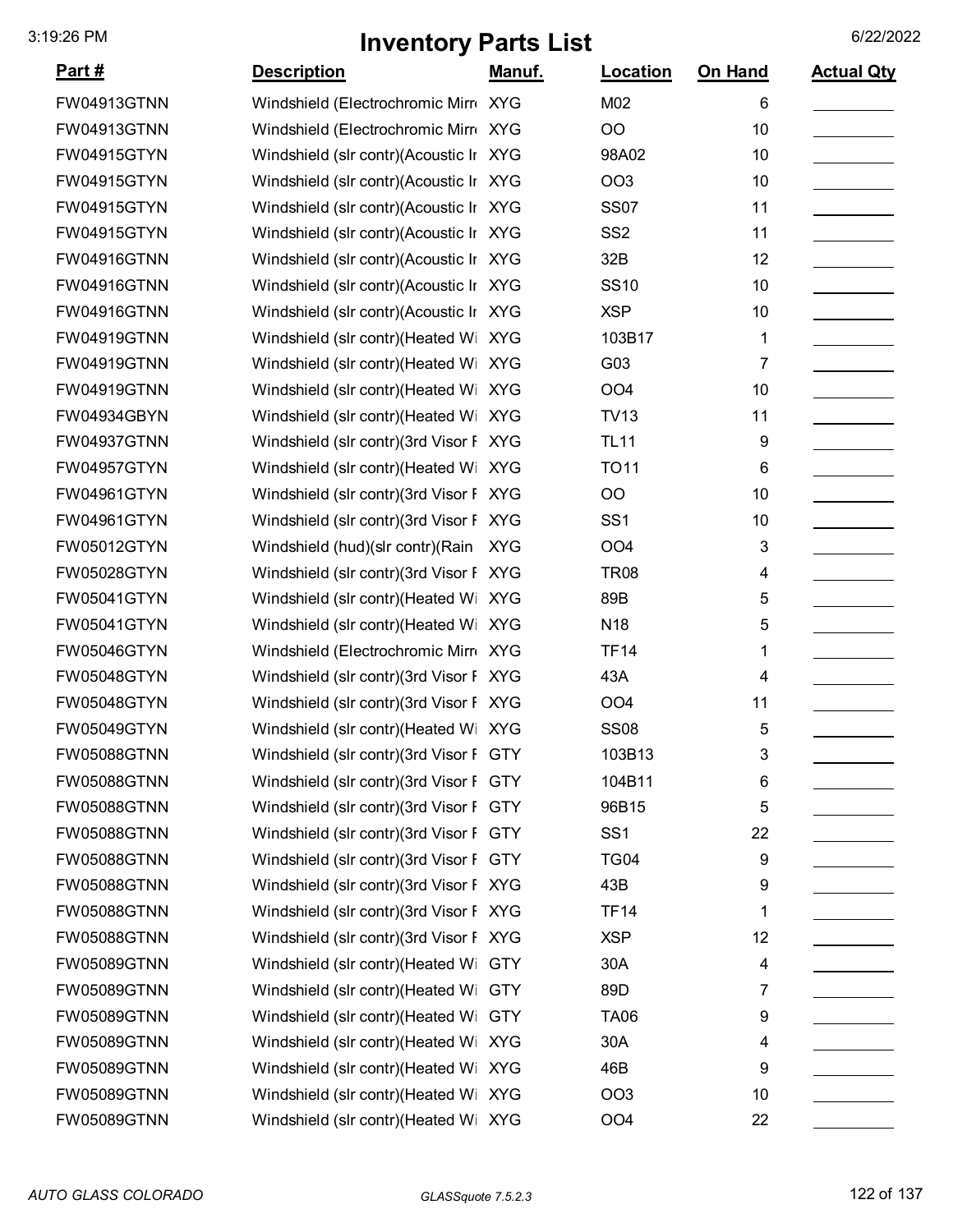# Inventory Parts List

| Part # | Description | Manuf. | Location | On Hand | Actual Qty |
|---|---|---|---|---|---|
| FW04913GTNN | Windshield (Electrochromic Mirr | XYG | M02 | 6 | |
| FW04913GTNN | Windshield (Electrochromic Mirr | XYG | OO | 10 | |
| FW04915GTYN | Windshield (slr contr)(Acoustic Ir | XYG | 98A02 | 10 | |
| FW04915GTYN | Windshield (slr contr)(Acoustic Ir | XYG | OO3 | 10 | |
| FW04915GTYN | Windshield (slr contr)(Acoustic Ir | XYG | SS07 | 11 | |
| FW04915GTYN | Windshield (slr contr)(Acoustic Ir | XYG | SS2 | 11 | |
| FW04916GTNN | Windshield (slr contr)(Acoustic Ir | XYG | 32B | 12 | |
| FW04916GTNN | Windshield (slr contr)(Acoustic Ir | XYG | SS10 | 10 | |
| FW04916GTNN | Windshield (slr contr)(Acoustic Ir | XYG | XSP | 10 | |
| FW04919GTNN | Windshield (slr contr)(Heated Wi | XYG | 103B17 | 1 | |
| FW04919GTNN | Windshield (slr contr)(Heated Wi | XYG | G03 | 7 | |
| FW04919GTNN | Windshield (slr contr)(Heated Wi | XYG | OO4 | 10 | |
| FW04934GBYN | Windshield (slr contr)(Heated Wi | XYG | TV13 | 11 | |
| FW04937GTNN | Windshield (slr contr)(3rd Visor F | XYG | TL11 | 9 | |
| FW04957GTYN | Windshield (slr contr)(Heated Wi | XYG | TO11 | 6 | |
| FW04961GTYN | Windshield (slr contr)(3rd Visor F | XYG | OO | 10 | |
| FW04961GTYN | Windshield (slr contr)(3rd Visor F | XYG | SS1 | 10 | |
| FW05012GTYN | Windshield (hud)(slr contr)(Rain | XYG | OO4 | 3 | |
| FW05028GTYN | Windshield (slr contr)(3rd Visor F | XYG | TR08 | 4 | |
| FW05041GTYN | Windshield (slr contr)(Heated Wi | XYG | 89B | 5 | |
| FW05041GTYN | Windshield (slr contr)(Heated Wi | XYG | N18 | 5 | |
| FW05046GTYN | Windshield (Electrochromic Mirr | XYG | TF14 | 1 | |
| FW05048GTYN | Windshield (slr contr)(3rd Visor F | XYG | 43A | 4 | |
| FW05048GTYN | Windshield (slr contr)(3rd Visor F | XYG | OO4 | 11 | |
| FW05049GTYN | Windshield (slr contr)(Heated Wi | XYG | SS08 | 5 | |
| FW05088GTNN | Windshield (slr contr)(3rd Visor F | GTY | 103B13 | 3 | |
| FW05088GTNN | Windshield (slr contr)(3rd Visor F | GTY | 104B11 | 6 | |
| FW05088GTNN | Windshield (slr contr)(3rd Visor F | GTY | 96B15 | 5 | |
| FW05088GTNN | Windshield (slr contr)(3rd Visor F | GTY | SS1 | 22 | |
| FW05088GTNN | Windshield (slr contr)(3rd Visor F | GTY | TG04 | 9 | |
| FW05088GTNN | Windshield (slr contr)(3rd Visor F | XYG | 43B | 9 | |
| FW05088GTNN | Windshield (slr contr)(3rd Visor F | XYG | TF14 | 1 | |
| FW05088GTNN | Windshield (slr contr)(3rd Visor F | XYG | XSP | 12 | |
| FW05089GTNN | Windshield (slr contr)(Heated Wi | GTY | 30A | 4 | |
| FW05089GTNN | Windshield (slr contr)(Heated Wi | GTY | 89D | 7 | |
| FW05089GTNN | Windshield (slr contr)(Heated Wi | GTY | TA06 | 9 | |
| FW05089GTNN | Windshield (slr contr)(Heated Wi | XYG | 30A | 4 | |
| FW05089GTNN | Windshield (slr contr)(Heated Wi | XYG | 46B | 9 | |
| FW05089GTNN | Windshield (slr contr)(Heated Wi | XYG | OO3 | 10 | |
| FW05089GTNN | Windshield (slr contr)(Heated Wi | XYG | OO4 | 22 | |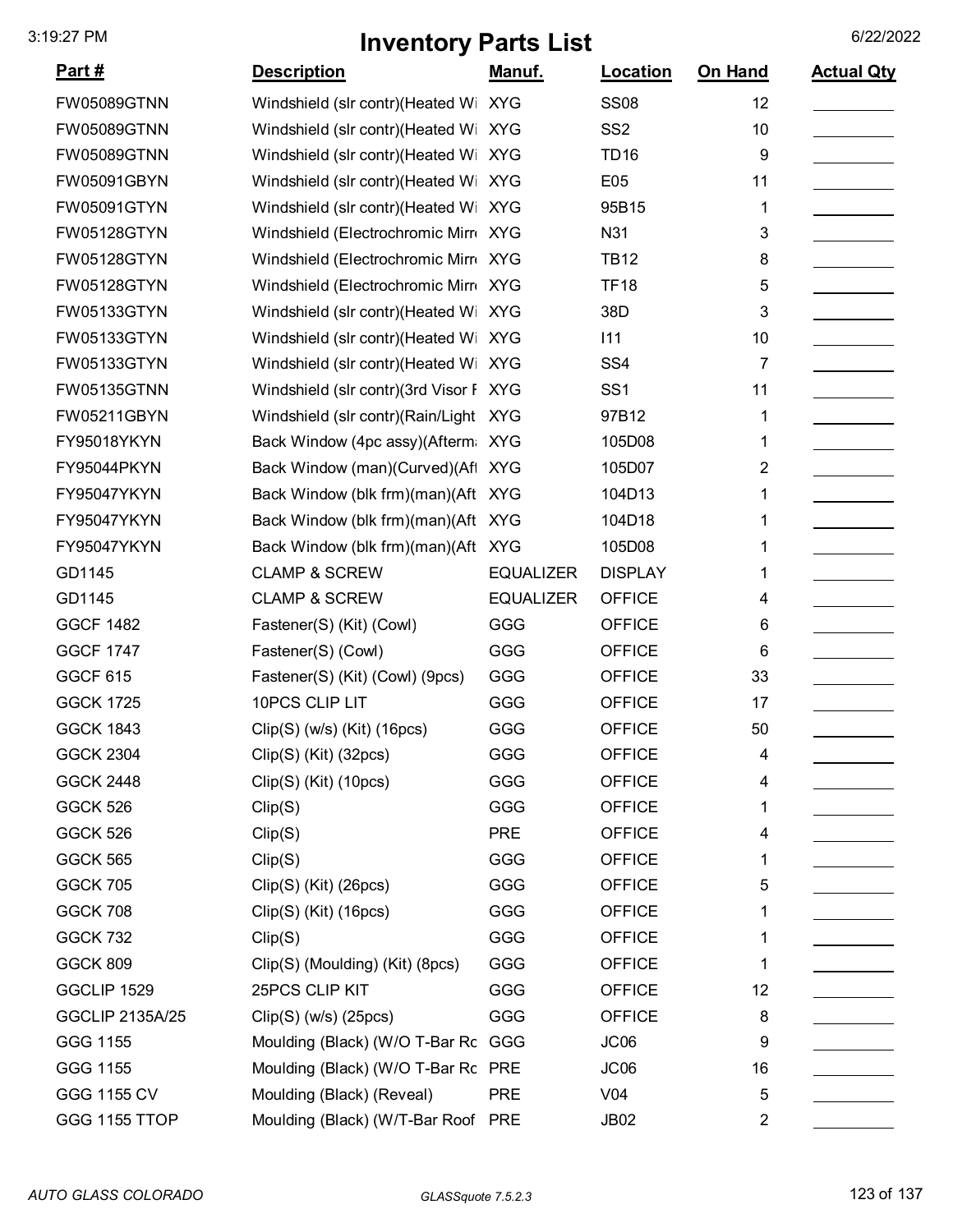# Inventory Parts List

| Part # | Description | Manuf. | Location | On Hand | Actual Qty |
|---|---|---|---|---|---|
| FW05089GTNN | Windshield (slr contr)(Heated Wi | XYG | SS08 | 12 | |
| FW05089GTNN | Windshield (slr contr)(Heated Wi | XYG | SS2 | 10 | |
| FW05089GTNN | Windshield (slr contr)(Heated Wi | XYG | TD16 | 9 | |
| FW05091GBYN | Windshield (slr contr)(Heated Wi | XYG | E05 | 11 | |
| FW05091GTYN | Windshield (slr contr)(Heated Wi | XYG | 95B15 | 1 | |
| FW05128GTYN | Windshield (Electrochromic Mirr | XYG | N31 | 3 | |
| FW05128GTYN | Windshield (Electrochromic Mirr | XYG | TB12 | 8 | |
| FW05128GTYN | Windshield (Electrochromic Mirr | XYG | TF18 | 5 | |
| FW05133GTYN | Windshield (slr contr)(Heated Wi | XYG | 38D | 3 | |
| FW05133GTYN | Windshield (slr contr)(Heated Wi | XYG | I11 | 10 | |
| FW05133GTYN | Windshield (slr contr)(Heated Wi | XYG | SS4 | 7 | |
| FW05135GTNN | Windshield (slr contr)(3rd Visor F | XYG | SS1 | 11 | |
| FW05211GBYN | Windshield (slr contr)(Rain/Light | XYG | 97B12 | 1 | |
| FY95018YKYN | Back Window (4pc assy)(Afterma | XYG | 105D08 | 1 | |
| FY95044PKYN | Back Window (man)(Curved)(Aft | XYG | 105D07 | 2 | |
| FY95047YKYN | Back Window (blk frm)(man)(Aft | XYG | 104D13 | 1 | |
| FY95047YKYN | Back Window (blk frm)(man)(Aft | XYG | 104D18 | 1 | |
| FY95047YKYN | Back Window (blk frm)(man)(Aft | XYG | 105D08 | 1 | |
| GD1145 | CLAMP & SCREW | EQUALIZER | DISPLAY | 1 | |
| GD1145 | CLAMP & SCREW | EQUALIZER | OFFICE | 4 | |
| GGCF 1482 | Fastener(S) (Kit) (Cowl) | GGG | OFFICE | 6 | |
| GGCF 1747 | Fastener(S) (Cowl) | GGG | OFFICE | 6 | |
| GGCF 615 | Fastener(S) (Kit) (Cowl) (9pcs) | GGG | OFFICE | 33 | |
| GGCK 1725 | 10PCS CLIP LIT | GGG | OFFICE | 17 | |
| GGCK 1843 | Clip(S) (w/s) (Kit) (16pcs) | GGG | OFFICE | 50 | |
| GGCK 2304 | Clip(S) (Kit) (32pcs) | GGG | OFFICE | 4 | |
| GGCK 2448 | Clip(S) (Kit) (10pcs) | GGG | OFFICE | 4 | |
| GGCK 526 | Clip(S) | GGG | OFFICE | 1 | |
| GGCK 526 | Clip(S) | PRE | OFFICE | 4 | |
| GGCK 565 | Clip(S) | GGG | OFFICE | 1 | |
| GGCK 705 | Clip(S) (Kit) (26pcs) | GGG | OFFICE | 5 | |
| GGCK 708 | Clip(S) (Kit) (16pcs) | GGG | OFFICE | 1 | |
| GGCK 732 | Clip(S) | GGG | OFFICE | 1 | |
| GGCK 809 | Clip(S) (Moulding) (Kit) (8pcs) | GGG | OFFICE | 1 | |
| GGCLIP 1529 | 25PCS CLIP KIT | GGG | OFFICE | 12 | |
| GGCLIP 2135A/25 | Clip(S) (w/s) (25pcs) | GGG | OFFICE | 8 | |
| GGG 1155 | Moulding (Black) (W/O T-Bar Ro | GGG | JC06 | 9 | |
| GGG 1155 | Moulding (Black) (W/O T-Bar Ro | PRE | JC06 | 16 | |
| GGG 1155 CV | Moulding (Black) (Reveal) | PRE | V04 | 5 | |
| GGG 1155 TTOP | Moulding (Black) (W/T-Bar Roof | PRE | JB02 | 2 | |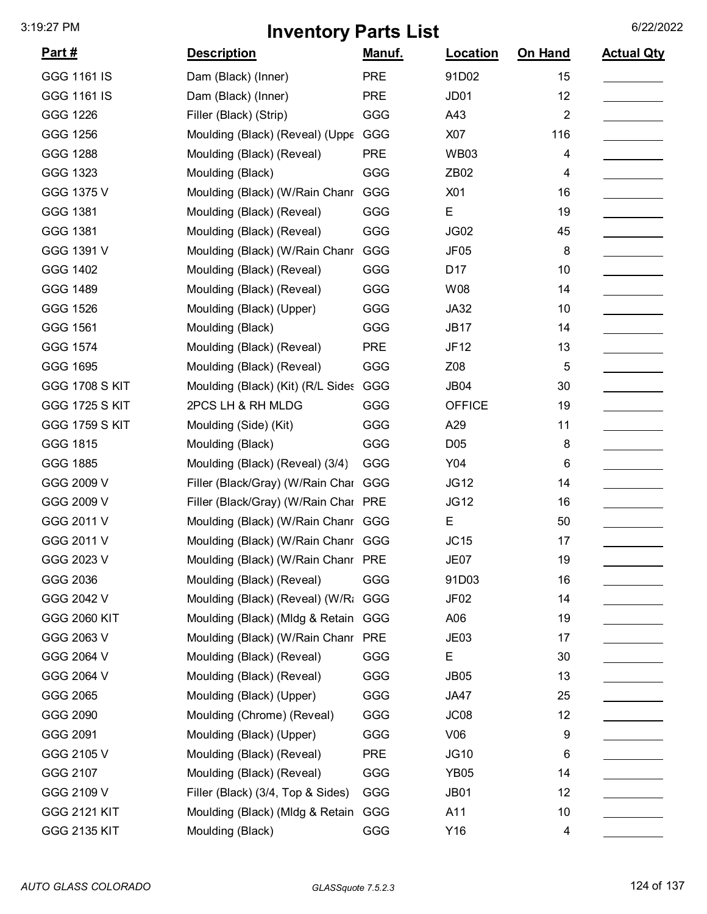# Inventory Parts List

| Part # | Description | Manuf. | Location | On Hand | Actual Qty |
|---|---|---|---|---|---|
| GGG 1161 IS | Dam (Black) (Inner) | PRE | 91D02 | 15 | |
| GGG 1161 IS | Dam (Black) (Inner) | PRE | JD01 | 12 | |
| GGG 1226 | Filler (Black) (Strip) | GGG | A43 | 2 | |
| GGG 1256 | Moulding (Black) (Reveal) (Uppe | GGG | X07 | 116 | |
| GGG 1288 | Moulding (Black) (Reveal) | PRE | WB03 | 4 | |
| GGG 1323 | Moulding (Black) | GGG | ZB02 | 4 | |
| GGG 1375 V | Moulding (Black) (W/Rain Chanr | GGG | X01 | 16 | |
| GGG 1381 | Moulding (Black) (Reveal) | GGG | E | 19 | |
| GGG 1381 | Moulding (Black) (Reveal) | GGG | JG02 | 45 | |
| GGG 1391 V | Moulding (Black) (W/Rain Chanr | GGG | JF05 | 8 | |
| GGG 1402 | Moulding (Black) (Reveal) | GGG | D17 | 10 | |
| GGG 1489 | Moulding (Black) (Reveal) | GGG | W08 | 14 | |
| GGG 1526 | Moulding (Black) (Upper) | GGG | JA32 | 10 | |
| GGG 1561 | Moulding (Black) | GGG | JB17 | 14 | |
| GGG 1574 | Moulding (Black) (Reveal) | PRE | JF12 | 13 | |
| GGG 1695 | Moulding (Black) (Reveal) | GGG | Z08 | 5 | |
| GGG 1708 S KIT | Moulding (Black) (Kit) (R/L Sides | GGG | JB04 | 30 | |
| GGG 1725 S KIT | 2PCS LH & RH MLDG | GGG | OFFICE | 19 | |
| GGG 1759 S KIT | Moulding (Side) (Kit) | GGG | A29 | 11 | |
| GGG 1815 | Moulding (Black) | GGG | D05 | 8 | |
| GGG 1885 | Moulding (Black) (Reveal) (3/4) | GGG | Y04 | 6 | |
| GGG 2009 V | Filler (Black/Gray) (W/Rain Char | GGG | JG12 | 14 | |
| GGG 2009 V | Filler (Black/Gray) (W/Rain Char | PRE | JG12 | 16 | |
| GGG 2011 V | Moulding (Black) (W/Rain Chanr | GGG | E | 50 | |
| GGG 2011 V | Moulding (Black) (W/Rain Chanr | GGG | JC15 | 17 | |
| GGG 2023 V | Moulding (Black) (W/Rain Chanr | PRE | JE07 | 19 | |
| GGG 2036 | Moulding (Black) (Reveal) | GGG | 91D03 | 16 | |
| GGG 2042 V | Moulding (Black) (Reveal) (W/Ra | GGG | JF02 | 14 | |
| GGG 2060 KIT | Moulding (Black) (Mldg & Retain | GGG | A06 | 19 | |
| GGG 2063 V | Moulding (Black) (W/Rain Chanr | PRE | JE03 | 17 | |
| GGG 2064 V | Moulding (Black) (Reveal) | GGG | E | 30 | |
| GGG 2064 V | Moulding (Black) (Reveal) | GGG | JB05 | 13 | |
| GGG 2065 | Moulding (Black) (Upper) | GGG | JA47 | 25 | |
| GGG 2090 | Moulding (Chrome) (Reveal) | GGG | JC08 | 12 | |
| GGG 2091 | Moulding (Black) (Upper) | GGG | V06 | 9 | |
| GGG 2105 V | Moulding (Black) (Reveal) | PRE | JG10 | 6 | |
| GGG 2107 | Moulding (Black) (Reveal) | GGG | YB05 | 14 | |
| GGG 2109 V | Filler (Black) (3/4, Top & Sides) | GGG | JB01 | 12 | |
| GGG 2121 KIT | Moulding (Black) (Mldg & Retain | GGG | A11 | 10 | |
| GGG 2135 KIT | Moulding (Black) | GGG | Y16 | 4 | |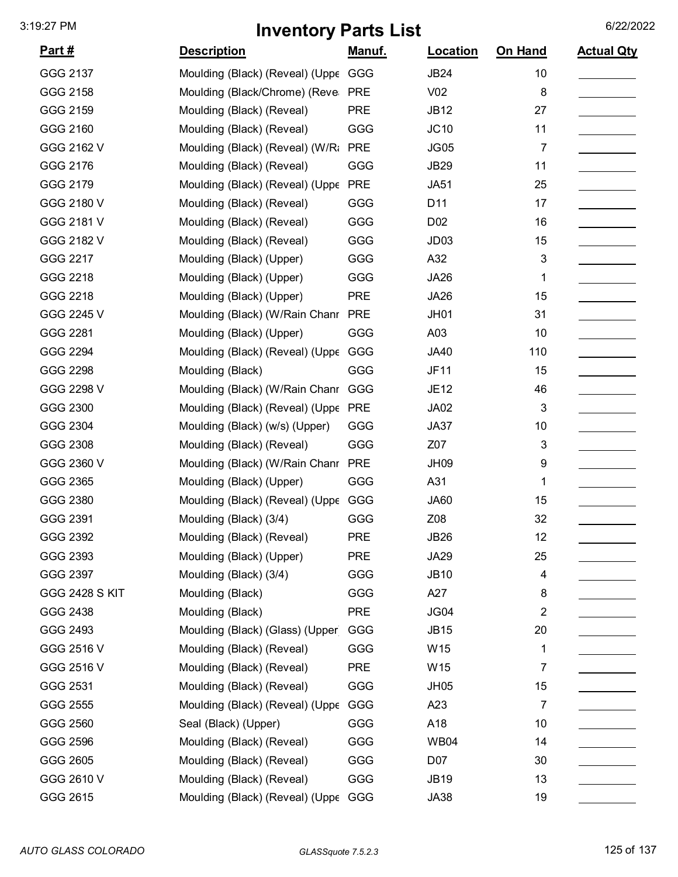# Inventory Parts List

| Part # | Description | Manuf. | Location | On Hand | Actual Qty |
|---|---|---|---|---|---|
| GGG 2137 | Moulding (Black) (Reveal) (Uppe | GGG | JB24 | 10 | |
| GGG 2158 | Moulding (Black/Chrome) (Reve | PRE | V02 | 8 | |
| GGG 2159 | Moulding (Black) (Reveal) | PRE | JB12 | 27 | |
| GGG 2160 | Moulding (Black) (Reveal) | GGG | JC10 | 11 | |
| GGG 2162 V | Moulding (Black) (Reveal) (W/Ra | PRE | JG05 | 7 | |
| GGG 2176 | Moulding (Black) (Reveal) | GGG | JB29 | 11 | |
| GGG 2179 | Moulding (Black) (Reveal) (Uppe | PRE | JA51 | 25 | |
| GGG 2180 V | Moulding (Black) (Reveal) | GGG | D11 | 17 | |
| GGG 2181 V | Moulding (Black) (Reveal) | GGG | D02 | 16 | |
| GGG 2182 V | Moulding (Black) (Reveal) | GGG | JD03 | 15 | |
| GGG 2217 | Moulding (Black) (Upper) | GGG | A32 | 3 | |
| GGG 2218 | Moulding (Black) (Upper) | GGG | JA26 | 1 | |
| GGG 2218 | Moulding (Black) (Upper) | PRE | JA26 | 15 | |
| GGG 2245 V | Moulding (Black) (W/Rain Chanr | PRE | JH01 | 31 | |
| GGG 2281 | Moulding (Black) (Upper) | GGG | A03 | 10 | |
| GGG 2294 | Moulding (Black) (Reveal) (Uppe | GGG | JA40 | 110 | |
| GGG 2298 | Moulding (Black) | GGG | JF11 | 15 | |
| GGG 2298 V | Moulding (Black) (W/Rain Chanr | GGG | JE12 | 46 | |
| GGG 2300 | Moulding (Black) (Reveal) (Uppe | PRE | JA02 | 3 | |
| GGG 2304 | Moulding (Black) (w/s) (Upper) | GGG | JA37 | 10 | |
| GGG 2308 | Moulding (Black) (Reveal) | GGG | Z07 | 3 | |
| GGG 2360 V | Moulding (Black) (W/Rain Chanr | PRE | JH09 | 9 | |
| GGG 2365 | Moulding (Black) (Upper) | GGG | A31 | 1 | |
| GGG 2380 | Moulding (Black) (Reveal) (Uppe | GGG | JA60 | 15 | |
| GGG 2391 | Moulding (Black) (3/4) | GGG | Z08 | 32 | |
| GGG 2392 | Moulding (Black) (Reveal) | PRE | JB26 | 12 | |
| GGG 2393 | Moulding (Black) (Upper) | PRE | JA29 | 25 | |
| GGG 2397 | Moulding (Black) (3/4) | GGG | JB10 | 4 | |
| GGG 2428 S KIT | Moulding (Black) | GGG | A27 | 8 | |
| GGG 2438 | Moulding (Black) | PRE | JG04 | 2 | |
| GGG 2493 | Moulding (Black) (Glass) (Upper | GGG | JB15 | 20 | |
| GGG 2516 V | Moulding (Black) (Reveal) | GGG | W15 | 1 | |
| GGG 2516 V | Moulding (Black) (Reveal) | PRE | W15 | 7 | |
| GGG 2531 | Moulding (Black) (Reveal) | GGG | JH05 | 15 | |
| GGG 2555 | Moulding (Black) (Reveal) (Uppe | GGG | A23 | 7 | |
| GGG 2560 | Seal (Black) (Upper) | GGG | A18 | 10 | |
| GGG 2596 | Moulding (Black) (Reveal) | GGG | WB04 | 14 | |
| GGG 2605 | Moulding (Black) (Reveal) | GGG | D07 | 30 | |
| GGG 2610 V | Moulding (Black) (Reveal) | GGG | JB19 | 13 | |
| GGG 2615 | Moulding (Black) (Reveal) (Uppe | GGG | JA38 | 19 | |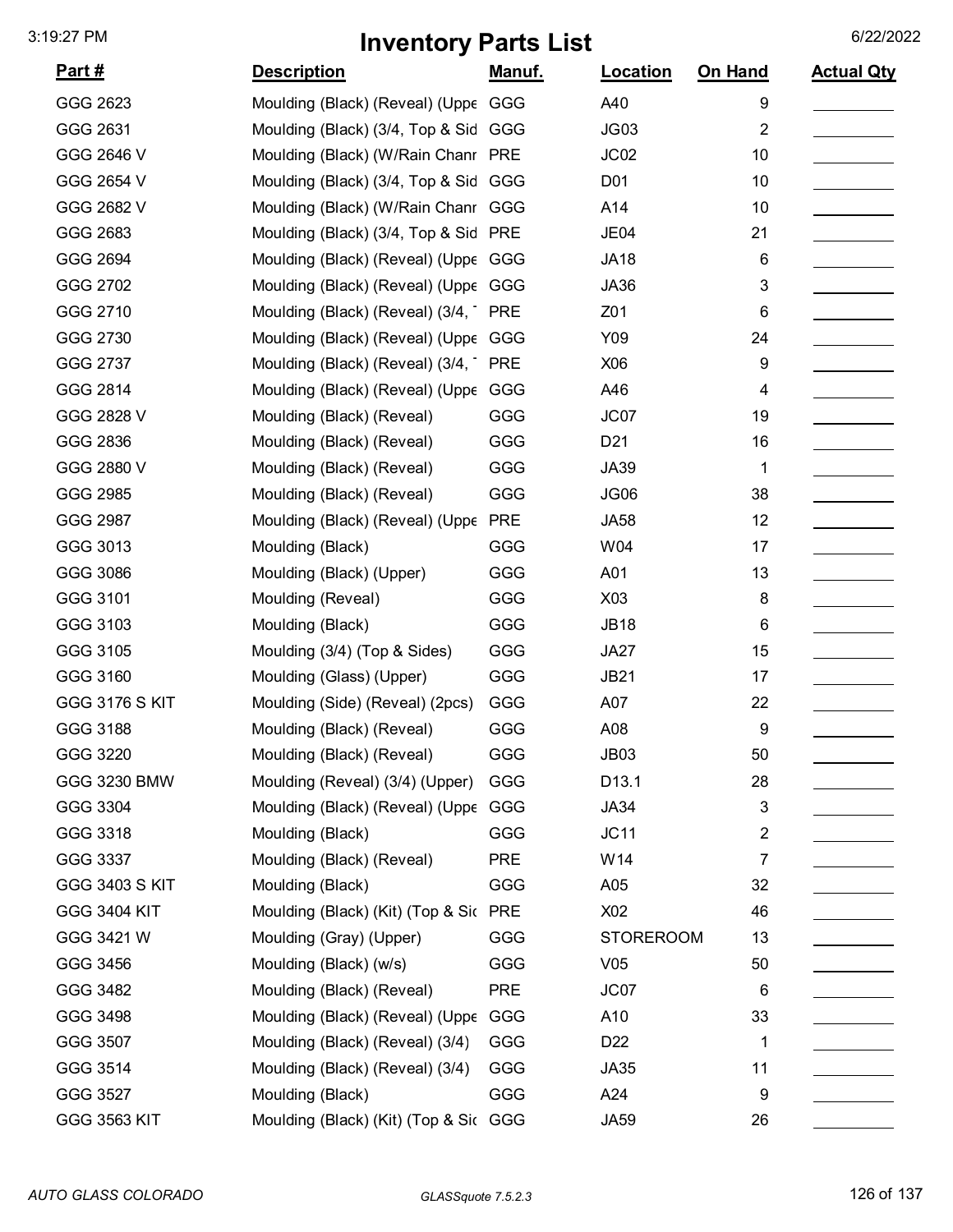# Inventory Parts List

| Part # | Description | Manuf. | Location | On Hand | Actual Qty |
|---|---|---|---|---|---|
| GGG 2623 | Moulding (Black) (Reveal) (Uppe | GGG | A40 | 9 | |
| GGG 2631 | Moulding (Black) (3/4, Top & Sid | GGG | JG03 | 2 | |
| GGG 2646 V | Moulding (Black) (W/Rain Chanr | PRE | JC02 | 10 | |
| GGG 2654 V | Moulding (Black) (3/4, Top & Sid | GGG | D01 | 10 | |
| GGG 2682 V | Moulding (Black) (W/Rain Chanr | GGG | A14 | 10 | |
| GGG 2683 | Moulding (Black) (3/4, Top & Sid | PRE | JE04 | 21 | |
| GGG 2694 | Moulding (Black) (Reveal) (Uppe | GGG | JA18 | 6 | |
| GGG 2702 | Moulding (Black) (Reveal) (Uppe | GGG | JA36 | 3 | |
| GGG 2710 | Moulding (Black) (Reveal) (3/4, | PRE | Z01 | 6 | |
| GGG 2730 | Moulding (Black) (Reveal) (Uppe | GGG | Y09 | 24 | |
| GGG 2737 | Moulding (Black) (Reveal) (3/4, | PRE | X06 | 9 | |
| GGG 2814 | Moulding (Black) (Reveal) (Uppe | GGG | A46 | 4 | |
| GGG 2828 V | Moulding (Black) (Reveal) | GGG | JC07 | 19 | |
| GGG 2836 | Moulding (Black) (Reveal) | GGG | D21 | 16 | |
| GGG 2880 V | Moulding (Black) (Reveal) | GGG | JA39 | 1 | |
| GGG 2985 | Moulding (Black) (Reveal) | GGG | JG06 | 38 | |
| GGG 2987 | Moulding (Black) (Reveal) (Uppe | PRE | JA58 | 12 | |
| GGG 3013 | Moulding (Black) | GGG | W04 | 17 | |
| GGG 3086 | Moulding (Black) (Upper) | GGG | A01 | 13 | |
| GGG 3101 | Moulding (Reveal) | GGG | X03 | 8 | |
| GGG 3103 | Moulding (Black) | GGG | JB18 | 6 | |
| GGG 3105 | Moulding (3/4) (Top & Sides) | GGG | JA27 | 15 | |
| GGG 3160 | Moulding (Glass) (Upper) | GGG | JB21 | 17 | |
| GGG 3176 S KIT | Moulding (Side) (Reveal) (2pcs) | GGG | A07 | 22 | |
| GGG 3188 | Moulding (Black) (Reveal) | GGG | A08 | 9 | |
| GGG 3220 | Moulding (Black) (Reveal) | GGG | JB03 | 50 | |
| GGG 3230 BMW | Moulding (Reveal) (3/4) (Upper) | GGG | D13.1 | 28 | |
| GGG 3304 | Moulding (Black) (Reveal) (Uppe | GGG | JA34 | 3 | |
| GGG 3318 | Moulding (Black) | GGG | JC11 | 2 | |
| GGG 3337 | Moulding (Black) (Reveal) | PRE | W14 | 7 | |
| GGG 3403 S KIT | Moulding (Black) | GGG | A05 | 32 | |
| GGG 3404 KIT | Moulding (Black) (Kit) (Top & Sic | PRE | X02 | 46 | |
| GGG 3421 W | Moulding (Gray) (Upper) | GGG | STOREROOM | 13 | |
| GGG 3456 | Moulding (Black) (w/s) | GGG | V05 | 50 | |
| GGG 3482 | Moulding (Black) (Reveal) | PRE | JC07 | 6 | |
| GGG 3498 | Moulding (Black) (Reveal) (Uppe | GGG | A10 | 33 | |
| GGG 3507 | Moulding (Black) (Reveal) (3/4) | GGG | D22 | 1 | |
| GGG 3514 | Moulding (Black) (Reveal) (3/4) | GGG | JA35 | 11 | |
| GGG 3527 | Moulding (Black) | GGG | A24 | 9 | |
| GGG 3563 KIT | Moulding (Black) (Kit) (Top & Sic | GGG | JA59 | 26 | |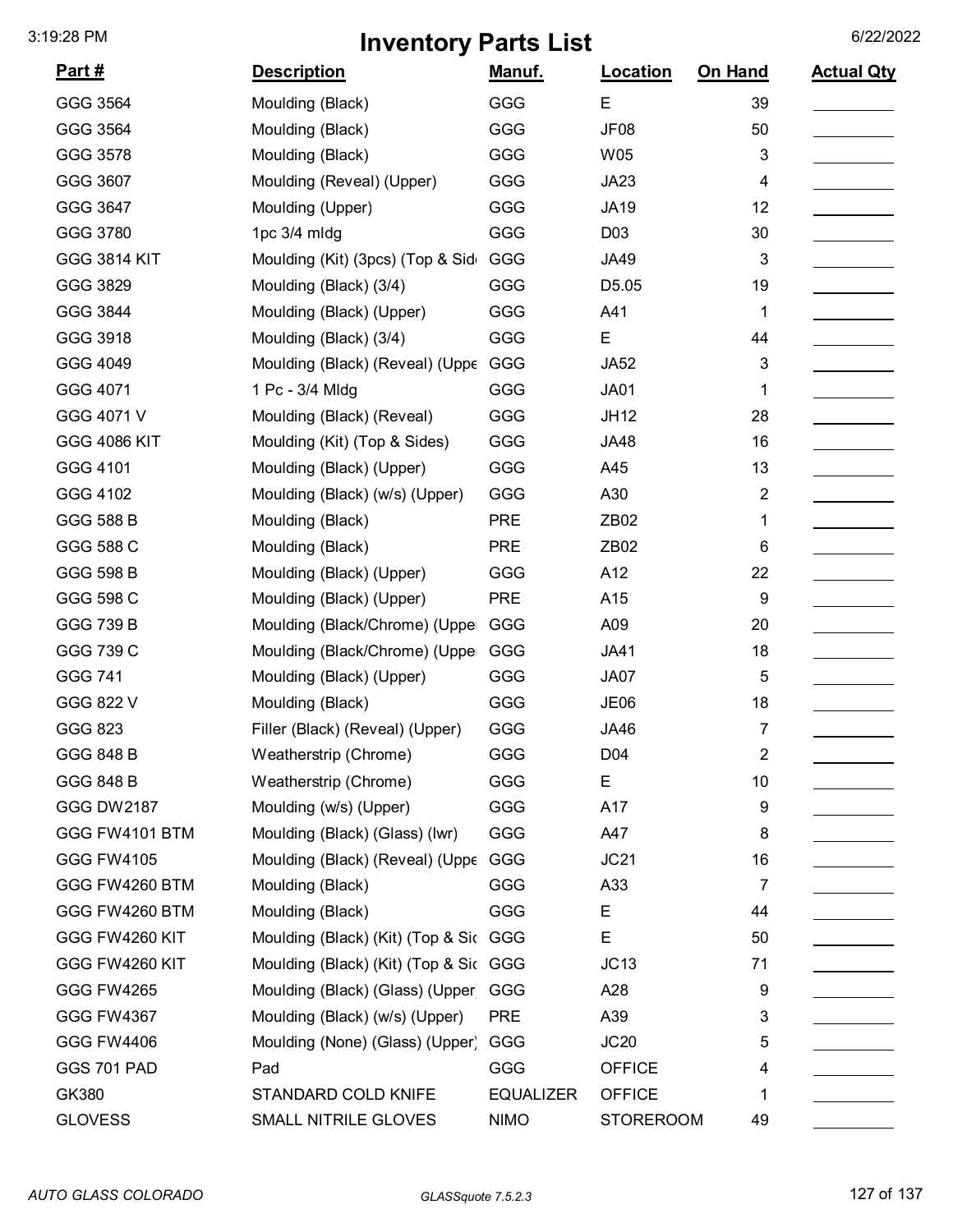# Inventory Parts List

3:19:28 PM — 6/22/2022

| Part # | Description | Manuf. | Location | On Hand | Actual Qty |
|---|---|---|---|---|---|
| GGG 3564 | Moulding (Black) | GGG | E | 39 | |
| GGG 3564 | Moulding (Black) | GGG | JF08 | 50 | |
| GGG 3578 | Moulding (Black) | GGG | W05 | 3 | |
| GGG 3607 | Moulding (Reveal) (Upper) | GGG | JA23 | 4 | |
| GGG 3647 | Moulding (Upper) | GGG | JA19 | 12 | |
| GGG 3780 | 1pc 3/4 mldg | GGG | D03 | 30 | |
| GGG 3814 KIT | Moulding (Kit) (3pcs) (Top & Sid | GGG | JA49 | 3 | |
| GGG 3829 | Moulding (Black) (3/4) | GGG | D5.05 | 19 | |
| GGG 3844 | Moulding (Black) (Upper) | GGG | A41 | 1 | |
| GGG 3918 | Moulding (Black) (3/4) | GGG | E | 44 | |
| GGG 4049 | Moulding (Black) (Reveal) (Uppe | GGG | JA52 | 3 | |
| GGG 4071 | 1 Pc - 3/4 Mldg | GGG | JA01 | 1 | |
| GGG 4071 V | Moulding (Black) (Reveal) | GGG | JH12 | 28 | |
| GGG 4086 KIT | Moulding (Kit) (Top & Sides) | GGG | JA48 | 16 | |
| GGG 4101 | Moulding (Black) (Upper) | GGG | A45 | 13 | |
| GGG 4102 | Moulding (Black) (w/s) (Upper) | GGG | A30 | 2 | |
| GGG 588 B | Moulding (Black) | PRE | ZB02 | 1 | |
| GGG 588 C | Moulding (Black) | PRE | ZB02 | 6 | |
| GGG 598 B | Moulding (Black) (Upper) | GGG | A12 | 22 | |
| GGG 598 C | Moulding (Black) (Upper) | PRE | A15 | 9 | |
| GGG 739 B | Moulding (Black/Chrome) (Uppe | GGG | A09 | 20 | |
| GGG 739 C | Moulding (Black/Chrome) (Uppe | GGG | JA41 | 18 | |
| GGG 741 | Moulding (Black) (Upper) | GGG | JA07 | 5 | |
| GGG 822 V | Moulding (Black) | GGG | JE06 | 18 | |
| GGG 823 | Filler (Black) (Reveal) (Upper) | GGG | JA46 | 7 | |
| GGG 848 B | Weatherstrip (Chrome) | GGG | D04 | 2 | |
| GGG 848 B | Weatherstrip (Chrome) | GGG | E | 10 | |
| GGG DW2187 | Moulding (w/s) (Upper) | GGG | A17 | 9 | |
| GGG FW4101 BTM | Moulding (Black) (Glass) (lwr) | GGG | A47 | 8 | |
| GGG FW4105 | Moulding (Black) (Reveal) (Uppe | GGG | JC21 | 16 | |
| GGG FW4260 BTM | Moulding (Black) | GGG | A33 | 7 | |
| GGG FW4260 BTM | Moulding (Black) | GGG | E | 44 | |
| GGG FW4260 KIT | Moulding (Black) (Kit) (Top & Sic | GGG | E | 50 | |
| GGG FW4260 KIT | Moulding (Black) (Kit) (Top & Sic | GGG | JC13 | 71 | |
| GGG FW4265 | Moulding (Black) (Glass) (Upper | GGG | A28 | 9 | |
| GGG FW4367 | Moulding (Black) (w/s) (Upper) | PRE | A39 | 3 | |
| GGG FW4406 | Moulding (None) (Glass) (Upper) | GGG | JC20 | 5 | |
| GGS 701 PAD | Pad | GGG | OFFICE | 4 | |
| GK380 | STANDARD COLD KNIFE | EQUALIZER | OFFICE | 1 | |
| GLOVESS | SMALL NITRILE GLOVES | NIMO | STOREROOM | 49 | |

*AUTO GLASS COLORADO* — *GLASSquote 7.5.2.3*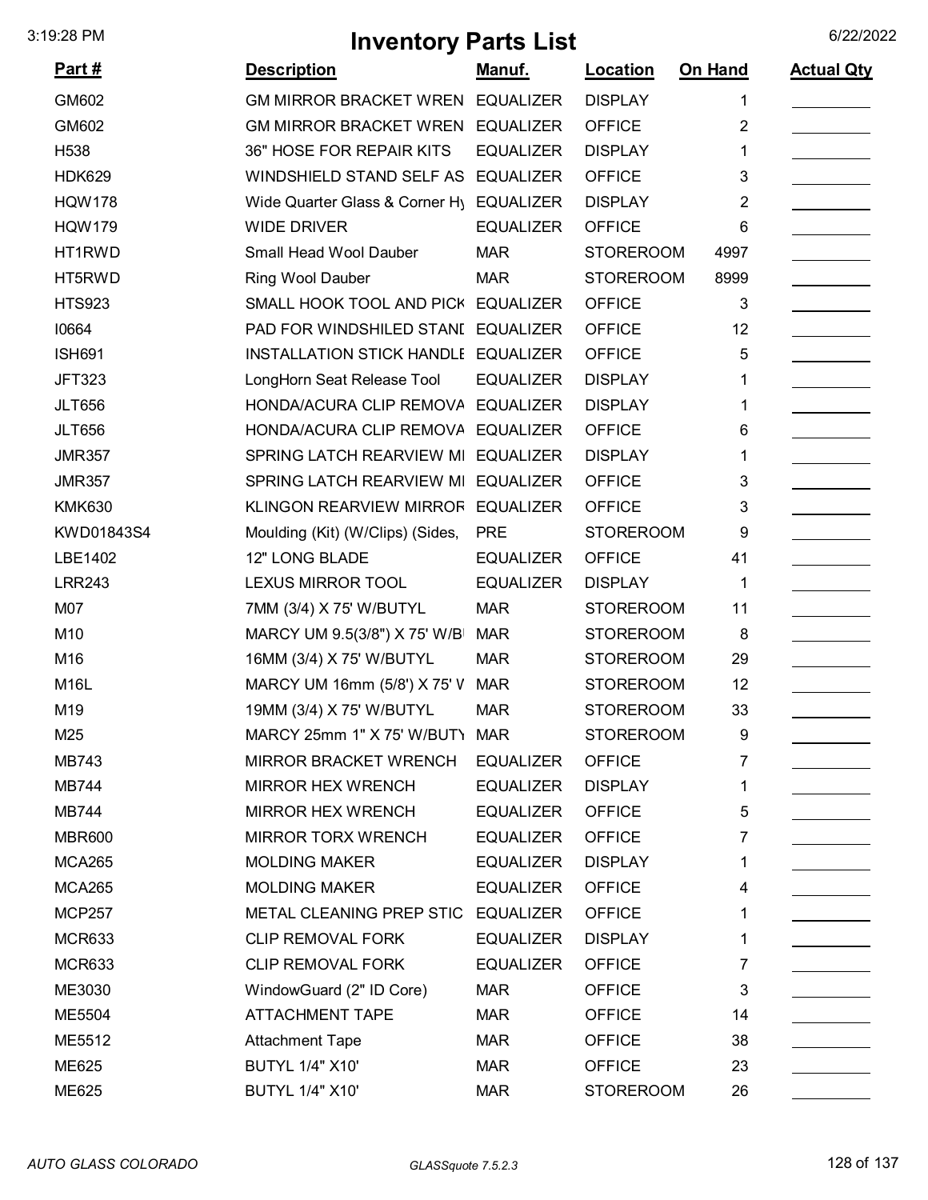# Inventory Parts List

| Part # | Description | Manuf. | Location | On Hand | Actual Qty |
|---|---|---|---|---|---|
| GM602 | GM MIRROR BRACKET WREN | EQUALIZER | DISPLAY | 1 | |
| GM602 | GM MIRROR BRACKET WREN | EQUALIZER | OFFICE | 2 | |
| H538 | 36" HOSE FOR REPAIR KITS | EQUALIZER | DISPLAY | 1 | |
| HDK629 | WINDSHIELD STAND SELF AS | EQUALIZER | OFFICE | 3 | |
| HQW178 | Wide Quarter Glass & Corner Hy | EQUALIZER | DISPLAY | 2 | |
| HQW179 | WIDE DRIVER | EQUALIZER | OFFICE | 6 | |
| HT1RWD | Small Head Wool Dauber | MAR | STOREROOM | 4997 | |
| HT5RWD | Ring Wool Dauber | MAR | STOREROOM | 8999 | |
| HTS923 | SMALL HOOK TOOL AND PICK | EQUALIZER | OFFICE | 3 | |
| I0664 | PAD FOR WINDSHILED STANI | EQUALIZER | OFFICE | 12 | |
| ISH691 | INSTALLATION STICK HANDLE | EQUALIZER | OFFICE | 5 | |
| JFT323 | LongHorn Seat Release Tool | EQUALIZER | DISPLAY | 1 | |
| JLT656 | HONDA/ACURA CLIP REMOVA | EQUALIZER | DISPLAY | 1 | |
| JLT656 | HONDA/ACURA CLIP REMOVA | EQUALIZER | OFFICE | 6 | |
| JMR357 | SPRING LATCH REARVIEW MI | EQUALIZER | DISPLAY | 1 | |
| JMR357 | SPRING LATCH REARVIEW MI | EQUALIZER | OFFICE | 3 | |
| KMK630 | KLINGON REARVIEW MIRROR | EQUALIZER | OFFICE | 3 | |
| KWD01843S4 | Moulding (Kit) (W/Clips) (Sides, | PRE | STOREROOM | 9 | |
| LBE1402 | 12" LONG BLADE | EQUALIZER | OFFICE | 41 | |
| LRR243 | LEXUS MIRROR TOOL | EQUALIZER | DISPLAY | 1 | |
| M07 | 7MM (3/4) X 75' W/BUTYL | MAR | STOREROOM | 11 | |
| M10 | MARCY UM 9.5(3/8") X 75' W/B | MAR | STOREROOM | 8 | |
| M16 | 16MM (3/4) X 75' W/BUTYL | MAR | STOREROOM | 29 | |
| M16L | MARCY UM 16mm (5/8') X 75' V | MAR | STOREROOM | 12 | |
| M19 | 19MM (3/4) X 75' W/BUTYL | MAR | STOREROOM | 33 | |
| M25 | MARCY 25mm 1" X 75' W/BUTY | MAR | STOREROOM | 9 | |
| MB743 | MIRROR BRACKET WRENCH | EQUALIZER | OFFICE | 7 | |
| MB744 | MIRROR HEX WRENCH | EQUALIZER | DISPLAY | 1 | |
| MB744 | MIRROR HEX WRENCH | EQUALIZER | OFFICE | 5 | |
| MBR600 | MIRROR TORX WRENCH | EQUALIZER | OFFICE | 7 | |
| MCA265 | MOLDING MAKER | EQUALIZER | DISPLAY | 1 | |
| MCA265 | MOLDING MAKER | EQUALIZER | OFFICE | 4 | |
| MCP257 | METAL CLEANING PREP STIC | EQUALIZER | OFFICE | 1 | |
| MCR633 | CLIP REMOVAL FORK | EQUALIZER | DISPLAY | 1 | |
| MCR633 | CLIP REMOVAL FORK | EQUALIZER | OFFICE | 7 | |
| ME3030 | WindowGuard (2" ID Core) | MAR | OFFICE | 3 | |
| ME5504 | ATTACHMENT TAPE | MAR | OFFICE | 14 | |
| ME5512 | Attachment Tape | MAR | OFFICE | 38 | |
| ME625 | BUTYL 1/4" X10' | MAR | OFFICE | 23 | |
| ME625 | BUTYL 1/4" X10' | MAR | STOREROOM | 26 | |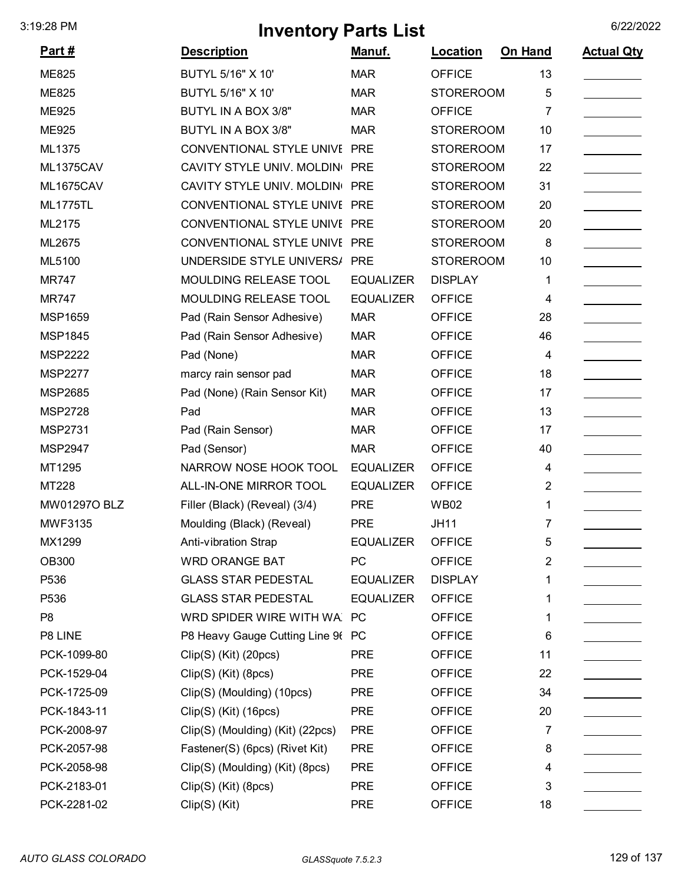# Inventory Parts List

| Part # | Description | Manuf. | Location | On Hand | Actual Qty |
|---|---|---|---|---|---|
| ME825 | BUTYL 5/16" X 10' | MAR | OFFICE | 13 | |
| ME825 | BUTYL 5/16" X 10' | MAR | STOREROOM | 5 | |
| ME925 | BUTYL IN A BOX 3/8" | MAR | OFFICE | 7 | |
| ME925 | BUTYL IN A BOX 3/8" | MAR | STOREROOM | 10 | |
| ML1375 | CONVENTIONAL STYLE UNIVE | PRE | STOREROOM | 17 | |
| ML1375CAV | CAVITY STYLE UNIV. MOLDIN | PRE | STOREROOM | 22 | |
| ML1675CAV | CAVITY STYLE UNIV. MOLDIN | PRE | STOREROOM | 31 | |
| ML1775TL | CONVENTIONAL STYLE UNIVE | PRE | STOREROOM | 20 | |
| ML2175 | CONVENTIONAL STYLE UNIVE | PRE | STOREROOM | 20 | |
| ML2675 | CONVENTIONAL STYLE UNIVE | PRE | STOREROOM | 8 | |
| ML5100 | UNDERSIDE STYLE UNIVERSA | PRE | STOREROOM | 10 | |
| MR747 | MOULDING RELEASE TOOL | EQUALIZER | DISPLAY | 1 | |
| MR747 | MOULDING RELEASE TOOL | EQUALIZER | OFFICE | 4 | |
| MSP1659 | Pad (Rain Sensor Adhesive) | MAR | OFFICE | 28 | |
| MSP1845 | Pad (Rain Sensor Adhesive) | MAR | OFFICE | 46 | |
| MSP2222 | Pad (None) | MAR | OFFICE | 4 | |
| MSP2277 | marcy rain sensor pad | MAR | OFFICE | 18 | |
| MSP2685 | Pad (None) (Rain Sensor Kit) | MAR | OFFICE | 17 | |
| MSP2728 | Pad | MAR | OFFICE | 13 | |
| MSP2731 | Pad (Rain Sensor) | MAR | OFFICE | 17 | |
| MSP2947 | Pad (Sensor) | MAR | OFFICE | 40 | |
| MT1295 | NARROW NOSE HOOK TOOL | EQUALIZER | OFFICE | 4 | |
| MT228 | ALL-IN-ONE MIRROR TOOL | EQUALIZER | OFFICE | 2 | |
| MW01297O BLZ | Filler (Black) (Reveal) (3/4) | PRE | WB02 | 1 | |
| MWF3135 | Moulding (Black) (Reveal) | PRE | JH11 | 7 | |
| MX1299 | Anti-vibration Strap | EQUALIZER | OFFICE | 5 | |
| OB300 | WRD ORANGE BAT | PC | OFFICE | 2 | |
| P536 | GLASS STAR PEDESTAL | EQUALIZER | DISPLAY | 1 | |
| P536 | GLASS STAR PEDESTAL | EQUALIZER | OFFICE | 1 | |
| P8 | WRD SPIDER WIRE WITH WA | PC | OFFICE | 1 | |
| P8 LINE | P8 Heavy Gauge Cutting Line 96 | PC | OFFICE | 6 | |
| PCK-1099-80 | Clip(S) (Kit) (20pcs) | PRE | OFFICE | 11 | |
| PCK-1529-04 | Clip(S) (Kit) (8pcs) | PRE | OFFICE | 22 | |
| PCK-1725-09 | Clip(S) (Moulding) (10pcs) | PRE | OFFICE | 34 | |
| PCK-1843-11 | Clip(S) (Kit) (16pcs) | PRE | OFFICE | 20 | |
| PCK-2008-97 | Clip(S) (Moulding) (Kit) (22pcs) | PRE | OFFICE | 7 | |
| PCK-2057-98 | Fastener(S) (6pcs) (Rivet Kit) | PRE | OFFICE | 8 | |
| PCK-2058-98 | Clip(S) (Moulding) (Kit) (8pcs) | PRE | OFFICE | 4 | |
| PCK-2183-01 | Clip(S) (Kit) (8pcs) | PRE | OFFICE | 3 | |
| PCK-2281-02 | Clip(S) (Kit) | PRE | OFFICE | 18 | |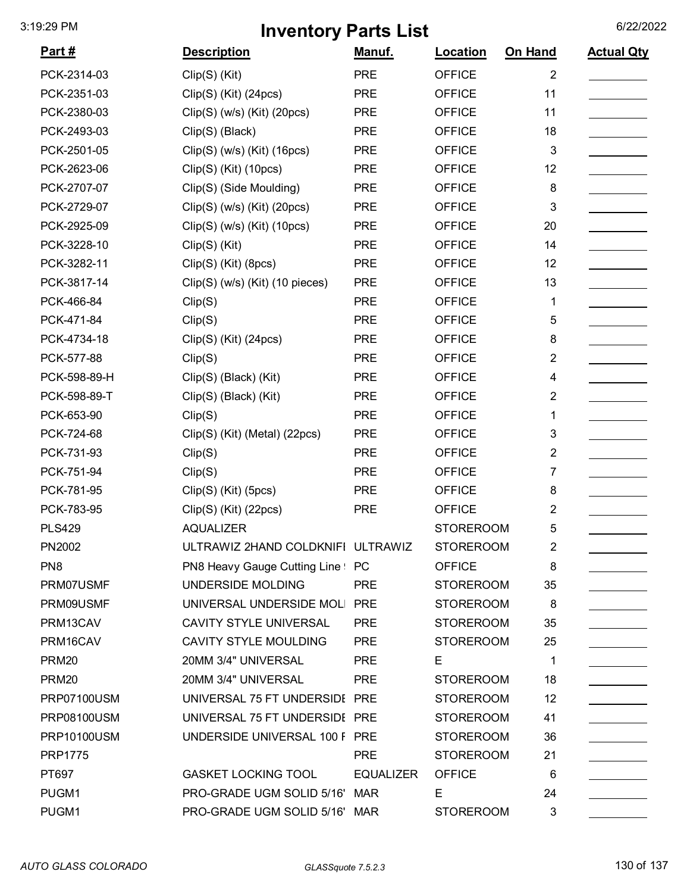# Inventory Parts List

3:19:29 PM 6/22/2022

| Part # | Description | Manuf. | Location | On Hand | Actual Qty |
|---|---|---|---|---|---|
| PCK-2314-03 | Clip(S) (Kit) | PRE | OFFICE | 2 | |
| PCK-2351-03 | Clip(S) (Kit) (24pcs) | PRE | OFFICE | 11 | |
| PCK-2380-03 | Clip(S) (w/s) (Kit) (20pcs) | PRE | OFFICE | 11 | |
| PCK-2493-03 | Clip(S) (Black) | PRE | OFFICE | 18 | |
| PCK-2501-05 | Clip(S) (w/s) (Kit) (16pcs) | PRE | OFFICE | 3 | |
| PCK-2623-06 | Clip(S) (Kit) (10pcs) | PRE | OFFICE | 12 | |
| PCK-2707-07 | Clip(S) (Side Moulding) | PRE | OFFICE | 8 | |
| PCK-2729-07 | Clip(S) (w/s) (Kit) (20pcs) | PRE | OFFICE | 3 | |
| PCK-2925-09 | Clip(S) (w/s) (Kit) (10pcs) | PRE | OFFICE | 20 | |
| PCK-3228-10 | Clip(S) (Kit) | PRE | OFFICE | 14 | |
| PCK-3282-11 | Clip(S) (Kit) (8pcs) | PRE | OFFICE | 12 | |
| PCK-3817-14 | Clip(S) (w/s) (Kit) (10 pieces) | PRE | OFFICE | 13 | |
| PCK-466-84 | Clip(S) | PRE | OFFICE | 1 | |
| PCK-471-84 | Clip(S) | PRE | OFFICE | 5 | |
| PCK-4734-18 | Clip(S) (Kit) (24pcs) | PRE | OFFICE | 8 | |
| PCK-577-88 | Clip(S) | PRE | OFFICE | 2 | |
| PCK-598-89-H | Clip(S) (Black) (Kit) | PRE | OFFICE | 4 | |
| PCK-598-89-T | Clip(S) (Black) (Kit) | PRE | OFFICE | 2 | |
| PCK-653-90 | Clip(S) | PRE | OFFICE | 1 | |
| PCK-724-68 | Clip(S) (Kit) (Metal) (22pcs) | PRE | OFFICE | 3 | |
| PCK-731-93 | Clip(S) | PRE | OFFICE | 2 | |
| PCK-751-94 | Clip(S) | PRE | OFFICE | 7 | |
| PCK-781-95 | Clip(S) (Kit) (5pcs) | PRE | OFFICE | 8 | |
| PCK-783-95 | Clip(S) (Kit) (22pcs) | PRE | OFFICE | 2 | |
| PLS429 | AQUALIZER | | STOREROOM | 5 | |
| PN2002 | ULTRAWIZ 2HAND COLDKNIFI | ULTRAWIZ | STOREROOM | 2 | |
| PN8 | PN8 Heavy Gauge Cutting Line ! | PC | OFFICE | 8 | |
| PRM07USMF | UNDERSIDE MOLDING | PRE | STOREROOM | 35 | |
| PRM09USMF | UNIVERSAL UNDERSIDE MOLI | PRE | STOREROOM | 8 | |
| PRM13CAV | CAVITY STYLE UNIVERSAL | PRE | STOREROOM | 35 | |
| PRM16CAV | CAVITY STYLE MOULDING | PRE | STOREROOM | 25 | |
| PRM20 | 20MM 3/4" UNIVERSAL | PRE | E | 1 | |
| PRM20 | 20MM 3/4" UNIVERSAL | PRE | STOREROOM | 18 | |
| PRP07100USM | UNIVERSAL 75 FT UNDERSIDE | PRE | STOREROOM | 12 | |
| PRP08100USM | UNIVERSAL 75 FT UNDERSIDE | PRE | STOREROOM | 41 | |
| PRP10100USM | UNDERSIDE UNIVERSAL 100 F | PRE | STOREROOM | 36 | |
| PRP1775 | | PRE | STOREROOM | 21 | |
| PT697 | GASKET LOCKING TOOL | EQUALIZER | OFFICE | 6 | |
| PUGM1 | PRO-GRADE UGM SOLID 5/16' | MAR | E | 24 | |
| PUGM1 | PRO-GRADE UGM SOLID 5/16' | MAR | STOREROOM | 3 | |

*AUTO GLASS COLORADO* *GLASSquote 7.5.2.3*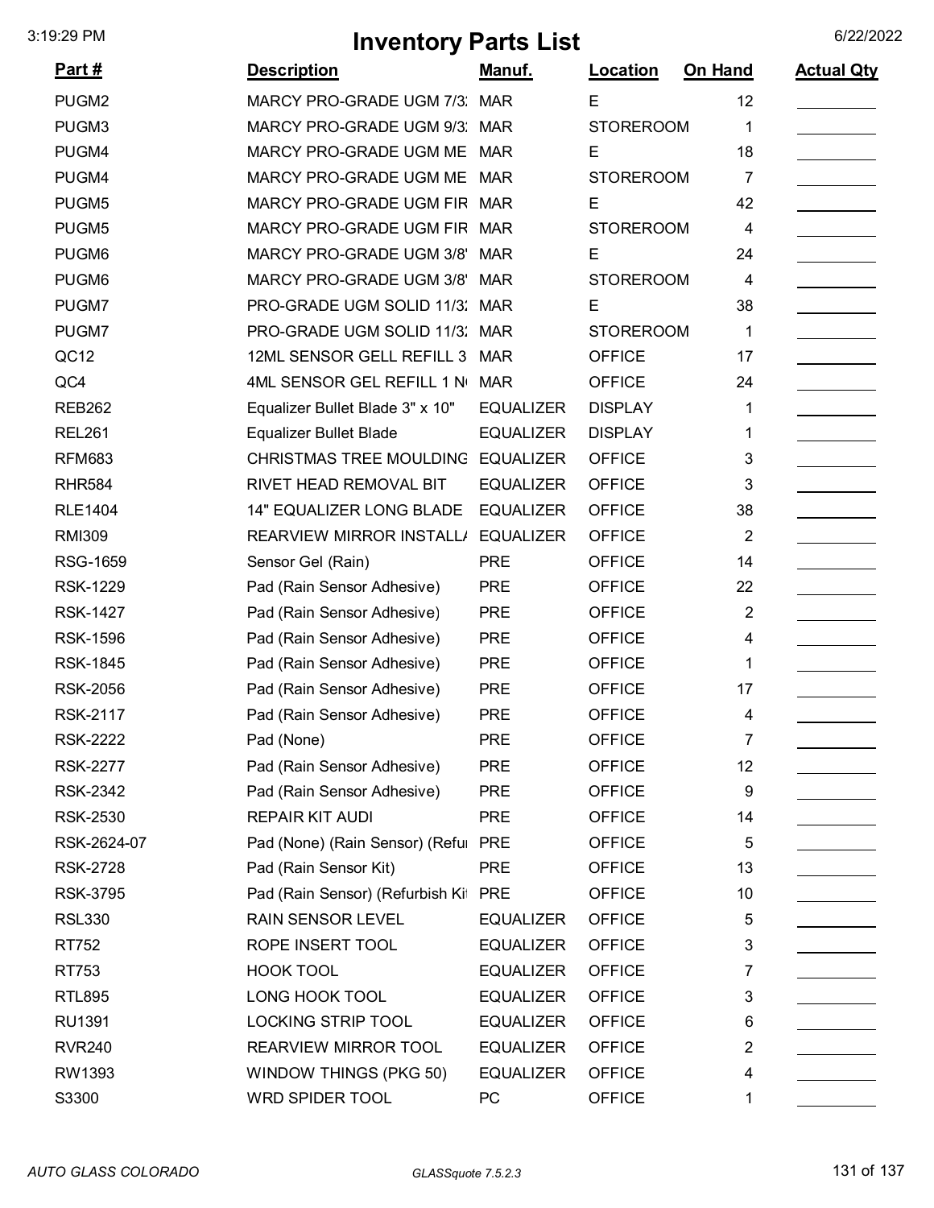# Inventory Parts List

| Part # | Description | Manuf. | Location | On Hand | Actual Qty |
|---|---|---|---|---|---|
| PUGM2 | MARCY PRO-GRADE UGM 7/3: | MAR | E | 12 | |
| PUGM3 | MARCY PRO-GRADE UGM 9/3: | MAR | STOREROOM | 1 | |
| PUGM4 | MARCY PRO-GRADE UGM ME | MAR | E | 18 | |
| PUGM4 | MARCY PRO-GRADE UGM ME | MAR | STOREROOM | 7 | |
| PUGM5 | MARCY PRO-GRADE UGM FIR | MAR | E | 42 | |
| PUGM5 | MARCY PRO-GRADE UGM FIR | MAR | STOREROOM | 4 | |
| PUGM6 | MARCY PRO-GRADE UGM 3/8' | MAR | E | 24 | |
| PUGM6 | MARCY PRO-GRADE UGM 3/8' | MAR | STOREROOM | 4 | |
| PUGM7 | PRO-GRADE UGM SOLID 11/3: | MAR | E | 38 | |
| PUGM7 | PRO-GRADE UGM SOLID 11/3: | MAR | STOREROOM | 1 | |
| QC12 | 12ML SENSOR GELL REFILL 3 | MAR | OFFICE | 17 | |
| QC4 | 4ML SENSOR GEL REFILL 1 N | MAR | OFFICE | 24 | |
| REB262 | Equalizer Bullet Blade 3" x 10" | EQUALIZER | DISPLAY | 1 | |
| REL261 | Equalizer Bullet Blade | EQUALIZER | DISPLAY | 1 | |
| RFM683 | CHRISTMAS TREE MOULDING | EQUALIZER | OFFICE | 3 | |
| RHR584 | RIVET HEAD REMOVAL BIT | EQUALIZER | OFFICE | 3 | |
| RLE1404 | 14" EQUALIZER LONG BLADE | EQUALIZER | OFFICE | 38 | |
| RMI309 | REARVIEW MIRROR INSTALL/ | EQUALIZER | OFFICE | 2 | |
| RSG-1659 | Sensor Gel (Rain) | PRE | OFFICE | 14 | |
| RSK-1229 | Pad (Rain Sensor Adhesive) | PRE | OFFICE | 22 | |
| RSK-1427 | Pad (Rain Sensor Adhesive) | PRE | OFFICE | 2 | |
| RSK-1596 | Pad (Rain Sensor Adhesive) | PRE | OFFICE | 4 | |
| RSK-1845 | Pad (Rain Sensor Adhesive) | PRE | OFFICE | 1 | |
| RSK-2056 | Pad (Rain Sensor Adhesive) | PRE | OFFICE | 17 | |
| RSK-2117 | Pad (Rain Sensor Adhesive) | PRE | OFFICE | 4 | |
| RSK-2222 | Pad (None) | PRE | OFFICE | 7 | |
| RSK-2277 | Pad (Rain Sensor Adhesive) | PRE | OFFICE | 12 | |
| RSK-2342 | Pad (Rain Sensor Adhesive) | PRE | OFFICE | 9 | |
| RSK-2530 | REPAIR KIT AUDI | PRE | OFFICE | 14 | |
| RSK-2624-07 | Pad (None) (Rain Sensor) (Refu | PRE | OFFICE | 5 | |
| RSK-2728 | Pad (Rain Sensor Kit) | PRE | OFFICE | 13 | |
| RSK-3795 | Pad (Rain Sensor) (Refurbish Ki | PRE | OFFICE | 10 | |
| RSL330 | RAIN SENSOR LEVEL | EQUALIZER | OFFICE | 5 | |
| RT752 | ROPE INSERT TOOL | EQUALIZER | OFFICE | 3 | |
| RT753 | HOOK TOOL | EQUALIZER | OFFICE | 7 | |
| RTL895 | LONG HOOK TOOL | EQUALIZER | OFFICE | 3 | |
| RU1391 | LOCKING STRIP TOOL | EQUALIZER | OFFICE | 6 | |
| RVR240 | REARVIEW MIRROR TOOL | EQUALIZER | OFFICE | 2 | |
| RW1393 | WINDOW THINGS (PKG 50) | EQUALIZER | OFFICE | 4 | |
| S3300 | WRD SPIDER TOOL | PC | OFFICE | 1 | |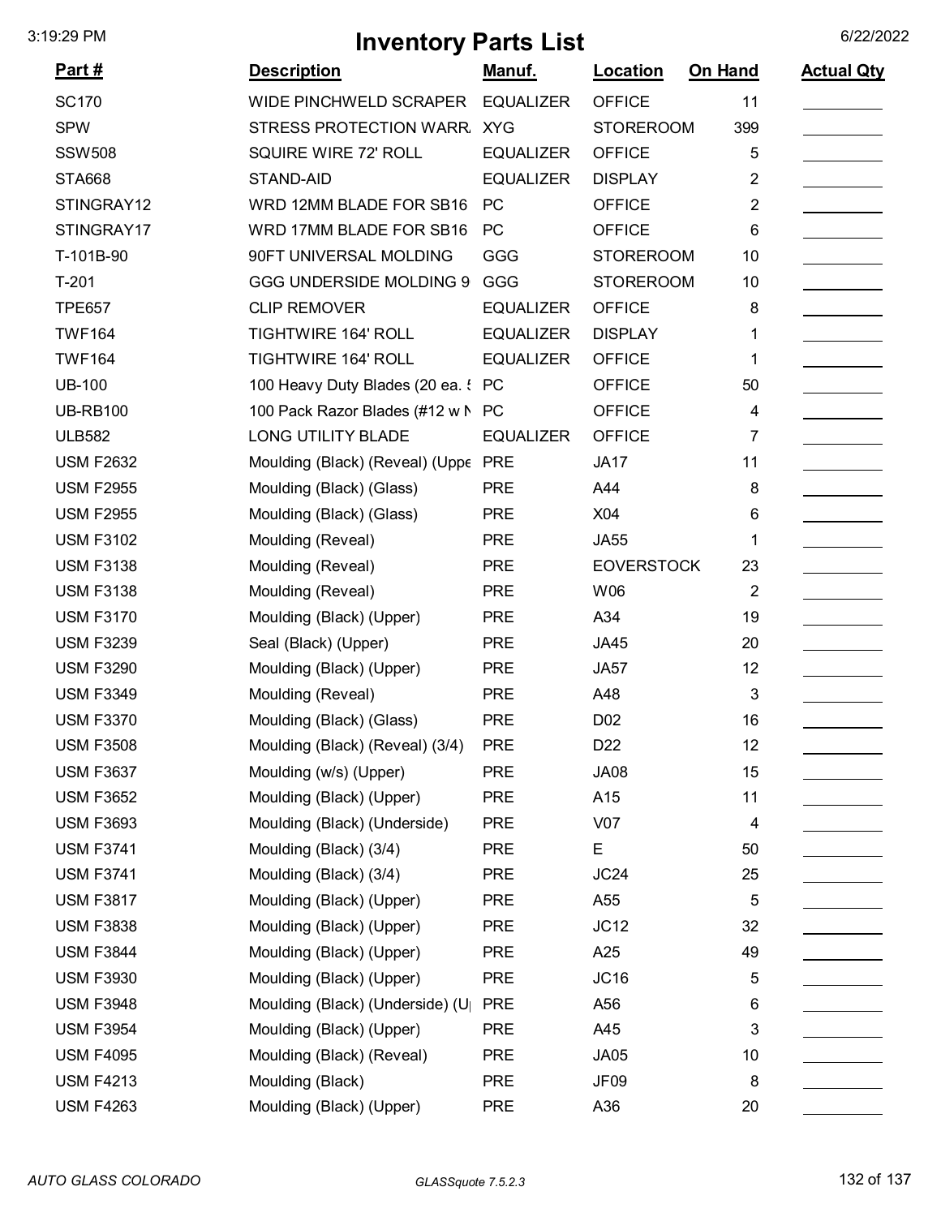# Inventory Parts List

| Part # | Description | Manuf. | Location | On Hand | Actual Qty |
|---|---|---|---|---|---|
| SC170 | WIDE PINCHWELD SCRAPER | EQUALIZER | OFFICE | 11 | |
| SPW | STRESS PROTECTION WARR. | XYG | STOREROOM | 399 | |
| SSW508 | SQUIRE WIRE 72' ROLL | EQUALIZER | OFFICE | 5 | |
| STA668 | STAND-AID | EQUALIZER | DISPLAY | 2 | |
| STINGRAY12 | WRD 12MM BLADE FOR SB16 | PC | OFFICE | 2 | |
| STINGRAY17 | WRD 17MM BLADE FOR SB16 | PC | OFFICE | 6 | |
| T-101B-90 | 90FT UNIVERSAL MOLDING | GGG | STOREROOM | 10 | |
| T-201 | GGG UNDERSIDE MOLDING 9 | GGG | STOREROOM | 10 | |
| TPE657 | CLIP REMOVER | EQUALIZER | OFFICE | 8 | |
| TWF164 | TIGHTWIRE 164' ROLL | EQUALIZER | DISPLAY | 1 | |
| TWF164 | TIGHTWIRE 164' ROLL | EQUALIZER | OFFICE | 1 | |
| UB-100 | 100 Heavy Duty Blades (20 ea. 5 | PC | OFFICE | 50 | |
| UB-RB100 | 100 Pack Razor Blades (#12 w N | PC | OFFICE | 4 | |
| ULB582 | LONG UTILITY BLADE | EQUALIZER | OFFICE | 7 | |
| USM F2632 | Moulding (Black) (Reveal) (Uppe | PRE | JA17 | 11 | |
| USM F2955 | Moulding (Black) (Glass) | PRE | A44 | 8 | |
| USM F2955 | Moulding (Black) (Glass) | PRE | X04 | 6 | |
| USM F3102 | Moulding (Reveal) | PRE | JA55 | 1 | |
| USM F3138 | Moulding (Reveal) | PRE | EOVERSTOCK | 23 | |
| USM F3138 | Moulding (Reveal) | PRE | W06 | 2 | |
| USM F3170 | Moulding (Black) (Upper) | PRE | A34 | 19 | |
| USM F3239 | Seal (Black) (Upper) | PRE | JA45 | 20 | |
| USM F3290 | Moulding (Black) (Upper) | PRE | JA57 | 12 | |
| USM F3349 | Moulding (Reveal) | PRE | A48 | 3 | |
| USM F3370 | Moulding (Black) (Glass) | PRE | D02 | 16 | |
| USM F3508 | Moulding (Black) (Reveal) (3/4) | PRE | D22 | 12 | |
| USM F3637 | Moulding (w/s) (Upper) | PRE | JA08 | 15 | |
| USM F3652 | Moulding (Black) (Upper) | PRE | A15 | 11 | |
| USM F3693 | Moulding (Black) (Underside) | PRE | V07 | 4 | |
| USM F3741 | Moulding (Black) (3/4) | PRE | E | 50 | |
| USM F3741 | Moulding (Black) (3/4) | PRE | JC24 | 25 | |
| USM F3817 | Moulding (Black) (Upper) | PRE | A55 | 5 | |
| USM F3838 | Moulding (Black) (Upper) | PRE | JC12 | 32 | |
| USM F3844 | Moulding (Black) (Upper) | PRE | A25 | 49 | |
| USM F3930 | Moulding (Black) (Upper) | PRE | JC16 | 5 | |
| USM F3948 | Moulding (Black) (Underside) (U | PRE | A56 | 6 | |
| USM F3954 | Moulding (Black) (Upper) | PRE | A45 | 3 | |
| USM F4095 | Moulding (Black) (Reveal) | PRE | JA05 | 10 | |
| USM F4213 | Moulding (Black) | PRE | JF09 | 8 | |
| USM F4263 | Moulding (Black) (Upper) | PRE | A36 | 20 | |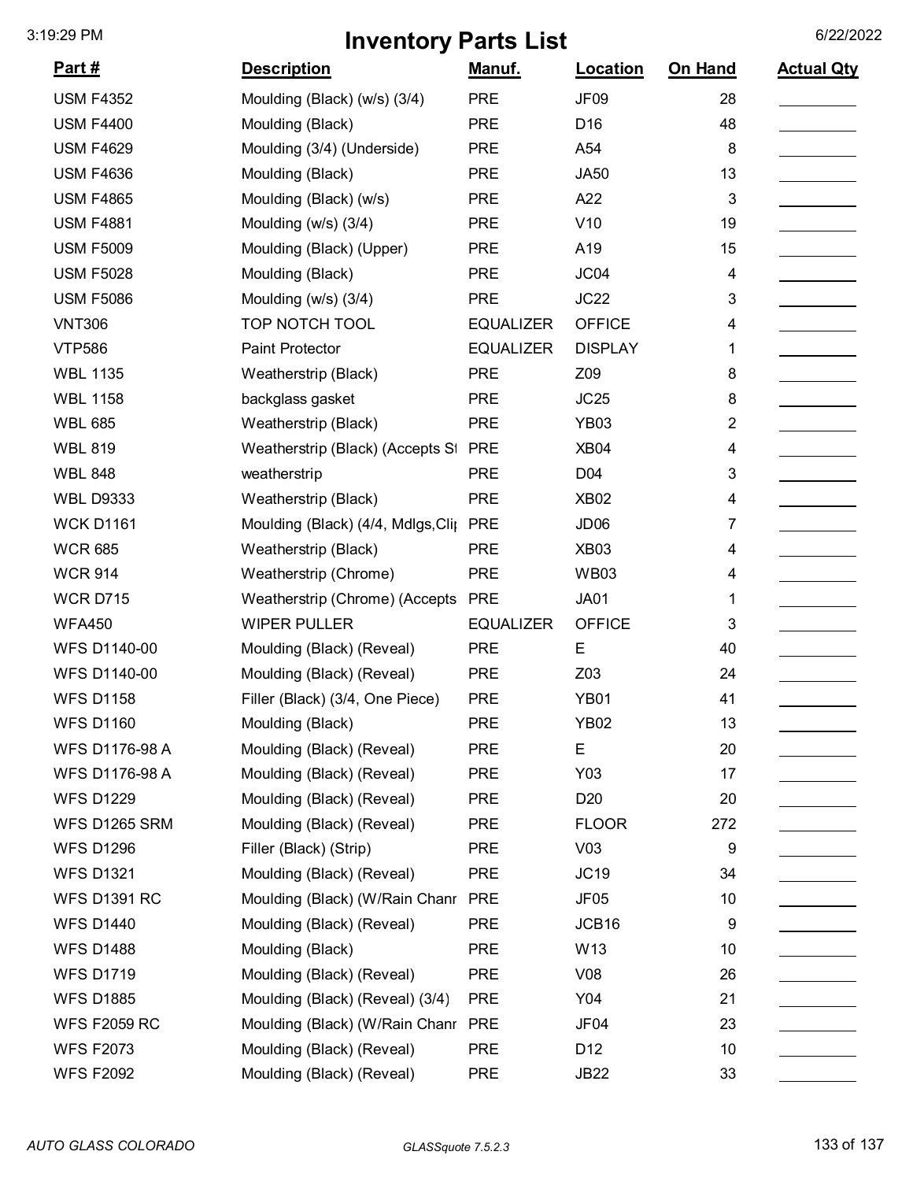# Inventory Parts List

| Part # | Description | Manuf. | Location | On Hand | Actual Qty |
|---|---|---|---|---|---|
| USM F4352 | Moulding (Black) (w/s) (3/4) | PRE | JF09 | 28 | |
| USM F4400 | Moulding (Black) | PRE | D16 | 48 | |
| USM F4629 | Moulding (3/4) (Underside) | PRE | A54 | 8 | |
| USM F4636 | Moulding (Black) | PRE | JA50 | 13 | |
| USM F4865 | Moulding (Black) (w/s) | PRE | A22 | 3 | |
| USM F4881 | Moulding (w/s) (3/4) | PRE | V10 | 19 | |
| USM F5009 | Moulding (Black) (Upper) | PRE | A19 | 15 | |
| USM F5028 | Moulding (Black) | PRE | JC04 | 4 | |
| USM F5086 | Moulding (w/s) (3/4) | PRE | JC22 | 3 | |
| VNT306 | TOP NOTCH TOOL | EQUALIZER | OFFICE | 4 | |
| VTP586 | Paint Protector | EQUALIZER | DISPLAY | 1 | |
| WBL 1135 | Weatherstrip (Black) | PRE | Z09 | 8 | |
| WBL 1158 | backglass gasket | PRE | JC25 | 8 | |
| WBL 685 | Weatherstrip (Black) | PRE | YB03 | 2 | |
| WBL 819 | Weatherstrip (Black) (Accepts St | PRE | XB04 | 4 | |
| WBL 848 | weatherstrip | PRE | D04 | 3 | |
| WBL D9333 | Weatherstrip (Black) | PRE | XB02 | 4 | |
| WCK D1161 | Moulding (Black) (4/4, Mdlgs,Cli | PRE | JD06 | 7 | |
| WCR 685 | Weatherstrip (Black) | PRE | XB03 | 4 | |
| WCR 914 | Weatherstrip (Chrome) | PRE | WB03 | 4 | |
| WCR D715 | Weatherstrip (Chrome) (Accepts | PRE | JA01 | 1 | |
| WFA450 | WIPER PULLER | EQUALIZER | OFFICE | 3 | |
| WFS D1140-00 | Moulding (Black) (Reveal) | PRE | E | 40 | |
| WFS D1140-00 | Moulding (Black) (Reveal) | PRE | Z03 | 24 | |
| WFS D1158 | Filler (Black) (3/4, One Piece) | PRE | YB01 | 41 | |
| WFS D1160 | Moulding (Black) | PRE | YB02 | 13 | |
| WFS D1176-98 A | Moulding (Black) (Reveal) | PRE | E | 20 | |
| WFS D1176-98 A | Moulding (Black) (Reveal) | PRE | Y03 | 17 | |
| WFS D1229 | Moulding (Black) (Reveal) | PRE | D20 | 20 | |
| WFS D1265 SRM | Moulding (Black) (Reveal) | PRE | FLOOR | 272 | |
| WFS D1296 | Filler (Black) (Strip) | PRE | V03 | 9 | |
| WFS D1321 | Moulding (Black) (Reveal) | PRE | JC19 | 34 | |
| WFS D1391 RC | Moulding (Black) (W/Rain Chanr | PRE | JF05 | 10 | |
| WFS D1440 | Moulding (Black) (Reveal) | PRE | JCB16 | 9 | |
| WFS D1488 | Moulding (Black) | PRE | W13 | 10 | |
| WFS D1719 | Moulding (Black) (Reveal) | PRE | V08 | 26 | |
| WFS D1885 | Moulding (Black) (Reveal) (3/4) | PRE | Y04 | 21 | |
| WFS F2059 RC | Moulding (Black) (W/Rain Chanr | PRE | JF04 | 23 | |
| WFS F2073 | Moulding (Black) (Reveal) | PRE | D12 | 10 | |
| WFS F2092 | Moulding (Black) (Reveal) | PRE | JB22 | 33 | |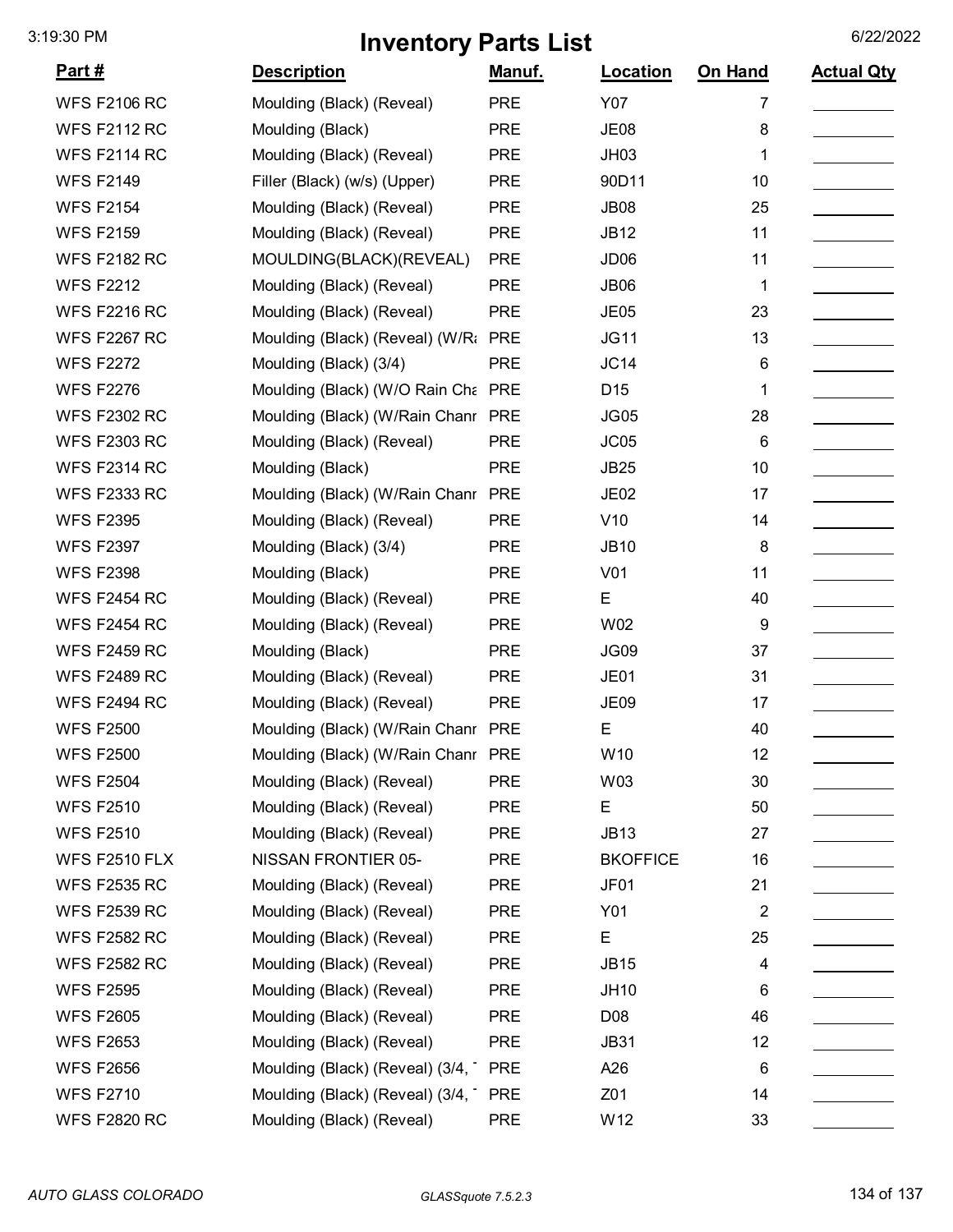# Inventory Parts List

| Part # | Description | Manuf. | Location | On Hand | Actual Qty |
|---|---|---|---|---|---|
| WFS F2106 RC | Moulding (Black) (Reveal) | PRE | Y07 | 7 | |
| WFS F2112 RC | Moulding (Black) | PRE | JE08 | 8 | |
| WFS F2114 RC | Moulding (Black) (Reveal) | PRE | JH03 | 1 | |
| WFS F2149 | Filler (Black) (w/s) (Upper) | PRE | 90D11 | 10 | |
| WFS F2154 | Moulding (Black) (Reveal) | PRE | JB08 | 25 | |
| WFS F2159 | Moulding (Black) (Reveal) | PRE | JB12 | 11 | |
| WFS F2182 RC | MOULDING(BLACK)(REVEAL) | PRE | JD06 | 11 | |
| WFS F2212 | Moulding (Black) (Reveal) | PRE | JB06 | 1 | |
| WFS F2216 RC | Moulding (Black) (Reveal) | PRE | JE05 | 23 | |
| WFS F2267 RC | Moulding (Black) (Reveal) (W/Ra | PRE | JG11 | 13 | |
| WFS F2272 | Moulding (Black) (3/4) | PRE | JC14 | 6 | |
| WFS F2276 | Moulding (Black) (W/O Rain Cha | PRE | D15 | 1 | |
| WFS F2302 RC | Moulding (Black) (W/Rain Chanr | PRE | JG05 | 28 | |
| WFS F2303 RC | Moulding (Black) (Reveal) | PRE | JC05 | 6 | |
| WFS F2314 RC | Moulding (Black) | PRE | JB25 | 10 | |
| WFS F2333 RC | Moulding (Black) (W/Rain Chanr | PRE | JE02 | 17 | |
| WFS F2395 | Moulding (Black) (Reveal) | PRE | V10 | 14 | |
| WFS F2397 | Moulding (Black) (3/4) | PRE | JB10 | 8 | |
| WFS F2398 | Moulding (Black) | PRE | V01 | 11 | |
| WFS F2454 RC | Moulding (Black) (Reveal) | PRE | E | 40 | |
| WFS F2454 RC | Moulding (Black) (Reveal) | PRE | W02 | 9 | |
| WFS F2459 RC | Moulding (Black) | PRE | JG09 | 37 | |
| WFS F2489 RC | Moulding (Black) (Reveal) | PRE | JE01 | 31 | |
| WFS F2494 RC | Moulding (Black) (Reveal) | PRE | JE09 | 17 | |
| WFS F2500 | Moulding (Black) (W/Rain Chanr | PRE | E | 40 | |
| WFS F2500 | Moulding (Black) (W/Rain Chanr | PRE | W10 | 12 | |
| WFS F2504 | Moulding (Black) (Reveal) | PRE | W03 | 30 | |
| WFS F2510 | Moulding (Black) (Reveal) | PRE | E | 50 | |
| WFS F2510 | Moulding (Black) (Reveal) | PRE | JB13 | 27 | |
| WFS F2510 FLX | NISSAN FRONTIER 05- | PRE | BKOFFICE | 16 | |
| WFS F2535 RC | Moulding (Black) (Reveal) | PRE | JF01 | 21 | |
| WFS F2539 RC | Moulding (Black) (Reveal) | PRE | Y01 | 2 | |
| WFS F2582 RC | Moulding (Black) (Reveal) | PRE | E | 25 | |
| WFS F2582 RC | Moulding (Black) (Reveal) | PRE | JB15 | 4 | |
| WFS F2595 | Moulding (Black) (Reveal) | PRE | JH10 | 6 | |
| WFS F2605 | Moulding (Black) (Reveal) | PRE | D08 | 46 | |
| WFS F2653 | Moulding (Black) (Reveal) | PRE | JB31 | 12 | |
| WFS F2656 | Moulding (Black) (Reveal) (3/4, | PRE | A26 | 6 | |
| WFS F2710 | Moulding (Black) (Reveal) (3/4, | PRE | Z01 | 14 | |
| WFS F2820 RC | Moulding (Black) (Reveal) | PRE | W12 | 33 | |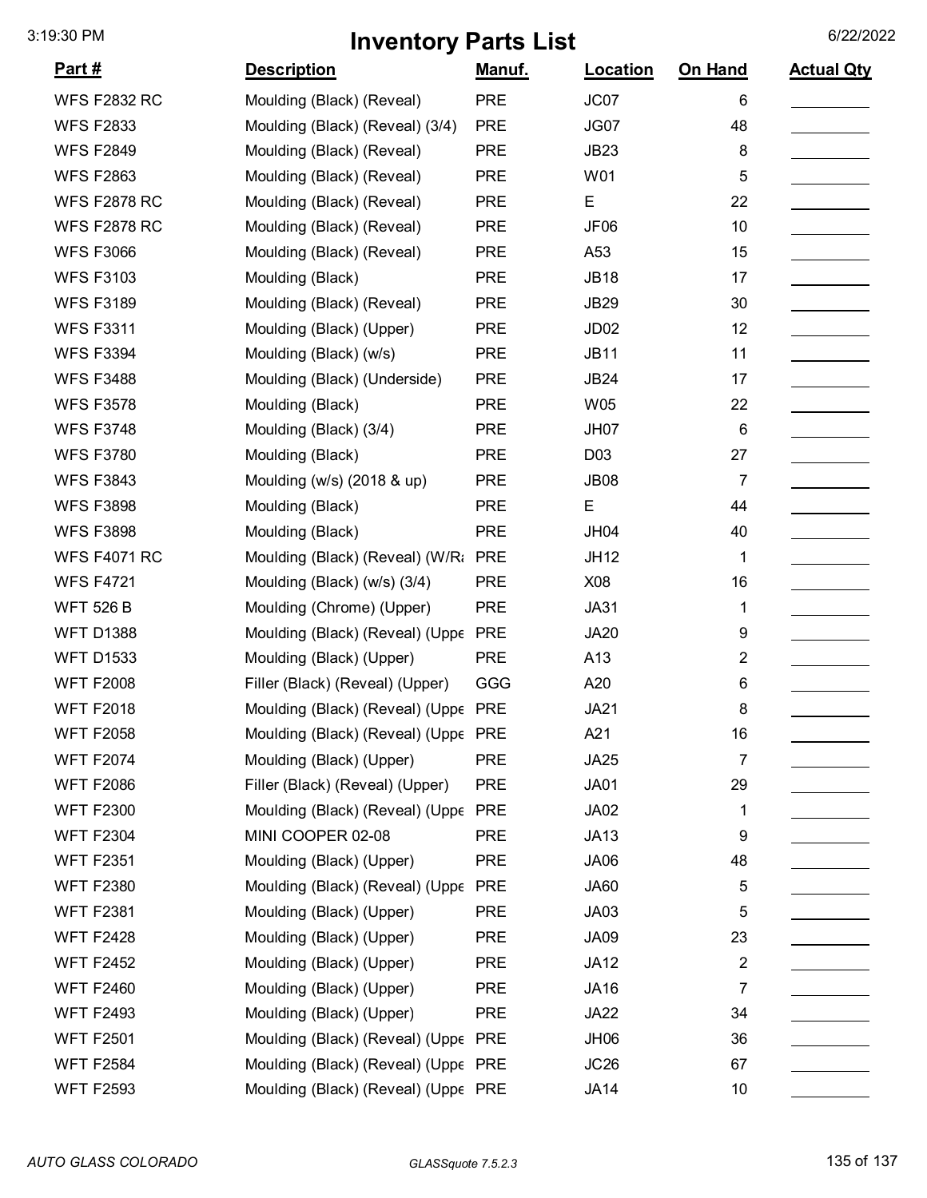# Inventory Parts List

3:19:30 PM 6/22/2022

| Part # | Description | Manuf. | Location | On Hand | Actual Qty |
|---|---|---|---|---|---|
| WFS F2832 RC | Moulding (Black) (Reveal) | PRE | JC07 | 6 | |
| WFS F2833 | Moulding (Black) (Reveal) (3/4) | PRE | JG07 | 48 | |
| WFS F2849 | Moulding (Black) (Reveal) | PRE | JB23 | 8 | |
| WFS F2863 | Moulding (Black) (Reveal) | PRE | W01 | 5 | |
| WFS F2878 RC | Moulding (Black) (Reveal) | PRE | E | 22 | |
| WFS F2878 RC | Moulding (Black) (Reveal) | PRE | JF06 | 10 | |
| WFS F3066 | Moulding (Black) (Reveal) | PRE | A53 | 15 | |
| WFS F3103 | Moulding (Black) | PRE | JB18 | 17 | |
| WFS F3189 | Moulding (Black) (Reveal) | PRE | JB29 | 30 | |
| WFS F3311 | Moulding (Black) (Upper) | PRE | JD02 | 12 | |
| WFS F3394 | Moulding (Black) (w/s) | PRE | JB11 | 11 | |
| WFS F3488 | Moulding (Black) (Underside) | PRE | JB24 | 17 | |
| WFS F3578 | Moulding (Black) | PRE | W05 | 22 | |
| WFS F3748 | Moulding (Black) (3/4) | PRE | JH07 | 6 | |
| WFS F3780 | Moulding (Black) | PRE | D03 | 27 | |
| WFS F3843 | Moulding (w/s) (2018 & up) | PRE | JB08 | 7 | |
| WFS F3898 | Moulding (Black) | PRE | E | 44 | |
| WFS F3898 | Moulding (Black) | PRE | JH04 | 40 | |
| WFS F4071 RC | Moulding (Black) (Reveal) (W/Ra | PRE | JH12 | 1 | |
| WFS F4721 | Moulding (Black) (w/s) (3/4) | PRE | X08 | 16 | |
| WFT 526 B | Moulding (Chrome) (Upper) | PRE | JA31 | 1 | |
| WFT D1388 | Moulding (Black) (Reveal) (Uppe | PRE | JA20 | 9 | |
| WFT D1533 | Moulding (Black) (Upper) | PRE | A13 | 2 | |
| WFT F2008 | Filler (Black) (Reveal) (Upper) | GGG | A20 | 6 | |
| WFT F2018 | Moulding (Black) (Reveal) (Uppe | PRE | JA21 | 8 | |
| WFT F2058 | Moulding (Black) (Reveal) (Uppe | PRE | A21 | 16 | |
| WFT F2074 | Moulding (Black) (Upper) | PRE | JA25 | 7 | |
| WFT F2086 | Filler (Black) (Reveal) (Upper) | PRE | JA01 | 29 | |
| WFT F2300 | Moulding (Black) (Reveal) (Uppe | PRE | JA02 | 1 | |
| WFT F2304 | MINI COOPER 02-08 | PRE | JA13 | 9 | |
| WFT F2351 | Moulding (Black) (Upper) | PRE | JA06 | 48 | |
| WFT F2380 | Moulding (Black) (Reveal) (Uppe | PRE | JA60 | 5 | |
| WFT F2381 | Moulding (Black) (Upper) | PRE | JA03 | 5 | |
| WFT F2428 | Moulding (Black) (Upper) | PRE | JA09 | 23 | |
| WFT F2452 | Moulding (Black) (Upper) | PRE | JA12 | 2 | |
| WFT F2460 | Moulding (Black) (Upper) | PRE | JA16 | 7 | |
| WFT F2493 | Moulding (Black) (Upper) | PRE | JA22 | 34 | |
| WFT F2501 | Moulding (Black) (Reveal) (Uppe | PRE | JH06 | 36 | |
| WFT F2584 | Moulding (Black) (Reveal) (Uppe | PRE | JC26 | 67 | |
| WFT F2593 | Moulding (Black) (Reveal) (Uppe | PRE | JA14 | 10 | |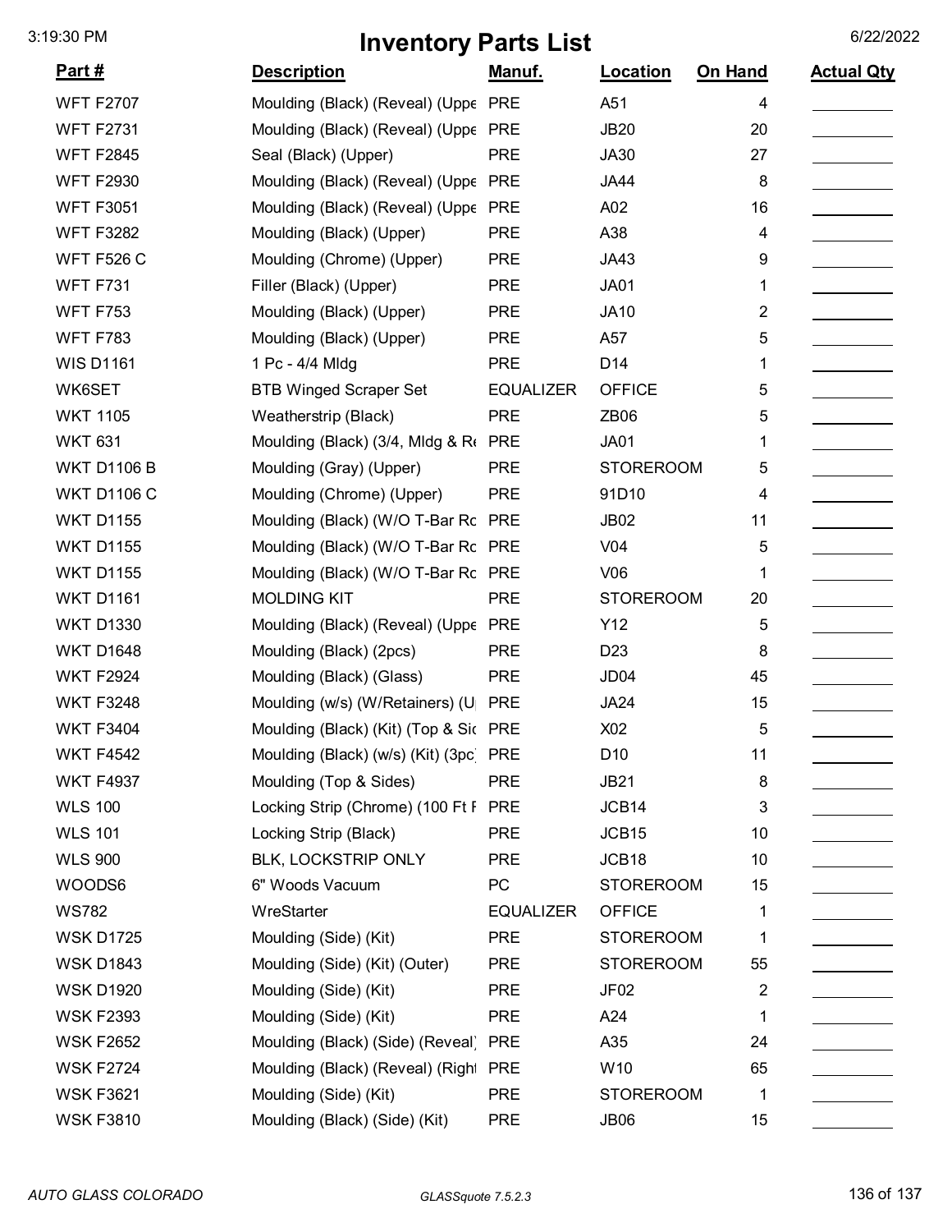# Inventory Parts List

| Part # | Description | Manuf. | Location | On Hand | Actual Qty |
|---|---|---|---|---|---|
| WFT F2707 | Moulding (Black) (Reveal) (Uppe | PRE | A51 | 4 | |
| WFT F2731 | Moulding (Black) (Reveal) (Uppe | PRE | JB20 | 20 | |
| WFT F2845 | Seal (Black) (Upper) | PRE | JA30 | 27 | |
| WFT F2930 | Moulding (Black) (Reveal) (Uppe | PRE | JA44 | 8 | |
| WFT F3051 | Moulding (Black) (Reveal) (Uppe | PRE | A02 | 16 | |
| WFT F3282 | Moulding (Black) (Upper) | PRE | A38 | 4 | |
| WFT F526 C | Moulding (Chrome) (Upper) | PRE | JA43 | 9 | |
| WFT F731 | Filler (Black) (Upper) | PRE | JA01 | 1 | |
| WFT F753 | Moulding (Black) (Upper) | PRE | JA10 | 2 | |
| WFT F783 | Moulding (Black) (Upper) | PRE | A57 | 5 | |
| WIS D1161 | 1 Pc - 4/4 Mldg | PRE | D14 | 1 | |
| WK6SET | BTB Winged Scraper Set | EQUALIZER | OFFICE | 5 | |
| WKT 1105 | Weatherstrip (Black) | PRE | ZB06 | 5 | |
| WKT 631 | Moulding (Black) (3/4, Mldg & Re | PRE | JA01 | 1 | |
| WKT D1106 B | Moulding (Gray) (Upper) | PRE | STOREROOM | 5 | |
| WKT D1106 C | Moulding (Chrome) (Upper) | PRE | 91D10 | 4 | |
| WKT D1155 | Moulding (Black) (W/O T-Bar Ro | PRE | JB02 | 11 | |
| WKT D1155 | Moulding (Black) (W/O T-Bar Ro | PRE | V04 | 5 | |
| WKT D1155 | Moulding (Black) (W/O T-Bar Ro | PRE | V06 | 1 | |
| WKT D1161 | MOLDING KIT | PRE | STOREROOM | 20 | |
| WKT D1330 | Moulding (Black) (Reveal) (Uppe | PRE | Y12 | 5 | |
| WKT D1648 | Moulding (Black) (2pcs) | PRE | D23 | 8 | |
| WKT F2924 | Moulding (Black) (Glass) | PRE | JD04 | 45 | |
| WKT F3248 | Moulding (w/s) (W/Retainers) (U | PRE | JA24 | 15 | |
| WKT F3404 | Moulding (Black) (Kit) (Top & Sic | PRE | X02 | 5 | |
| WKT F4542 | Moulding (Black) (w/s) (Kit) (3pc) | PRE | D10 | 11 | |
| WKT F4937 | Moulding (Top & Sides) | PRE | JB21 | 8 | |
| WLS 100 | Locking Strip (Chrome) (100 Ft F | PRE | JCB14 | 3 | |
| WLS 101 | Locking Strip (Black) | PRE | JCB15 | 10 | |
| WLS 900 | BLK, LOCKSTRIP ONLY | PRE | JCB18 | 10 | |
| WOODS6 | 6" Woods Vacuum | PC | STOREROOM | 15 | |
| WS782 | WreStarter | EQUALIZER | OFFICE | 1 | |
| WSK D1725 | Moulding (Side) (Kit) | PRE | STOREROOM | 1 | |
| WSK D1843 | Moulding (Side) (Kit) (Outer) | PRE | STOREROOM | 55 | |
| WSK D1920 | Moulding (Side) (Kit) | PRE | JF02 | 2 | |
| WSK F2393 | Moulding (Side) (Kit) | PRE | A24 | 1 | |
| WSK F2652 | Moulding (Black) (Side) (Reveal) | PRE | A35 | 24 | |
| WSK F2724 | Moulding (Black) (Reveal) (Right | PRE | W10 | 65 | |
| WSK F3621 | Moulding (Side) (Kit) | PRE | STOREROOM | 1 | |
| WSK F3810 | Moulding (Black) (Side) (Kit) | PRE | JB06 | 15 | |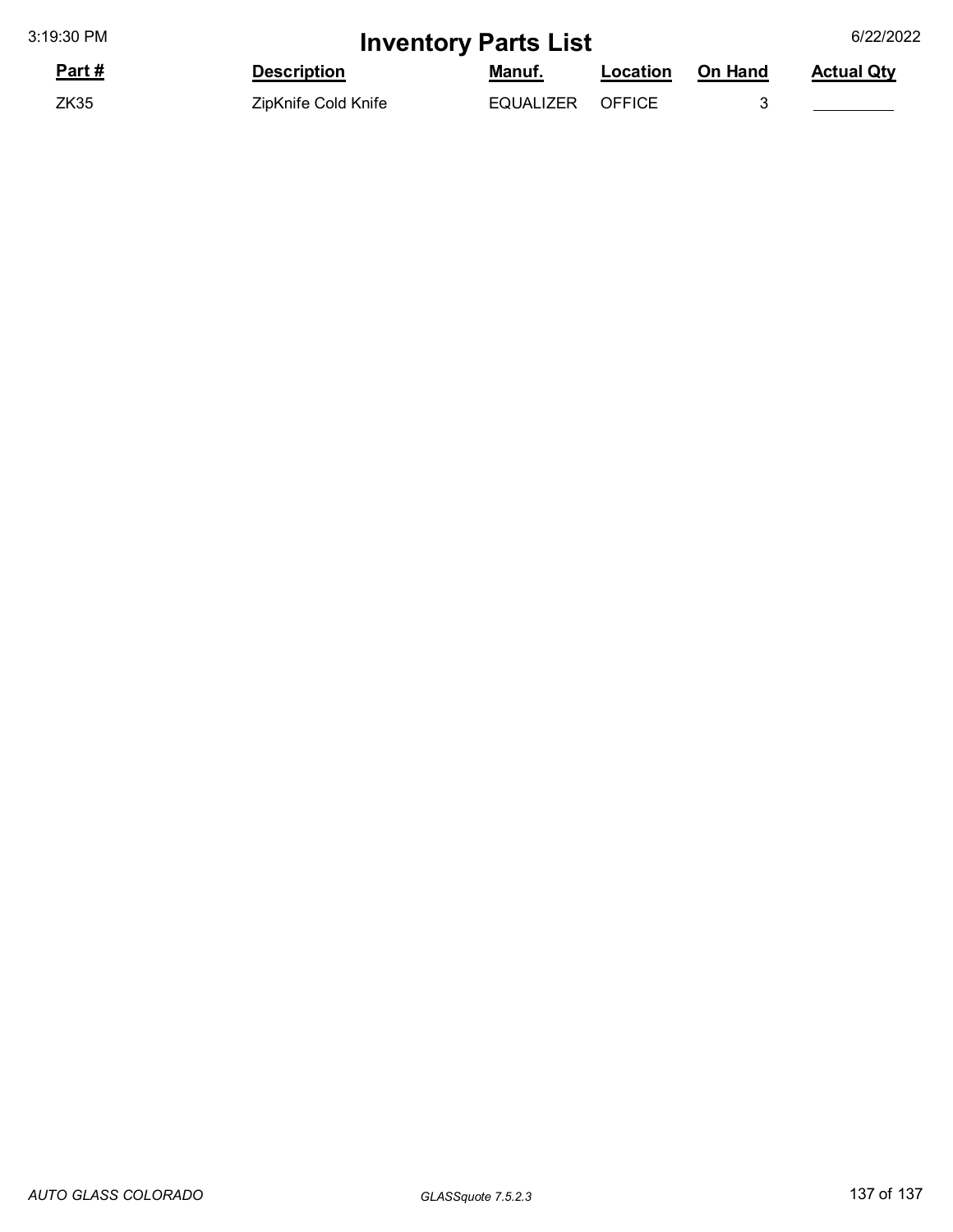# Inventory Parts List

| Part # | Description | Manuf. | Location | On Hand | Actual Qty |
|---|---|---|---|---|---|
| ZK35 | ZipKnife Cold Knife | EQUALIZER | OFFICE | 3 | |